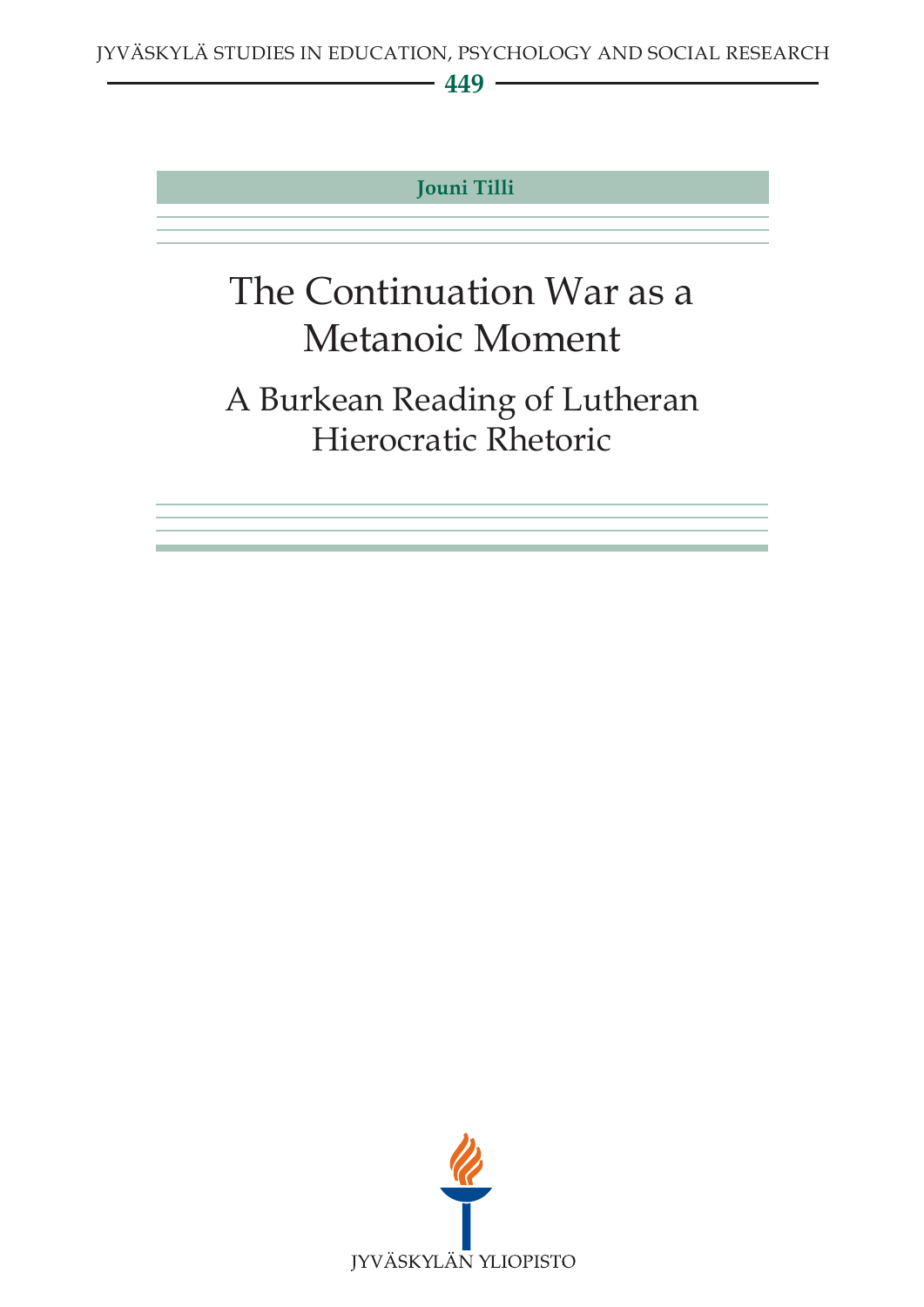JYVÄSKYLÄ STUDIES IN EDUCATION, PSYCHOLOGY AND SOCIAL RESEARCH

**449**

**Jouni Tilli**

# The Continuation War as a Metanoic Moment

## A Burkean Reading of Lutheran Hierocratic Rhetoric

JYVÄSKYLÄN YLIOPISTO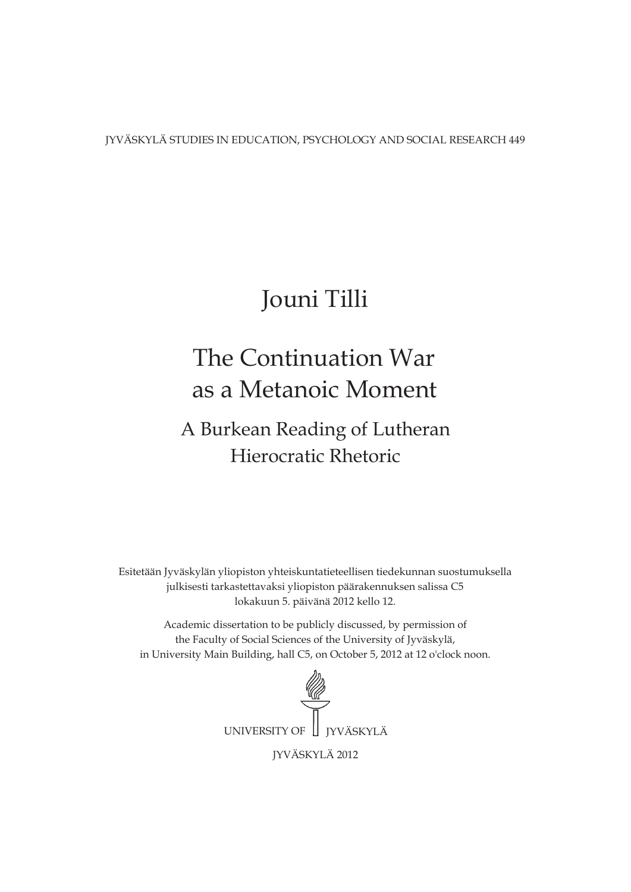JYVÄSKYLÄ STUDIES IN EDUCATION, PSYCHOLOGY AND SOCIAL RESEARCH 449

# Jouni Tilli

# The Continuation War as a Metanoic Moment

## A Burkean Reading of Lutheran Hierocratic Rhetoric

Esitetään Jyväskylän yliopiston yhteiskuntatieteellisen tiedekunnan suostumuksella julkisesti tarkastettavaksi yliopiston päärakennuksen salissa C5 lokakuun 5. päivänä 2012 kello 12.

Academic dissertation to be publicly discussed, by permission of the Faculty of Social Sciences of the University of Jyväskylä, in University Main Building, hall C5, on October 5, 2012 at 12 o'clock noon.

UNIVERSITY OF JYVÄSKYLÄ

JYVÄSKYLÄ 2012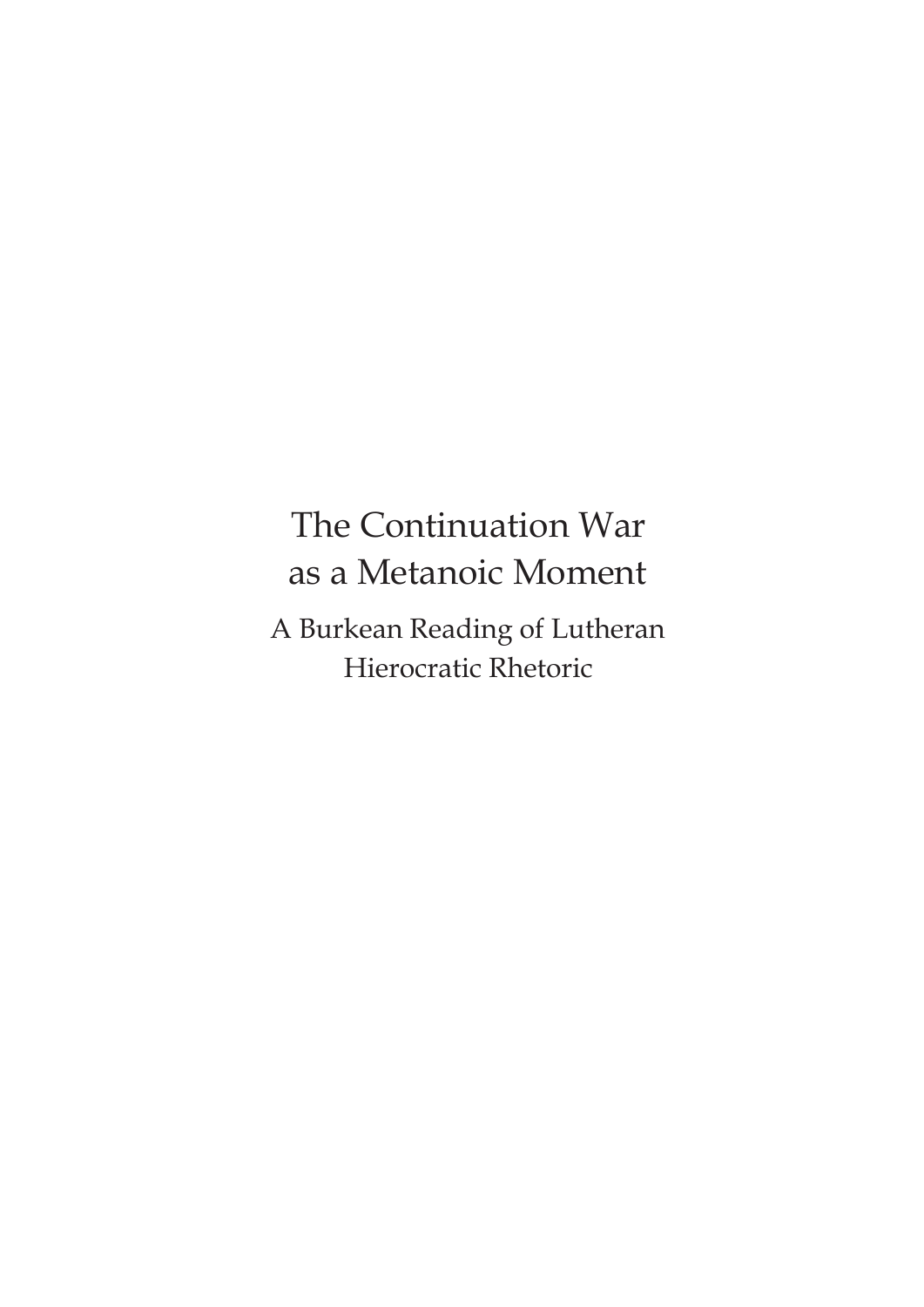# The Continuation War as a Metanoic Moment

## A Burkean Reading of Lutheran Hierocratic Rhetoric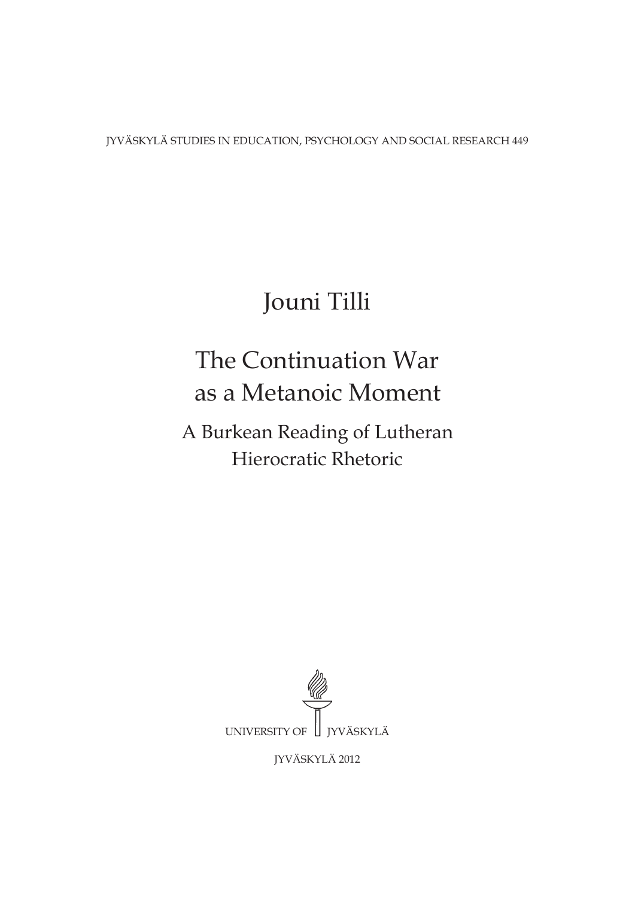JYVÄSKYLÄ STUDIES IN EDUCATION, PSYCHOLOGY AND SOCIAL RESEARCH 449

# Jouni Tilli

# The Continuation War as a Metanoic Moment

## A Burkean Reading of Lutheran Hierocratic Rhetoric

UNIVERSITY OF JYVÄSKYLÄ

JYVÄSKYLÄ 2012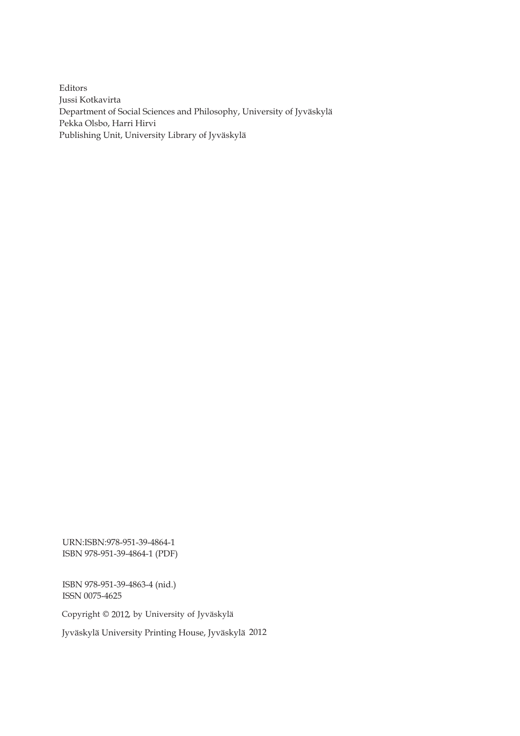Editors
Jussi Kotkavirta
Department of Social Sciences and Philosophy, University of Jyväskylä
Pekka Olsbo, Harri Hirvi
Publishing Unit, University Library of Jyväskylä

URN:ISBN:978-951-39-4864-1
ISBN 978-951-39-4864-1 (PDF)

ISBN 978-951-39-4863-4 (nid.)
ISSN 0075-4625

Copyright © 2012, by University of Jyväskylä

Jyväskylä University Printing House, Jyväskylä 2012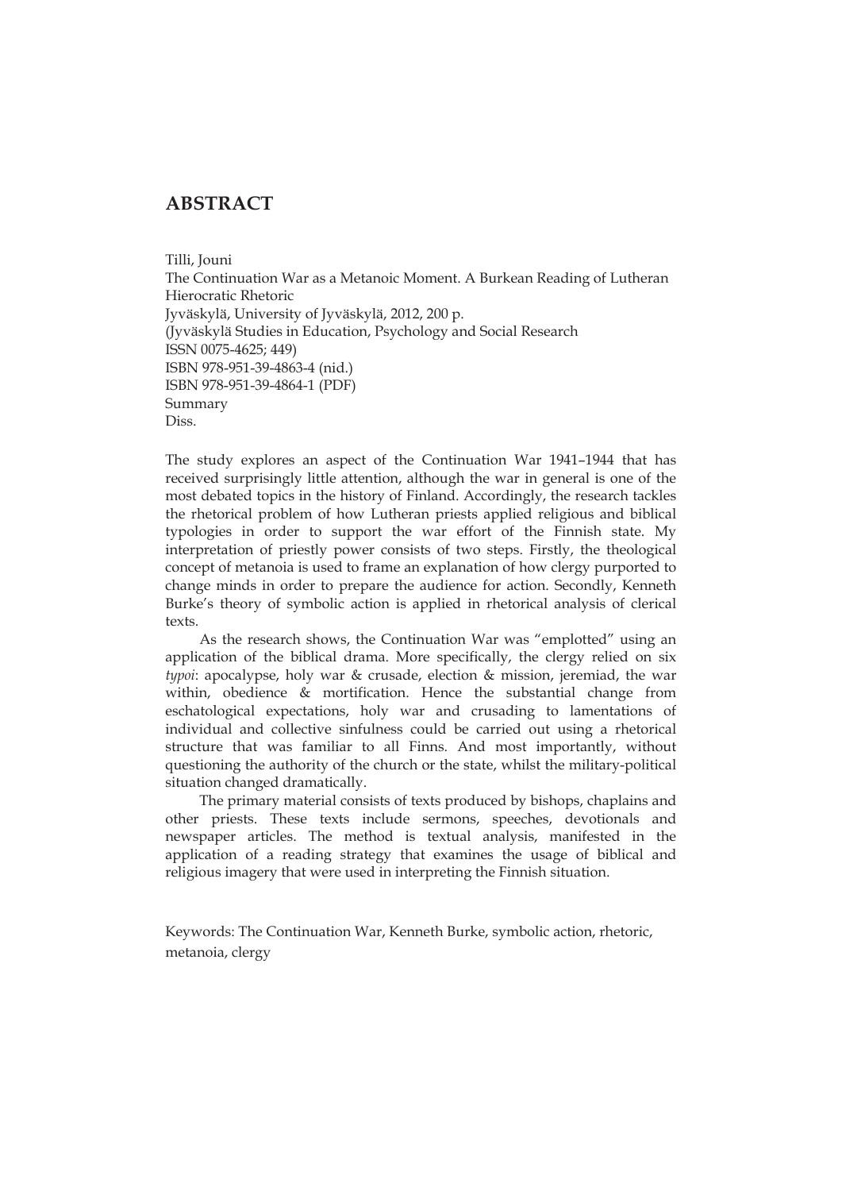## ABSTRACT

Tilli, Jouni
The Continuation War as a Metanoic Moment. A Burkean Reading of Lutheran Hierocratic Rhetoric
Jyväskylä, University of Jyväskylä, 2012, 200 p.
(Jyväskylä Studies in Education, Psychology and Social Research
ISSN 0075-4625; 449)
ISBN 978-951-39-4863-4 (nid.)
ISBN 978-951-39-4864-1 (PDF)
Summary
Diss.

The study explores an aspect of the Continuation War 1941–1944 that has received surprisingly little attention, although the war in general is one of the most debated topics in the history of Finland. Accordingly, the research tackles the rhetorical problem of how Lutheran priests applied religious and biblical typologies in order to support the war effort of the Finnish state. My interpretation of priestly power consists of two steps. Firstly, the theological concept of metanoia is used to frame an explanation of how clergy purported to change minds in order to prepare the audience for action. Secondly, Kenneth Burke's theory of symbolic action is applied in rhetorical analysis of clerical texts.

As the research shows, the Continuation War was "emplotted" using an application of the biblical drama. More specifically, the clergy relied on six *typoi*: apocalypse, holy war & crusade, election & mission, jeremiad, the war within, obedience & mortification. Hence the substantial change from eschatological expectations, holy war and crusading to lamentations of individual and collective sinfulness could be carried out using a rhetorical structure that was familiar to all Finns. And most importantly, without questioning the authority of the church or the state, whilst the military-political situation changed dramatically.

The primary material consists of texts produced by bishops, chaplains and other priests. These texts include sermons, speeches, devotionals and newspaper articles. The method is textual analysis, manifested in the application of a reading strategy that examines the usage of biblical and religious imagery that were used in interpreting the Finnish situation.

Keywords: The Continuation War, Kenneth Burke, symbolic action, rhetoric, metanoia, clergy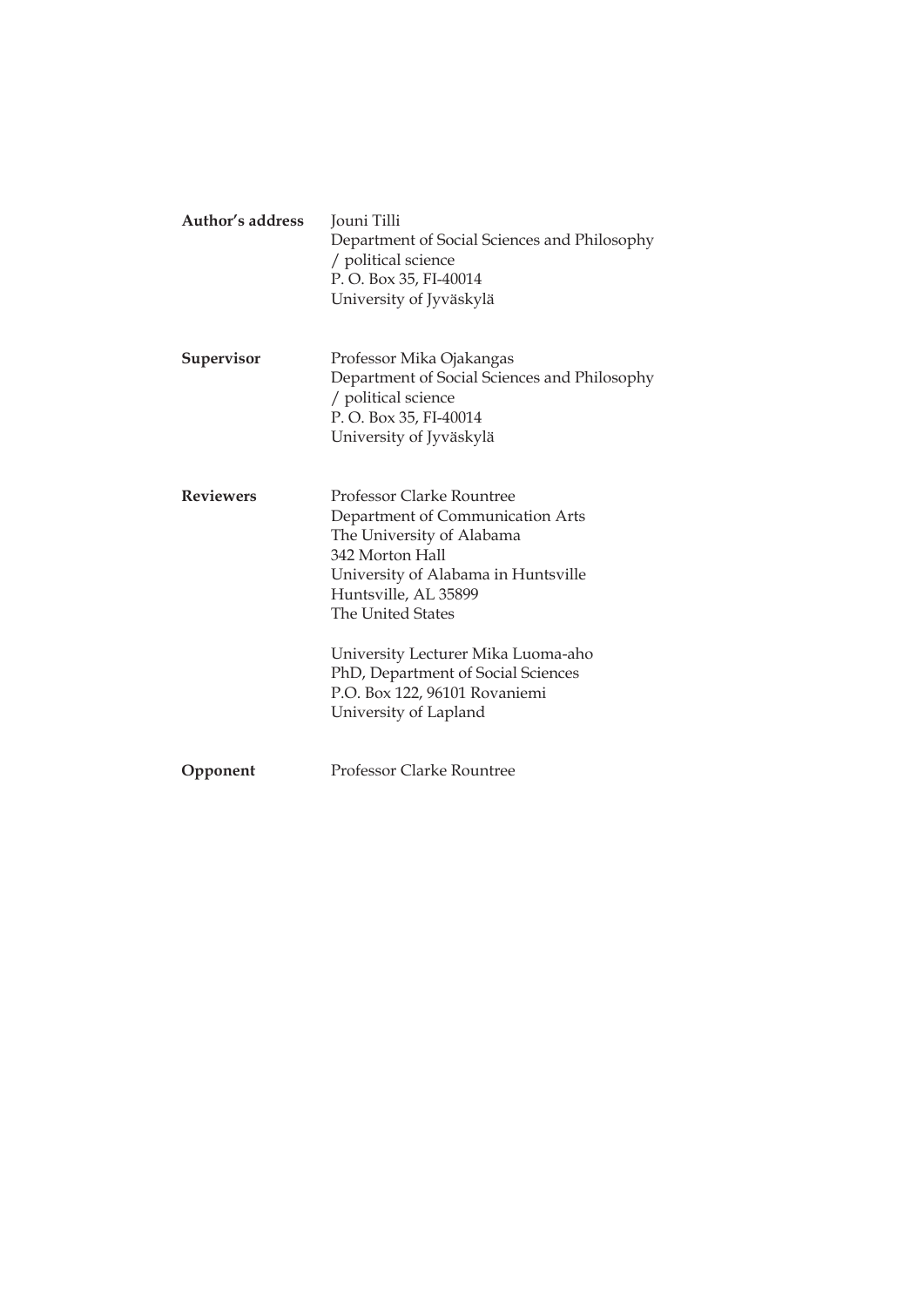**Author's address**
Jouni Tilli
Department of Social Sciences and Philosophy
/ political science
P. O. Box 35, FI-40014
University of Jyväskylä

**Supervisor**
Professor Mika Ojakangas
Department of Social Sciences and Philosophy
/ political science
P. O. Box 35, FI-40014
University of Jyväskylä

**Reviewers**
Professor Clarke Rountree
Department of Communication Arts
The University of Alabama
342 Morton Hall
University of Alabama in Huntsville
Huntsville, AL 35899
The United States

University Lecturer Mika Luoma-aho
PhD, Department of Social Sciences
P.O. Box 122, 96101 Rovaniemi
University of Lapland

**Opponent**
Professor Clarke Rountree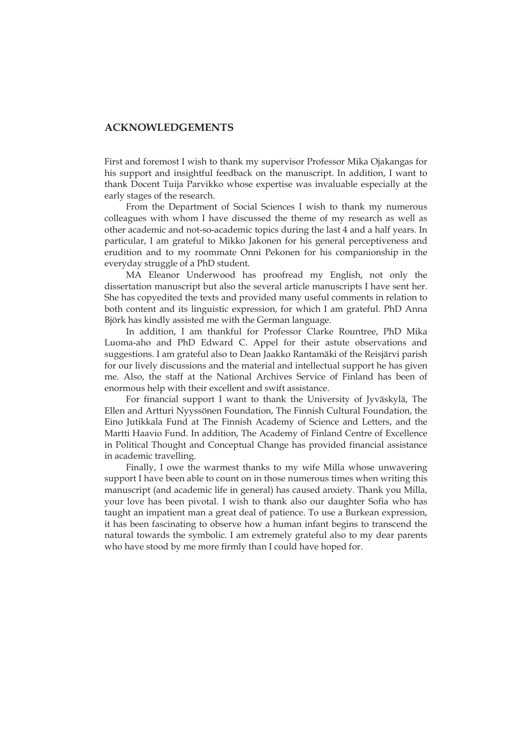## ACKNOWLEDGEMENTS

First and foremost I wish to thank my supervisor Professor Mika Ojakangas for his support and insightful feedback on the manuscript. In addition, I want to thank Docent Tuija Parvikko whose expertise was invaluable especially at the early stages of the research.

From the Department of Social Sciences I wish to thank my numerous colleagues with whom I have discussed the theme of my research as well as other academic and not-so-academic topics during the last 4 and a half years. In particular, I am grateful to Mikko Jakonen for his general perceptiveness and erudition and to my roommate Onni Pekonen for his companionship in the everyday struggle of a PhD student.

MA Eleanor Underwood has proofread my English, not only the dissertation manuscript but also the several article manuscripts I have sent her. She has copyedited the texts and provided many useful comments in relation to both content and its linguistic expression, for which I am grateful. PhD Anna Björk has kindly assisted me with the German language.

In addition, I am thankful for Professor Clarke Rountree, PhD Mika Luoma-aho and PhD Edward C. Appel for their astute observations and suggestions. I am grateful also to Dean Jaakko Rantamäki of the Reisjärvi parish for our lively discussions and the material and intellectual support he has given me. Also, the staff at the National Archives Service of Finland has been of enormous help with their excellent and swift assistance.

For financial support I want to thank the University of Jyväskylä, The Ellen and Artturi Nyyssönen Foundation, The Finnish Cultural Foundation, the Eino Jutikkala Fund at The Finnish Academy of Science and Letters, and the Martti Haavio Fund. In addition, The Academy of Finland Centre of Excellence in Political Thought and Conceptual Change has provided financial assistance in academic travelling.

Finally, I owe the warmest thanks to my wife Milla whose unwavering support I have been able to count on in those numerous times when writing this manuscript (and academic life in general) has caused anxiety. Thank you Milla, your love has been pivotal. I wish to thank also our daughter Sofia who has taught an impatient man a great deal of patience. To use a Burkean expression, it has been fascinating to observe how a human infant begins to transcend the natural towards the symbolic. I am extremely grateful also to my dear parents who have stood by me more firmly than I could have hoped for.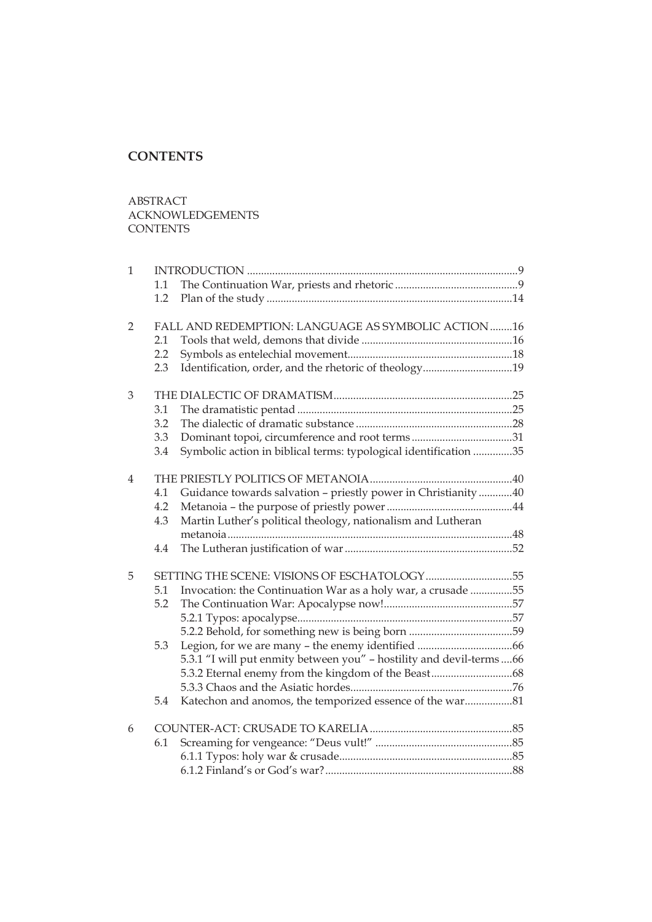## CONTENTS

ABSTRACT
ACKNOWLEDGEMENTS
CONTENTS

1 INTRODUCTION ....................................................................................................9
  1.1 The Continuation War, priests and rhetoric ............................................9
  1.2 Plan of the study .........................................................................................14

2 FALL AND REDEMPTION: LANGUAGE AS SYMBOLIC ACTION ........16
  2.1 Tools that weld, demons that divide .......................................................16
  2.2 Symbols as entelechial movement............................................................18
  2.3 Identification, order, and the rhetoric of theology.................................19

3 THE DIALECTIC OF DRAMATISM.................................................................25
  3.1 The dramatistic pentad ..............................................................................25
  3.2 The dialectic of dramatic substance .........................................................28
  3.3 Dominant topoi, circumference and root terms .....................................31
  3.4 Symbolic action in biblical terms: typological identification ..............35

4 THE PRIESTLY POLITICS OF METANOIA....................................................40
  4.1 Guidance towards salvation – priestly power in Christianity ............40
  4.2 Metanoia – the purpose of priestly power .............................................44
  4.3 Martin Luther's political theology, nationalism and Lutheran metanoia .....................................................................................................48
  4.4 The Lutheran justification of war .............................................................52

5 SETTING THE SCENE: VISIONS OF ESCHATOLOGY................................55
  5.1 Invocation: the Continuation War as a holy war, a crusade ...............55
  5.2 The Continuation War: Apocalypse now!..............................................57
    5.2.1 Typos: apocalypse.............................................................................57
    5.2.2 Behold, for something new is being born .....................................59
  5.3 Legion, for we are many – the enemy identified ..................................66
    5.3.1 "I will put enmity between you" – hostility and devil-terms ....66
    5.3.2 Eternal enemy from the kingdom of the Beast.............................68
    5.3.3 Chaos and the Asiatic hordes..........................................................76
  5.4 Katechon and anomos, the temporized essence of the war.................81

6 COUNTER-ACT: CRUSADE TO KARELIA...................................................85
  6.1 Screaming for vengeance: "Deus vult!" .................................................85
    6.1.1 Typos: holy war & crusade..............................................................85
    6.1.2 Finland's or God's war?...................................................................88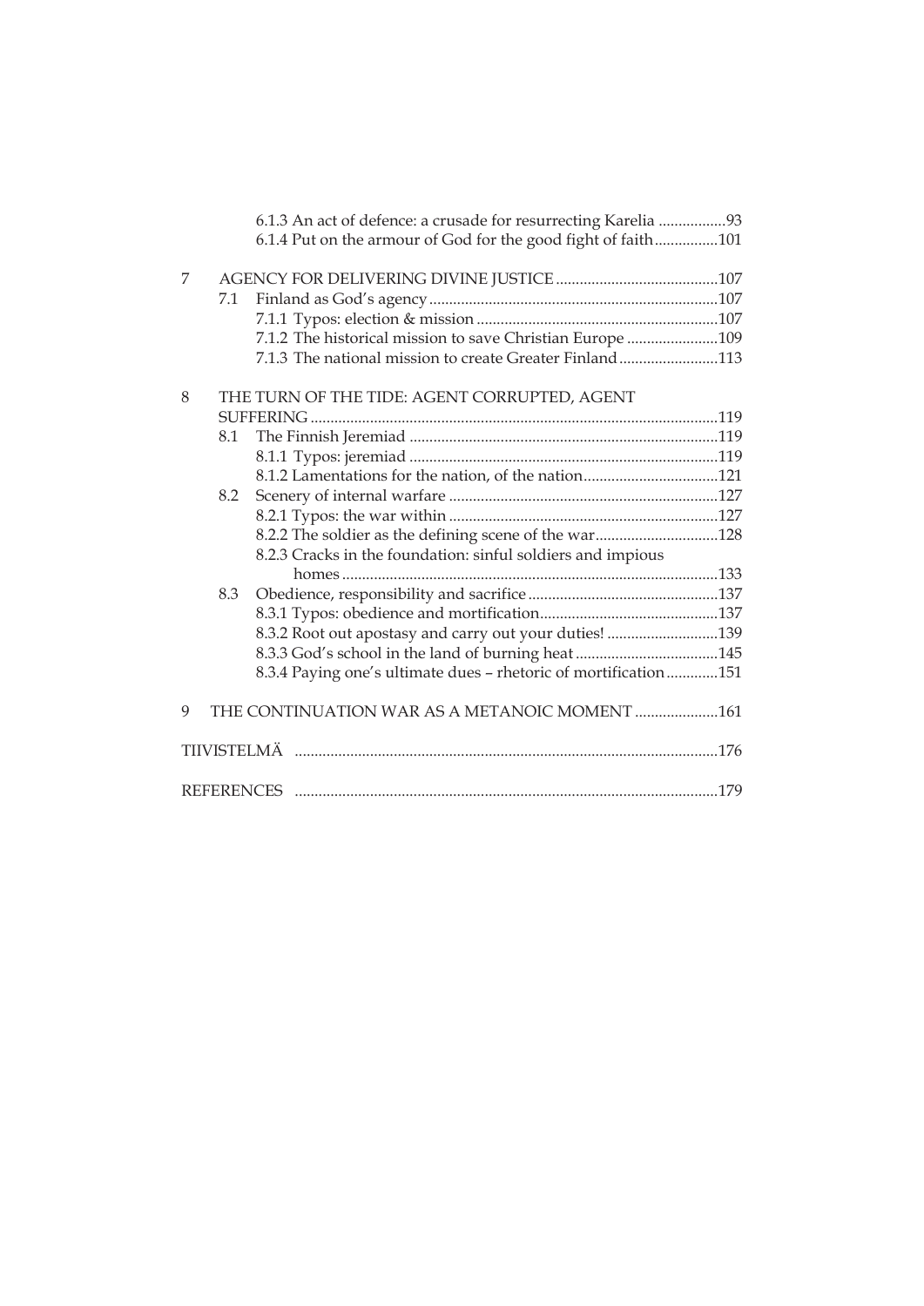6.1.3 An act of defence: a crusade for resurrecting Karelia .................93
6.1.4 Put on the armour of God for the good fight of faith................101

7 AGENCY FOR DELIVERING DIVINE JUSTICE .........................................107
7.1 Finland as God's agency.........................................................................107
7.1.1 Typos: election & mission .............................................................107
7.1.2 The historical mission to save Christian Europe .......................109
7.1.3 The national mission to create Greater Finland.........................113

8 THE TURN OF THE TIDE: AGENT CORRUPTED, AGENT SUFFERING......................................................................................................119
8.1 The Finnish Jeremiad .............................................................................119
8.1.1 Typos: jeremiad ..............................................................................119
8.1.2 Lamentations for the nation, of the nation..................................121
8.2 Scenery of internal warfare ...................................................................127
8.2.1 Typos: the war within ....................................................................127
8.2.2 The soldier as the defining scene of the war...............................128
8.2.3 Cracks in the foundation: sinful soldiers and impious homes..............................................................................................133
8.3 Obedience, responsibility and sacrifice................................................137
8.3.1 Typos: obedience and mortification.............................................137
8.3.2 Root out apostasy and carry out your duties! ............................139
8.3.3 God's school in the land of burning heat ....................................145
8.3.4 Paying one's ultimate dues – rhetoric of mortification .............151

9 THE CONTINUATION WAR AS A METANOIC MOMENT .....................161

TIIVISTELMÄ ..........................................................................................176

REFERENCES ..........................................................................................179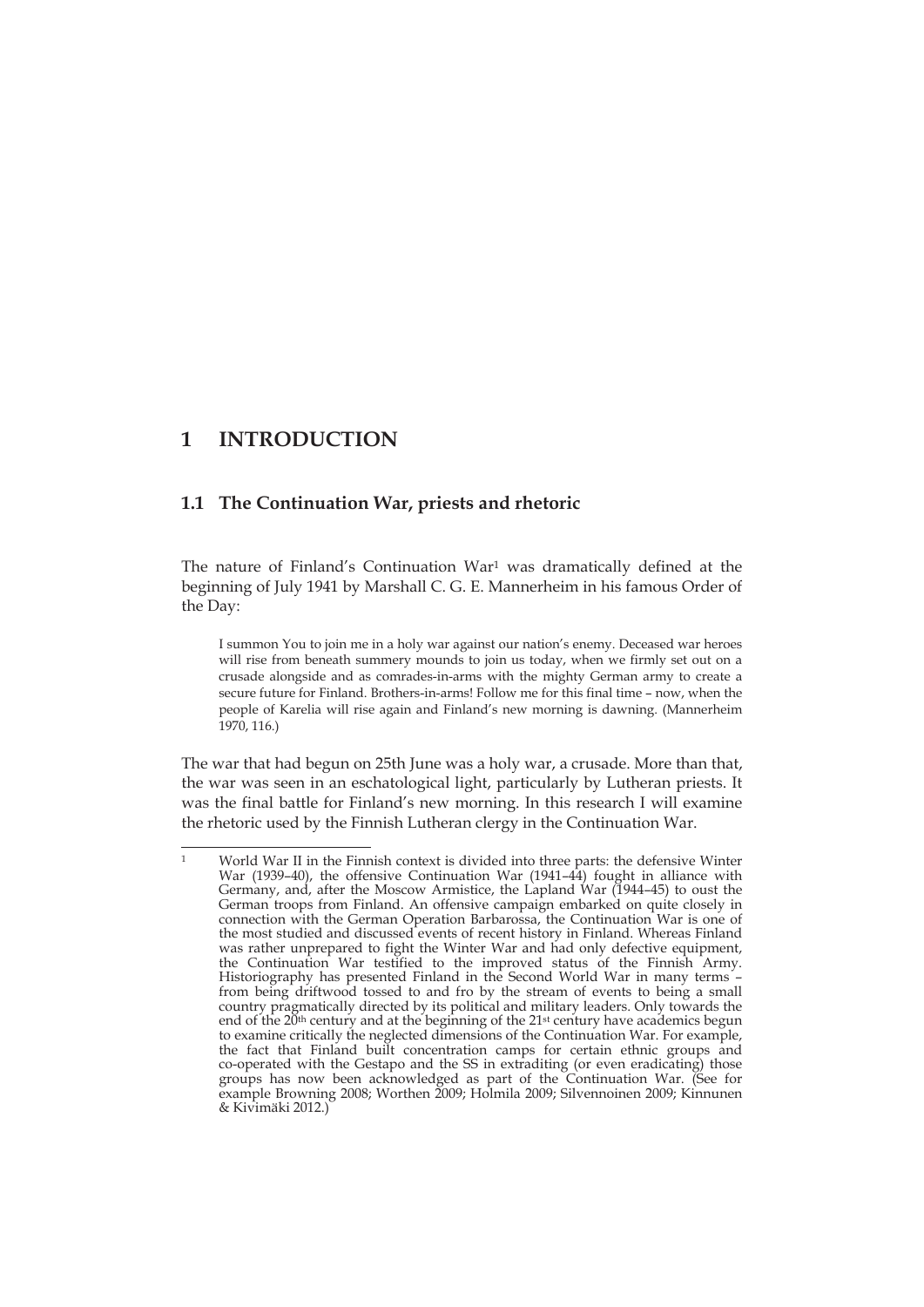# 1 INTRODUCTION

## 1.1 The Continuation War, priests and rhetoric

The nature of Finland's Continuation War[1] was dramatically defined at the beginning of July 1941 by Marshall C. G. E. Mannerheim in his famous Order of the Day:

> I summon You to join me in a holy war against our nation's enemy. Deceased war heroes will rise from beneath summery mounds to join us today, when we firmly set out on a crusade alongside and as comrades-in-arms with the mighty German army to create a secure future for Finland. Brothers-in-arms! Follow me for this final time – now, when the people of Karelia will rise again and Finland's new morning is dawning. (Mannerheim 1970, 116.)

The war that had begun on 25th June was a holy war, a crusade. More than that, the war was seen in an eschatological light, particularly by Lutheran priests. It was the final battle for Finland's new morning. In this research I will examine the rhetoric used by the Finnish Lutheran clergy in the Continuation War.

---

[1] World War II in the Finnish context is divided into three parts: the defensive Winter War (1939–40), the offensive Continuation War (1941–44) fought in alliance with Germany, and, after the Moscow Armistice, the Lapland War (1944–45) to oust the German troops from Finland. An offensive campaign embarked on quite closely in connection with the German Operation Barbarossa, the Continuation War is one of the most studied and discussed events of recent history in Finland. Whereas Finland was rather unprepared to fight the Winter War and had only defective equipment, the Continuation War testified to the improved status of the Finnish Army. Historiography has presented Finland in the Second World War in many terms – from being driftwood tossed to and fro by the stream of events to being a small country pragmatically directed by its political and military leaders. Only towards the end of the 20th century and at the beginning of the 21st century have academics begun to examine critically the neglected dimensions of the Continuation War. For example, the fact that Finland built concentration camps for certain ethnic groups and co-operated with the Gestapo and the SS in extraditing (or even eradicating) those groups has now been acknowledged as part of the Continuation War. (See for example Browning 2008; Worthen 2009; Holmila 2009; Silvennoinen 2009; Kinnunen & Kivimäki 2012.)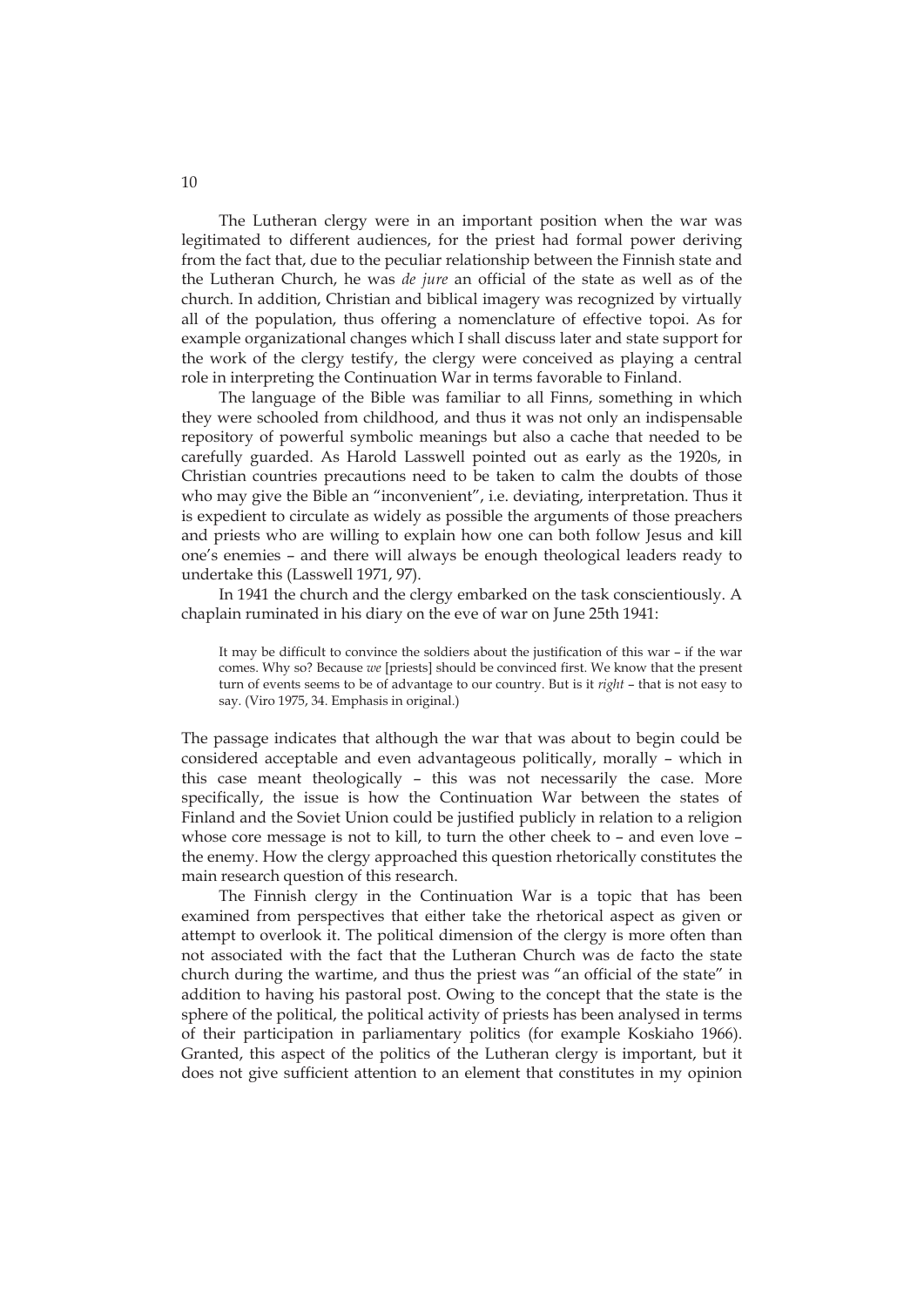The Lutheran clergy were in an important position when the war was legitimated to different audiences, for the priest had formal power deriving from the fact that, due to the peculiar relationship between the Finnish state and the Lutheran Church, he was *de jure* an official of the state as well as of the church. In addition, Christian and biblical imagery was recognized by virtually all of the population, thus offering a nomenclature of effective topoi. As for example organizational changes which I shall discuss later and state support for the work of the clergy testify, the clergy were conceived as playing a central role in interpreting the Continuation War in terms favorable to Finland.

The language of the Bible was familiar to all Finns, something in which they were schooled from childhood, and thus it was not only an indispensable repository of powerful symbolic meanings but also a cache that needed to be carefully guarded. As Harold Lasswell pointed out as early as the 1920s, in Christian countries precautions need to be taken to calm the doubts of those who may give the Bible an "inconvenient", i.e. deviating, interpretation. Thus it is expedient to circulate as widely as possible the arguments of those preachers and priests who are willing to explain how one can both follow Jesus and kill one's enemies – and there will always be enough theological leaders ready to undertake this (Lasswell 1971, 97).

In 1941 the church and the clergy embarked on the task conscientiously. A chaplain ruminated in his diary on the eve of war on June 25th 1941:

> It may be difficult to convince the soldiers about the justification of this war – if the war comes. Why so? Because *we* [priests] should be convinced first. We know that the present turn of events seems to be of advantage to our country. But is it *right* – that is not easy to say. (Viro 1975, 34. Emphasis in original.)

The passage indicates that although the war that was about to begin could be considered acceptable and even advantageous politically, morally – which in this case meant theologically – this was not necessarily the case. More specifically, the issue is how the Continuation War between the states of Finland and the Soviet Union could be justified publicly in relation to a religion whose core message is not to kill, to turn the other cheek to – and even love – the enemy. How the clergy approached this question rhetorically constitutes the main research question of this research.

The Finnish clergy in the Continuation War is a topic that has been examined from perspectives that either take the rhetorical aspect as given or attempt to overlook it. The political dimension of the clergy is more often than not associated with the fact that the Lutheran Church was de facto the state church during the wartime, and thus the priest was "an official of the state" in addition to having his pastoral post. Owing to the concept that the state is the sphere of the political, the political activity of priests has been analysed in terms of their participation in parliamentary politics (for example Koskiaho 1966). Granted, this aspect of the politics of the Lutheran clergy is important, but it does not give sufficient attention to an element that constitutes in my opinion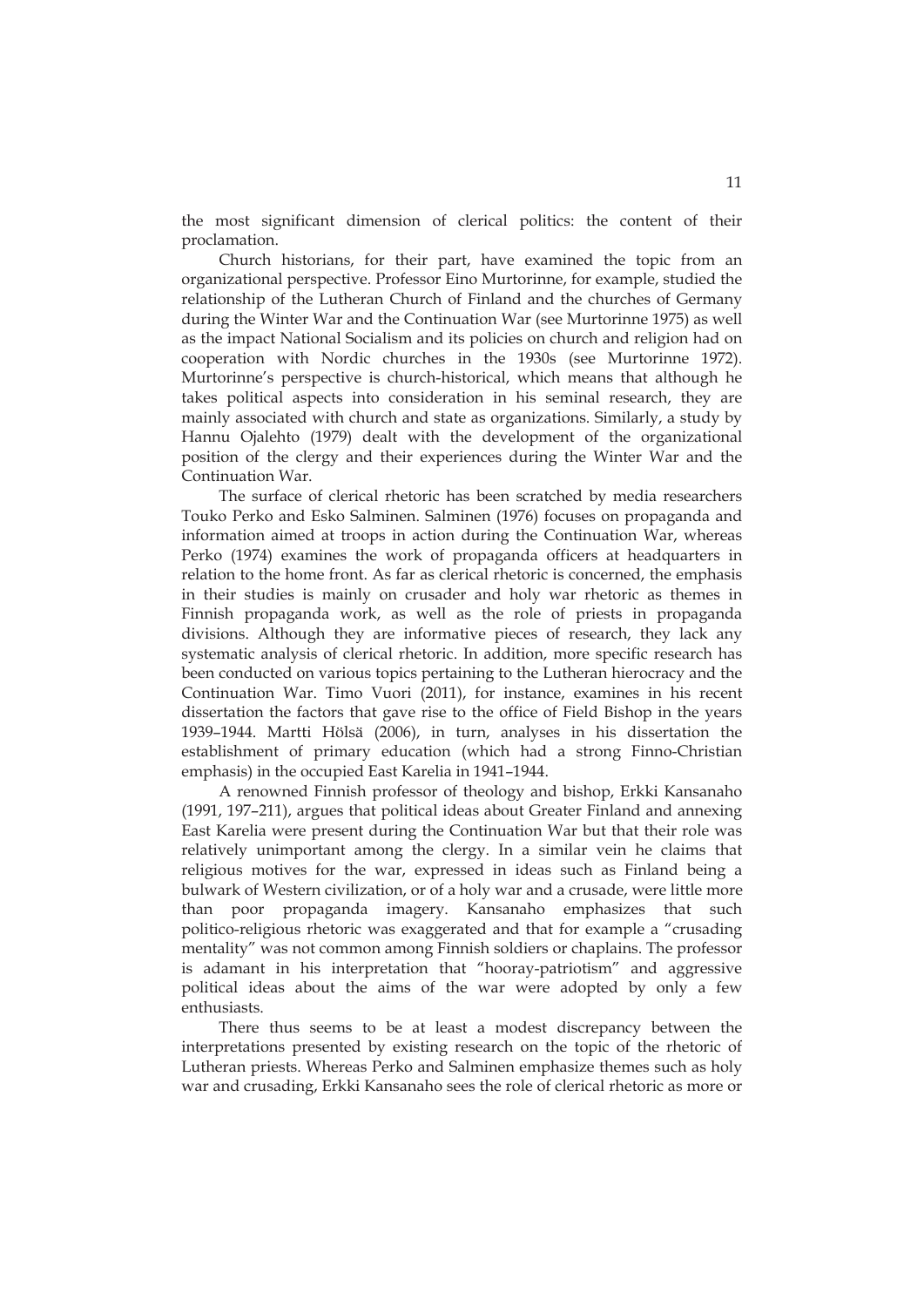the most significant dimension of clerical politics: the content of their proclamation.

Church historians, for their part, have examined the topic from an organizational perspective. Professor Eino Murtorinne, for example, studied the relationship of the Lutheran Church of Finland and the churches of Germany during the Winter War and the Continuation War (see Murtorinne 1975) as well as the impact National Socialism and its policies on church and religion had on cooperation with Nordic churches in the 1930s (see Murtorinne 1972). Murtorinne's perspective is church-historical, which means that although he takes political aspects into consideration in his seminal research, they are mainly associated with church and state as organizations. Similarly, a study by Hannu Ojalehto (1979) dealt with the development of the organizational position of the clergy and their experiences during the Winter War and the Continuation War.

The surface of clerical rhetoric has been scratched by media researchers Touko Perko and Esko Salminen. Salminen (1976) focuses on propaganda and information aimed at troops in action during the Continuation War, whereas Perko (1974) examines the work of propaganda officers at headquarters in relation to the home front. As far as clerical rhetoric is concerned, the emphasis in their studies is mainly on crusader and holy war rhetoric as themes in Finnish propaganda work, as well as the role of priests in propaganda divisions. Although they are informative pieces of research, they lack any systematic analysis of clerical rhetoric. In addition, more specific research has been conducted on various topics pertaining to the Lutheran hierocracy and the Continuation War. Timo Vuori (2011), for instance, examines in his recent dissertation the factors that gave rise to the office of Field Bishop in the years 1939–1944. Martti Hölsä (2006), in turn, analyses in his dissertation the establishment of primary education (which had a strong Finno-Christian emphasis) in the occupied East Karelia in 1941–1944.

A renowned Finnish professor of theology and bishop, Erkki Kansanaho (1991, 197–211), argues that political ideas about Greater Finland and annexing East Karelia were present during the Continuation War but that their role was relatively unimportant among the clergy. In a similar vein he claims that religious motives for the war, expressed in ideas such as Finland being a bulwark of Western civilization, or of a holy war and a crusade, were little more than poor propaganda imagery. Kansanaho emphasizes that such politico-religious rhetoric was exaggerated and that for example a "crusading mentality" was not common among Finnish soldiers or chaplains. The professor is adamant in his interpretation that "hooray-patriotism" and aggressive political ideas about the aims of the war were adopted by only a few enthusiasts.

There thus seems to be at least a modest discrepancy between the interpretations presented by existing research on the topic of the rhetoric of Lutheran priests. Whereas Perko and Salminen emphasize themes such as holy war and crusading, Erkki Kansanaho sees the role of clerical rhetoric as more or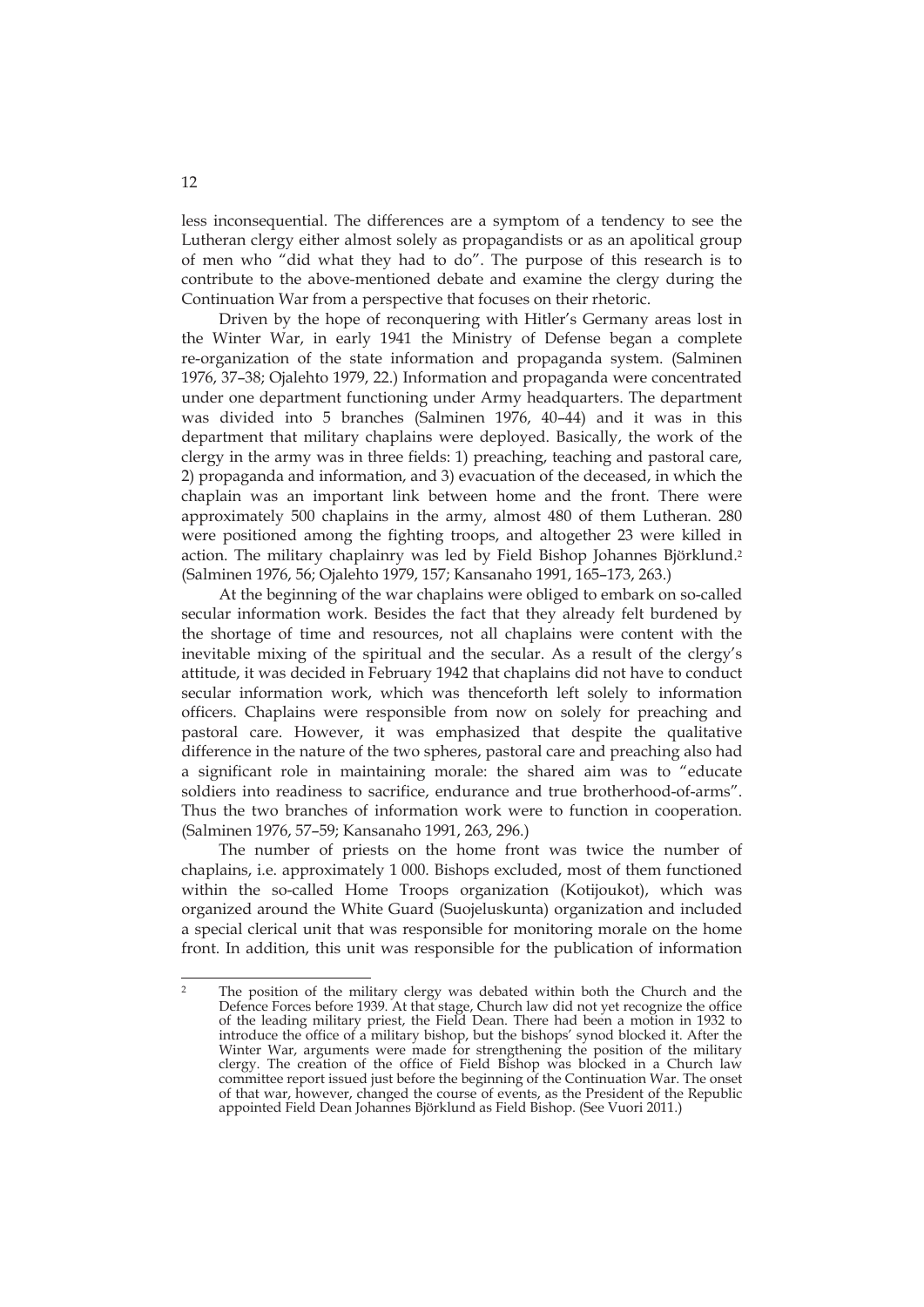less inconsequential. The differences are a symptom of a tendency to see the Lutheran clergy either almost solely as propagandists or as an apolitical group of men who "did what they had to do". The purpose of this research is to contribute to the above-mentioned debate and examine the clergy during the Continuation War from a perspective that focuses on their rhetoric.

Driven by the hope of reconquering with Hitler's Germany areas lost in the Winter War, in early 1941 the Ministry of Defense began a complete re-organization of the state information and propaganda system. (Salminen 1976, 37–38; Ojalehto 1979, 22.) Information and propaganda were concentrated under one department functioning under Army headquarters. The department was divided into 5 branches (Salminen 1976, 40–44) and it was in this department that military chaplains were deployed. Basically, the work of the clergy in the army was in three fields: 1) preaching, teaching and pastoral care, 2) propaganda and information, and 3) evacuation of the deceased, in which the chaplain was an important link between home and the front. There were approximately 500 chaplains in the army, almost 480 of them Lutheran. 280 were positioned among the fighting troops, and altogether 23 were killed in action. The military chaplainry was led by Field Bishop Johannes Björklund.[2] (Salminen 1976, 56; Ojalehto 1979, 157; Kansanaho 1991, 165–173, 263.)

At the beginning of the war chaplains were obliged to embark on so-called secular information work. Besides the fact that they already felt burdened by the shortage of time and resources, not all chaplains were content with the inevitable mixing of the spiritual and the secular. As a result of the clergy's attitude, it was decided in February 1942 that chaplains did not have to conduct secular information work, which was thenceforth left solely to information officers. Chaplains were responsible from now on solely for preaching and pastoral care. However, it was emphasized that despite the qualitative difference in the nature of the two spheres, pastoral care and preaching also had a significant role in maintaining morale: the shared aim was to "educate soldiers into readiness to sacrifice, endurance and true brotherhood-of-arms". Thus the two branches of information work were to function in cooperation. (Salminen 1976, 57–59; Kansanaho 1991, 263, 296.)

The number of priests on the home front was twice the number of chaplains, i.e. approximately 1 000. Bishops excluded, most of them functioned within the so-called Home Troops organization (Kotijoukot), which was organized around the White Guard (Suojeluskunta) organization and included a special clerical unit that was responsible for monitoring morale on the home front. In addition, this unit was responsible for the publication of information

---

[2] The position of the military clergy was debated within both the Church and the Defence Forces before 1939. At that stage, Church law did not yet recognize the office of the leading military priest, the Field Dean. There had been a motion in 1932 to introduce the office of a military bishop, but the bishops' synod blocked it. After the Winter War, arguments were made for strengthening the position of the military clergy. The creation of the office of Field Bishop was blocked in a Church law committee report issued just before the beginning of the Continuation War. The onset of that war, however, changed the course of events, as the President of the Republic appointed Field Dean Johannes Björklund as Field Bishop. (See Vuori 2011.)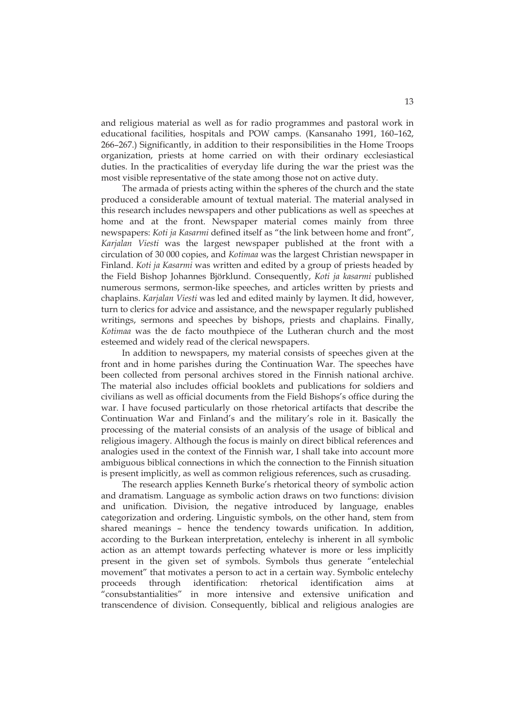and religious material as well as for radio programmes and pastoral work in educational facilities, hospitals and POW camps. (Kansanaho 1991, 160–162, 266–267.) Significantly, in addition to their responsibilities in the Home Troops organization, priests at home carried on with their ordinary ecclesiastical duties. In the practicalities of everyday life during the war the priest was the most visible representative of the state among those not on active duty.

The armada of priests acting within the spheres of the church and the state produced a considerable amount of textual material. The material analysed in this research includes newspapers and other publications as well as speeches at home and at the front. Newspaper material comes mainly from three newspapers: *Koti ja Kasarmi* defined itself as "the link between home and front", *Karjalan Viesti* was the largest newspaper published at the front with a circulation of 30 000 copies, and *Kotimaa* was the largest Christian newspaper in Finland. *Koti ja Kasarmi* was written and edited by a group of priests headed by the Field Bishop Johannes Björklund. Consequently, *Koti ja kasarmi* published numerous sermons, sermon-like speeches, and articles written by priests and chaplains. *Karjalan Viesti* was led and edited mainly by laymen. It did, however, turn to clerics for advice and assistance, and the newspaper regularly published writings, sermons and speeches by bishops, priests and chaplains. Finally, *Kotimaa* was the de facto mouthpiece of the Lutheran church and the most esteemed and widely read of the clerical newspapers.

In addition to newspapers, my material consists of speeches given at the front and in home parishes during the Continuation War. The speeches have been collected from personal archives stored in the Finnish national archive. The material also includes official booklets and publications for soldiers and civilians as well as official documents from the Field Bishops's office during the war. I have focused particularly on those rhetorical artifacts that describe the Continuation War and Finland's and the military's role in it. Basically the processing of the material consists of an analysis of the usage of biblical and religious imagery. Although the focus is mainly on direct biblical references and analogies used in the context of the Finnish war, I shall take into account more ambiguous biblical connections in which the connection to the Finnish situation is present implicitly, as well as common religious references, such as crusading.

The research applies Kenneth Burke's rhetorical theory of symbolic action and dramatism. Language as symbolic action draws on two functions: division and unification. Division, the negative introduced by language, enables categorization and ordering. Linguistic symbols, on the other hand, stem from shared meanings – hence the tendency towards unification. In addition, according to the Burkean interpretation, entelechy is inherent in all symbolic action as an attempt towards perfecting whatever is more or less implicitly present in the given set of symbols. Symbols thus generate "entelechial movement" that motivates a person to act in a certain way. Symbolic entelechy proceeds through identification: rhetorical identification aims at "consubstantialities" in more intensive and extensive unification and transcendence of division. Consequently, biblical and religious analogies are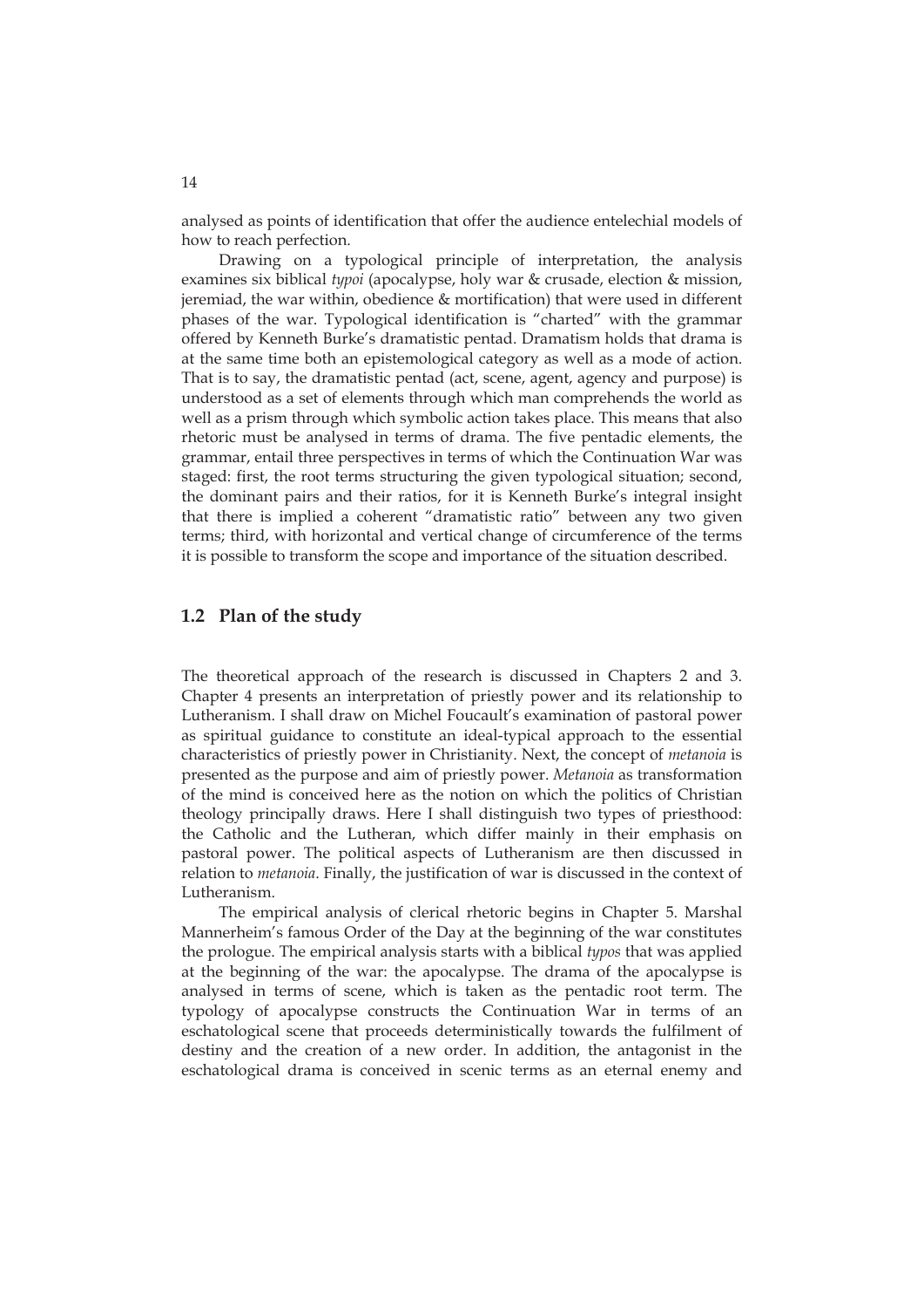analysed as points of identification that offer the audience entelechial models of how to reach perfection.

Drawing on a typological principle of interpretation, the analysis examines six biblical *typoi* (apocalypse, holy war & crusade, election & mission, jeremiad, the war within, obedience & mortification) that were used in different phases of the war. Typological identification is "charted" with the grammar offered by Kenneth Burke's dramatistic pentad. Dramatism holds that drama is at the same time both an epistemological category as well as a mode of action. That is to say, the dramatistic pentad (act, scene, agent, agency and purpose) is understood as a set of elements through which man comprehends the world as well as a prism through which symbolic action takes place. This means that also rhetoric must be analysed in terms of drama. The five pentadic elements, the grammar, entail three perspectives in terms of which the Continuation War was staged: first, the root terms structuring the given typological situation; second, the dominant pairs and their ratios, for it is Kenneth Burke's integral insight that there is implied a coherent "dramatistic ratio" between any two given terms; third, with horizontal and vertical change of circumference of the terms it is possible to transform the scope and importance of the situation described.

## 1.2 Plan of the study

The theoretical approach of the research is discussed in Chapters 2 and 3. Chapter 4 presents an interpretation of priestly power and its relationship to Lutheranism. I shall draw on Michel Foucault's examination of pastoral power as spiritual guidance to constitute an ideal-typical approach to the essential characteristics of priestly power in Christianity. Next, the concept of *metanoia* is presented as the purpose and aim of priestly power. *Metanoia* as transformation of the mind is conceived here as the notion on which the politics of Christian theology principally draws. Here I shall distinguish two types of priesthood: the Catholic and the Lutheran, which differ mainly in their emphasis on pastoral power. The political aspects of Lutheranism are then discussed in relation to *metanoia*. Finally, the justification of war is discussed in the context of Lutheranism.

The empirical analysis of clerical rhetoric begins in Chapter 5. Marshal Mannerheim's famous Order of the Day at the beginning of the war constitutes the prologue. The empirical analysis starts with a biblical *typos* that was applied at the beginning of the war: the apocalypse. The drama of the apocalypse is analysed in terms of scene, which is taken as the pentadic root term. The typology of apocalypse constructs the Continuation War in terms of an eschatological scene that proceeds deterministically towards the fulfilment of destiny and the creation of a new order. In addition, the antagonist in the eschatological drama is conceived in scenic terms as an eternal enemy and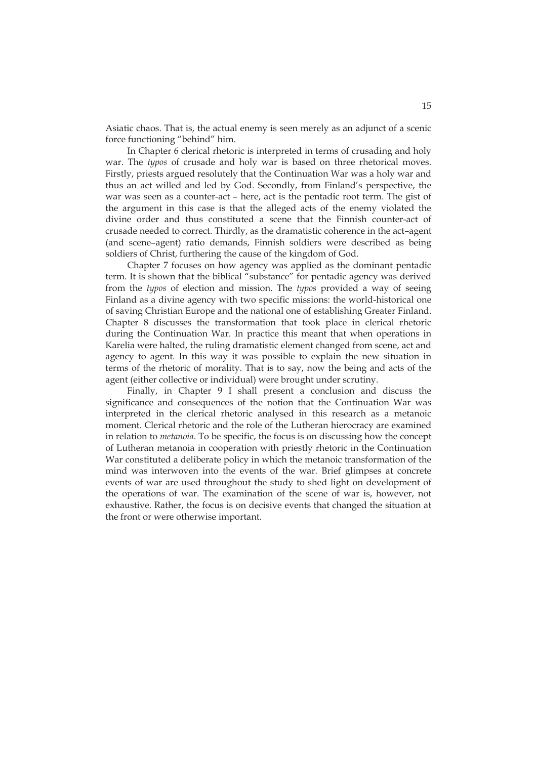Asiatic chaos. That is, the actual enemy is seen merely as an adjunct of a scenic force functioning "behind" him.

In Chapter 6 clerical rhetoric is interpreted in terms of crusading and holy war. The *typos* of crusade and holy war is based on three rhetorical moves. Firstly, priests argued resolutely that the Continuation War was a holy war and thus an act willed and led by God. Secondly, from Finland's perspective, the war was seen as a counter-act – here, act is the pentadic root term. The gist of the argument in this case is that the alleged acts of the enemy violated the divine order and thus constituted a scene that the Finnish counter-act of crusade needed to correct. Thirdly, as the dramatistic coherence in the act–agent (and scene–agent) ratio demands, Finnish soldiers were described as being soldiers of Christ, furthering the cause of the kingdom of God.

Chapter 7 focuses on how agency was applied as the dominant pentadic term. It is shown that the biblical "substance" for pentadic agency was derived from the *typos* of election and mission. The *typos* provided a way of seeing Finland as a divine agency with two specific missions: the world-historical one of saving Christian Europe and the national one of establishing Greater Finland. Chapter 8 discusses the transformation that took place in clerical rhetoric during the Continuation War. In practice this meant that when operations in Karelia were halted, the ruling dramatistic element changed from scene, act and agency to agent. In this way it was possible to explain the new situation in terms of the rhetoric of morality. That is to say, now the being and acts of the agent (either collective or individual) were brought under scrutiny.

Finally, in Chapter 9 I shall present a conclusion and discuss the significance and consequences of the notion that the Continuation War was interpreted in the clerical rhetoric analysed in this research as a metanoic moment. Clerical rhetoric and the role of the Lutheran hierocracy are examined in relation to *metanoia*. To be specific, the focus is on discussing how the concept of Lutheran metanoia in cooperation with priestly rhetoric in the Continuation War constituted a deliberate policy in which the metanoic transformation of the mind was interwoven into the events of the war. Brief glimpses at concrete events of war are used throughout the study to shed light on development of the operations of war. The examination of the scene of war is, however, not exhaustive. Rather, the focus is on decisive events that changed the situation at the front or were otherwise important.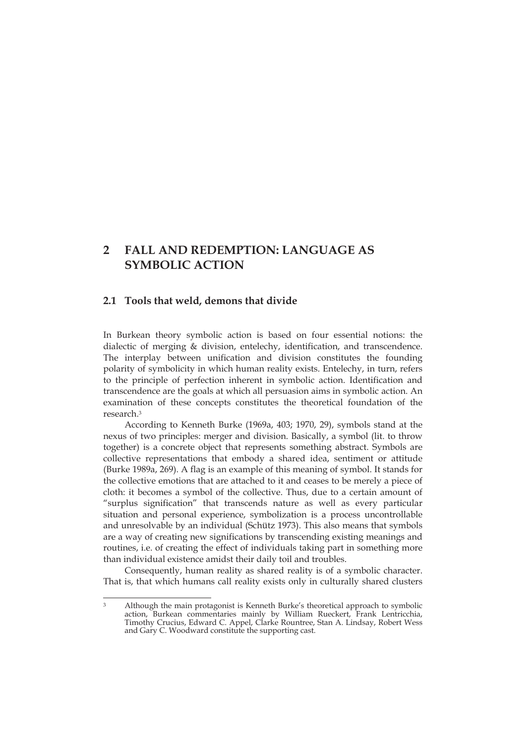# 2 FALL AND REDEMPTION: LANGUAGE AS SYMBOLIC ACTION

## 2.1 Tools that weld, demons that divide

In Burkean theory symbolic action is based on four essential notions: the dialectic of merging & division, entelechy, identification, and transcendence. The interplay between unification and division constitutes the founding polarity of symbolicity in which human reality exists. Entelechy, in turn, refers to the principle of perfection inherent in symbolic action. Identification and transcendence are the goals at which all persuasion aims in symbolic action. An examination of these concepts constitutes the theoretical foundation of the research.[3]

According to Kenneth Burke (1969a, 403; 1970, 29), symbols stand at the nexus of two principles: merger and division. Basically, a symbol (lit. to throw together) is a concrete object that represents something abstract. Symbols are collective representations that embody a shared idea, sentiment or attitude (Burke 1989a, 269). A flag is an example of this meaning of symbol. It stands for the collective emotions that are attached to it and ceases to be merely a piece of cloth: it becomes a symbol of the collective. Thus, due to a certain amount of "surplus signification" that transcends nature as well as every particular situation and personal experience, symbolization is a process uncontrollable and unresolvable by an individual (Schütz 1973). This also means that symbols are a way of creating new significations by transcending existing meanings and routines, i.e. of creating the effect of individuals taking part in something more than individual existence amidst their daily toil and troubles.

Consequently, human reality as shared reality is of a symbolic character. That is, that which humans call reality exists only in culturally shared clusters

[3] Although the main protagonist is Kenneth Burke's theoretical approach to symbolic action, Burkean commentaries mainly by William Rueckert, Frank Lentricchia, Timothy Crucius, Edward C. Appel, Clarke Rountree, Stan A. Lindsay, Robert Wess and Gary C. Woodward constitute the supporting cast.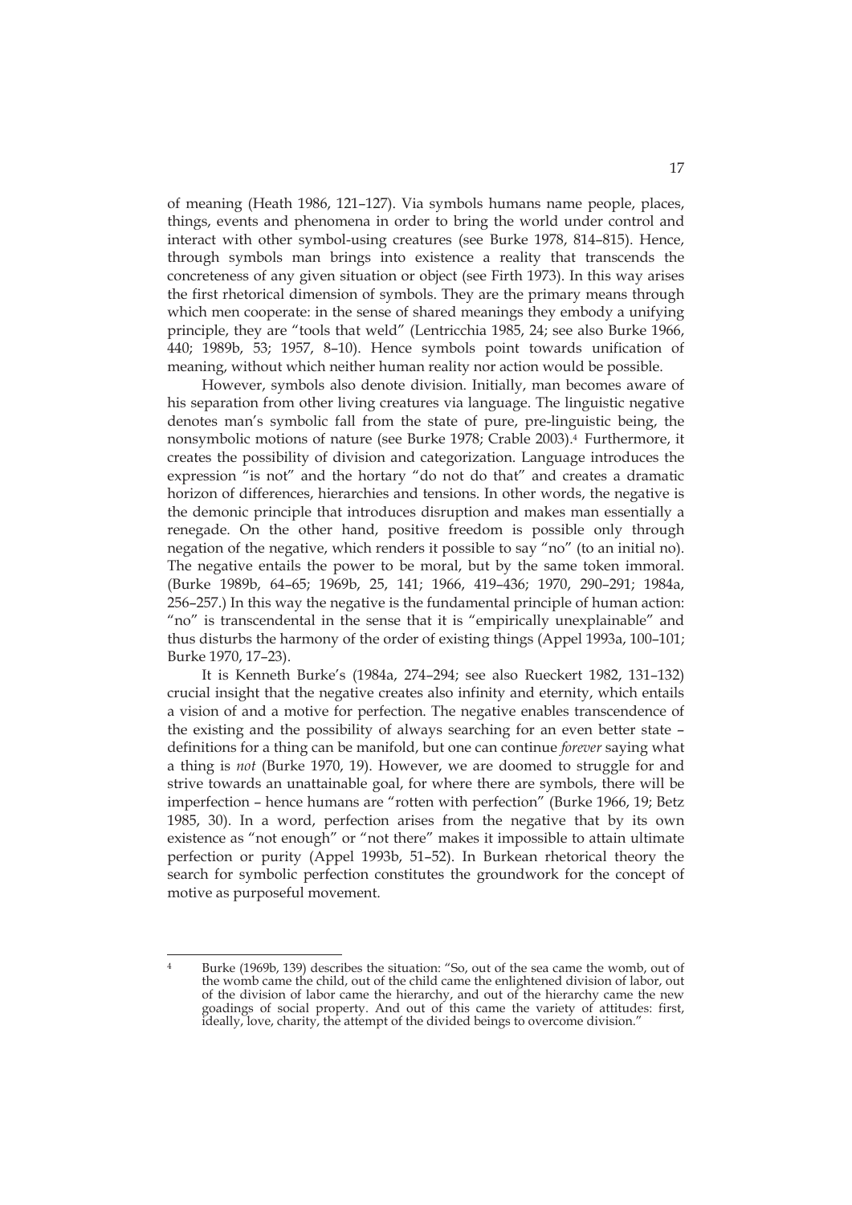of meaning (Heath 1986, 121–127). Via symbols humans name people, places, things, events and phenomena in order to bring the world under control and interact with other symbol-using creatures (see Burke 1978, 814–815). Hence, through symbols man brings into existence a reality that transcends the concreteness of any given situation or object (see Firth 1973). In this way arises the first rhetorical dimension of symbols. They are the primary means through which men cooperate: in the sense of shared meanings they embody a unifying principle, they are "tools that weld" (Lentricchia 1985, 24; see also Burke 1966, 440; 1989b, 53; 1957, 8–10). Hence symbols point towards unification of meaning, without which neither human reality nor action would be possible.

However, symbols also denote division. Initially, man becomes aware of his separation from other living creatures via language. The linguistic negative denotes man's symbolic fall from the state of pure, pre-linguistic being, the nonsymbolic motions of nature (see Burke 1978; Crable 2003).[4] Furthermore, it creates the possibility of division and categorization. Language introduces the expression "is not" and the hortary "do not do that" and creates a dramatic horizon of differences, hierarchies and tensions. In other words, the negative is the demonic principle that introduces disruption and makes man essentially a renegade. On the other hand, positive freedom is possible only through negation of the negative, which renders it possible to say "no" (to an initial no). The negative entails the power to be moral, but by the same token immoral. (Burke 1989b, 64–65; 1969b, 25, 141; 1966, 419–436; 1970, 290–291; 1984a, 256–257.) In this way the negative is the fundamental principle of human action: "no" is transcendental in the sense that it is "empirically unexplainable" and thus disturbs the harmony of the order of existing things (Appel 1993a, 100–101; Burke 1970, 17–23).

It is Kenneth Burke's (1984a, 274–294; see also Rueckert 1982, 131–132) crucial insight that the negative creates also infinity and eternity, which entails a vision of and a motive for perfection. The negative enables transcendence of the existing and the possibility of always searching for an even better state – definitions for a thing can be manifold, but one can continue *forever* saying what a thing is *not* (Burke 1970, 19). However, we are doomed to struggle for and strive towards an unattainable goal, for where there are symbols, there will be imperfection – hence humans are "rotten with perfection" (Burke 1966, 19; Betz 1985, 30). In a word, perfection arises from the negative that by its own existence as "not enough" or "not there" makes it impossible to attain ultimate perfection or purity (Appel 1993b, 51–52). In Burkean rhetorical theory the search for symbolic perfection constitutes the groundwork for the concept of motive as purposeful movement.

---

[4] Burke (1969b, 139) describes the situation: "So, out of the sea came the womb, out of the womb came the child, out of the child came the enlightened division of labor, out of the division of labor came the hierarchy, and out of the hierarchy came the new goadings of social property. And out of this came the variety of attitudes: first, ideally, love, charity, the attempt of the divided beings to overcome division."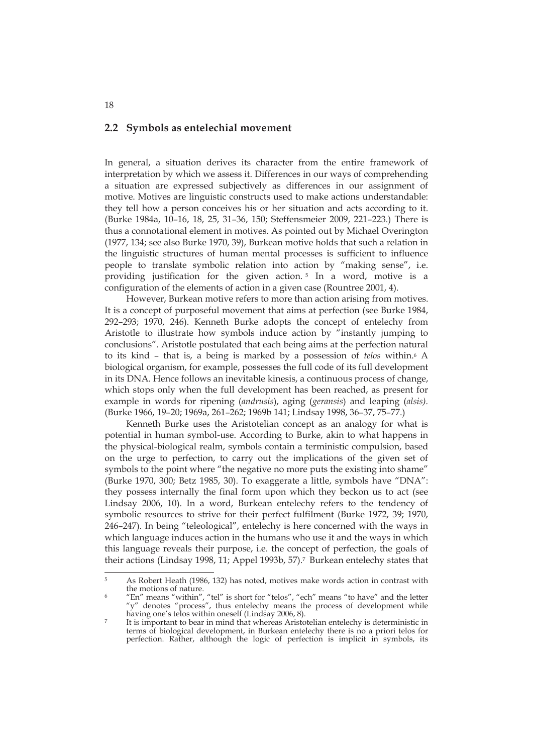## 2.2 Symbols as entelechial movement

In general, a situation derives its character from the entire framework of interpretation by which we assess it. Differences in our ways of comprehending a situation are expressed subjectively as differences in our assignment of motive. Motives are linguistic constructs used to make actions understandable: they tell how a person conceives his or her situation and acts according to it. (Burke 1984a, 10–16, 18, 25, 31–36, 150; Steffensmeier 2009, 221–223.) There is thus a connotational element in motives. As pointed out by Michael Overington (1977, 134; see also Burke 1970, 39), Burkean motive holds that such a relation in the linguistic structures of human mental processes is sufficient to influence people to translate symbolic relation into action by "making sense", i.e. providing justification for the given action.[5] In a word, motive is a configuration of the elements of action in a given case (Rountree 2001, 4).

However, Burkean motive refers to more than action arising from motives. It is a concept of purposeful movement that aims at perfection (see Burke 1984, 292–293; 1970, 246). Kenneth Burke adopts the concept of entelechy from Aristotle to illustrate how symbols induce action by "instantly jumping to conclusions". Aristotle postulated that each being aims at the perfection natural to its kind – that is, a being is marked by a possession of *telos* within.[6] A biological organism, for example, possesses the full code of its full development in its DNA. Hence follows an inevitable kinesis, a continuous process of change, which stops only when the full development has been reached, as present for example in words for ripening (*andrusis*), aging (*geransis*) and leaping (*alsis).* (Burke 1966, 19–20; 1969a, 261–262; 1969b 141; Lindsay 1998, 36–37, 75–77.)

Kenneth Burke uses the Aristotelian concept as an analogy for what is potential in human symbol-use. According to Burke, akin to what happens in the physical-biological realm, symbols contain a terministic compulsion, based on the urge to perfection, to carry out the implications of the given set of symbols to the point where "the negative no more puts the existing into shame" (Burke 1970, 300; Betz 1985, 30). To exaggerate a little, symbols have "DNA": they possess internally the final form upon which they beckon us to act (see Lindsay 2006, 10). In a word, Burkean entelechy refers to the tendency of symbolic resources to strive for their perfect fulfilment (Burke 1972, 39; 1970, 246–247). In being "teleological", entelechy is here concerned with the ways in which language induces action in the humans who use it and the ways in which this language reveals their purpose, i.e. the concept of perfection, the goals of their actions (Lindsay 1998, 11; Appel 1993b, 57).[7] Burkean entelechy states that

---

[5] As Robert Heath (1986, 132) has noted, motives make words action in contrast with the motions of nature.

[6] "En" means "within", "tel" is short for "telos", "ech" means "to have" and the letter "y" denotes "process", thus entelechy means the process of development while having one's telos within oneself (Lindsay 2006, 8).

[7] It is important to bear in mind that whereas Aristotelian entelechy is deterministic in terms of biological development, in Burkean entelechy there is no a priori telos for perfection. Rather, although the logic of perfection is implicit in symbols, its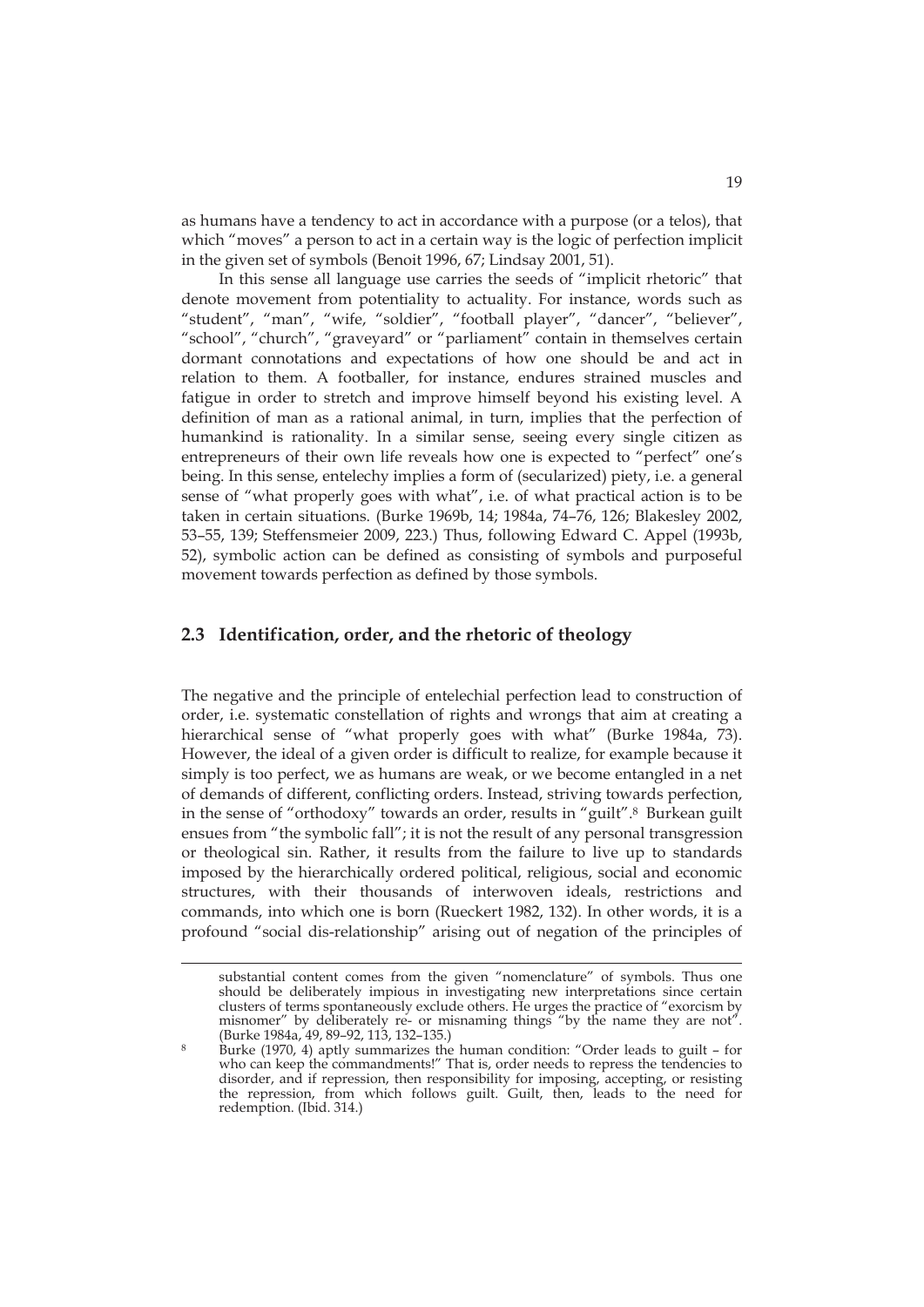as humans have a tendency to act in accordance with a purpose (or a telos), that which "moves" a person to act in a certain way is the logic of perfection implicit in the given set of symbols (Benoit 1996, 67; Lindsay 2001, 51).

In this sense all language use carries the seeds of "implicit rhetoric" that denote movement from potentiality to actuality. For instance, words such as "student", "man", "wife, "soldier", "football player", "dancer", "believer", "school", "church", "graveyard" or "parliament" contain in themselves certain dormant connotations and expectations of how one should be and act in relation to them. A footballer, for instance, endures strained muscles and fatigue in order to stretch and improve himself beyond his existing level. A definition of man as a rational animal, in turn, implies that the perfection of humankind is rationality. In a similar sense, seeing every single citizen as entrepreneurs of their own life reveals how one is expected to "perfect" one's being. In this sense, entelechy implies a form of (secularized) piety, i.e. a general sense of "what properly goes with what", i.e. of what practical action is to be taken in certain situations. (Burke 1969b, 14; 1984a, 74–76, 126; Blakesley 2002, 53–55, 139; Steffensmeier 2009, 223.) Thus, following Edward C. Appel (1993b, 52), symbolic action can be defined as consisting of symbols and purposeful movement towards perfection as defined by those symbols.

## 2.3 Identification, order, and the rhetoric of theology

The negative and the principle of entelechial perfection lead to construction of order, i.e. systematic constellation of rights and wrongs that aim at creating a hierarchical sense of "what properly goes with what" (Burke 1984a, 73). However, the ideal of a given order is difficult to realize, for example because it simply is too perfect, we as humans are weak, or we become entangled in a net of demands of different, conflicting orders. Instead, striving towards perfection, in the sense of "orthodoxy" towards an order, results in "guilt".[8] Burkean guilt ensues from "the symbolic fall"; it is not the result of any personal transgression or theological sin. Rather, it results from the failure to live up to standards imposed by the hierarchically ordered political, religious, social and economic structures, with their thousands of interwoven ideals, restrictions and commands, into which one is born (Rueckert 1982, 132). In other words, it is a profound "social dis-relationship" arising out of negation of the principles of

---

substantial content comes from the given "nomenclature" of symbols. Thus one should be deliberately impious in investigating new interpretations since certain clusters of terms spontaneously exclude others. He urges the practice of "exorcism by misnomer" by deliberately re- or misnaming things "by the name they are not". (Burke 1984a, 49, 89–92, 113, 132–135.)

[8] Burke (1970, 4) aptly summarizes the human condition: "Order leads to guilt – for who can keep the commandments!" That is, order needs to repress the tendencies to disorder, and if repression, then responsibility for imposing, accepting, or resisting the repression, from which follows guilt. Guilt, then, leads to the need for redemption. (Ibid. 314.)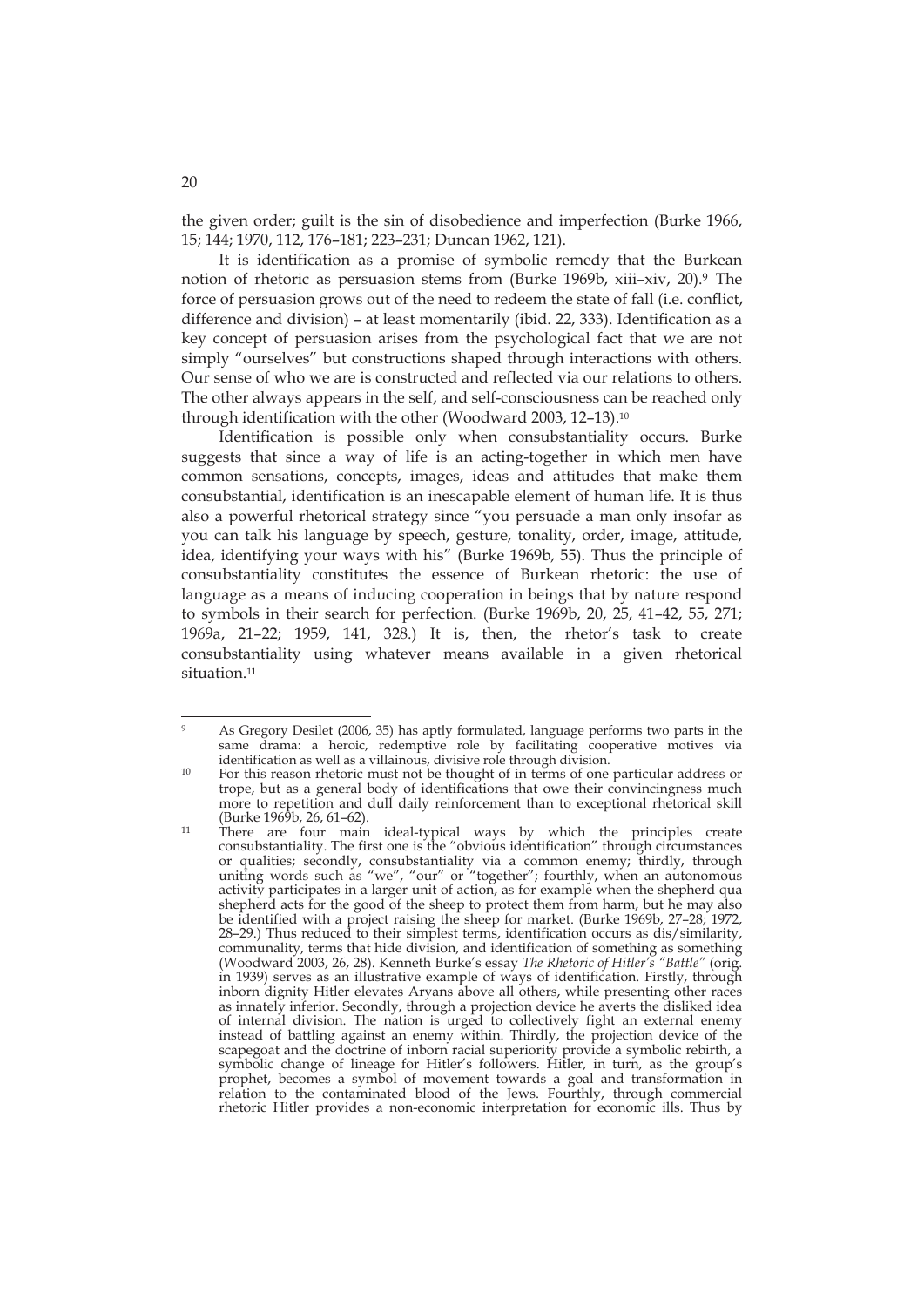the given order; guilt is the sin of disobedience and imperfection (Burke 1966, 15; 144; 1970, 112, 176–181; 223–231; Duncan 1962, 121).

It is identification as a promise of symbolic remedy that the Burkean notion of rhetoric as persuasion stems from (Burke 1969b, xiii–xiv, 20).[9] The force of persuasion grows out of the need to redeem the state of fall (i.e. conflict, difference and division) – at least momentarily (ibid. 22, 333). Identification as a key concept of persuasion arises from the psychological fact that we are not simply "ourselves" but constructions shaped through interactions with others. Our sense of who we are is constructed and reflected via our relations to others. The other always appears in the self, and self-consciousness can be reached only through identification with the other (Woodward 2003, 12–13).[10]

Identification is possible only when consubstantiality occurs. Burke suggests that since a way of life is an acting-together in which men have common sensations, concepts, images, ideas and attitudes that make them consubstantial, identification is an inescapable element of human life. It is thus also a powerful rhetorical strategy since "you persuade a man only insofar as you can talk his language by speech, gesture, tonality, order, image, attitude, idea, identifying your ways with his" (Burke 1969b, 55). Thus the principle of consubstantiality constitutes the essence of Burkean rhetoric: the use of language as a means of inducing cooperation in beings that by nature respond to symbols in their search for perfection. (Burke 1969b, 20, 25, 41–42, 55, 271; 1969a, 21–22; 1959, 141, 328.) It is, then, the rhetor's task to create consubstantiality using whatever means available in a given rhetorical situation.[11]

---

[9] As Gregory Desilet (2006, 35) has aptly formulated, language performs two parts in the same drama: a heroic, redemptive role by facilitating cooperative motives via identification as well as a villainous, divisive role through division.

[10] For this reason rhetoric must not be thought of in terms of one particular address or trope, but as a general body of identifications that owe their convincingness much more to repetition and dull daily reinforcement than to exceptional rhetorical skill (Burke 1969b, 26, 61–62).

[11] There are four main ideal-typical ways by which the principles create consubstantiality. The first one is the "obvious identification" through circumstances or qualities; secondly, consubstantiality via a common enemy; thirdly, through uniting words such as "we", "our" or "together"; fourthly, when an autonomous activity participates in a larger unit of action, as for example when the shepherd qua shepherd acts for the good of the sheep to protect them from harm, but he may also be identified with a project raising the sheep for market. (Burke 1969b, 27–28; 1972, 28–29.) Thus reduced to their simplest terms, identification occurs as dis/similarity, communality, terms that hide division, and identification of something as something (Woodward 2003, 26, 28). Kenneth Burke's essay *The Rhetoric of Hitler's "Battle"* (orig. in 1939) serves as an illustrative example of ways of identification. Firstly, through inborn dignity Hitler elevates Aryans above all others, while presenting other races as innately inferior. Secondly, through a projection device he averts the disliked idea of internal division. The nation is urged to collectively fight an external enemy instead of battling against an enemy within. Thirdly, the projection device of the scapegoat and the doctrine of inborn racial superiority provide a symbolic rebirth, a symbolic change of lineage for Hitler's followers. Hitler, in turn, as the group's prophet, becomes a symbol of movement towards a goal and transformation in relation to the contaminated blood of the Jews. Fourthly, through commercial rhetoric Hitler provides a non-economic interpretation for economic ills. Thus by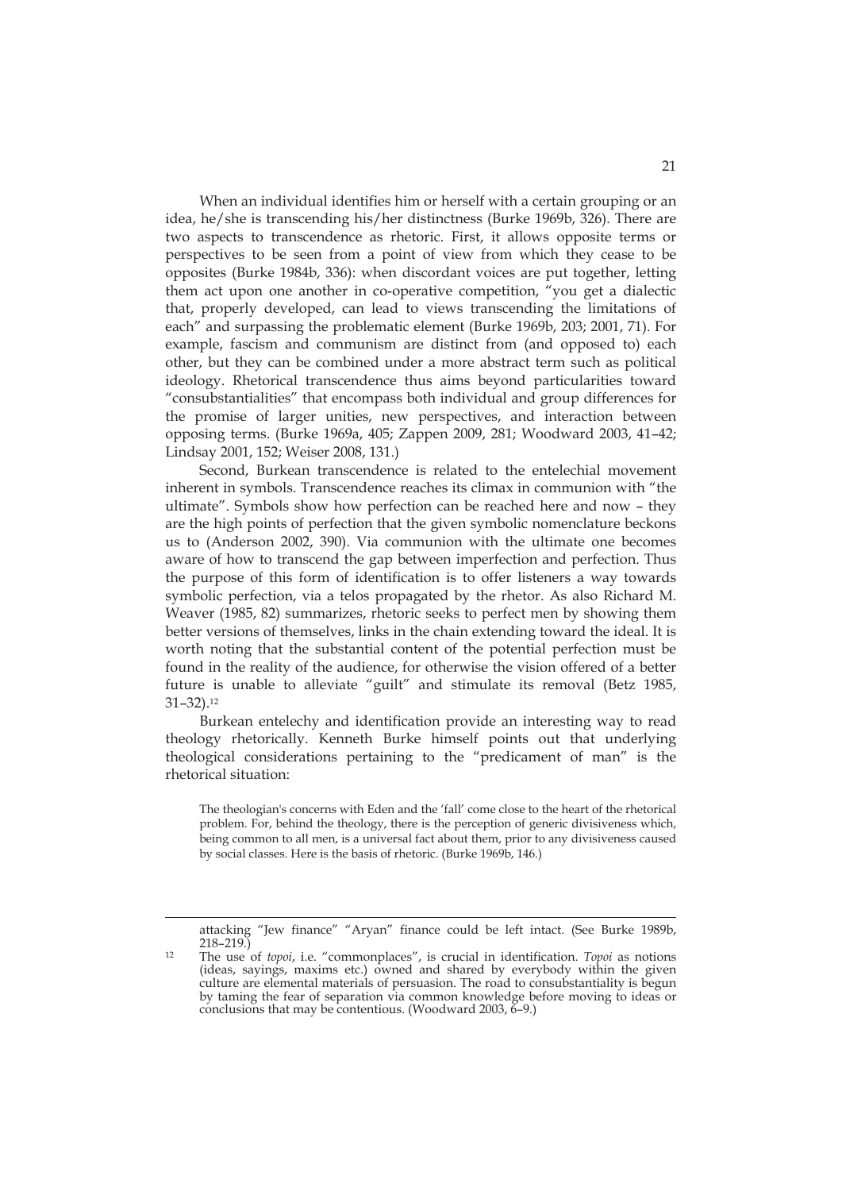When an individual identifies him or herself with a certain grouping or an idea, he/she is transcending his/her distinctness (Burke 1969b, 326). There are two aspects to transcendence as rhetoric. First, it allows opposite terms or perspectives to be seen from a point of view from which they cease to be opposites (Burke 1984b, 336): when discordant voices are put together, letting them act upon one another in co-operative competition, "you get a dialectic that, properly developed, can lead to views transcending the limitations of each" and surpassing the problematic element (Burke 1969b, 203; 2001, 71). For example, fascism and communism are distinct from (and opposed to) each other, but they can be combined under a more abstract term such as political ideology. Rhetorical transcendence thus aims beyond particularities toward "consubstantialities" that encompass both individual and group differences for the promise of larger unities, new perspectives, and interaction between opposing terms. (Burke 1969a, 405; Zappen 2009, 281; Woodward 2003, 41–42; Lindsay 2001, 152; Weiser 2008, 131.)

Second, Burkean transcendence is related to the entelechial movement inherent in symbols. Transcendence reaches its climax in communion with "the ultimate". Symbols show how perfection can be reached here and now – they are the high points of perfection that the given symbolic nomenclature beckons us to (Anderson 2002, 390). Via communion with the ultimate one becomes aware of how to transcend the gap between imperfection and perfection. Thus the purpose of this form of identification is to offer listeners a way towards symbolic perfection, via a telos propagated by the rhetor. As also Richard M. Weaver (1985, 82) summarizes, rhetoric seeks to perfect men by showing them better versions of themselves, links in the chain extending toward the ideal. It is worth noting that the substantial content of the potential perfection must be found in the reality of the audience, for otherwise the vision offered of a better future is unable to alleviate "guilt" and stimulate its removal (Betz 1985, 31–32).[12]

Burkean entelechy and identification provide an interesting way to read theology rhetorically. Kenneth Burke himself points out that underlying theological considerations pertaining to the "predicament of man" is the rhetorical situation:

> The theologian's concerns with Eden and the 'fall' come close to the heart of the rhetorical problem. For, behind the theology, there is the perception of generic divisiveness which, being common to all men, is a universal fact about them, prior to any divisiveness caused by social classes. Here is the basis of rhetoric. (Burke 1969b, 146.)

---

attacking "Jew finance" "Aryan" finance could be left intact. (See Burke 1989b, 218–219.)

[12] The use of *topoi*, i.e. "commonplaces", is crucial in identification. *Topoi* as notions (ideas, sayings, maxims etc.) owned and shared by everybody within the given culture are elemental materials of persuasion. The road to consubstantiality is begun by taming the fear of separation via common knowledge before moving to ideas or conclusions that may be contentious. (Woodward 2003, 6–9.)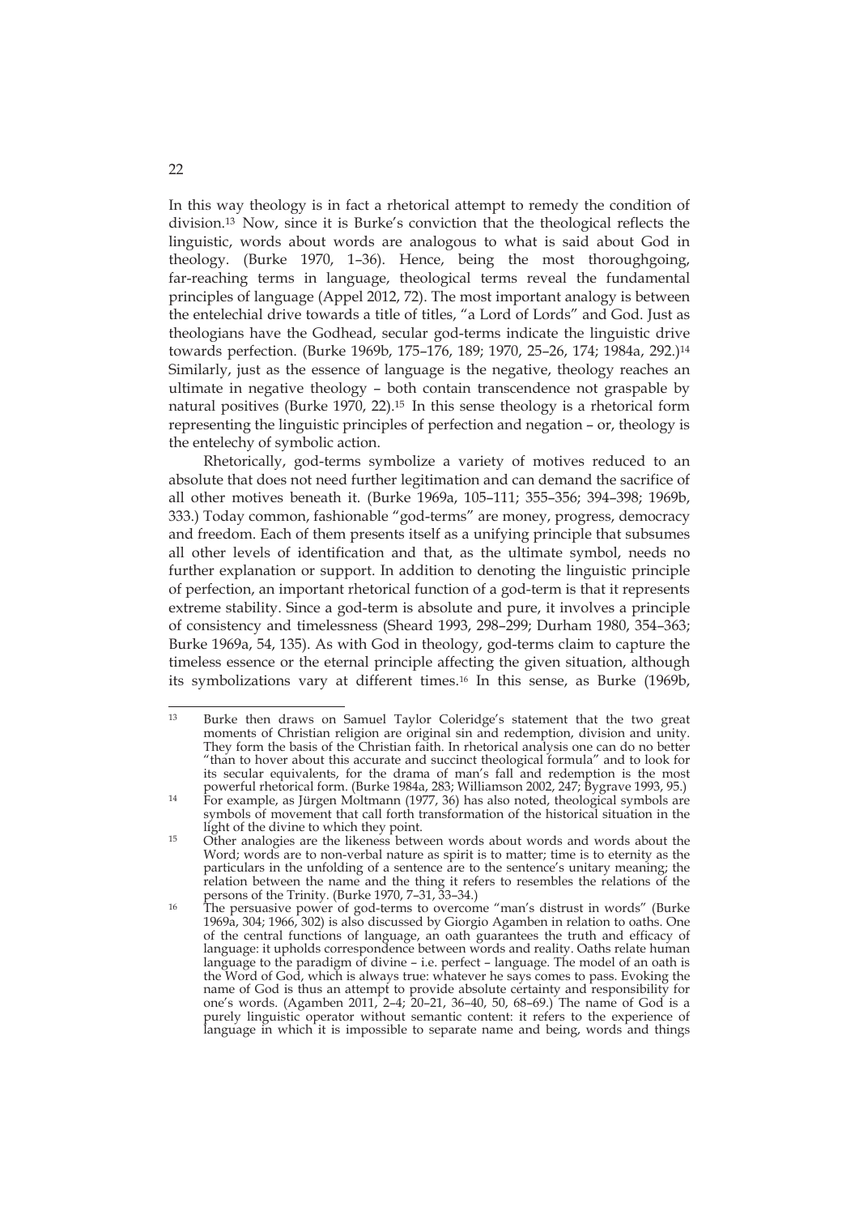In this way theology is in fact a rhetorical attempt to remedy the condition of division.[13] Now, since it is Burke's conviction that the theological reflects the linguistic, words about words are analogous to what is said about God in theology. (Burke 1970, 1–36). Hence, being the most thoroughgoing, far-reaching terms in language, theological terms reveal the fundamental principles of language (Appel 2012, 72). The most important analogy is between the entelechial drive towards a title of titles, "a Lord of Lords" and God. Just as theologians have the Godhead, secular god-terms indicate the linguistic drive towards perfection. (Burke 1969b, 175–176, 189; 1970, 25–26, 174; 1984a, 292.)[14] Similarly, just as the essence of language is the negative, theology reaches an ultimate in negative theology – both contain transcendence not graspable by natural positives (Burke 1970, 22).[15] In this sense theology is a rhetorical form representing the linguistic principles of perfection and negation – or, theology is the entelechy of symbolic action.

Rhetorically, god-terms symbolize a variety of motives reduced to an absolute that does not need further legitimation and can demand the sacrifice of all other motives beneath it. (Burke 1969a, 105–111; 355–356; 394–398; 1969b, 333.) Today common, fashionable "god-terms" are money, progress, democracy and freedom. Each of them presents itself as a unifying principle that subsumes all other levels of identification and that, as the ultimate symbol, needs no further explanation or support. In addition to denoting the linguistic principle of perfection, an important rhetorical function of a god-term is that it represents extreme stability. Since a god-term is absolute and pure, it involves a principle of consistency and timelessness (Sheard 1993, 298–299; Durham 1980, 354–363; Burke 1969a, 54, 135). As with God in theology, god-terms claim to capture the timeless essence or the eternal principle affecting the given situation, although its symbolizations vary at different times.[16] In this sense, as Burke (1969b,

---

[13] Burke then draws on Samuel Taylor Coleridge's statement that the two great moments of Christian religion are original sin and redemption, division and unity. They form the basis of the Christian faith. In rhetorical analysis one can do no better "than to hover about this accurate and succinct theological formula" and to look for its secular equivalents, for the drama of man's fall and redemption is the most powerful rhetorical form. (Burke 1984a, 283; Williamson 2002, 247; Bygrave 1993, 95.)

[14] For example, as Jürgen Moltmann (1977, 36) has also noted, theological symbols are symbols of movement that call forth transformation of the historical situation in the light of the divine to which they point.

[15] Other analogies are the likeness between words about words and words about the Word; words are to non-verbal nature as spirit is to matter; time is to eternity as the particulars in the unfolding of a sentence are to the sentence's unitary meaning; the relation between the name and the thing it refers to resembles the relations of the persons of the Trinity. (Burke 1970, 7–31, 33–34.)

[16] The persuasive power of god-terms to overcome "man's distrust in words" (Burke 1969a, 304; 1966, 302) is also discussed by Giorgio Agamben in relation to oaths. One of the central functions of language, an oath guarantees the truth and efficacy of language: it upholds correspondence between words and reality. Oaths relate human language to the paradigm of divine – i.e. perfect – language. The model of an oath is the Word of God, which is always true: whatever he says comes to pass. Evoking the name of God is thus an attempt to provide absolute certainty and responsibility for one's words. (Agamben 2011, 2–4; 20–21, 36–40, 50, 68–69.) The name of God is a purely linguistic operator without semantic content: it refers to the experience of language in which it is impossible to separate name and being, words and things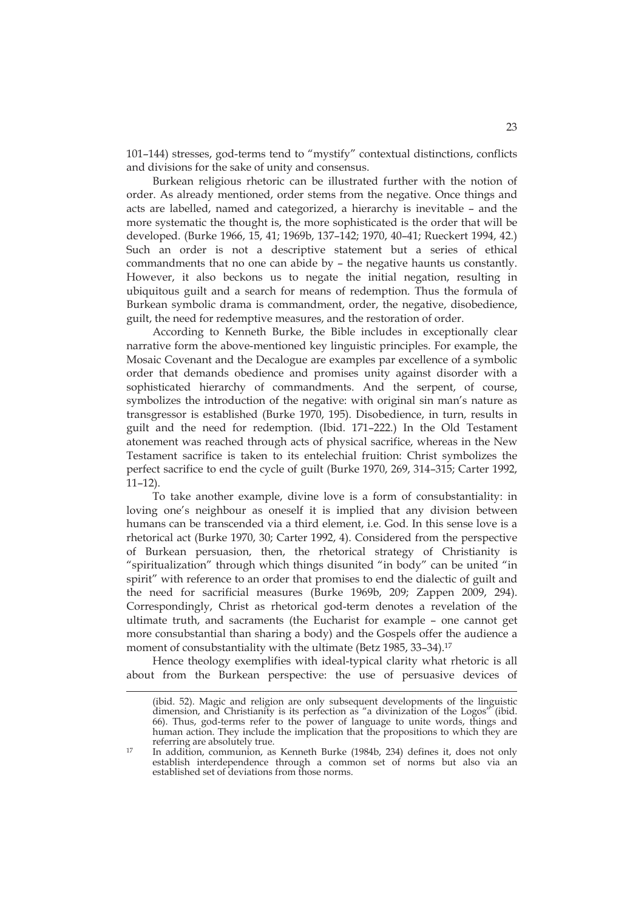101–144) stresses, god-terms tend to "mystify" contextual distinctions, conflicts and divisions for the sake of unity and consensus.

Burkean religious rhetoric can be illustrated further with the notion of order. As already mentioned, order stems from the negative. Once things and acts are labelled, named and categorized, a hierarchy is inevitable – and the more systematic the thought is, the more sophisticated is the order that will be developed. (Burke 1966, 15, 41; 1969b, 137–142; 1970, 40–41; Rueckert 1994, 42.) Such an order is not a descriptive statement but a series of ethical commandments that no one can abide by – the negative haunts us constantly. However, it also beckons us to negate the initial negation, resulting in ubiquitous guilt and a search for means of redemption. Thus the formula of Burkean symbolic drama is commandment, order, the negative, disobedience, guilt, the need for redemptive measures, and the restoration of order.

According to Kenneth Burke, the Bible includes in exceptionally clear narrative form the above-mentioned key linguistic principles. For example, the Mosaic Covenant and the Decalogue are examples par excellence of a symbolic order that demands obedience and promises unity against disorder with a sophisticated hierarchy of commandments. And the serpent, of course, symbolizes the introduction of the negative: with original sin man's nature as transgressor is established (Burke 1970, 195). Disobedience, in turn, results in guilt and the need for redemption. (Ibid. 171–222.) In the Old Testament atonement was reached through acts of physical sacrifice, whereas in the New Testament sacrifice is taken to its entelechial fruition: Christ symbolizes the perfect sacrifice to end the cycle of guilt (Burke 1970, 269, 314–315; Carter 1992, 11–12).

To take another example, divine love is a form of consubstantiality: in loving one's neighbour as oneself it is implied that any division between humans can be transcended via a third element, i.e. God. In this sense love is a rhetorical act (Burke 1970, 30; Carter 1992, 4). Considered from the perspective of Burkean persuasion, then, the rhetorical strategy of Christianity is "spiritualization" through which things disunited "in body" can be united "in spirit" with reference to an order that promises to end the dialectic of guilt and the need for sacrificial measures (Burke 1969b, 209; Zappen 2009, 294). Correspondingly, Christ as rhetorical god-term denotes a revelation of the ultimate truth, and sacraments (the Eucharist for example – one cannot get more consubstantial than sharing a body) and the Gospels offer the audience a moment of consubstantiality with the ultimate (Betz 1985, 33–34).[17]

Hence theology exemplifies with ideal-typical clarity what rhetoric is all about from the Burkean perspective: the use of persuasive devices of

---

(ibid. 52). Magic and religion are only subsequent developments of the linguistic dimension, and Christianity is its perfection as "a divinization of the Logos" (ibid. 66). Thus, god-terms refer to the power of language to unite words, things and human action. They include the implication that the propositions to which they are referring are absolutely true.

[17] In addition, communion, as Kenneth Burke (1984b, 234) defines it, does not only establish interdependence through a common set of norms but also via an established set of deviations from those norms.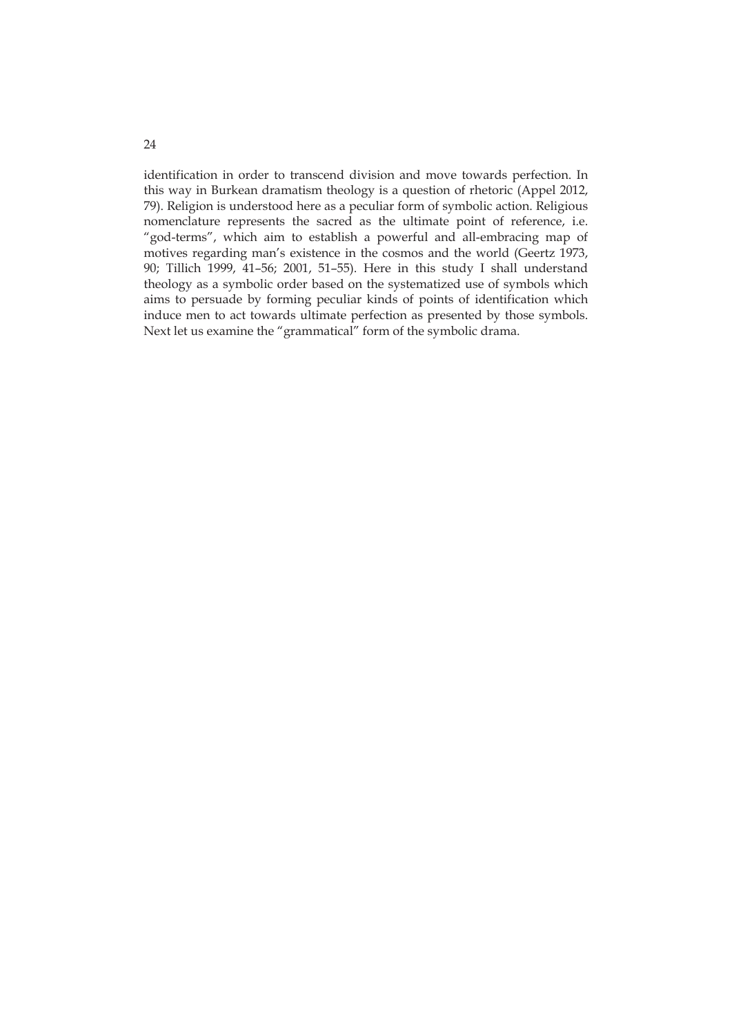identification in order to transcend division and move towards perfection. In this way in Burkean dramatism theology is a question of rhetoric (Appel 2012, 79). Religion is understood here as a peculiar form of symbolic action. Religious nomenclature represents the sacred as the ultimate point of reference, i.e. "god-terms", which aim to establish a powerful and all-embracing map of motives regarding man's existence in the cosmos and the world (Geertz 1973, 90; Tillich 1999, 41–56; 2001, 51–55). Here in this study I shall understand theology as a symbolic order based on the systematized use of symbols which aims to persuade by forming peculiar kinds of points of identification which induce men to act towards ultimate perfection as presented by those symbols. Next let us examine the "grammatical" form of the symbolic drama.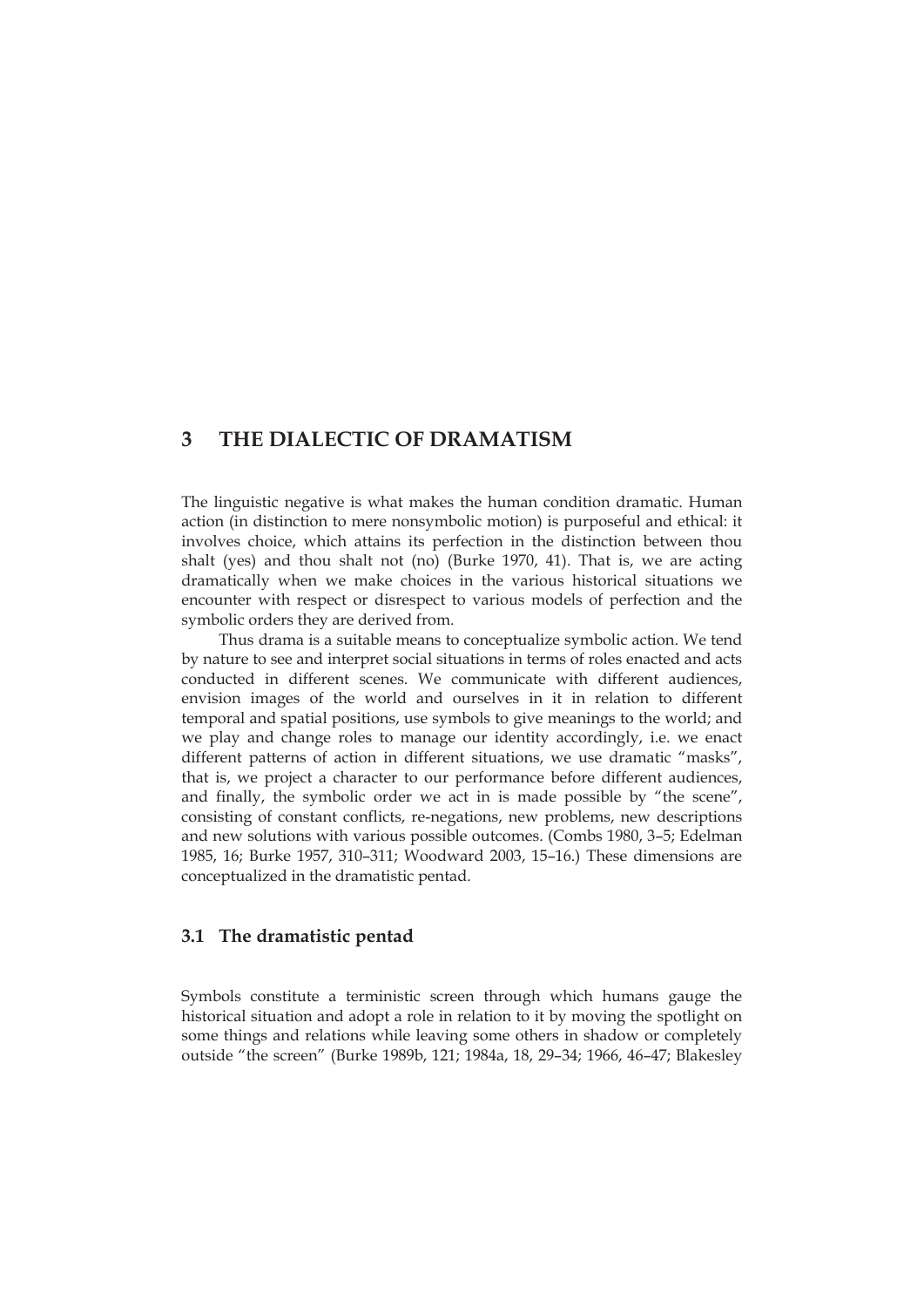# 3 THE DIALECTIC OF DRAMATISM

The linguistic negative is what makes the human condition dramatic. Human action (in distinction to mere nonsymbolic motion) is purposeful and ethical: it involves choice, which attains its perfection in the distinction between thou shalt (yes) and thou shalt not (no) (Burke 1970, 41). That is, we are acting dramatically when we make choices in the various historical situations we encounter with respect or disrespect to various models of perfection and the symbolic orders they are derived from.

Thus drama is a suitable means to conceptualize symbolic action. We tend by nature to see and interpret social situations in terms of roles enacted and acts conducted in different scenes. We communicate with different audiences, envision images of the world and ourselves in it in relation to different temporal and spatial positions, use symbols to give meanings to the world; and we play and change roles to manage our identity accordingly, i.e. we enact different patterns of action in different situations, we use dramatic "masks", that is, we project a character to our performance before different audiences, and finally, the symbolic order we act in is made possible by "the scene", consisting of constant conflicts, re-negations, new problems, new descriptions and new solutions with various possible outcomes. (Combs 1980, 3–5; Edelman 1985, 16; Burke 1957, 310–311; Woodward 2003, 15–16.) These dimensions are conceptualized in the dramatistic pentad.

## 3.1 The dramatistic pentad

Symbols constitute a terministic screen through which humans gauge the historical situation and adopt a role in relation to it by moving the spotlight on some things and relations while leaving some others in shadow or completely outside "the screen" (Burke 1989b, 121; 1984a, 18, 29–34; 1966, 46–47; Blakesley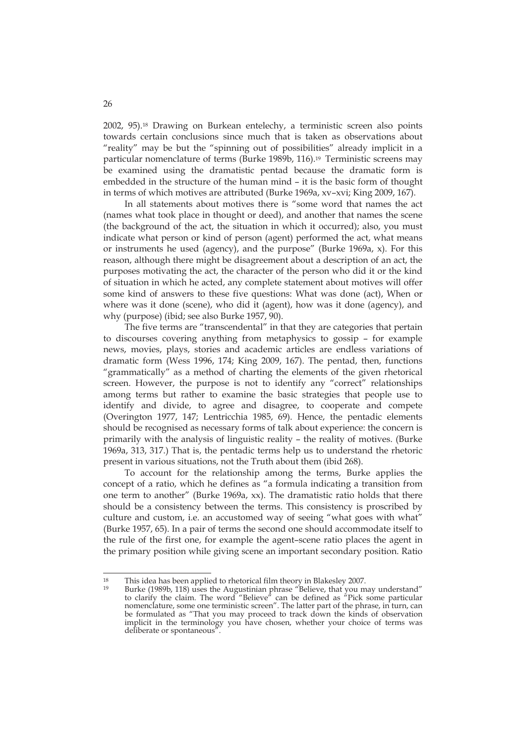2002, 95).[18] Drawing on Burkean entelechy, a terministic screen also points towards certain conclusions since much that is taken as observations about "reality" may be but the "spinning out of possibilities" already implicit in a particular nomenclature of terms (Burke 1989b, 116).[19] Terministic screens may be examined using the dramatistic pentad because the dramatic form is embedded in the structure of the human mind – it is the basic form of thought in terms of which motives are attributed (Burke 1969a, xv–xvi; King 2009, 167).

In all statements about motives there is "some word that names the act (names what took place in thought or deed), and another that names the scene (the background of the act, the situation in which it occurred); also, you must indicate what person or kind of person (agent) performed the act, what means or instruments he used (agency), and the purpose" (Burke 1969a, x). For this reason, although there might be disagreement about a description of an act, the purposes motivating the act, the character of the person who did it or the kind of situation in which he acted, any complete statement about motives will offer some kind of answers to these five questions: What was done (act), When or where was it done (scene), who did it (agent), how was it done (agency), and why (purpose) (ibid; see also Burke 1957, 90).

The five terms are "transcendental" in that they are categories that pertain to discourses covering anything from metaphysics to gossip – for example news, movies, plays, stories and academic articles are endless variations of dramatic form (Wess 1996, 174; King 2009, 167). The pentad, then, functions "grammatically" as a method of charting the elements of the given rhetorical screen. However, the purpose is not to identify any "correct" relationships among terms but rather to examine the basic strategies that people use to identify and divide, to agree and disagree, to cooperate and compete (Overington 1977, 147; Lentricchia 1985, 69). Hence, the pentadic elements should be recognised as necessary forms of talk about experience: the concern is primarily with the analysis of linguistic reality – the reality of motives. (Burke 1969a, 313, 317.) That is, the pentadic terms help us to understand the rhetoric present in various situations, not the Truth about them (ibid 268).

To account for the relationship among the terms, Burke applies the concept of a ratio, which he defines as "a formula indicating a transition from one term to another" (Burke 1969a, xx). The dramatistic ratio holds that there should be a consistency between the terms. This consistency is proscribed by culture and custom, i.e. an accustomed way of seeing "what goes with what" (Burke 1957, 65). In a pair of terms the second one should accommodate itself to the rule of the first one, for example the agent–scene ratio places the agent in the primary position while giving scene an important secondary position. Ratio

---

[18] This idea has been applied to rhetorical film theory in Blakesley 2007.

[19] Burke (1989b, 118) uses the Augustinian phrase "Believe, that you may understand" to clarify the claim. The word "Believe" can be defined as "Pick some particular nomenclature, some one terministic screen". The latter part of the phrase, in turn, can be formulated as "That you may proceed to track down the kinds of observation implicit in the terminology you have chosen, whether your choice of terms was deliberate or spontaneous".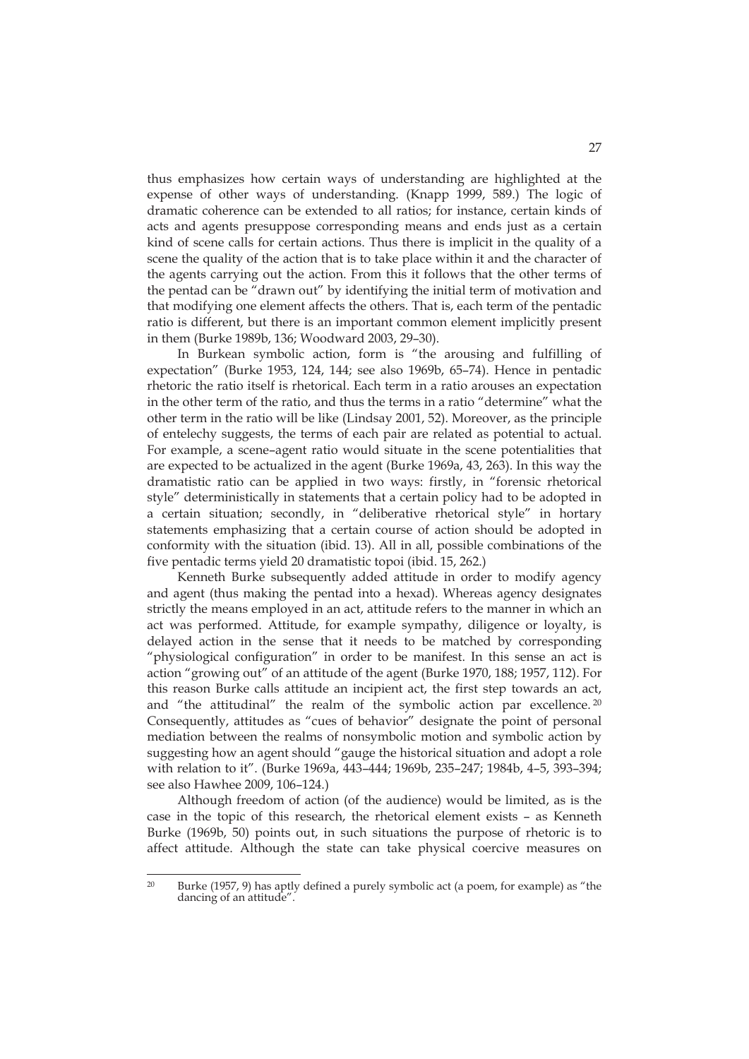thus emphasizes how certain ways of understanding are highlighted at the expense of other ways of understanding. (Knapp 1999, 589.) The logic of dramatic coherence can be extended to all ratios; for instance, certain kinds of acts and agents presuppose corresponding means and ends just as a certain kind of scene calls for certain actions. Thus there is implicit in the quality of a scene the quality of the action that is to take place within it and the character of the agents carrying out the action. From this it follows that the other terms of the pentad can be "drawn out" by identifying the initial term of motivation and that modifying one element affects the others. That is, each term of the pentadic ratio is different, but there is an important common element implicitly present in them (Burke 1989b, 136; Woodward 2003, 29–30).

In Burkean symbolic action, form is "the arousing and fulfilling of expectation" (Burke 1953, 124, 144; see also 1969b, 65–74). Hence in pentadic rhetoric the ratio itself is rhetorical. Each term in a ratio arouses an expectation in the other term of the ratio, and thus the terms in a ratio "determine" what the other term in the ratio will be like (Lindsay 2001, 52). Moreover, as the principle of entelechy suggests, the terms of each pair are related as potential to actual. For example, a scene–agent ratio would situate in the scene potentialities that are expected to be actualized in the agent (Burke 1969a, 43, 263). In this way the dramatistic ratio can be applied in two ways: firstly, in "forensic rhetorical style" deterministically in statements that a certain policy had to be adopted in a certain situation; secondly, in "deliberative rhetorical style" in hortary statements emphasizing that a certain course of action should be adopted in conformity with the situation (ibid. 13). All in all, possible combinations of the five pentadic terms yield 20 dramatistic topoi (ibid. 15, 262.)

Kenneth Burke subsequently added attitude in order to modify agency and agent (thus making the pentad into a hexad). Whereas agency designates strictly the means employed in an act, attitude refers to the manner in which an act was performed. Attitude, for example sympathy, diligence or loyalty, is delayed action in the sense that it needs to be matched by corresponding "physiological configuration" in order to be manifest. In this sense an act is action "growing out" of an attitude of the agent (Burke 1970, 188; 1957, 112). For this reason Burke calls attitude an incipient act, the first step towards an act, and "the attitudinal" the realm of the symbolic action par excellence.[20] Consequently, attitudes as "cues of behavior" designate the point of personal mediation between the realms of nonsymbolic motion and symbolic action by suggesting how an agent should "gauge the historical situation and adopt a role with relation to it". (Burke 1969a, 443–444; 1969b, 235–247; 1984b, 4–5, 393–394; see also Hawhee 2009, 106–124.)

Although freedom of action (of the audience) would be limited, as is the case in the topic of this research, the rhetorical element exists – as Kenneth Burke (1969b, 50) points out, in such situations the purpose of rhetoric is to affect attitude. Although the state can take physical coercive measures on

---

[20] Burke (1957, 9) has aptly defined a purely symbolic act (a poem, for example) as "the dancing of an attitude".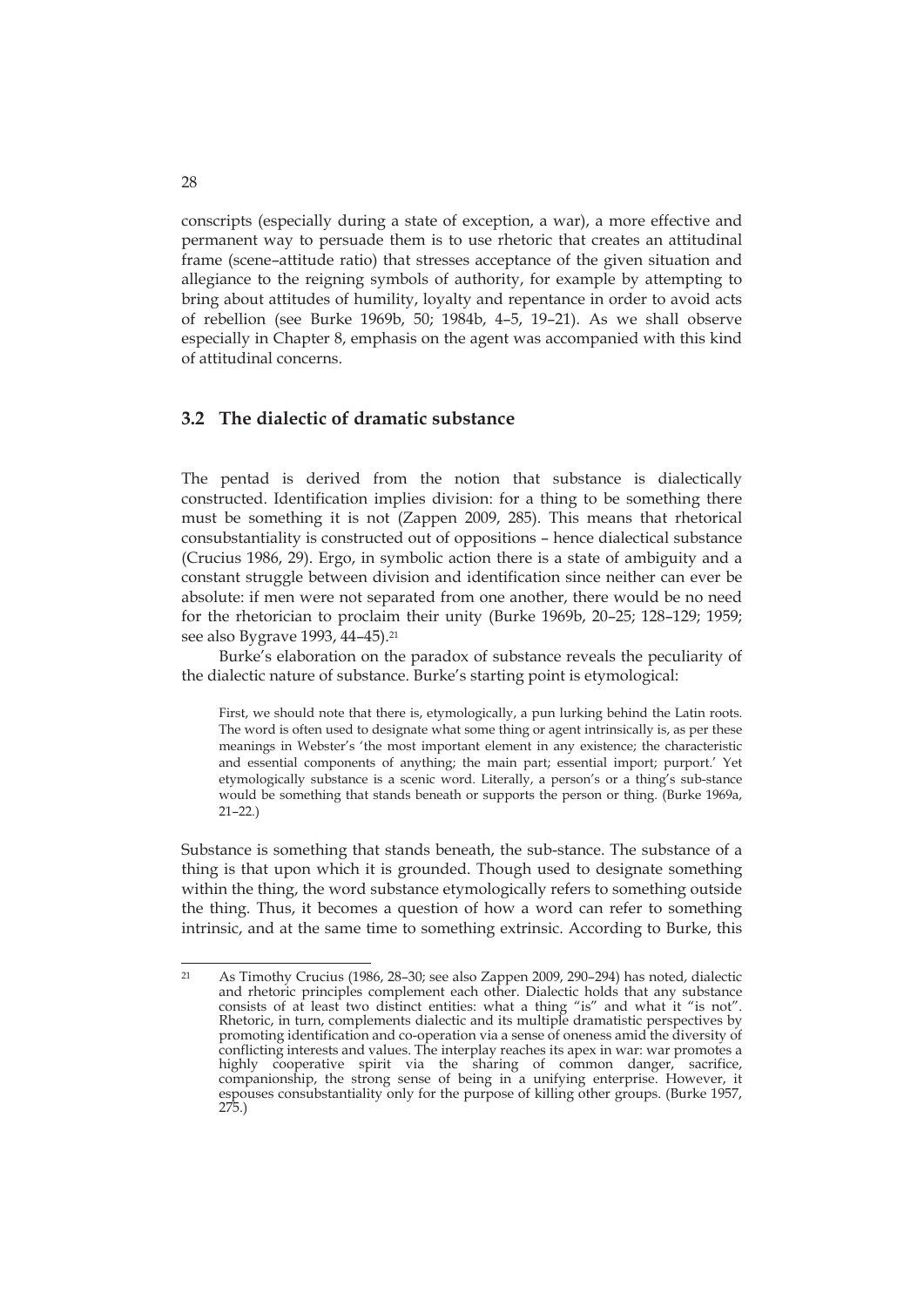conscripts (especially during a state of exception, a war), a more effective and permanent way to persuade them is to use rhetoric that creates an attitudinal frame (scene–attitude ratio) that stresses acceptance of the given situation and allegiance to the reigning symbols of authority, for example by attempting to bring about attitudes of humility, loyalty and repentance in order to avoid acts of rebellion (see Burke 1969b, 50; 1984b, 4–5, 19–21). As we shall observe especially in Chapter 8, emphasis on the agent was accompanied with this kind of attitudinal concerns.

## 3.2 The dialectic of dramatic substance

The pentad is derived from the notion that substance is dialectically constructed. Identification implies division: for a thing to be something there must be something it is not (Zappen 2009, 285). This means that rhetorical consubstantiality is constructed out of oppositions – hence dialectical substance (Crucius 1986, 29). Ergo, in symbolic action there is a state of ambiguity and a constant struggle between division and identification since neither can ever be absolute: if men were not separated from one another, there would be no need for the rhetorician to proclaim their unity (Burke 1969b, 20–25; 128–129; 1959; see also Bygrave 1993, 44–45).[21]

Burke's elaboration on the paradox of substance reveals the peculiarity of the dialectic nature of substance. Burke's starting point is etymological:

> First, we should note that there is, etymologically, a pun lurking behind the Latin roots. The word is often used to designate what some thing or agent intrinsically is, as per these meanings in Webster's 'the most important element in any existence; the characteristic and essential components of anything; the main part; essential import; purport.' Yet etymologically substance is a scenic word. Literally, a person's or a thing's sub-stance would be something that stands beneath or supports the person or thing. (Burke 1969a, 21–22.)

Substance is something that stands beneath, the sub-stance. The substance of a thing is that upon which it is grounded. Though used to designate something within the thing, the word substance etymologically refers to something outside the thing. Thus, it becomes a question of how a word can refer to something intrinsic, and at the same time to something extrinsic. According to Burke, this

---

[21] As Timothy Crucius (1986, 28–30; see also Zappen 2009, 290–294) has noted, dialectic and rhetoric principles complement each other. Dialectic holds that any substance consists of at least two distinct entities: what a thing "is" and what it "is not". Rhetoric, in turn, complements dialectic and its multiple dramatistic perspectives by promoting identification and co-operation via a sense of oneness amid the diversity of conflicting interests and values. The interplay reaches its apex in war: war promotes a highly cooperative spirit via the sharing of common danger, sacrifice, companionship, the strong sense of being in a unifying enterprise. However, it espouses consubstantiality only for the purpose of killing other groups. (Burke 1957, 275.)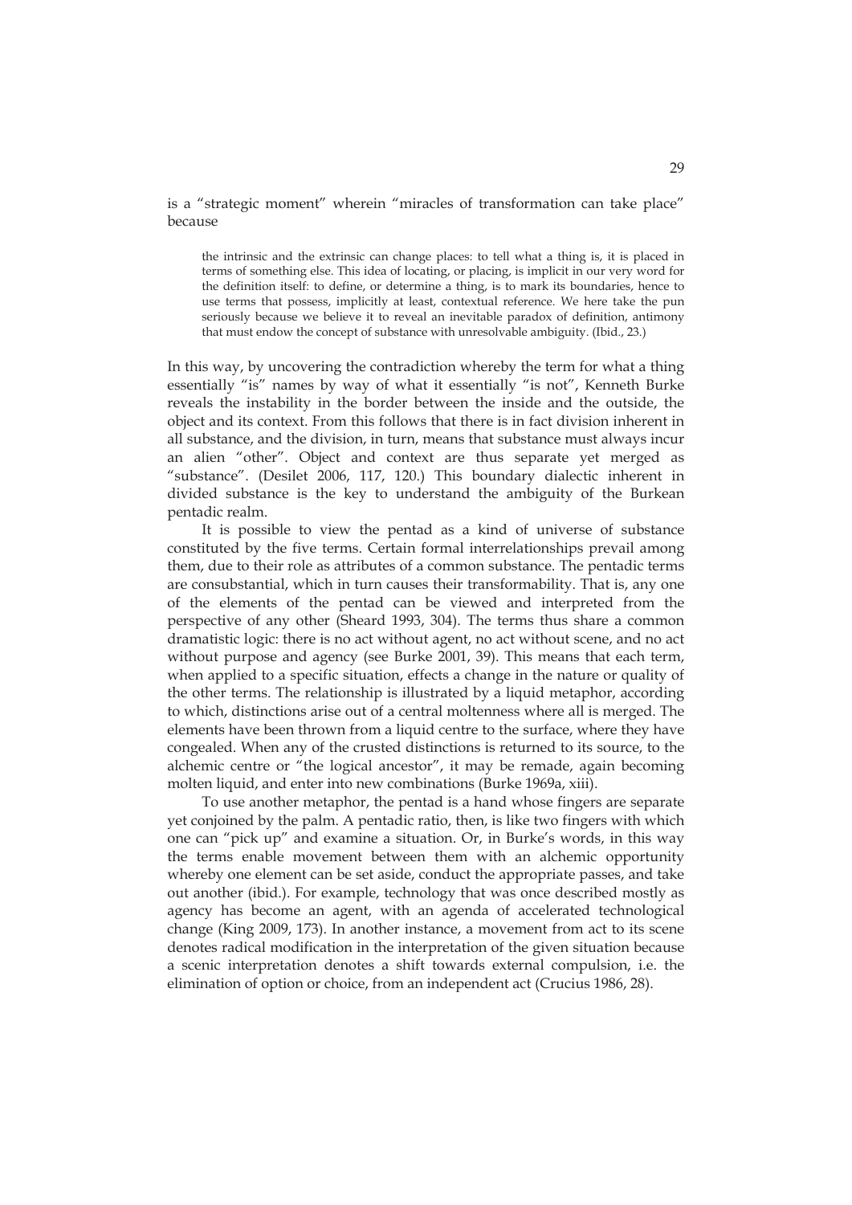is a "strategic moment" wherein "miracles of transformation can take place" because

> the intrinsic and the extrinsic can change places: to tell what a thing is, it is placed in terms of something else. This idea of locating, or placing, is implicit in our very word for the definition itself: to define, or determine a thing, is to mark its boundaries, hence to use terms that possess, implicitly at least, contextual reference. We here take the pun seriously because we believe it to reveal an inevitable paradox of definition, antimony that must endow the concept of substance with unresolvable ambiguity. (Ibid., 23.)

In this way, by uncovering the contradiction whereby the term for what a thing essentially "is" names by way of what it essentially "is not", Kenneth Burke reveals the instability in the border between the inside and the outside, the object and its context. From this follows that there is in fact division inherent in all substance, and the division, in turn, means that substance must always incur an alien "other". Object and context are thus separate yet merged as "substance". (Desilet 2006, 117, 120.) This boundary dialectic inherent in divided substance is the key to understand the ambiguity of the Burkean pentadic realm.

It is possible to view the pentad as a kind of universe of substance constituted by the five terms. Certain formal interrelationships prevail among them, due to their role as attributes of a common substance. The pentadic terms are consubstantial, which in turn causes their transformability. That is, any one of the elements of the pentad can be viewed and interpreted from the perspective of any other (Sheard 1993, 304). The terms thus share a common dramatistic logic: there is no act without agent, no act without scene, and no act without purpose and agency (see Burke 2001, 39). This means that each term, when applied to a specific situation, effects a change in the nature or quality of the other terms. The relationship is illustrated by a liquid metaphor, according to which, distinctions arise out of a central moltenness where all is merged. The elements have been thrown from a liquid centre to the surface, where they have congealed. When any of the crusted distinctions is returned to its source, to the alchemic centre or "the logical ancestor", it may be remade, again becoming molten liquid, and enter into new combinations (Burke 1969a, xiii).

To use another metaphor, the pentad is a hand whose fingers are separate yet conjoined by the palm. A pentadic ratio, then, is like two fingers with which one can "pick up" and examine a situation. Or, in Burke's words, in this way the terms enable movement between them with an alchemic opportunity whereby one element can be set aside, conduct the appropriate passes, and take out another (ibid.). For example, technology that was once described mostly as agency has become an agent, with an agenda of accelerated technological change (King 2009, 173). In another instance, a movement from act to its scene denotes radical modification in the interpretation of the given situation because a scenic interpretation denotes a shift towards external compulsion, i.e. the elimination of option or choice, from an independent act (Crucius 1986, 28).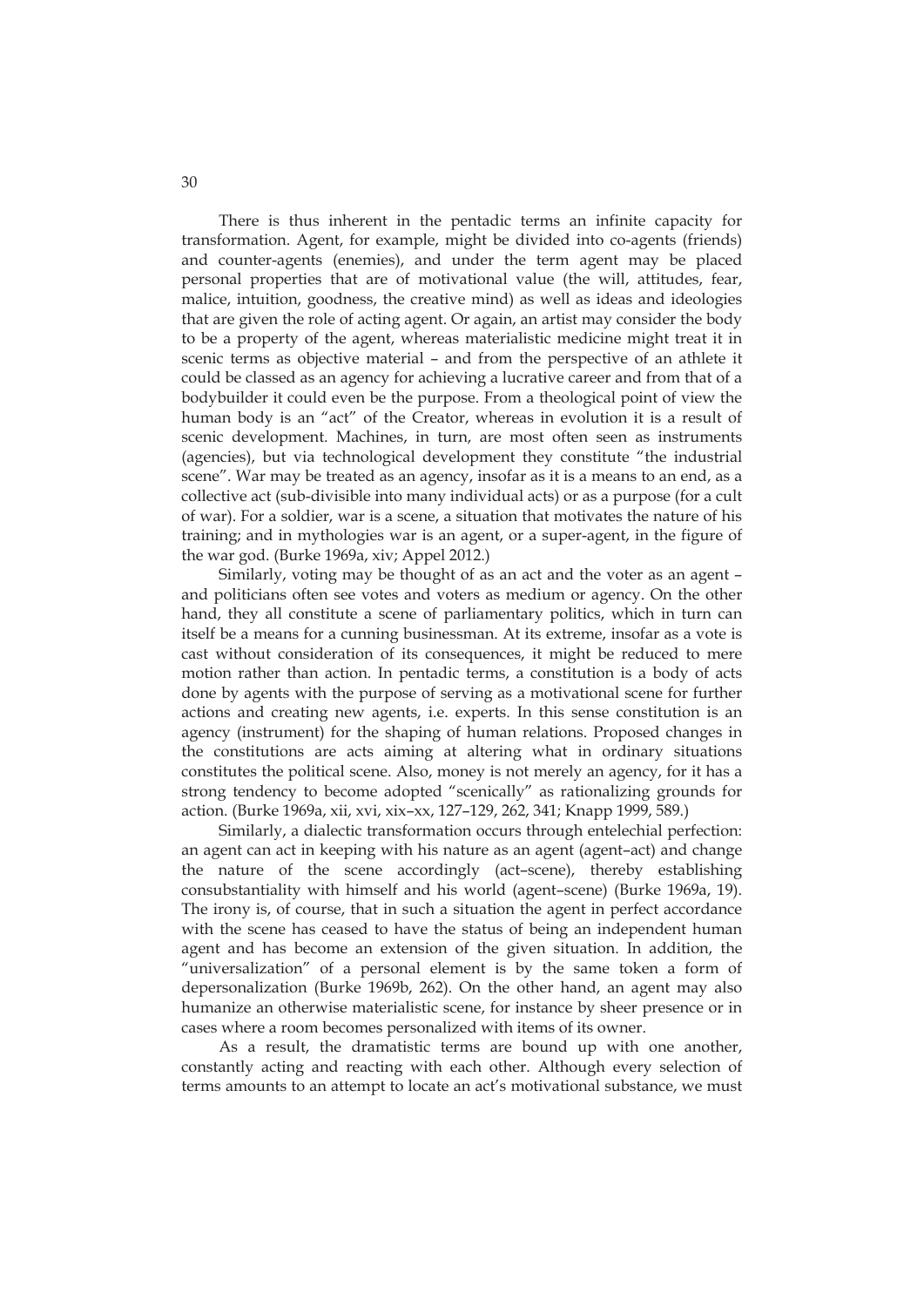There is thus inherent in the pentadic terms an infinite capacity for transformation. Agent, for example, might be divided into co-agents (friends) and counter-agents (enemies), and under the term agent may be placed personal properties that are of motivational value (the will, attitudes, fear, malice, intuition, goodness, the creative mind) as well as ideas and ideologies that are given the role of acting agent. Or again, an artist may consider the body to be a property of the agent, whereas materialistic medicine might treat it in scenic terms as objective material – and from the perspective of an athlete it could be classed as an agency for achieving a lucrative career and from that of a bodybuilder it could even be the purpose. From a theological point of view the human body is an "act" of the Creator, whereas in evolution it is a result of scenic development. Machines, in turn, are most often seen as instruments (agencies), but via technological development they constitute "the industrial scene". War may be treated as an agency, insofar as it is a means to an end, as a collective act (sub-divisible into many individual acts) or as a purpose (for a cult of war). For a soldier, war is a scene, a situation that motivates the nature of his training; and in mythologies war is an agent, or a super-agent, in the figure of the war god. (Burke 1969a, xiv; Appel 2012.)

Similarly, voting may be thought of as an act and the voter as an agent – and politicians often see votes and voters as medium or agency. On the other hand, they all constitute a scene of parliamentary politics, which in turn can itself be a means for a cunning businessman. At its extreme, insofar as a vote is cast without consideration of its consequences, it might be reduced to mere motion rather than action. In pentadic terms, a constitution is a body of acts done by agents with the purpose of serving as a motivational scene for further actions and creating new agents, i.e. experts. In this sense constitution is an agency (instrument) for the shaping of human relations. Proposed changes in the constitutions are acts aiming at altering what in ordinary situations constitutes the political scene. Also, money is not merely an agency, for it has a strong tendency to become adopted "scenically" as rationalizing grounds for action. (Burke 1969a, xii, xvi, xix–xx, 127–129, 262, 341; Knapp 1999, 589.)

Similarly, a dialectic transformation occurs through entelechial perfection: an agent can act in keeping with his nature as an agent (agent–act) and change the nature of the scene accordingly (act–scene), thereby establishing consubstantiality with himself and his world (agent–scene) (Burke 1969a, 19). The irony is, of course, that in such a situation the agent in perfect accordance with the scene has ceased to have the status of being an independent human agent and has become an extension of the given situation. In addition, the "universalization" of a personal element is by the same token a form of depersonalization (Burke 1969b, 262). On the other hand, an agent may also humanize an otherwise materialistic scene, for instance by sheer presence or in cases where a room becomes personalized with items of its owner.

As a result, the dramatistic terms are bound up with one another, constantly acting and reacting with each other. Although every selection of terms amounts to an attempt to locate an act's motivational substance, we must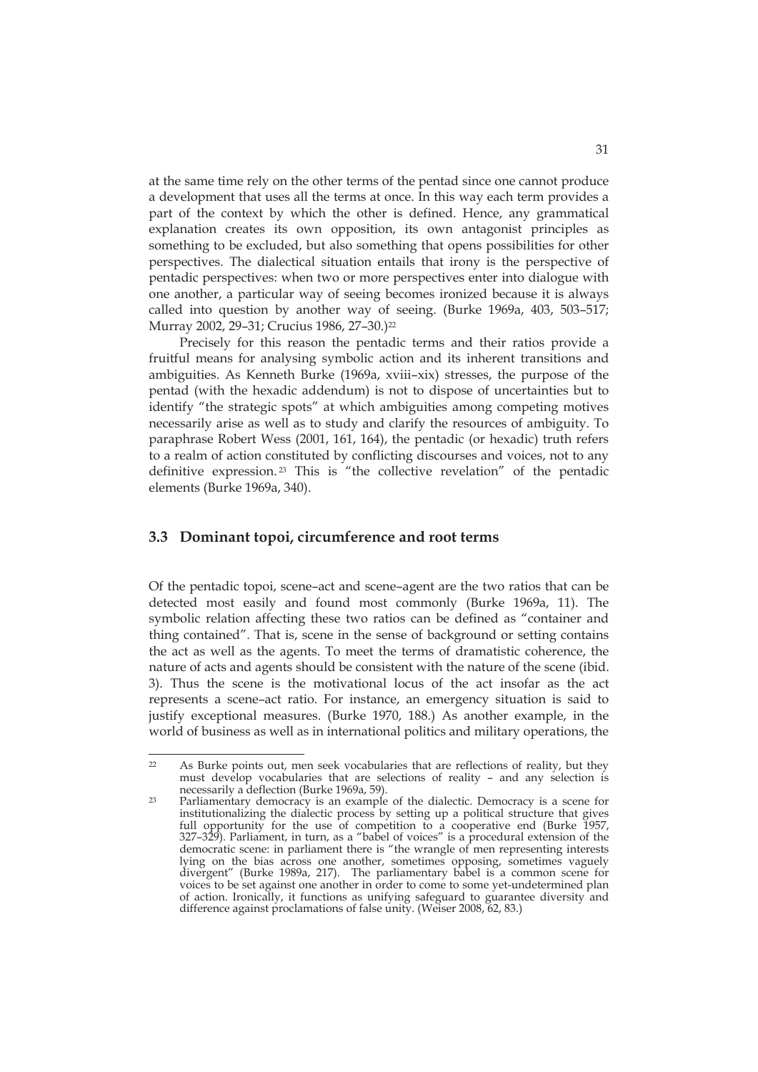at the same time rely on the other terms of the pentad since one cannot produce a development that uses all the terms at once. In this way each term provides a part of the context by which the other is defined. Hence, any grammatical explanation creates its own opposition, its own antagonist principles as something to be excluded, but also something that opens possibilities for other perspectives. The dialectical situation entails that irony is the perspective of pentadic perspectives: when two or more perspectives enter into dialogue with one another, a particular way of seeing becomes ironized because it is always called into question by another way of seeing. (Burke 1969a, 403, 503–517; Murray 2002, 29–31; Crucius 1986, 27–30.)[22]

Precisely for this reason the pentadic terms and their ratios provide a fruitful means for analysing symbolic action and its inherent transitions and ambiguities. As Kenneth Burke (1969a, xviii–xix) stresses, the purpose of the pentad (with the hexadic addendum) is not to dispose of uncertainties but to identify "the strategic spots" at which ambiguities among competing motives necessarily arise as well as to study and clarify the resources of ambiguity. To paraphrase Robert Wess (2001, 161, 164), the pentadic (or hexadic) truth refers to a realm of action constituted by conflicting discourses and voices, not to any definitive expression.[23] This is "the collective revelation" of the pentadic elements (Burke 1969a, 340).

## 3.3 Dominant topoi, circumference and root terms

Of the pentadic topoi, scene–act and scene–agent are the two ratios that can be detected most easily and found most commonly (Burke 1969a, 11). The symbolic relation affecting these two ratios can be defined as "container and thing contained". That is, scene in the sense of background or setting contains the act as well as the agents. To meet the terms of dramatistic coherence, the nature of acts and agents should be consistent with the nature of the scene (ibid. 3). Thus the scene is the motivational locus of the act insofar as the act represents a scene–act ratio. For instance, an emergency situation is said to justify exceptional measures. (Burke 1970, 188.) As another example, in the world of business as well as in international politics and military operations, the

[22] As Burke points out, men seek vocabularies that are reflections of reality, but they must develop vocabularies that are selections of reality – and any selection is necessarily a deflection (Burke 1969a, 59).

[23] Parliamentary democracy is an example of the dialectic. Democracy is a scene for institutionalizing the dialectic process by setting up a political structure that gives full opportunity for the use of competition to a cooperative end (Burke 1957, 327–329). Parliament, in turn, as a "babel of voices" is a procedural extension of the democratic scene: in parliament there is "the wrangle of men representing interests lying on the bias across one another, sometimes opposing, sometimes vaguely divergent" (Burke 1989a, 217). The parliamentary babel is a common scene for voices to be set against one another in order to come to some yet-undetermined plan of action. Ironically, it functions as unifying safeguard to guarantee diversity and difference against proclamations of false unity. (Weiser 2008, 62, 83.)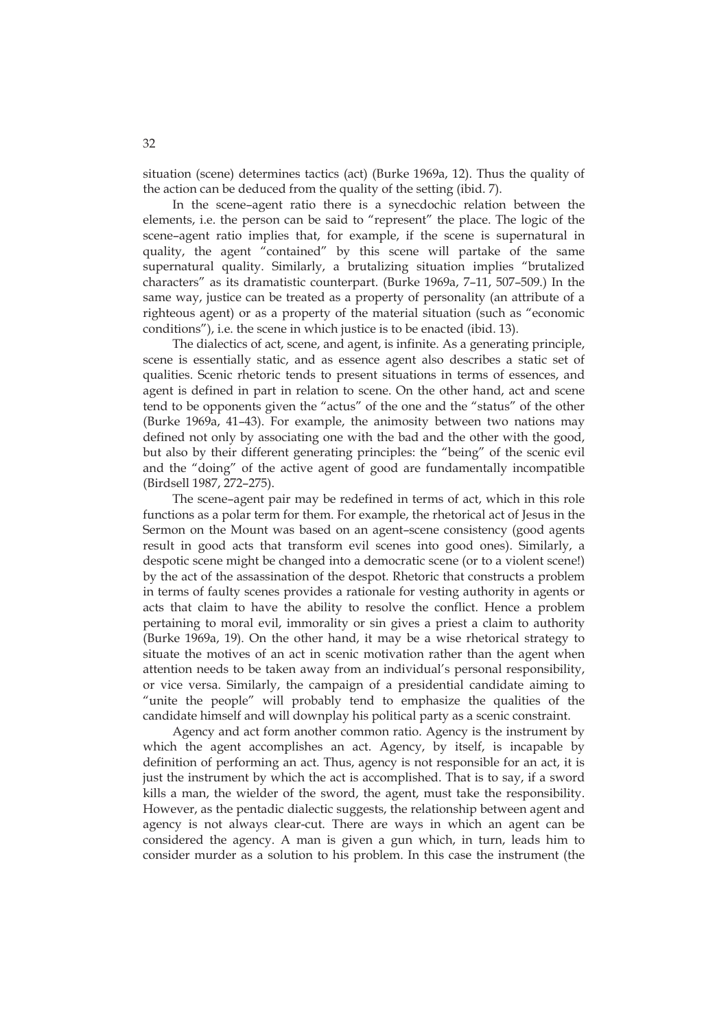situation (scene) determines tactics (act) (Burke 1969a, 12). Thus the quality of the action can be deduced from the quality of the setting (ibid. 7).

In the scene–agent ratio there is a synecdochic relation between the elements, i.e. the person can be said to "represent" the place. The logic of the scene–agent ratio implies that, for example, if the scene is supernatural in quality, the agent "contained" by this scene will partake of the same supernatural quality. Similarly, a brutalizing situation implies "brutalized characters" as its dramatistic counterpart. (Burke 1969a, 7–11, 507–509.) In the same way, justice can be treated as a property of personality (an attribute of a righteous agent) or as a property of the material situation (such as "economic conditions"), i.e. the scene in which justice is to be enacted (ibid. 13).

The dialectics of act, scene, and agent, is infinite. As a generating principle, scene is essentially static, and as essence agent also describes a static set of qualities. Scenic rhetoric tends to present situations in terms of essences, and agent is defined in part in relation to scene. On the other hand, act and scene tend to be opponents given the "actus" of the one and the "status" of the other (Burke 1969a, 41–43). For example, the animosity between two nations may defined not only by associating one with the bad and the other with the good, but also by their different generating principles: the "being" of the scenic evil and the "doing" of the active agent of good are fundamentally incompatible (Birdsell 1987, 272–275).

The scene–agent pair may be redefined in terms of act, which in this role functions as a polar term for them. For example, the rhetorical act of Jesus in the Sermon on the Mount was based on an agent–scene consistency (good agents result in good acts that transform evil scenes into good ones). Similarly, a despotic scene might be changed into a democratic scene (or to a violent scene!) by the act of the assassination of the despot. Rhetoric that constructs a problem in terms of faulty scenes provides a rationale for vesting authority in agents or acts that claim to have the ability to resolve the conflict. Hence a problem pertaining to moral evil, immorality or sin gives a priest a claim to authority (Burke 1969a, 19). On the other hand, it may be a wise rhetorical strategy to situate the motives of an act in scenic motivation rather than the agent when attention needs to be taken away from an individual's personal responsibility, or vice versa. Similarly, the campaign of a presidential candidate aiming to "unite the people" will probably tend to emphasize the qualities of the candidate himself and will downplay his political party as a scenic constraint.

Agency and act form another common ratio. Agency is the instrument by which the agent accomplishes an act. Agency, by itself, is incapable by definition of performing an act. Thus, agency is not responsible for an act, it is just the instrument by which the act is accomplished. That is to say, if a sword kills a man, the wielder of the sword, the agent, must take the responsibility. However, as the pentadic dialectic suggests, the relationship between agent and agency is not always clear-cut. There are ways in which an agent can be considered the agency. A man is given a gun which, in turn, leads him to consider murder as a solution to his problem. In this case the instrument (the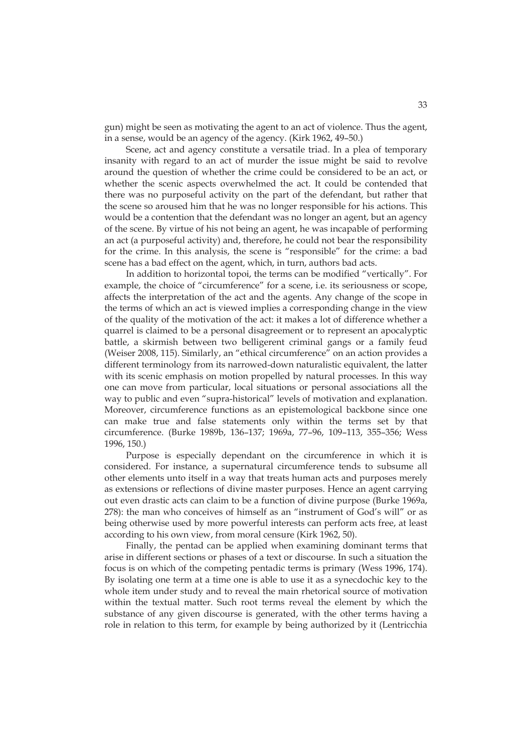gun) might be seen as motivating the agent to an act of violence. Thus the agent, in a sense, would be an agency of the agency. (Kirk 1962, 49–50.)

Scene, act and agency constitute a versatile triad. In a plea of temporary insanity with regard to an act of murder the issue might be said to revolve around the question of whether the crime could be considered to be an act, or whether the scenic aspects overwhelmed the act. It could be contended that there was no purposeful activity on the part of the defendant, but rather that the scene so aroused him that he was no longer responsible for his actions. This would be a contention that the defendant was no longer an agent, but an agency of the scene. By virtue of his not being an agent, he was incapable of performing an act (a purposeful activity) and, therefore, he could not bear the responsibility for the crime. In this analysis, the scene is "responsible" for the crime: a bad scene has a bad effect on the agent, which, in turn, authors bad acts.

In addition to horizontal topoi, the terms can be modified "vertically". For example, the choice of "circumference" for a scene, i.e. its seriousness or scope, affects the interpretation of the act and the agents. Any change of the scope in the terms of which an act is viewed implies a corresponding change in the view of the quality of the motivation of the act: it makes a lot of difference whether a quarrel is claimed to be a personal disagreement or to represent an apocalyptic battle, a skirmish between two belligerent criminal gangs or a family feud (Weiser 2008, 115). Similarly, an "ethical circumference" on an action provides a different terminology from its narrowed-down naturalistic equivalent, the latter with its scenic emphasis on motion propelled by natural processes. In this way one can move from particular, local situations or personal associations all the way to public and even "supra-historical" levels of motivation and explanation. Moreover, circumference functions as an epistemological backbone since one can make true and false statements only within the terms set by that circumference. (Burke 1989b, 136–137; 1969a, 77–96, 109–113, 355–356; Wess 1996, 150.)

Purpose is especially dependant on the circumference in which it is considered. For instance, a supernatural circumference tends to subsume all other elements unto itself in a way that treats human acts and purposes merely as extensions or reflections of divine master purposes. Hence an agent carrying out even drastic acts can claim to be a function of divine purpose (Burke 1969a, 278): the man who conceives of himself as an "instrument of God's will" or as being otherwise used by more powerful interests can perform acts free, at least according to his own view, from moral censure (Kirk 1962, 50).

Finally, the pentad can be applied when examining dominant terms that arise in different sections or phases of a text or discourse. In such a situation the focus is on which of the competing pentadic terms is primary (Wess 1996, 174). By isolating one term at a time one is able to use it as a synecdochic key to the whole item under study and to reveal the main rhetorical source of motivation within the textual matter. Such root terms reveal the element by which the substance of any given discourse is generated, with the other terms having a role in relation to this term, for example by being authorized by it (Lentricchia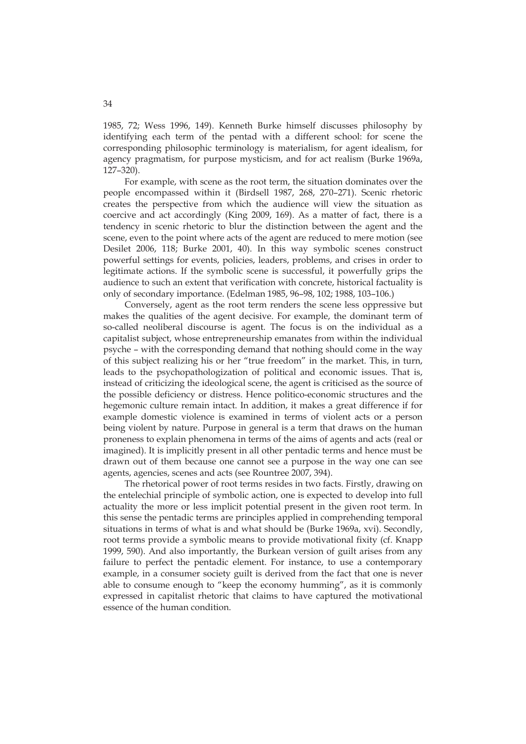1985, 72; Wess 1996, 149). Kenneth Burke himself discusses philosophy by identifying each term of the pentad with a different school: for scene the corresponding philosophic terminology is materialism, for agent idealism, for agency pragmatism, for purpose mysticism, and for act realism (Burke 1969a, 127–320).

For example, with scene as the root term, the situation dominates over the people encompassed within it (Birdsell 1987, 268, 270–271). Scenic rhetoric creates the perspective from which the audience will view the situation as coercive and act accordingly (King 2009, 169). As a matter of fact, there is a tendency in scenic rhetoric to blur the distinction between the agent and the scene, even to the point where acts of the agent are reduced to mere motion (see Desilet 2006, 118; Burke 2001, 40). In this way symbolic scenes construct powerful settings for events, policies, leaders, problems, and crises in order to legitimate actions. If the symbolic scene is successful, it powerfully grips the audience to such an extent that verification with concrete, historical factuality is only of secondary importance. (Edelman 1985, 96–98, 102; 1988, 103–106.)

Conversely, agent as the root term renders the scene less oppressive but makes the qualities of the agent decisive. For example, the dominant term of so-called neoliberal discourse is agent. The focus is on the individual as a capitalist subject, whose entrepreneurship emanates from within the individual psyche – with the corresponding demand that nothing should come in the way of this subject realizing his or her "true freedom" in the market. This, in turn, leads to the psychopathologization of political and economic issues. That is, instead of criticizing the ideological scene, the agent is criticised as the source of the possible deficiency or distress. Hence politico-economic structures and the hegemonic culture remain intact. In addition, it makes a great difference if for example domestic violence is examined in terms of violent acts or a person being violent by nature. Purpose in general is a term that draws on the human proneness to explain phenomena in terms of the aims of agents and acts (real or imagined). It is implicitly present in all other pentadic terms and hence must be drawn out of them because one cannot see a purpose in the way one can see agents, agencies, scenes and acts (see Rountree 2007, 394).

The rhetorical power of root terms resides in two facts. Firstly, drawing on the entelechial principle of symbolic action, one is expected to develop into full actuality the more or less implicit potential present in the given root term. In this sense the pentadic terms are principles applied in comprehending temporal situations in terms of what is and what should be (Burke 1969a, xvi). Secondly, root terms provide a symbolic means to provide motivational fixity (cf. Knapp 1999, 590). And also importantly, the Burkean version of guilt arises from any failure to perfect the pentadic element. For instance, to use a contemporary example, in a consumer society guilt is derived from the fact that one is never able to consume enough to "keep the economy humming", as it is commonly expressed in capitalist rhetoric that claims to have captured the motivational essence of the human condition.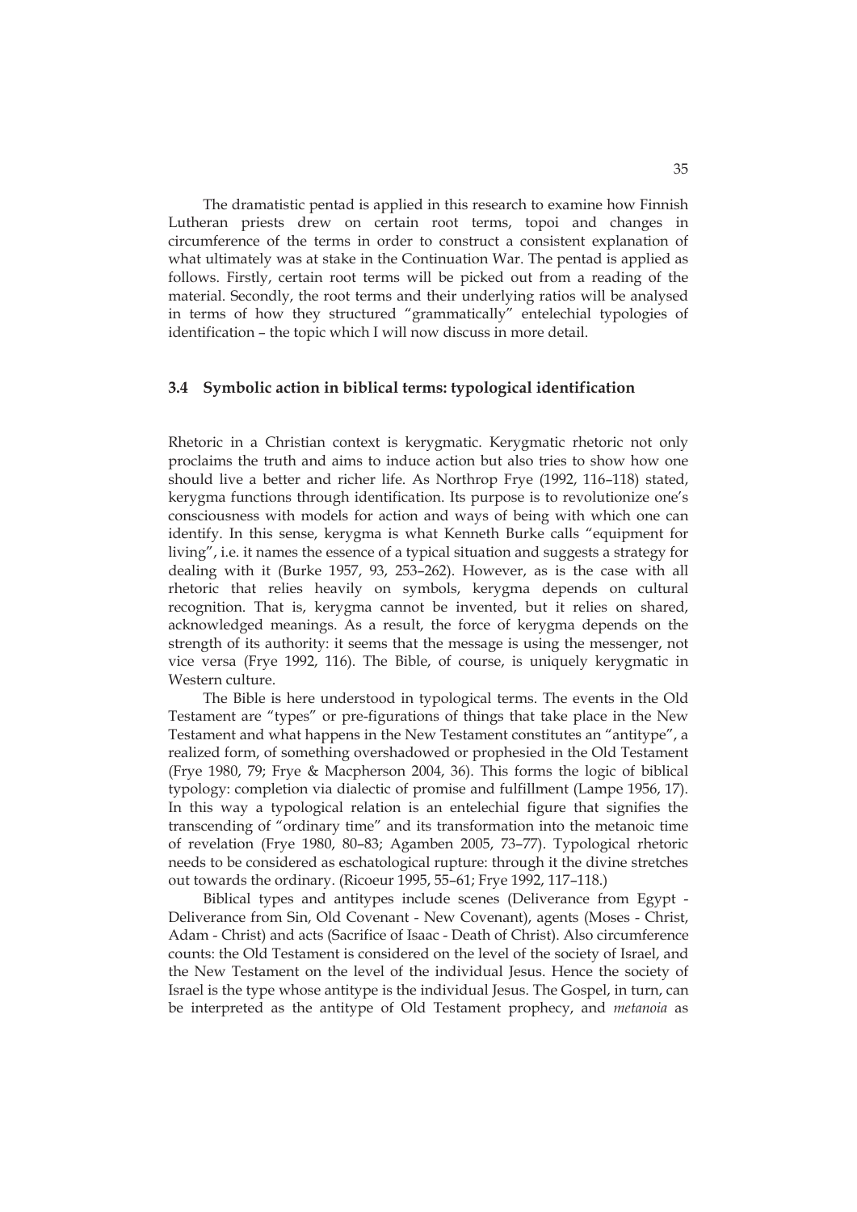The dramatistic pentad is applied in this research to examine how Finnish Lutheran priests drew on certain root terms, topoi and changes in circumference of the terms in order to construct a consistent explanation of what ultimately was at stake in the Continuation War. The pentad is applied as follows. Firstly, certain root terms will be picked out from a reading of the material. Secondly, the root terms and their underlying ratios will be analysed in terms of how they structured "grammatically" entelechial typologies of identification – the topic which I will now discuss in more detail.

### 3.4 Symbolic action in biblical terms: typological identification

Rhetoric in a Christian context is kerygmatic. Kerygmatic rhetoric not only proclaims the truth and aims to induce action but also tries to show how one should live a better and richer life. As Northrop Frye (1992, 116–118) stated, kerygma functions through identification. Its purpose is to revolutionize one's consciousness with models for action and ways of being with which one can identify. In this sense, kerygma is what Kenneth Burke calls "equipment for living", i.e. it names the essence of a typical situation and suggests a strategy for dealing with it (Burke 1957, 93, 253–262). However, as is the case with all rhetoric that relies heavily on symbols, kerygma depends on cultural recognition. That is, kerygma cannot be invented, but it relies on shared, acknowledged meanings. As a result, the force of kerygma depends on the strength of its authority: it seems that the message is using the messenger, not vice versa (Frye 1992, 116). The Bible, of course, is uniquely kerygmatic in Western culture.

The Bible is here understood in typological terms. The events in the Old Testament are "types" or pre-figurations of things that take place in the New Testament and what happens in the New Testament constitutes an "antitype", a realized form, of something overshadowed or prophesied in the Old Testament (Frye 1980, 79; Frye & Macpherson 2004, 36). This forms the logic of biblical typology: completion via dialectic of promise and fulfillment (Lampe 1956, 17). In this way a typological relation is an entelechial figure that signifies the transcending of "ordinary time" and its transformation into the metanoic time of revelation (Frye 1980, 80–83; Agamben 2005, 73–77). Typological rhetoric needs to be considered as eschatological rupture: through it the divine stretches out towards the ordinary. (Ricoeur 1995, 55–61; Frye 1992, 117–118.)

Biblical types and antitypes include scenes (Deliverance from Egypt - Deliverance from Sin, Old Covenant - New Covenant), agents (Moses - Christ, Adam - Christ) and acts (Sacrifice of Isaac - Death of Christ). Also circumference counts: the Old Testament is considered on the level of the society of Israel, and the New Testament on the level of the individual Jesus. Hence the society of Israel is the type whose antitype is the individual Jesus. The Gospel, in turn, can be interpreted as the antitype of Old Testament prophecy, and *metanoia* as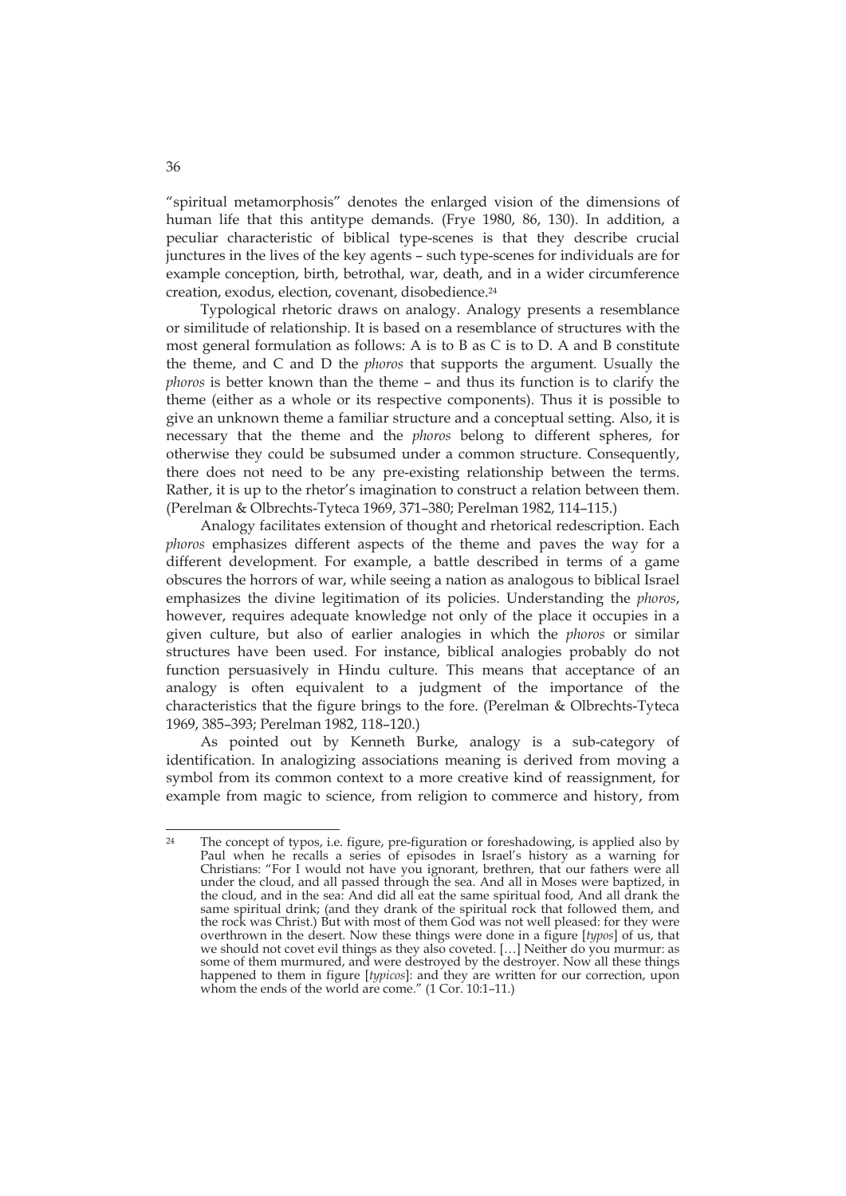"spiritual metamorphosis" denotes the enlarged vision of the dimensions of human life that this antitype demands. (Frye 1980, 86, 130). In addition, a peculiar characteristic of biblical type-scenes is that they describe crucial junctures in the lives of the key agents – such type-scenes for individuals are for example conception, birth, betrothal, war, death, and in a wider circumference creation, exodus, election, covenant, disobedience.[24]

Typological rhetoric draws on analogy. Analogy presents a resemblance or similitude of relationship. It is based on a resemblance of structures with the most general formulation as follows: A is to B as C is to D. A and B constitute the theme, and C and D the *phoros* that supports the argument. Usually the *phoros* is better known than the theme – and thus its function is to clarify the theme (either as a whole or its respective components). Thus it is possible to give an unknown theme a familiar structure and a conceptual setting. Also, it is necessary that the theme and the *phoros* belong to different spheres, for otherwise they could be subsumed under a common structure. Consequently, there does not need to be any pre-existing relationship between the terms. Rather, it is up to the rhetor's imagination to construct a relation between them. (Perelman & Olbrechts-Tyteca 1969, 371–380; Perelman 1982, 114–115.)

Analogy facilitates extension of thought and rhetorical redescription. Each *phoros* emphasizes different aspects of the theme and paves the way for a different development. For example, a battle described in terms of a game obscures the horrors of war, while seeing a nation as analogous to biblical Israel emphasizes the divine legitimation of its policies. Understanding the *phoros*, however, requires adequate knowledge not only of the place it occupies in a given culture, but also of earlier analogies in which the *phoros* or similar structures have been used. For instance, biblical analogies probably do not function persuasively in Hindu culture. This means that acceptance of an analogy is often equivalent to a judgment of the importance of the characteristics that the figure brings to the fore. (Perelman & Olbrechts-Tyteca 1969, 385–393; Perelman 1982, 118–120.)

As pointed out by Kenneth Burke, analogy is a sub-category of identification. In analogizing associations meaning is derived from moving a symbol from its common context to a more creative kind of reassignment, for example from magic to science, from religion to commerce and history, from

---

[24] The concept of typos, i.e. figure, pre-figuration or foreshadowing, is applied also by Paul when he recalls a series of episodes in Israel's history as a warning for Christians: "For I would not have you ignorant, brethren, that our fathers were all under the cloud, and all passed through the sea. And all in Moses were baptized, in the cloud, and in the sea: And did all eat the same spiritual food, And all drank the same spiritual drink; (and they drank of the spiritual rock that followed them, and the rock was Christ.) But with most of them God was not well pleased: for they were overthrown in the desert. Now these things were done in a figure [*typos*] of us, that we should not covet evil things as they also coveted. […] Neither do you murmur: as some of them murmured, and were destroyed by the destroyer. Now all these things happened to them in figure [*typicos*]: and they are written for our correction, upon whom the ends of the world are come." (1 Cor. 10:1–11.)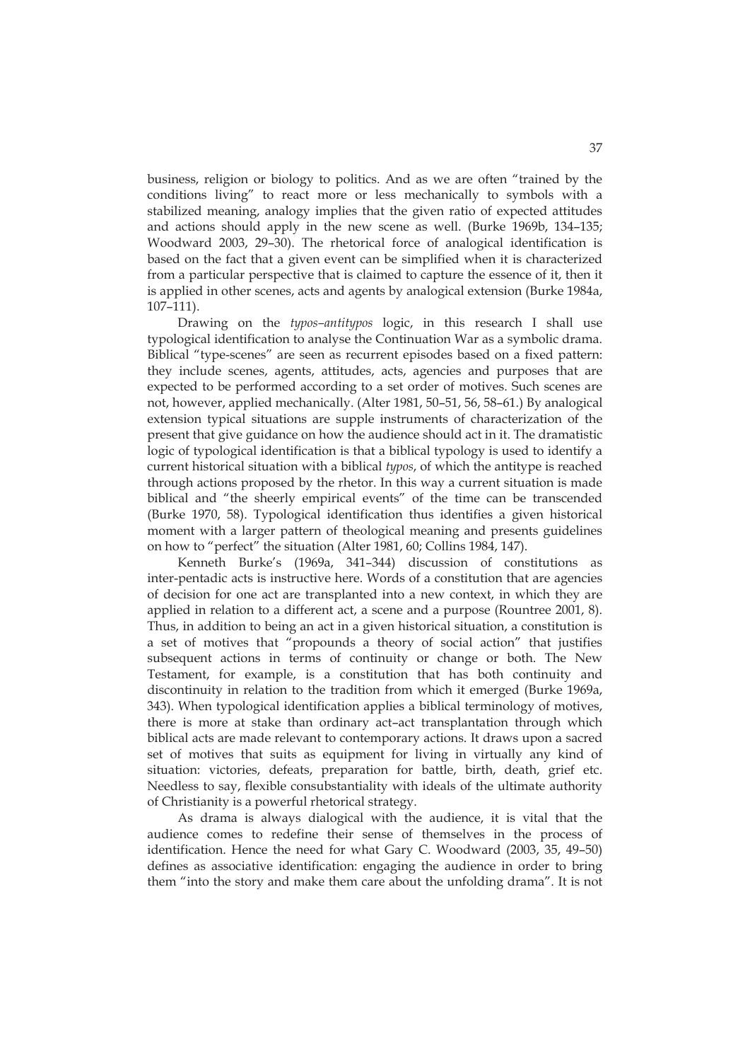business, religion or biology to politics. And as we are often "trained by the conditions living" to react more or less mechanically to symbols with a stabilized meaning, analogy implies that the given ratio of expected attitudes and actions should apply in the new scene as well. (Burke 1969b, 134–135; Woodward 2003, 29–30). The rhetorical force of analogical identification is based on the fact that a given event can be simplified when it is characterized from a particular perspective that is claimed to capture the essence of it, then it is applied in other scenes, acts and agents by analogical extension (Burke 1984a, 107–111).

Drawing on the *typos–antitypos* logic, in this research I shall use typological identification to analyse the Continuation War as a symbolic drama. Biblical "type-scenes" are seen as recurrent episodes based on a fixed pattern: they include scenes, agents, attitudes, acts, agencies and purposes that are expected to be performed according to a set order of motives. Such scenes are not, however, applied mechanically. (Alter 1981, 50–51, 56, 58–61.) By analogical extension typical situations are supple instruments of characterization of the present that give guidance on how the audience should act in it. The dramatistic logic of typological identification is that a biblical typology is used to identify a current historical situation with a biblical *typos*, of which the antitype is reached through actions proposed by the rhetor. In this way a current situation is made biblical and "the sheerly empirical events" of the time can be transcended (Burke 1970, 58). Typological identification thus identifies a given historical moment with a larger pattern of theological meaning and presents guidelines on how to "perfect" the situation (Alter 1981, 60; Collins 1984, 147).

Kenneth Burke's (1969a, 341–344) discussion of constitutions as inter-pentadic acts is instructive here. Words of a constitution that are agencies of decision for one act are transplanted into a new context, in which they are applied in relation to a different act, a scene and a purpose (Rountree 2001, 8). Thus, in addition to being an act in a given historical situation, a constitution is a set of motives that "propounds a theory of social action" that justifies subsequent actions in terms of continuity or change or both. The New Testament, for example, is a constitution that has both continuity and discontinuity in relation to the tradition from which it emerged (Burke 1969a, 343). When typological identification applies a biblical terminology of motives, there is more at stake than ordinary act–act transplantation through which biblical acts are made relevant to contemporary actions. It draws upon a sacred set of motives that suits as equipment for living in virtually any kind of situation: victories, defeats, preparation for battle, birth, death, grief etc. Needless to say, flexible consubstantiality with ideals of the ultimate authority of Christianity is a powerful rhetorical strategy.

As drama is always dialogical with the audience, it is vital that the audience comes to redefine their sense of themselves in the process of identification. Hence the need for what Gary C. Woodward (2003, 35, 49–50) defines as associative identification: engaging the audience in order to bring them "into the story and make them care about the unfolding drama". It is not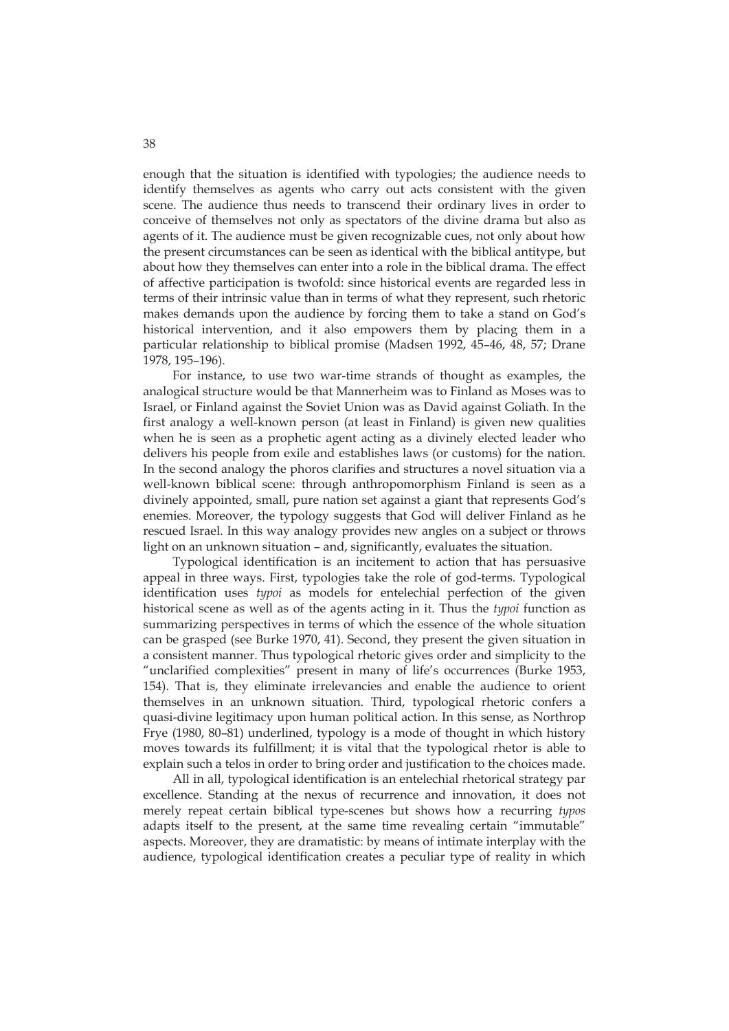enough that the situation is identified with typologies; the audience needs to identify themselves as agents who carry out acts consistent with the given scene. The audience thus needs to transcend their ordinary lives in order to conceive of themselves not only as spectators of the divine drama but also as agents of it. The audience must be given recognizable cues, not only about how the present circumstances can be seen as identical with the biblical antitype, but about how they themselves can enter into a role in the biblical drama. The effect of affective participation is twofold: since historical events are regarded less in terms of their intrinsic value than in terms of what they represent, such rhetoric makes demands upon the audience by forcing them to take a stand on God's historical intervention, and it also empowers them by placing them in a particular relationship to biblical promise (Madsen 1992, 45–46, 48, 57; Drane 1978, 195–196).

For instance, to use two war-time strands of thought as examples, the analogical structure would be that Mannerheim was to Finland as Moses was to Israel, or Finland against the Soviet Union was as David against Goliath. In the first analogy a well-known person (at least in Finland) is given new qualities when he is seen as a prophetic agent acting as a divinely elected leader who delivers his people from exile and establishes laws (or customs) for the nation. In the second analogy the phoros clarifies and structures a novel situation via a well-known biblical scene: through anthropomorphism Finland is seen as a divinely appointed, small, pure nation set against a giant that represents God's enemies. Moreover, the typology suggests that God will deliver Finland as he rescued Israel. In this way analogy provides new angles on a subject or throws light on an unknown situation – and, significantly, evaluates the situation.

Typological identification is an incitement to action that has persuasive appeal in three ways. First, typologies take the role of god-terms. Typological identification uses *typoi* as models for entelechial perfection of the given historical scene as well as of the agents acting in it. Thus the *typoi* function as summarizing perspectives in terms of which the essence of the whole situation can be grasped (see Burke 1970, 41). Second, they present the given situation in a consistent manner. Thus typological rhetoric gives order and simplicity to the "unclarified complexities" present in many of life's occurrences (Burke 1953, 154). That is, they eliminate irrelevancies and enable the audience to orient themselves in an unknown situation. Third, typological rhetoric confers a quasi-divine legitimacy upon human political action. In this sense, as Northrop Frye (1980, 80–81) underlined, typology is a mode of thought in which history moves towards its fulfillment; it is vital that the typological rhetor is able to explain such a telos in order to bring order and justification to the choices made.

All in all, typological identification is an entelechial rhetorical strategy par excellence. Standing at the nexus of recurrence and innovation, it does not merely repeat certain biblical type-scenes but shows how a recurring *typos* adapts itself to the present, at the same time revealing certain "immutable" aspects. Moreover, they are dramatistic: by means of intimate interplay with the audience, typological identification creates a peculiar type of reality in which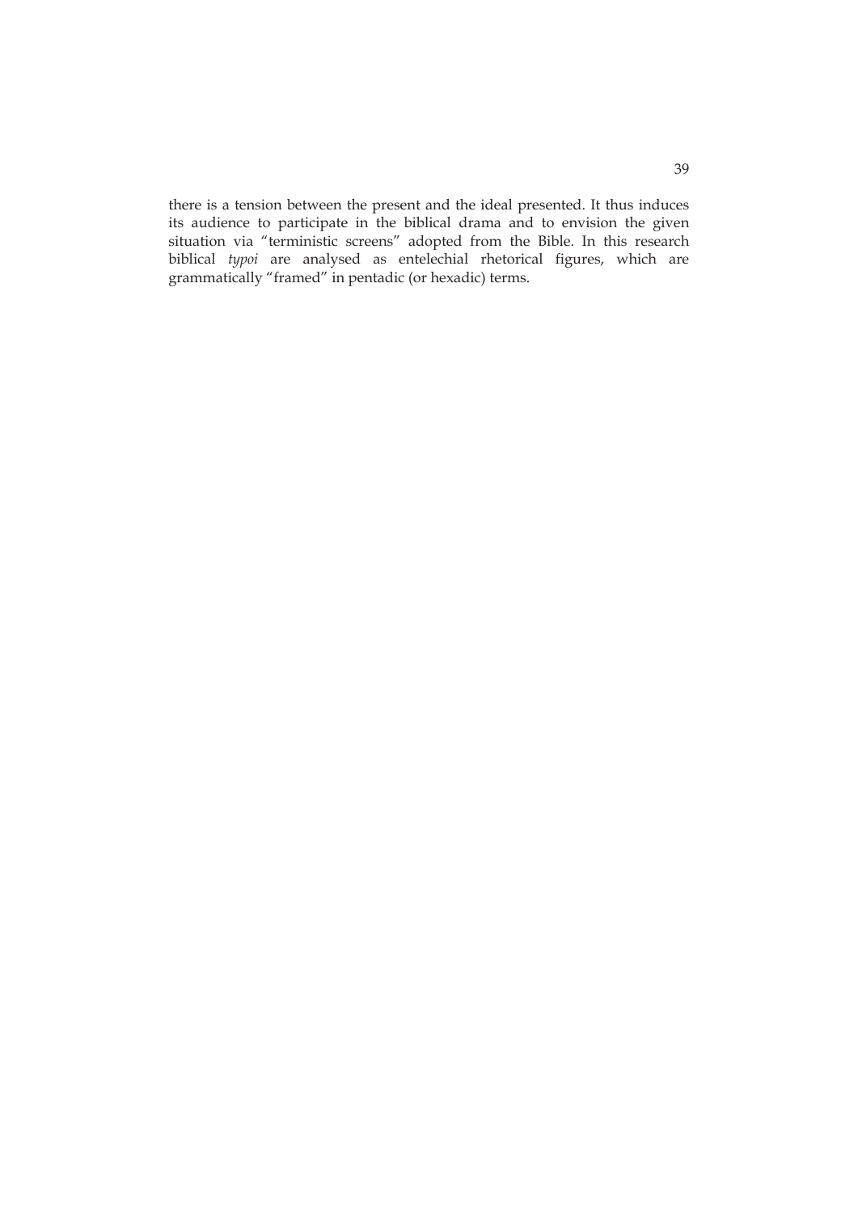there is a tension between the present and the ideal presented. It thus induces its audience to participate in the biblical drama and to envision the given situation via "terministic screens" adopted from the Bible. In this research biblical *typoi* are analysed as entelechial rhetorical figures, which are grammatically "framed" in pentadic (or hexadic) terms.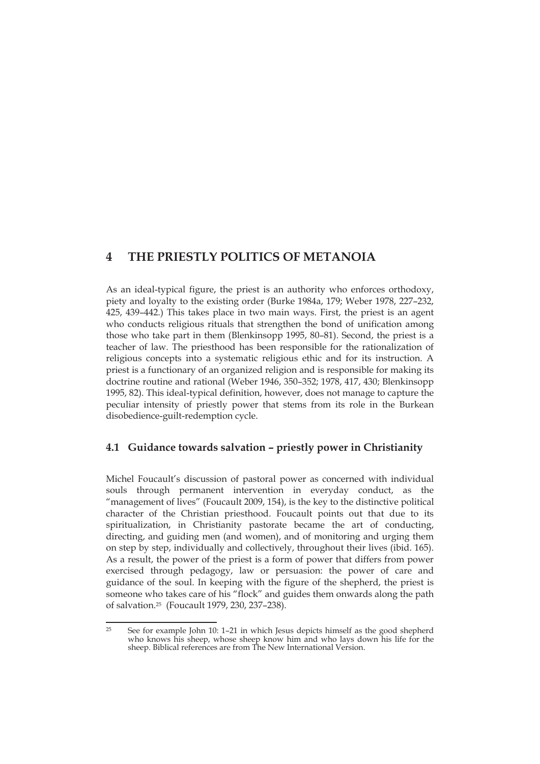# 4 THE PRIESTLY POLITICS OF METANOIA

As an ideal-typical figure, the priest is an authority who enforces orthodoxy, piety and loyalty to the existing order (Burke 1984a, 179; Weber 1978, 227–232, 425, 439–442.) This takes place in two main ways. First, the priest is an agent who conducts religious rituals that strengthen the bond of unification among those who take part in them (Blenkinsopp 1995, 80–81). Second, the priest is a teacher of law. The priesthood has been responsible for the rationalization of religious concepts into a systematic religious ethic and for its instruction. A priest is a functionary of an organized religion and is responsible for making its doctrine routine and rational (Weber 1946, 350–352; 1978, 417, 430; Blenkinsopp 1995, 82). This ideal-typical definition, however, does not manage to capture the peculiar intensity of priestly power that stems from its role in the Burkean disobedience-guilt-redemption cycle.

## 4.1 Guidance towards salvation – priestly power in Christianity

Michel Foucault's discussion of pastoral power as concerned with individual souls through permanent intervention in everyday conduct, as the "management of lives" (Foucault 2009, 154), is the key to the distinctive political character of the Christian priesthood. Foucault points out that due to its spiritualization, in Christianity pastorate became the art of conducting, directing, and guiding men (and women), and of monitoring and urging them on step by step, individually and collectively, throughout their lives (ibid. 165). As a result, the power of the priest is a form of power that differs from power exercised through pedagogy, law or persuasion: the power of care and guidance of the soul. In keeping with the figure of the shepherd, the priest is someone who takes care of his "flock" and guides them onwards along the path of salvation.[25] (Foucault 1979, 230, 237–238).

[25] See for example John 10: 1–21 in which Jesus depicts himself as the good shepherd who knows his sheep, whose sheep know him and who lays down his life for the sheep. Biblical references are from The New International Version.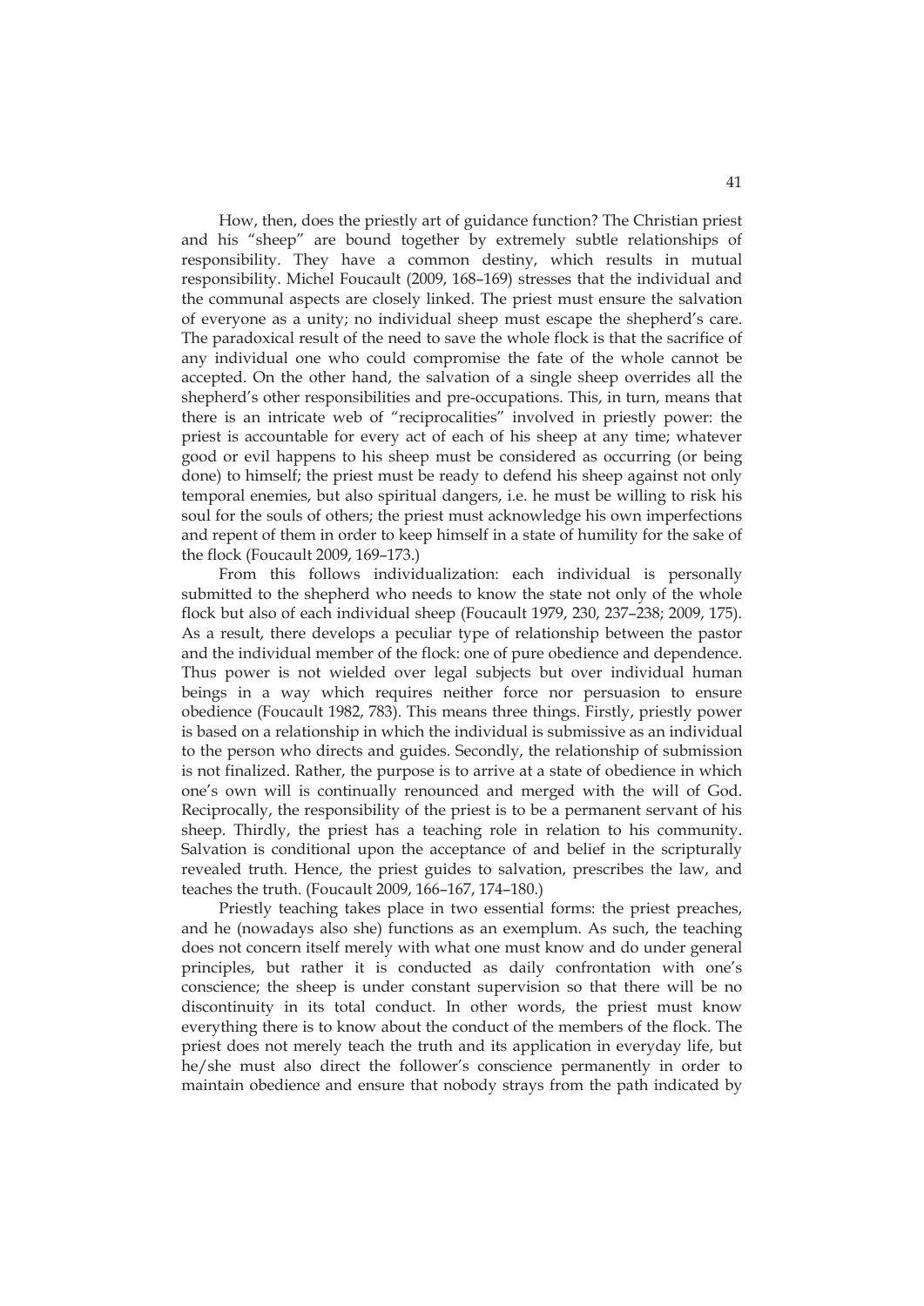How, then, does the priestly art of guidance function? The Christian priest and his "sheep" are bound together by extremely subtle relationships of responsibility. They have a common destiny, which results in mutual responsibility. Michel Foucault (2009, 168–169) stresses that the individual and the communal aspects are closely linked. The priest must ensure the salvation of everyone as a unity; no individual sheep must escape the shepherd's care. The paradoxical result of the need to save the whole flock is that the sacrifice of any individual one who could compromise the fate of the whole cannot be accepted. On the other hand, the salvation of a single sheep overrides all the shepherd's other responsibilities and pre-occupations. This, in turn, means that there is an intricate web of "reciprocalities" involved in priestly power: the priest is accountable for every act of each of his sheep at any time; whatever good or evil happens to his sheep must be considered as occurring (or being done) to himself; the priest must be ready to defend his sheep against not only temporal enemies, but also spiritual dangers, i.e. he must be willing to risk his soul for the souls of others; the priest must acknowledge his own imperfections and repent of them in order to keep himself in a state of humility for the sake of the flock (Foucault 2009, 169–173.)

From this follows individualization: each individual is personally submitted to the shepherd who needs to know the state not only of the whole flock but also of each individual sheep (Foucault 1979, 230, 237–238; 2009, 175). As a result, there develops a peculiar type of relationship between the pastor and the individual member of the flock: one of pure obedience and dependence. Thus power is not wielded over legal subjects but over individual human beings in a way which requires neither force nor persuasion to ensure obedience (Foucault 1982, 783). This means three things. Firstly, priestly power is based on a relationship in which the individual is submissive as an individual to the person who directs and guides. Secondly, the relationship of submission is not finalized. Rather, the purpose is to arrive at a state of obedience in which one's own will is continually renounced and merged with the will of God. Reciprocally, the responsibility of the priest is to be a permanent servant of his sheep. Thirdly, the priest has a teaching role in relation to his community. Salvation is conditional upon the acceptance of and belief in the scripturally revealed truth. Hence, the priest guides to salvation, prescribes the law, and teaches the truth. (Foucault 2009, 166–167, 174–180.)

Priestly teaching takes place in two essential forms: the priest preaches, and he (nowadays also she) functions as an exemplum. As such, the teaching does not concern itself merely with what one must know and do under general principles, but rather it is conducted as daily confrontation with one's conscience; the sheep is under constant supervision so that there will be no discontinuity in its total conduct. In other words, the priest must know everything there is to know about the conduct of the members of the flock. The priest does not merely teach the truth and its application in everyday life, but he/she must also direct the follower's conscience permanently in order to maintain obedience and ensure that nobody strays from the path indicated by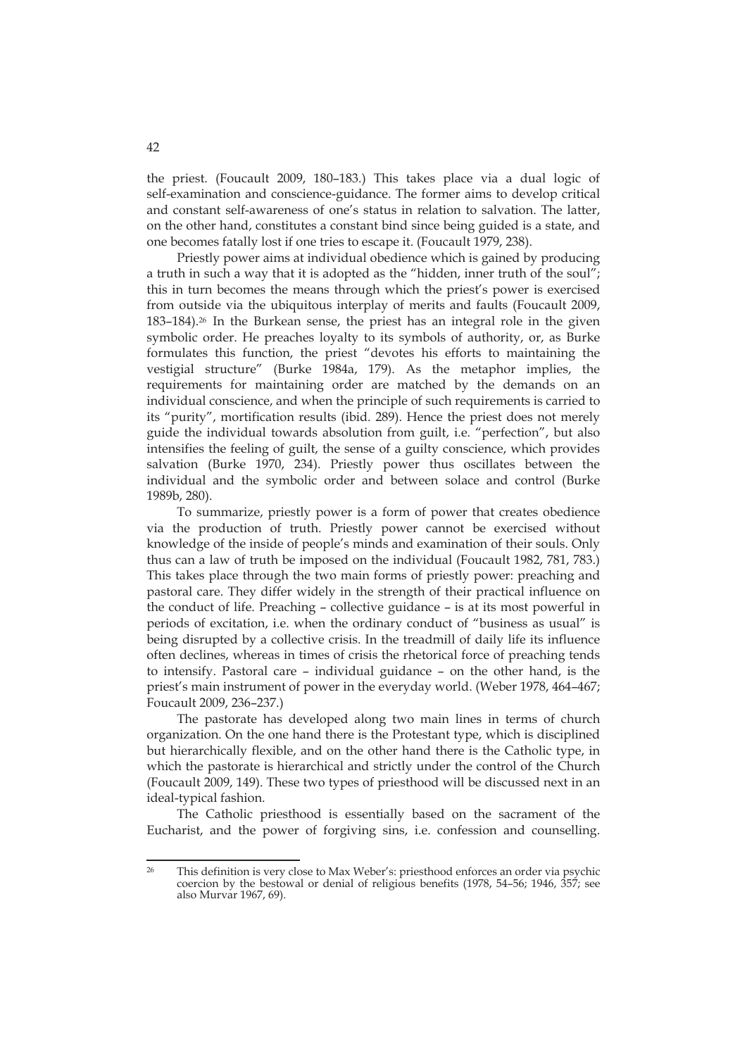the priest. (Foucault 2009, 180–183.) This takes place via a dual logic of self-examination and conscience-guidance. The former aims to develop critical and constant self-awareness of one's status in relation to salvation. The latter, on the other hand, constitutes a constant bind since being guided is a state, and one becomes fatally lost if one tries to escape it. (Foucault 1979, 238).

Priestly power aims at individual obedience which is gained by producing a truth in such a way that it is adopted as the "hidden, inner truth of the soul"; this in turn becomes the means through which the priest's power is exercised from outside via the ubiquitous interplay of merits and faults (Foucault 2009, 183–184).[26] In the Burkean sense, the priest has an integral role in the given symbolic order. He preaches loyalty to its symbols of authority, or, as Burke formulates this function, the priest "devotes his efforts to maintaining the vestigial structure" (Burke 1984a, 179). As the metaphor implies, the requirements for maintaining order are matched by the demands on an individual conscience, and when the principle of such requirements is carried to its "purity", mortification results (ibid. 289). Hence the priest does not merely guide the individual towards absolution from guilt, i.e. "perfection", but also intensifies the feeling of guilt, the sense of a guilty conscience, which provides salvation (Burke 1970, 234). Priestly power thus oscillates between the individual and the symbolic order and between solace and control (Burke 1989b, 280).

To summarize, priestly power is a form of power that creates obedience via the production of truth. Priestly power cannot be exercised without knowledge of the inside of people's minds and examination of their souls. Only thus can a law of truth be imposed on the individual (Foucault 1982, 781, 783.) This takes place through the two main forms of priestly power: preaching and pastoral care. They differ widely in the strength of their practical influence on the conduct of life. Preaching – collective guidance – is at its most powerful in periods of excitation, i.e. when the ordinary conduct of "business as usual" is being disrupted by a collective crisis. In the treadmill of daily life its influence often declines, whereas in times of crisis the rhetorical force of preaching tends to intensify. Pastoral care – individual guidance – on the other hand, is the priest's main instrument of power in the everyday world. (Weber 1978, 464–467; Foucault 2009, 236–237.)

The pastorate has developed along two main lines in terms of church organization. On the one hand there is the Protestant type, which is disciplined but hierarchically flexible, and on the other hand there is the Catholic type, in which the pastorate is hierarchical and strictly under the control of the Church (Foucault 2009, 149). These two types of priesthood will be discussed next in an ideal-typical fashion.

The Catholic priesthood is essentially based on the sacrament of the Eucharist, and the power of forgiving sins, i.e. confession and counselling.

[26] This definition is very close to Max Weber's: priesthood enforces an order via psychic coercion by the bestowal or denial of religious benefits (1978, 54–56; 1946, 357; see also Murvar 1967, 69).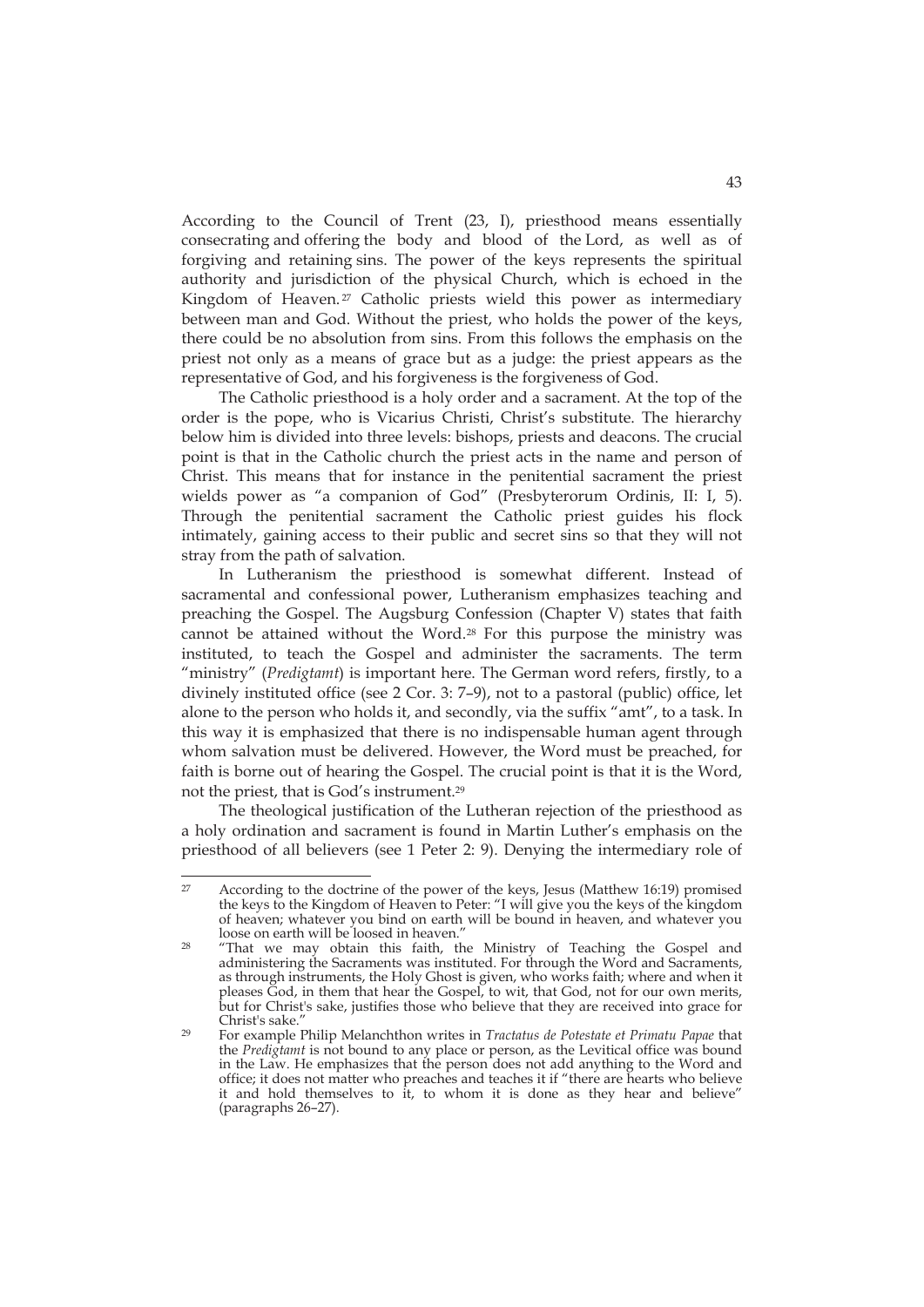According to the Council of Trent (23, I), priesthood means essentially consecrating and offering the body and blood of the Lord, as well as of forgiving and retaining sins. The power of the keys represents the spiritual authority and jurisdiction of the physical Church, which is echoed in the Kingdom of Heaven.[27] Catholic priests wield this power as intermediary between man and God. Without the priest, who holds the power of the keys, there could be no absolution from sins. From this follows the emphasis on the priest not only as a means of grace but as a judge: the priest appears as the representative of God, and his forgiveness is the forgiveness of God.

The Catholic priesthood is a holy order and a sacrament. At the top of the order is the pope, who is Vicarius Christi, Christ's substitute. The hierarchy below him is divided into three levels: bishops, priests and deacons. The crucial point is that in the Catholic church the priest acts in the name and person of Christ. This means that for instance in the penitential sacrament the priest wields power as "a companion of God" (Presbyterorum Ordinis, II: I, 5). Through the penitential sacrament the Catholic priest guides his flock intimately, gaining access to their public and secret sins so that they will not stray from the path of salvation.

In Lutheranism the priesthood is somewhat different. Instead of sacramental and confessional power, Lutheranism emphasizes teaching and preaching the Gospel. The Augsburg Confession (Chapter V) states that faith cannot be attained without the Word.[28] For this purpose the ministry was instituted, to teach the Gospel and administer the sacraments. The term "ministry" (*Predigtamt*) is important here. The German word refers, firstly, to a divinely instituted office (see 2 Cor. 3: 7–9), not to a pastoral (public) office, let alone to the person who holds it, and secondly, via the suffix "amt", to a task. In this way it is emphasized that there is no indispensable human agent through whom salvation must be delivered. However, the Word must be preached, for faith is borne out of hearing the Gospel. The crucial point is that it is the Word, not the priest, that is God's instrument.[29]

The theological justification of the Lutheran rejection of the priesthood as a holy ordination and sacrament is found in Martin Luther's emphasis on the priesthood of all believers (see 1 Peter 2: 9). Denying the intermediary role of

---

[27] According to the doctrine of the power of the keys, Jesus (Matthew 16:19) promised the keys to the Kingdom of Heaven to Peter: "I will give you the keys of the kingdom of heaven; whatever you bind on earth will be bound in heaven, and whatever you loose on earth will be loosed in heaven."

[28] "That we may obtain this faith, the Ministry of Teaching the Gospel and administering the Sacraments was instituted. For through the Word and Sacraments, as through instruments, the Holy Ghost is given, who works faith; where and when it pleases God, in them that hear the Gospel, to wit, that God, not for our own merits, but for Christ's sake, justifies those who believe that they are received into grace for Christ's sake."

[29] For example Philip Melanchthon writes in *Tractatus de Potestate et Primatu Papae* that the *Predigtamt* is not bound to any place or person, as the Levitical office was bound in the Law. He emphasizes that the person does not add anything to the Word and office; it does not matter who preaches and teaches it if "there are hearts who believe it and hold themselves to it, to whom it is done as they hear and believe" (paragraphs 26–27).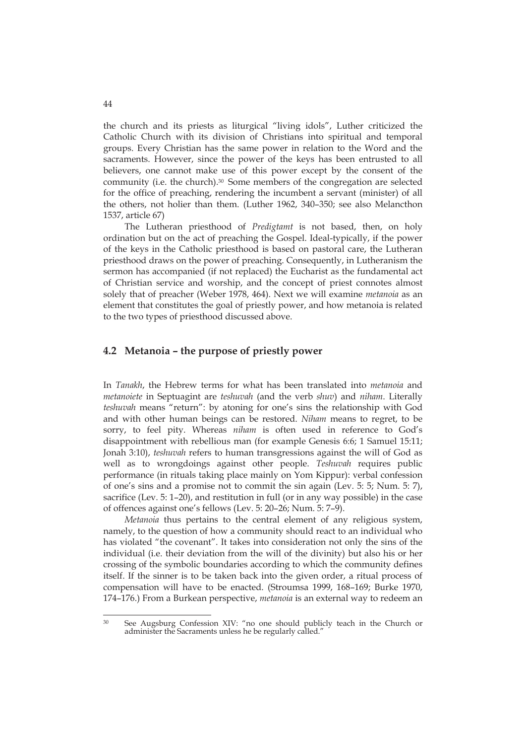the church and its priests as liturgical "living idols", Luther criticized the Catholic Church with its division of Christians into spiritual and temporal groups. Every Christian has the same power in relation to the Word and the sacraments. However, since the power of the keys has been entrusted to all believers, one cannot make use of this power except by the consent of the community (i.e. the church).[30] Some members of the congregation are selected for the office of preaching, rendering the incumbent a servant (minister) of all the others, not holier than them. (Luther 1962, 340–350; see also Melancthon 1537, article 67)

The Lutheran priesthood of *Predigtamt* is not based, then, on holy ordination but on the act of preaching the Gospel. Ideal-typically, if the power of the keys in the Catholic priesthood is based on pastoral care, the Lutheran priesthood draws on the power of preaching. Consequently, in Lutheranism the sermon has accompanied (if not replaced) the Eucharist as the fundamental act of Christian service and worship, and the concept of priest connotes almost solely that of preacher (Weber 1978, 464). Next we will examine *metanoia* as an element that constitutes the goal of priestly power, and how metanoia is related to the two types of priesthood discussed above.

## 4.2 Metanoia – the purpose of priestly power

In *Tanakh*, the Hebrew terms for what has been translated into *metanoia* and *metanoiete* in Septuagint are *teshuvah* (and the verb *shuv*) and *niham*. Literally *teshuvah* means "return": by atoning for one's sins the relationship with God and with other human beings can be restored. *Niham* means to regret, to be sorry, to feel pity. Whereas *niham* is often used in reference to God's disappointment with rebellious man (for example Genesis 6:6; 1 Samuel 15:11; Jonah 3:10), *teshuvah* refers to human transgressions against the will of God as well as to wrongdoings against other people. *Teshuvah* requires public performance (in rituals taking place mainly on Yom Kippur): verbal confession of one's sins and a promise not to commit the sin again (Lev. 5: 5; Num. 5: 7), sacrifice (Lev. 5: 1–20), and restitution in full (or in any way possible) in the case of offences against one's fellows (Lev. 5: 20–26; Num. 5: 7–9).

*Metanoia* thus pertains to the central element of any religious system, namely, to the question of how a community should react to an individual who has violated "the covenant". It takes into consideration not only the sins of the individual (i.e. their deviation from the will of the divinity) but also his or her crossing of the symbolic boundaries according to which the community defines itself. If the sinner is to be taken back into the given order, a ritual process of compensation will have to be enacted. (Stroumsa 1999, 168–169; Burke 1970, 174–176.) From a Burkean perspective, *metanoia* is an external way to redeem an

[30] See Augsburg Confession XIV: "no one should publicly teach in the Church or administer the Sacraments unless he be regularly called."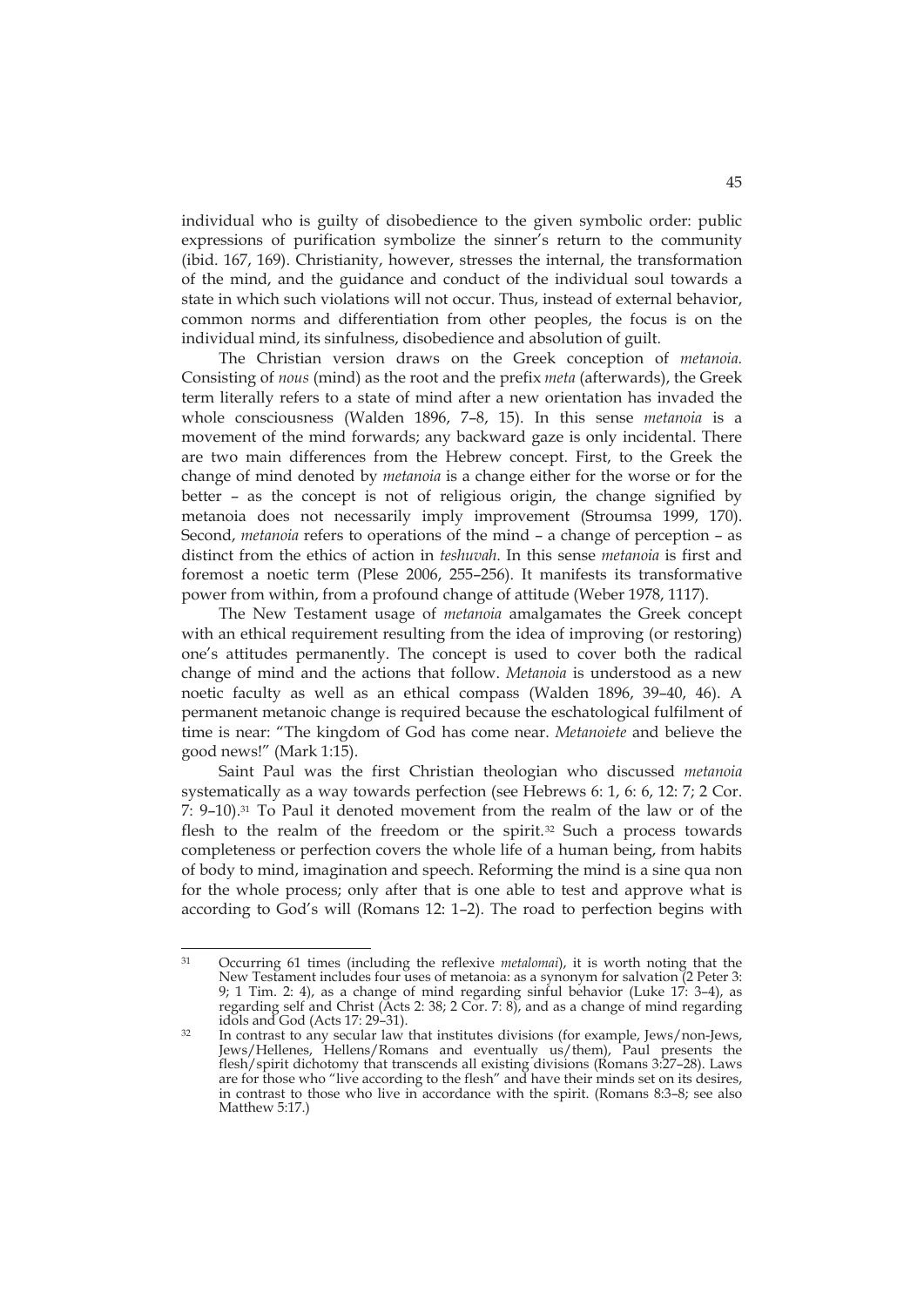individual who is guilty of disobedience to the given symbolic order: public expressions of purification symbolize the sinner's return to the community (ibid. 167, 169). Christianity, however, stresses the internal, the transformation of the mind, and the guidance and conduct of the individual soul towards a state in which such violations will not occur. Thus, instead of external behavior, common norms and differentiation from other peoples, the focus is on the individual mind, its sinfulness, disobedience and absolution of guilt.

The Christian version draws on the Greek conception of *metanoia.* Consisting of *nous* (mind) as the root and the prefix *meta* (afterwards), the Greek term literally refers to a state of mind after a new orientation has invaded the whole consciousness (Walden 1896, 7–8, 15). In this sense *metanoia* is a movement of the mind forwards; any backward gaze is only incidental. There are two main differences from the Hebrew concept. First, to the Greek the change of mind denoted by *metanoia* is a change either for the worse or for the better – as the concept is not of religious origin, the change signified by metanoia does not necessarily imply improvement (Stroumsa 1999, 170). Second, *metanoia* refers to operations of the mind – a change of perception – as distinct from the ethics of action in *teshuvah.* In this sense *metanoia* is first and foremost a noetic term (Plese 2006, 255–256). It manifests its transformative power from within, from a profound change of attitude (Weber 1978, 1117).

The New Testament usage of *metanoia* amalgamates the Greek concept with an ethical requirement resulting from the idea of improving (or restoring) one's attitudes permanently. The concept is used to cover both the radical change of mind and the actions that follow. *Metanoia* is understood as a new noetic faculty as well as an ethical compass (Walden 1896, 39–40, 46). A permanent metanoic change is required because the eschatological fulfilment of time is near: "The kingdom of God has come near. *Metanoiete* and believe the good news!" (Mark 1:15).

Saint Paul was the first Christian theologian who discussed *metanoia* systematically as a way towards perfection (see Hebrews 6: 1, 6: 6, 12: 7; 2 Cor. 7: 9–10).[31] To Paul it denoted movement from the realm of the law or of the flesh to the realm of the freedom or the spirit.[32] Such a process towards completeness or perfection covers the whole life of a human being, from habits of body to mind, imagination and speech. Reforming the mind is a sine qua non for the whole process; only after that is one able to test and approve what is according to God's will (Romans 12: 1–2). The road to perfection begins with

---

[31] Occurring 61 times (including the reflexive *metalomai*), it is worth noting that the New Testament includes four uses of metanoia: as a synonym for salvation (2 Peter 3: 9; 1 Tim. 2: 4), as a change of mind regarding sinful behavior (Luke 17: 3–4), as regarding self and Christ (Acts 2: 38; 2 Cor. 7: 8), and as a change of mind regarding idols and God (Acts 17: 29–31).

[32] In contrast to any secular law that institutes divisions (for example, Jews/non-Jews, Jews/Hellenes, Hellens/Romans and eventually us/them), Paul presents the flesh/spirit dichotomy that transcends all existing divisions (Romans 3:27–28). Laws are for those who "live according to the flesh" and have their minds set on its desires, in contrast to those who live in accordance with the spirit. (Romans 8:3–8; see also Matthew 5:17.)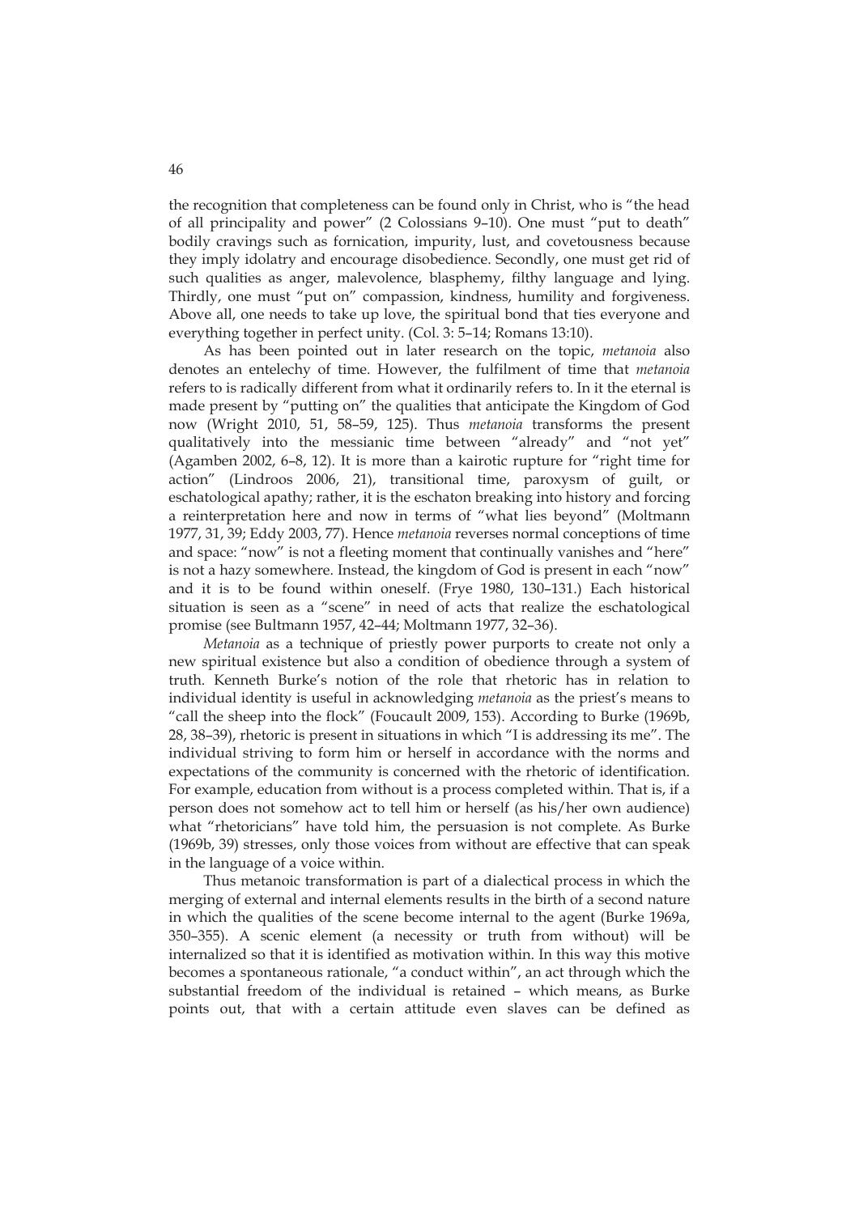the recognition that completeness can be found only in Christ, who is "the head of all principality and power" (2 Colossians 9–10). One must "put to death" bodily cravings such as fornication, impurity, lust, and covetousness because they imply idolatry and encourage disobedience. Secondly, one must get rid of such qualities as anger, malevolence, blasphemy, filthy language and lying. Thirdly, one must "put on" compassion, kindness, humility and forgiveness. Above all, one needs to take up love, the spiritual bond that ties everyone and everything together in perfect unity. (Col. 3: 5–14; Romans 13:10).

As has been pointed out in later research on the topic, *metanoia* also denotes an entelechy of time. However, the fulfilment of time that *metanoia* refers to is radically different from what it ordinarily refers to. In it the eternal is made present by "putting on" the qualities that anticipate the Kingdom of God now (Wright 2010, 51, 58–59, 125). Thus *metanoia* transforms the present qualitatively into the messianic time between "already" and "not yet" (Agamben 2002, 6–8, 12). It is more than a kairotic rupture for "right time for action" (Lindroos 2006, 21), transitional time, paroxysm of guilt, or eschatological apathy; rather, it is the eschaton breaking into history and forcing a reinterpretation here and now in terms of "what lies beyond" (Moltmann 1977, 31, 39; Eddy 2003, 77). Hence *metanoia* reverses normal conceptions of time and space: "now" is not a fleeting moment that continually vanishes and "here" is not a hazy somewhere. Instead, the kingdom of God is present in each "now" and it is to be found within oneself. (Frye 1980, 130–131.) Each historical situation is seen as a "scene" in need of acts that realize the eschatological promise (see Bultmann 1957, 42–44; Moltmann 1977, 32–36).

*Metanoia* as a technique of priestly power purports to create not only a new spiritual existence but also a condition of obedience through a system of truth. Kenneth Burke's notion of the role that rhetoric has in relation to individual identity is useful in acknowledging *metanoia* as the priest's means to "call the sheep into the flock" (Foucault 2009, 153). According to Burke (1969b, 28, 38–39), rhetoric is present in situations in which "I is addressing its me". The individual striving to form him or herself in accordance with the norms and expectations of the community is concerned with the rhetoric of identification. For example, education from without is a process completed within. That is, if a person does not somehow act to tell him or herself (as his/her own audience) what "rhetoricians" have told him, the persuasion is not complete. As Burke (1969b, 39) stresses, only those voices from without are effective that can speak in the language of a voice within.

Thus metanoic transformation is part of a dialectical process in which the merging of external and internal elements results in the birth of a second nature in which the qualities of the scene become internal to the agent (Burke 1969a, 350–355). A scenic element (a necessity or truth from without) will be internalized so that it is identified as motivation within. In this way this motive becomes a spontaneous rationale, "a conduct within", an act through which the substantial freedom of the individual is retained – which means, as Burke points out, that with a certain attitude even slaves can be defined as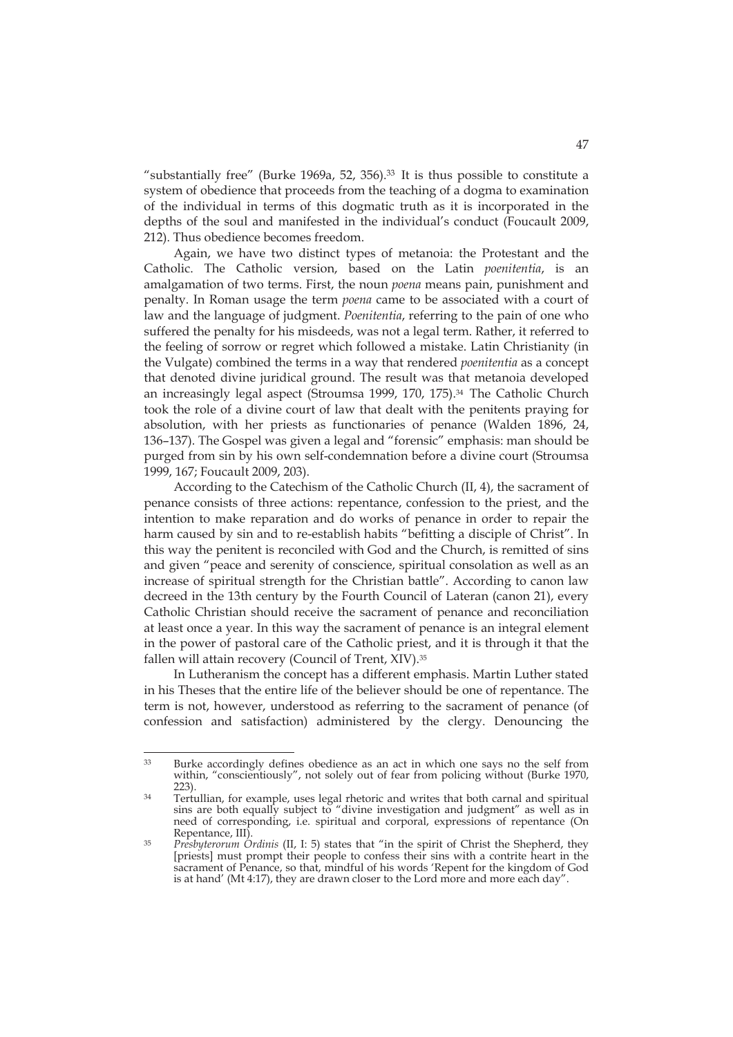"substantially free" (Burke 1969a, 52, 356).[33] It is thus possible to constitute a system of obedience that proceeds from the teaching of a dogma to examination of the individual in terms of this dogmatic truth as it is incorporated in the depths of the soul and manifested in the individual's conduct (Foucault 2009, 212). Thus obedience becomes freedom.

Again, we have two distinct types of metanoia: the Protestant and the Catholic. The Catholic version, based on the Latin *poenitentia*, is an amalgamation of two terms. First, the noun *poena* means pain, punishment and penalty. In Roman usage the term *poena* came to be associated with a court of law and the language of judgment. *Poenitentia*, referring to the pain of one who suffered the penalty for his misdeeds, was not a legal term. Rather, it referred to the feeling of sorrow or regret which followed a mistake. Latin Christianity (in the Vulgate) combined the terms in a way that rendered *poenitentia* as a concept that denoted divine juridical ground. The result was that metanoia developed an increasingly legal aspect (Stroumsa 1999, 170, 175).[34] The Catholic Church took the role of a divine court of law that dealt with the penitents praying for absolution, with her priests as functionaries of penance (Walden 1896, 24, 136–137). The Gospel was given a legal and "forensic" emphasis: man should be purged from sin by his own self-condemnation before a divine court (Stroumsa 1999, 167; Foucault 2009, 203).

According to the Catechism of the Catholic Church (II, 4), the sacrament of penance consists of three actions: repentance, confession to the priest, and the intention to make reparation and do works of penance in order to repair the harm caused by sin and to re-establish habits "befitting a disciple of Christ". In this way the penitent is reconciled with God and the Church, is remitted of sins and given "peace and serenity of conscience, spiritual consolation as well as an increase of spiritual strength for the Christian battle". According to canon law decreed in the 13th century by the Fourth Council of Lateran (canon 21), every Catholic Christian should receive the sacrament of penance and reconciliation at least once a year. In this way the sacrament of penance is an integral element in the power of pastoral care of the Catholic priest, and it is through it that the fallen will attain recovery (Council of Trent, XIV).[35]

In Lutheranism the concept has a different emphasis. Martin Luther stated in his Theses that the entire life of the believer should be one of repentance. The term is not, however, understood as referring to the sacrament of penance (of confession and satisfaction) administered by the clergy. Denouncing the

---

[33] Burke accordingly defines obedience as an act in which one says no the self from within, "conscientiously", not solely out of fear from policing without (Burke 1970, 223).

[34] Tertullian, for example, uses legal rhetoric and writes that both carnal and spiritual sins are both equally subject to "divine investigation and judgment" as well as in need of corresponding, i.e. spiritual and corporal, expressions of repentance (On Repentance, III).

[35] *Presbyterorum Ordinis* (II, I: 5) states that "in the spirit of Christ the Shepherd, they [priests] must prompt their people to confess their sins with a contrite heart in the sacrament of Penance, so that, mindful of his words 'Repent for the kingdom of God is at hand' (Mt 4:17), they are drawn closer to the Lord more and more each day".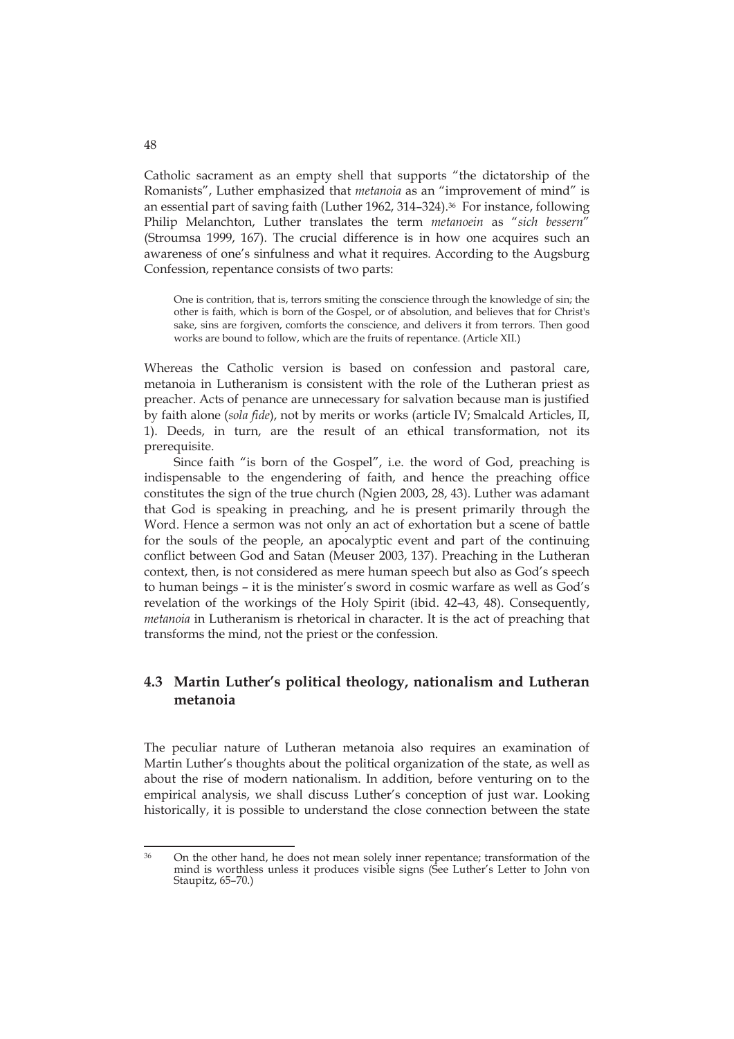Catholic sacrament as an empty shell that supports "the dictatorship of the Romanists", Luther emphasized that *metanoia* as an "improvement of mind" is an essential part of saving faith (Luther 1962, 314–324).[36] For instance, following Philip Melanchton, Luther translates the term *metanoein* as "*sich bessern*" (Stroumsa 1999, 167). The crucial difference is in how one acquires such an awareness of one's sinfulness and what it requires. According to the Augsburg Confession, repentance consists of two parts:

> One is contrition, that is, terrors smiting the conscience through the knowledge of sin; the other is faith, which is born of the Gospel, or of absolution, and believes that for Christ's sake, sins are forgiven, comforts the conscience, and delivers it from terrors. Then good works are bound to follow, which are the fruits of repentance. (Article XII.)

Whereas the Catholic version is based on confession and pastoral care, metanoia in Lutheranism is consistent with the role of the Lutheran priest as preacher. Acts of penance are unnecessary for salvation because man is justified by faith alone (*sola fide*), not by merits or works (article IV; Smalcald Articles, II, 1). Deeds, in turn, are the result of an ethical transformation, not its prerequisite.

Since faith "is born of the Gospel", i.e. the word of God, preaching is indispensable to the engendering of faith, and hence the preaching office constitutes the sign of the true church (Ngien 2003, 28, 43). Luther was adamant that God is speaking in preaching, and he is present primarily through the Word. Hence a sermon was not only an act of exhortation but a scene of battle for the souls of the people, an apocalyptic event and part of the continuing conflict between God and Satan (Meuser 2003, 137). Preaching in the Lutheran context, then, is not considered as mere human speech but also as God's speech to human beings – it is the minister's sword in cosmic warfare as well as God's revelation of the workings of the Holy Spirit (ibid. 42–43, 48). Consequently, *metanoia* in Lutheranism is rhetorical in character. It is the act of preaching that transforms the mind, not the priest or the confession.

## 4.3 Martin Luther's political theology, nationalism and Lutheran metanoia

The peculiar nature of Lutheran metanoia also requires an examination of Martin Luther's thoughts about the political organization of the state, as well as about the rise of modern nationalism. In addition, before venturing on to the empirical analysis, we shall discuss Luther's conception of just war. Looking historically, it is possible to understand the close connection between the state

---

[36] On the other hand, he does not mean solely inner repentance; transformation of the mind is worthless unless it produces visible signs (See Luther's Letter to John von Staupitz, 65–70.)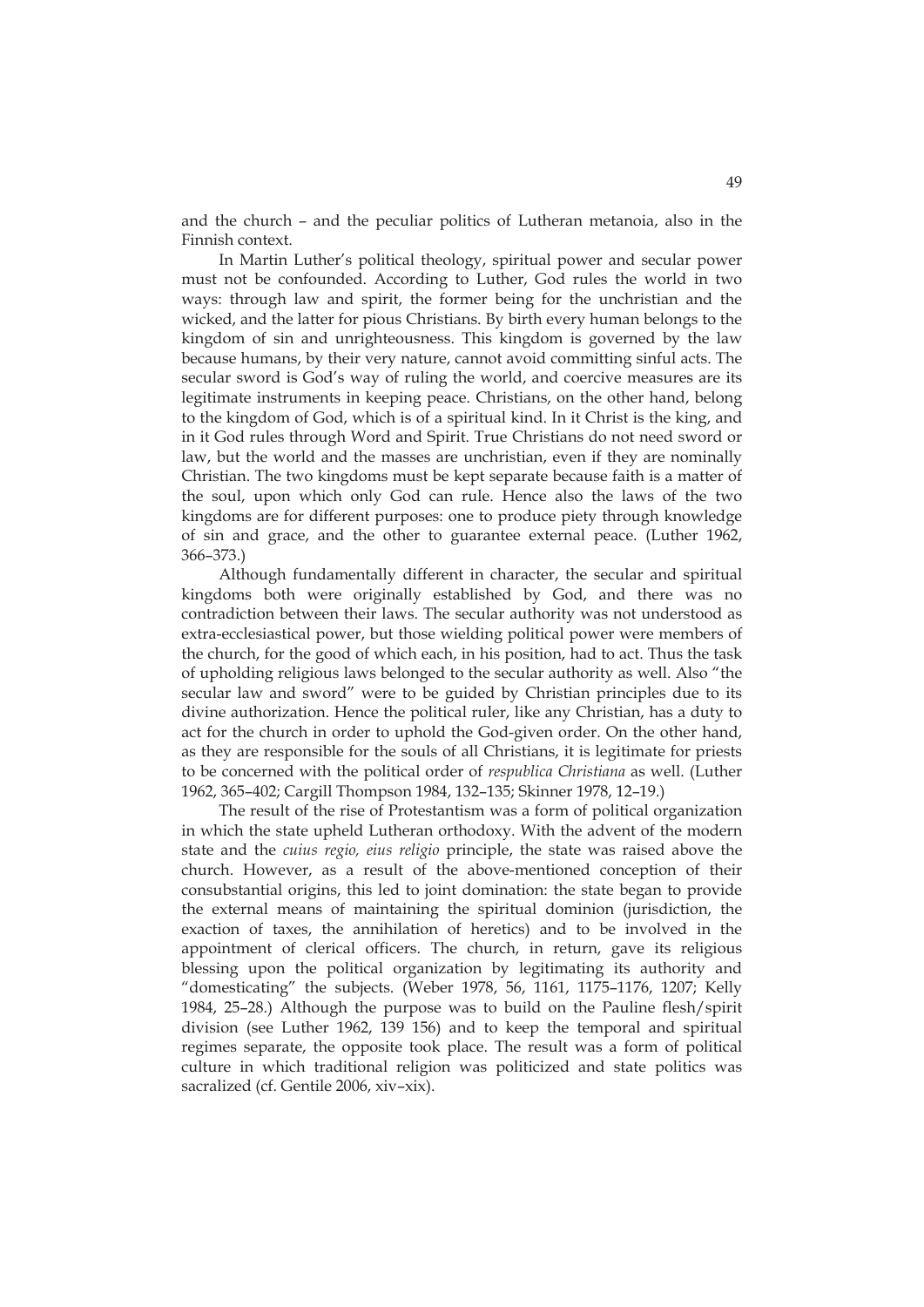and the church – and the peculiar politics of Lutheran metanoia, also in the Finnish context.

In Martin Luther's political theology, spiritual power and secular power must not be confounded. According to Luther, God rules the world in two ways: through law and spirit, the former being for the unchristian and the wicked, and the latter for pious Christians. By birth every human belongs to the kingdom of sin and unrighteousness. This kingdom is governed by the law because humans, by their very nature, cannot avoid committing sinful acts. The secular sword is God's way of ruling the world, and coercive measures are its legitimate instruments in keeping peace. Christians, on the other hand, belong to the kingdom of God, which is of a spiritual kind. In it Christ is the king, and in it God rules through Word and Spirit. True Christians do not need sword or law, but the world and the masses are unchristian, even if they are nominally Christian. The two kingdoms must be kept separate because faith is a matter of the soul, upon which only God can rule. Hence also the laws of the two kingdoms are for different purposes: one to produce piety through knowledge of sin and grace, and the other to guarantee external peace. (Luther 1962, 366–373.)

Although fundamentally different in character, the secular and spiritual kingdoms both were originally established by God, and there was no contradiction between their laws. The secular authority was not understood as extra-ecclesiastical power, but those wielding political power were members of the church, for the good of which each, in his position, had to act. Thus the task of upholding religious laws belonged to the secular authority as well. Also "the secular law and sword" were to be guided by Christian principles due to its divine authorization. Hence the political ruler, like any Christian, has a duty to act for the church in order to uphold the God-given order. On the other hand, as they are responsible for the souls of all Christians, it is legitimate for priests to be concerned with the political order of *respublica Christiana* as well. (Luther 1962, 365–402; Cargill Thompson 1984, 132–135; Skinner 1978, 12–19.)

The result of the rise of Protestantism was a form of political organization in which the state upheld Lutheran orthodoxy. With the advent of the modern state and the *cuius regio, eius religio* principle, the state was raised above the church. However, as a result of the above-mentioned conception of their consubstantial origins, this led to joint domination: the state began to provide the external means of maintaining the spiritual dominion (jurisdiction, the exaction of taxes, the annihilation of heretics) and to be involved in the appointment of clerical officers. The church, in return, gave its religious blessing upon the political organization by legitimating its authority and "domesticating" the subjects. (Weber 1978, 56, 1161, 1175–1176, 1207; Kelly 1984, 25–28.) Although the purpose was to build on the Pauline flesh/spirit division (see Luther 1962, 139 156) and to keep the temporal and spiritual regimes separate, the opposite took place. The result was a form of political culture in which traditional religion was politicized and state politics was sacralized (cf. Gentile 2006, xiv–xix).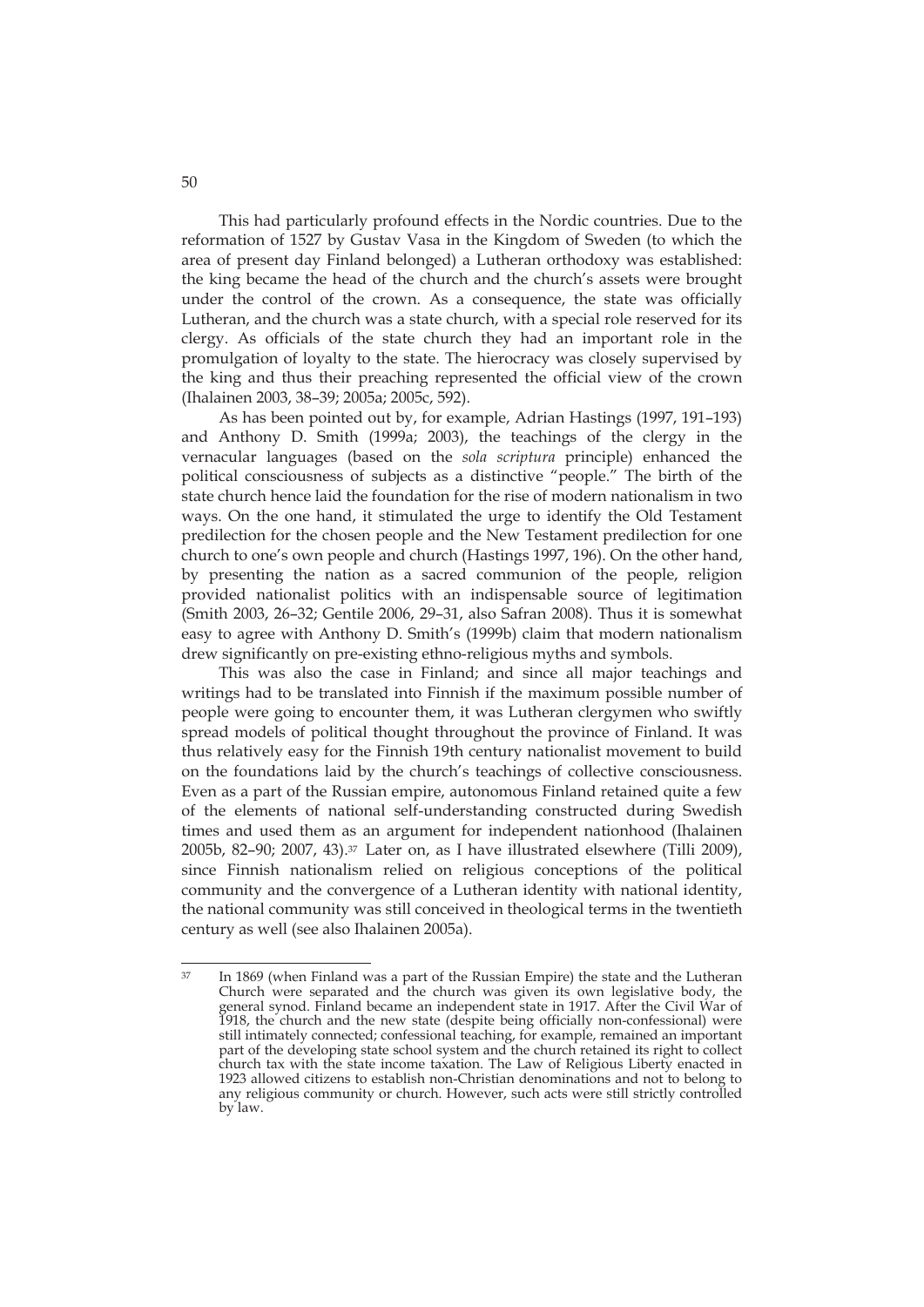This had particularly profound effects in the Nordic countries. Due to the reformation of 1527 by Gustav Vasa in the Kingdom of Sweden (to which the area of present day Finland belonged) a Lutheran orthodoxy was established: the king became the head of the church and the church's assets were brought under the control of the crown. As a consequence, the state was officially Lutheran, and the church was a state church, with a special role reserved for its clergy. As officials of the state church they had an important role in the promulgation of loyalty to the state. The hierocracy was closely supervised by the king and thus their preaching represented the official view of the crown (Ihalainen 2003, 38–39; 2005a; 2005c, 592).

As has been pointed out by, for example, Adrian Hastings (1997, 191–193) and Anthony D. Smith (1999a; 2003), the teachings of the clergy in the vernacular languages (based on the *sola scriptura* principle) enhanced the political consciousness of subjects as a distinctive "people." The birth of the state church hence laid the foundation for the rise of modern nationalism in two ways. On the one hand, it stimulated the urge to identify the Old Testament predilection for the chosen people and the New Testament predilection for one church to one's own people and church (Hastings 1997, 196). On the other hand, by presenting the nation as a sacred communion of the people, religion provided nationalist politics with an indispensable source of legitimation (Smith 2003, 26–32; Gentile 2006, 29–31, also Safran 2008). Thus it is somewhat easy to agree with Anthony D. Smith's (1999b) claim that modern nationalism drew significantly on pre-existing ethno-religious myths and symbols.

This was also the case in Finland; and since all major teachings and writings had to be translated into Finnish if the maximum possible number of people were going to encounter them, it was Lutheran clergymen who swiftly spread models of political thought throughout the province of Finland. It was thus relatively easy for the Finnish 19th century nationalist movement to build on the foundations laid by the church's teachings of collective consciousness. Even as a part of the Russian empire, autonomous Finland retained quite a few of the elements of national self-understanding constructed during Swedish times and used them as an argument for independent nationhood (Ihalainen 2005b, 82–90; 2007, 43).[37] Later on, as I have illustrated elsewhere (Tilli 2009), since Finnish nationalism relied on religious conceptions of the political community and the convergence of a Lutheran identity with national identity, the national community was still conceived in theological terms in the twentieth century as well (see also Ihalainen 2005a).

---

[37] In 1869 (when Finland was a part of the Russian Empire) the state and the Lutheran Church were separated and the church was given its own legislative body, the general synod. Finland became an independent state in 1917. After the Civil War of 1918, the church and the new state (despite being officially non-confessional) were still intimately connected; confessional teaching, for example, remained an important part of the developing state school system and the church retained its right to collect church tax with the state income taxation. The Law of Religious Liberty enacted in 1923 allowed citizens to establish non-Christian denominations and not to belong to any religious community or church. However, such acts were still strictly controlled by law.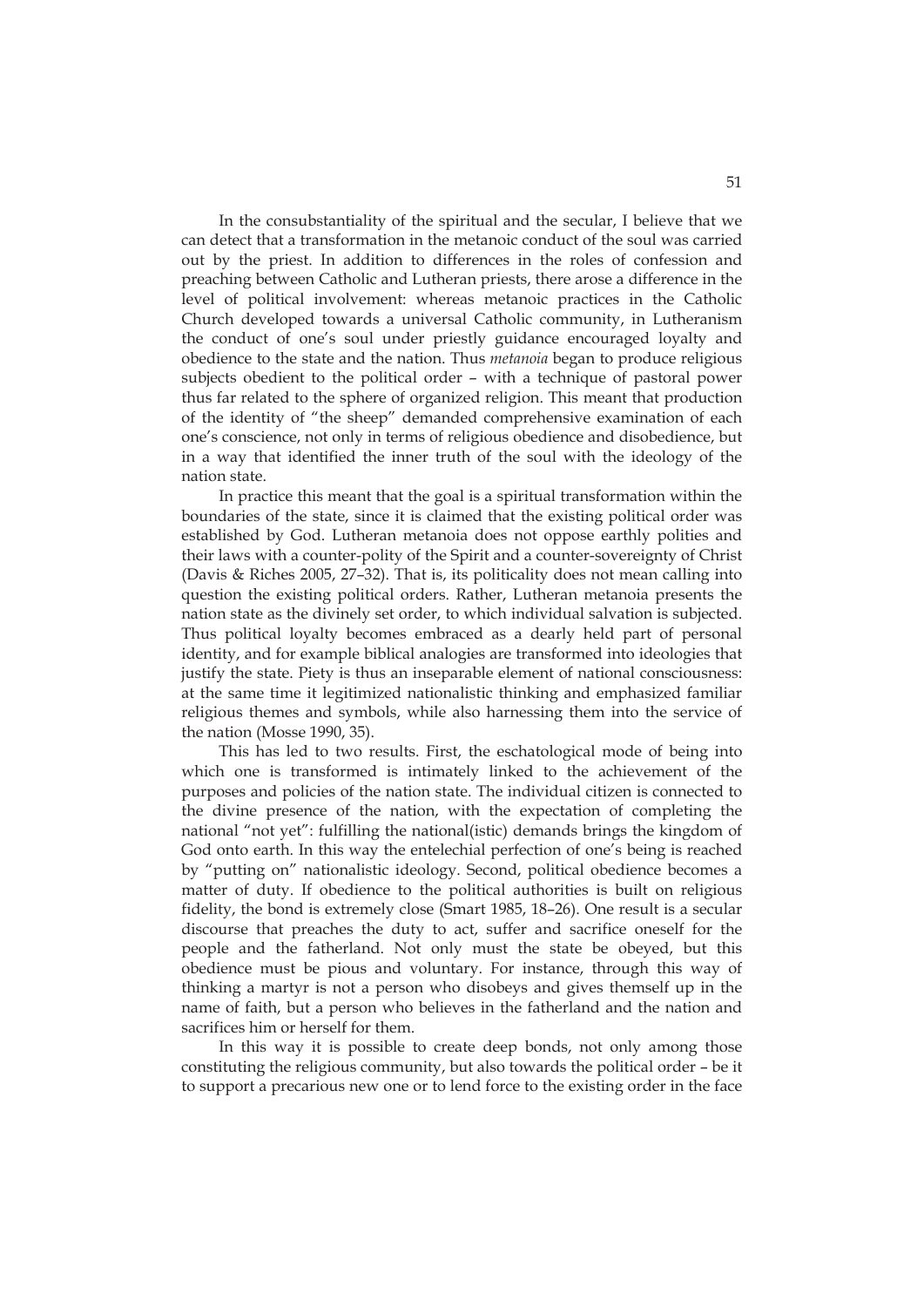In the consubstantiality of the spiritual and the secular, I believe that we can detect that a transformation in the metanoic conduct of the soul was carried out by the priest. In addition to differences in the roles of confession and preaching between Catholic and Lutheran priests, there arose a difference in the level of political involvement: whereas metanoic practices in the Catholic Church developed towards a universal Catholic community, in Lutheranism the conduct of one's soul under priestly guidance encouraged loyalty and obedience to the state and the nation. Thus *metanoia* began to produce religious subjects obedient to the political order – with a technique of pastoral power thus far related to the sphere of organized religion. This meant that production of the identity of "the sheep" demanded comprehensive examination of each one's conscience, not only in terms of religious obedience and disobedience, but in a way that identified the inner truth of the soul with the ideology of the nation state.

In practice this meant that the goal is a spiritual transformation within the boundaries of the state, since it is claimed that the existing political order was established by God. Lutheran metanoia does not oppose earthly polities and their laws with a counter-polity of the Spirit and a counter-sovereignty of Christ (Davis & Riches 2005, 27–32). That is, its politicality does not mean calling into question the existing political orders. Rather, Lutheran metanoia presents the nation state as the divinely set order, to which individual salvation is subjected. Thus political loyalty becomes embraced as a dearly held part of personal identity, and for example biblical analogies are transformed into ideologies that justify the state. Piety is thus an inseparable element of national consciousness: at the same time it legitimized nationalistic thinking and emphasized familiar religious themes and symbols, while also harnessing them into the service of the nation (Mosse 1990, 35).

This has led to two results. First, the eschatological mode of being into which one is transformed is intimately linked to the achievement of the purposes and policies of the nation state. The individual citizen is connected to the divine presence of the nation, with the expectation of completing the national "not yet": fulfilling the national(istic) demands brings the kingdom of God onto earth. In this way the entelechial perfection of one's being is reached by "putting on" nationalistic ideology. Second, political obedience becomes a matter of duty. If obedience to the political authorities is built on religious fidelity, the bond is extremely close (Smart 1985, 18–26). One result is a secular discourse that preaches the duty to act, suffer and sacrifice oneself for the people and the fatherland. Not only must the state be obeyed, but this obedience must be pious and voluntary. For instance, through this way of thinking a martyr is not a person who disobeys and gives themself up in the name of faith, but a person who believes in the fatherland and the nation and sacrifices him or herself for them.

In this way it is possible to create deep bonds, not only among those constituting the religious community, but also towards the political order – be it to support a precarious new one or to lend force to the existing order in the face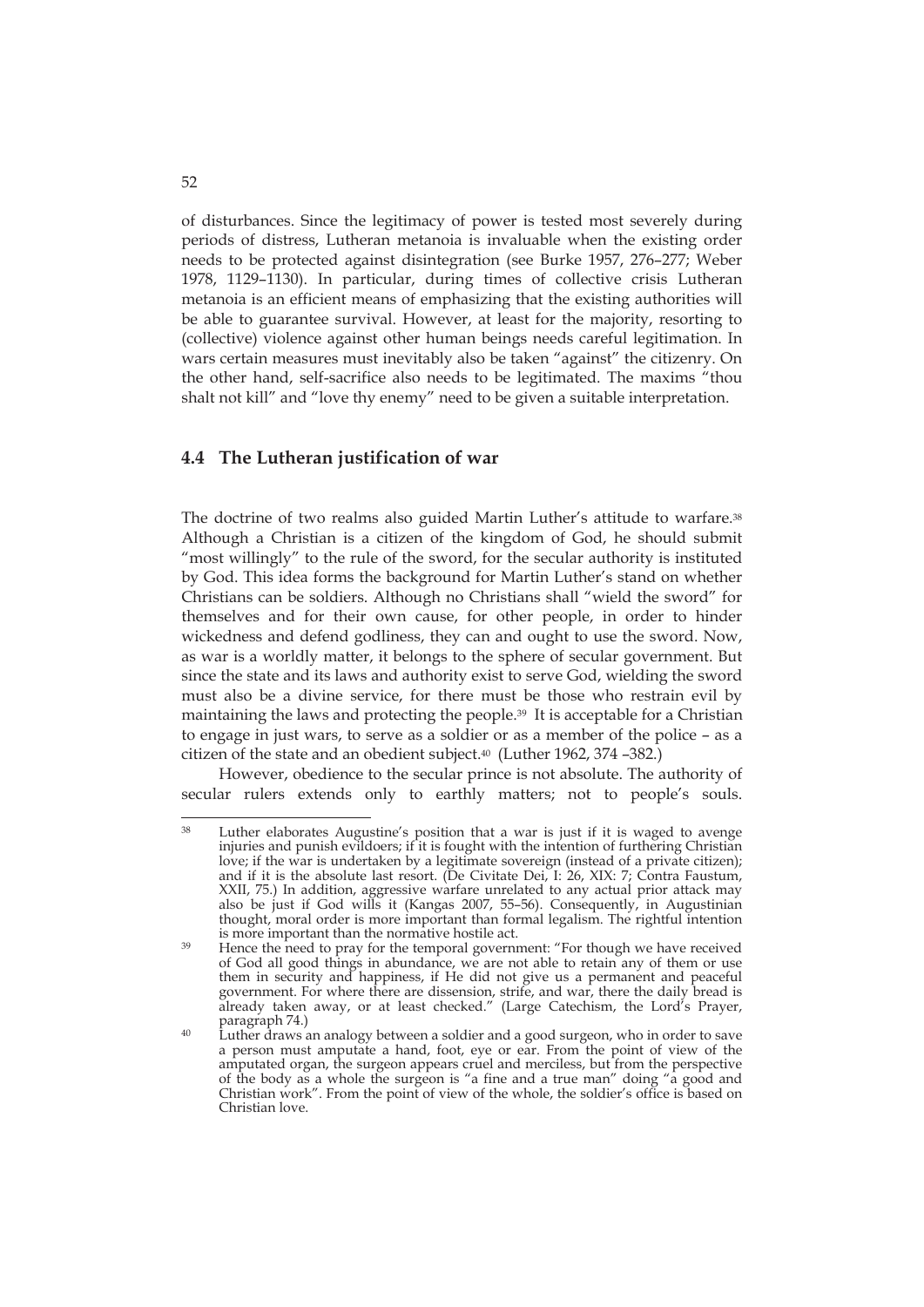of disturbances. Since the legitimacy of power is tested most severely during periods of distress, Lutheran metanoia is invaluable when the existing order needs to be protected against disintegration (see Burke 1957, 276–277; Weber 1978, 1129–1130). In particular, during times of collective crisis Lutheran metanoia is an efficient means of emphasizing that the existing authorities will be able to guarantee survival. However, at least for the majority, resorting to (collective) violence against other human beings needs careful legitimation. In wars certain measures must inevitably also be taken "against" the citizenry. On the other hand, self-sacrifice also needs to be legitimated. The maxims "thou shalt not kill" and "love thy enemy" need to be given a suitable interpretation.

## 4.4 The Lutheran justification of war

The doctrine of two realms also guided Martin Luther's attitude to warfare.[38] Although a Christian is a citizen of the kingdom of God, he should submit "most willingly" to the rule of the sword, for the secular authority is instituted by God. This idea forms the background for Martin Luther's stand on whether Christians can be soldiers. Although no Christians shall "wield the sword" for themselves and for their own cause, for other people, in order to hinder wickedness and defend godliness, they can and ought to use the sword. Now, as war is a worldly matter, it belongs to the sphere of secular government. But since the state and its laws and authority exist to serve God, wielding the sword must also be a divine service, for there must be those who restrain evil by maintaining the laws and protecting the people.[39] It is acceptable for a Christian to engage in just wars, to serve as a soldier or as a member of the police – as a citizen of the state and an obedient subject.[40] (Luther 1962, 374 –382.)

However, obedience to the secular prince is not absolute. The authority of secular rulers extends only to earthly matters; not to people's souls.

---

[38] Luther elaborates Augustine's position that a war is just if it is waged to avenge injuries and punish evildoers; if it is fought with the intention of furthering Christian love; if the war is undertaken by a legitimate sovereign (instead of a private citizen); and if it is the absolute last resort. (De Civitate Dei, I: 26, XIX: 7; Contra Faustum, XXII, 75.) In addition, aggressive warfare unrelated to any actual prior attack may also be just if God wills it (Kangas 2007, 55–56). Consequently, in Augustinian thought, moral order is more important than formal legalism. The rightful intention is more important than the normative hostile act.

[39] Hence the need to pray for the temporal government: "For though we have received of God all good things in abundance, we are not able to retain any of them or use them in security and happiness, if He did not give us a permanent and peaceful government. For where there are dissension, strife, and war, there the daily bread is already taken away, or at least checked." (Large Catechism, the Lord's Prayer, paragraph 74.)

[40] Luther draws an analogy between a soldier and a good surgeon, who in order to save a person must amputate a hand, foot, eye or ear. From the point of view of the amputated organ, the surgeon appears cruel and merciless, but from the perspective of the body as a whole the surgeon is "a fine and a true man" doing "a good and Christian work". From the point of view of the whole, the soldier's office is based on Christian love.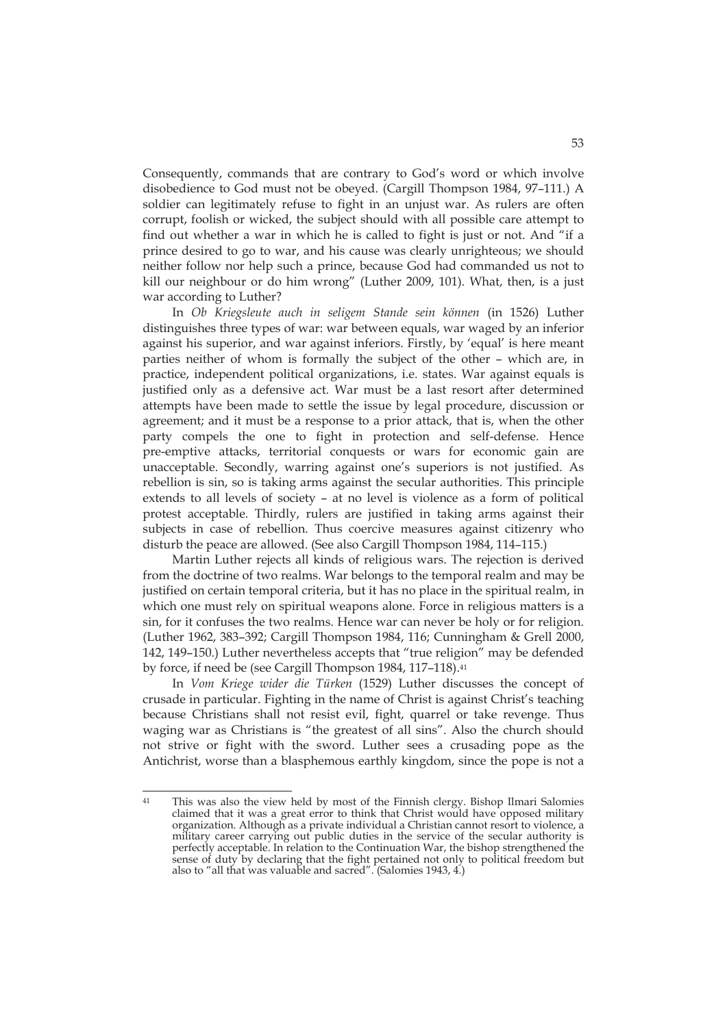Consequently, commands that are contrary to God's word or which involve disobedience to God must not be obeyed. (Cargill Thompson 1984, 97–111.) A soldier can legitimately refuse to fight in an unjust war. As rulers are often corrupt, foolish or wicked, the subject should with all possible care attempt to find out whether a war in which he is called to fight is just or not. And "if a prince desired to go to war, and his cause was clearly unrighteous; we should neither follow nor help such a prince, because God had commanded us not to kill our neighbour or do him wrong" (Luther 2009, 101). What, then, is a just war according to Luther?

In *Ob Kriegsleute auch in seligem Stande sein können* (in 1526) Luther distinguishes three types of war: war between equals, war waged by an inferior against his superior, and war against inferiors. Firstly, by 'equal' is here meant parties neither of whom is formally the subject of the other – which are, in practice, independent political organizations, i.e. states. War against equals is justified only as a defensive act. War must be a last resort after determined attempts have been made to settle the issue by legal procedure, discussion or agreement; and it must be a response to a prior attack, that is, when the other party compels the one to fight in protection and self-defense. Hence pre-emptive attacks, territorial conquests or wars for economic gain are unacceptable. Secondly, warring against one's superiors is not justified. As rebellion is sin, so is taking arms against the secular authorities. This principle extends to all levels of society – at no level is violence as a form of political protest acceptable. Thirdly, rulers are justified in taking arms against their subjects in case of rebellion. Thus coercive measures against citizenry who disturb the peace are allowed. (See also Cargill Thompson 1984, 114–115.)

Martin Luther rejects all kinds of religious wars. The rejection is derived from the doctrine of two realms. War belongs to the temporal realm and may be justified on certain temporal criteria, but it has no place in the spiritual realm, in which one must rely on spiritual weapons alone. Force in religious matters is a sin, for it confuses the two realms. Hence war can never be holy or for religion. (Luther 1962, 383–392; Cargill Thompson 1984, 116; Cunningham & Grell 2000, 142, 149–150.) Luther nevertheless accepts that "true religion" may be defended by force, if need be (see Cargill Thompson 1984, 117–118).[41]

In *Vom Kriege wider die Türken* (1529) Luther discusses the concept of crusade in particular. Fighting in the name of Christ is against Christ's teaching because Christians shall not resist evil, fight, quarrel or take revenge. Thus waging war as Christians is "the greatest of all sins". Also the church should not strive or fight with the sword. Luther sees a crusading pope as the Antichrist, worse than a blasphemous earthly kingdom, since the pope is not a

[41] This was also the view held by most of the Finnish clergy. Bishop Ilmari Salomies claimed that it was a great error to think that Christ would have opposed military organization. Although as a private individual a Christian cannot resort to violence, a military career carrying out public duties in the service of the secular authority is perfectly acceptable. In relation to the Continuation War, the bishop strengthened the sense of duty by declaring that the fight pertained not only to political freedom but also to "all that was valuable and sacred". (Salomies 1943, 4.)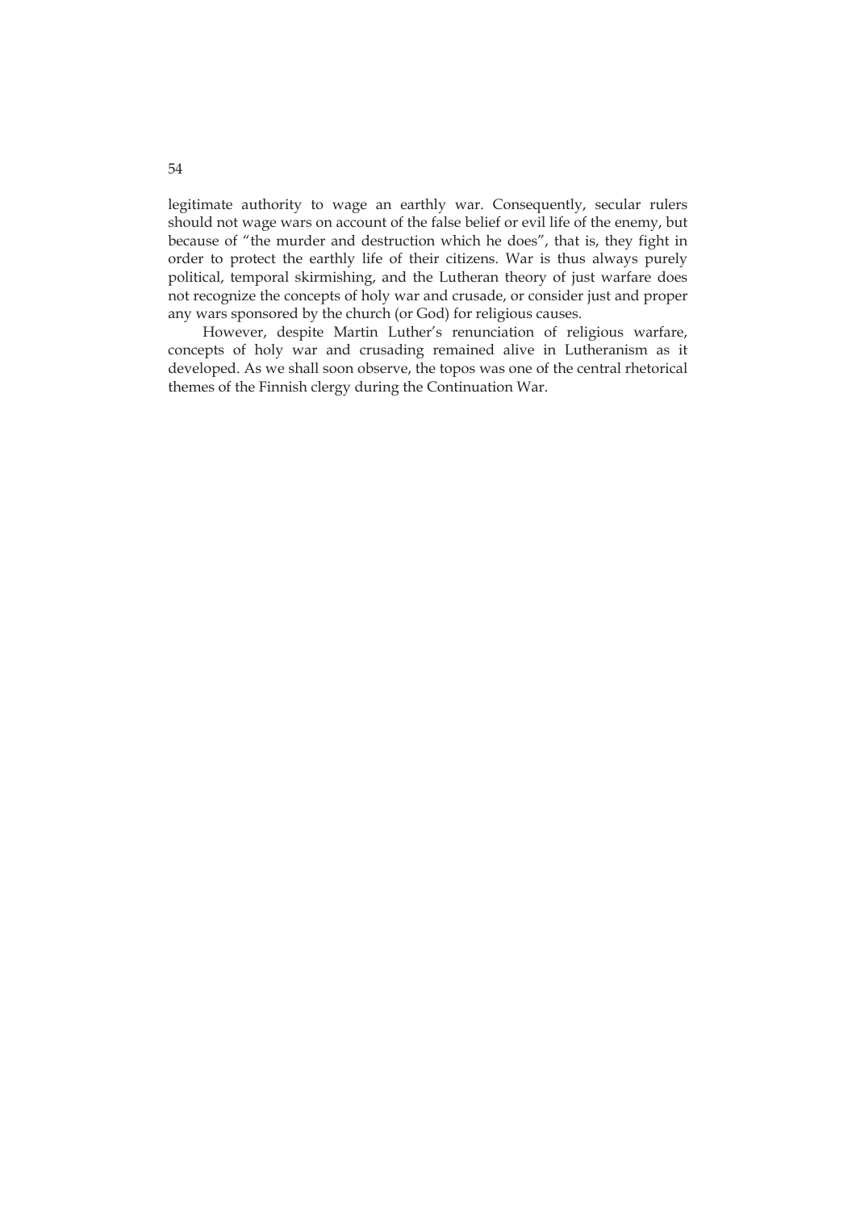legitimate authority to wage an earthly war. Consequently, secular rulers should not wage wars on account of the false belief or evil life of the enemy, but because of "the murder and destruction which he does", that is, they fight in order to protect the earthly life of their citizens. War is thus always purely political, temporal skirmishing, and the Lutheran theory of just warfare does not recognize the concepts of holy war and crusade, or consider just and proper any wars sponsored by the church (or God) for religious causes.

However, despite Martin Luther's renunciation of religious warfare, concepts of holy war and crusading remained alive in Lutheranism as it developed. As we shall soon observe, the topos was one of the central rhetorical themes of the Finnish clergy during the Continuation War.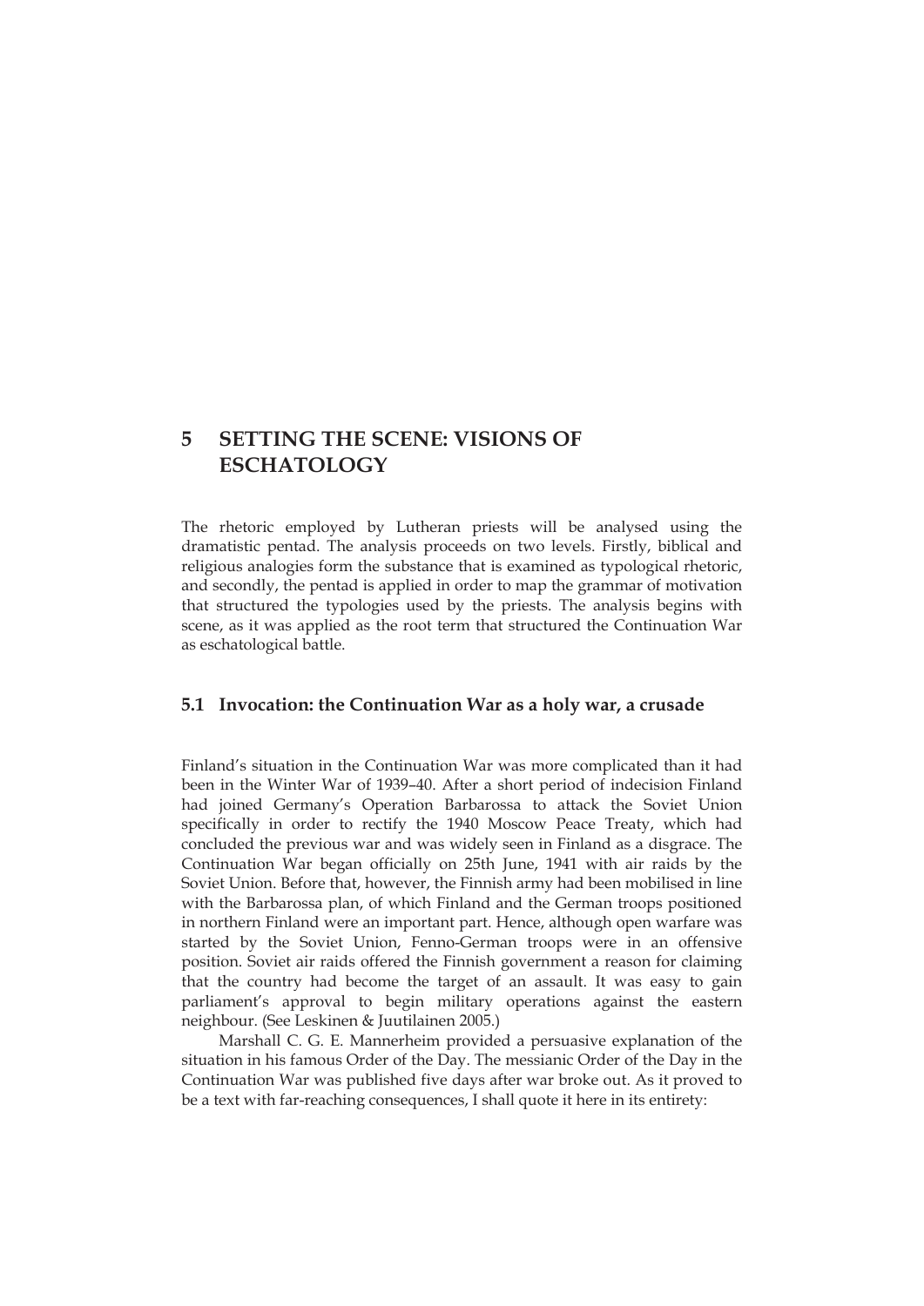# 5 SETTING THE SCENE: VISIONS OF ESCHATOLOGY

The rhetoric employed by Lutheran priests will be analysed using the dramatistic pentad. The analysis proceeds on two levels. Firstly, biblical and religious analogies form the substance that is examined as typological rhetoric, and secondly, the pentad is applied in order to map the grammar of motivation that structured the typologies used by the priests. The analysis begins with scene, as it was applied as the root term that structured the Continuation War as eschatological battle.

## 5.1 Invocation: the Continuation War as a holy war, a crusade

Finland's situation in the Continuation War was more complicated than it had been in the Winter War of 1939–40. After a short period of indecision Finland had joined Germany's Operation Barbarossa to attack the Soviet Union specifically in order to rectify the 1940 Moscow Peace Treaty, which had concluded the previous war and was widely seen in Finland as a disgrace. The Continuation War began officially on 25th June, 1941 with air raids by the Soviet Union. Before that, however, the Finnish army had been mobilised in line with the Barbarossa plan, of which Finland and the German troops positioned in northern Finland were an important part. Hence, although open warfare was started by the Soviet Union, Fenno-German troops were in an offensive position. Soviet air raids offered the Finnish government a reason for claiming that the country had become the target of an assault. It was easy to gain parliament's approval to begin military operations against the eastern neighbour. (See Leskinen & Juutilainen 2005.)

Marshall C. G. E. Mannerheim provided a persuasive explanation of the situation in his famous Order of the Day. The messianic Order of the Day in the Continuation War was published five days after war broke out. As it proved to be a text with far-reaching consequences, I shall quote it here in its entirety: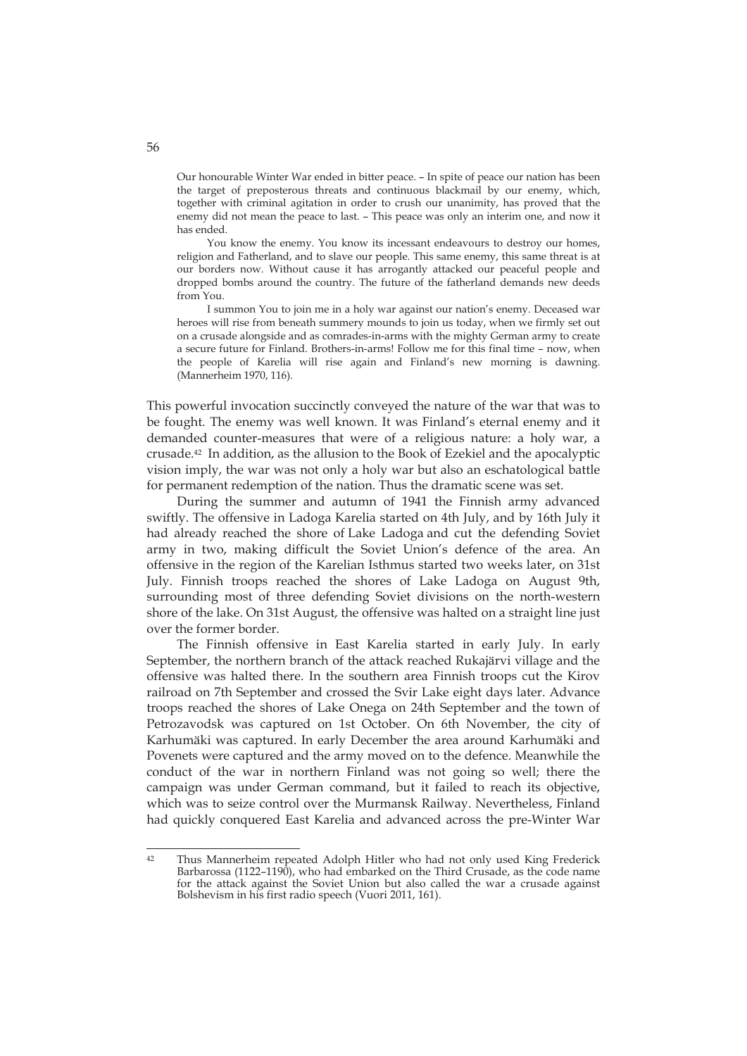> Our honourable Winter War ended in bitter peace. – In spite of peace our nation has been the target of preposterous threats and continuous blackmail by our enemy, which, together with criminal agitation in order to crush our unanimity, has proved that the enemy did not mean the peace to last. – This peace was only an interim one, and now it has ended.
>
> You know the enemy. You know its incessant endeavours to destroy our homes, religion and Fatherland, and to slave our people. This same enemy, this same threat is at our borders now. Without cause it has arrogantly attacked our peaceful people and dropped bombs around the country. The future of the fatherland demands new deeds from You.
>
> I summon You to join me in a holy war against our nation's enemy. Deceased war heroes will rise from beneath summery mounds to join us today, when we firmly set out on a crusade alongside and as comrades-in-arms with the mighty German army to create a secure future for Finland. Brothers-in-arms! Follow me for this final time – now, when the people of Karelia will rise again and Finland's new morning is dawning. (Mannerheim 1970, 116).

This powerful invocation succinctly conveyed the nature of the war that was to be fought. The enemy was well known. It was Finland's eternal enemy and it demanded counter-measures that were of a religious nature: a holy war, a crusade.[42] In addition, as the allusion to the Book of Ezekiel and the apocalyptic vision imply, the war was not only a holy war but also an eschatological battle for permanent redemption of the nation. Thus the dramatic scene was set.

During the summer and autumn of 1941 the Finnish army advanced swiftly. The offensive in Ladoga Karelia started on 4th July, and by 16th July it had already reached the shore of Lake Ladoga and cut the defending Soviet army in two, making difficult the Soviet Union's defence of the area. An offensive in the region of the Karelian Isthmus started two weeks later, on 31st July. Finnish troops reached the shores of Lake Ladoga on August 9th, surrounding most of three defending Soviet divisions on the north-western shore of the lake. On 31st August, the offensive was halted on a straight line just over the former border.

The Finnish offensive in East Karelia started in early July. In early September, the northern branch of the attack reached Rukajärvi village and the offensive was halted there. In the southern area Finnish troops cut the Kirov railroad on 7th September and crossed the Svir Lake eight days later. Advance troops reached the shores of Lake Onega on 24th September and the town of Petrozavodsk was captured on 1st October. On 6th November, the city of Karhumäki was captured. In early December the area around Karhumäki and Povenets were captured and the army moved on to the defence. Meanwhile the conduct of the war in northern Finland was not going so well; there the campaign was under German command, but it failed to reach its objective, which was to seize control over the Murmansk Railway. Nevertheless, Finland had quickly conquered East Karelia and advanced across the pre-Winter War

---

[42] Thus Mannerheim repeated Adolph Hitler who had not only used King Frederick Barbarossa (1122–1190), who had embarked on the Third Crusade, as the code name for the attack against the Soviet Union but also called the war a crusade against Bolshevism in his first radio speech (Vuori 2011, 161).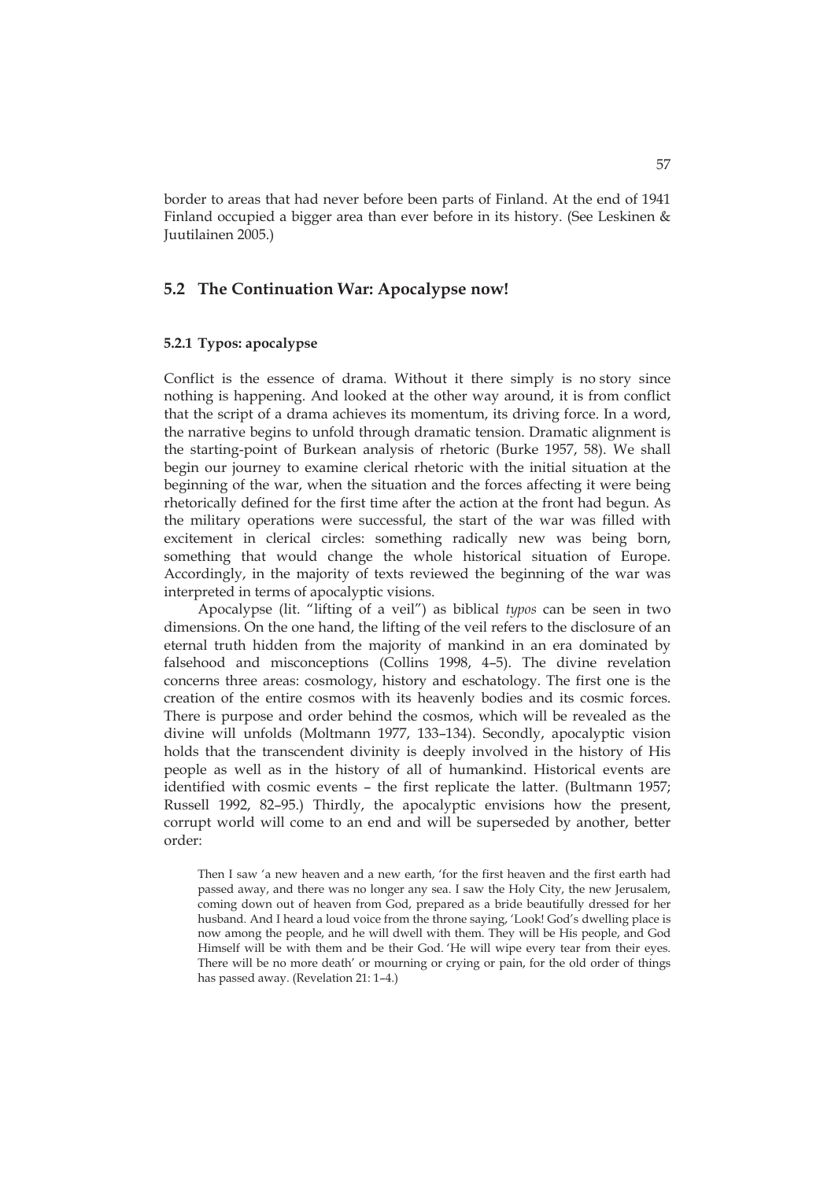border to areas that had never before been parts of Finland. At the end of 1941 Finland occupied a bigger area than ever before in its history. (See Leskinen & Juutilainen 2005.)

## 5.2 The Continuation War: Apocalypse now!

### 5.2.1 Typos: apocalypse

Conflict is the essence of drama. Without it there simply is no story since nothing is happening. And looked at the other way around, it is from conflict that the script of a drama achieves its momentum, its driving force. In a word, the narrative begins to unfold through dramatic tension. Dramatic alignment is the starting-point of Burkean analysis of rhetoric (Burke 1957, 58). We shall begin our journey to examine clerical rhetoric with the initial situation at the beginning of the war, when the situation and the forces affecting it were being rhetorically defined for the first time after the action at the front had begun. As the military operations were successful, the start of the war was filled with excitement in clerical circles: something radically new was being born, something that would change the whole historical situation of Europe. Accordingly, in the majority of texts reviewed the beginning of the war was interpreted in terms of apocalyptic visions.

Apocalypse (lit. "lifting of a veil") as biblical *typos* can be seen in two dimensions. On the one hand, the lifting of the veil refers to the disclosure of an eternal truth hidden from the majority of mankind in an era dominated by falsehood and misconceptions (Collins 1998, 4–5). The divine revelation concerns three areas: cosmology, history and eschatology. The first one is the creation of the entire cosmos with its heavenly bodies and its cosmic forces. There is purpose and order behind the cosmos, which will be revealed as the divine will unfolds (Moltmann 1977, 133–134). Secondly, apocalyptic vision holds that the transcendent divinity is deeply involved in the history of His people as well as in the history of all of humankind. Historical events are identified with cosmic events – the first replicate the latter. (Bultmann 1957; Russell 1992, 82–95.) Thirdly, the apocalyptic envisions how the present, corrupt world will come to an end and will be superseded by another, better order:

> Then I saw 'a new heaven and a new earth, 'for the first heaven and the first earth had passed away, and there was no longer any sea. I saw the Holy City, the new Jerusalem, coming down out of heaven from God, prepared as a bride beautifully dressed for her husband. And I heard a loud voice from the throne saying, 'Look! God's dwelling place is now among the people, and he will dwell with them. They will be His people, and God Himself will be with them and be their God. 'He will wipe every tear from their eyes. There will be no more death' or mourning or crying or pain, for the old order of things has passed away. (Revelation 21: 1–4.)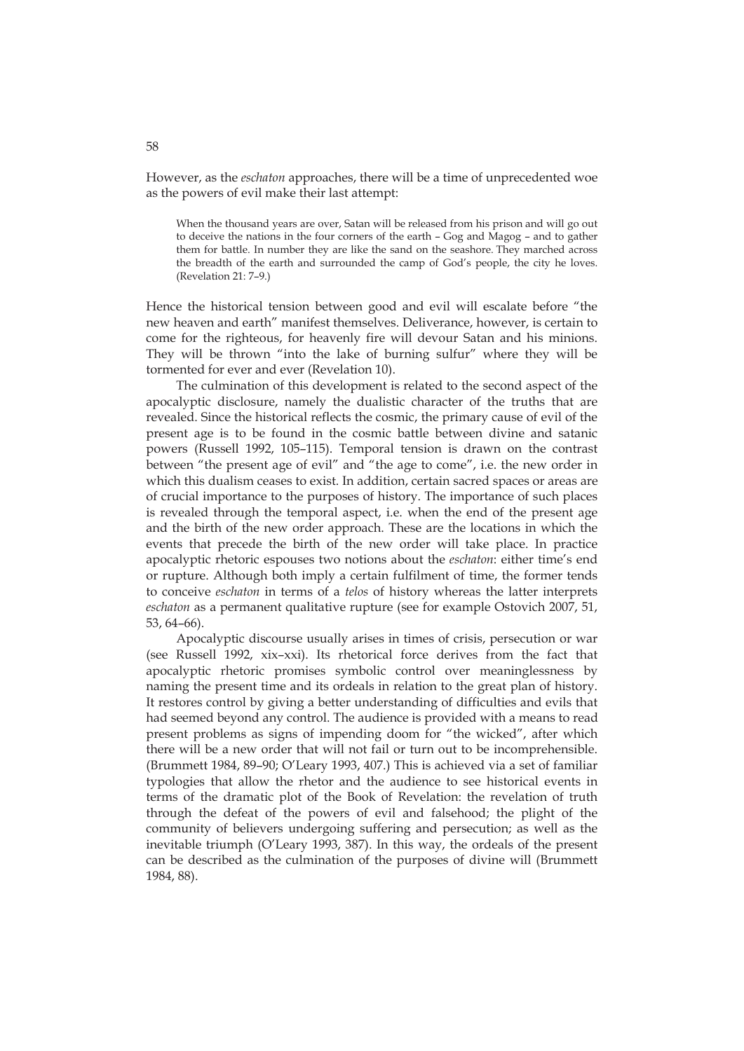However, as the *eschaton* approaches, there will be a time of unprecedented woe as the powers of evil make their last attempt:

> When the thousand years are over, Satan will be released from his prison and will go out to deceive the nations in the four corners of the earth – Gog and Magog – and to gather them for battle. In number they are like the sand on the seashore. They marched across the breadth of the earth and surrounded the camp of God's people, the city he loves. (Revelation 21: 7–9.)

Hence the historical tension between good and evil will escalate before "the new heaven and earth" manifest themselves. Deliverance, however, is certain to come for the righteous, for heavenly fire will devour Satan and his minions. They will be thrown "into the lake of burning sulfur" where they will be tormented for ever and ever (Revelation 10).

The culmination of this development is related to the second aspect of the apocalyptic disclosure, namely the dualistic character of the truths that are revealed. Since the historical reflects the cosmic, the primary cause of evil of the present age is to be found in the cosmic battle between divine and satanic powers (Russell 1992, 105–115). Temporal tension is drawn on the contrast between "the present age of evil" and "the age to come", i.e. the new order in which this dualism ceases to exist. In addition, certain sacred spaces or areas are of crucial importance to the purposes of history. The importance of such places is revealed through the temporal aspect, i.e. when the end of the present age and the birth of the new order approach. These are the locations in which the events that precede the birth of the new order will take place. In practice apocalyptic rhetoric espouses two notions about the *eschaton*: either time's end or rupture. Although both imply a certain fulfilment of time, the former tends to conceive *eschaton* in terms of a *telos* of history whereas the latter interprets *eschaton* as a permanent qualitative rupture (see for example Ostovich 2007, 51, 53, 64–66).

Apocalyptic discourse usually arises in times of crisis, persecution or war (see Russell 1992, xix–xxi). Its rhetorical force derives from the fact that apocalyptic rhetoric promises symbolic control over meaninglessness by naming the present time and its ordeals in relation to the great plan of history. It restores control by giving a better understanding of difficulties and evils that had seemed beyond any control. The audience is provided with a means to read present problems as signs of impending doom for "the wicked", after which there will be a new order that will not fail or turn out to be incomprehensible. (Brummett 1984, 89–90; O'Leary 1993, 407.) This is achieved via a set of familiar typologies that allow the rhetor and the audience to see historical events in terms of the dramatic plot of the Book of Revelation: the revelation of truth through the defeat of the powers of evil and falsehood; the plight of the community of believers undergoing suffering and persecution; as well as the inevitable triumph (O'Leary 1993, 387). In this way, the ordeals of the present can be described as the culmination of the purposes of divine will (Brummett 1984, 88).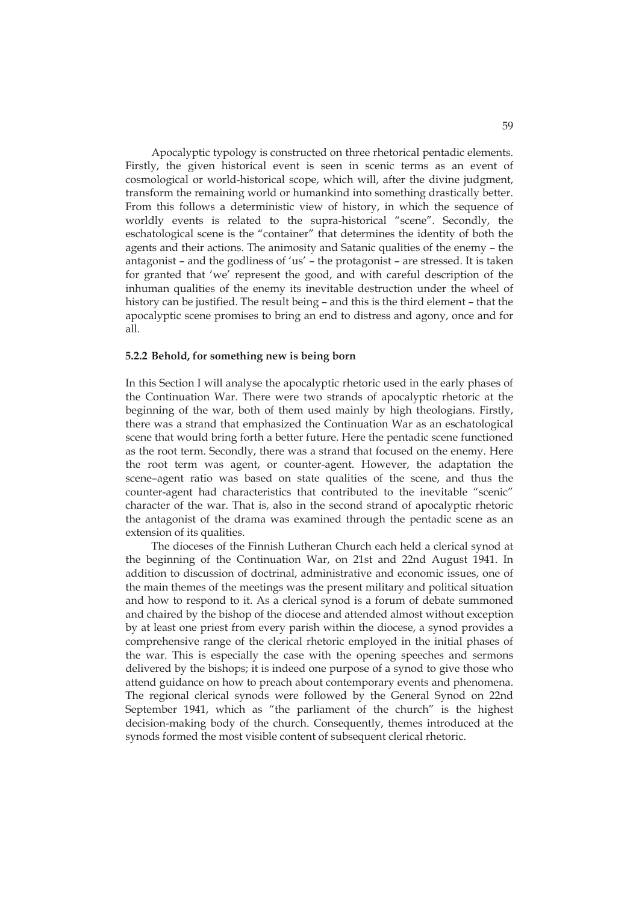Apocalyptic typology is constructed on three rhetorical pentadic elements. Firstly, the given historical event is seen in scenic terms as an event of cosmological or world-historical scope, which will, after the divine judgment, transform the remaining world or humankind into something drastically better. From this follows a deterministic view of history, in which the sequence of worldly events is related to the supra-historical "scene". Secondly, the eschatological scene is the "container" that determines the identity of both the agents and their actions. The animosity and Satanic qualities of the enemy – the antagonist – and the godliness of 'us' – the protagonist – are stressed. It is taken for granted that 'we' represent the good, and with careful description of the inhuman qualities of the enemy its inevitable destruction under the wheel of history can be justified. The result being – and this is the third element – that the apocalyptic scene promises to bring an end to distress and agony, once and for all.

### 5.2.2 Behold, for something new is being born

In this Section I will analyse the apocalyptic rhetoric used in the early phases of the Continuation War. There were two strands of apocalyptic rhetoric at the beginning of the war, both of them used mainly by high theologians. Firstly, there was a strand that emphasized the Continuation War as an eschatological scene that would bring forth a better future. Here the pentadic scene functioned as the root term. Secondly, there was a strand that focused on the enemy. Here the root term was agent, or counter-agent. However, the adaptation the scene–agent ratio was based on state qualities of the scene, and thus the counter-agent had characteristics that contributed to the inevitable "scenic" character of the war. That is, also in the second strand of apocalyptic rhetoric the antagonist of the drama was examined through the pentadic scene as an extension of its qualities.

The dioceses of the Finnish Lutheran Church each held a clerical synod at the beginning of the Continuation War, on 21st and 22nd August 1941. In addition to discussion of doctrinal, administrative and economic issues, one of the main themes of the meetings was the present military and political situation and how to respond to it. As a clerical synod is a forum of debate summoned and chaired by the bishop of the diocese and attended almost without exception by at least one priest from every parish within the diocese, a synod provides a comprehensive range of the clerical rhetoric employed in the initial phases of the war. This is especially the case with the opening speeches and sermons delivered by the bishops; it is indeed one purpose of a synod to give those who attend guidance on how to preach about contemporary events and phenomena. The regional clerical synods were followed by the General Synod on 22nd September 1941, which as "the parliament of the church" is the highest decision-making body of the church. Consequently, themes introduced at the synods formed the most visible content of subsequent clerical rhetoric.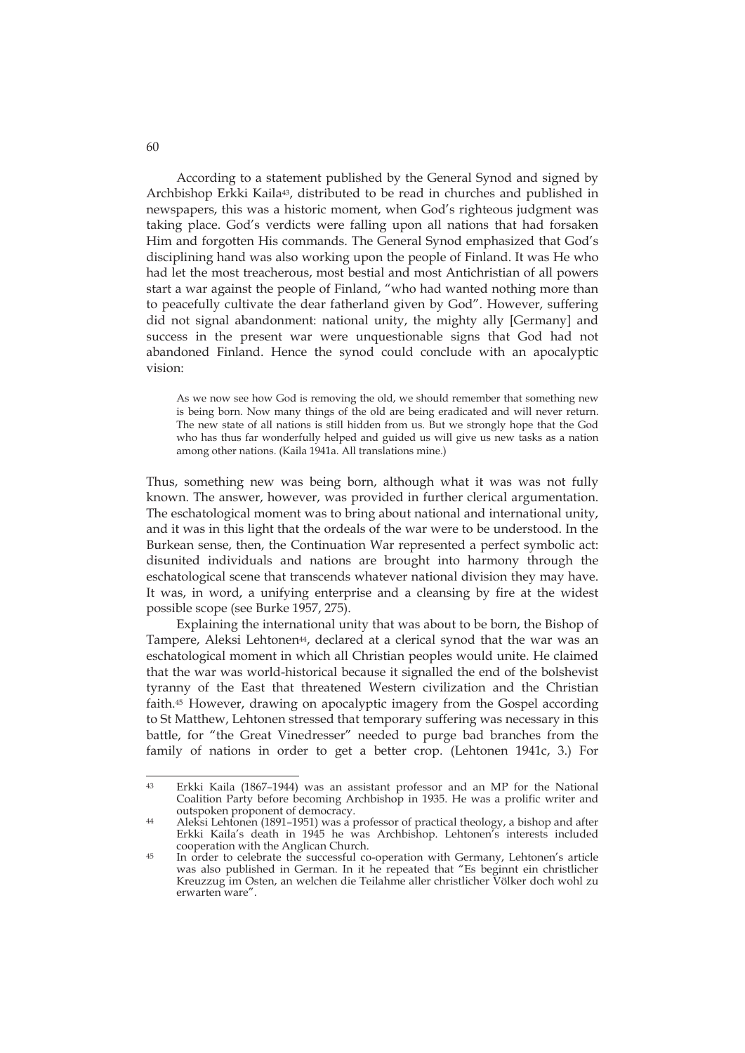According to a statement published by the General Synod and signed by Archbishop Erkki Kaila[43], distributed to be read in churches and published in newspapers, this was a historic moment, when God's righteous judgment was taking place. God's verdicts were falling upon all nations that had forsaken Him and forgotten His commands. The General Synod emphasized that God's disciplining hand was also working upon the people of Finland. It was He who had let the most treacherous, most bestial and most Antichristian of all powers start a war against the people of Finland, "who had wanted nothing more than to peacefully cultivate the dear fatherland given by God". However, suffering did not signal abandonment: national unity, the mighty ally [Germany] and success in the present war were unquestionable signs that God had not abandoned Finland. Hence the synod could conclude with an apocalyptic vision:

> As we now see how God is removing the old, we should remember that something new is being born. Now many things of the old are being eradicated and will never return. The new state of all nations is still hidden from us. But we strongly hope that the God who has thus far wonderfully helped and guided us will give us new tasks as a nation among other nations. (Kaila 1941a. All translations mine.)

Thus, something new was being born, although what it was was not fully known. The answer, however, was provided in further clerical argumentation. The eschatological moment was to bring about national and international unity, and it was in this light that the ordeals of the war were to be understood. In the Burkean sense, then, the Continuation War represented a perfect symbolic act: disunited individuals and nations are brought into harmony through the eschatological scene that transcends whatever national division they may have. It was, in word, a unifying enterprise and a cleansing by fire at the widest possible scope (see Burke 1957, 275).

Explaining the international unity that was about to be born, the Bishop of Tampere, Aleksi Lehtonen[44], declared at a clerical synod that the war was an eschatological moment in which all Christian peoples would unite. He claimed that the war was world-historical because it signalled the end of the bolshevist tyranny of the East that threatened Western civilization and the Christian faith.[45] However, drawing on apocalyptic imagery from the Gospel according to St Matthew, Lehtonen stressed that temporary suffering was necessary in this battle, for "the Great Vinedresser" needed to purge bad branches from the family of nations in order to get a better crop. (Lehtonen 1941c, 3.) For

---

[43] Erkki Kaila (1867–1944) was an assistant professor and an MP for the National Coalition Party before becoming Archbishop in 1935. He was a prolific writer and outspoken proponent of democracy.

[44] Aleksi Lehtonen (1891–1951) was a professor of practical theology, a bishop and after Erkki Kaila's death in 1945 he was Archbishop. Lehtonen's interests included cooperation with the Anglican Church.

[45] In order to celebrate the successful co-operation with Germany, Lehtonen's article was also published in German. In it he repeated that "Es beginnt ein christlicher Kreuzzug im Osten, an welchen die Teilahme aller christlicher Völker doch wohl zu erwarten wäre".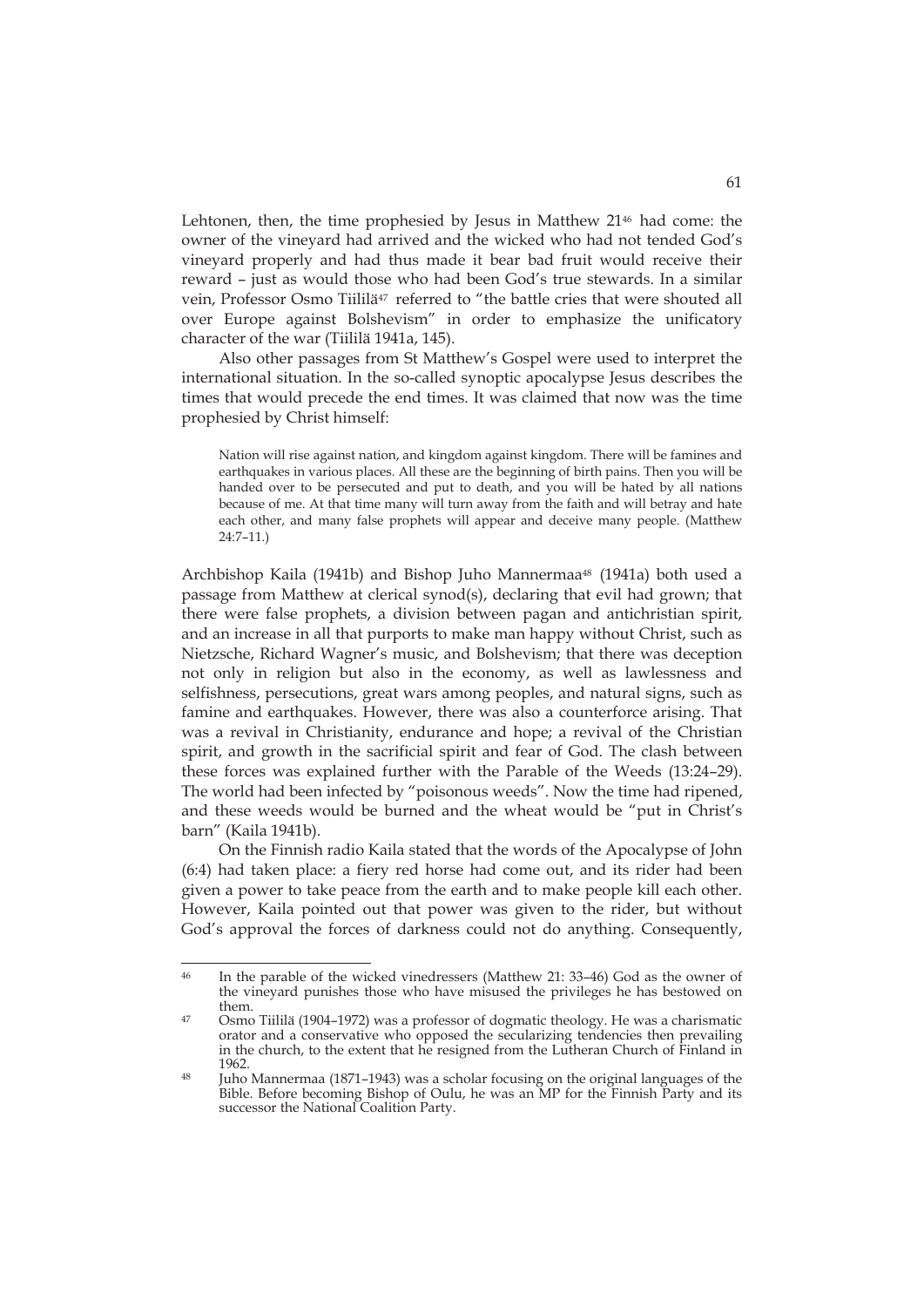Lehtonen, then, the time prophesied by Jesus in Matthew 21[46] had come: the owner of the vineyard had arrived and the wicked who had not tended God's vineyard properly and had thus made it bear bad fruit would receive their reward – just as would those who had been God's true stewards. In a similar vein, Professor Osmo Tiililä[47] referred to "the battle cries that were shouted all over Europe against Bolshevism" in order to emphasize the unificatory character of the war (Tiililä 1941a, 145).

Also other passages from St Matthew's Gospel were used to interpret the international situation. In the so-called synoptic apocalypse Jesus describes the times that would precede the end times. It was claimed that now was the time prophesied by Christ himself:

> Nation will rise against nation, and kingdom against kingdom. There will be famines and earthquakes in various places. All these are the beginning of birth pains. Then you will be handed over to be persecuted and put to death, and you will be hated by all nations because of me. At that time many will turn away from the faith and will betray and hate each other, and many false prophets will appear and deceive many people. (Matthew 24:7–11.)

Archbishop Kaila (1941b) and Bishop Juho Mannermaa[48] (1941a) both used a passage from Matthew at clerical synod(s), declaring that evil had grown; that there were false prophets, a division between pagan and antichristian spirit, and an increase in all that purports to make man happy without Christ, such as Nietzsche, Richard Wagner's music, and Bolshevism; that there was deception not only in religion but also in the economy, as well as lawlessness and selfishness, persecutions, great wars among peoples, and natural signs, such as famine and earthquakes. However, there was also a counterforce arising. That was a revival in Christianity, endurance and hope; a revival of the Christian spirit, and growth in the sacrificial spirit and fear of God. The clash between these forces was explained further with the Parable of the Weeds (13:24–29). The world had been infected by "poisonous weeds". Now the time had ripened, and these weeds would be burned and the wheat would be "put in Christ's barn" (Kaila 1941b).

On the Finnish radio Kaila stated that the words of the Apocalypse of John (6:4) had taken place: a fiery red horse had come out, and its rider had been given a power to take peace from the earth and to make people kill each other. However, Kaila pointed out that power was given to the rider, but without God's approval the forces of darkness could not do anything. Consequently,

---

[46] In the parable of the wicked vinedressers (Matthew 21: 33–46) God as the owner of the vineyard punishes those who have misused the privileges he has bestowed on them.

[47] Osmo Tiililä (1904–1972) was a professor of dogmatic theology. He was a charismatic orator and a conservative who opposed the secularizing tendencies then prevailing in the church, to the extent that he resigned from the Lutheran Church of Finland in 1962.

[48] Juho Mannermaa (1871–1943) was a scholar focusing on the original languages of the Bible. Before becoming Bishop of Oulu, he was an MP for the Finnish Party and its successor the National Coalition Party.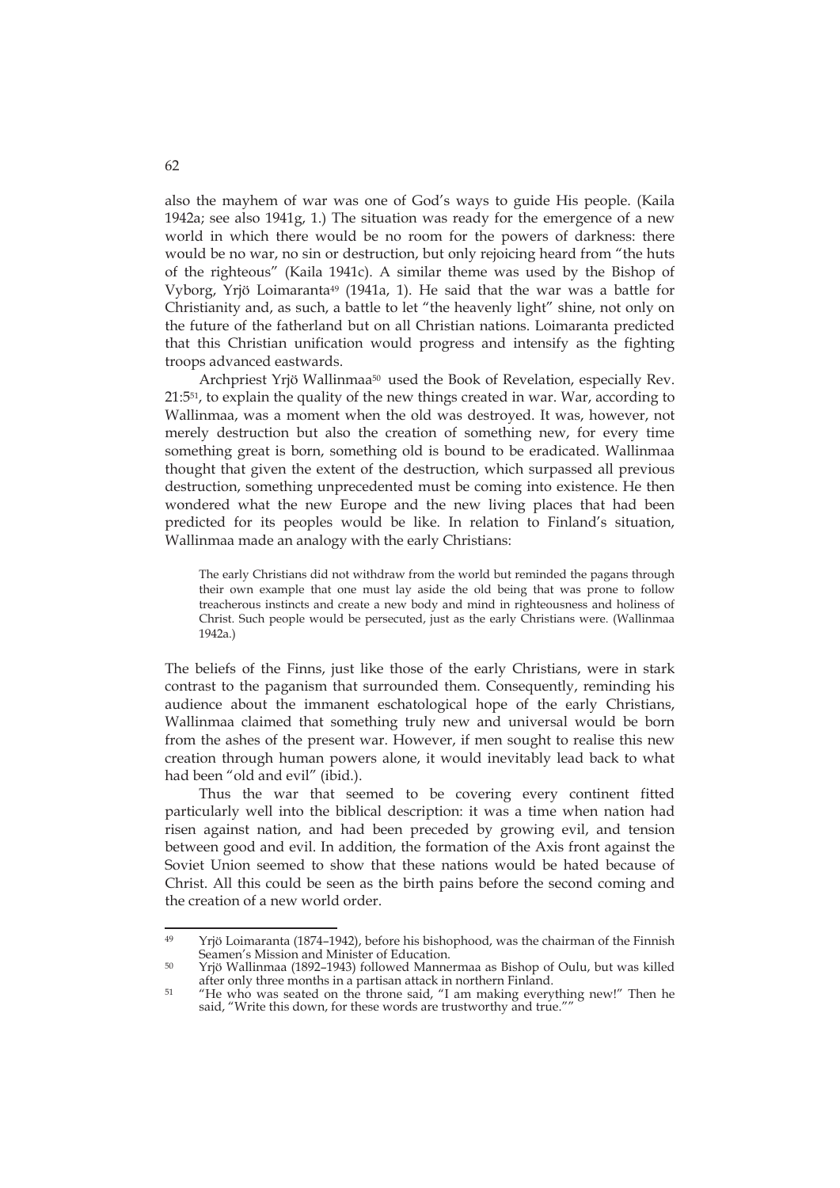also the mayhem of war was one of God's ways to guide His people. (Kaila 1942a; see also 1941g, 1.) The situation was ready for the emergence of a new world in which there would be no room for the powers of darkness: there would be no war, no sin or destruction, but only rejoicing heard from "the huts of the righteous" (Kaila 1941c). A similar theme was used by the Bishop of Vyborg, Yrjö Loimaranta[49] (1941a, 1). He said that the war was a battle for Christianity and, as such, a battle to let "the heavenly light" shine, not only on the future of the fatherland but on all Christian nations. Loimaranta predicted that this Christian unification would progress and intensify as the fighting troops advanced eastwards.

Archpriest Yrjö Wallinmaa[50] used the Book of Revelation, especially Rev. 21:5[51], to explain the quality of the new things created in war. War, according to Wallinmaa, was a moment when the old was destroyed. It was, however, not merely destruction but also the creation of something new, for every time something great is born, something old is bound to be eradicated. Wallinmaa thought that given the extent of the destruction, which surpassed all previous destruction, something unprecedented must be coming into existence. He then wondered what the new Europe and the new living places that had been predicted for its peoples would be like. In relation to Finland's situation, Wallinmaa made an analogy with the early Christians:

> The early Christians did not withdraw from the world but reminded the pagans through their own example that one must lay aside the old being that was prone to follow treacherous instincts and create a new body and mind in righteousness and holiness of Christ. Such people would be persecuted, just as the early Christians were. (Wallinmaa 1942a.)

The beliefs of the Finns, just like those of the early Christians, were in stark contrast to the paganism that surrounded them. Consequently, reminding his audience about the immanent eschatological hope of the early Christians, Wallinmaa claimed that something truly new and universal would be born from the ashes of the present war. However, if men sought to realise this new creation through human powers alone, it would inevitably lead back to what had been "old and evil" (ibid.).

Thus the war that seemed to be covering every continent fitted particularly well into the biblical description: it was a time when nation had risen against nation, and had been preceded by growing evil, and tension between good and evil. In addition, the formation of the Axis front against the Soviet Union seemed to show that these nations would be hated because of Christ. All this could be seen as the birth pains before the second coming and the creation of a new world order.

---

[49] Yrjö Loimaranta (1874–1942), before his bishophood, was the chairman of the Finnish Seamen's Mission and Minister of Education.

[50] Yrjö Wallinmaa (1892–1943) followed Mannermaa as Bishop of Oulu, but was killed after only three months in a partisan attack in northern Finland.

[51] "He who was seated on the throne said, "I am making everything new!" Then he said, "Write this down, for these words are trustworthy and true.""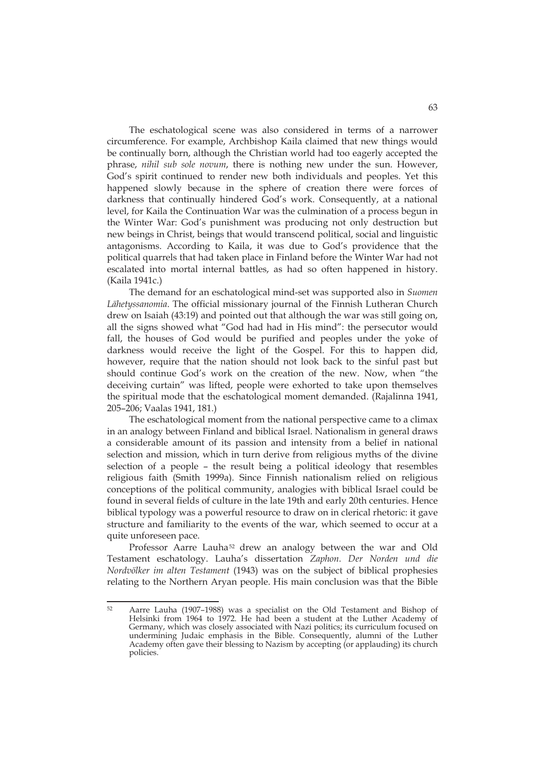The eschatological scene was also considered in terms of a narrower circumference. For example, Archbishop Kaila claimed that new things would be continually born, although the Christian world had too eagerly accepted the phrase, *nihil sub sole novum*, there is nothing new under the sun. However, God's spirit continued to render new both individuals and peoples. Yet this happened slowly because in the sphere of creation there were forces of darkness that continually hindered God's work. Consequently, at a national level, for Kaila the Continuation War was the culmination of a process begun in the Winter War: God's punishment was producing not only destruction but new beings in Christ, beings that would transcend political, social and linguistic antagonisms. According to Kaila, it was due to God's providence that the political quarrels that had taken place in Finland before the Winter War had not escalated into mortal internal battles, as had so often happened in history. (Kaila 1941c.)

The demand for an eschatological mind-set was supported also in *Suomen Lähetyssanomia*. The official missionary journal of the Finnish Lutheran Church drew on Isaiah (43:19) and pointed out that although the war was still going on, all the signs showed what "God had had in His mind": the persecutor would fall, the houses of God would be purified and peoples under the yoke of darkness would receive the light of the Gospel. For this to happen did, however, require that the nation should not look back to the sinful past but should continue God's work on the creation of the new. Now, when "the deceiving curtain" was lifted, people were exhorted to take upon themselves the spiritual mode that the eschatological moment demanded. (Rajalinna 1941, 205–206; Vaalas 1941, 181.)

The eschatological moment from the national perspective came to a climax in an analogy between Finland and biblical Israel. Nationalism in general draws a considerable amount of its passion and intensity from a belief in national selection and mission, which in turn derive from religious myths of the divine selection of a people – the result being a political ideology that resembles religious faith (Smith 1999a). Since Finnish nationalism relied on religious conceptions of the political community, analogies with biblical Israel could be found in several fields of culture in the late 19th and early 20th centuries. Hence biblical typology was a powerful resource to draw on in clerical rhetoric: it gave structure and familiarity to the events of the war, which seemed to occur at a quite unforeseen pace.

Professor Aarre Lauha[52] drew an analogy between the war and Old Testament eschatology. Lauha's dissertation *Zaphon. Der Norden und die Nordvölker im alten Testament* (1943) was on the subject of biblical prophesies relating to the Northern Aryan people. His main conclusion was that the Bible

---

[52] Aarre Lauha (1907–1988) was a specialist on the Old Testament and Bishop of Helsinki from 1964 to 1972. He had been a student at the Luther Academy of Germany, which was closely associated with Nazi politics; its curriculum focused on undermining Judaic emphasis in the Bible. Consequently, alumni of the Luther Academy often gave their blessing to Nazism by accepting (or applauding) its church policies.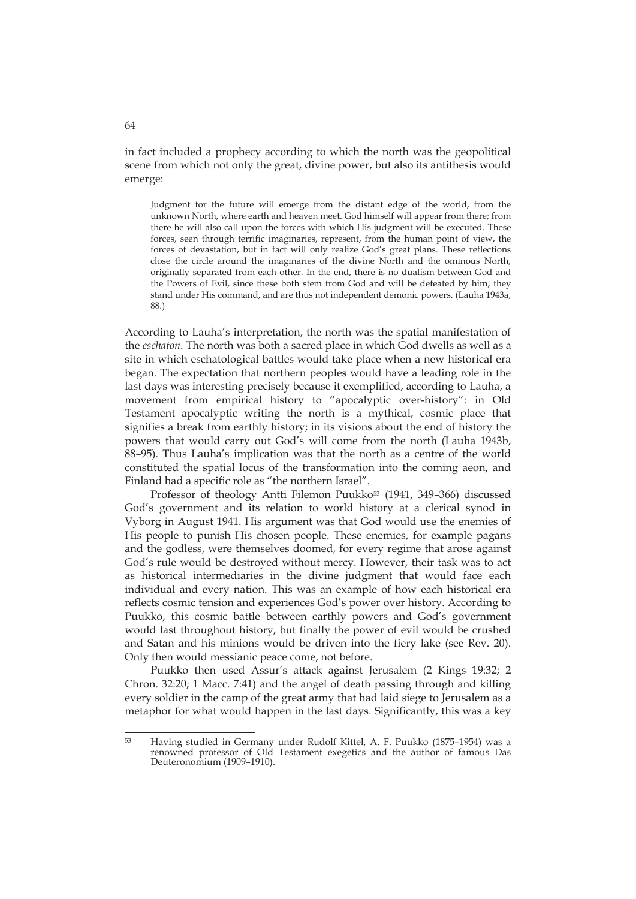in fact included a prophecy according to which the north was the geopolitical scene from which not only the great, divine power, but also its antithesis would emerge:

> Judgment for the future will emerge from the distant edge of the world, from the unknown North, where earth and heaven meet. God himself will appear from there; from there he will also call upon the forces with which His judgment will be executed. These forces, seen through terrific imaginaries, represent, from the human point of view, the forces of devastation, but in fact will only realize God's great plans. These reflections close the circle around the imaginaries of the divine North and the ominous North, originally separated from each other. In the end, there is no dualism between God and the Powers of Evil, since these both stem from God and will be defeated by him, they stand under His command, and are thus not independent demonic powers. (Lauha 1943a, 88.)

According to Lauha's interpretation, the north was the spatial manifestation of the *eschaton*. The north was both a sacred place in which God dwells as well as a site in which eschatological battles would take place when a new historical era began. The expectation that northern peoples would have a leading role in the last days was interesting precisely because it exemplified, according to Lauha, a movement from empirical history to "apocalyptic over-history": in Old Testament apocalyptic writing the north is a mythical, cosmic place that signifies a break from earthly history; in its visions about the end of history the powers that would carry out God's will come from the north (Lauha 1943b, 88–95). Thus Lauha's implication was that the north as a centre of the world constituted the spatial locus of the transformation into the coming aeon, and Finland had a specific role as "the northern Israel".

Professor of theology Antti Filemon Puukko[53] (1941, 349–366) discussed God's government and its relation to world history at a clerical synod in Vyborg in August 1941. His argument was that God would use the enemies of His people to punish His chosen people. These enemies, for example pagans and the godless, were themselves doomed, for every regime that arose against God's rule would be destroyed without mercy. However, their task was to act as historical intermediaries in the divine judgment that would face each individual and every nation. This was an example of how each historical era reflects cosmic tension and experiences God's power over history. According to Puukko, this cosmic battle between earthly powers and God's government would last throughout history, but finally the power of evil would be crushed and Satan and his minions would be driven into the fiery lake (see Rev. 20). Only then would messianic peace come, not before.

Puukko then used Assur's attack against Jerusalem (2 Kings 19:32; 2 Chron. 32:20; 1 Macc. 7:41) and the angel of death passing through and killing every soldier in the camp of the great army that had laid siege to Jerusalem as a metaphor for what would happen in the last days. Significantly, this was a key

---

[53] Having studied in Germany under Rudolf Kittel, A. F. Puukko (1875–1954) was a renowned professor of Old Testament exegetics and the author of famous Das Deuteronomium (1909–1910).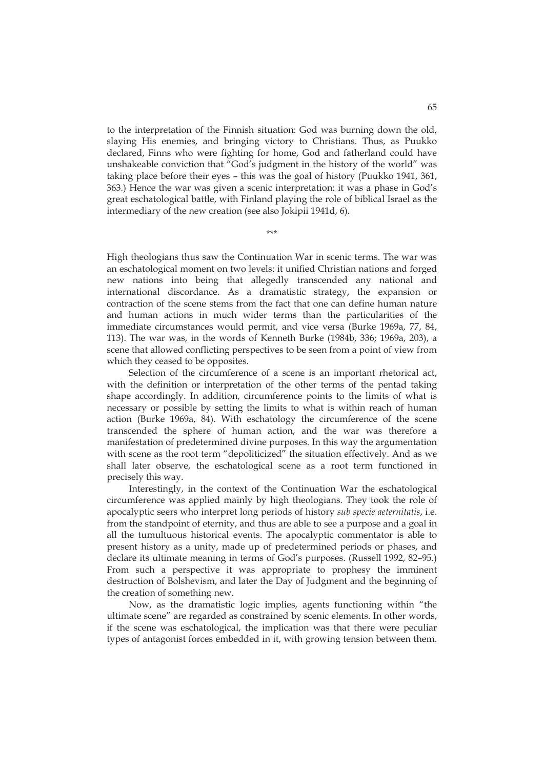to the interpretation of the Finnish situation: God was burning down the old, slaying His enemies, and bringing victory to Christians. Thus, as Puukko declared, Finns who were fighting for home, God and fatherland could have unshakeable conviction that "God's judgment in the history of the world" was taking place before their eyes – this was the goal of history (Puukko 1941, 361, 363.) Hence the war was given a scenic interpretation: it was a phase in God's great eschatological battle, with Finland playing the role of biblical Israel as the intermediary of the new creation (see also Jokipii 1941d, 6).

\*\*\*

High theologians thus saw the Continuation War in scenic terms. The war was an eschatological moment on two levels: it unified Christian nations and forged new nations into being that allegedly transcended any national and international discordance. As a dramatistic strategy, the expansion or contraction of the scene stems from the fact that one can define human nature and human actions in much wider terms than the particularities of the immediate circumstances would permit, and vice versa (Burke 1969a, 77, 84, 113). The war was, in the words of Kenneth Burke (1984b, 336; 1969a, 203), a scene that allowed conflicting perspectives to be seen from a point of view from which they ceased to be opposites.

Selection of the circumference of a scene is an important rhetorical act, with the definition or interpretation of the other terms of the pentad taking shape accordingly. In addition, circumference points to the limits of what is necessary or possible by setting the limits to what is within reach of human action (Burke 1969a, 84). With eschatology the circumference of the scene transcended the sphere of human action, and the war was therefore a manifestation of predetermined divine purposes. In this way the argumentation with scene as the root term "depoliticized" the situation effectively. And as we shall later observe, the eschatological scene as a root term functioned in precisely this way.

Interestingly, in the context of the Continuation War the eschatological circumference was applied mainly by high theologians. They took the role of apocalyptic seers who interpret long periods of history *sub specie aeternitatis*, i.e. from the standpoint of eternity, and thus are able to see a purpose and a goal in all the tumultuous historical events. The apocalyptic commentator is able to present history as a unity, made up of predetermined periods or phases, and declare its ultimate meaning in terms of God's purposes. (Russell 1992, 82–95.) From such a perspective it was appropriate to prophesy the imminent destruction of Bolshevism, and later the Day of Judgment and the beginning of the creation of something new.

Now, as the dramatistic logic implies, agents functioning within "the ultimate scene" are regarded as constrained by scenic elements. In other words, if the scene was eschatological, the implication was that there were peculiar types of antagonist forces embedded in it, with growing tension between them.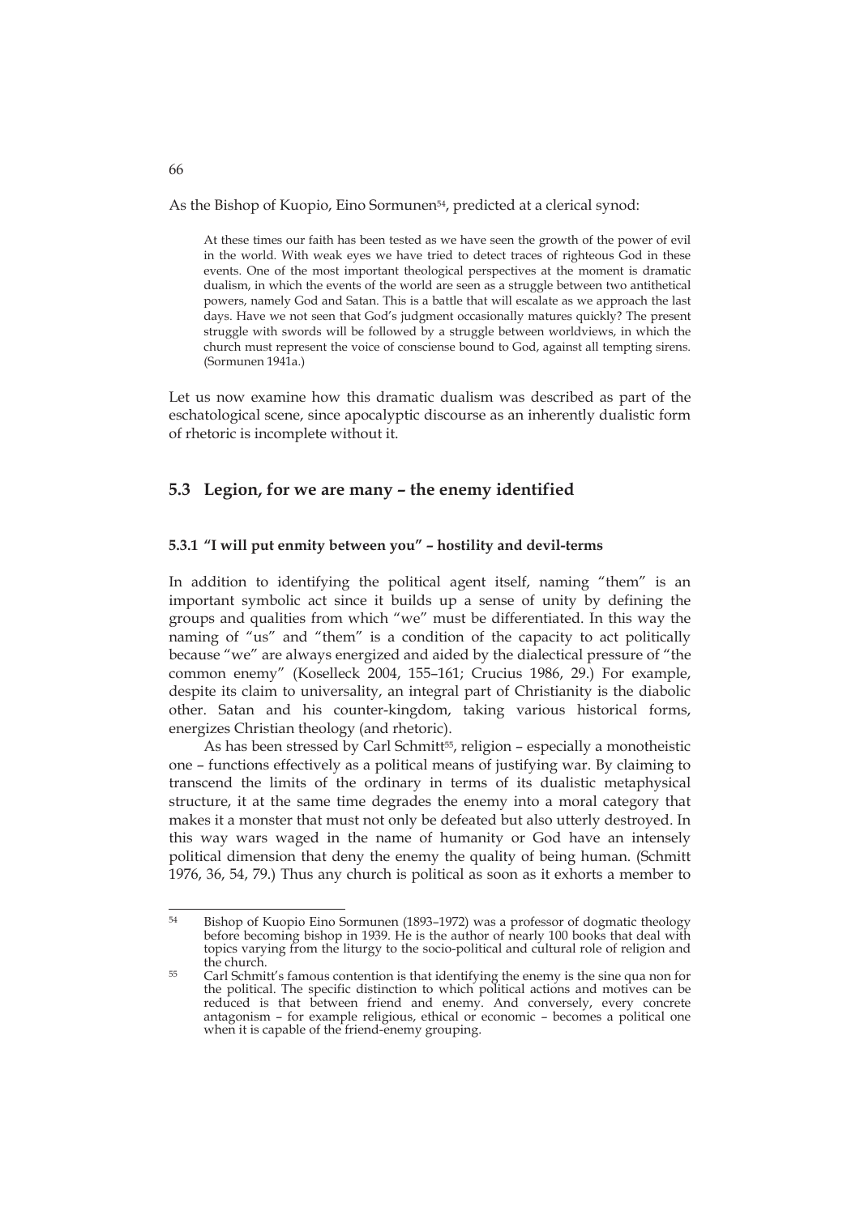As the Bishop of Kuopio, Eino Sormunen[54], predicted at a clerical synod:

> At these times our faith has been tested as we have seen the growth of the power of evil in the world. With weak eyes we have tried to detect traces of righteous God in these events. One of the most important theological perspectives at the moment is dramatic dualism, in which the events of the world are seen as a struggle between two antithetical powers, namely God and Satan. This is a battle that will escalate as we approach the last days. Have we not seen that God's judgment occasionally matures quickly? The present struggle with swords will be followed by a struggle between worldviews, in which the church must represent the voice of consciense bound to God, against all tempting sirens. (Sormunen 1941a.)

Let us now examine how this dramatic dualism was described as part of the eschatological scene, since apocalyptic discourse as an inherently dualistic form of rhetoric is incomplete without it.

## 5.3 Legion, for we are many – the enemy identified

### 5.3.1 "I will put enmity between you" – hostility and devil-terms

In addition to identifying the political agent itself, naming "them" is an important symbolic act since it builds up a sense of unity by defining the groups and qualities from which "we" must be differentiated. In this way the naming of "us" and "them" is a condition of the capacity to act politically because "we" are always energized and aided by the dialectical pressure of "the common enemy" (Koselleck 2004, 155–161; Crucius 1986, 29.) For example, despite its claim to universality, an integral part of Christianity is the diabolic other. Satan and his counter-kingdom, taking various historical forms, energizes Christian theology (and rhetoric).

As has been stressed by Carl Schmitt[55], religion – especially a monotheistic one – functions effectively as a political means of justifying war. By claiming to transcend the limits of the ordinary in terms of its dualistic metaphysical structure, it at the same time degrades the enemy into a moral category that makes it a monster that must not only be defeated but also utterly destroyed. In this way wars waged in the name of humanity or God have an intensely political dimension that deny the enemy the quality of being human. (Schmitt 1976, 36, 54, 79.) Thus any church is political as soon as it exhorts a member to

---

[54] Bishop of Kuopio Eino Sormunen (1893–1972) was a professor of dogmatic theology before becoming bishop in 1939. He is the author of nearly 100 books that deal with topics varying from the liturgy to the socio-political and cultural role of religion and the church.

[55] Carl Schmitt's famous contention is that identifying the enemy is the sine qua non for the political. The specific distinction to which political actions and motives can be reduced is that between friend and enemy. And conversely, every concrete antagonism – for example religious, ethical or economic – becomes a political one when it is capable of the friend-enemy grouping.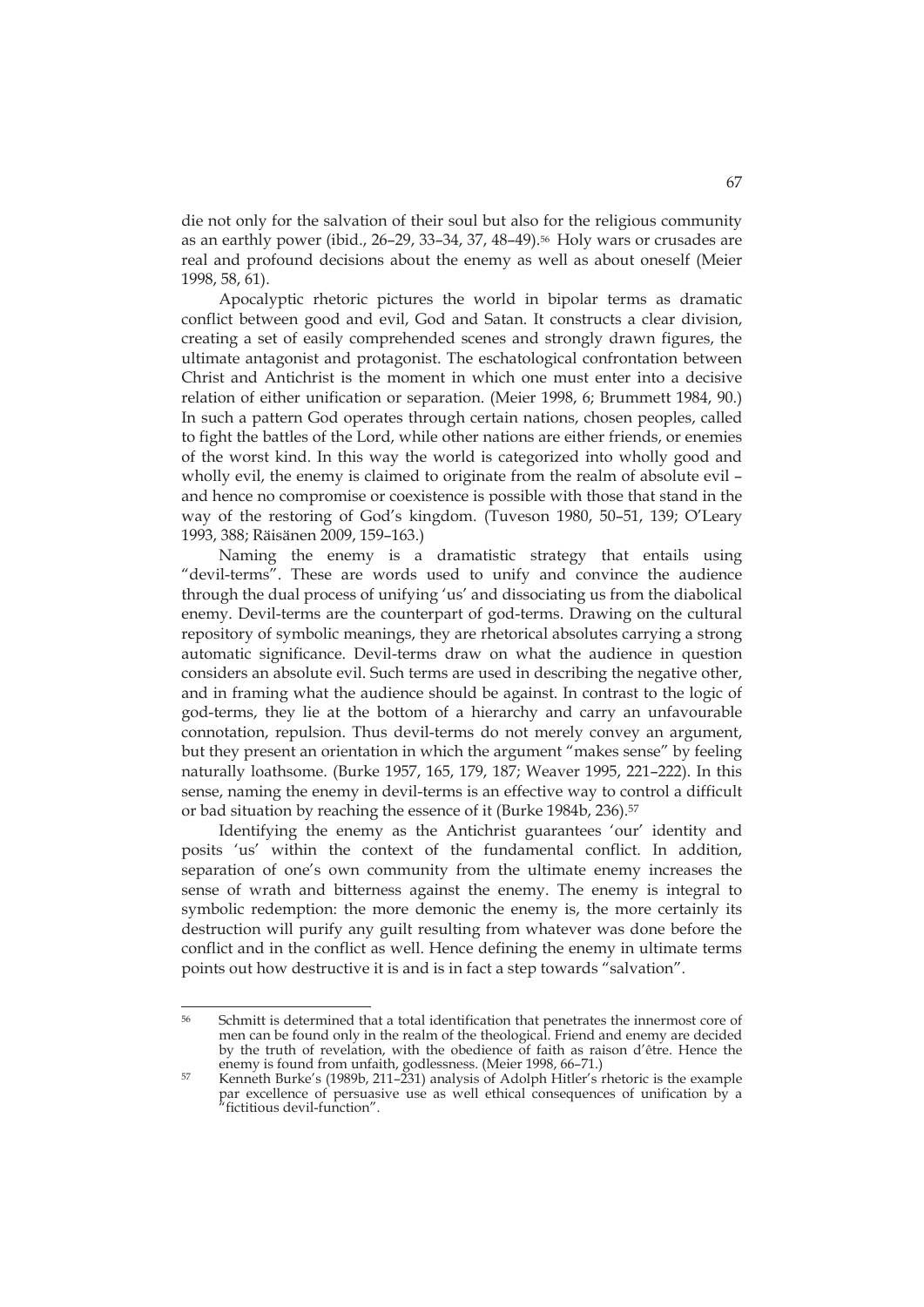die not only for the salvation of their soul but also for the religious community as an earthly power (ibid., 26–29, 33–34, 37, 48–49).[56] Holy wars or crusades are real and profound decisions about the enemy as well as about oneself (Meier 1998, 58, 61).

Apocalyptic rhetoric pictures the world in bipolar terms as dramatic conflict between good and evil, God and Satan. It constructs a clear division, creating a set of easily comprehended scenes and strongly drawn figures, the ultimate antagonist and protagonist. The eschatological confrontation between Christ and Antichrist is the moment in which one must enter into a decisive relation of either unification or separation. (Meier 1998, 6; Brummett 1984, 90.) In such a pattern God operates through certain nations, chosen peoples, called to fight the battles of the Lord, while other nations are either friends, or enemies of the worst kind. In this way the world is categorized into wholly good and wholly evil, the enemy is claimed to originate from the realm of absolute evil – and hence no compromise or coexistence is possible with those that stand in the way of the restoring of God's kingdom. (Tuveson 1980, 50–51, 139; O'Leary 1993, 388; Räisänen 2009, 159–163.)

Naming the enemy is a dramatistic strategy that entails using "devil-terms". These are words used to unify and convince the audience through the dual process of unifying 'us' and dissociating us from the diabolical enemy. Devil-terms are the counterpart of god-terms. Drawing on the cultural repository of symbolic meanings, they are rhetorical absolutes carrying a strong automatic significance. Devil-terms draw on what the audience in question considers an absolute evil. Such terms are used in describing the negative other, and in framing what the audience should be against. In contrast to the logic of god-terms, they lie at the bottom of a hierarchy and carry an unfavourable connotation, repulsion. Thus devil-terms do not merely convey an argument, but they present an orientation in which the argument "makes sense" by feeling naturally loathsome. (Burke 1957, 165, 179, 187; Weaver 1995, 221–222). In this sense, naming the enemy in devil-terms is an effective way to control a difficult or bad situation by reaching the essence of it (Burke 1984b, 236).[57]

Identifying the enemy as the Antichrist guarantees 'our' identity and posits 'us' within the context of the fundamental conflict. In addition, separation of one's own community from the ultimate enemy increases the sense of wrath and bitterness against the enemy. The enemy is integral to symbolic redemption: the more demonic the enemy is, the more certainly its destruction will purify any guilt resulting from whatever was done before the conflict and in the conflict as well. Hence defining the enemy in ultimate terms points out how destructive it is and is in fact a step towards "salvation".

---

[56] Schmitt is determined that a total identification that penetrates the innermost core of men can be found only in the realm of the theological. Friend and enemy are decided by the truth of revelation, with the obedience of faith as raison d'être. Hence the enemy is found from unfaith, godlessness. (Meier 1998, 66–71.)

[57] Kenneth Burke's (1989b, 211–231) analysis of Adolph Hitler's rhetoric is the example par excellence of persuasive use as well ethical consequences of unification by a "fictitious devil-function".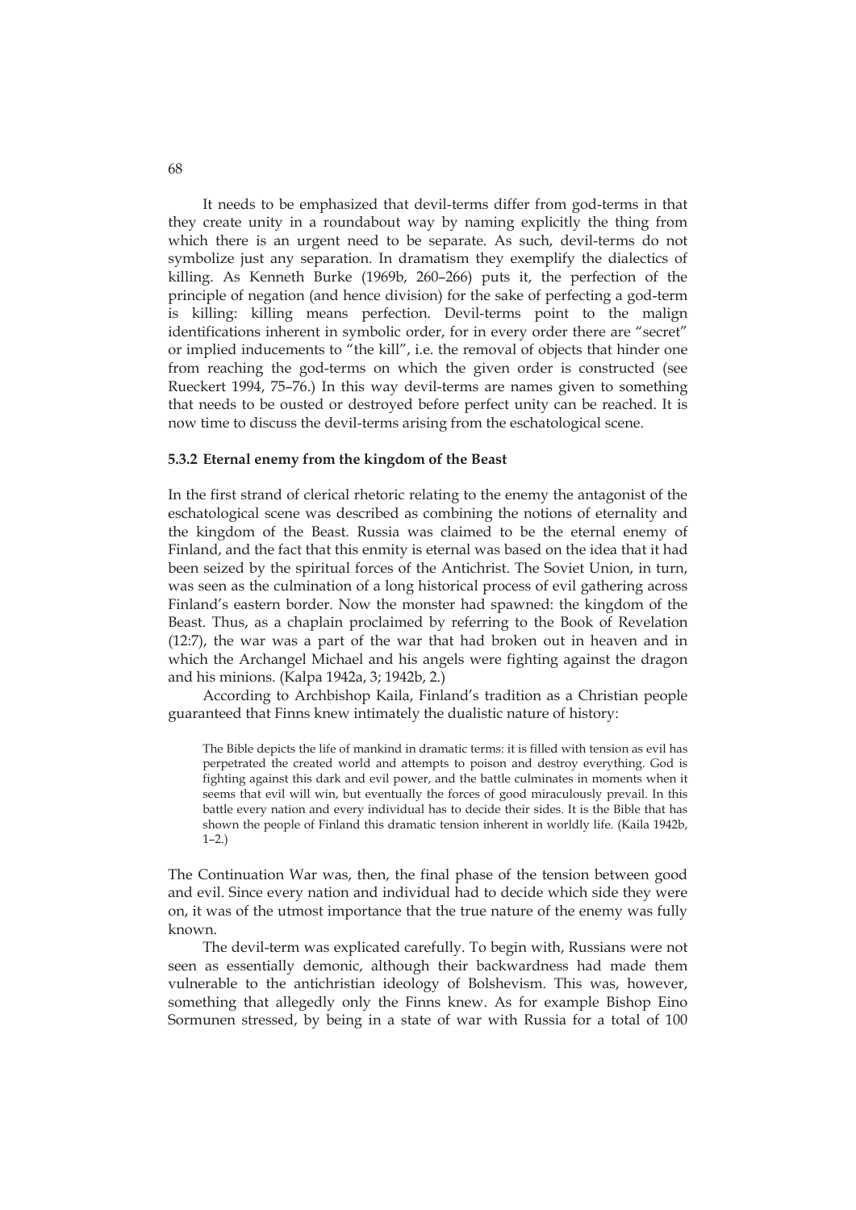It needs to be emphasized that devil-terms differ from god-terms in that they create unity in a roundabout way by naming explicitly the thing from which there is an urgent need to be separate. As such, devil-terms do not symbolize just any separation. In dramatism they exemplify the dialectics of killing. As Kenneth Burke (1969b, 260–266) puts it, the perfection of the principle of negation (and hence division) for the sake of perfecting a god-term is killing: killing means perfection. Devil-terms point to the malign identifications inherent in symbolic order, for in every order there are "secret" or implied inducements to "the kill", i.e. the removal of objects that hinder one from reaching the god-terms on which the given order is constructed (see Rueckert 1994, 75–76.) In this way devil-terms are names given to something that needs to be ousted or destroyed before perfect unity can be reached. It is now time to discuss the devil-terms arising from the eschatological scene.

### 5.3.2 Eternal enemy from the kingdom of the Beast

In the first strand of clerical rhetoric relating to the enemy the antagonist of the eschatological scene was described as combining the notions of eternality and the kingdom of the Beast. Russia was claimed to be the eternal enemy of Finland, and the fact that this enmity is eternal was based on the idea that it had been seized by the spiritual forces of the Antichrist. The Soviet Union, in turn, was seen as the culmination of a long historical process of evil gathering across Finland's eastern border. Now the monster had spawned: the kingdom of the Beast. Thus, as a chaplain proclaimed by referring to the Book of Revelation (12:7), the war was a part of the war that had broken out in heaven and in which the Archangel Michael and his angels were fighting against the dragon and his minions. (Kalpa 1942a, 3; 1942b, 2.)

According to Archbishop Kaila, Finland's tradition as a Christian people guaranteed that Finns knew intimately the dualistic nature of history:

> The Bible depicts the life of mankind in dramatic terms: it is filled with tension as evil has perpetrated the created world and attempts to poison and destroy everything. God is fighting against this dark and evil power, and the battle culminates in moments when it seems that evil will win, but eventually the forces of good miraculously prevail. In this battle every nation and every individual has to decide their sides. It is the Bible that has shown the people of Finland this dramatic tension inherent in worldly life. (Kaila 1942b, 1–2.)

The Continuation War was, then, the final phase of the tension between good and evil. Since every nation and individual had to decide which side they were on, it was of the utmost importance that the true nature of the enemy was fully known.

The devil-term was explicated carefully. To begin with, Russians were not seen as essentially demonic, although their backwardness had made them vulnerable to the antichristian ideology of Bolshevism. This was, however, something that allegedly only the Finns knew. As for example Bishop Eino Sormunen stressed, by being in a state of war with Russia for a total of 100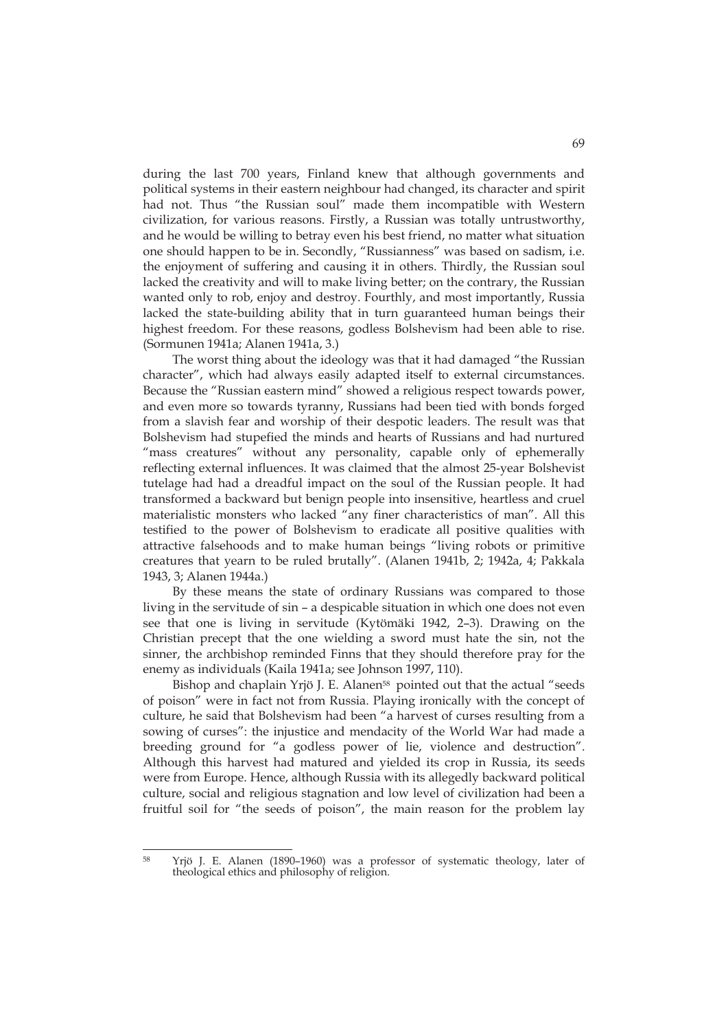during the last 700 years, Finland knew that although governments and political systems in their eastern neighbour had changed, its character and spirit had not. Thus "the Russian soul" made them incompatible with Western civilization, for various reasons. Firstly, a Russian was totally untrustworthy, and he would be willing to betray even his best friend, no matter what situation one should happen to be in. Secondly, "Russianness" was based on sadism, i.e. the enjoyment of suffering and causing it in others. Thirdly, the Russian soul lacked the creativity and will to make living better; on the contrary, the Russian wanted only to rob, enjoy and destroy. Fourthly, and most importantly, Russia lacked the state-building ability that in turn guaranteed human beings their highest freedom. For these reasons, godless Bolshevism had been able to rise. (Sormunen 1941a; Alanen 1941a, 3.)

The worst thing about the ideology was that it had damaged "the Russian character", which had always easily adapted itself to external circumstances. Because the "Russian eastern mind" showed a religious respect towards power, and even more so towards tyranny, Russians had been tied with bonds forged from a slavish fear and worship of their despotic leaders. The result was that Bolshevism had stupefied the minds and hearts of Russians and had nurtured "mass creatures" without any personality, capable only of ephemerally reflecting external influences. It was claimed that the almost 25-year Bolshevist tutelage had had a dreadful impact on the soul of the Russian people. It had transformed a backward but benign people into insensitive, heartless and cruel materialistic monsters who lacked "any finer characteristics of man". All this testified to the power of Bolshevism to eradicate all positive qualities with attractive falsehoods and to make human beings "living robots or primitive creatures that yearn to be ruled brutally". (Alanen 1941b, 2; 1942a, 4; Pakkala 1943, 3; Alanen 1944a.)

By these means the state of ordinary Russians was compared to those living in the servitude of sin – a despicable situation in which one does not even see that one is living in servitude (Kytömäki 1942, 2–3). Drawing on the Christian precept that the one wielding a sword must hate the sin, not the sinner, the archbishop reminded Finns that they should therefore pray for the enemy as individuals (Kaila 1941a; see Johnson 1997, 110).

Bishop and chaplain Yrjö J. E. Alanen[58] pointed out that the actual "seeds of poison" were in fact not from Russia. Playing ironically with the concept of culture, he said that Bolshevism had been "a harvest of curses resulting from a sowing of curses": the injustice and mendacity of the World War had made a breeding ground for "a godless power of lie, violence and destruction". Although this harvest had matured and yielded its crop in Russia, its seeds were from Europe. Hence, although Russia with its allegedly backward political culture, social and religious stagnation and low level of civilization had been a fruitful soil for "the seeds of poison", the main reason for the problem lay

[58] Yrjö J. E. Alanen (1890–1960) was a professor of systematic theology, later of theological ethics and philosophy of religion.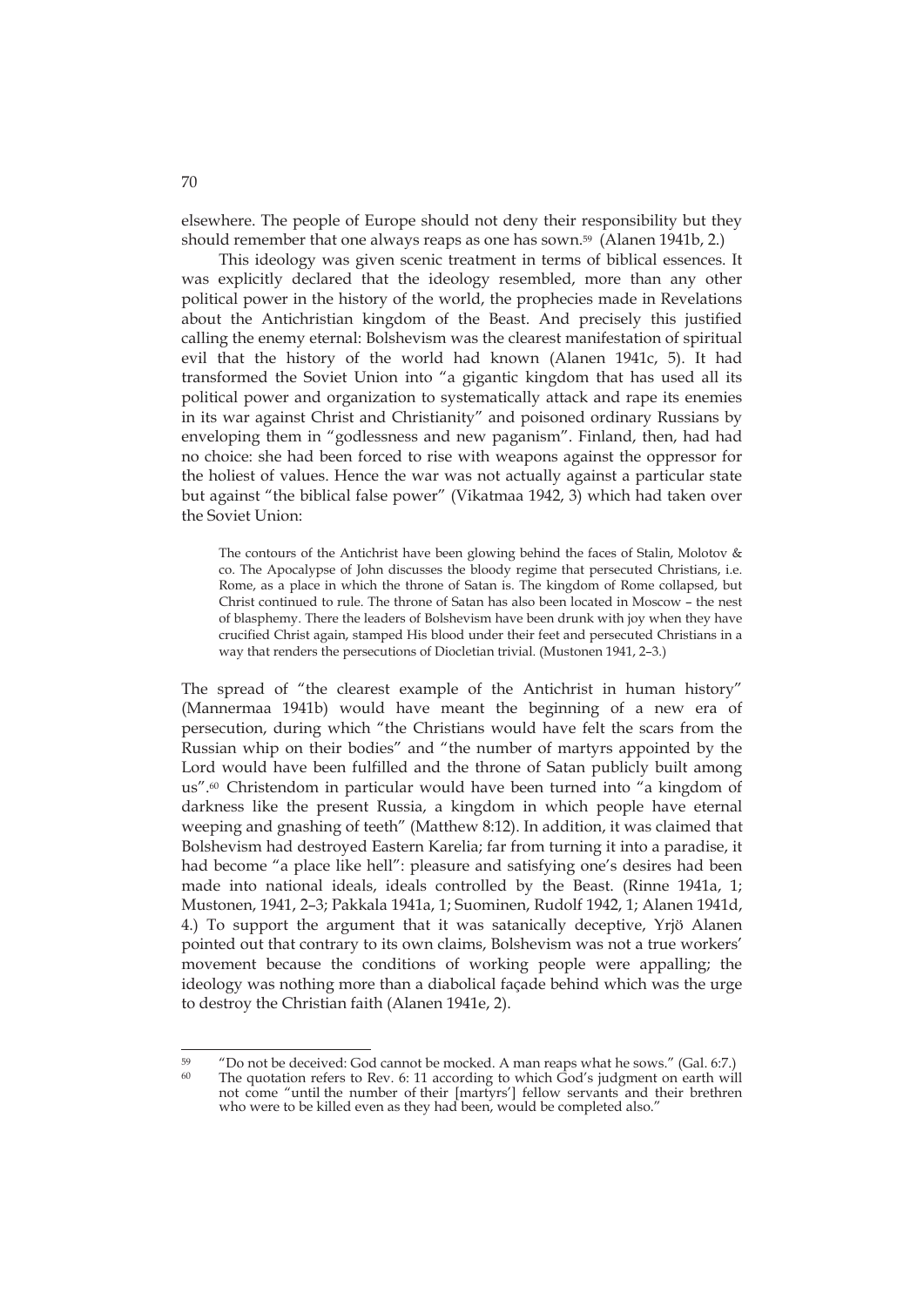elsewhere. The people of Europe should not deny their responsibility but they should remember that one always reaps as one has sown.[59] (Alanen 1941b, 2.)

This ideology was given scenic treatment in terms of biblical essences. It was explicitly declared that the ideology resembled, more than any other political power in the history of the world, the prophecies made in Revelations about the Antichristian kingdom of the Beast. And precisely this justified calling the enemy eternal: Bolshevism was the clearest manifestation of spiritual evil that the history of the world had known (Alanen 1941c, 5). It had transformed the Soviet Union into "a gigantic kingdom that has used all its political power and organization to systematically attack and rape its enemies in its war against Christ and Christianity" and poisoned ordinary Russians by enveloping them in "godlessness and new paganism". Finland, then, had had no choice: she had been forced to rise with weapons against the oppressor for the holiest of values. Hence the war was not actually against a particular state but against "the biblical false power" (Vikatmaa 1942, 3) which had taken over the Soviet Union:

> The contours of the Antichrist have been glowing behind the faces of Stalin, Molotov & co. The Apocalypse of John discusses the bloody regime that persecuted Christians, i.e. Rome, as a place in which the throne of Satan is. The kingdom of Rome collapsed, but Christ continued to rule. The throne of Satan has also been located in Moscow – the nest of blasphemy. There the leaders of Bolshevism have been drunk with joy when they have crucified Christ again, stamped His blood under their feet and persecuted Christians in a way that renders the persecutions of Diocletian trivial. (Mustonen 1941, 2–3.)

The spread of "the clearest example of the Antichrist in human history" (Mannermaa 1941b) would have meant the beginning of a new era of persecution, during which "the Christians would have felt the scars from the Russian whip on their bodies" and "the number of martyrs appointed by the Lord would have been fulfilled and the throne of Satan publicly built among us".[60] Christendom in particular would have been turned into "a kingdom of darkness like the present Russia, a kingdom in which people have eternal weeping and gnashing of teeth" (Matthew 8:12). In addition, it was claimed that Bolshevism had destroyed Eastern Karelia; far from turning it into a paradise, it had become "a place like hell": pleasure and satisfying one's desires had been made into national ideals, ideals controlled by the Beast. (Rinne 1941a, 1; Mustonen, 1941, 2–3; Pakkala 1941a, 1; Suominen, Rudolf 1942, 1; Alanen 1941d, 4.) To support the argument that it was satanically deceptive, Yrjö Alanen pointed out that contrary to its own claims, Bolshevism was not a true workers' movement because the conditions of working people were appalling; the ideology was nothing more than a diabolical façade behind which was the urge to destroy the Christian faith (Alanen 1941e, 2).

---

[59] "Do not be deceived: God cannot be mocked. A man reaps what he sows." (Gal. 6:7.)

[60] The quotation refers to Rev. 6: 11 according to which God's judgment on earth will not come "until the number of their [martyrs'] fellow servants and their brethren who were to be killed even as they had been, would be completed also."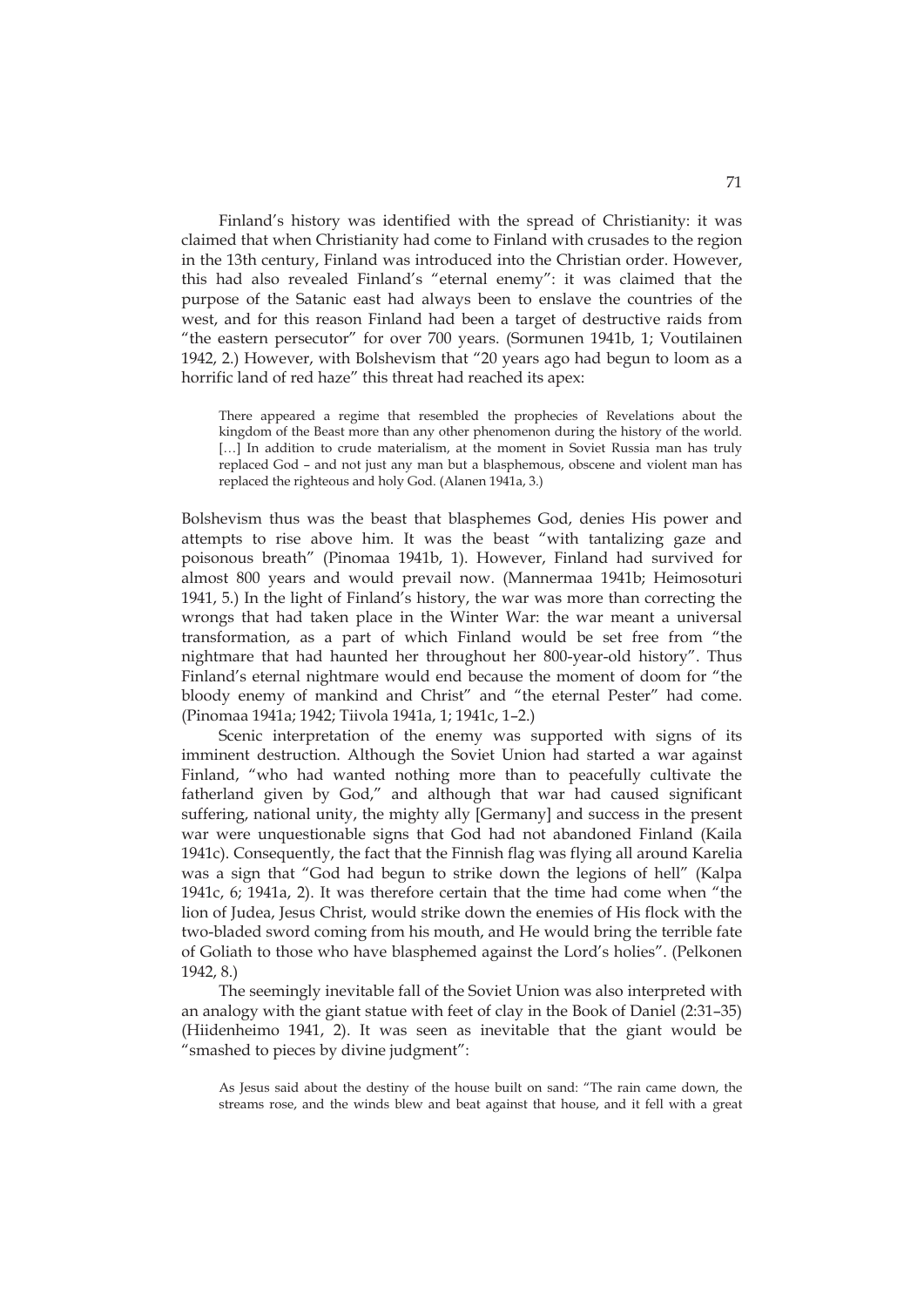Finland's history was identified with the spread of Christianity: it was claimed that when Christianity had come to Finland with crusades to the region in the 13th century, Finland was introduced into the Christian order. However, this had also revealed Finland's "eternal enemy": it was claimed that the purpose of the Satanic east had always been to enslave the countries of the west, and for this reason Finland had been a target of destructive raids from "the eastern persecutor" for over 700 years. (Sormunen 1941b, 1; Voutilainen 1942, 2.) However, with Bolshevism that "20 years ago had begun to loom as a horrific land of red haze" this threat had reached its apex:

> There appeared a regime that resembled the prophecies of Revelations about the kingdom of the Beast more than any other phenomenon during the history of the world. […] In addition to crude materialism, at the moment in Soviet Russia man has truly replaced God – and not just any man but a blasphemous, obscene and violent man has replaced the righteous and holy God. (Alanen 1941a, 3.)

Bolshevism thus was the beast that blasphemes God, denies His power and attempts to rise above him. It was the beast "with tantalizing gaze and poisonous breath" (Pinomaa 1941b, 1). However, Finland had survived for almost 800 years and would prevail now. (Mannermaa 1941b; Heimosoturi 1941, 5.) In the light of Finland's history, the war was more than correcting the wrongs that had taken place in the Winter War: the war meant a universal transformation, as a part of which Finland would be set free from "the nightmare that had haunted her throughout her 800-year-old history". Thus Finland's eternal nightmare would end because the moment of doom for "the bloody enemy of mankind and Christ" and "the eternal Pester" had come. (Pinomaa 1941a; 1942; Tiivola 1941a, 1; 1941c, 1–2.)

Scenic interpretation of the enemy was supported with signs of its imminent destruction. Although the Soviet Union had started a war against Finland, "who had wanted nothing more than to peacefully cultivate the fatherland given by God," and although that war had caused significant suffering, national unity, the mighty ally [Germany] and success in the present war were unquestionable signs that God had not abandoned Finland (Kaila 1941c). Consequently, the fact that the Finnish flag was flying all around Karelia was a sign that "God had begun to strike down the legions of hell" (Kalpa 1941c, 6; 1941a, 2). It was therefore certain that the time had come when "the lion of Judea, Jesus Christ, would strike down the enemies of His flock with the two-bladed sword coming from his mouth, and He would bring the terrible fate of Goliath to those who have blasphemed against the Lord's holies". (Pelkonen 1942, 8.)

The seemingly inevitable fall of the Soviet Union was also interpreted with an analogy with the giant statue with feet of clay in the Book of Daniel (2:31–35) (Hiidenheimo 1941, 2). It was seen as inevitable that the giant would be "smashed to pieces by divine judgment":

> As Jesus said about the destiny of the house built on sand: "The rain came down, the streams rose, and the winds blew and beat against that house, and it fell with a great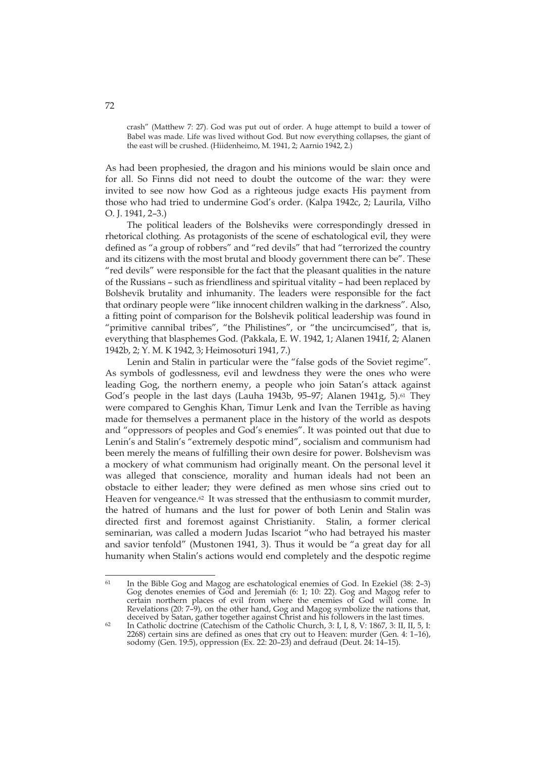> crash" (Matthew 7: 27). God was put out of order. A huge attempt to build a tower of Babel was made. Life was lived without God. But now everything collapses, the giant of the east will be crushed. (Hiidenheimo, M. 1941, 2; Aarnio 1942, 2.)

As had been prophesied, the dragon and his minions would be slain once and for all. So Finns did not need to doubt the outcome of the war: they were invited to see now how God as a righteous judge exacts His payment from those who had tried to undermine God's order. (Kalpa 1942c, 2; Laurila, Vilho O. J. 1941, 2–3.)

The political leaders of the Bolsheviks were correspondingly dressed in rhetorical clothing. As protagonists of the scene of eschatological evil, they were defined as "a group of robbers" and "red devils" that had "terrorized the country and its citizens with the most brutal and bloody government there can be". These "red devils" were responsible for the fact that the pleasant qualities in the nature of the Russians – such as friendliness and spiritual vitality – had been replaced by Bolshevik brutality and inhumanity. The leaders were responsible for the fact that ordinary people were "like innocent children walking in the darkness". Also, a fitting point of comparison for the Bolshevik political leadership was found in "primitive cannibal tribes", "the Philistines", or "the uncircumcised", that is, everything that blasphemes God. (Pakkala, E. W. 1942, 1; Alanen 1941f, 2; Alanen 1942b, 2; Y. M. K 1942, 3; Heimosoturi 1941, 7.)

Lenin and Stalin in particular were the "false gods of the Soviet regime". As symbols of godlessness, evil and lewdness they were the ones who were leading Gog, the northern enemy, a people who join Satan's attack against God's people in the last days (Lauha 1943b, 95–97; Alanen 1941g, 5).[61] They were compared to Genghis Khan, Timur Lenk and Ivan the Terrible as having made for themselves a permanent place in the history of the world as despots and "oppressors of peoples and God's enemies". It was pointed out that due to Lenin's and Stalin's "extremely despotic mind", socialism and communism had been merely the means of fulfilling their own desire for power. Bolshevism was a mockery of what communism had originally meant. On the personal level it was alleged that conscience, morality and human ideals had not been an obstacle to either leader; they were defined as men whose sins cried out to Heaven for vengeance.[62] It was stressed that the enthusiasm to commit murder, the hatred of humans and the lust for power of both Lenin and Stalin was directed first and foremost against Christianity. Stalin, a former clerical seminarian, was called a modern Judas Iscariot "who had betrayed his master and savior tenfold" (Mustonen 1941, 3). Thus it would be "a great day for all humanity when Stalin's actions would end completely and the despotic regime

---

[61] In the Bible Gog and Magog are eschatological enemies of God. In Ezekiel (38: 2–3) Gog denotes enemies of God and Jeremiah (6: 1; 10: 22). Gog and Magog refer to certain northern places of evil from where the enemies of God will come. In Revelations (20: 7–9), on the other hand, Gog and Magog symbolize the nations that, deceived by Satan, gather together against Christ and his followers in the last times.

[62] In Catholic doctrine (Catechism of the Catholic Church, 3: I, I, 8, V: 1867, 3: II, II, 5, I: 2268) certain sins are defined as ones that cry out to Heaven: murder (Gen. 4: 1–16), sodomy (Gen. 19:5), oppression (Ex. 22: 20–23) and defraud (Deut. 24: 14–15).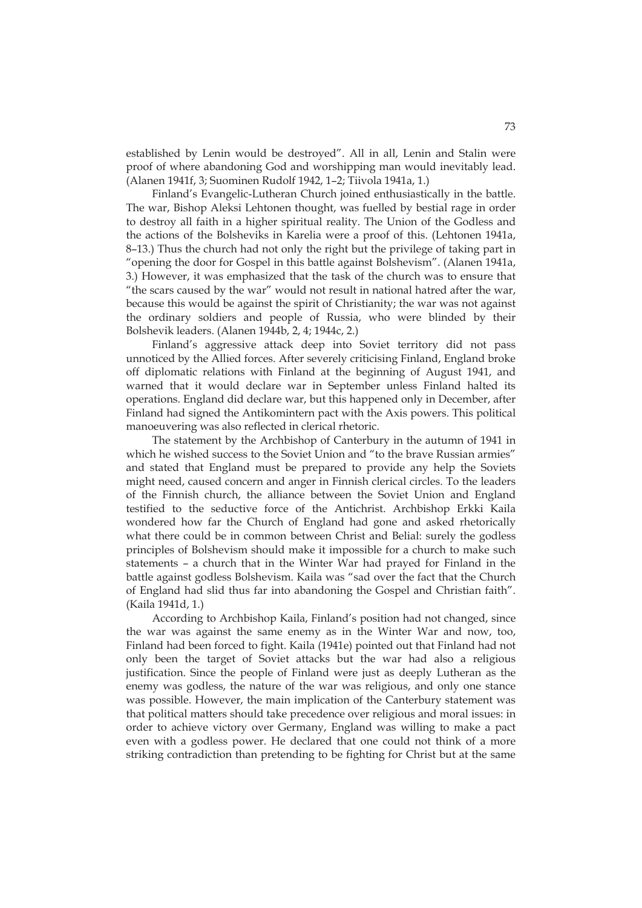established by Lenin would be destroyed". All in all, Lenin and Stalin were proof of where abandoning God and worshipping man would inevitably lead. (Alanen 1941f, 3; Suominen Rudolf 1942, 1–2; Tiivola 1941a, 1.)

Finland's Evangelic-Lutheran Church joined enthusiastically in the battle. The war, Bishop Aleksi Lehtonen thought, was fuelled by bestial rage in order to destroy all faith in a higher spiritual reality. The Union of the Godless and the actions of the Bolsheviks in Karelia were a proof of this. (Lehtonen 1941a, 8–13.) Thus the church had not only the right but the privilege of taking part in "opening the door for Gospel in this battle against Bolshevism". (Alanen 1941a, 3.) However, it was emphasized that the task of the church was to ensure that "the scars caused by the war" would not result in national hatred after the war, because this would be against the spirit of Christianity; the war was not against the ordinary soldiers and people of Russia, who were blinded by their Bolshevik leaders. (Alanen 1944b, 2, 4; 1944c, 2.)

Finland's aggressive attack deep into Soviet territory did not pass unnoticed by the Allied forces. After severely criticising Finland, England broke off diplomatic relations with Finland at the beginning of August 1941, and warned that it would declare war in September unless Finland halted its operations. England did declare war, but this happened only in December, after Finland had signed the Antikomintern pact with the Axis powers. This political manoeuvering was also reflected in clerical rhetoric.

The statement by the Archbishop of Canterbury in the autumn of 1941 in which he wished success to the Soviet Union and "to the brave Russian armies" and stated that England must be prepared to provide any help the Soviets might need, caused concern and anger in Finnish clerical circles. To the leaders of the Finnish church, the alliance between the Soviet Union and England testified to the seductive force of the Antichrist. Archbishop Erkki Kaila wondered how far the Church of England had gone and asked rhetorically what there could be in common between Christ and Belial: surely the godless principles of Bolshevism should make it impossible for a church to make such statements – a church that in the Winter War had prayed for Finland in the battle against godless Bolshevism. Kaila was "sad over the fact that the Church of England had slid thus far into abandoning the Gospel and Christian faith". (Kaila 1941d, 1.)

According to Archbishop Kaila, Finland's position had not changed, since the war was against the same enemy as in the Winter War and now, too, Finland had been forced to fight. Kaila (1941e) pointed out that Finland had not only been the target of Soviet attacks but the war had also a religious justification. Since the people of Finland were just as deeply Lutheran as the enemy was godless, the nature of the war was religious, and only one stance was possible. However, the main implication of the Canterbury statement was that political matters should take precedence over religious and moral issues: in order to achieve victory over Germany, England was willing to make a pact even with a godless power. He declared that one could not think of a more striking contradiction than pretending to be fighting for Christ but at the same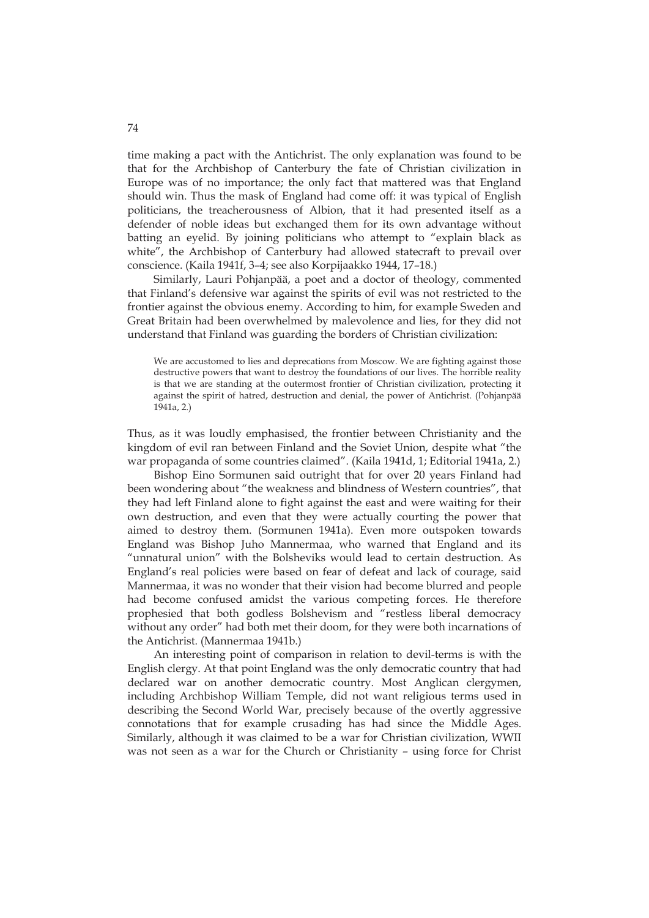time making a pact with the Antichrist. The only explanation was found to be that for the Archbishop of Canterbury the fate of Christian civilization in Europe was of no importance; the only fact that mattered was that England should win. Thus the mask of England had come off: it was typical of English politicians, the treacherousness of Albion, that it had presented itself as a defender of noble ideas but exchanged them for its own advantage without batting an eyelid. By joining politicians who attempt to "explain black as white", the Archbishop of Canterbury had allowed statecraft to prevail over conscience. (Kaila 1941f, 3–4; see also Korpijaakko 1944, 17–18.)

Similarly, Lauri Pohjanpää, a poet and a doctor of theology, commented that Finland's defensive war against the spirits of evil was not restricted to the frontier against the obvious enemy. According to him, for example Sweden and Great Britain had been overwhelmed by malevolence and lies, for they did not understand that Finland was guarding the borders of Christian civilization:

> We are accustomed to lies and deprecations from Moscow. We are fighting against those destructive powers that want to destroy the foundations of our lives. The horrible reality is that we are standing at the outermost frontier of Christian civilization, protecting it against the spirit of hatred, destruction and denial, the power of Antichrist. (Pohjanpää 1941a, 2.)

Thus, as it was loudly emphasised, the frontier between Christianity and the kingdom of evil ran between Finland and the Soviet Union, despite what "the war propaganda of some countries claimed". (Kaila 1941d, 1; Editorial 1941a, 2.)

Bishop Eino Sormunen said outright that for over 20 years Finland had been wondering about "the weakness and blindness of Western countries", that they had left Finland alone to fight against the east and were waiting for their own destruction, and even that they were actually courting the power that aimed to destroy them. (Sormunen 1941a). Even more outspoken towards England was Bishop Juho Mannermaa, who warned that England and its "unnatural union" with the Bolsheviks would lead to certain destruction. As England's real policies were based on fear of defeat and lack of courage, said Mannermaa, it was no wonder that their vision had become blurred and people had become confused amidst the various competing forces. He therefore prophesied that both godless Bolshevism and "restless liberal democracy without any order" had both met their doom, for they were both incarnations of the Antichrist. (Mannermaa 1941b.)

An interesting point of comparison in relation to devil-terms is with the English clergy. At that point England was the only democratic country that had declared war on another democratic country. Most Anglican clergymen, including Archbishop William Temple, did not want religious terms used in describing the Second World War, precisely because of the overtly aggressive connotations that for example crusading has had since the Middle Ages. Similarly, although it was claimed to be a war for Christian civilization, WWII was not seen as a war for the Church or Christianity – using force for Christ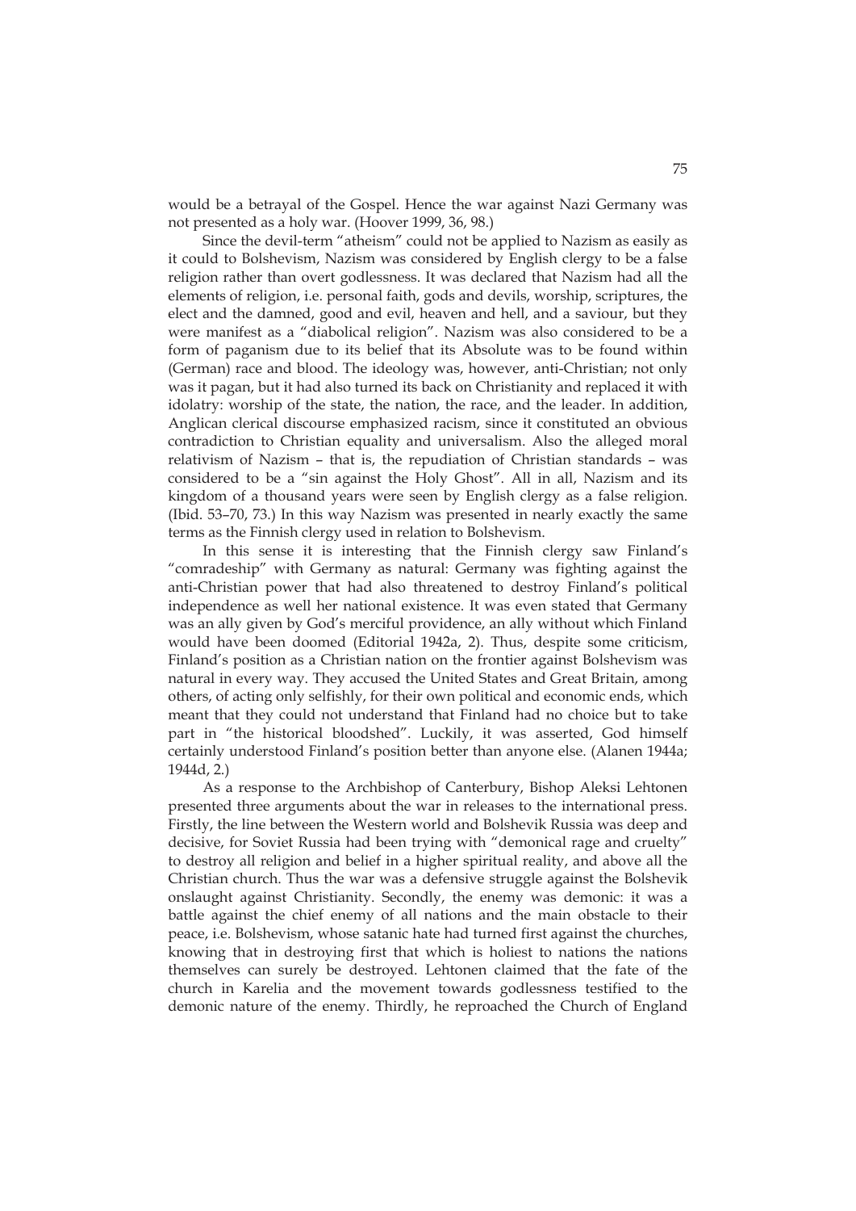would be a betrayal of the Gospel. Hence the war against Nazi Germany was not presented as a holy war. (Hoover 1999, 36, 98.)

Since the devil-term "atheism" could not be applied to Nazism as easily as it could to Bolshevism, Nazism was considered by English clergy to be a false religion rather than overt godlessness. It was declared that Nazism had all the elements of religion, i.e. personal faith, gods and devils, worship, scriptures, the elect and the damned, good and evil, heaven and hell, and a saviour, but they were manifest as a "diabolical religion". Nazism was also considered to be a form of paganism due to its belief that its Absolute was to be found within (German) race and blood. The ideology was, however, anti-Christian; not only was it pagan, but it had also turned its back on Christianity and replaced it with idolatry: worship of the state, the nation, the race, and the leader. In addition, Anglican clerical discourse emphasized racism, since it constituted an obvious contradiction to Christian equality and universalism. Also the alleged moral relativism of Nazism – that is, the repudiation of Christian standards – was considered to be a "sin against the Holy Ghost". All in all, Nazism and its kingdom of a thousand years were seen by English clergy as a false religion. (Ibid. 53–70, 73.) In this way Nazism was presented in nearly exactly the same terms as the Finnish clergy used in relation to Bolshevism.

In this sense it is interesting that the Finnish clergy saw Finland's "comradeship" with Germany as natural: Germany was fighting against the anti-Christian power that had also threatened to destroy Finland's political independence as well her national existence. It was even stated that Germany was an ally given by God's merciful providence, an ally without which Finland would have been doomed (Editorial 1942a, 2). Thus, despite some criticism, Finland's position as a Christian nation on the frontier against Bolshevism was natural in every way. They accused the United States and Great Britain, among others, of acting only selfishly, for their own political and economic ends, which meant that they could not understand that Finland had no choice but to take part in "the historical bloodshed". Luckily, it was asserted, God himself certainly understood Finland's position better than anyone else. (Alanen 1944a; 1944d, 2.)

As a response to the Archbishop of Canterbury, Bishop Aleksi Lehtonen presented three arguments about the war in releases to the international press. Firstly, the line between the Western world and Bolshevik Russia was deep and decisive, for Soviet Russia had been trying with "demonical rage and cruelty" to destroy all religion and belief in a higher spiritual reality, and above all the Christian church. Thus the war was a defensive struggle against the Bolshevik onslaught against Christianity. Secondly, the enemy was demonic: it was a battle against the chief enemy of all nations and the main obstacle to their peace, i.e. Bolshevism, whose satanic hate had turned first against the churches, knowing that in destroying first that which is holiest to nations the nations themselves can surely be destroyed. Lehtonen claimed that the fate of the church in Karelia and the movement towards godlessness testified to the demonic nature of the enemy. Thirdly, he reproached the Church of England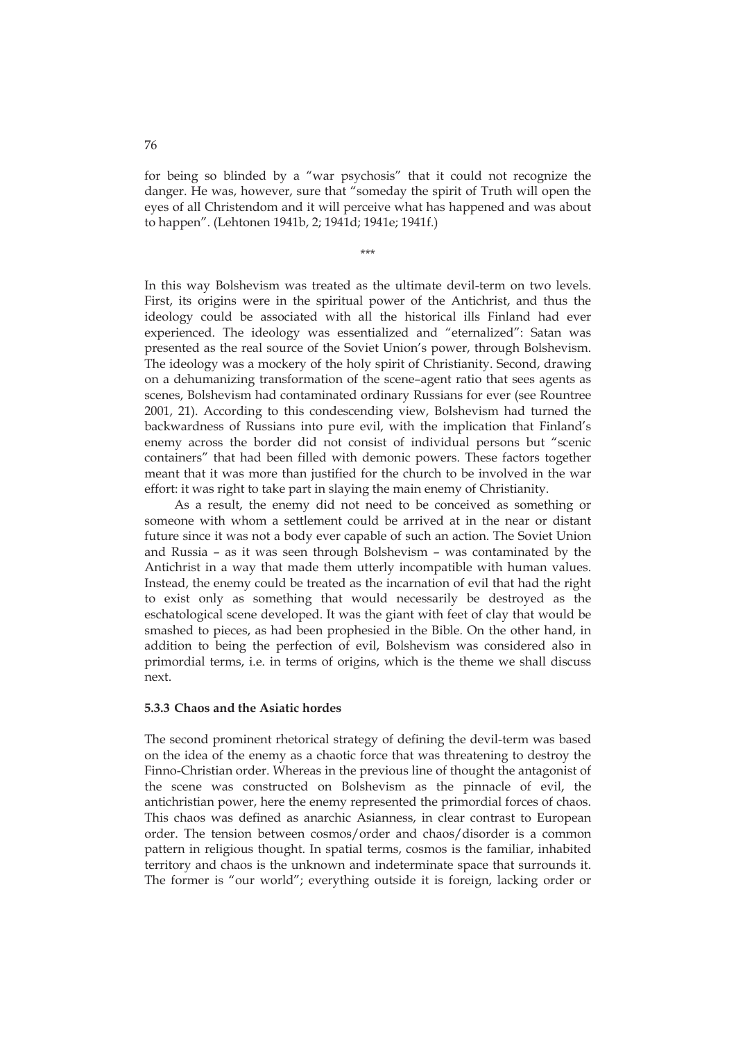for being so blinded by a "war psychosis" that it could not recognize the danger. He was, however, sure that "someday the spirit of Truth will open the eyes of all Christendom and it will perceive what has happened and was about to happen". (Lehtonen 1941b, 2; 1941d; 1941e; 1941f.)

\*\*\*

In this way Bolshevism was treated as the ultimate devil-term on two levels. First, its origins were in the spiritual power of the Antichrist, and thus the ideology could be associated with all the historical ills Finland had ever experienced. The ideology was essentialized and "eternalized": Satan was presented as the real source of the Soviet Union's power, through Bolshevism. The ideology was a mockery of the holy spirit of Christianity. Second, drawing on a dehumanizing transformation of the scene–agent ratio that sees agents as scenes, Bolshevism had contaminated ordinary Russians for ever (see Rountree 2001, 21). According to this condescending view, Bolshevism had turned the backwardness of Russians into pure evil, with the implication that Finland's enemy across the border did not consist of individual persons but "scenic containers" that had been filled with demonic powers. These factors together meant that it was more than justified for the church to be involved in the war effort: it was right to take part in slaying the main enemy of Christianity.

As a result, the enemy did not need to be conceived as something or someone with whom a settlement could be arrived at in the near or distant future since it was not a body ever capable of such an action. The Soviet Union and Russia – as it was seen through Bolshevism – was contaminated by the Antichrist in a way that made them utterly incompatible with human values. Instead, the enemy could be treated as the incarnation of evil that had the right to exist only as something that would necessarily be destroyed as the eschatological scene developed. It was the giant with feet of clay that would be smashed to pieces, as had been prophesied in the Bible. On the other hand, in addition to being the perfection of evil, Bolshevism was considered also in primordial terms, i.e. in terms of origins, which is the theme we shall discuss next.

### 5.3.3 Chaos and the Asiatic hordes

The second prominent rhetorical strategy of defining the devil-term was based on the idea of the enemy as a chaotic force that was threatening to destroy the Finno-Christian order. Whereas in the previous line of thought the antagonist of the scene was constructed on Bolshevism as the pinnacle of evil, the antichristian power, here the enemy represented the primordial forces of chaos. This chaos was defined as anarchic Asianness, in clear contrast to European order. The tension between cosmos/order and chaos/disorder is a common pattern in religious thought. In spatial terms, cosmos is the familiar, inhabited territory and chaos is the unknown and indeterminate space that surrounds it. The former is "our world"; everything outside it is foreign, lacking order or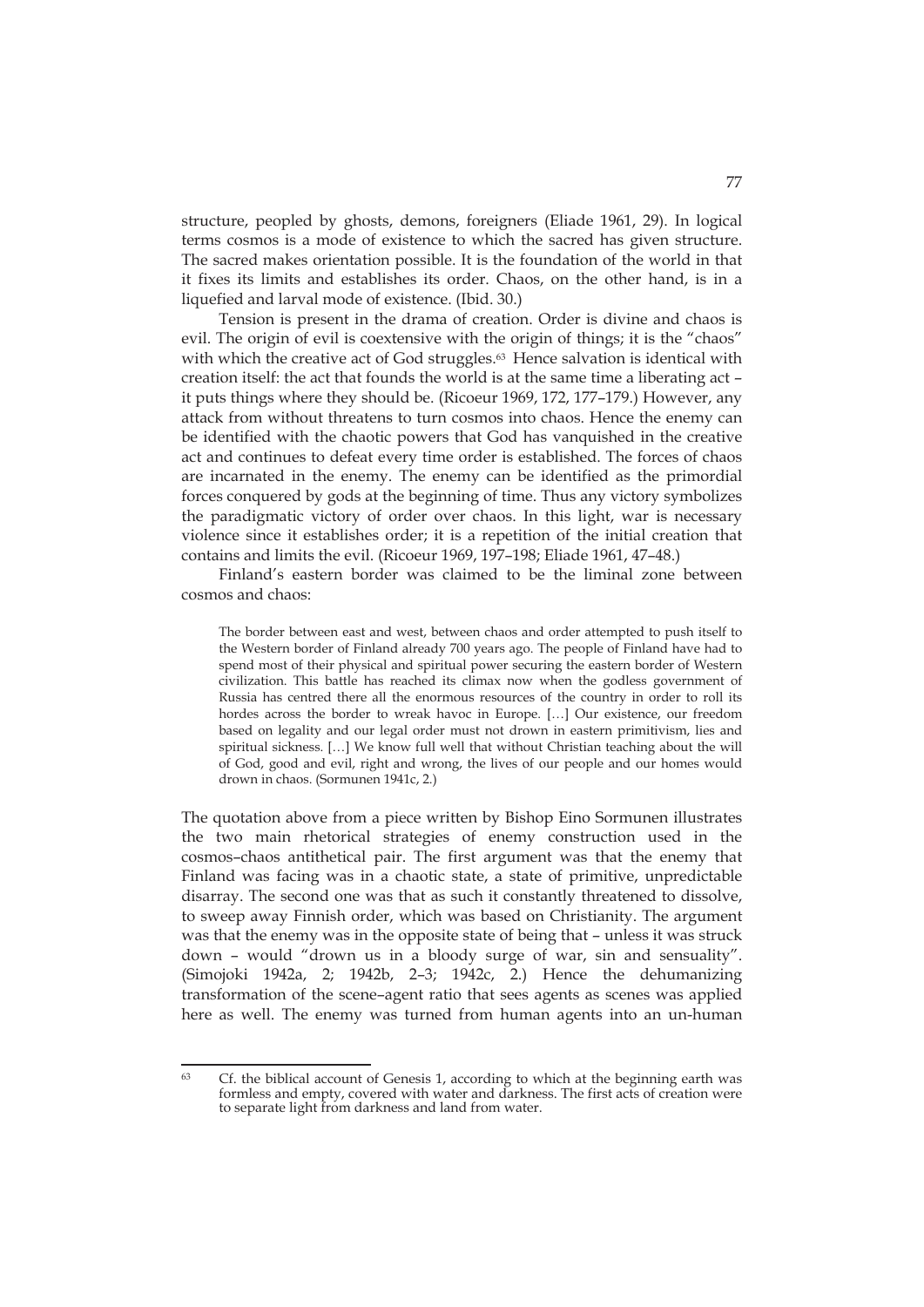structure, peopled by ghosts, demons, foreigners (Eliade 1961, 29). In logical terms cosmos is a mode of existence to which the sacred has given structure. The sacred makes orientation possible. It is the foundation of the world in that it fixes its limits and establishes its order. Chaos, on the other hand, is in a liquefied and larval mode of existence. (Ibid. 30.)

Tension is present in the drama of creation. Order is divine and chaos is evil. The origin of evil is coextensive with the origin of things; it is the "chaos" with which the creative act of God struggles.[63] Hence salvation is identical with creation itself: the act that founds the world is at the same time a liberating act – it puts things where they should be. (Ricoeur 1969, 172, 177–179.) However, any attack from without threatens to turn cosmos into chaos. Hence the enemy can be identified with the chaotic powers that God has vanquished in the creative act and continues to defeat every time order is established. The forces of chaos are incarnated in the enemy. The enemy can be identified as the primordial forces conquered by gods at the beginning of time. Thus any victory symbolizes the paradigmatic victory of order over chaos. In this light, war is necessary violence since it establishes order; it is a repetition of the initial creation that contains and limits the evil. (Ricoeur 1969, 197–198; Eliade 1961, 47–48.)

Finland's eastern border was claimed to be the liminal zone between cosmos and chaos:

> The border between east and west, between chaos and order attempted to push itself to the Western border of Finland already 700 years ago. The people of Finland have had to spend most of their physical and spiritual power securing the eastern border of Western civilization. This battle has reached its climax now when the godless government of Russia has centred there all the enormous resources of the country in order to roll its hordes across the border to wreak havoc in Europe. […] Our existence, our freedom based on legality and our legal order must not drown in eastern primitivism, lies and spiritual sickness. […] We know full well that without Christian teaching about the will of God, good and evil, right and wrong, the lives of our people and our homes would drown in chaos. (Sormunen 1941c, 2.)

The quotation above from a piece written by Bishop Eino Sormunen illustrates the two main rhetorical strategies of enemy construction used in the cosmos–chaos antithetical pair. The first argument was that the enemy that Finland was facing was in a chaotic state, a state of primitive, unpredictable disarray. The second one was that as such it constantly threatened to dissolve, to sweep away Finnish order, which was based on Christianity. The argument was that the enemy was in the opposite state of being that – unless it was struck down – would "drown us in a bloody surge of war, sin and sensuality". (Simojoki 1942a, 2; 1942b, 2–3; 1942c, 2.) Hence the dehumanizing transformation of the scene–agent ratio that sees agents as scenes was applied here as well. The enemy was turned from human agents into an un-human

---

[63] Cf. the biblical account of Genesis 1, according to which at the beginning earth was formless and empty, covered with water and darkness. The first acts of creation were to separate light from darkness and land from water.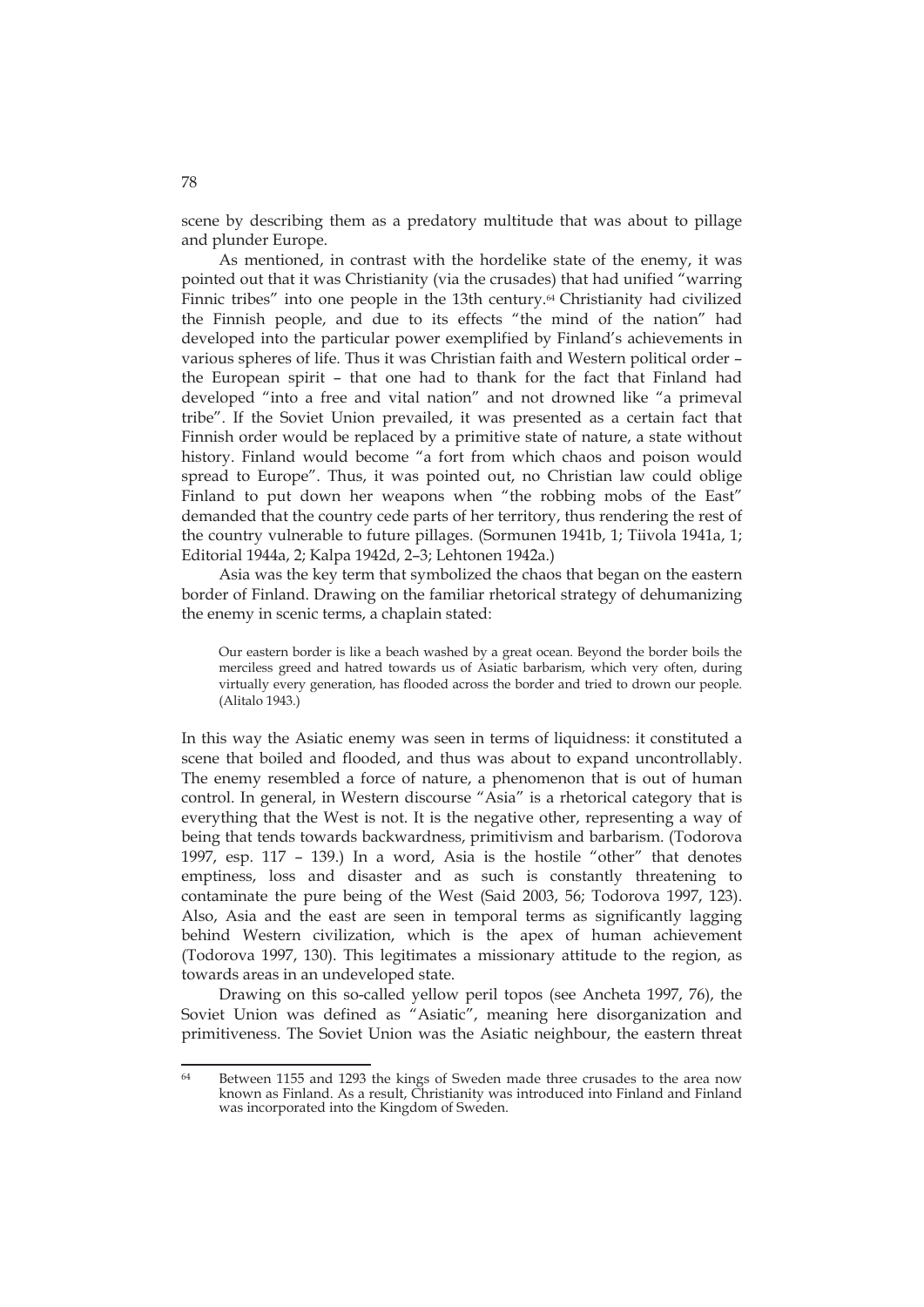scene by describing them as a predatory multitude that was about to pillage and plunder Europe.

As mentioned, in contrast with the hordelike state of the enemy, it was pointed out that it was Christianity (via the crusades) that had unified "warring Finnic tribes" into one people in the 13th century.[64] Christianity had civilized the Finnish people, and due to its effects "the mind of the nation" had developed into the particular power exemplified by Finland's achievements in various spheres of life. Thus it was Christian faith and Western political order – the European spirit – that one had to thank for the fact that Finland had developed "into a free and vital nation" and not drowned like "a primeval tribe". If the Soviet Union prevailed, it was presented as a certain fact that Finnish order would be replaced by a primitive state of nature, a state without history. Finland would become "a fort from which chaos and poison would spread to Europe". Thus, it was pointed out, no Christian law could oblige Finland to put down her weapons when "the robbing mobs of the East" demanded that the country cede parts of her territory, thus rendering the rest of the country vulnerable to future pillages. (Sormunen 1941b, 1; Tiivola 1941a, 1; Editorial 1944a, 2; Kalpa 1942d, 2–3; Lehtonen 1942a.)

Asia was the key term that symbolized the chaos that began on the eastern border of Finland. Drawing on the familiar rhetorical strategy of dehumanizing the enemy in scenic terms, a chaplain stated:

> Our eastern border is like a beach washed by a great ocean. Beyond the border boils the merciless greed and hatred towards us of Asiatic barbarism, which very often, during virtually every generation, has flooded across the border and tried to drown our people. (Alitalo 1943.)

In this way the Asiatic enemy was seen in terms of liquidness: it constituted a scene that boiled and flooded, and thus was about to expand uncontrollably. The enemy resembled a force of nature, a phenomenon that is out of human control. In general, in Western discourse "Asia" is a rhetorical category that is everything that the West is not. It is the negative other, representing a way of being that tends towards backwardness, primitivism and barbarism. (Todorova 1997, esp. 117 – 139.) In a word, Asia is the hostile "other" that denotes emptiness, loss and disaster and as such is constantly threatening to contaminate the pure being of the West (Said 2003, 56; Todorova 1997, 123). Also, Asia and the east are seen in temporal terms as significantly lagging behind Western civilization, which is the apex of human achievement (Todorova 1997, 130). This legitimates a missionary attitude to the region, as towards areas in an undeveloped state.

Drawing on this so-called yellow peril topos (see Ancheta 1997, 76), the Soviet Union was defined as "Asiatic", meaning here disorganization and primitiveness. The Soviet Union was the Asiatic neighbour, the eastern threat

---

[64] Between 1155 and 1293 the kings of Sweden made three crusades to the area now known as Finland. As a result, Christianity was introduced into Finland and Finland was incorporated into the Kingdom of Sweden.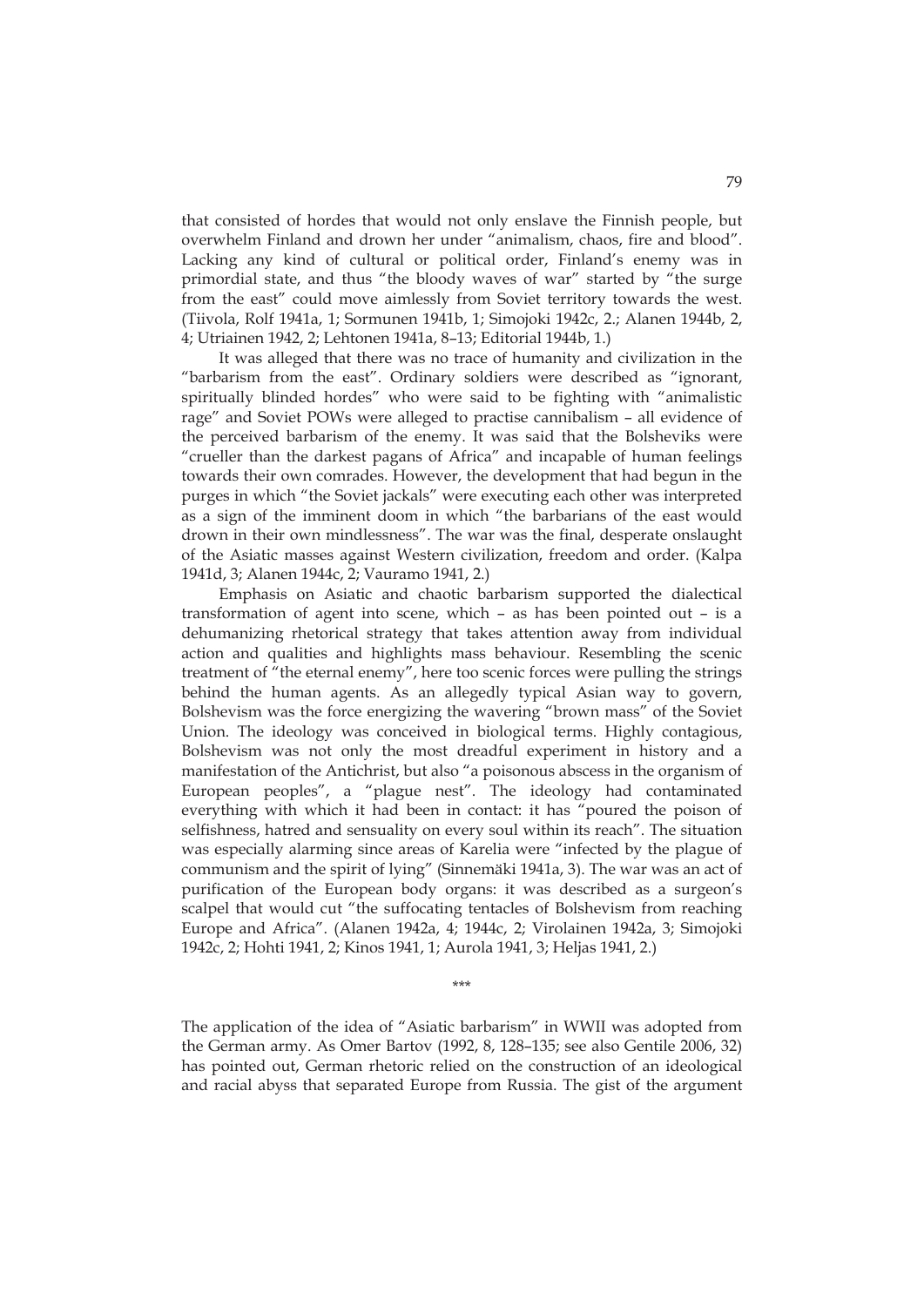that consisted of hordes that would not only enslave the Finnish people, but overwhelm Finland and drown her under "animalism, chaos, fire and blood". Lacking any kind of cultural or political order, Finland's enemy was in primordial state, and thus "the bloody waves of war" started by "the surge from the east" could move aimlessly from Soviet territory towards the west. (Tiivola, Rolf 1941a, 1; Sormunen 1941b, 1; Simojoki 1942c, 2.; Alanen 1944b, 2, 4; Utriainen 1942, 2; Lehtonen 1941a, 8–13; Editorial 1944b, 1.)

It was alleged that there was no trace of humanity and civilization in the "barbarism from the east". Ordinary soldiers were described as "ignorant, spiritually blinded hordes" who were said to be fighting with "animalistic rage" and Soviet POWs were alleged to practise cannibalism – all evidence of the perceived barbarism of the enemy. It was said that the Bolsheviks were "crueller than the darkest pagans of Africa" and incapable of human feelings towards their own comrades. However, the development that had begun in the purges in which "the Soviet jackals" were executing each other was interpreted as a sign of the imminent doom in which "the barbarians of the east would drown in their own mindlessness". The war was the final, desperate onslaught of the Asiatic masses against Western civilization, freedom and order. (Kalpa 1941d, 3; Alanen 1944c, 2; Vauramo 1941, 2.)

Emphasis on Asiatic and chaotic barbarism supported the dialectical transformation of agent into scene, which – as has been pointed out – is a dehumanizing rhetorical strategy that takes attention away from individual action and qualities and highlights mass behaviour. Resembling the scenic treatment of "the eternal enemy", here too scenic forces were pulling the strings behind the human agents. As an allegedly typical Asian way to govern, Bolshevism was the force energizing the wavering "brown mass" of the Soviet Union. The ideology was conceived in biological terms. Highly contagious, Bolshevism was not only the most dreadful experiment in history and a manifestation of the Antichrist, but also "a poisonous abscess in the organism of European peoples", a "plague nest". The ideology had contaminated everything with which it had been in contact: it has "poured the poison of selfishness, hatred and sensuality on every soul within its reach". The situation was especially alarming since areas of Karelia were "infected by the plague of communism and the spirit of lying" (Sinnemäki 1941a, 3). The war was an act of purification of the European body organs: it was described as a surgeon's scalpel that would cut "the suffocating tentacles of Bolshevism from reaching Europe and Africa". (Alanen 1942a, 4; 1944c, 2; Virolainen 1942a, 3; Simojoki 1942c, 2; Hohti 1941, 2; Kinos 1941, 1; Aurola 1941, 3; Heljas 1941, 2.)

\*\*\*

The application of the idea of "Asiatic barbarism" in WWII was adopted from the German army. As Omer Bartov (1992, 8, 128–135; see also Gentile 2006, 32) has pointed out, German rhetoric relied on the construction of an ideological and racial abyss that separated Europe from Russia. The gist of the argument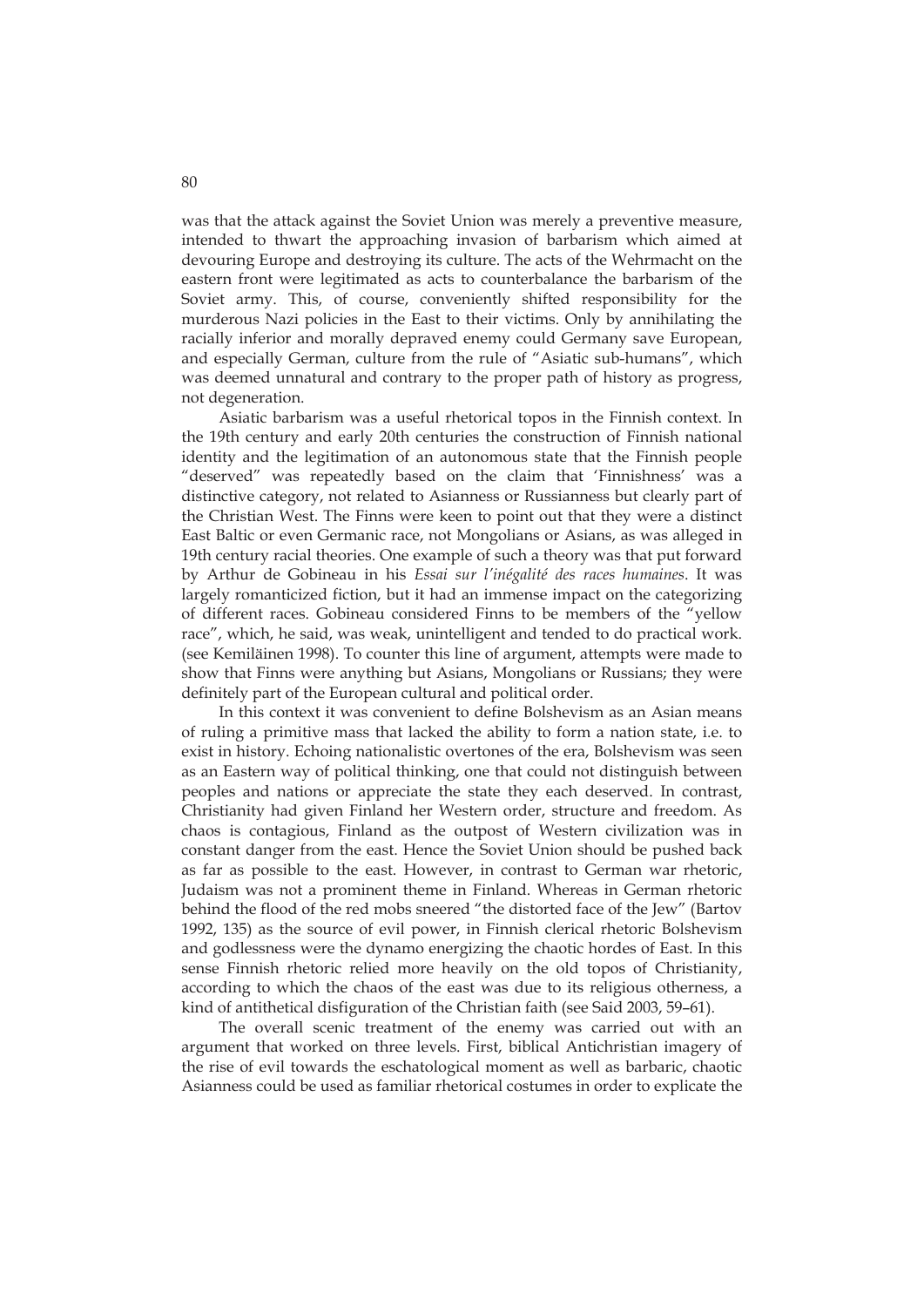was that the attack against the Soviet Union was merely a preventive measure, intended to thwart the approaching invasion of barbarism which aimed at devouring Europe and destroying its culture. The acts of the Wehrmacht on the eastern front were legitimated as acts to counterbalance the barbarism of the Soviet army. This, of course, conveniently shifted responsibility for the murderous Nazi policies in the East to their victims. Only by annihilating the racially inferior and morally depraved enemy could Germany save European, and especially German, culture from the rule of "Asiatic sub-humans", which was deemed unnatural and contrary to the proper path of history as progress, not degeneration.

Asiatic barbarism was a useful rhetorical topos in the Finnish context. In the 19th century and early 20th centuries the construction of Finnish national identity and the legitimation of an autonomous state that the Finnish people "deserved" was repeatedly based on the claim that 'Finnishness' was a distinctive category, not related to Asianness or Russianness but clearly part of the Christian West. The Finns were keen to point out that they were a distinct East Baltic or even Germanic race, not Mongolians or Asians, as was alleged in 19th century racial theories. One example of such a theory was that put forward by Arthur de Gobineau in his *Essai sur l'inégalité des races humaines*. It was largely romanticized fiction, but it had an immense impact on the categorizing of different races. Gobineau considered Finns to be members of the "yellow race", which, he said, was weak, unintelligent and tended to do practical work. (see Kemiläinen 1998). To counter this line of argument, attempts were made to show that Finns were anything but Asians, Mongolians or Russians; they were definitely part of the European cultural and political order.

In this context it was convenient to define Bolshevism as an Asian means of ruling a primitive mass that lacked the ability to form a nation state, i.e. to exist in history. Echoing nationalistic overtones of the era, Bolshevism was seen as an Eastern way of political thinking, one that could not distinguish between peoples and nations or appreciate the state they each deserved. In contrast, Christianity had given Finland her Western order, structure and freedom. As chaos is contagious, Finland as the outpost of Western civilization was in constant danger from the east. Hence the Soviet Union should be pushed back as far as possible to the east. However, in contrast to German war rhetoric, Judaism was not a prominent theme in Finland. Whereas in German rhetoric behind the flood of the red mobs sneered "the distorted face of the Jew" (Bartov 1992, 135) as the source of evil power, in Finnish clerical rhetoric Bolshevism and godlessness were the dynamo energizing the chaotic hordes of East. In this sense Finnish rhetoric relied more heavily on the old topos of Christianity, according to which the chaos of the east was due to its religious otherness, a kind of antithetical disfiguration of the Christian faith (see Said 2003, 59–61).

The overall scenic treatment of the enemy was carried out with an argument that worked on three levels. First, biblical Antichristian imagery of the rise of evil towards the eschatological moment as well as barbaric, chaotic Asianness could be used as familiar rhetorical costumes in order to explicate the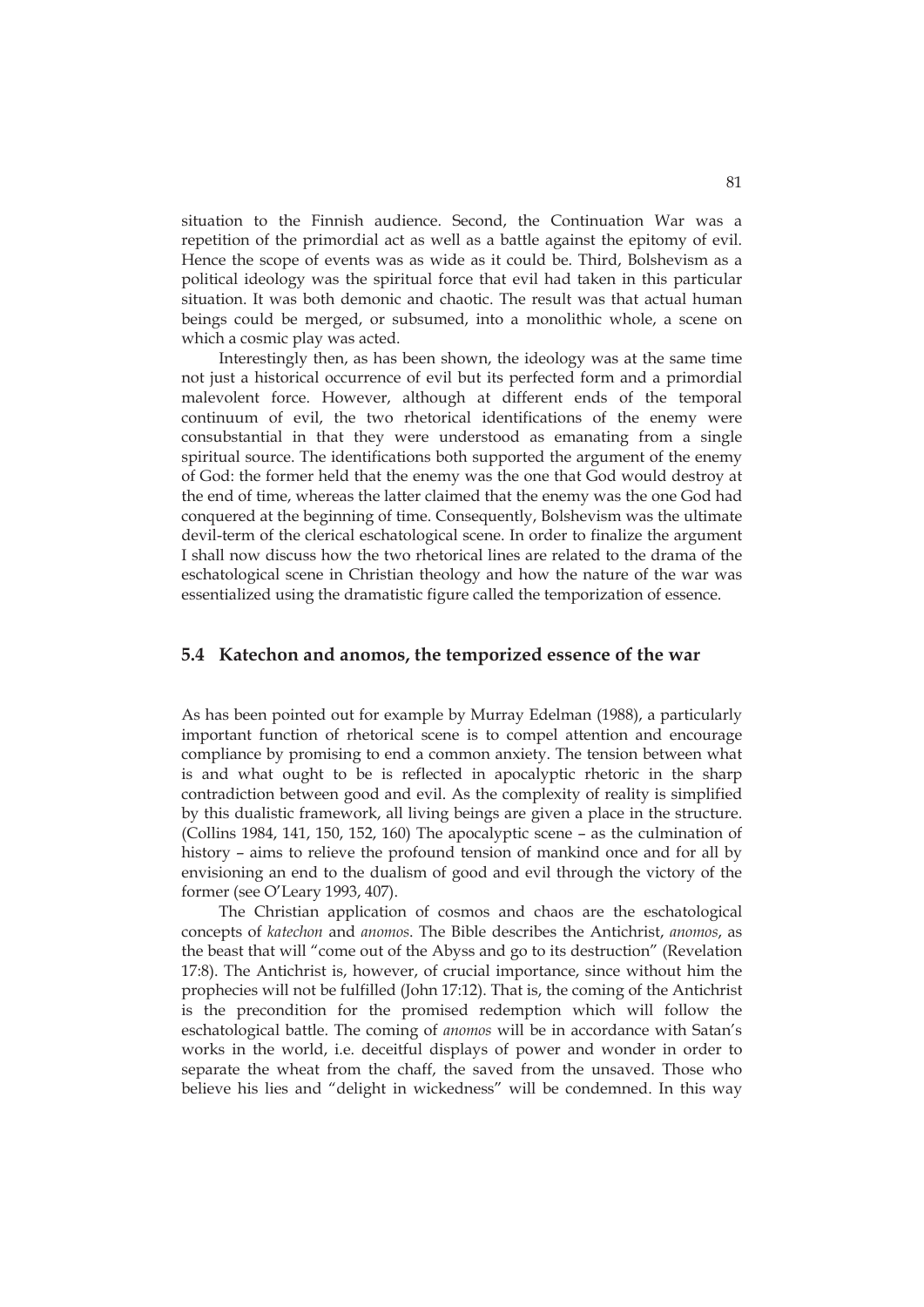situation to the Finnish audience. Second, the Continuation War was a repetition of the primordial act as well as a battle against the epitomy of evil. Hence the scope of events was as wide as it could be. Third, Bolshevism as a political ideology was the spiritual force that evil had taken in this particular situation. It was both demonic and chaotic. The result was that actual human beings could be merged, or subsumed, into a monolithic whole, a scene on which a cosmic play was acted.

Interestingly then, as has been shown, the ideology was at the same time not just a historical occurrence of evil but its perfected form and a primordial malevolent force. However, although at different ends of the temporal continuum of evil, the two rhetorical identifications of the enemy were consubstantial in that they were understood as emanating from a single spiritual source. The identifications both supported the argument of the enemy of God: the former held that the enemy was the one that God would destroy at the end of time, whereas the latter claimed that the enemy was the one God had conquered at the beginning of time. Consequently, Bolshevism was the ultimate devil-term of the clerical eschatological scene. In order to finalize the argument I shall now discuss how the two rhetorical lines are related to the drama of the eschatological scene in Christian theology and how the nature of the war was essentialized using the dramatistic figure called the temporization of essence.

## 5.4 Katechon and anomos, the temporized essence of the war

As has been pointed out for example by Murray Edelman (1988), a particularly important function of rhetorical scene is to compel attention and encourage compliance by promising to end a common anxiety. The tension between what is and what ought to be is reflected in apocalyptic rhetoric in the sharp contradiction between good and evil. As the complexity of reality is simplified by this dualistic framework, all living beings are given a place in the structure. (Collins 1984, 141, 150, 152, 160) The apocalyptic scene – as the culmination of history – aims to relieve the profound tension of mankind once and for all by envisioning an end to the dualism of good and evil through the victory of the former (see O'Leary 1993, 407).

The Christian application of cosmos and chaos are the eschatological concepts of *katechon* and *anomos*. The Bible describes the Antichrist, *anomos*, as the beast that will "come out of the Abyss and go to its destruction" (Revelation 17:8). The Antichrist is, however, of crucial importance, since without him the prophecies will not be fulfilled (John 17:12). That is, the coming of the Antichrist is the precondition for the promised redemption which will follow the eschatological battle. The coming of *anomos* will be in accordance with Satan's works in the world, i.e. deceitful displays of power and wonder in order to separate the wheat from the chaff, the saved from the unsaved. Those who believe his lies and "delight in wickedness" will be condemned. In this way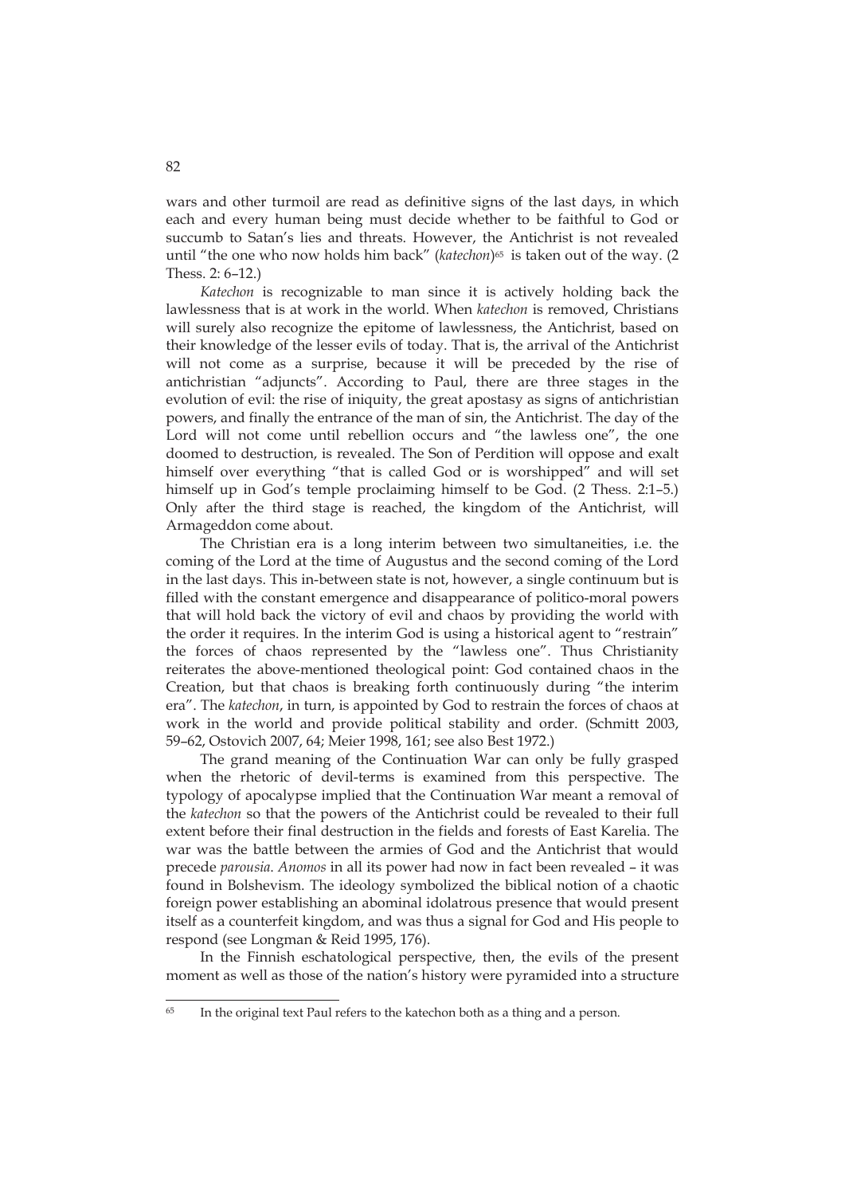wars and other turmoil are read as definitive signs of the last days, in which each and every human being must decide whether to be faithful to God or succumb to Satan's lies and threats. However, the Antichrist is not revealed until "the one who now holds him back" (*katechon*)[65] is taken out of the way. (2 Thess. 2: 6–12.)

*Katechon* is recognizable to man since it is actively holding back the lawlessness that is at work in the world. When *katechon* is removed, Christians will surely also recognize the epitome of lawlessness, the Antichrist, based on their knowledge of the lesser evils of today. That is, the arrival of the Antichrist will not come as a surprise, because it will be preceded by the rise of antichristian "adjuncts". According to Paul, there are three stages in the evolution of evil: the rise of iniquity, the great apostasy as signs of antichristian powers, and finally the entrance of the man of sin, the Antichrist. The day of the Lord will not come until rebellion occurs and "the lawless one", the one doomed to destruction, is revealed. The Son of Perdition will oppose and exalt himself over everything "that is called God or is worshipped" and will set himself up in God's temple proclaiming himself to be God. (2 Thess. 2:1–5.) Only after the third stage is reached, the kingdom of the Antichrist, will Armageddon come about.

The Christian era is a long interim between two simultaneities, i.e. the coming of the Lord at the time of Augustus and the second coming of the Lord in the last days. This in-between state is not, however, a single continuum but is filled with the constant emergence and disappearance of politico-moral powers that will hold back the victory of evil and chaos by providing the world with the order it requires. In the interim God is using a historical agent to "restrain" the forces of chaos represented by the "lawless one". Thus Christianity reiterates the above-mentioned theological point: God contained chaos in the Creation, but that chaos is breaking forth continuously during "the interim era". The *katechon*, in turn, is appointed by God to restrain the forces of chaos at work in the world and provide political stability and order. (Schmitt 2003, 59–62, Ostovich 2007, 64; Meier 1998, 161; see also Best 1972.)

The grand meaning of the Continuation War can only be fully grasped when the rhetoric of devil-terms is examined from this perspective. The typology of apocalypse implied that the Continuation War meant a removal of the *katechon* so that the powers of the Antichrist could be revealed to their full extent before their final destruction in the fields and forests of East Karelia. The war was the battle between the armies of God and the Antichrist that would precede *parousia*. *Anomos* in all its power had now in fact been revealed – it was found in Bolshevism. The ideology symbolized the biblical notion of a chaotic foreign power establishing an abominal idolatrous presence that would present itself as a counterfeit kingdom, and was thus a signal for God and His people to respond (see Longman & Reid 1995, 176).

In the Finnish eschatological perspective, then, the evils of the present moment as well as those of the nation's history were pyramided into a structure

[65] In the original text Paul refers to the katechon both as a thing and a person.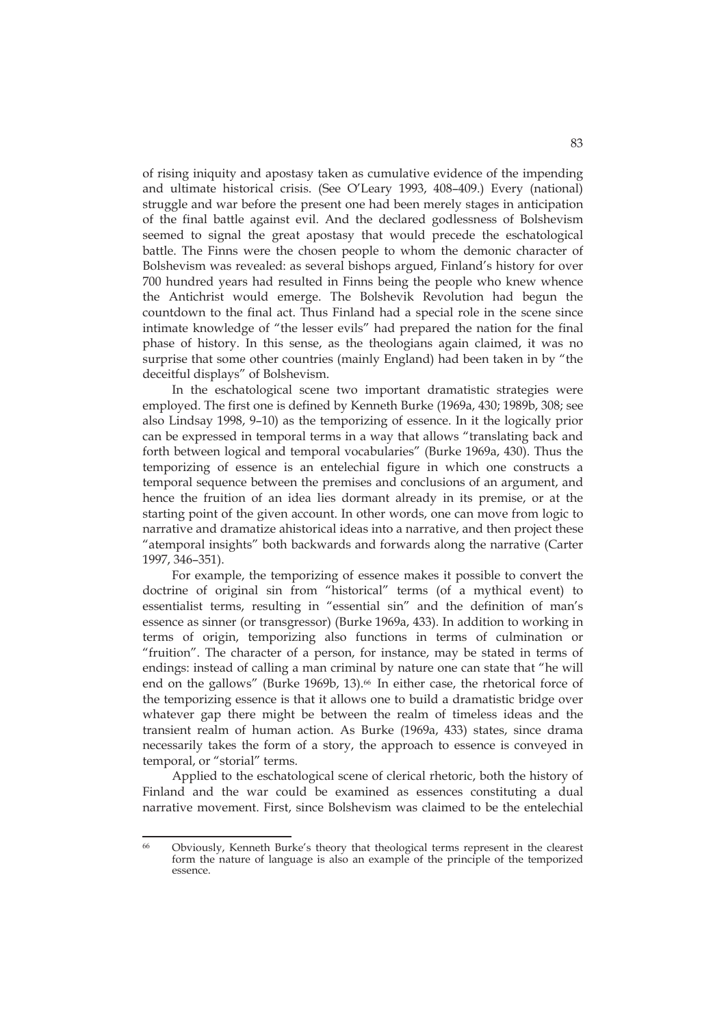of rising iniquity and apostasy taken as cumulative evidence of the impending and ultimate historical crisis. (See O'Leary 1993, 408–409.) Every (national) struggle and war before the present one had been merely stages in anticipation of the final battle against evil. And the declared godlessness of Bolshevism seemed to signal the great apostasy that would precede the eschatological battle. The Finns were the chosen people to whom the demonic character of Bolshevism was revealed: as several bishops argued, Finland's history for over 700 hundred years had resulted in Finns being the people who knew whence the Antichrist would emerge. The Bolshevik Revolution had begun the countdown to the final act. Thus Finland had a special role in the scene since intimate knowledge of "the lesser evils" had prepared the nation for the final phase of history. In this sense, as the theologians again claimed, it was no surprise that some other countries (mainly England) had been taken in by "the deceitful displays" of Bolshevism.

In the eschatological scene two important dramatistic strategies were employed. The first one is defined by Kenneth Burke (1969a, 430; 1989b, 308; see also Lindsay 1998, 9–10) as the temporizing of essence. In it the logically prior can be expressed in temporal terms in a way that allows "translating back and forth between logical and temporal vocabularies" (Burke 1969a, 430). Thus the temporizing of essence is an entelechial figure in which one constructs a temporal sequence between the premises and conclusions of an argument, and hence the fruition of an idea lies dormant already in its premise, or at the starting point of the given account. In other words, one can move from logic to narrative and dramatize ahistorical ideas into a narrative, and then project these "atemporal insights" both backwards and forwards along the narrative (Carter 1997, 346–351).

For example, the temporizing of essence makes it possible to convert the doctrine of original sin from "historical" terms (of a mythical event) to essentialist terms, resulting in "essential sin" and the definition of man's essence as sinner (or transgressor) (Burke 1969a, 433). In addition to working in terms of origin, temporizing also functions in terms of culmination or "fruition". The character of a person, for instance, may be stated in terms of endings: instead of calling a man criminal by nature one can state that "he will end on the gallows" (Burke 1969b, 13).[66] In either case, the rhetorical force of the temporizing essence is that it allows one to build a dramatistic bridge over whatever gap there might be between the realm of timeless ideas and the transient realm of human action. As Burke (1969a, 433) states, since drama necessarily takes the form of a story, the approach to essence is conveyed in temporal, or "storial" terms.

Applied to the eschatological scene of clerical rhetoric, both the history of Finland and the war could be examined as essences constituting a dual narrative movement. First, since Bolshevism was claimed to be the entelechial

---

[66] Obviously, Kenneth Burke's theory that theological terms represent in the clearest form the nature of language is also an example of the principle of the temporized essence.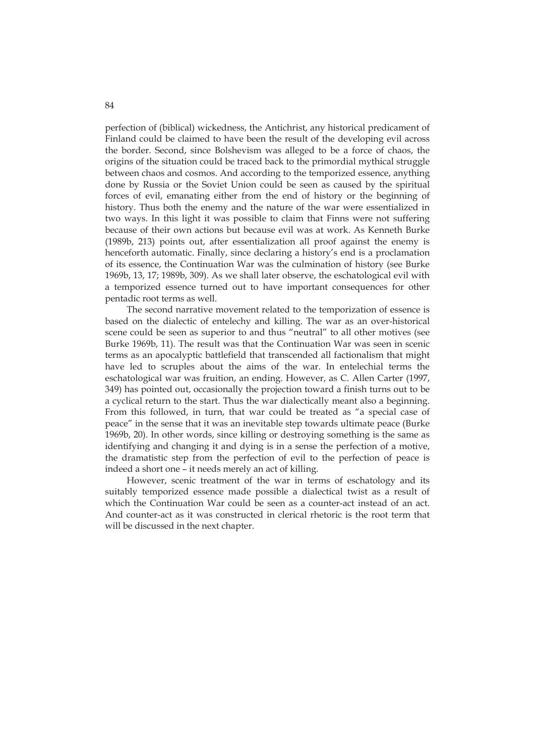perfection of (biblical) wickedness, the Antichrist, any historical predicament of Finland could be claimed to have been the result of the developing evil across the border. Second, since Bolshevism was alleged to be a force of chaos, the origins of the situation could be traced back to the primordial mythical struggle between chaos and cosmos. And according to the temporized essence, anything done by Russia or the Soviet Union could be seen as caused by the spiritual forces of evil, emanating either from the end of history or the beginning of history. Thus both the enemy and the nature of the war were essentialized in two ways. In this light it was possible to claim that Finns were not suffering because of their own actions but because evil was at work. As Kenneth Burke (1989b, 213) points out, after essentialization all proof against the enemy is henceforth automatic. Finally, since declaring a history's end is a proclamation of its essence, the Continuation War was the culmination of history (see Burke 1969b, 13, 17; 1989b, 309). As we shall later observe, the eschatological evil with a temporized essence turned out to have important consequences for other pentadic root terms as well.

The second narrative movement related to the temporization of essence is based on the dialectic of entelechy and killing. The war as an over-historical scene could be seen as superior to and thus "neutral" to all other motives (see Burke 1969b, 11). The result was that the Continuation War was seen in scenic terms as an apocalyptic battlefield that transcended all factionalism that might have led to scruples about the aims of the war. In entelechial terms the eschatological war was fruition, an ending. However, as C. Allen Carter (1997, 349) has pointed out, occasionally the projection toward a finish turns out to be a cyclical return to the start. Thus the war dialectically meant also a beginning. From this followed, in turn, that war could be treated as "a special case of peace" in the sense that it was an inevitable step towards ultimate peace (Burke 1969b, 20). In other words, since killing or destroying something is the same as identifying and changing it and dying is in a sense the perfection of a motive, the dramatistic step from the perfection of evil to the perfection of peace is indeed a short one – it needs merely an act of killing.

However, scenic treatment of the war in terms of eschatology and its suitably temporized essence made possible a dialectical twist as a result of which the Continuation War could be seen as a counter-act instead of an act. And counter-act as it was constructed in clerical rhetoric is the root term that will be discussed in the next chapter.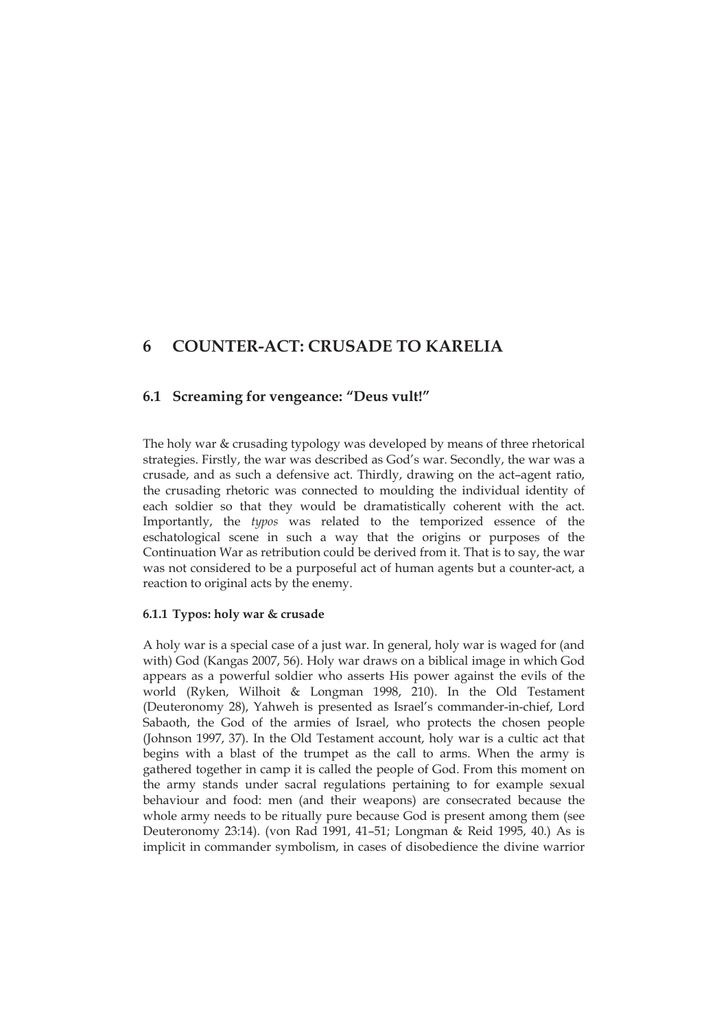# 6 COUNTER-ACT: CRUSADE TO KARELIA

## 6.1 Screaming for vengeance: "Deus vult!"

The holy war & crusading typology was developed by means of three rhetorical strategies. Firstly, the war was described as God's war. Secondly, the war was a crusade, and as such a defensive act. Thirdly, drawing on the act–agent ratio, the crusading rhetoric was connected to moulding the individual identity of each soldier so that they would be dramatistically coherent with the act. Importantly, the *typos* was related to the temporized essence of the eschatological scene in such a way that the origins or purposes of the Continuation War as retribution could be derived from it. That is to say, the war was not considered to be a purposeful act of human agents but a counter-act, a reaction to original acts by the enemy.

### 6.1.1 Typos: holy war & crusade

A holy war is a special case of a just war. In general, holy war is waged for (and with) God (Kangas 2007, 56). Holy war draws on a biblical image in which God appears as a powerful soldier who asserts His power against the evils of the world (Ryken, Wilhoit & Longman 1998, 210). In the Old Testament (Deuteronomy 28), Yahweh is presented as Israel's commander-in-chief, Lord Sabaoth, the God of the armies of Israel, who protects the chosen people (Johnson 1997, 37). In the Old Testament account, holy war is a cultic act that begins with a blast of the trumpet as the call to arms. When the army is gathered together in camp it is called the people of God. From this moment on the army stands under sacral regulations pertaining to for example sexual behaviour and food: men (and their weapons) are consecrated because the whole army needs to be ritually pure because God is present among them (see Deuteronomy 23:14). (von Rad 1991, 41–51; Longman & Reid 1995, 40.) As is implicit in commander symbolism, in cases of disobedience the divine warrior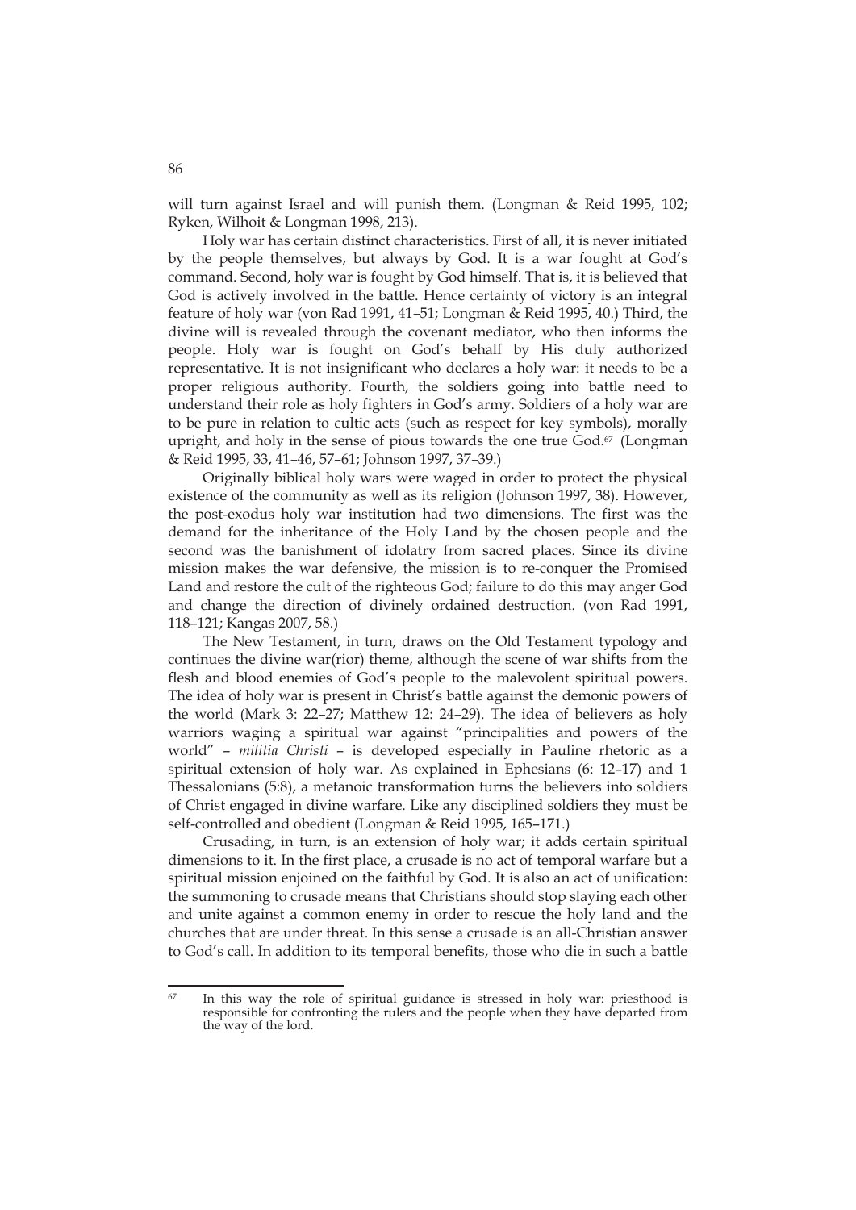will turn against Israel and will punish them. (Longman & Reid 1995, 102; Ryken, Wilhoit & Longman 1998, 213).

Holy war has certain distinct characteristics. First of all, it is never initiated by the people themselves, but always by God. It is a war fought at God's command. Second, holy war is fought by God himself. That is, it is believed that God is actively involved in the battle. Hence certainty of victory is an integral feature of holy war (von Rad 1991, 41–51; Longman & Reid 1995, 40.) Third, the divine will is revealed through the covenant mediator, who then informs the people. Holy war is fought on God's behalf by His duly authorized representative. It is not insignificant who declares a holy war: it needs to be a proper religious authority. Fourth, the soldiers going into battle need to understand their role as holy fighters in God's army. Soldiers of a holy war are to be pure in relation to cultic acts (such as respect for key symbols), morally upright, and holy in the sense of pious towards the one true God.[67] (Longman & Reid 1995, 33, 41–46, 57–61; Johnson 1997, 37–39.)

Originally biblical holy wars were waged in order to protect the physical existence of the community as well as its religion (Johnson 1997, 38). However, the post-exodus holy war institution had two dimensions. The first was the demand for the inheritance of the Holy Land by the chosen people and the second was the banishment of idolatry from sacred places. Since its divine mission makes the war defensive, the mission is to re-conquer the Promised Land and restore the cult of the righteous God; failure to do this may anger God and change the direction of divinely ordained destruction. (von Rad 1991, 118–121; Kangas 2007, 58.)

The New Testament, in turn, draws on the Old Testament typology and continues the divine war(rior) theme, although the scene of war shifts from the flesh and blood enemies of God's people to the malevolent spiritual powers. The idea of holy war is present in Christ's battle against the demonic powers of the world (Mark 3: 22–27; Matthew 12: 24–29). The idea of believers as holy warriors waging a spiritual war against "principalities and powers of the world" – *militia Christi* – is developed especially in Pauline rhetoric as a spiritual extension of holy war. As explained in Ephesians (6: 12–17) and 1 Thessalonians (5:8), a metanoic transformation turns the believers into soldiers of Christ engaged in divine warfare. Like any disciplined soldiers they must be self-controlled and obedient (Longman & Reid 1995, 165–171.)

Crusading, in turn, is an extension of holy war; it adds certain spiritual dimensions to it. In the first place, a crusade is no act of temporal warfare but a spiritual mission enjoined on the faithful by God. It is also an act of unification: the summoning to crusade means that Christians should stop slaying each other and unite against a common enemy in order to rescue the holy land and the churches that are under threat. In this sense a crusade is an all-Christian answer to God's call. In addition to its temporal benefits, those who die in such a battle

---

[67] In this way the role of spiritual guidance is stressed in holy war: priesthood is responsible for confronting the rulers and the people when they have departed from the way of the lord.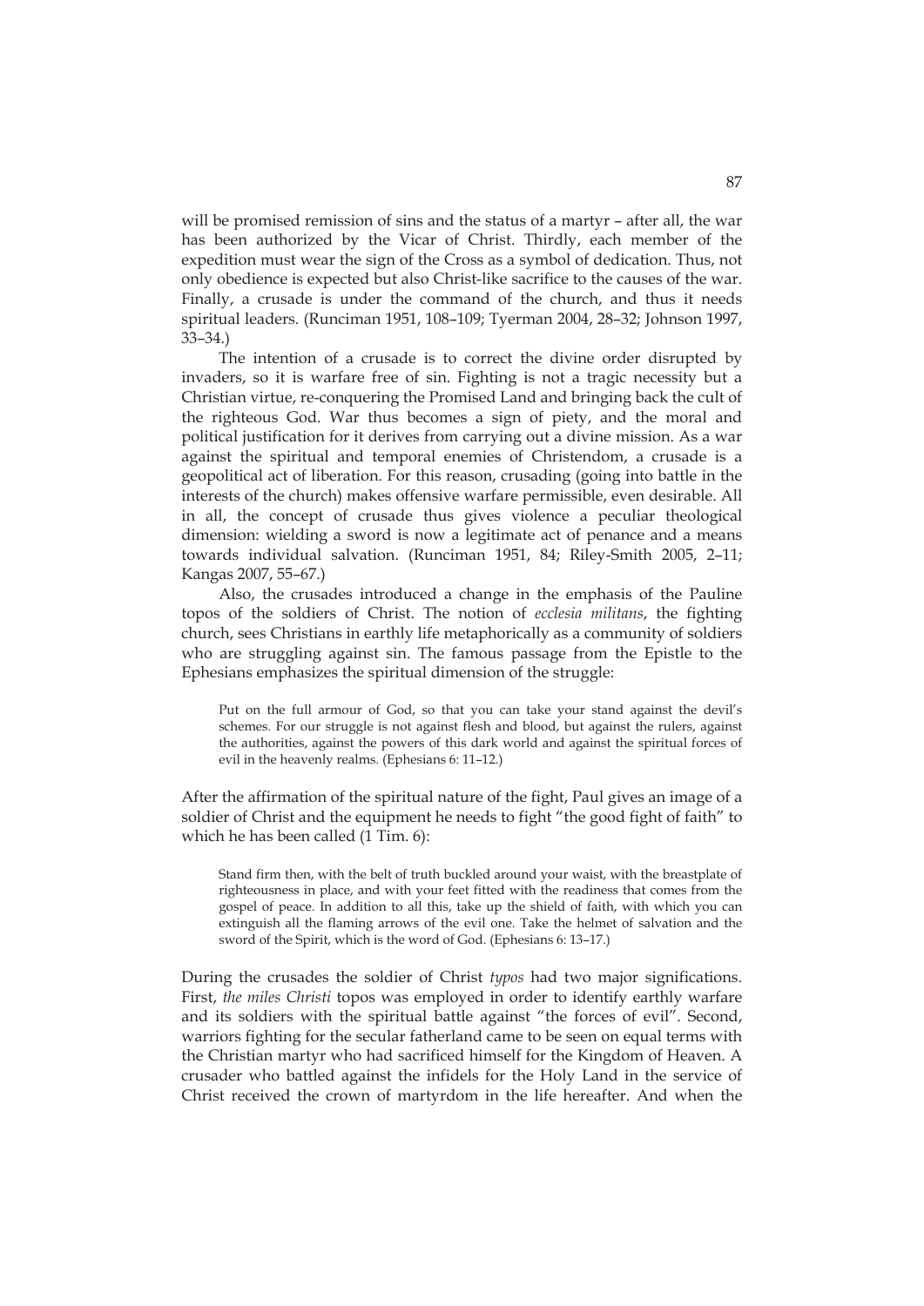will be promised remission of sins and the status of a martyr – after all, the war has been authorized by the Vicar of Christ. Thirdly, each member of the expedition must wear the sign of the Cross as a symbol of dedication. Thus, not only obedience is expected but also Christ-like sacrifice to the causes of the war. Finally, a crusade is under the command of the church, and thus it needs spiritual leaders. (Runciman 1951, 108–109; Tyerman 2004, 28–32; Johnson 1997, 33–34.)

The intention of a crusade is to correct the divine order disrupted by invaders, so it is warfare free of sin. Fighting is not a tragic necessity but a Christian virtue, re-conquering the Promised Land and bringing back the cult of the righteous God. War thus becomes a sign of piety, and the moral and political justification for it derives from carrying out a divine mission. As a war against the spiritual and temporal enemies of Christendom, a crusade is a geopolitical act of liberation. For this reason, crusading (going into battle in the interests of the church) makes offensive warfare permissible, even desirable. All in all, the concept of crusade thus gives violence a peculiar theological dimension: wielding a sword is now a legitimate act of penance and a means towards individual salvation. (Runciman 1951, 84; Riley-Smith 2005, 2–11; Kangas 2007, 55–67.)

Also, the crusades introduced a change in the emphasis of the Pauline topos of the soldiers of Christ. The notion of *ecclesia militans*, the fighting church, sees Christians in earthly life metaphorically as a community of soldiers who are struggling against sin. The famous passage from the Epistle to the Ephesians emphasizes the spiritual dimension of the struggle:

> Put on the full armour of God, so that you can take your stand against the devil's schemes. For our struggle is not against flesh and blood, but against the rulers, against the authorities, against the powers of this dark world and against the spiritual forces of evil in the heavenly realms. (Ephesians 6: 11–12.)

After the affirmation of the spiritual nature of the fight, Paul gives an image of a soldier of Christ and the equipment he needs to fight "the good fight of faith" to which he has been called (1 Tim. 6):

> Stand firm then, with the belt of truth buckled around your waist, with the breastplate of righteousness in place, and with your feet fitted with the readiness that comes from the gospel of peace. In addition to all this, take up the shield of faith, with which you can extinguish all the flaming arrows of the evil one. Take the helmet of salvation and the sword of the Spirit, which is the word of God. (Ephesians 6: 13–17.)

During the crusades the soldier of Christ *typos* had two major significations. First, *the miles Christi* topos was employed in order to identify earthly warfare and its soldiers with the spiritual battle against "the forces of evil". Second, warriors fighting for the secular fatherland came to be seen on equal terms with the Christian martyr who had sacrificed himself for the Kingdom of Heaven. A crusader who battled against the infidels for the Holy Land in the service of Christ received the crown of martyrdom in the life hereafter. And when the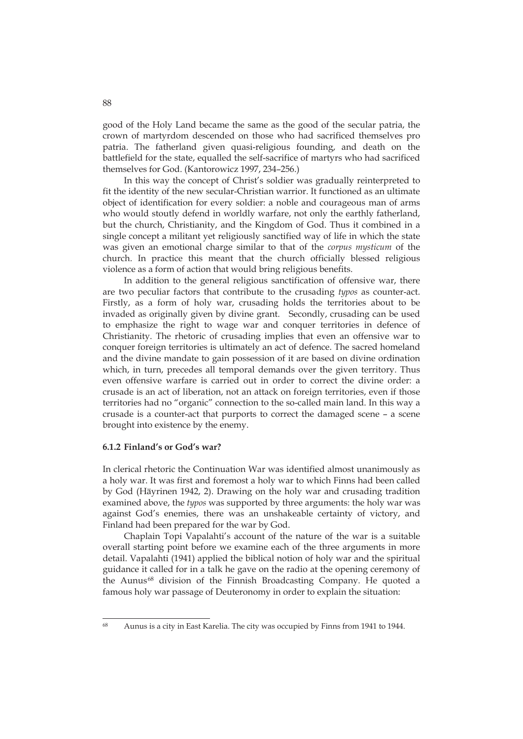good of the Holy Land became the same as the good of the secular patria, the crown of martyrdom descended on those who had sacrificed themselves pro patria. The fatherland given quasi-religious founding, and death on the battlefield for the state, equalled the self-sacrifice of martyrs who had sacrificed themselves for God. (Kantorowicz 1997, 234–256.)

In this way the concept of Christ's soldier was gradually reinterpreted to fit the identity of the new secular-Christian warrior. It functioned as an ultimate object of identification for every soldier: a noble and courageous man of arms who would stoutly defend in worldly warfare, not only the earthly fatherland, but the church, Christianity, and the Kingdom of God. Thus it combined in a single concept a militant yet religiously sanctified way of life in which the state was given an emotional charge similar to that of the *corpus mysticum* of the church. In practice this meant that the church officially blessed religious violence as a form of action that would bring religious benefits.

In addition to the general religious sanctification of offensive war, there are two peculiar factors that contribute to the crusading *typos* as counter-act. Firstly, as a form of holy war, crusading holds the territories about to be invaded as originally given by divine grant. Secondly, crusading can be used to emphasize the right to wage war and conquer territories in defence of Christianity. The rhetoric of crusading implies that even an offensive war to conquer foreign territories is ultimately an act of defence. The sacred homeland and the divine mandate to gain possession of it are based on divine ordination which, in turn, precedes all temporal demands over the given territory. Thus even offensive warfare is carried out in order to correct the divine order: a crusade is an act of liberation, not an attack on foreign territories, even if those territories had no "organic" connection to the so-called main land. In this way a crusade is a counter-act that purports to correct the damaged scene – a scene brought into existence by the enemy.

### 6.1.2 Finland's or God's war?

In clerical rhetoric the Continuation War was identified almost unanimously as a holy war. It was first and foremost a holy war to which Finns had been called by God (Häyrinen 1942, 2). Drawing on the holy war and crusading tradition examined above, the *typos* was supported by three arguments: the holy war was against God's enemies, there was an unshakeable certainty of victory, and Finland had been prepared for the war by God.

Chaplain Topi Vapalahti's account of the nature of the war is a suitable overall starting point before we examine each of the three arguments in more detail. Vapalahti (1941) applied the biblical notion of holy war and the spiritual guidance it called for in a talk he gave on the radio at the opening ceremony of the Aunus[68] division of the Finnish Broadcasting Company. He quoted a famous holy war passage of Deuteronomy in order to explain the situation:

[68] Aunus is a city in East Karelia. The city was occupied by Finns from 1941 to 1944.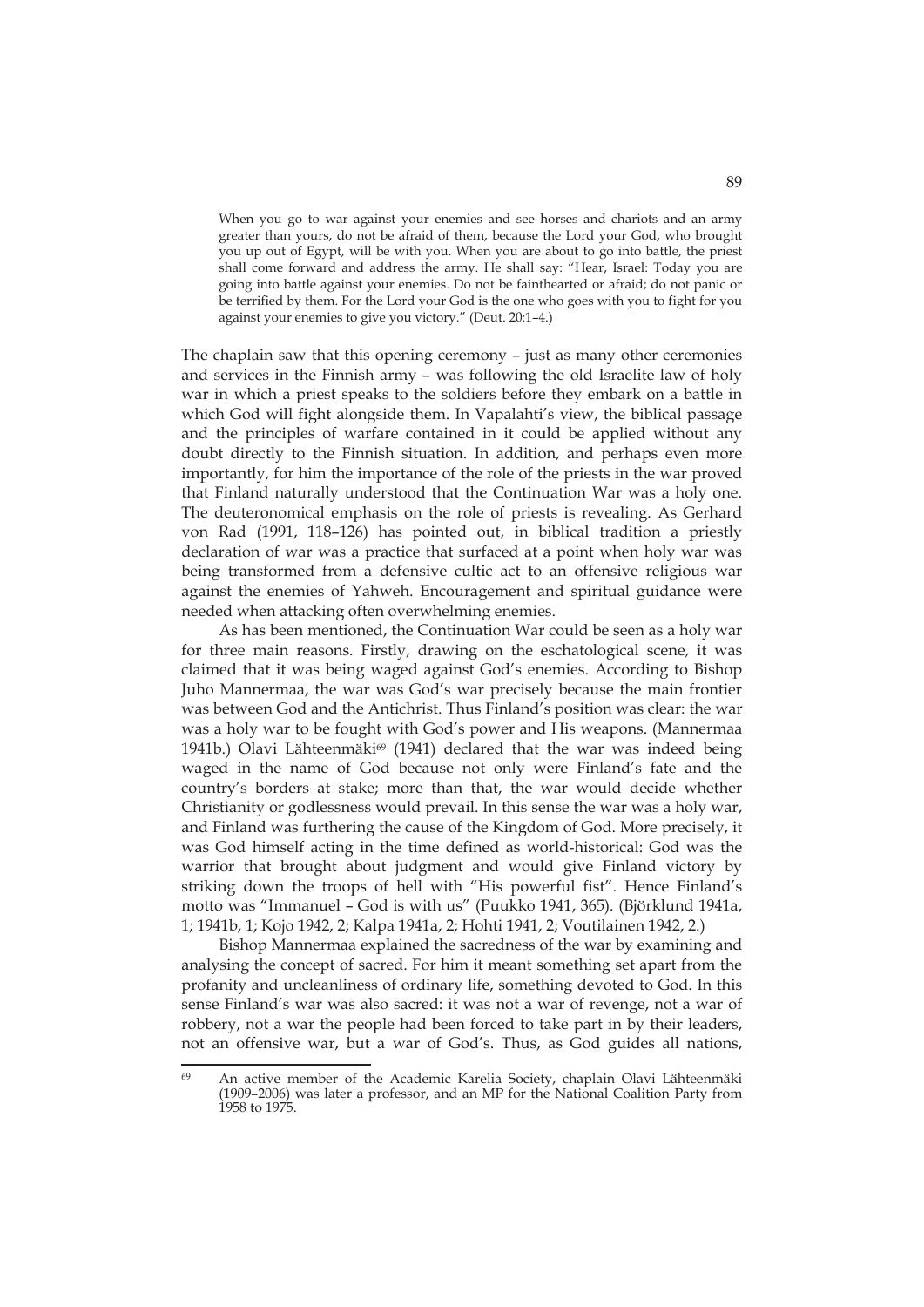> When you go to war against your enemies and see horses and chariots and an army greater than yours, do not be afraid of them, because the Lord your God, who brought you up out of Egypt, will be with you. When you are about to go into battle, the priest shall come forward and address the army. He shall say: "Hear, Israel: Today you are going into battle against your enemies. Do not be fainthearted or afraid; do not panic or be terrified by them. For the Lord your God is the one who goes with you to fight for you against your enemies to give you victory." (Deut. 20:1–4.)

The chaplain saw that this opening ceremony – just as many other ceremonies and services in the Finnish army – was following the old Israelite law of holy war in which a priest speaks to the soldiers before they embark on a battle in which God will fight alongside them. In Vapalahti's view, the biblical passage and the principles of warfare contained in it could be applied without any doubt directly to the Finnish situation. In addition, and perhaps even more importantly, for him the importance of the role of the priests in the war proved that Finland naturally understood that the Continuation War was a holy one. The deuteronomical emphasis on the role of priests is revealing. As Gerhard von Rad (1991, 118–126) has pointed out, in biblical tradition a priestly declaration of war was a practice that surfaced at a point when holy war was being transformed from a defensive cultic act to an offensive religious war against the enemies of Yahweh. Encouragement and spiritual guidance were needed when attacking often overwhelming enemies.

As has been mentioned, the Continuation War could be seen as a holy war for three main reasons. Firstly, drawing on the eschatological scene, it was claimed that it was being waged against God's enemies. According to Bishop Juho Mannermaa, the war was God's war precisely because the main frontier was between God and the Antichrist. Thus Finland's position was clear: the war was a holy war to be fought with God's power and His weapons. (Mannermaa 1941b.) Olavi Lähteenmäki[69] (1941) declared that the war was indeed being waged in the name of God because not only were Finland's fate and the country's borders at stake; more than that, the war would decide whether Christianity or godlessness would prevail. In this sense the war was a holy war, and Finland was furthering the cause of the Kingdom of God. More precisely, it was God himself acting in the time defined as world-historical: God was the warrior that brought about judgment and would give Finland victory by striking down the troops of hell with "His powerful fist". Hence Finland's motto was "Immanuel – God is with us" (Puukko 1941, 365). (Björklund 1941a, 1; 1941b, 1; Kojo 1942, 2; Kalpa 1941a, 2; Hohti 1941, 2; Voutilainen 1942, 2.)

Bishop Mannermaa explained the sacredness of the war by examining and analysing the concept of sacred. For him it meant something set apart from the profanity and uncleanliness of ordinary life, something devoted to God. In this sense Finland's war was also sacred: it was not a war of revenge, not a war of robbery, not a war the people had been forced to take part in by their leaders, not an offensive war, but a war of God's. Thus, as God guides all nations,

[69] An active member of the Academic Karelia Society, chaplain Olavi Lähteenmäki (1909–2006) was later a professor, and an MP for the National Coalition Party from 1958 to 1975.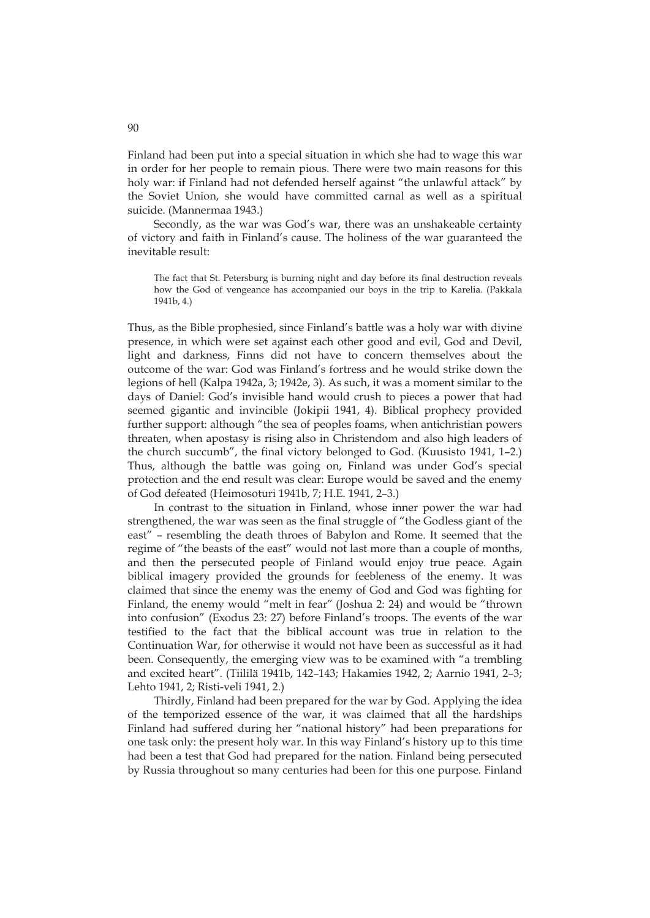Finland had been put into a special situation in which she had to wage this war in order for her people to remain pious. There were two main reasons for this holy war: if Finland had not defended herself against "the unlawful attack" by the Soviet Union, she would have committed carnal as well as a spiritual suicide. (Mannermaa 1943.)

Secondly, as the war was God's war, there was an unshakeable certainty of victory and faith in Finland's cause. The holiness of the war guaranteed the inevitable result:

> The fact that St. Petersburg is burning night and day before its final destruction reveals how the God of vengeance has accompanied our boys in the trip to Karelia. (Pakkala 1941b, 4.)

Thus, as the Bible prophesied, since Finland's battle was a holy war with divine presence, in which were set against each other good and evil, God and Devil, light and darkness, Finns did not have to concern themselves about the outcome of the war: God was Finland's fortress and he would strike down the legions of hell (Kalpa 1942a, 3; 1942e, 3). As such, it was a moment similar to the days of Daniel: God's invisible hand would crush to pieces a power that had seemed gigantic and invincible (Jokipii 1941, 4). Biblical prophecy provided further support: although "the sea of peoples foams, when antichristian powers threaten, when apostasy is rising also in Christendom and also high leaders of the church succumb", the final victory belonged to God. (Kuusisto 1941, 1–2.) Thus, although the battle was going on, Finland was under God's special protection and the end result was clear: Europe would be saved and the enemy of God defeated (Heimosoturi 1941b, 7; H.E. 1941, 2–3.)

In contrast to the situation in Finland, whose inner power the war had strengthened, the war was seen as the final struggle of "the Godless giant of the east" – resembling the death throes of Babylon and Rome. It seemed that the regime of "the beasts of the east" would not last more than a couple of months, and then the persecuted people of Finland would enjoy true peace. Again biblical imagery provided the grounds for feebleness of the enemy. It was claimed that since the enemy was the enemy of God and God was fighting for Finland, the enemy would "melt in fear" (Joshua 2: 24) and would be "thrown into confusion" (Exodus 23: 27) before Finland's troops. The events of the war testified to the fact that the biblical account was true in relation to the Continuation War, for otherwise it would not have been as successful as it had been. Consequently, the emerging view was to be examined with "a trembling and excited heart". (Tiililä 1941b, 142–143; Hakamies 1942, 2; Aarnio 1941, 2–3; Lehto 1941, 2; Risti-veli 1941, 2.)

Thirdly, Finland had been prepared for the war by God. Applying the idea of the temporized essence of the war, it was claimed that all the hardships Finland had suffered during her "national history" had been preparations for one task only: the present holy war. In this way Finland's history up to this time had been a test that God had prepared for the nation. Finland being persecuted by Russia throughout so many centuries had been for this one purpose. Finland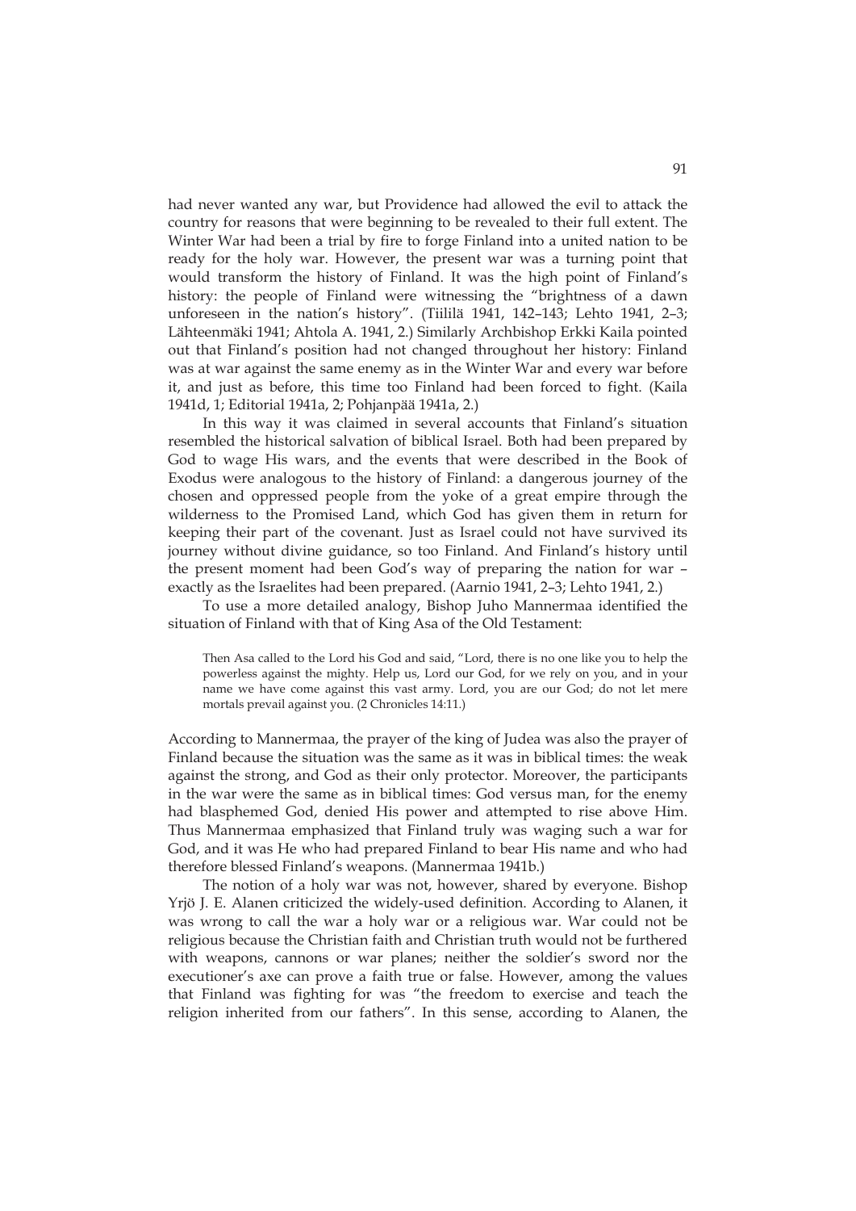had never wanted any war, but Providence had allowed the evil to attack the country for reasons that were beginning to be revealed to their full extent. The Winter War had been a trial by fire to forge Finland into a united nation to be ready for the holy war. However, the present war was a turning point that would transform the history of Finland. It was the high point of Finland's history: the people of Finland were witnessing the "brightness of a dawn unforeseen in the nation's history". (Tiililä 1941, 142–143; Lehto 1941, 2–3; Lähteenmäki 1941; Ahtola A. 1941, 2.) Similarly Archbishop Erkki Kaila pointed out that Finland's position had not changed throughout her history: Finland was at war against the same enemy as in the Winter War and every war before it, and just as before, this time too Finland had been forced to fight. (Kaila 1941d, 1; Editorial 1941a, 2; Pohjanpää 1941a, 2.)

In this way it was claimed in several accounts that Finland's situation resembled the historical salvation of biblical Israel. Both had been prepared by God to wage His wars, and the events that were described in the Book of Exodus were analogous to the history of Finland: a dangerous journey of the chosen and oppressed people from the yoke of a great empire through the wilderness to the Promised Land, which God has given them in return for keeping their part of the covenant. Just as Israel could not have survived its journey without divine guidance, so too Finland. And Finland's history until the present moment had been God's way of preparing the nation for war – exactly as the Israelites had been prepared. (Aarnio 1941, 2–3; Lehto 1941, 2.)

To use a more detailed analogy, Bishop Juho Mannermaa identified the situation of Finland with that of King Asa of the Old Testament:

> Then Asa called to the Lord his God and said, "Lord, there is no one like you to help the powerless against the mighty. Help us, Lord our God, for we rely on you, and in your name we have come against this vast army. Lord, you are our God; do not let mere mortals prevail against you. (2 Chronicles 14:11.)

According to Mannermaa, the prayer of the king of Judea was also the prayer of Finland because the situation was the same as it was in biblical times: the weak against the strong, and God as their only protector. Moreover, the participants in the war were the same as in biblical times: God versus man, for the enemy had blasphemed God, denied His power and attempted to rise above Him. Thus Mannermaa emphasized that Finland truly was waging such a war for God, and it was He who had prepared Finland to bear His name and who had therefore blessed Finland's weapons. (Mannermaa 1941b.)

The notion of a holy war was not, however, shared by everyone. Bishop Yrjö J. E. Alanen criticized the widely-used definition. According to Alanen, it was wrong to call the war a holy war or a religious war. War could not be religious because the Christian faith and Christian truth would not be furthered with weapons, cannons or war planes; neither the soldier's sword nor the executioner's axe can prove a faith true or false. However, among the values that Finland was fighting for was "the freedom to exercise and teach the religion inherited from our fathers". In this sense, according to Alanen, the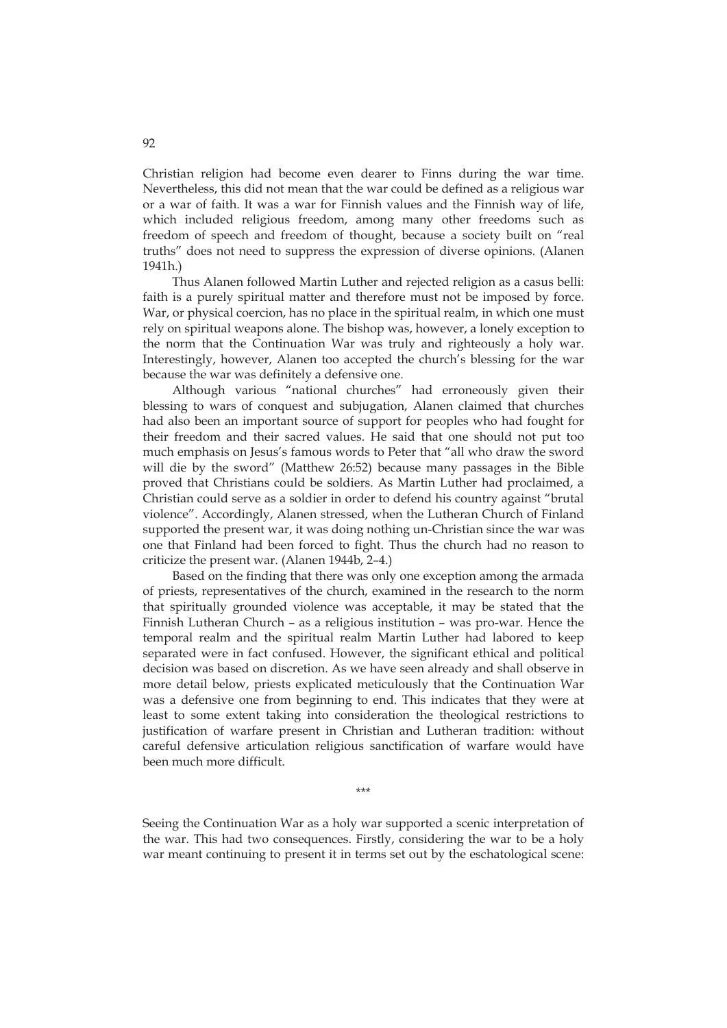Christian religion had become even dearer to Finns during the war time. Nevertheless, this did not mean that the war could be defined as a religious war or a war of faith. It was a war for Finnish values and the Finnish way of life, which included religious freedom, among many other freedoms such as freedom of speech and freedom of thought, because a society built on "real truths" does not need to suppress the expression of diverse opinions. (Alanen 1941h.)

Thus Alanen followed Martin Luther and rejected religion as a casus belli: faith is a purely spiritual matter and therefore must not be imposed by force. War, or physical coercion, has no place in the spiritual realm, in which one must rely on spiritual weapons alone. The bishop was, however, a lonely exception to the norm that the Continuation War was truly and righteously a holy war. Interestingly, however, Alanen too accepted the church's blessing for the war because the war was definitely a defensive one.

Although various "national churches" had erroneously given their blessing to wars of conquest and subjugation, Alanen claimed that churches had also been an important source of support for peoples who had fought for their freedom and their sacred values. He said that one should not put too much emphasis on Jesus's famous words to Peter that "all who draw the sword will die by the sword" (Matthew 26:52) because many passages in the Bible proved that Christians could be soldiers. As Martin Luther had proclaimed, a Christian could serve as a soldier in order to defend his country against "brutal violence". Accordingly, Alanen stressed, when the Lutheran Church of Finland supported the present war, it was doing nothing un-Christian since the war was one that Finland had been forced to fight. Thus the church had no reason to criticize the present war. (Alanen 1944b, 2–4.)

Based on the finding that there was only one exception among the armada of priests, representatives of the church, examined in the research to the norm that spiritually grounded violence was acceptable, it may be stated that the Finnish Lutheran Church – as a religious institution – was pro-war. Hence the temporal realm and the spiritual realm Martin Luther had labored to keep separated were in fact confused. However, the significant ethical and political decision was based on discretion. As we have seen already and shall observe in more detail below, priests explicated meticulously that the Continuation War was a defensive one from beginning to end. This indicates that they were at least to some extent taking into consideration the theological restrictions to justification of warfare present in Christian and Lutheran tradition: without careful defensive articulation religious sanctification of warfare would have been much more difficult.

\*\*\*

Seeing the Continuation War as a holy war supported a scenic interpretation of the war. This had two consequences. Firstly, considering the war to be a holy war meant continuing to present it in terms set out by the eschatological scene: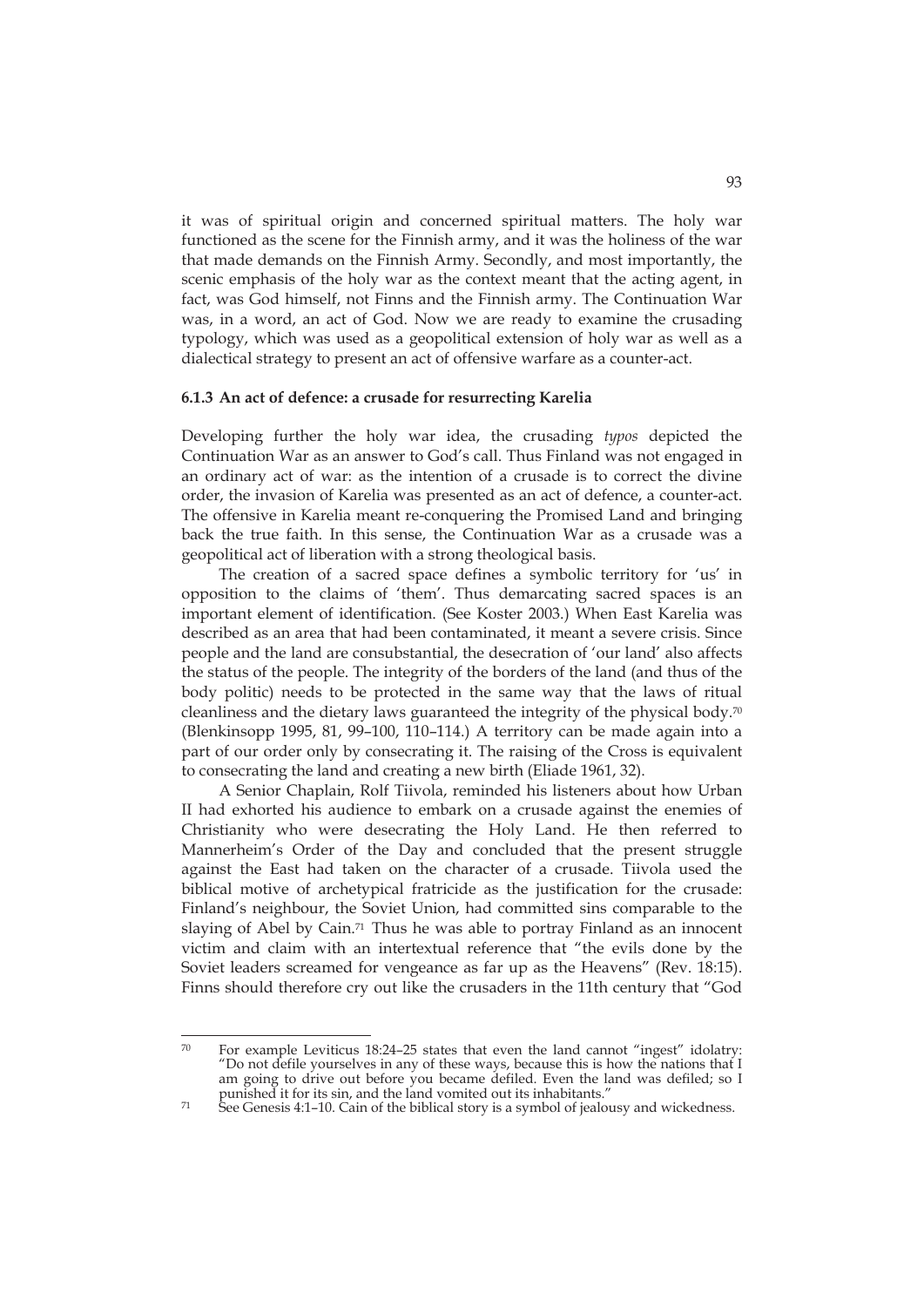it was of spiritual origin and concerned spiritual matters. The holy war functioned as the scene for the Finnish army, and it was the holiness of the war that made demands on the Finnish Army. Secondly, and most importantly, the scenic emphasis of the holy war as the context meant that the acting agent, in fact, was God himself, not Finns and the Finnish army. The Continuation War was, in a word, an act of God. Now we are ready to examine the crusading typology, which was used as a geopolitical extension of holy war as well as a dialectical strategy to present an act of offensive warfare as a counter-act.

### 6.1.3 An act of defence: a crusade for resurrecting Karelia

Developing further the holy war idea, the crusading *typos* depicted the Continuation War as an answer to God's call. Thus Finland was not engaged in an ordinary act of war: as the intention of a crusade is to correct the divine order, the invasion of Karelia was presented as an act of defence, a counter-act. The offensive in Karelia meant re-conquering the Promised Land and bringing back the true faith. In this sense, the Continuation War as a crusade was a geopolitical act of liberation with a strong theological basis.

The creation of a sacred space defines a symbolic territory for 'us' in opposition to the claims of 'them'. Thus demarcating sacred spaces is an important element of identification. (See Koster 2003.) When East Karelia was described as an area that had been contaminated, it meant a severe crisis. Since people and the land are consubstantial, the desecration of 'our land' also affects the status of the people. The integrity of the borders of the land (and thus of the body politic) needs to be protected in the same way that the laws of ritual cleanliness and the dietary laws guaranteed the integrity of the physical body.[70] (Blenkinsopp 1995, 81, 99–100, 110–114.) A territory can be made again into a part of our order only by consecrating it. The raising of the Cross is equivalent to consecrating the land and creating a new birth (Eliade 1961, 32).

A Senior Chaplain, Rolf Tiivola, reminded his listeners about how Urban II had exhorted his audience to embark on a crusade against the enemies of Christianity who were desecrating the Holy Land. He then referred to Mannerheim's Order of the Day and concluded that the present struggle against the East had taken on the character of a crusade. Tiivola used the biblical motive of archetypical fratricide as the justification for the crusade: Finland's neighbour, the Soviet Union, had committed sins comparable to the slaying of Abel by Cain.[71] Thus he was able to portray Finland as an innocent victim and claim with an intertextual reference that "the evils done by the Soviet leaders screamed for vengeance as far up as the Heavens" (Rev. 18:15). Finns should therefore cry out like the crusaders in the 11th century that "God

---

[70] For example Leviticus 18:24–25 states that even the land cannot "ingest" idolatry: "Do not defile yourselves in any of these ways, because this is how the nations that I am going to drive out before you became defiled. Even the land was defiled; so I punished it for its sin, and the land vomited out its inhabitants."

[71] See Genesis 4:1–10. Cain of the biblical story is a symbol of jealousy and wickedness.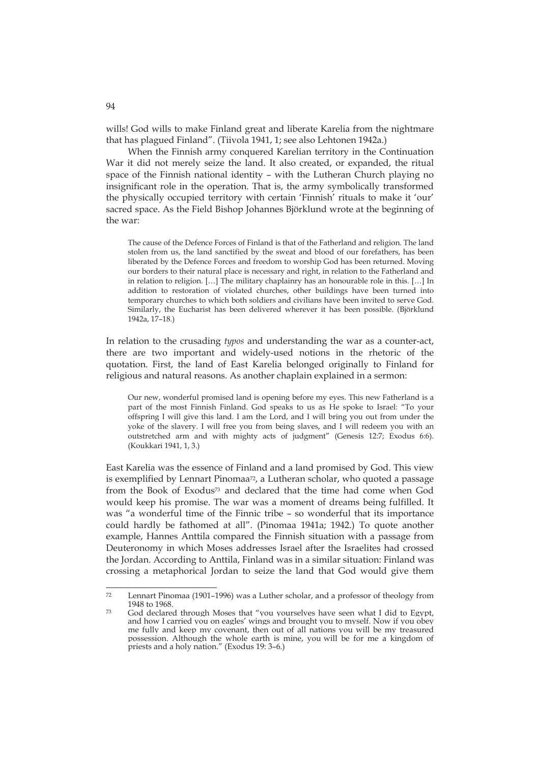wills! God wills to make Finland great and liberate Karelia from the nightmare that has plagued Finland". (Tiivola 1941, 1; see also Lehtonen 1942a.)

When the Finnish army conquered Karelian territory in the Continuation War it did not merely seize the land. It also created, or expanded, the ritual space of the Finnish national identity – with the Lutheran Church playing no insignificant role in the operation. That is, the army symbolically transformed the physically occupied territory with certain 'Finnish' rituals to make it 'our' sacred space. As the Field Bishop Johannes Björklund wrote at the beginning of the war:

> The cause of the Defence Forces of Finland is that of the Fatherland and religion. The land stolen from us, the land sanctified by the sweat and blood of our forefathers, has been liberated by the Defence Forces and freedom to worship God has been returned. Moving our borders to their natural place is necessary and right, in relation to the Fatherland and in relation to religion. […] The military chaplainry has an honourable role in this. […] In addition to restoration of violated churches, other buildings have been turned into temporary churches to which both soldiers and civilians have been invited to serve God. Similarly, the Eucharist has been delivered wherever it has been possible. (Björklund 1942a, 17–18.)

In relation to the crusading *typos* and understanding the war as a counter-act, there are two important and widely-used notions in the rhetoric of the quotation. First, the land of East Karelia belonged originally to Finland for religious and natural reasons. As another chaplain explained in a sermon:

> Our new, wonderful promised land is opening before my eyes. This new Fatherland is a part of the most Finnish Finland. God speaks to us as He spoke to Israel: "To your offspring I will give this land. I am the Lord, and I will bring you out from under the yoke of the slavery. I will free you from being slaves, and I will redeem you with an outstretched arm and with mighty acts of judgment" (Genesis 12:7; Exodus 6:6). (Koukkari 1941, 1, 3.)

East Karelia was the essence of Finland and a land promised by God. This view is exemplified by Lennart Pinomaa[72], a Lutheran scholar, who quoted a passage from the Book of Exodus[73] and declared that the time had come when God would keep his promise. The war was a moment of dreams being fulfilled. It was "a wonderful time of the Finnic tribe – so wonderful that its importance could hardly be fathomed at all". (Pinomaa 1941a; 1942.) To quote another example, Hannes Anttila compared the Finnish situation with a passage from Deuteronomy in which Moses addresses Israel after the Israelites had crossed the Jordan. According to Anttila, Finland was in a similar situation: Finland was crossing a metaphorical Jordan to seize the land that God would give them

---

[72] Lennart Pinomaa (1901–1996) was a Luther scholar, and a professor of theology from 1948 to 1968.

[73] God declared through Moses that "you yourselves have seen what I did to Egypt, and how I carried you on eagles' wings and brought you to myself. Now if you obey me fully and keep my covenant, then out of all nations you will be my treasured possession. Although the whole earth is mine, you will be for me a kingdom of priests and a holy nation." (Exodus 19: 3–6.)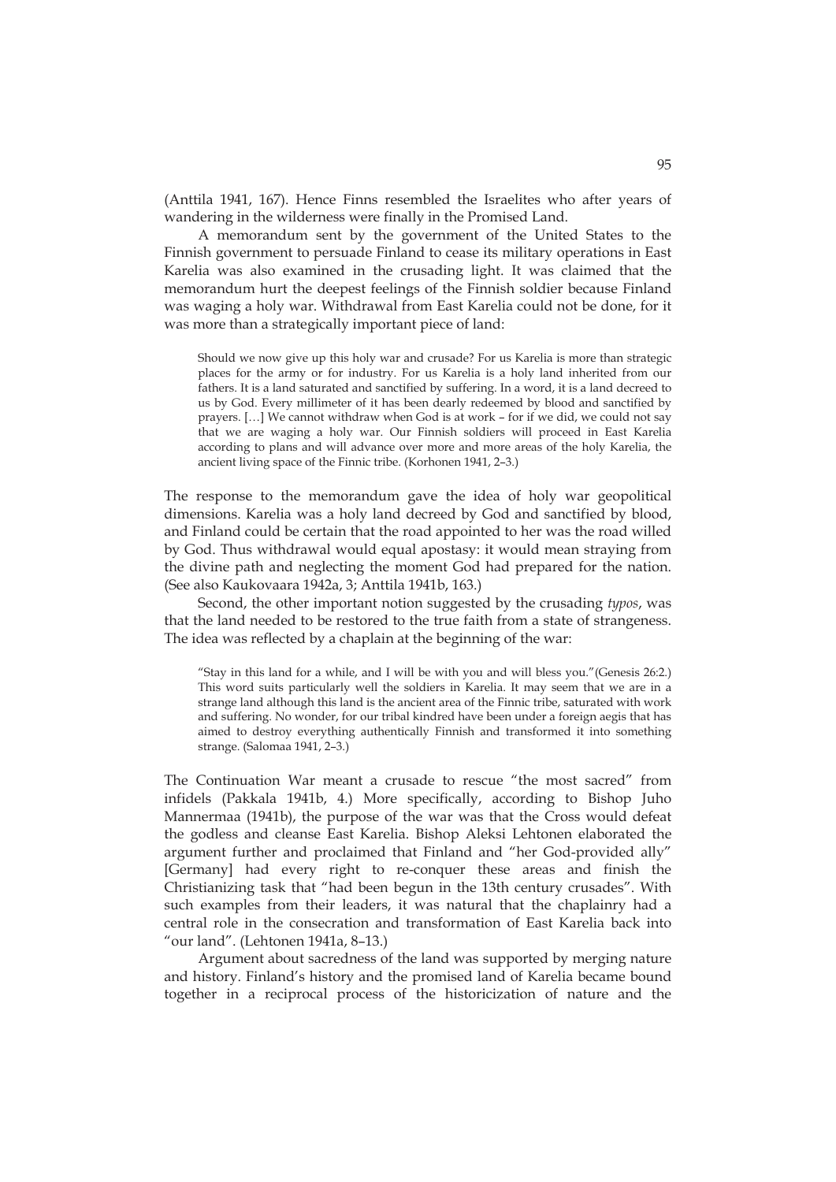(Anttila 1941, 167). Hence Finns resembled the Israelites who after years of wandering in the wilderness were finally in the Promised Land.

A memorandum sent by the government of the United States to the Finnish government to persuade Finland to cease its military operations in East Karelia was also examined in the crusading light. It was claimed that the memorandum hurt the deepest feelings of the Finnish soldier because Finland was waging a holy war. Withdrawal from East Karelia could not be done, for it was more than a strategically important piece of land:

> Should we now give up this holy war and crusade? For us Karelia is more than strategic places for the army or for industry. For us Karelia is a holy land inherited from our fathers. It is a land saturated and sanctified by suffering. In a word, it is a land decreed to us by God. Every millimeter of it has been dearly redeemed by blood and sanctified by prayers. […] We cannot withdraw when God is at work – for if we did, we could not say that we are waging a holy war. Our Finnish soldiers will proceed in East Karelia according to plans and will advance over more and more areas of the holy Karelia, the ancient living space of the Finnic tribe. (Korhonen 1941, 2–3.)

The response to the memorandum gave the idea of holy war geopolitical dimensions. Karelia was a holy land decreed by God and sanctified by blood, and Finland could be certain that the road appointed to her was the road willed by God. Thus withdrawal would equal apostasy: it would mean straying from the divine path and neglecting the moment God had prepared for the nation. (See also Kaukovaara 1942a, 3; Anttila 1941b, 163.)

Second, the other important notion suggested by the crusading *typos*, was that the land needed to be restored to the true faith from a state of strangeness. The idea was reflected by a chaplain at the beginning of the war:

> "Stay in this land for a while, and I will be with you and will bless you."(Genesis 26:2.) This word suits particularly well the soldiers in Karelia. It may seem that we are in a strange land although this land is the ancient area of the Finnic tribe, saturated with work and suffering. No wonder, for our tribal kindred have been under a foreign aegis that has aimed to destroy everything authentically Finnish and transformed it into something strange. (Salomaa 1941, 2–3.)

The Continuation War meant a crusade to rescue "the most sacred" from infidels (Pakkala 1941b, 4.) More specifically, according to Bishop Juho Mannermaa (1941b), the purpose of the war was that the Cross would defeat the godless and cleanse East Karelia. Bishop Aleksi Lehtonen elaborated the argument further and proclaimed that Finland and "her God-provided ally" [Germany] had every right to re-conquer these areas and finish the Christianizing task that "had been begun in the 13th century crusades". With such examples from their leaders, it was natural that the chaplainry had a central role in the consecration and transformation of East Karelia back into "our land". (Lehtonen 1941a, 8–13.)

Argument about sacredness of the land was supported by merging nature and history. Finland's history and the promised land of Karelia became bound together in a reciprocal process of the historicization of nature and the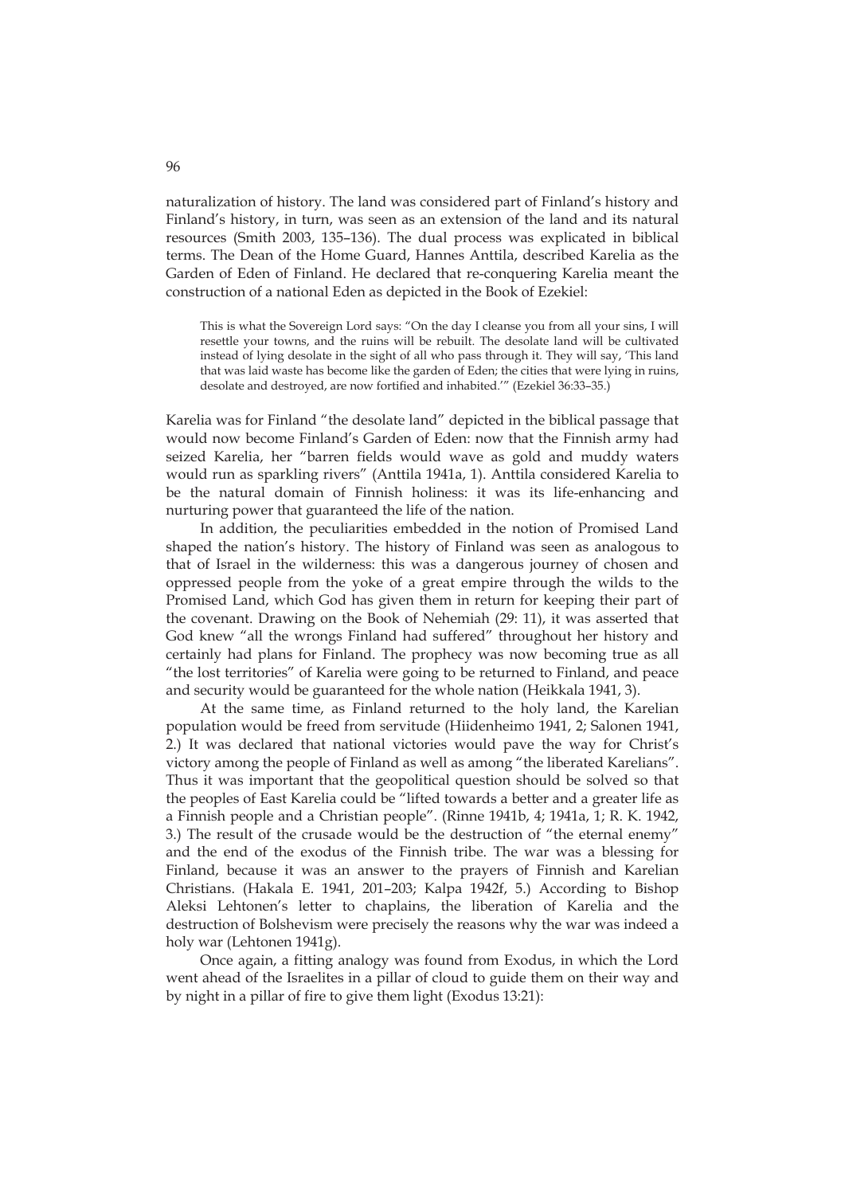naturalization of history. The land was considered part of Finland's history and Finland's history, in turn, was seen as an extension of the land and its natural resources (Smith 2003, 135–136). The dual process was explicated in biblical terms. The Dean of the Home Guard, Hannes Anttila, described Karelia as the Garden of Eden of Finland. He declared that re-conquering Karelia meant the construction of a national Eden as depicted in the Book of Ezekiel:

> This is what the Sovereign Lord says: "On the day I cleanse you from all your sins, I will resettle your towns, and the ruins will be rebuilt. The desolate land will be cultivated instead of lying desolate in the sight of all who pass through it. They will say, 'This land that was laid waste has become like the garden of Eden; the cities that were lying in ruins, desolate and destroyed, are now fortified and inhabited.'" (Ezekiel 36:33–35.)

Karelia was for Finland "the desolate land" depicted in the biblical passage that would now become Finland's Garden of Eden: now that the Finnish army had seized Karelia, her "barren fields would wave as gold and muddy waters would run as sparkling rivers" (Anttila 1941a, 1). Anttila considered Karelia to be the natural domain of Finnish holiness: it was its life-enhancing and nurturing power that guaranteed the life of the nation.

In addition, the peculiarities embedded in the notion of Promised Land shaped the nation's history. The history of Finland was seen as analogous to that of Israel in the wilderness: this was a dangerous journey of chosen and oppressed people from the yoke of a great empire through the wilds to the Promised Land, which God has given them in return for keeping their part of the covenant. Drawing on the Book of Nehemiah (29: 11), it was asserted that God knew "all the wrongs Finland had suffered" throughout her history and certainly had plans for Finland. The prophecy was now becoming true as all "the lost territories" of Karelia were going to be returned to Finland, and peace and security would be guaranteed for the whole nation (Heikkala 1941, 3).

At the same time, as Finland returned to the holy land, the Karelian population would be freed from servitude (Hiidenheimo 1941, 2; Salonen 1941, 2.) It was declared that national victories would pave the way for Christ's victory among the people of Finland as well as among "the liberated Karelians". Thus it was important that the geopolitical question should be solved so that the peoples of East Karelia could be "lifted towards a better and a greater life as a Finnish people and a Christian people". (Rinne 1941b, 4; 1941a, 1; R. K. 1942, 3.) The result of the crusade would be the destruction of "the eternal enemy" and the end of the exodus of the Finnish tribe. The war was a blessing for Finland, because it was an answer to the prayers of Finnish and Karelian Christians. (Hakala E. 1941, 201–203; Kalpa 1942f, 5.) According to Bishop Aleksi Lehtonen's letter to chaplains, the liberation of Karelia and the destruction of Bolshevism were precisely the reasons why the war was indeed a holy war (Lehtonen 1941g).

Once again, a fitting analogy was found from Exodus, in which the Lord went ahead of the Israelites in a pillar of cloud to guide them on their way and by night in a pillar of fire to give them light (Exodus 13:21):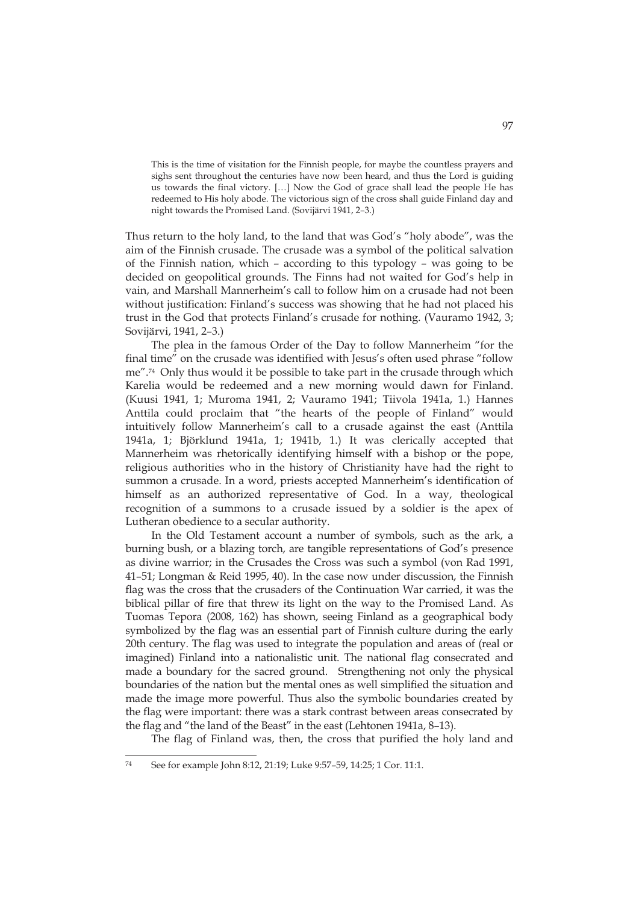> This is the time of visitation for the Finnish people, for maybe the countless prayers and sighs sent throughout the centuries have now been heard, and thus the Lord is guiding us towards the final victory. […] Now the God of grace shall lead the people He has redeemed to His holy abode. The victorious sign of the cross shall guide Finland day and night towards the Promised Land. (Sovijärvi 1941, 2–3.)

Thus return to the holy land, to the land that was God's "holy abode", was the aim of the Finnish crusade. The crusade was a symbol of the political salvation of the Finnish nation, which – according to this typology – was going to be decided on geopolitical grounds. The Finns had not waited for God's help in vain, and Marshall Mannerheim's call to follow him on a crusade had not been without justification: Finland's success was showing that he had not placed his trust in the God that protects Finland's crusade for nothing. (Vauramo 1942, 3; Sovijärvi, 1941, 2–3.)

The plea in the famous Order of the Day to follow Mannerheim "for the final time" on the crusade was identified with Jesus's often used phrase "follow me".[74] Only thus would it be possible to take part in the crusade through which Karelia would be redeemed and a new morning would dawn for Finland. (Kuusi 1941, 1; Muroma 1941, 2; Vauramo 1941; Tiivola 1941a, 1.) Hannes Anttila could proclaim that "the hearts of the people of Finland" would intuitively follow Mannerheim's call to a crusade against the east (Anttila 1941a, 1; Björklund 1941a, 1; 1941b, 1.) It was clerically accepted that Mannerheim was rhetorically identifying himself with a bishop or the pope, religious authorities who in the history of Christianity have had the right to summon a crusade. In a word, priests accepted Mannerheim's identification of himself as an authorized representative of God. In a way, theological recognition of a summons to a crusade issued by a soldier is the apex of Lutheran obedience to a secular authority.

In the Old Testament account a number of symbols, such as the ark, a burning bush, or a blazing torch, are tangible representations of God's presence as divine warrior; in the Crusades the Cross was such a symbol (von Rad 1991, 41–51; Longman & Reid 1995, 40). In the case now under discussion, the Finnish flag was the cross that the crusaders of the Continuation War carried, it was the biblical pillar of fire that threw its light on the way to the Promised Land. As Tuomas Tepora (2008, 162) has shown, seeing Finland as a geographical body symbolized by the flag was an essential part of Finnish culture during the early 20th century. The flag was used to integrate the population and areas of (real or imagined) Finland into a nationalistic unit. The national flag consecrated and made a boundary for the sacred ground. Strengthening not only the physical boundaries of the nation but the mental ones as well simplified the situation and made the image more powerful. Thus also the symbolic boundaries created by the flag were important: there was a stark contrast between areas consecrated by the flag and "the land of the Beast" in the east (Lehtonen 1941a, 8–13).

The flag of Finland was, then, the cross that purified the holy land and

[74] See for example John 8:12, 21:19; Luke 9:57–59, 14:25; 1 Cor. 11:1.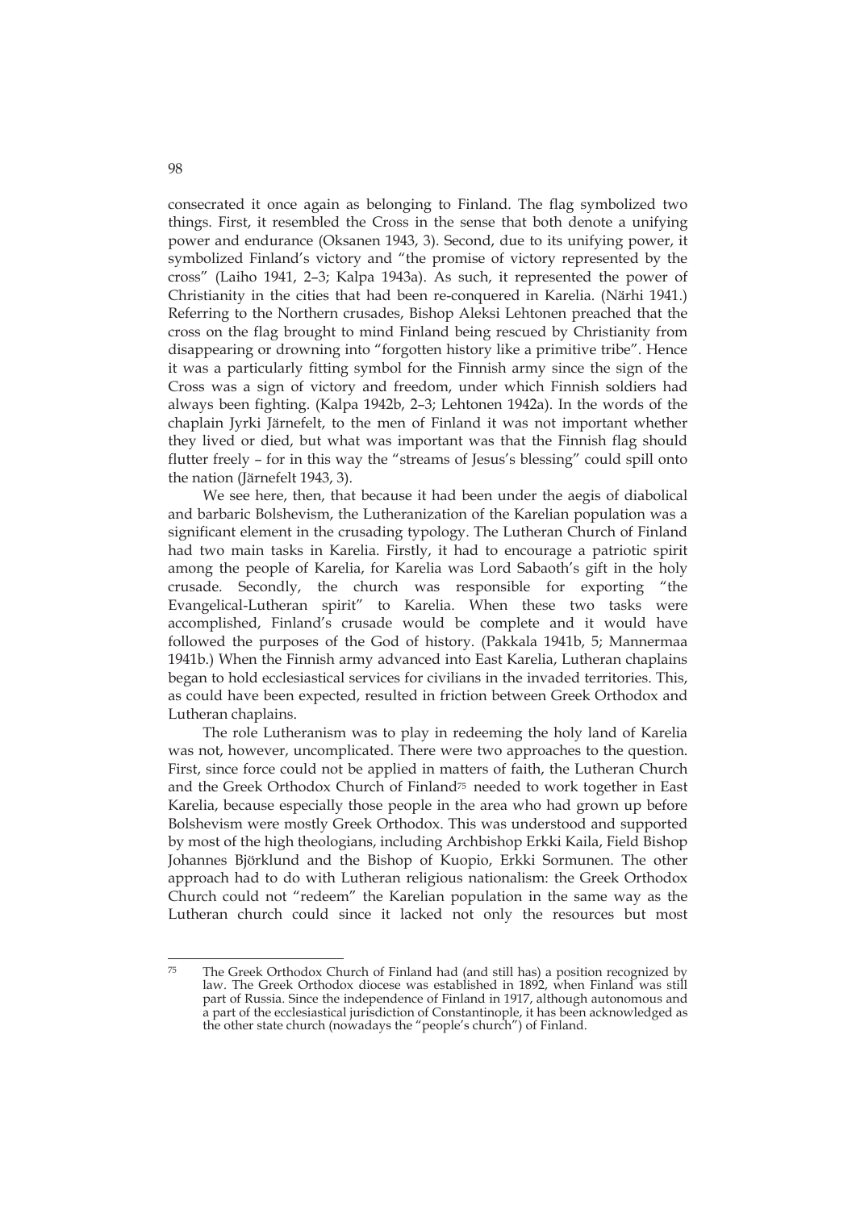consecrated it once again as belonging to Finland. The flag symbolized two things. First, it resembled the Cross in the sense that both denote a unifying power and endurance (Oksanen 1943, 3). Second, due to its unifying power, it symbolized Finland's victory and "the promise of victory represented by the cross" (Laiho 1941, 2–3; Kalpa 1943a). As such, it represented the power of Christianity in the cities that had been re-conquered in Karelia. (Närhi 1941.) Referring to the Northern crusades, Bishop Aleksi Lehtonen preached that the cross on the flag brought to mind Finland being rescued by Christianity from disappearing or drowning into "forgotten history like a primitive tribe". Hence it was a particularly fitting symbol for the Finnish army since the sign of the Cross was a sign of victory and freedom, under which Finnish soldiers had always been fighting. (Kalpa 1942b, 2–3; Lehtonen 1942a). In the words of the chaplain Jyrki Järnefelt, to the men of Finland it was not important whether they lived or died, but what was important was that the Finnish flag should flutter freely – for in this way the "streams of Jesus's blessing" could spill onto the nation (Järnefelt 1943, 3).

We see here, then, that because it had been under the aegis of diabolical and barbaric Bolshevism, the Lutheranization of the Karelian population was a significant element in the crusading typology. The Lutheran Church of Finland had two main tasks in Karelia. Firstly, it had to encourage a patriotic spirit among the people of Karelia, for Karelia was Lord Sabaoth's gift in the holy crusade. Secondly, the church was responsible for exporting "the Evangelical-Lutheran spirit" to Karelia. When these two tasks were accomplished, Finland's crusade would be complete and it would have followed the purposes of the God of history. (Pakkala 1941b, 5; Mannermaa 1941b.) When the Finnish army advanced into East Karelia, Lutheran chaplains began to hold ecclesiastical services for civilians in the invaded territories. This, as could have been expected, resulted in friction between Greek Orthodox and Lutheran chaplains.

The role Lutheranism was to play in redeeming the holy land of Karelia was not, however, uncomplicated. There were two approaches to the question. First, since force could not be applied in matters of faith, the Lutheran Church and the Greek Orthodox Church of Finland[75] needed to work together in East Karelia, because especially those people in the area who had grown up before Bolshevism were mostly Greek Orthodox. This was understood and supported by most of the high theologians, including Archbishop Erkki Kaila, Field Bishop Johannes Björklund and the Bishop of Kuopio, Erkki Sormunen. The other approach had to do with Lutheran religious nationalism: the Greek Orthodox Church could not "redeem" the Karelian population in the same way as the Lutheran church could since it lacked not only the resources but most

---

[75] The Greek Orthodox Church of Finland had (and still has) a position recognized by law. The Greek Orthodox diocese was established in 1892, when Finland was still part of Russia. Since the independence of Finland in 1917, although autonomous and a part of the ecclesiastical jurisdiction of Constantinople, it has been acknowledged as the other state church (nowadays the "people's church") of Finland.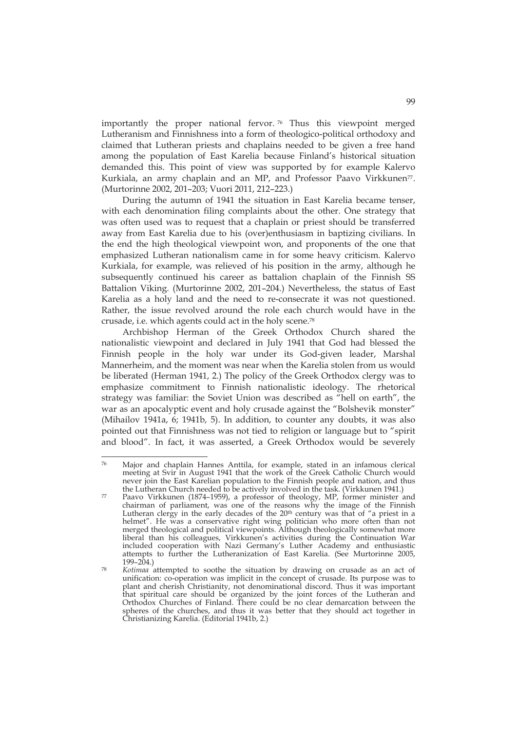importantly the proper national fervor.[76] Thus this viewpoint merged Lutheranism and Finnishness into a form of theologico-political orthodoxy and claimed that Lutheran priests and chaplains needed to be given a free hand among the population of East Karelia because Finland's historical situation demanded this. This point of view was supported by for example Kalervo Kurkiala, an army chaplain and an MP, and Professor Paavo Virkkunen[77]. (Murtorinne 2002, 201–203; Vuori 2011, 212–223.)

During the autumn of 1941 the situation in East Karelia became tenser, with each denomination filing complaints about the other. One strategy that was often used was to request that a chaplain or priest should be transferred away from East Karelia due to his (over)enthusiasm in baptizing civilians. In the end the high theological viewpoint won, and proponents of the one that emphasized Lutheran nationalism came in for some heavy criticism. Kalervo Kurkiala, for example, was relieved of his position in the army, although he subsequently continued his career as battalion chaplain of the Finnish SS Battalion Viking. (Murtorinne 2002, 201–204.) Nevertheless, the status of East Karelia as a holy land and the need to re-consecrate it was not questioned. Rather, the issue revolved around the role each church would have in the crusade, i.e. which agents could act in the holy scene.[78]

Archbishop Herman of the Greek Orthodox Church shared the nationalistic viewpoint and declared in July 1941 that God had blessed the Finnish people in the holy war under its God-given leader, Marshal Mannerheim, and the moment was near when the Karelia stolen from us would be liberated (Herman 1941, 2.) The policy of the Greek Orthodox clergy was to emphasize commitment to Finnish nationalistic ideology. The rhetorical strategy was familiar: the Soviet Union was described as "hell on earth", the war as an apocalyptic event and holy crusade against the "Bolshevik monster" (Mihailov 1941a, 6; 1941b, 5). In addition, to counter any doubts, it was also pointed out that Finnishness was not tied to religion or language but to "spirit and blood". In fact, it was asserted, a Greek Orthodox would be severely

---

[76] Major and chaplain Hannes Anttila, for example, stated in an infamous clerical meeting at Svir in August 1941 that the work of the Greek Catholic Church would never join the East Karelian population to the Finnish people and nation, and thus the Lutheran Church needed to be actively involved in the task. (Virkkunen 1941.)

[77] Paavo Virkkunen (1874–1959), a professor of theology, MP, former minister and chairman of parliament, was one of the reasons why the image of the Finnish Lutheran clergy in the early decades of the 20th century was that of "a priest in a helmet". He was a conservative right wing politician who more often than not merged theological and political viewpoints. Although theologically somewhat more liberal than his colleagues, Virkkunen's activities during the Continuation War included cooperation with Nazi Germany's Luther Academy and enthusiastic attempts to further the Lutheranization of East Karelia. (See Murtorinne 2005, 199–204.)

[78] *Kotimaa* attempted to soothe the situation by drawing on crusade as an act of unification: co-operation was implicit in the concept of crusade. Its purpose was to plant and cherish Christianity, not denominational discord. Thus it was important that spiritual care should be organized by the joint forces of the Lutheran and Orthodox Churches of Finland. There could be no clear demarcation between the spheres of the churches, and thus it was better that they should act together in Christianizing Karelia. (Editorial 1941b, 2.)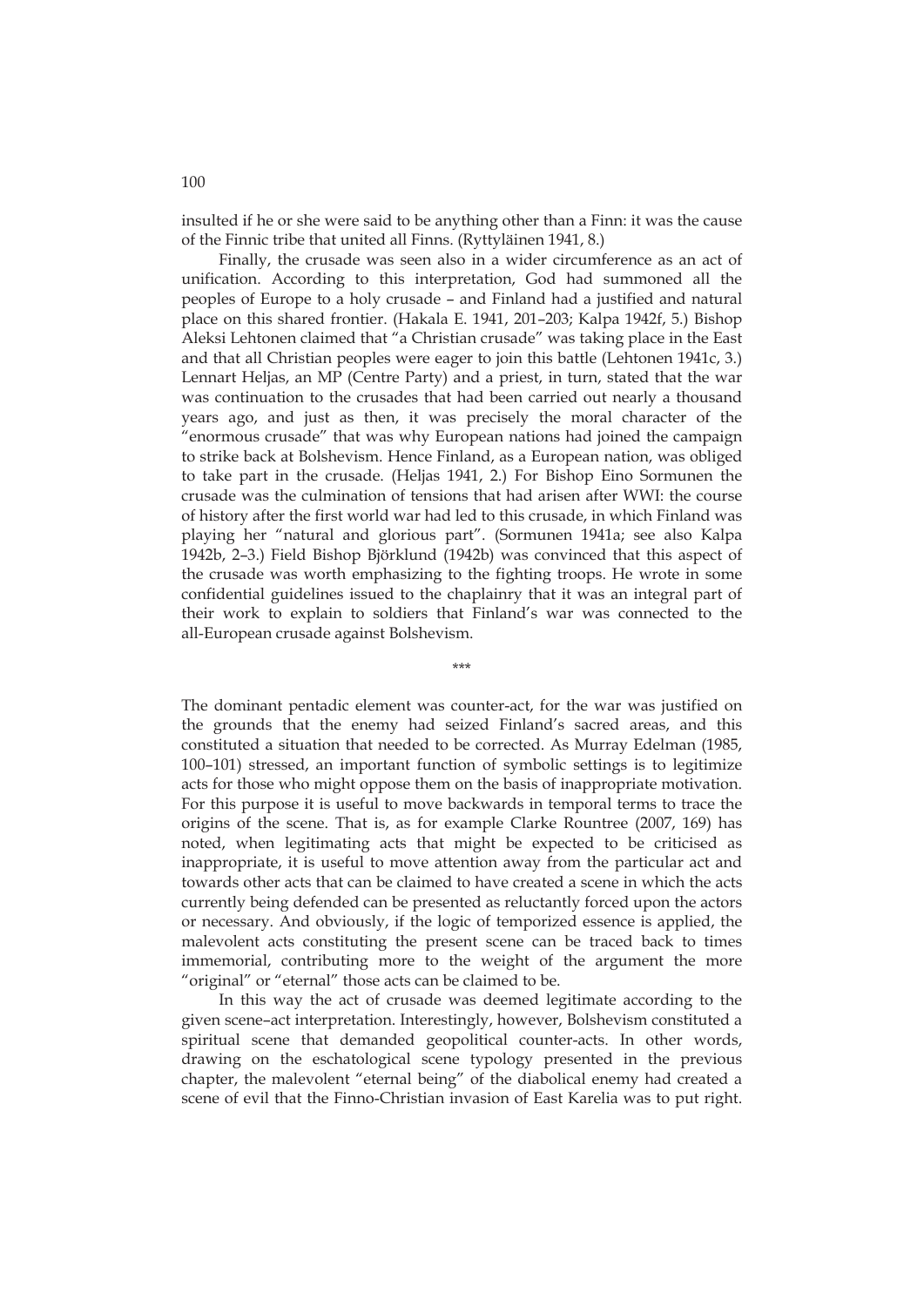insulted if he or she were said to be anything other than a Finn: it was the cause of the Finnic tribe that united all Finns. (Ryttyläinen 1941, 8.)

Finally, the crusade was seen also in a wider circumference as an act of unification. According to this interpretation, God had summoned all the peoples of Europe to a holy crusade – and Finland had a justified and natural place on this shared frontier. (Hakala E. 1941, 201–203; Kalpa 1942f, 5.) Bishop Aleksi Lehtonen claimed that "a Christian crusade" was taking place in the East and that all Christian peoples were eager to join this battle (Lehtonen 1941c, 3.) Lennart Heljas, an MP (Centre Party) and a priest, in turn, stated that the war was continuation to the crusades that had been carried out nearly a thousand years ago, and just as then, it was precisely the moral character of the "enormous crusade" that was why European nations had joined the campaign to strike back at Bolshevism. Hence Finland, as a European nation, was obliged to take part in the crusade. (Heljas 1941, 2.) For Bishop Eino Sormunen the crusade was the culmination of tensions that had arisen after WWI: the course of history after the first world war had led to this crusade, in which Finland was playing her "natural and glorious part". (Sormunen 1941a; see also Kalpa 1942b, 2–3.) Field Bishop Björklund (1942b) was convinced that this aspect of the crusade was worth emphasizing to the fighting troops. He wrote in some confidential guidelines issued to the chaplainry that it was an integral part of their work to explain to soldiers that Finland's war was connected to the all-European crusade against Bolshevism.

***

The dominant pentadic element was counter-act, for the war was justified on the grounds that the enemy had seized Finland's sacred areas, and this constituted a situation that needed to be corrected. As Murray Edelman (1985, 100–101) stressed, an important function of symbolic settings is to legitimize acts for those who might oppose them on the basis of inappropriate motivation. For this purpose it is useful to move backwards in temporal terms to trace the origins of the scene. That is, as for example Clarke Rountree (2007, 169) has noted, when legitimating acts that might be expected to be criticised as inappropriate, it is useful to move attention away from the particular act and towards other acts that can be claimed to have created a scene in which the acts currently being defended can be presented as reluctantly forced upon the actors or necessary. And obviously, if the logic of temporized essence is applied, the malevolent acts constituting the present scene can be traced back to times immemorial, contributing more to the weight of the argument the more "original" or "eternal" those acts can be claimed to be.

In this way the act of crusade was deemed legitimate according to the given scene–act interpretation. Interestingly, however, Bolshevism constituted a spiritual scene that demanded geopolitical counter-acts. In other words, drawing on the eschatological scene typology presented in the previous chapter, the malevolent "eternal being" of the diabolical enemy had created a scene of evil that the Finno-Christian invasion of East Karelia was to put right.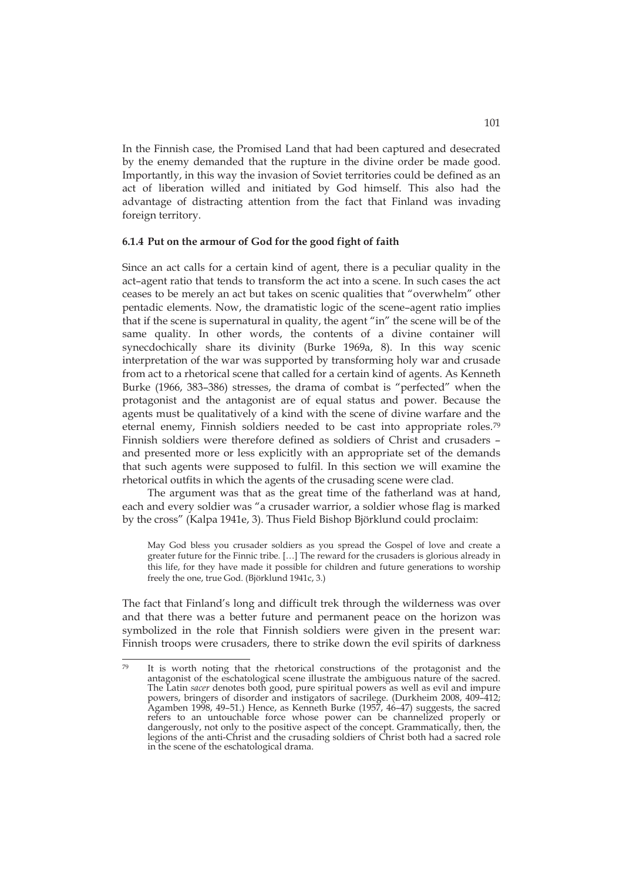In the Finnish case, the Promised Land that had been captured and desecrated by the enemy demanded that the rupture in the divine order be made good. Importantly, in this way the invasion of Soviet territories could be defined as an act of liberation willed and initiated by God himself. This also had the advantage of distracting attention from the fact that Finland was invading foreign territory.

### 6.1.4 Put on the armour of God for the good fight of faith

Since an act calls for a certain kind of agent, there is a peculiar quality in the act–agent ratio that tends to transform the act into a scene. In such cases the act ceases to be merely an act but takes on scenic qualities that "overwhelm" other pentadic elements. Now, the dramatistic logic of the scene–agent ratio implies that if the scene is supernatural in quality, the agent "in" the scene will be of the same quality. In other words, the contents of a divine container will synecdochically share its divinity (Burke 1969a, 8). In this way scenic interpretation of the war was supported by transforming holy war and crusade from act to a rhetorical scene that called for a certain kind of agents. As Kenneth Burke (1966, 383–386) stresses, the drama of combat is "perfected" when the protagonist and the antagonist are of equal status and power. Because the agents must be qualitatively of a kind with the scene of divine warfare and the eternal enemy, Finnish soldiers needed to be cast into appropriate roles.[79] Finnish soldiers were therefore defined as soldiers of Christ and crusaders – and presented more or less explicitly with an appropriate set of the demands that such agents were supposed to fulfil. In this section we will examine the rhetorical outfits in which the agents of the crusading scene were clad.

The argument was that as the great time of the fatherland was at hand, each and every soldier was "a crusader warrior, a soldier whose flag is marked by the cross" (Kalpa 1941e, 3). Thus Field Bishop Björklund could proclaim:

> May God bless you crusader soldiers as you spread the Gospel of love and create a greater future for the Finnic tribe. […] The reward for the crusaders is glorious already in this life, for they have made it possible for children and future generations to worship freely the one, true God. (Björklund 1941c, 3.)

The fact that Finland's long and difficult trek through the wilderness was over and that there was a better future and permanent peace on the horizon was symbolized in the role that Finnish soldiers were given in the present war: Finnish troops were crusaders, there to strike down the evil spirits of darkness

---

[79] It is worth noting that the rhetorical constructions of the protagonist and the antagonist of the eschatological scene illustrate the ambiguous nature of the sacred. The Latin *sacer* denotes both good, pure spiritual powers as well as evil and impure powers, bringers of disorder and instigators of sacrilege. (Durkheim 2008, 409–412; Agamben 1998, 49–51.) Hence, as Kenneth Burke (1957, 46–47) suggests, the sacred refers to an untouchable force whose power can be channelized properly or dangerously, not only to the positive aspect of the concept. Grammatically, then, the legions of the anti-Christ and the crusading soldiers of Christ both had a sacred role in the scene of the eschatological drama.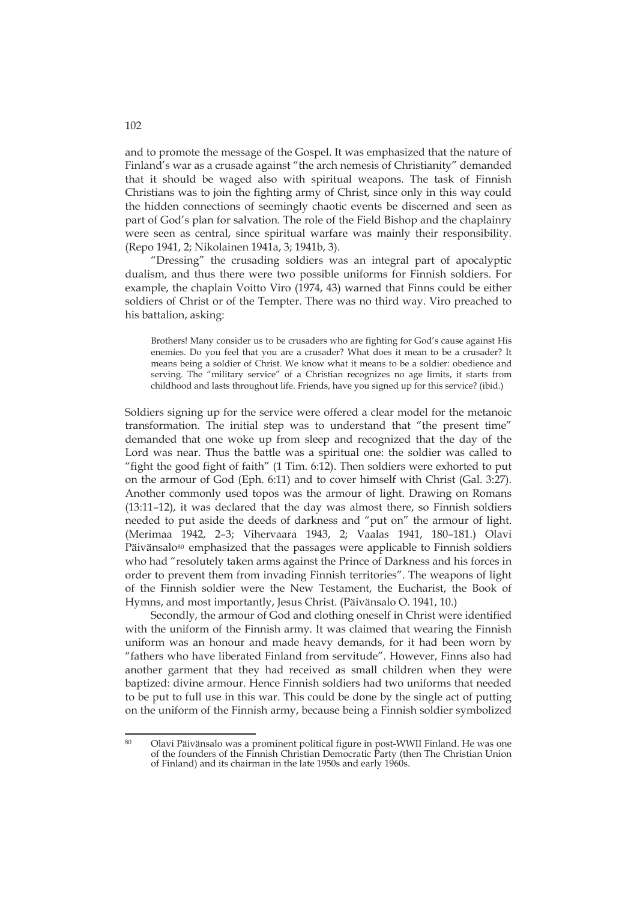and to promote the message of the Gospel. It was emphasized that the nature of Finland's war as a crusade against "the arch nemesis of Christianity" demanded that it should be waged also with spiritual weapons. The task of Finnish Christians was to join the fighting army of Christ, since only in this way could the hidden connections of seemingly chaotic events be discerned and seen as part of God's plan for salvation. The role of the Field Bishop and the chaplainry were seen as central, since spiritual warfare was mainly their responsibility. (Repo 1941, 2; Nikolainen 1941a, 3; 1941b, 3).

"Dressing" the crusading soldiers was an integral part of apocalyptic dualism, and thus there were two possible uniforms for Finnish soldiers. For example, the chaplain Voitto Viro (1974, 43) warned that Finns could be either soldiers of Christ or of the Tempter. There was no third way. Viro preached to his battalion, asking:

> Brothers! Many consider us to be crusaders who are fighting for God's cause against His enemies. Do you feel that you are a crusader? What does it mean to be a crusader? It means being a soldier of Christ. We know what it means to be a soldier: obedience and serving. The "military service" of a Christian recognizes no age limits, it starts from childhood and lasts throughout life. Friends, have you signed up for this service? (ibid.)

Soldiers signing up for the service were offered a clear model for the metanoic transformation. The initial step was to understand that "the present time" demanded that one woke up from sleep and recognized that the day of the Lord was near. Thus the battle was a spiritual one: the soldier was called to "fight the good fight of faith" (1 Tim. 6:12). Then soldiers were exhorted to put on the armour of God (Eph. 6:11) and to cover himself with Christ (Gal. 3:27). Another commonly used topos was the armour of light. Drawing on Romans (13:11–12), it was declared that the day was almost there, so Finnish soldiers needed to put aside the deeds of darkness and "put on" the armour of light. (Merimaa 1942, 2–3; Vihervaara 1943, 2; Vaalas 1941, 180–181.) Olavi Päivänsalo[80] emphasized that the passages were applicable to Finnish soldiers who had "resolutely taken arms against the Prince of Darkness and his forces in order to prevent them from invading Finnish territories". The weapons of light of the Finnish soldier were the New Testament, the Eucharist, the Book of Hymns, and most importantly, Jesus Christ. (Päivänsalo O. 1941, 10.)

Secondly, the armour of God and clothing oneself in Christ were identified with the uniform of the Finnish army. It was claimed that wearing the Finnish uniform was an honour and made heavy demands, for it had been worn by "fathers who have liberated Finland from servitude". However, Finns also had another garment that they had received as small children when they were baptized: divine armour. Hence Finnish soldiers had two uniforms that needed to be put to full use in this war. This could be done by the single act of putting on the uniform of the Finnish army, because being a Finnish soldier symbolized

[80] Olavi Päivänsalo was a prominent political figure in post-WWII Finland. He was one of the founders of the Finnish Christian Democratic Party (then The Christian Union of Finland) and its chairman in the late 1950s and early 1960s.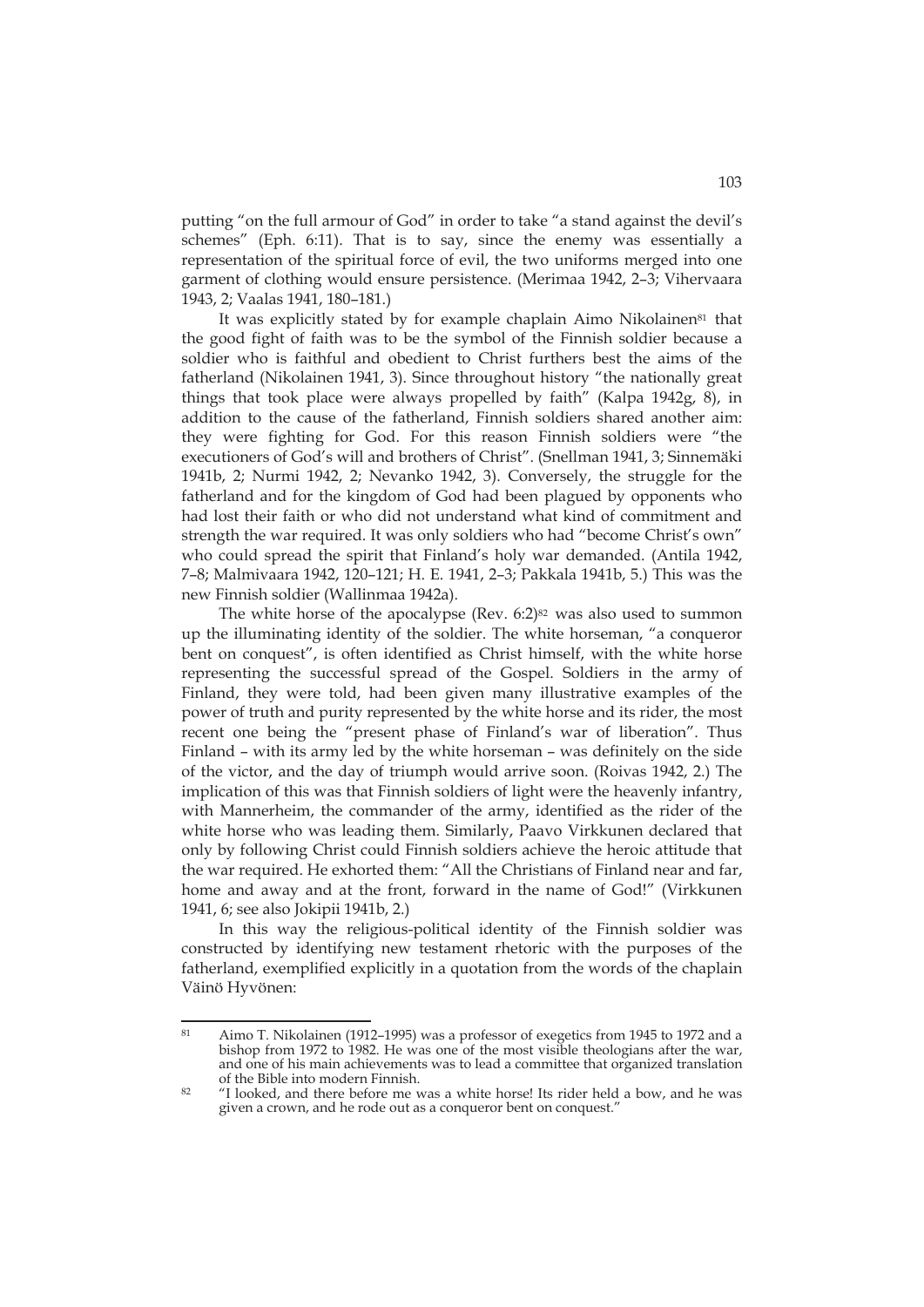putting "on the full armour of God" in order to take "a stand against the devil's schemes" (Eph. 6:11). That is to say, since the enemy was essentially a representation of the spiritual force of evil, the two uniforms merged into one garment of clothing would ensure persistence. (Merimaa 1942, 2–3; Vihervaara 1943, 2; Vaalas 1941, 180–181.)

It was explicitly stated by for example chaplain Aimo Nikolainen[81] that the good fight of faith was to be the symbol of the Finnish soldier because a soldier who is faithful and obedient to Christ furthers best the aims of the fatherland (Nikolainen 1941, 3). Since throughout history "the nationally great things that took place were always propelled by faith" (Kalpa 1942g, 8), in addition to the cause of the fatherland, Finnish soldiers shared another aim: they were fighting for God. For this reason Finnish soldiers were "the executioners of God's will and brothers of Christ". (Snellman 1941, 3; Sinnemäki 1941b, 2; Nurmi 1942, 2; Nevanko 1942, 3). Conversely, the struggle for the fatherland and for the kingdom of God had been plagued by opponents who had lost their faith or who did not understand what kind of commitment and strength the war required. It was only soldiers who had "become Christ's own" who could spread the spirit that Finland's holy war demanded. (Antila 1942, 7–8; Malmivaara 1942, 120–121; H. E. 1941, 2–3; Pakkala 1941b, 5.) This was the new Finnish soldier (Wallinmaa 1942a).

The white horse of the apocalypse (Rev. 6:2)[82] was also used to summon up the illuminating identity of the soldier. The white horseman, "a conqueror bent on conquest", is often identified as Christ himself, with the white horse representing the successful spread of the Gospel. Soldiers in the army of Finland, they were told, had been given many illustrative examples of the power of truth and purity represented by the white horse and its rider, the most recent one being the "present phase of Finland's war of liberation". Thus Finland – with its army led by the white horseman – was definitely on the side of the victor, and the day of triumph would arrive soon. (Roivas 1942, 2.) The implication of this was that Finnish soldiers of light were the heavenly infantry, with Mannerheim, the commander of the army, identified as the rider of the white horse who was leading them. Similarly, Paavo Virkkunen declared that only by following Christ could Finnish soldiers achieve the heroic attitude that the war required. He exhorted them: "All the Christians of Finland near and far, home and away and at the front, forward in the name of God!" (Virkkunen 1941, 6; see also Jokipii 1941b, 2.)

In this way the religious-political identity of the Finnish soldier was constructed by identifying new testament rhetoric with the purposes of the fatherland, exemplified explicitly in a quotation from the words of the chaplain Väinö Hyvönen:

---

[81] Aimo T. Nikolainen (1912–1995) was a professor of exegetics from 1945 to 1972 and a bishop from 1972 to 1982. He was one of the most visible theologians after the war, and one of his main achievements was to lead a committee that organized translation of the Bible into modern Finnish.

[82] "I looked, and there before me was a white horse! Its rider held a bow, and he was given a crown, and he rode out as a conqueror bent on conquest."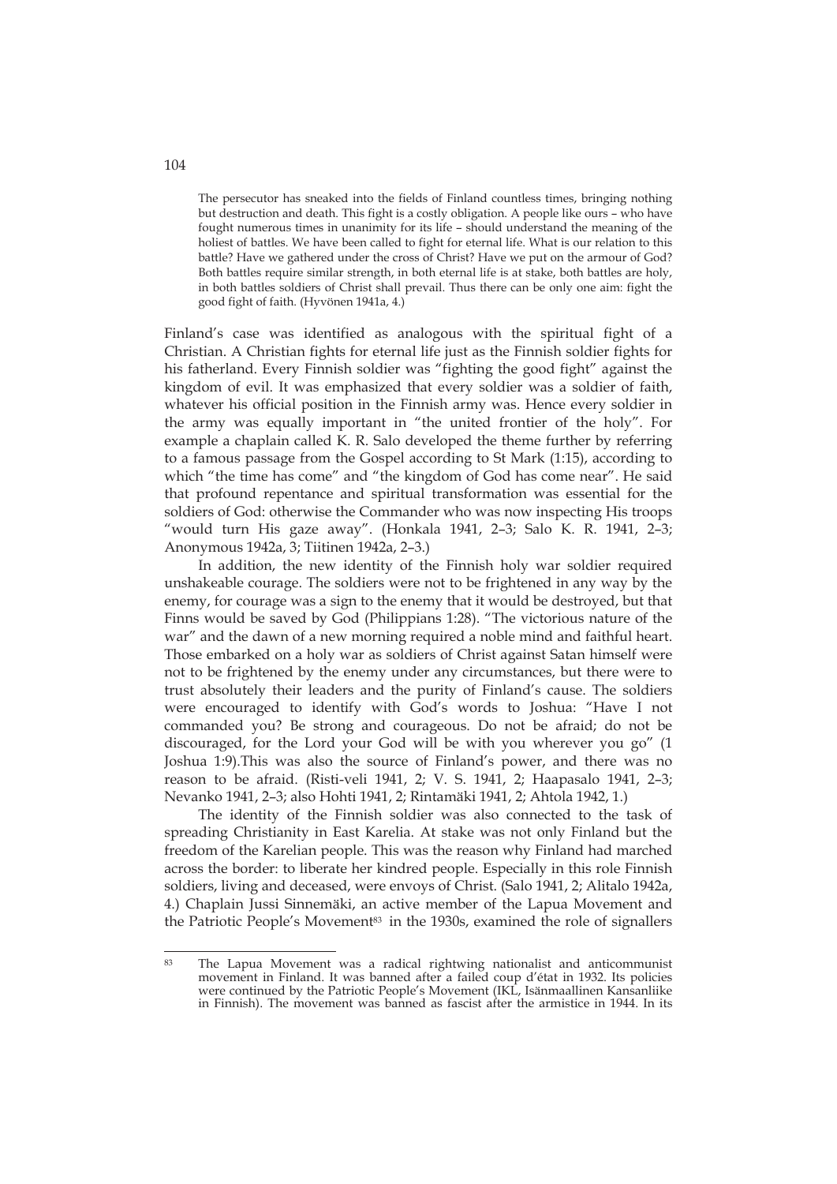> The persecutor has sneaked into the fields of Finland countless times, bringing nothing but destruction and death. This fight is a costly obligation. A people like ours – who have fought numerous times in unanimity for its life – should understand the meaning of the holiest of battles. We have been called to fight for eternal life. What is our relation to this battle? Have we gathered under the cross of Christ? Have we put on the armour of God? Both battles require similar strength, in both eternal life is at stake, both battles are holy, in both battles soldiers of Christ shall prevail. Thus there can be only one aim: fight the good fight of faith. (Hyvönen 1941a, 4.)

Finland's case was identified as analogous with the spiritual fight of a Christian. A Christian fights for eternal life just as the Finnish soldier fights for his fatherland. Every Finnish soldier was "fighting the good fight" against the kingdom of evil. It was emphasized that every soldier was a soldier of faith, whatever his official position in the Finnish army was. Hence every soldier in the army was equally important in "the united frontier of the holy". For example a chaplain called K. R. Salo developed the theme further by referring to a famous passage from the Gospel according to St Mark (1:15), according to which "the time has come" and "the kingdom of God has come near". He said that profound repentance and spiritual transformation was essential for the soldiers of God: otherwise the Commander who was now inspecting His troops "would turn His gaze away". (Honkala 1941, 2–3; Salo K. R. 1941, 2–3; Anonymous 1942a, 3; Tiitinen 1942a, 2–3.)

In addition, the new identity of the Finnish holy war soldier required unshakeable courage. The soldiers were not to be frightened in any way by the enemy, for courage was a sign to the enemy that it would be destroyed, but that Finns would be saved by God (Philippians 1:28). "The victorious nature of the war" and the dawn of a new morning required a noble mind and faithful heart. Those embarked on a holy war as soldiers of Christ against Satan himself were not to be frightened by the enemy under any circumstances, but there were to trust absolutely their leaders and the purity of Finland's cause. The soldiers were encouraged to identify with God's words to Joshua: "Have I not commanded you? Be strong and courageous. Do not be afraid; do not be discouraged, for the Lord your God will be with you wherever you go" (1 Joshua 1:9).This was also the source of Finland's power, and there was no reason to be afraid. (Risti-veli 1941, 2; V. S. 1941, 2; Haapasalo 1941, 2–3; Nevanko 1941, 2–3; also Hohti 1941, 2; Rintamäki 1941, 2; Ahtola 1942, 1.)

The identity of the Finnish soldier was also connected to the task of spreading Christianity in East Karelia. At stake was not only Finland but the freedom of the Karelian people. This was the reason why Finland had marched across the border: to liberate her kindred people. Especially in this role Finnish soldiers, living and deceased, were envoys of Christ. (Salo 1941, 2; Alitalo 1942a, 4.) Chaplain Jussi Sinnemäki, an active member of the Lapua Movement and the Patriotic People's Movement[83] in the 1930s, examined the role of signallers

---

[83] The Lapua Movement was a radical rightwing nationalist and anticommunist movement in Finland. It was banned after a failed coup d'état in 1932. Its policies were continued by the Patriotic People's Movement (IKL, Isänmaallinen Kansanliike in Finnish). The movement was banned as fascist after the armistice in 1944. In its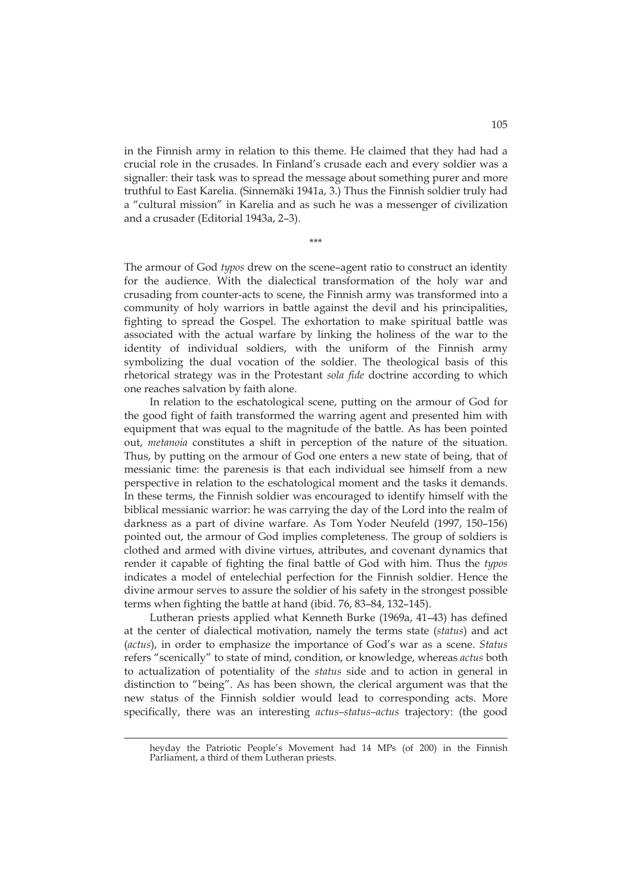in the Finnish army in relation to this theme. He claimed that they had had a crucial role in the crusades. In Finland's crusade each and every soldier was a signaller: their task was to spread the message about something purer and more truthful to East Karelia. (Sinnemäki 1941a, 3.) Thus the Finnish soldier truly had a "cultural mission" in Karelia and as such he was a messenger of civilization and a crusader (Editorial 1943a, 2–3).

\*\*\*

The armour of God *typos* drew on the scene–agent ratio to construct an identity for the audience. With the dialectical transformation of the holy war and crusading from counter-acts to scene, the Finnish army was transformed into a community of holy warriors in battle against the devil and his principalities, fighting to spread the Gospel. The exhortation to make spiritual battle was associated with the actual warfare by linking the holiness of the war to the identity of individual soldiers, with the uniform of the Finnish army symbolizing the dual vocation of the soldier. The theological basis of this rhetorical strategy was in the Protestant *sola fide* doctrine according to which one reaches salvation by faith alone.

In relation to the eschatological scene, putting on the armour of God for the good fight of faith transformed the warring agent and presented him with equipment that was equal to the magnitude of the battle. As has been pointed out, *metanoia* constitutes a shift in perception of the nature of the situation. Thus, by putting on the armour of God one enters a new state of being, that of messianic time: the parenesis is that each individual see himself from a new perspective in relation to the eschatological moment and the tasks it demands. In these terms, the Finnish soldier was encouraged to identify himself with the biblical messianic warrior: he was carrying the day of the Lord into the realm of darkness as a part of divine warfare. As Tom Yoder Neufeld (1997, 150–156) pointed out, the armour of God implies completeness. The group of soldiers is clothed and armed with divine virtues, attributes, and covenant dynamics that render it capable of fighting the final battle of God with him. Thus the *typos* indicates a model of entelechial perfection for the Finnish soldier. Hence the divine armour serves to assure the soldier of his safety in the strongest possible terms when fighting the battle at hand (ibid. 76, 83–84, 132–145).

Lutheran priests applied what Kenneth Burke (1969a, 41–43) has defined at the center of dialectical motivation, namely the terms state (*status*) and act (*actus*), in order to emphasize the importance of God's war as a scene. *Status* refers "scenically" to state of mind, condition, or knowledge, whereas *actus* both to actualization of potentiality of the *status* side and to action in general in distinction to "being". As has been shown, the clerical argument was that the new status of the Finnish soldier would lead to corresponding acts. More specifically, there was an interesting *actus–status–actus* trajectory: (the good

heyday the Patriotic People's Movement had 14 MPs (of 200) in the Finnish Parliament, a third of them Lutheran priests.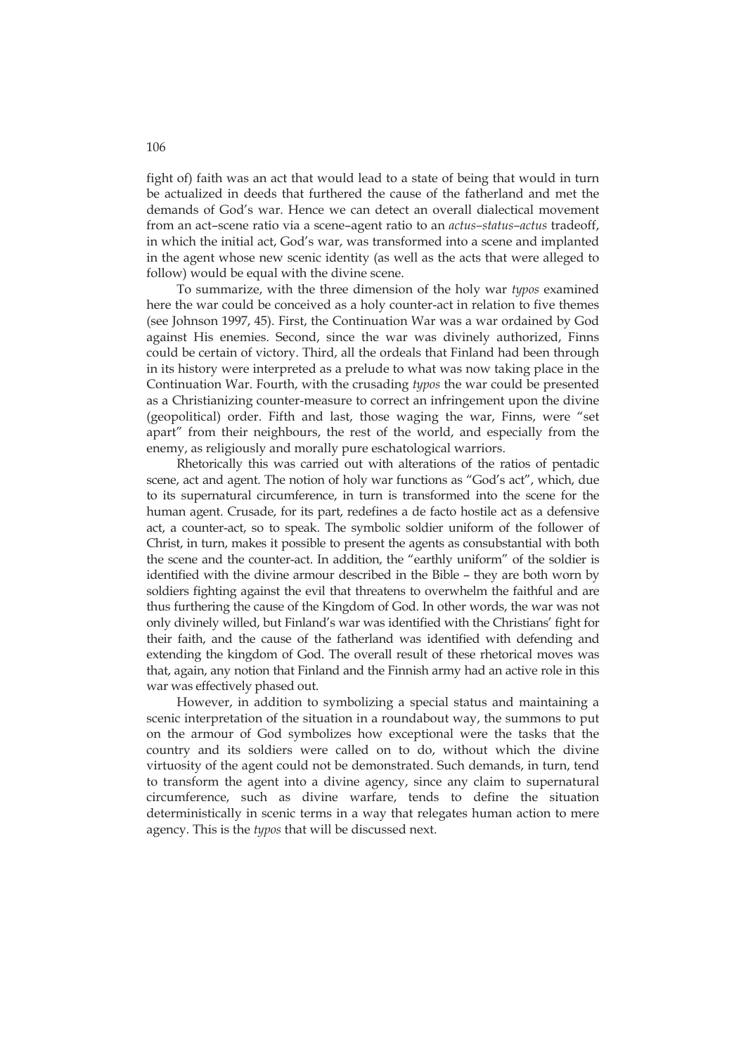fight of) faith was an act that would lead to a state of being that would in turn be actualized in deeds that furthered the cause of the fatherland and met the demands of God's war. Hence we can detect an overall dialectical movement from an act–scene ratio via a scene–agent ratio to an *actus–status–actus* tradeoff, in which the initial act, God's war, was transformed into a scene and implanted in the agent whose new scenic identity (as well as the acts that were alleged to follow) would be equal with the divine scene.

To summarize, with the three dimension of the holy war *typos* examined here the war could be conceived as a holy counter-act in relation to five themes (see Johnson 1997, 45). First, the Continuation War was a war ordained by God against His enemies. Second, since the war was divinely authorized, Finns could be certain of victory. Third, all the ordeals that Finland had been through in its history were interpreted as a prelude to what was now taking place in the Continuation War. Fourth, with the crusading *typos* the war could be presented as a Christianizing counter-measure to correct an infringement upon the divine (geopolitical) order. Fifth and last, those waging the war, Finns, were "set apart" from their neighbours, the rest of the world, and especially from the enemy, as religiously and morally pure eschatological warriors.

Rhetorically this was carried out with alterations of the ratios of pentadic scene, act and agent. The notion of holy war functions as "God's act", which, due to its supernatural circumference, in turn is transformed into the scene for the human agent. Crusade, for its part, redefines a de facto hostile act as a defensive act, a counter-act, so to speak. The symbolic soldier uniform of the follower of Christ, in turn, makes it possible to present the agents as consubstantial with both the scene and the counter-act. In addition, the "earthly uniform" of the soldier is identified with the divine armour described in the Bible – they are both worn by soldiers fighting against the evil that threatens to overwhelm the faithful and are thus furthering the cause of the Kingdom of God. In other words, the war was not only divinely willed, but Finland's war was identified with the Christians' fight for their faith, and the cause of the fatherland was identified with defending and extending the kingdom of God. The overall result of these rhetorical moves was that, again, any notion that Finland and the Finnish army had an active role in this war was effectively phased out.

However, in addition to symbolizing a special status and maintaining a scenic interpretation of the situation in a roundabout way, the summons to put on the armour of God symbolizes how exceptional were the tasks that the country and its soldiers were called on to do, without which the divine virtuosity of the agent could not be demonstrated. Such demands, in turn, tend to transform the agent into a divine agency, since any claim to supernatural circumference, such as divine warfare, tends to define the situation deterministically in scenic terms in a way that relegates human action to mere agency. This is the *typos* that will be discussed next.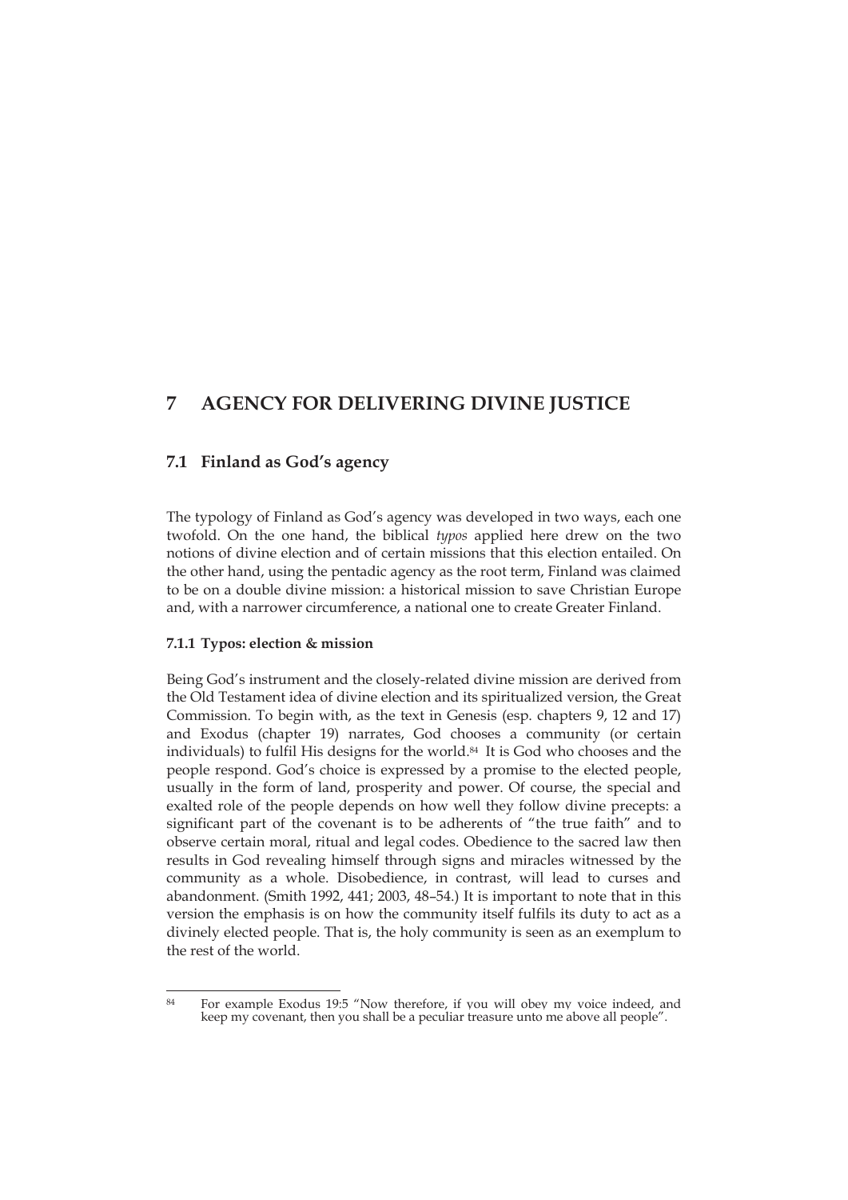# 7 AGENCY FOR DELIVERING DIVINE JUSTICE

## 7.1 Finland as God's agency

The typology of Finland as God's agency was developed in two ways, each one twofold. On the one hand, the biblical *typos* applied here drew on the two notions of divine election and of certain missions that this election entailed. On the other hand, using the pentadic agency as the root term, Finland was claimed to be on a double divine mission: a historical mission to save Christian Europe and, with a narrower circumference, a national one to create Greater Finland.

### 7.1.1 Typos: election & mission

Being God's instrument and the closely-related divine mission are derived from the Old Testament idea of divine election and its spiritualized version, the Great Commission. To begin with, as the text in Genesis (esp. chapters 9, 12 and 17) and Exodus (chapter 19) narrates, God chooses a community (or certain individuals) to fulfil His designs for the world.[84] It is God who chooses and the people respond. God's choice is expressed by a promise to the elected people, usually in the form of land, prosperity and power. Of course, the special and exalted role of the people depends on how well they follow divine precepts: a significant part of the covenant is to be adherents of "the true faith" and to observe certain moral, ritual and legal codes. Obedience to the sacred law then results in God revealing himself through signs and miracles witnessed by the community as a whole. Disobedience, in contrast, will lead to curses and abandonment. (Smith 1992, 441; 2003, 48–54.) It is important to note that in this version the emphasis is on how the community itself fulfils its duty to act as a divinely elected people. That is, the holy community is seen as an exemplum to the rest of the world.

[84] For example Exodus 19:5 "Now therefore, if you will obey my voice indeed, and keep my covenant, then you shall be a peculiar treasure unto me above all people".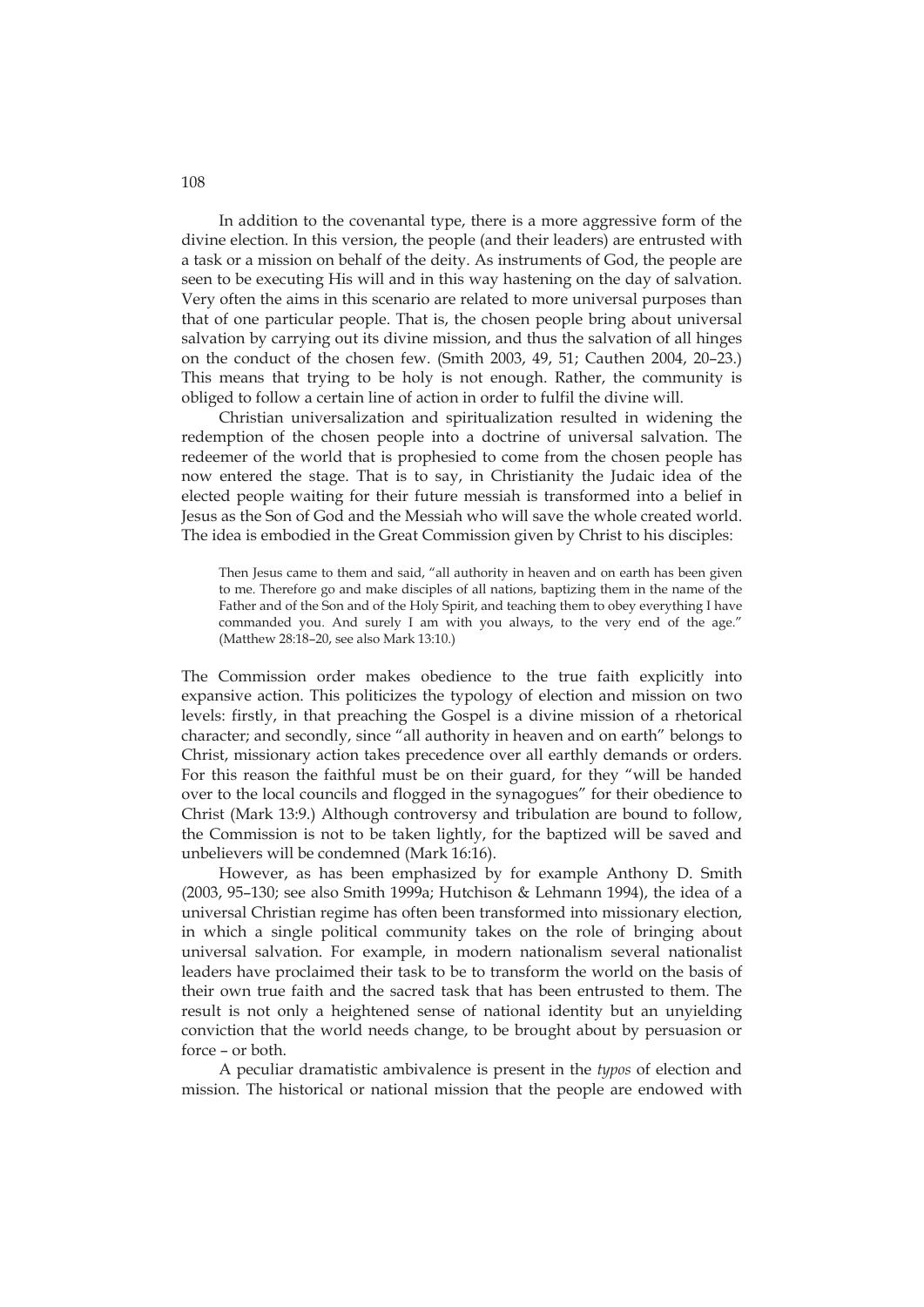In addition to the covenantal type, there is a more aggressive form of the divine election. In this version, the people (and their leaders) are entrusted with a task or a mission on behalf of the deity. As instruments of God, the people are seen to be executing His will and in this way hastening on the day of salvation. Very often the aims in this scenario are related to more universal purposes than that of one particular people. That is, the chosen people bring about universal salvation by carrying out its divine mission, and thus the salvation of all hinges on the conduct of the chosen few. (Smith 2003, 49, 51; Cauthen 2004, 20–23.) This means that trying to be holy is not enough. Rather, the community is obliged to follow a certain line of action in order to fulfil the divine will.

Christian universalization and spiritualization resulted in widening the redemption of the chosen people into a doctrine of universal salvation. The redeemer of the world that is prophesied to come from the chosen people has now entered the stage. That is to say, in Christianity the Judaic idea of the elected people waiting for their future messiah is transformed into a belief in Jesus as the Son of God and the Messiah who will save the whole created world. The idea is embodied in the Great Commission given by Christ to his disciples:

> Then Jesus came to them and said, "all authority in heaven and on earth has been given to me. Therefore go and make disciples of all nations, baptizing them in the name of the Father and of the Son and of the Holy Spirit, and teaching them to obey everything I have commanded you. And surely I am with you always, to the very end of the age." (Matthew 28:18–20, see also Mark 13:10.)

The Commission order makes obedience to the true faith explicitly into expansive action. This politicizes the typology of election and mission on two levels: firstly, in that preaching the Gospel is a divine mission of a rhetorical character; and secondly, since "all authority in heaven and on earth" belongs to Christ, missionary action takes precedence over all earthly demands or orders. For this reason the faithful must be on their guard, for they "will be handed over to the local councils and flogged in the synagogues" for their obedience to Christ (Mark 13:9.) Although controversy and tribulation are bound to follow, the Commission is not to be taken lightly, for the baptized will be saved and unbelievers will be condemned (Mark 16:16).

However, as has been emphasized by for example Anthony D. Smith (2003, 95–130; see also Smith 1999a; Hutchison & Lehmann 1994), the idea of a universal Christian regime has often been transformed into missionary election, in which a single political community takes on the role of bringing about universal salvation. For example, in modern nationalism several nationalist leaders have proclaimed their task to be to transform the world on the basis of their own true faith and the sacred task that has been entrusted to them. The result is not only a heightened sense of national identity but an unyielding conviction that the world needs change, to be brought about by persuasion or force – or both.

A peculiar dramatistic ambivalence is present in the *typos* of election and mission. The historical or national mission that the people are endowed with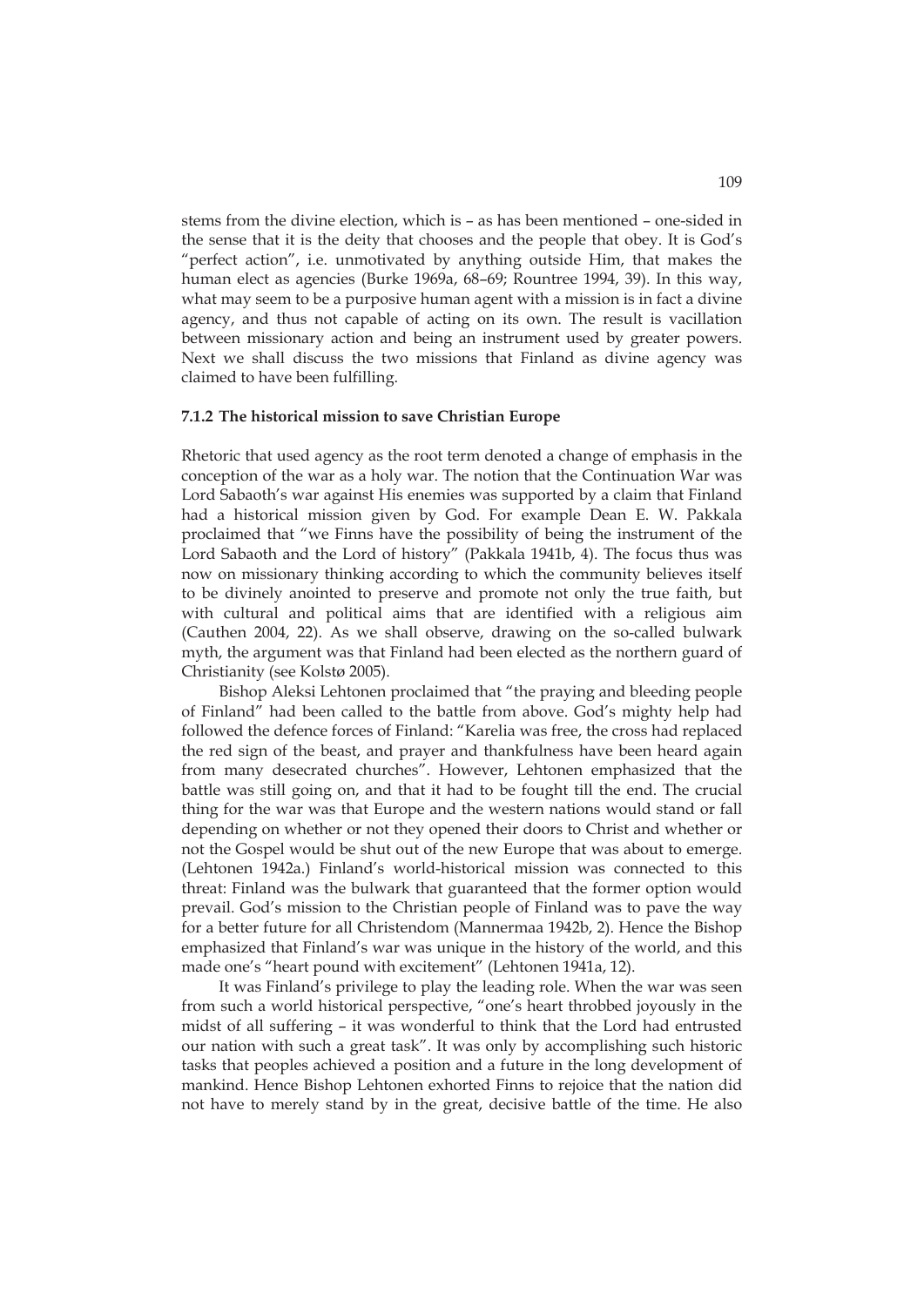stems from the divine election, which is – as has been mentioned – one-sided in the sense that it is the deity that chooses and the people that obey. It is God's "perfect action", i.e. unmotivated by anything outside Him, that makes the human elect as agencies (Burke 1969a, 68–69; Rountree 1994, 39). In this way, what may seem to be a purposive human agent with a mission is in fact a divine agency, and thus not capable of acting on its own. The result is vacillation between missionary action and being an instrument used by greater powers. Next we shall discuss the two missions that Finland as divine agency was claimed to have been fulfilling.

### 7.1.2 The historical mission to save Christian Europe

Rhetoric that used agency as the root term denoted a change of emphasis in the conception of the war as a holy war. The notion that the Continuation War was Lord Sabaoth's war against His enemies was supported by a claim that Finland had a historical mission given by God. For example Dean E. W. Pakkala proclaimed that "we Finns have the possibility of being the instrument of the Lord Sabaoth and the Lord of history" (Pakkala 1941b, 4). The focus thus was now on missionary thinking according to which the community believes itself to be divinely anointed to preserve and promote not only the true faith, but with cultural and political aims that are identified with a religious aim (Cauthen 2004, 22). As we shall observe, drawing on the so-called bulwark myth, the argument was that Finland had been elected as the northern guard of Christianity (see Kolstø 2005).

Bishop Aleksi Lehtonen proclaimed that "the praying and bleeding people of Finland" had been called to the battle from above. God's mighty help had followed the defence forces of Finland: "Karelia was free, the cross had replaced the red sign of the beast, and prayer and thankfulness have been heard again from many desecrated churches". However, Lehtonen emphasized that the battle was still going on, and that it had to be fought till the end. The crucial thing for the war was that Europe and the western nations would stand or fall depending on whether or not they opened their doors to Christ and whether or not the Gospel would be shut out of the new Europe that was about to emerge. (Lehtonen 1942a.) Finland's world-historical mission was connected to this threat: Finland was the bulwark that guaranteed that the former option would prevail. God's mission to the Christian people of Finland was to pave the way for a better future for all Christendom (Mannermaa 1942b, 2). Hence the Bishop emphasized that Finland's war was unique in the history of the world, and this made one's "heart pound with excitement" (Lehtonen 1941a, 12).

It was Finland's privilege to play the leading role. When the war was seen from such a world historical perspective, "one's heart throbbed joyously in the midst of all suffering – it was wonderful to think that the Lord had entrusted our nation with such a great task". It was only by accomplishing such historic tasks that peoples achieved a position and a future in the long development of mankind. Hence Bishop Lehtonen exhorted Finns to rejoice that the nation did not have to merely stand by in the great, decisive battle of the time. He also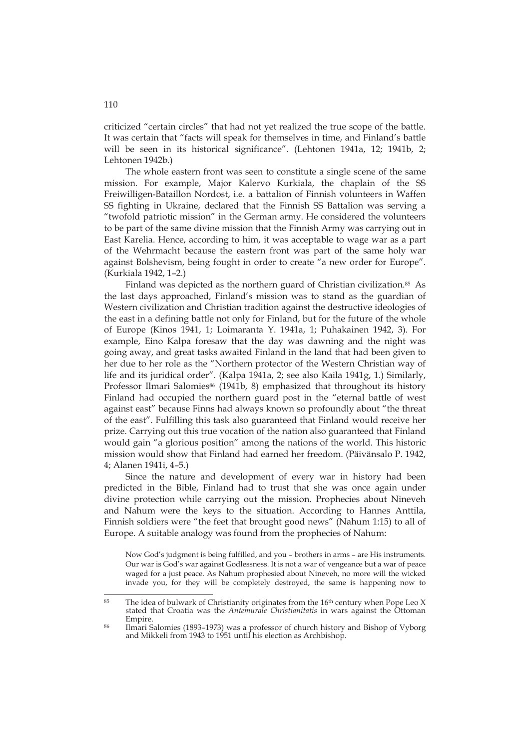criticized "certain circles" that had not yet realized the true scope of the battle. It was certain that "facts will speak for themselves in time, and Finland's battle will be seen in its historical significance". (Lehtonen 1941a, 12; 1941b, 2; Lehtonen 1942b.)

The whole eastern front was seen to constitute a single scene of the same mission. For example, Major Kalervo Kurkiala, the chaplain of the SS Freiwilligen-Bataillon Nordost, i.e. a battalion of Finnish volunteers in Waffen SS fighting in Ukraine, declared that the Finnish SS Battalion was serving a "twofold patriotic mission" in the German army. He considered the volunteers to be part of the same divine mission that the Finnish Army was carrying out in East Karelia. Hence, according to him, it was acceptable to wage war as a part of the Wehrmacht because the eastern front was part of the same holy war against Bolshevism, being fought in order to create "a new order for Europe". (Kurkiala 1942, 1–2.)

Finland was depicted as the northern guard of Christian civilization.[85] As the last days approached, Finland's mission was to stand as the guardian of Western civilization and Christian tradition against the destructive ideologies of the east in a defining battle not only for Finland, but for the future of the whole of Europe (Kinos 1941, 1; Loimaranta Y. 1941a, 1; Puhakainen 1942, 3). For example, Eino Kalpa foresaw that the day was dawning and the night was going away, and great tasks awaited Finland in the land that had been given to her due to her role as the "Northern protector of the Western Christian way of life and its juridical order". (Kalpa 1941a, 2; see also Kaila 1941g, 1.) Similarly, Professor Ilmari Salomies[86] (1941b, 8) emphasized that throughout its history Finland had occupied the northern guard post in the "eternal battle of west against east" because Finns had always known so profoundly about "the threat of the east". Fulfilling this task also guaranteed that Finland would receive her prize. Carrying out this true vocation of the nation also guaranteed that Finland would gain "a glorious position" among the nations of the world. This historic mission would show that Finland had earned her freedom. (Päivänsalo P. 1942, 4; Alanen 1941i, 4–5.)

Since the nature and development of every war in history had been predicted in the Bible, Finland had to trust that she was once again under divine protection while carrying out the mission. Prophecies about Nineveh and Nahum were the keys to the situation. According to Hannes Anttila, Finnish soldiers were "the feet that brought good news" (Nahum 1:15) to all of Europe. A suitable analogy was found from the prophecies of Nahum:

> Now God's judgment is being fulfilled, and you – brothers in arms – are His instruments. Our war is God's war against Godlessness. It is not a war of vengeance but a war of peace waged for a just peace. As Nahum prophesied about Nineveh, no more will the wicked invade you, for they will be completely destroyed, the same is happening now to

---

[85] The idea of bulwark of Christianity originates from the 16th century when Pope Leo X stated that Croatia was the *Antemurale Christianitatis* in wars against the Ottoman Empire.

[86] Ilmari Salomies (1893–1973) was a professor of church history and Bishop of Vyborg and Mikkeli from 1943 to 1951 until his election as Archbishop.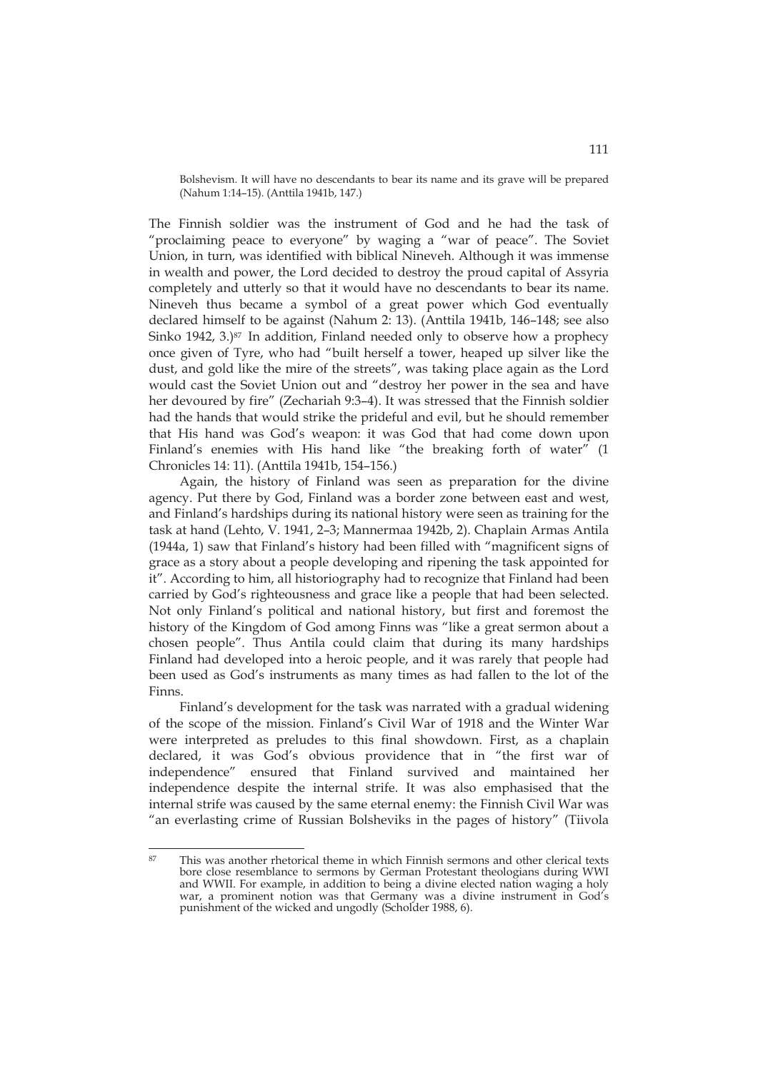Bolshevism. It will have no descendants to bear its name and its grave will be prepared (Nahum 1:14–15). (Anttila 1941b, 147.)

The Finnish soldier was the instrument of God and he had the task of "proclaiming peace to everyone" by waging a "war of peace". The Soviet Union, in turn, was identified with biblical Nineveh. Although it was immense in wealth and power, the Lord decided to destroy the proud capital of Assyria completely and utterly so that it would have no descendants to bear its name. Nineveh thus became a symbol of a great power which God eventually declared himself to be against (Nahum 2: 13). (Anttila 1941b, 146–148; see also Sinko 1942, 3.)[87] In addition, Finland needed only to observe how a prophecy once given of Tyre, who had "built herself a tower, heaped up silver like the dust, and gold like the mire of the streets", was taking place again as the Lord would cast the Soviet Union out and "destroy her power in the sea and have her devoured by fire" (Zechariah 9:3–4). It was stressed that the Finnish soldier had the hands that would strike the prideful and evil, but he should remember that His hand was God's weapon: it was God that had come down upon Finland's enemies with His hand like "the breaking forth of water" (1 Chronicles 14: 11). (Anttila 1941b, 154–156.)

Again, the history of Finland was seen as preparation for the divine agency. Put there by God, Finland was a border zone between east and west, and Finland's hardships during its national history were seen as training for the task at hand (Lehto, V. 1941, 2–3; Mannermaa 1942b, 2). Chaplain Armas Antila (1944a, 1) saw that Finland's history had been filled with "magnificent signs of grace as a story about a people developing and ripening the task appointed for it". According to him, all historiography had to recognize that Finland had been carried by God's righteousness and grace like a people that had been selected. Not only Finland's political and national history, but first and foremost the history of the Kingdom of God among Finns was "like a great sermon about a chosen people". Thus Antila could claim that during its many hardships Finland had developed into a heroic people, and it was rarely that people had been used as God's instruments as many times as had fallen to the lot of the Finns.

Finland's development for the task was narrated with a gradual widening of the scope of the mission. Finland's Civil War of 1918 and the Winter War were interpreted as preludes to this final showdown. First, as a chaplain declared, it was God's obvious providence that in "the first war of independence" ensured that Finland survived and maintained her independence despite the internal strife. It was also emphasised that the internal strife was caused by the same eternal enemy: the Finnish Civil War was "an everlasting crime of Russian Bolsheviks in the pages of history" (Tiivola

---

[87] This was another rhetorical theme in which Finnish sermons and other clerical texts bore close resemblance to sermons by German Protestant theologians during WWI and WWII. For example, in addition to being a divine elected nation waging a holy war, a prominent notion was that Germany was a divine instrument in God's punishment of the wicked and ungodly (Scholder 1988, 6).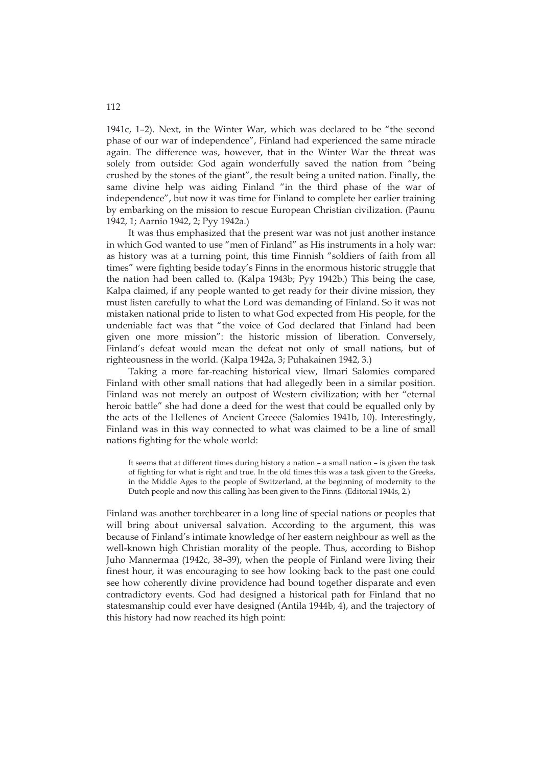1941c, 1–2). Next, in the Winter War, which was declared to be "the second phase of our war of independence", Finland had experienced the same miracle again. The difference was, however, that in the Winter War the threat was solely from outside: God again wonderfully saved the nation from "being crushed by the stones of the giant", the result being a united nation. Finally, the same divine help was aiding Finland "in the third phase of the war of independence", but now it was time for Finland to complete her earlier training by embarking on the mission to rescue European Christian civilization. (Paunu 1942, 1; Aarnio 1942, 2; Pyy 1942a.)

It was thus emphasized that the present war was not just another instance in which God wanted to use "men of Finland" as His instruments in a holy war: as history was at a turning point, this time Finnish "soldiers of faith from all times" were fighting beside today's Finns in the enormous historic struggle that the nation had been called to. (Kalpa 1943b; Pyy 1942b.) This being the case, Kalpa claimed, if any people wanted to get ready for their divine mission, they must listen carefully to what the Lord was demanding of Finland. So it was not mistaken national pride to listen to what God expected from His people, for the undeniable fact was that "the voice of God declared that Finland had been given one more mission": the historic mission of liberation. Conversely, Finland's defeat would mean the defeat not only of small nations, but of righteousness in the world. (Kalpa 1942a, 3; Puhakainen 1942, 3.)

Taking a more far-reaching historical view, Ilmari Salomies compared Finland with other small nations that had allegedly been in a similar position. Finland was not merely an outpost of Western civilization; with her "eternal heroic battle" she had done a deed for the west that could be equalled only by the acts of the Hellenes of Ancient Greece (Salomies 1941b, 10). Interestingly, Finland was in this way connected to what was claimed to be a line of small nations fighting for the whole world:

> It seems that at different times during history a nation – a small nation – is given the task of fighting for what is right and true. In the old times this was a task given to the Greeks, in the Middle Ages to the people of Switzerland, at the beginning of modernity to the Dutch people and now this calling has been given to the Finns. (Editorial 1944s, 2.)

Finland was another torchbearer in a long line of special nations or peoples that will bring about universal salvation. According to the argument, this was because of Finland's intimate knowledge of her eastern neighbour as well as the well-known high Christian morality of the people. Thus, according to Bishop Juho Mannermaa (1942c, 38–39), when the people of Finland were living their finest hour, it was encouraging to see how looking back to the past one could see how coherently divine providence had bound together disparate and even contradictory events. God had designed a historical path for Finland that no statesmanship could ever have designed (Antila 1944b, 4), and the trajectory of this history had now reached its high point: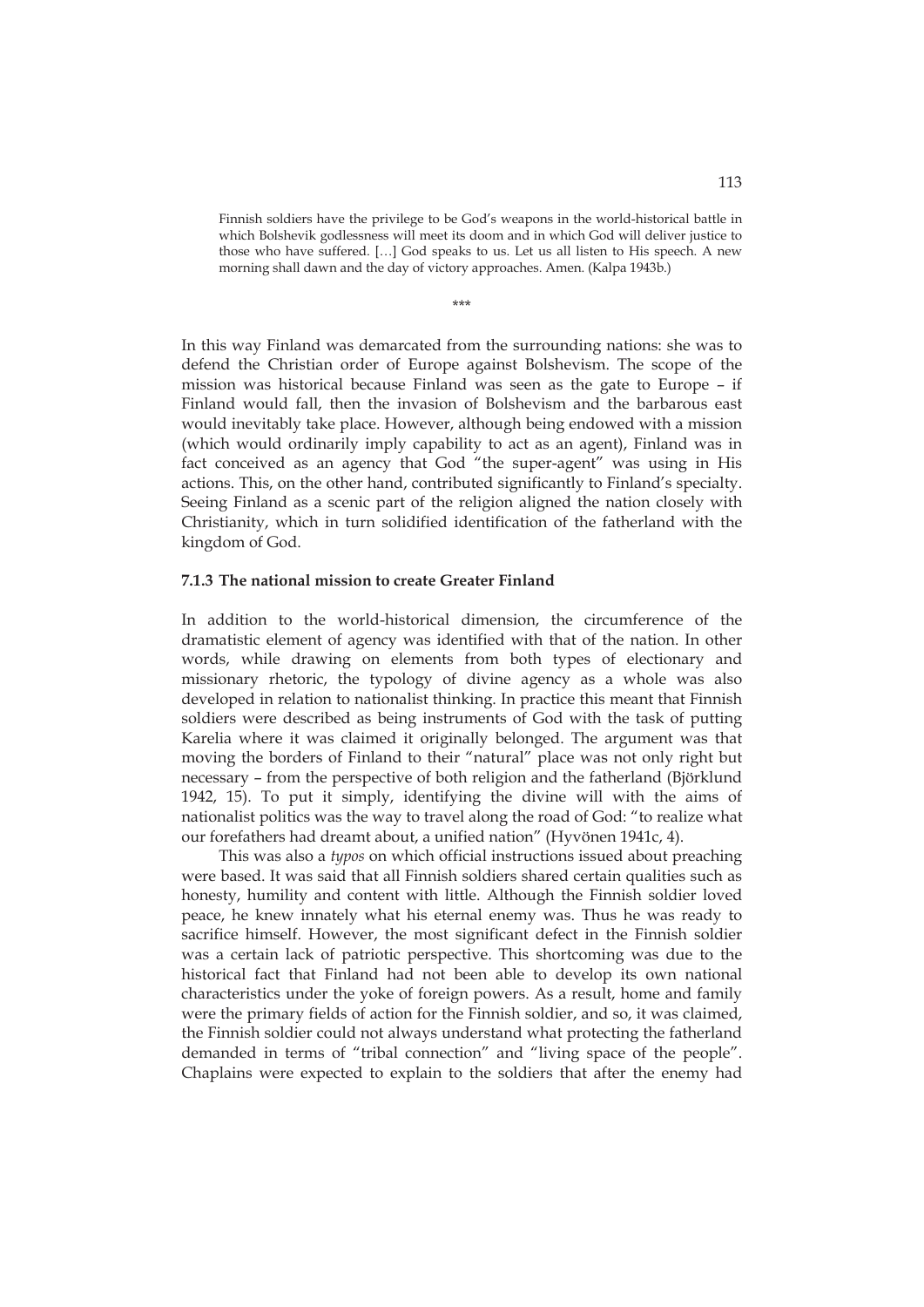> Finnish soldiers have the privilege to be God's weapons in the world-historical battle in which Bolshevik godlessness will meet its doom and in which God will deliver justice to those who have suffered. […] God speaks to us. Let us all listen to His speech. A new morning shall dawn and the day of victory approaches. Amen. (Kalpa 1943b.)

\*\*\*

In this way Finland was demarcated from the surrounding nations: she was to defend the Christian order of Europe against Bolshevism. The scope of the mission was historical because Finland was seen as the gate to Europe – if Finland would fall, then the invasion of Bolshevism and the barbarous east would inevitably take place. However, although being endowed with a mission (which would ordinarily imply capability to act as an agent), Finland was in fact conceived as an agency that God "the super-agent" was using in His actions. This, on the other hand, contributed significantly to Finland's specialty. Seeing Finland as a scenic part of the religion aligned the nation closely with Christianity, which in turn solidified identification of the fatherland with the kingdom of God.

### 7.1.3 The national mission to create Greater Finland

In addition to the world-historical dimension, the circumference of the dramatistic element of agency was identified with that of the nation. In other words, while drawing on elements from both types of electionary and missionary rhetoric, the typology of divine agency as a whole was also developed in relation to nationalist thinking. In practice this meant that Finnish soldiers were described as being instruments of God with the task of putting Karelia where it was claimed it originally belonged. The argument was that moving the borders of Finland to their "natural" place was not only right but necessary – from the perspective of both religion and the fatherland (Björklund 1942, 15). To put it simply, identifying the divine will with the aims of nationalist politics was the way to travel along the road of God: "to realize what our forefathers had dreamt about, a unified nation" (Hyvönen 1941c, 4).

This was also a *typos* on which official instructions issued about preaching were based. It was said that all Finnish soldiers shared certain qualities such as honesty, humility and content with little. Although the Finnish soldier loved peace, he knew innately what his eternal enemy was. Thus he was ready to sacrifice himself. However, the most significant defect in the Finnish soldier was a certain lack of patriotic perspective. This shortcoming was due to the historical fact that Finland had not been able to develop its own national characteristics under the yoke of foreign powers. As a result, home and family were the primary fields of action for the Finnish soldier, and so, it was claimed, the Finnish soldier could not always understand what protecting the fatherland demanded in terms of "tribal connection" and "living space of the people". Chaplains were expected to explain to the soldiers that after the enemy had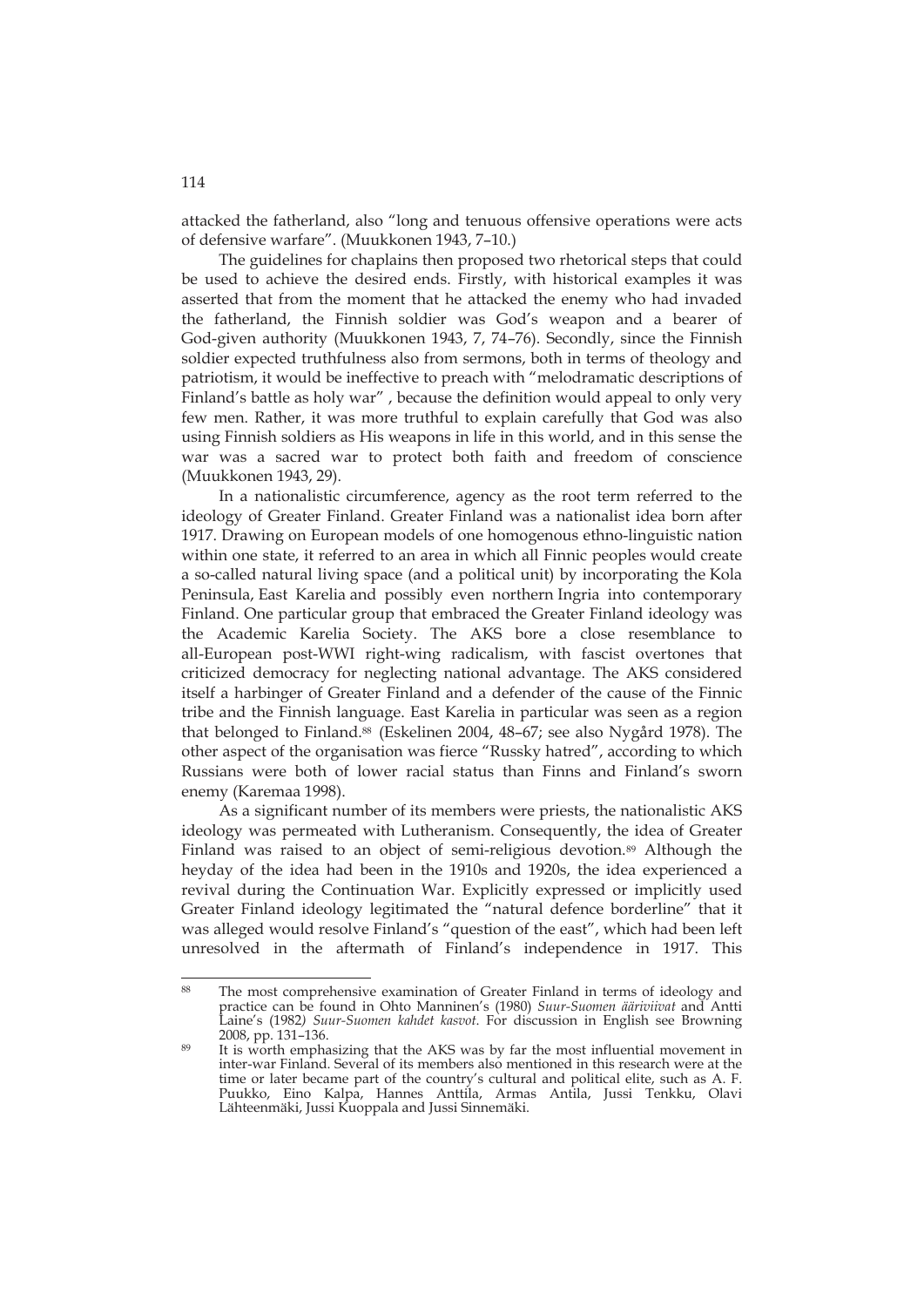attacked the fatherland, also "long and tenuous offensive operations were acts of defensive warfare". (Muukkonen 1943, 7–10.)

The guidelines for chaplains then proposed two rhetorical steps that could be used to achieve the desired ends. Firstly, with historical examples it was asserted that from the moment that he attacked the enemy who had invaded the fatherland, the Finnish soldier was God's weapon and a bearer of God-given authority (Muukkonen 1943, 7, 74–76). Secondly, since the Finnish soldier expected truthfulness also from sermons, both in terms of theology and patriotism, it would be ineffective to preach with "melodramatic descriptions of Finland's battle as holy war" , because the definition would appeal to only very few men. Rather, it was more truthful to explain carefully that God was also using Finnish soldiers as His weapons in life in this world, and in this sense the war was a sacred war to protect both faith and freedom of conscience (Muukkonen 1943, 29).

In a nationalistic circumference, agency as the root term referred to the ideology of Greater Finland. Greater Finland was a nationalist idea born after 1917. Drawing on European models of one homogenous ethno-linguistic nation within one state, it referred to an area in which all Finnic peoples would create a so-called natural living space (and a political unit) by incorporating the Kola Peninsula, East Karelia and possibly even northern Ingria into contemporary Finland. One particular group that embraced the Greater Finland ideology was the Academic Karelia Society. The AKS bore a close resemblance to all-European post-WWI right-wing radicalism, with fascist overtones that criticized democracy for neglecting national advantage. The AKS considered itself a harbinger of Greater Finland and a defender of the cause of the Finnic tribe and the Finnish language. East Karelia in particular was seen as a region that belonged to Finland.[88] (Eskelinen 2004, 48–67; see also Nygård 1978). The other aspect of the organisation was fierce "Russky hatred", according to which Russians were both of lower racial status than Finns and Finland's sworn enemy (Karemaa 1998).

As a significant number of its members were priests, the nationalistic AKS ideology was permeated with Lutheranism. Consequently, the idea of Greater Finland was raised to an object of semi-religious devotion.[89] Although the heyday of the idea had been in the 1910s and 1920s, the idea experienced a revival during the Continuation War. Explicitly expressed or implicitly used Greater Finland ideology legitimated the "natural defence borderline" that it was alleged would resolve Finland's "question of the east", which had been left unresolved in the aftermath of Finland's independence in 1917. This

---

[88] The most comprehensive examination of Greater Finland in terms of ideology and practice can be found in Ohto Manninen's (1980) *Suur-Suomen ääriviivat* and Antti Laine's (1982) *Suur-Suomen kahdet kasvot.* For discussion in English see Browning 2008, pp. 131–136.

[89] It is worth emphasizing that the AKS was by far the most influential movement in inter-war Finland. Several of its members also mentioned in this research were at the time or later became part of the country's cultural and political elite, such as A. F. Puukko, Eino Kalpa, Hannes Anttila, Armas Antila, Jussi Tenkku, Olavi Lähteenmäki, Jussi Kuoppala and Jussi Sinnemäki.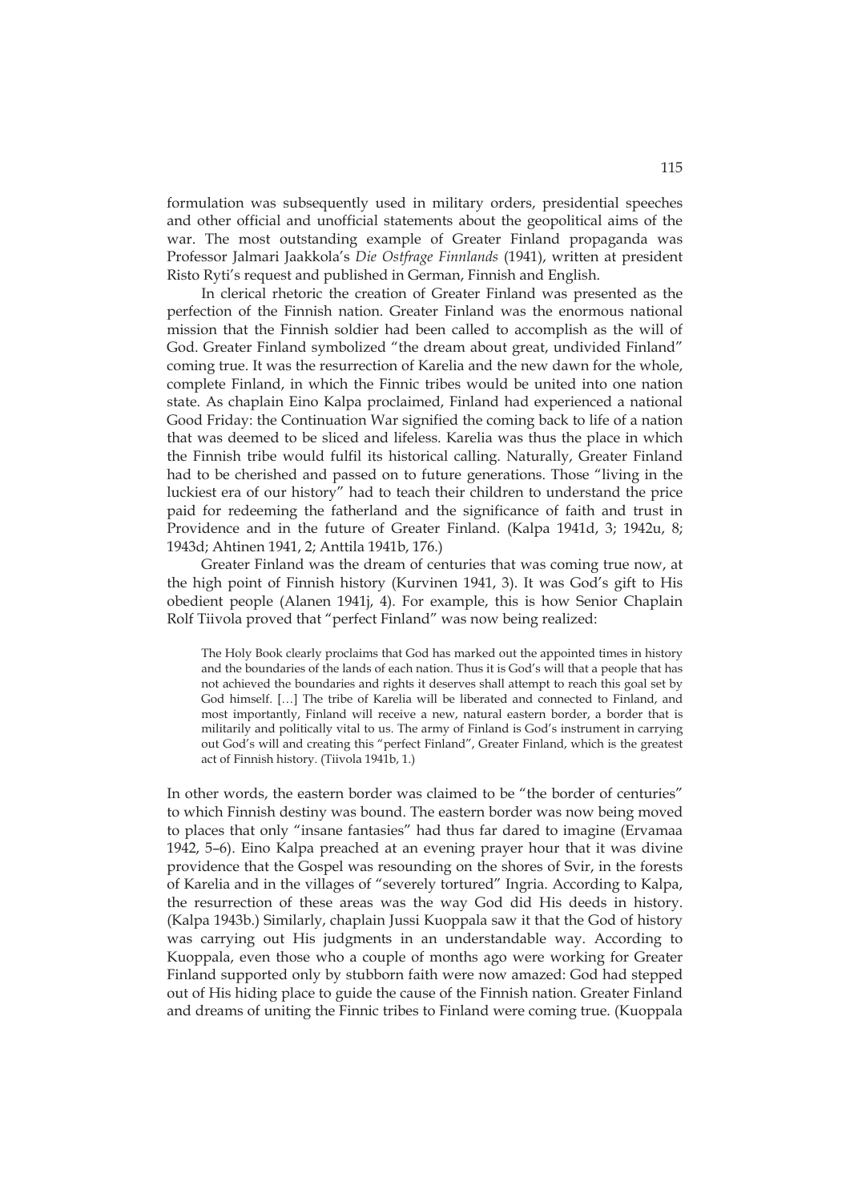formulation was subsequently used in military orders, presidential speeches and other official and unofficial statements about the geopolitical aims of the war. The most outstanding example of Greater Finland propaganda was Professor Jalmari Jaakkola's *Die Ostfrage Finnlands* (1941), written at president Risto Ryti's request and published in German, Finnish and English.

In clerical rhetoric the creation of Greater Finland was presented as the perfection of the Finnish nation. Greater Finland was the enormous national mission that the Finnish soldier had been called to accomplish as the will of God. Greater Finland symbolized "the dream about great, undivided Finland" coming true. It was the resurrection of Karelia and the new dawn for the whole, complete Finland, in which the Finnic tribes would be united into one nation state. As chaplain Eino Kalpa proclaimed, Finland had experienced a national Good Friday: the Continuation War signified the coming back to life of a nation that was deemed to be sliced and lifeless. Karelia was thus the place in which the Finnish tribe would fulfil its historical calling. Naturally, Greater Finland had to be cherished and passed on to future generations. Those "living in the luckiest era of our history" had to teach their children to understand the price paid for redeeming the fatherland and the significance of faith and trust in Providence and in the future of Greater Finland. (Kalpa 1941d, 3; 1942u, 8; 1943d; Ahtinen 1941, 2; Anttila 1941b, 176.)

Greater Finland was the dream of centuries that was coming true now, at the high point of Finnish history (Kurvinen 1941, 3). It was God's gift to His obedient people (Alanen 1941j, 4). For example, this is how Senior Chaplain Rolf Tiivola proved that "perfect Finland" was now being realized:

> The Holy Book clearly proclaims that God has marked out the appointed times in history and the boundaries of the lands of each nation. Thus it is God's will that a people that has not achieved the boundaries and rights it deserves shall attempt to reach this goal set by God himself. […] The tribe of Karelia will be liberated and connected to Finland, and most importantly, Finland will receive a new, natural eastern border, a border that is militarily and politically vital to us. The army of Finland is God's instrument in carrying out God's will and creating this "perfect Finland", Greater Finland, which is the greatest act of Finnish history. (Tiivola 1941b, 1.)

In other words, the eastern border was claimed to be "the border of centuries" to which Finnish destiny was bound. The eastern border was now being moved to places that only "insane fantasies" had thus far dared to imagine (Ervamaa 1942, 5–6). Eino Kalpa preached at an evening prayer hour that it was divine providence that the Gospel was resounding on the shores of Svir, in the forests of Karelia and in the villages of "severely tortured" Ingria. According to Kalpa, the resurrection of these areas was the way God did His deeds in history. (Kalpa 1943b.) Similarly, chaplain Jussi Kuoppala saw it that the God of history was carrying out His judgments in an understandable way. According to Kuoppala, even those who a couple of months ago were working for Greater Finland supported only by stubborn faith were now amazed: God had stepped out of His hiding place to guide the cause of the Finnish nation. Greater Finland and dreams of uniting the Finnic tribes to Finland were coming true. (Kuoppala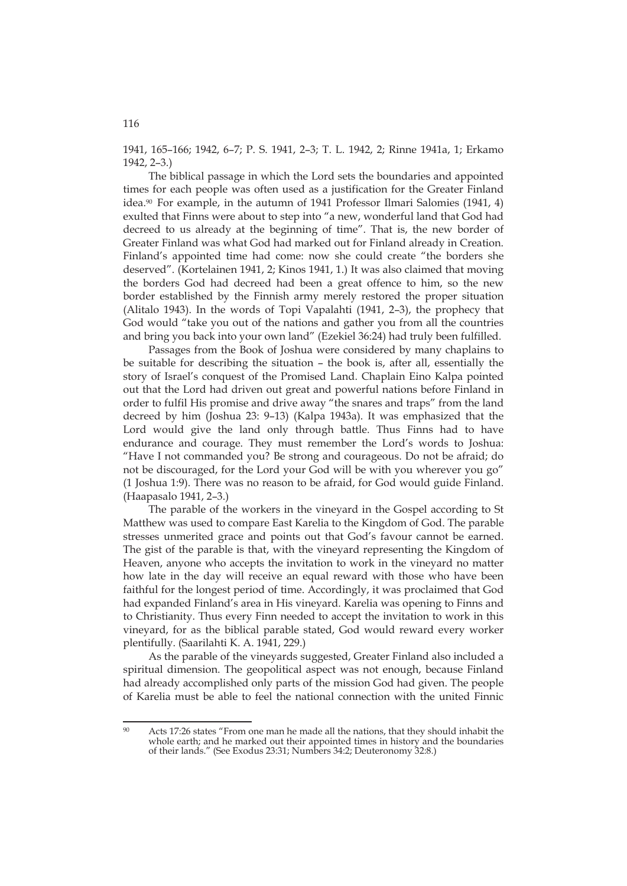1941, 165–166; 1942, 6–7; P. S. 1941, 2–3; T. L. 1942, 2; Rinne 1941a, 1; Erkamo 1942, 2–3.)

The biblical passage in which the Lord sets the boundaries and appointed times for each people was often used as a justification for the Greater Finland idea.[90] For example, in the autumn of 1941 Professor Ilmari Salomies (1941, 4) exulted that Finns were about to step into "a new, wonderful land that God had decreed to us already at the beginning of time". That is, the new border of Greater Finland was what God had marked out for Finland already in Creation. Finland's appointed time had come: now she could create "the borders she deserved". (Kortelainen 1941, 2; Kinos 1941, 1.) It was also claimed that moving the borders God had decreed had been a great offence to him, so the new border established by the Finnish army merely restored the proper situation (Alitalo 1943). In the words of Topi Vapalahti (1941, 2–3), the prophecy that God would "take you out of the nations and gather you from all the countries and bring you back into your own land" (Ezekiel 36:24) had truly been fulfilled.

Passages from the Book of Joshua were considered by many chaplains to be suitable for describing the situation – the book is, after all, essentially the story of Israel's conquest of the Promised Land. Chaplain Eino Kalpa pointed out that the Lord had driven out great and powerful nations before Finland in order to fulfil His promise and drive away "the snares and traps" from the land decreed by him (Joshua 23: 9–13) (Kalpa 1943a). It was emphasized that the Lord would give the land only through battle. Thus Finns had to have endurance and courage. They must remember the Lord's words to Joshua: "Have I not commanded you? Be strong and courageous. Do not be afraid; do not be discouraged, for the Lord your God will be with you wherever you go" (1 Joshua 1:9). There was no reason to be afraid, for God would guide Finland. (Haapasalo 1941, 2–3.)

The parable of the workers in the vineyard in the Gospel according to St Matthew was used to compare East Karelia to the Kingdom of God. The parable stresses unmerited grace and points out that God's favour cannot be earned. The gist of the parable is that, with the vineyard representing the Kingdom of Heaven, anyone who accepts the invitation to work in the vineyard no matter how late in the day will receive an equal reward with those who have been faithful for the longest period of time. Accordingly, it was proclaimed that God had expanded Finland's area in His vineyard. Karelia was opening to Finns and to Christianity. Thus every Finn needed to accept the invitation to work in this vineyard, for as the biblical parable stated, God would reward every worker plentifully. (Saarilahti K. A. 1941, 229.)

As the parable of the vineyards suggested, Greater Finland also included a spiritual dimension. The geopolitical aspect was not enough, because Finland had already accomplished only parts of the mission God had given. The people of Karelia must be able to feel the national connection with the united Finnic

---

[90] Acts 17:26 states "From one man he made all the nations, that they should inhabit the whole earth; and he marked out their appointed times in history and the boundaries of their lands." (See Exodus 23:31; Numbers 34:2; Deuteronomy 32:8.)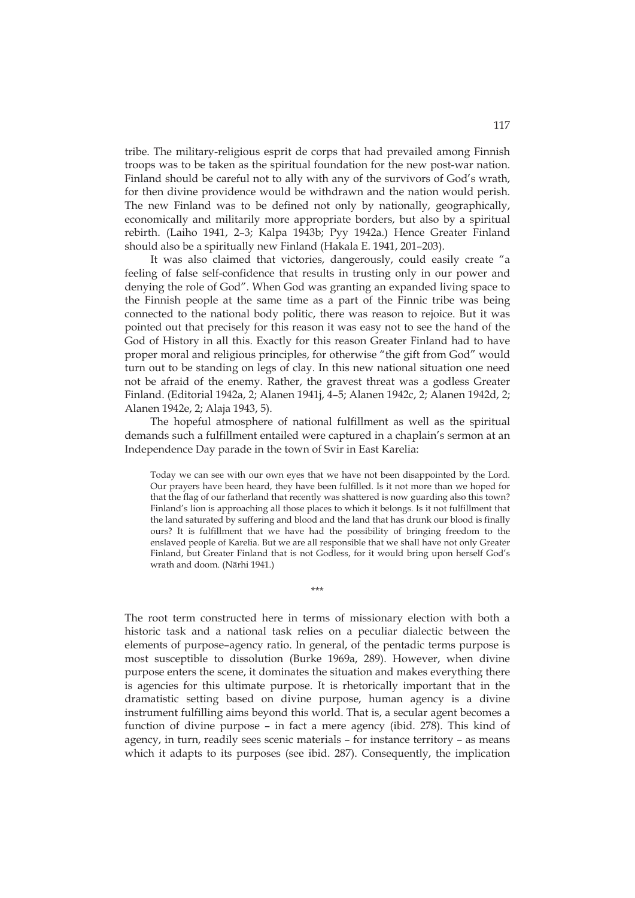tribe. The military-religious esprit de corps that had prevailed among Finnish troops was to be taken as the spiritual foundation for the new post-war nation. Finland should be careful not to ally with any of the survivors of God's wrath, for then divine providence would be withdrawn and the nation would perish. The new Finland was to be defined not only by nationally, geographically, economically and militarily more appropriate borders, but also by a spiritual rebirth. (Laiho 1941, 2–3; Kalpa 1943b; Pyy 1942a.) Hence Greater Finland should also be a spiritually new Finland (Hakala E. 1941, 201–203).

It was also claimed that victories, dangerously, could easily create "a feeling of false self-confidence that results in trusting only in our power and denying the role of God". When God was granting an expanded living space to the Finnish people at the same time as a part of the Finnic tribe was being connected to the national body politic, there was reason to rejoice. But it was pointed out that precisely for this reason it was easy not to see the hand of the God of History in all this. Exactly for this reason Greater Finland had to have proper moral and religious principles, for otherwise "the gift from God" would turn out to be standing on legs of clay. In this new national situation one need not be afraid of the enemy. Rather, the gravest threat was a godless Greater Finland. (Editorial 1942a, 2; Alanen 1941j, 4–5; Alanen 1942c, 2; Alanen 1942d, 2; Alanen 1942e, 2; Alaja 1943, 5).

The hopeful atmosphere of national fulfillment as well as the spiritual demands such a fulfillment entailed were captured in a chaplain's sermon at an Independence Day parade in the town of Svir in East Karelia:

> Today we can see with our own eyes that we have not been disappointed by the Lord. Our prayers have been heard, they have been fulfilled. Is it not more than we hoped for that the flag of our fatherland that recently was shattered is now guarding also this town? Finland's lion is approaching all those places to which it belongs. Is it not fulfillment that the land saturated by suffering and blood and the land that has drunk our blood is finally ours? It is fulfillment that we have had the possibility of bringing freedom to the enslaved people of Karelia. But we are all responsible that we shall have not only Greater Finland, but Greater Finland that is not Godless, for it would bring upon herself God's wrath and doom. (Närhi 1941.)

\*\*\*

The root term constructed here in terms of missionary election with both a historic task and a national task relies on a peculiar dialectic between the elements of purpose–agency ratio. In general, of the pentadic terms purpose is most susceptible to dissolution (Burke 1969a, 289). However, when divine purpose enters the scene, it dominates the situation and makes everything there is agencies for this ultimate purpose. It is rhetorically important that in the dramatistic setting based on divine purpose, human agency is a divine instrument fulfilling aims beyond this world. That is, a secular agent becomes a function of divine purpose – in fact a mere agency (ibid. 278). This kind of agency, in turn, readily sees scenic materials – for instance territory – as means which it adapts to its purposes (see ibid. 287). Consequently, the implication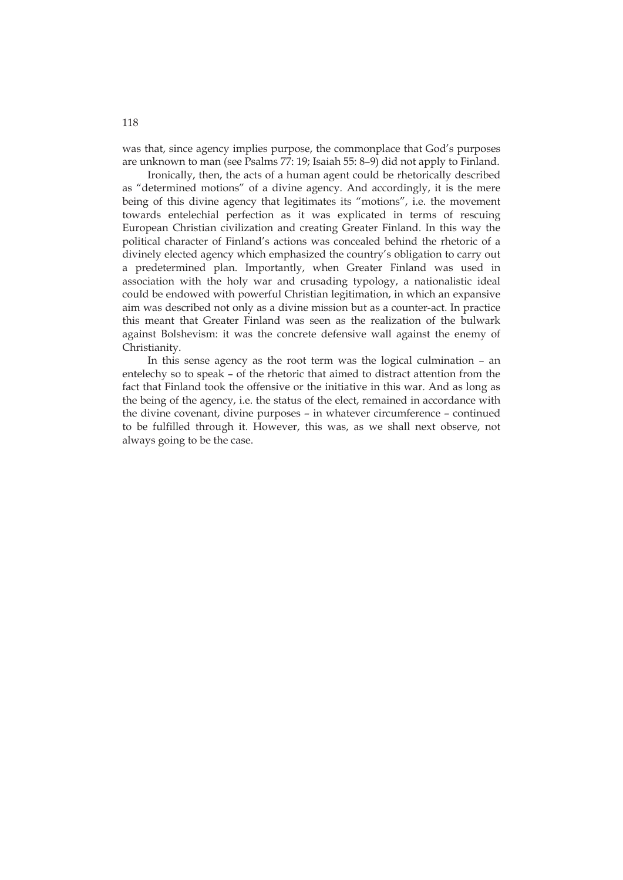was that, since agency implies purpose, the commonplace that God's purposes are unknown to man (see Psalms 77: 19; Isaiah 55: 8–9) did not apply to Finland.

Ironically, then, the acts of a human agent could be rhetorically described as "determined motions" of a divine agency. And accordingly, it is the mere being of this divine agency that legitimates its "motions", i.e. the movement towards entelechial perfection as it was explicated in terms of rescuing European Christian civilization and creating Greater Finland. In this way the political character of Finland's actions was concealed behind the rhetoric of a divinely elected agency which emphasized the country's obligation to carry out a predetermined plan. Importantly, when Greater Finland was used in association with the holy war and crusading typology, a nationalistic ideal could be endowed with powerful Christian legitimation, in which an expansive aim was described not only as a divine mission but as a counter-act. In practice this meant that Greater Finland was seen as the realization of the bulwark against Bolshevism: it was the concrete defensive wall against the enemy of Christianity.

In this sense agency as the root term was the logical culmination – an entelechy so to speak – of the rhetoric that aimed to distract attention from the fact that Finland took the offensive or the initiative in this war. And as long as the being of the agency, i.e. the status of the elect, remained in accordance with the divine covenant, divine purposes – in whatever circumference – continued to be fulfilled through it. However, this was, as we shall next observe, not always going to be the case.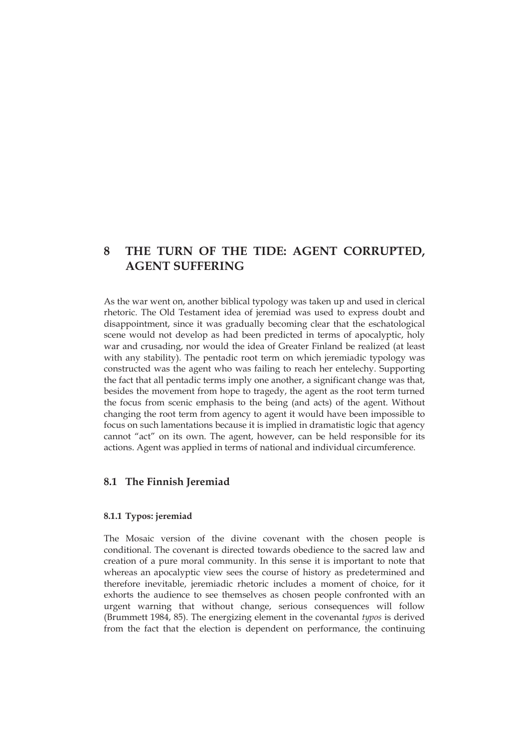# 8 THE TURN OF THE TIDE: AGENT CORRUPTED, AGENT SUFFERING

As the war went on, another biblical typology was taken up and used in clerical rhetoric. The Old Testament idea of jeremiad was used to express doubt and disappointment, since it was gradually becoming clear that the eschatological scene would not develop as had been predicted in terms of apocalyptic, holy war and crusading, nor would the idea of Greater Finland be realized (at least with any stability). The pentadic root term on which jeremiadic typology was constructed was the agent who was failing to reach her entelechy. Supporting the fact that all pentadic terms imply one another, a significant change was that, besides the movement from hope to tragedy, the agent as the root term turned the focus from scenic emphasis to the being (and acts) of the agent. Without changing the root term from agency to agent it would have been impossible to focus on such lamentations because it is implied in dramatistic logic that agency cannot "act" on its own. The agent, however, can be held responsible for its actions. Agent was applied in terms of national and individual circumference.

## 8.1 The Finnish Jeremiad

### 8.1.1 Typos: jeremiad

The Mosaic version of the divine covenant with the chosen people is conditional. The covenant is directed towards obedience to the sacred law and creation of a pure moral community. In this sense it is important to note that whereas an apocalyptic view sees the course of history as predetermined and therefore inevitable, jeremiadic rhetoric includes a moment of choice, for it exhorts the audience to see themselves as chosen people confronted with an urgent warning that without change, serious consequences will follow (Brummett 1984, 85). The energizing element in the covenantal *typos* is derived from the fact that the election is dependent on performance, the continuing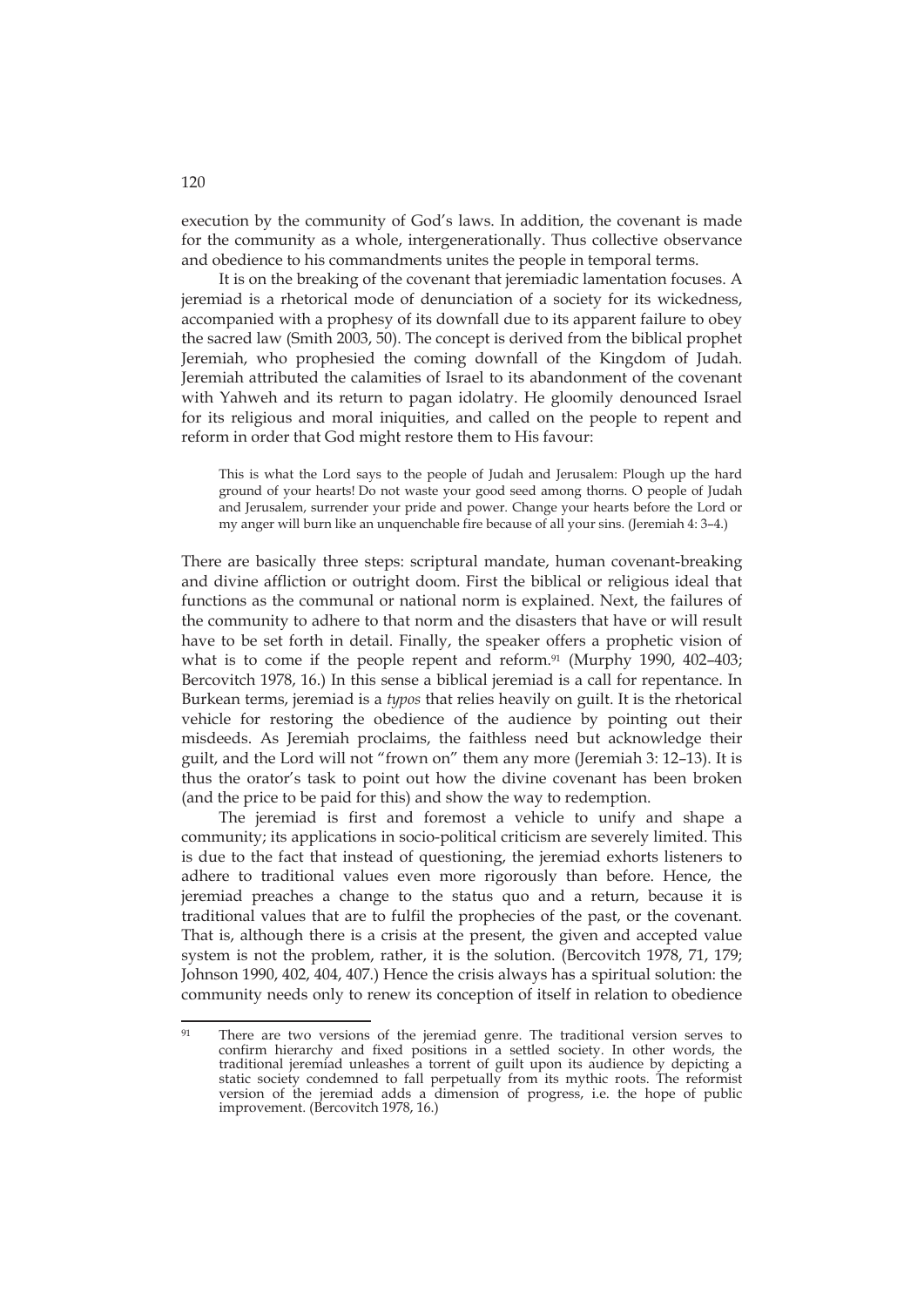execution by the community of God's laws. In addition, the covenant is made for the community as a whole, intergenerationally. Thus collective observance and obedience to his commandments unites the people in temporal terms.

It is on the breaking of the covenant that jeremiadic lamentation focuses. A jeremiad is a rhetorical mode of denunciation of a society for its wickedness, accompanied with a prophesy of its downfall due to its apparent failure to obey the sacred law (Smith 2003, 50). The concept is derived from the biblical prophet Jeremiah, who prophesied the coming downfall of the Kingdom of Judah. Jeremiah attributed the calamities of Israel to its abandonment of the covenant with Yahweh and its return to pagan idolatry. He gloomily denounced Israel for its religious and moral iniquities, and called on the people to repent and reform in order that God might restore them to His favour:

> This is what the Lord says to the people of Judah and Jerusalem: Plough up the hard ground of your hearts! Do not waste your good seed among thorns. O people of Judah and Jerusalem, surrender your pride and power. Change your hearts before the Lord or my anger will burn like an unquenchable fire because of all your sins. (Jeremiah 4: 3–4.)

There are basically three steps: scriptural mandate, human covenant-breaking and divine affliction or outright doom. First the biblical or religious ideal that functions as the communal or national norm is explained. Next, the failures of the community to adhere to that norm and the disasters that have or will result have to be set forth in detail. Finally, the speaker offers a prophetic vision of what is to come if the people repent and reform.[91] (Murphy 1990, 402–403; Bercovitch 1978, 16.) In this sense a biblical jeremiad is a call for repentance. In Burkean terms, jeremiad is a *typos* that relies heavily on guilt. It is the rhetorical vehicle for restoring the obedience of the audience by pointing out their misdeeds. As Jeremiah proclaims, the faithless need but acknowledge their guilt, and the Lord will not "frown on" them any more (Jeremiah 3: 12–13). It is thus the orator's task to point out how the divine covenant has been broken (and the price to be paid for this) and show the way to redemption.

The jeremiad is first and foremost a vehicle to unify and shape a community; its applications in socio-political criticism are severely limited. This is due to the fact that instead of questioning, the jeremiad exhorts listeners to adhere to traditional values even more rigorously than before. Hence, the jeremiad preaches a change to the status quo and a return, because it is traditional values that are to fulfil the prophecies of the past, or the covenant. That is, although there is a crisis at the present, the given and accepted value system is not the problem, rather, it is the solution. (Bercovitch 1978, 71, 179; Johnson 1990, 402, 404, 407.) Hence the crisis always has a spiritual solution: the community needs only to renew its conception of itself in relation to obedience

[91] There are two versions of the jeremiad genre. The traditional version serves to confirm hierarchy and fixed positions in a settled society. In other words, the traditional jeremiad unleashes a torrent of guilt upon its audience by depicting a static society condemned to fall perpetually from its mythic roots. The reformist version of the jeremiad adds a dimension of progress, i.e. the hope of public improvement. (Bercovitch 1978, 16.)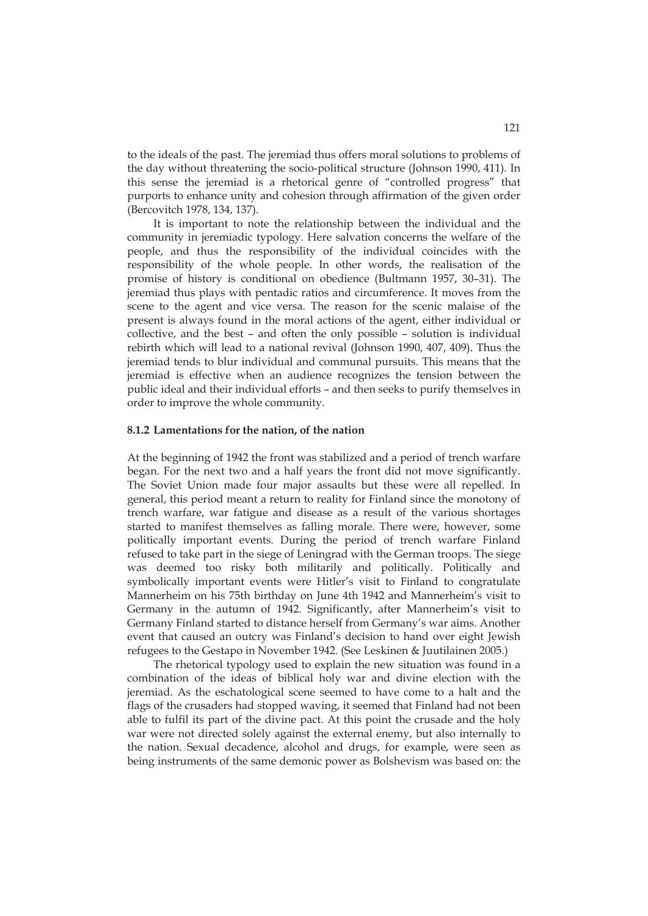to the ideals of the past. The jeremiad thus offers moral solutions to problems of the day without threatening the socio-political structure (Johnson 1990, 411). In this sense the jeremiad is a rhetorical genre of "controlled progress" that purports to enhance unity and cohesion through affirmation of the given order (Bercovitch 1978, 134, 137).

It is important to note the relationship between the individual and the community in jeremiadic typology. Here salvation concerns the welfare of the people, and thus the responsibility of the individual coincides with the responsibility of the whole people. In other words, the realisation of the promise of history is conditional on obedience (Bultmann 1957, 30–31). The jeremiad thus plays with pentadic ratios and circumference. It moves from the scene to the agent and vice versa. The reason for the scenic malaise of the present is always found in the moral actions of the agent, either individual or collective, and the best – and often the only possible – solution is individual rebirth which will lead to a national revival (Johnson 1990, 407, 409). Thus the jeremiad tends to blur individual and communal pursuits. This means that the jeremiad is effective when an audience recognizes the tension between the public ideal and their individual efforts – and then seeks to purify themselves in order to improve the whole community.

### 8.1.2 Lamentations for the nation, of the nation

At the beginning of 1942 the front was stabilized and a period of trench warfare began. For the next two and a half years the front did not move significantly. The Soviet Union made four major assaults but these were all repelled. In general, this period meant a return to reality for Finland since the monotony of trench warfare, war fatigue and disease as a result of the various shortages started to manifest themselves as falling morale. There were, however, some politically important events. During the period of trench warfare Finland refused to take part in the siege of Leningrad with the German troops. The siege was deemed too risky both militarily and politically. Politically and symbolically important events were Hitler's visit to Finland to congratulate Mannerheim on his 75th birthday on June 4th 1942 and Mannerheim's visit to Germany in the autumn of 1942. Significantly, after Mannerheim's visit to Germany Finland started to distance herself from Germany's war aims. Another event that caused an outcry was Finland's decision to hand over eight Jewish refugees to the Gestapo in November 1942. (See Leskinen & Juutilainen 2005.)

The rhetorical typology used to explain the new situation was found in a combination of the ideas of biblical holy war and divine election with the jeremiad. As the eschatological scene seemed to have come to a halt and the flags of the crusaders had stopped waving, it seemed that Finland had not been able to fulfil its part of the divine pact. At this point the crusade and the holy war were not directed solely against the external enemy, but also internally to the nation. Sexual decadence, alcohol and drugs, for example, were seen as being instruments of the same demonic power as Bolshevism was based on: the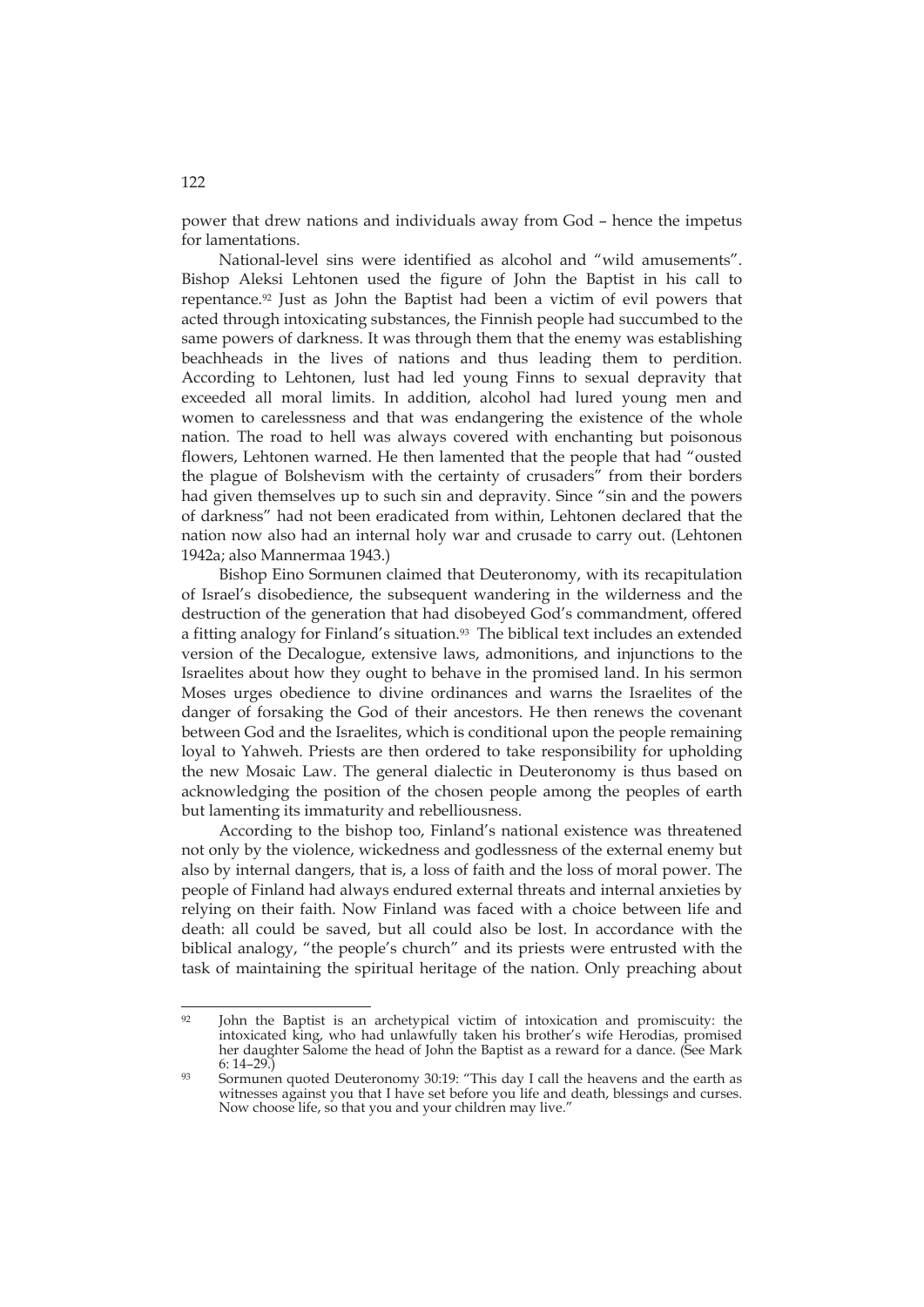power that drew nations and individuals away from God – hence the impetus for lamentations.

National-level sins were identified as alcohol and "wild amusements". Bishop Aleksi Lehtonen used the figure of John the Baptist in his call to repentance.[92] Just as John the Baptist had been a victim of evil powers that acted through intoxicating substances, the Finnish people had succumbed to the same powers of darkness. It was through them that the enemy was establishing beachheads in the lives of nations and thus leading them to perdition. According to Lehtonen, lust had led young Finns to sexual depravity that exceeded all moral limits. In addition, alcohol had lured young men and women to carelessness and that was endangering the existence of the whole nation. The road to hell was always covered with enchanting but poisonous flowers, Lehtonen warned. He then lamented that the people that had "ousted the plague of Bolshevism with the certainty of crusaders" from their borders had given themselves up to such sin and depravity. Since "sin and the powers of darkness" had not been eradicated from within, Lehtonen declared that the nation now also had an internal holy war and crusade to carry out. (Lehtonen 1942a; also Mannermaa 1943.)

Bishop Eino Sormunen claimed that Deuteronomy, with its recapitulation of Israel's disobedience, the subsequent wandering in the wilderness and the destruction of the generation that had disobeyed God's commandment, offered a fitting analogy for Finland's situation.[93] The biblical text includes an extended version of the Decalogue, extensive laws, admonitions, and injunctions to the Israelites about how they ought to behave in the promised land. In his sermon Moses urges obedience to divine ordinances and warns the Israelites of the danger of forsaking the God of their ancestors. He then renews the covenant between God and the Israelites, which is conditional upon the people remaining loyal to Yahweh. Priests are then ordered to take responsibility for upholding the new Mosaic Law. The general dialectic in Deuteronomy is thus based on acknowledging the position of the chosen people among the peoples of earth but lamenting its immaturity and rebelliousness.

According to the bishop too, Finland's national existence was threatened not only by the violence, wickedness and godlessness of the external enemy but also by internal dangers, that is, a loss of faith and the loss of moral power. The people of Finland had always endured external threats and internal anxieties by relying on their faith. Now Finland was faced with a choice between life and death: all could be saved, but all could also be lost. In accordance with the biblical analogy, "the people's church" and its priests were entrusted with the task of maintaining the spiritual heritage of the nation. Only preaching about

---

[92] John the Baptist is an archetypical victim of intoxication and promiscuity: the intoxicated king, who had unlawfully taken his brother's wife Herodias, promised her daughter Salome the head of John the Baptist as a reward for a dance. (See Mark 6: 14–29.)

[93] Sormunen quoted Deuteronomy 30:19: "This day I call the heavens and the earth as witnesses against you that I have set before you life and death, blessings and curses. Now choose life, so that you and your children may live."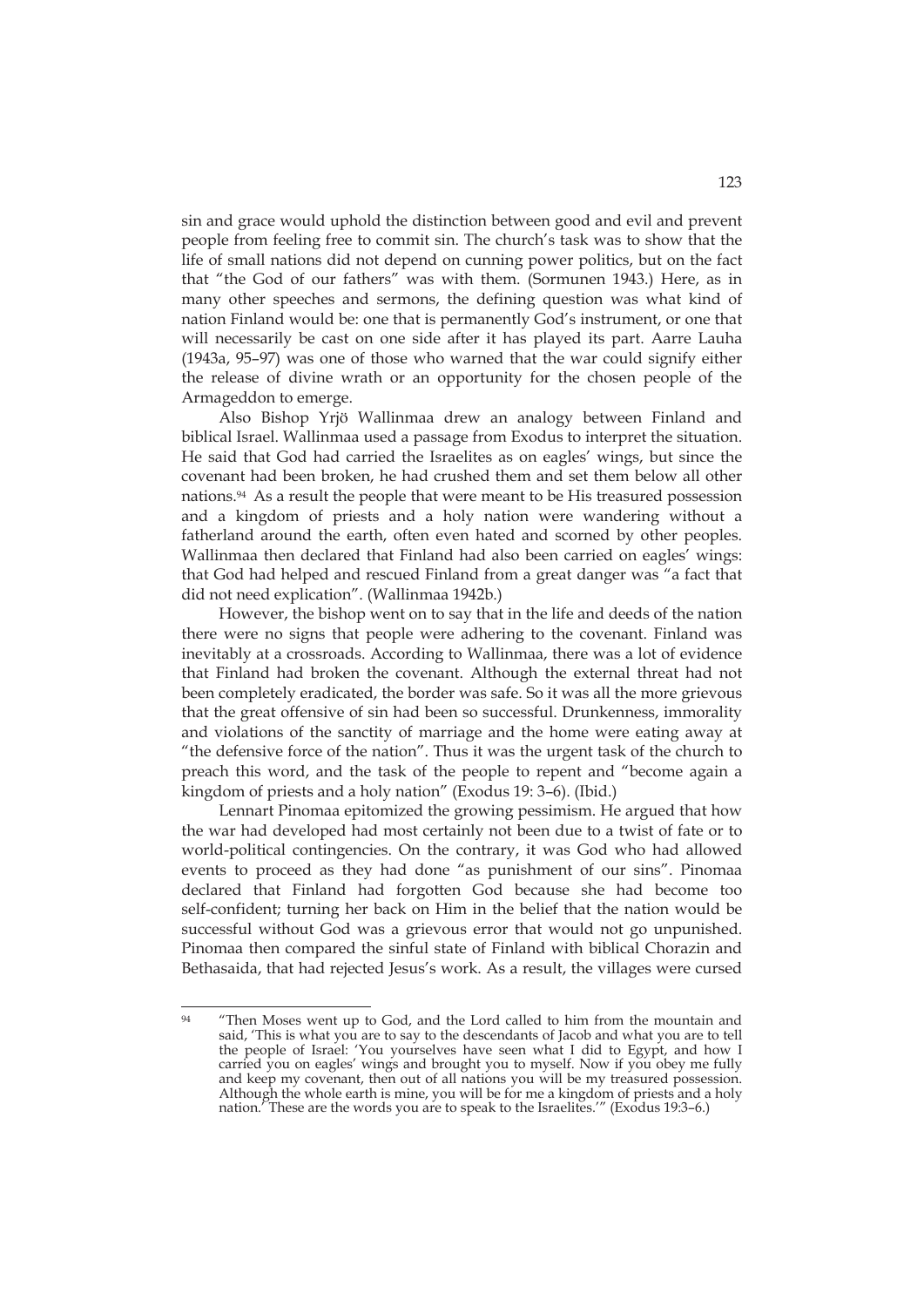sin and grace would uphold the distinction between good and evil and prevent people from feeling free to commit sin. The church's task was to show that the life of small nations did not depend on cunning power politics, but on the fact that "the God of our fathers" was with them. (Sormunen 1943.) Here, as in many other speeches and sermons, the defining question was what kind of nation Finland would be: one that is permanently God's instrument, or one that will necessarily be cast on one side after it has played its part. Aarre Lauha (1943a, 95–97) was one of those who warned that the war could signify either the release of divine wrath or an opportunity for the chosen people of the Armageddon to emerge.

Also Bishop Yrjö Wallinmaa drew an analogy between Finland and biblical Israel. Wallinmaa used a passage from Exodus to interpret the situation. He said that God had carried the Israelites as on eagles' wings, but since the covenant had been broken, he had crushed them and set them below all other nations.[94] As a result the people that were meant to be His treasured possession and a kingdom of priests and a holy nation were wandering without a fatherland around the earth, often even hated and scorned by other peoples. Wallinmaa then declared that Finland had also been carried on eagles' wings: that God had helped and rescued Finland from a great danger was "a fact that did not need explication". (Wallinmaa 1942b.)

However, the bishop went on to say that in the life and deeds of the nation there were no signs that people were adhering to the covenant. Finland was inevitably at a crossroads. According to Wallinmaa, there was a lot of evidence that Finland had broken the covenant. Although the external threat had not been completely eradicated, the border was safe. So it was all the more grievous that the great offensive of sin had been so successful. Drunkenness, immorality and violations of the sanctity of marriage and the home were eating away at "the defensive force of the nation". Thus it was the urgent task of the church to preach this word, and the task of the people to repent and "become again a kingdom of priests and a holy nation" (Exodus 19: 3–6). (Ibid.)

Lennart Pinomaa epitomized the growing pessimism. He argued that how the war had developed had most certainly not been due to a twist of fate or to world-political contingencies. On the contrary, it was God who had allowed events to proceed as they had done "as punishment of our sins". Pinomaa declared that Finland had forgotten God because she had become too self-confident; turning her back on Him in the belief that the nation would be successful without God was a grievous error that would not go unpunished. Pinomaa then compared the sinful state of Finland with biblical Chorazin and Bethasaida, that had rejected Jesus's work. As a result, the villages were cursed

---

[94] "Then Moses went up to God, and the Lord called to him from the mountain and said, 'This is what you are to say to the descendants of Jacob and what you are to tell the people of Israel: 'You yourselves have seen what I did to Egypt, and how I carried you on eagles' wings and brought you to myself. Now if you obey me fully and keep my covenant, then out of all nations you will be my treasured possession. Although the whole earth is mine, you will be for me a kingdom of priests and a holy nation.' These are the words you are to speak to the Israelites.'" (Exodus 19:3–6.)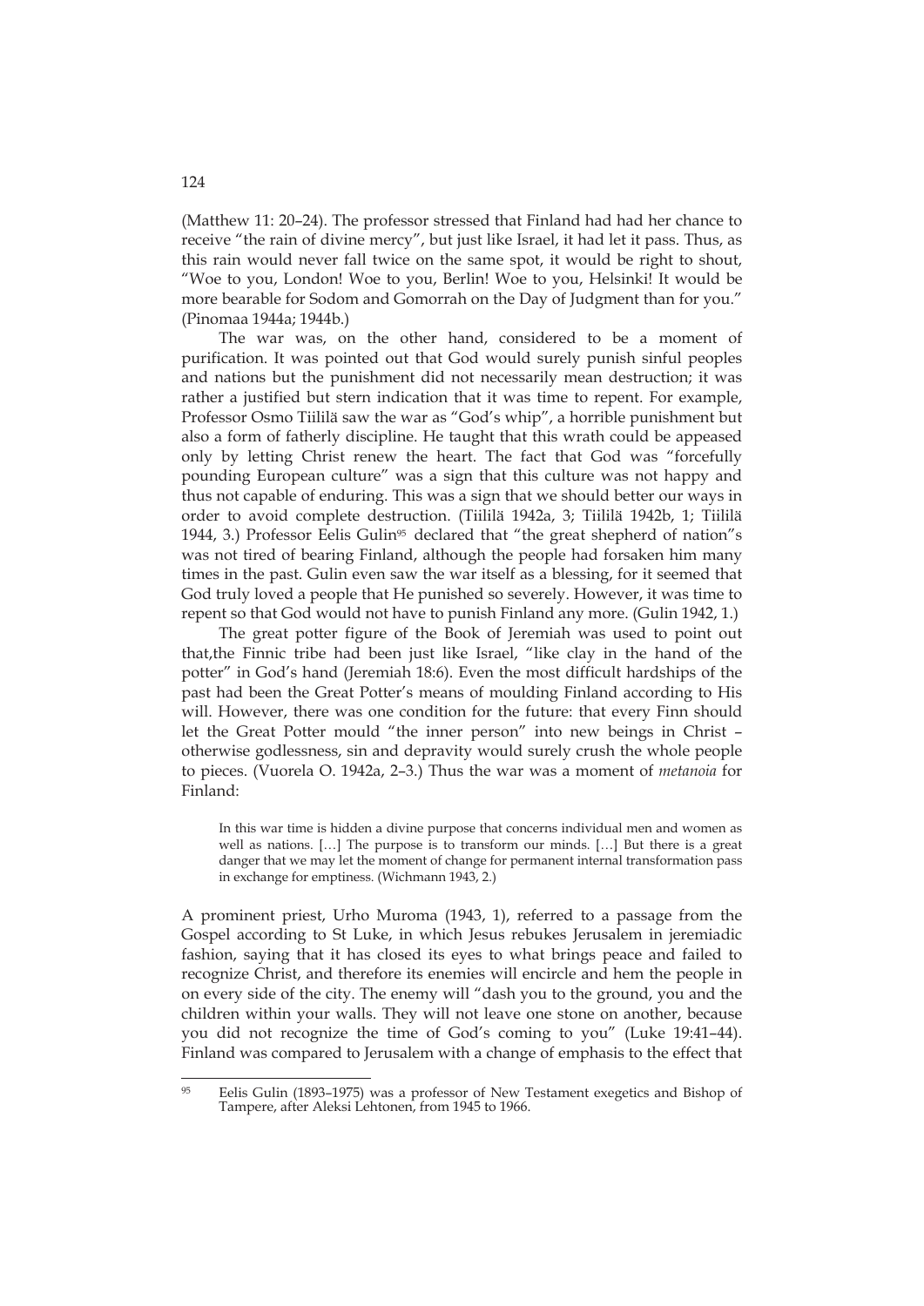(Matthew 11: 20–24). The professor stressed that Finland had had her chance to receive "the rain of divine mercy", but just like Israel, it had let it pass. Thus, as this rain would never fall twice on the same spot, it would be right to shout, "Woe to you, London! Woe to you, Berlin! Woe to you, Helsinki! It would be more bearable for Sodom and Gomorrah on the Day of Judgment than for you." (Pinomaa 1944a; 1944b.)

The war was, on the other hand, considered to be a moment of purification. It was pointed out that God would surely punish sinful peoples and nations but the punishment did not necessarily mean destruction; it was rather a justified but stern indication that it was time to repent. For example, Professor Osmo Tiililä saw the war as "God's whip", a horrible punishment but also a form of fatherly discipline. He taught that this wrath could be appeased only by letting Christ renew the heart. The fact that God was "forcefully pounding European culture" was a sign that this culture was not happy and thus not capable of enduring. This was a sign that we should better our ways in order to avoid complete destruction. (Tiililä 1942a, 3; Tiililä 1942b, 1; Tiililä 1944, 3.) Professor Eelis Gulin[95] declared that "the great shepherd of nation"s was not tired of bearing Finland, although the people had forsaken him many times in the past. Gulin even saw the war itself as a blessing, for it seemed that God truly loved a people that He punished so severely. However, it was time to repent so that God would not have to punish Finland any more. (Gulin 1942, 1.)

The great potter figure of the Book of Jeremiah was used to point out that,the Finnic tribe had been just like Israel, "like clay in the hand of the potter" in God's hand (Jeremiah 18:6). Even the most difficult hardships of the past had been the Great Potter's means of moulding Finland according to His will. However, there was one condition for the future: that every Finn should let the Great Potter mould "the inner person" into new beings in Christ – otherwise godlessness, sin and depravity would surely crush the whole people to pieces. (Vuorela O. 1942a, 2–3.) Thus the war was a moment of *metanoia* for Finland:

> In this war time is hidden a divine purpose that concerns individual men and women as well as nations. […] The purpose is to transform our minds. […] But there is a great danger that we may let the moment of change for permanent internal transformation pass in exchange for emptiness. (Wichmann 1943, 2.)

A prominent priest, Urho Muroma (1943, 1), referred to a passage from the Gospel according to St Luke, in which Jesus rebukes Jerusalem in jeremiadic fashion, saying that it has closed its eyes to what brings peace and failed to recognize Christ, and therefore its enemies will encircle and hem the people in on every side of the city. The enemy will "dash you to the ground, you and the children within your walls. They will not leave one stone on another, because you did not recognize the time of God's coming to you" (Luke 19:41–44). Finland was compared to Jerusalem with a change of emphasis to the effect that

[95] Eelis Gulin (1893–1975) was a professor of New Testament exegetics and Bishop of Tampere, after Aleksi Lehtonen, from 1945 to 1966.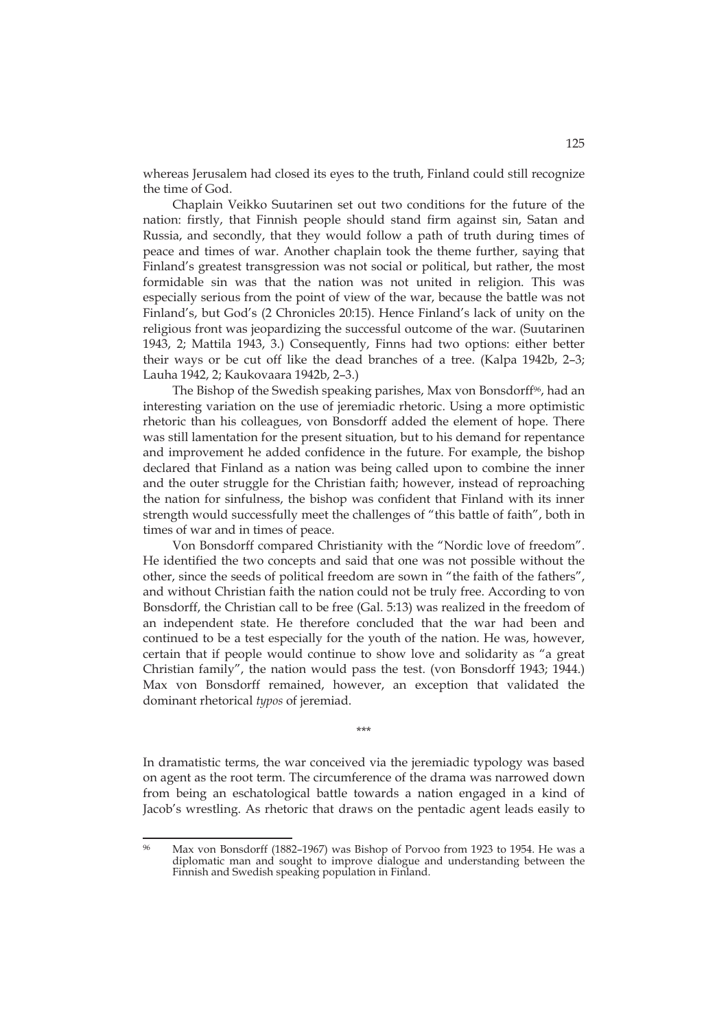whereas Jerusalem had closed its eyes to the truth, Finland could still recognize the time of God.

Chaplain Veikko Suutarinen set out two conditions for the future of the nation: firstly, that Finnish people should stand firm against sin, Satan and Russia, and secondly, that they would follow a path of truth during times of peace and times of war. Another chaplain took the theme further, saying that Finland's greatest transgression was not social or political, but rather, the most formidable sin was that the nation was not united in religion. This was especially serious from the point of view of the war, because the battle was not Finland's, but God's (2 Chronicles 20:15). Hence Finland's lack of unity on the religious front was jeopardizing the successful outcome of the war. (Suutarinen 1943, 2; Mattila 1943, 3.) Consequently, Finns had two options: either better their ways or be cut off like the dead branches of a tree. (Kalpa 1942b, 2–3; Lauha 1942, 2; Kaukovaara 1942b, 2–3.)

The Bishop of the Swedish speaking parishes, Max von Bonsdorff[96], had an interesting variation on the use of jeremiadic rhetoric. Using a more optimistic rhetoric than his colleagues, von Bonsdorff added the element of hope. There was still lamentation for the present situation, but to his demand for repentance and improvement he added confidence in the future. For example, the bishop declared that Finland as a nation was being called upon to combine the inner and the outer struggle for the Christian faith; however, instead of reproaching the nation for sinfulness, the bishop was confident that Finland with its inner strength would successfully meet the challenges of "this battle of faith", both in times of war and in times of peace.

Von Bonsdorff compared Christianity with the "Nordic love of freedom". He identified the two concepts and said that one was not possible without the other, since the seeds of political freedom are sown in "the faith of the fathers", and without Christian faith the nation could not be truly free. According to von Bonsdorff, the Christian call to be free (Gal. 5:13) was realized in the freedom of an independent state. He therefore concluded that the war had been and continued to be a test especially for the youth of the nation. He was, however, certain that if people would continue to show love and solidarity as "a great Christian family", the nation would pass the test. (von Bonsdorff 1943; 1944.) Max von Bonsdorff remained, however, an exception that validated the dominant rhetorical *typos* of jeremiad.

\*\*\*

In dramatistic terms, the war conceived via the jeremiadic typology was based on agent as the root term. The circumference of the drama was narrowed down from being an eschatological battle towards a nation engaged in a kind of Jacob's wrestling. As rhetoric that draws on the pentadic agent leads easily to

[96] Max von Bonsdorff (1882–1967) was Bishop of Porvoo from 1923 to 1954. He was a diplomatic man and sought to improve dialogue and understanding between the Finnish and Swedish speaking population in Finland.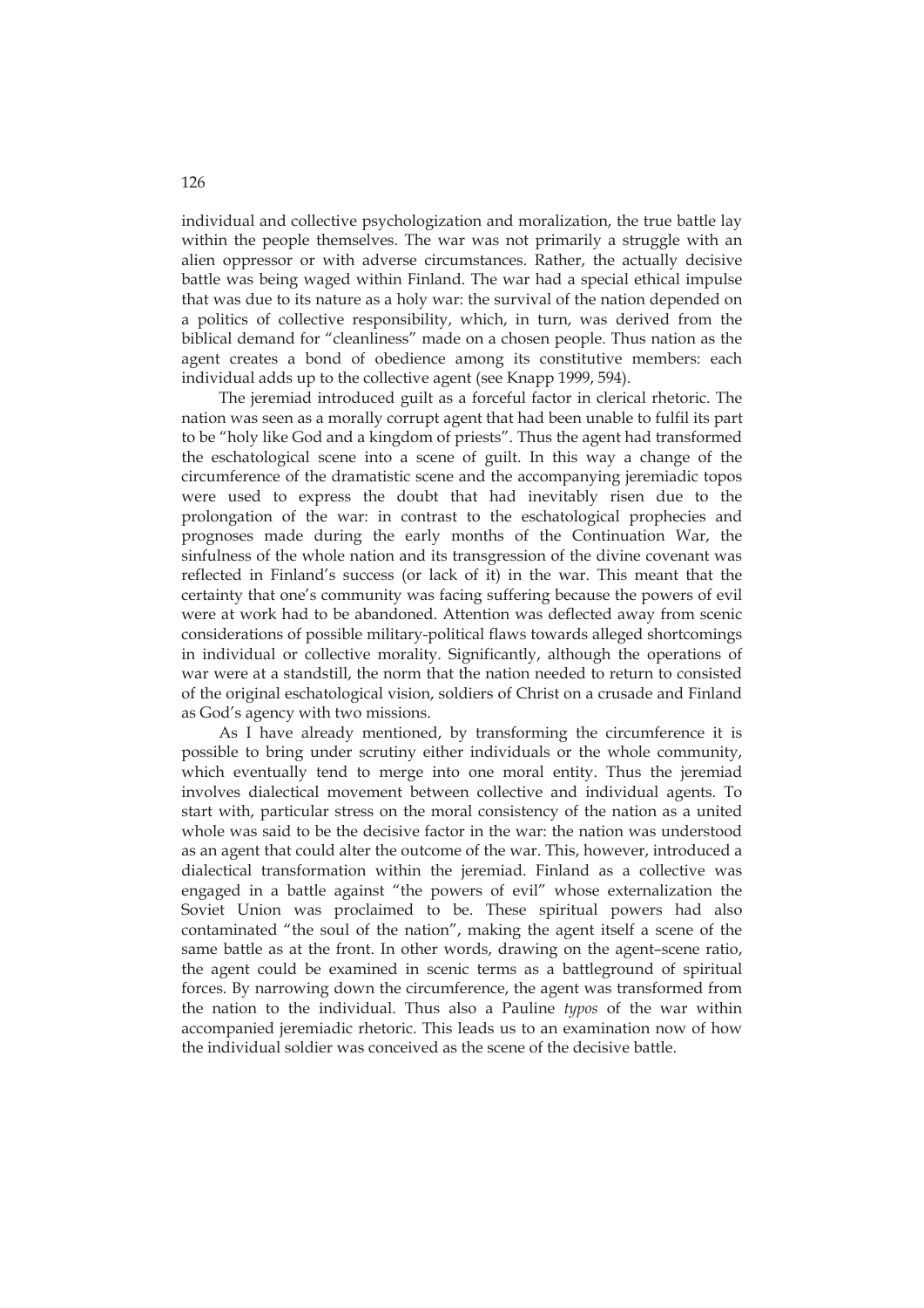individual and collective psychologization and moralization, the true battle lay within the people themselves. The war was not primarily a struggle with an alien oppressor or with adverse circumstances. Rather, the actually decisive battle was being waged within Finland. The war had a special ethical impulse that was due to its nature as a holy war: the survival of the nation depended on a politics of collective responsibility, which, in turn, was derived from the biblical demand for "cleanliness" made on a chosen people. Thus nation as the agent creates a bond of obedience among its constitutive members: each individual adds up to the collective agent (see Knapp 1999, 594).

The jeremiad introduced guilt as a forceful factor in clerical rhetoric. The nation was seen as a morally corrupt agent that had been unable to fulfil its part to be "holy like God and a kingdom of priests". Thus the agent had transformed the eschatological scene into a scene of guilt. In this way a change of the circumference of the dramatistic scene and the accompanying jeremiadic topos were used to express the doubt that had inevitably risen due to the prolongation of the war: in contrast to the eschatological prophecies and prognoses made during the early months of the Continuation War, the sinfulness of the whole nation and its transgression of the divine covenant was reflected in Finland's success (or lack of it) in the war. This meant that the certainty that one's community was facing suffering because the powers of evil were at work had to be abandoned. Attention was deflected away from scenic considerations of possible military-political flaws towards alleged shortcomings in individual or collective morality. Significantly, although the operations of war were at a standstill, the norm that the nation needed to return to consisted of the original eschatological vision, soldiers of Christ on a crusade and Finland as God's agency with two missions.

As I have already mentioned, by transforming the circumference it is possible to bring under scrutiny either individuals or the whole community, which eventually tend to merge into one moral entity. Thus the jeremiad involves dialectical movement between collective and individual agents. To start with, particular stress on the moral consistency of the nation as a united whole was said to be the decisive factor in the war: the nation was understood as an agent that could alter the outcome of the war. This, however, introduced a dialectical transformation within the jeremiad. Finland as a collective was engaged in a battle against "the powers of evil" whose externalization the Soviet Union was proclaimed to be. These spiritual powers had also contaminated "the soul of the nation", making the agent itself a scene of the same battle as at the front. In other words, drawing on the agent–scene ratio, the agent could be examined in scenic terms as a battleground of spiritual forces. By narrowing down the circumference, the agent was transformed from the nation to the individual. Thus also a Pauline *typos* of the war within accompanied jeremiadic rhetoric. This leads us to an examination now of how the individual soldier was conceived as the scene of the decisive battle.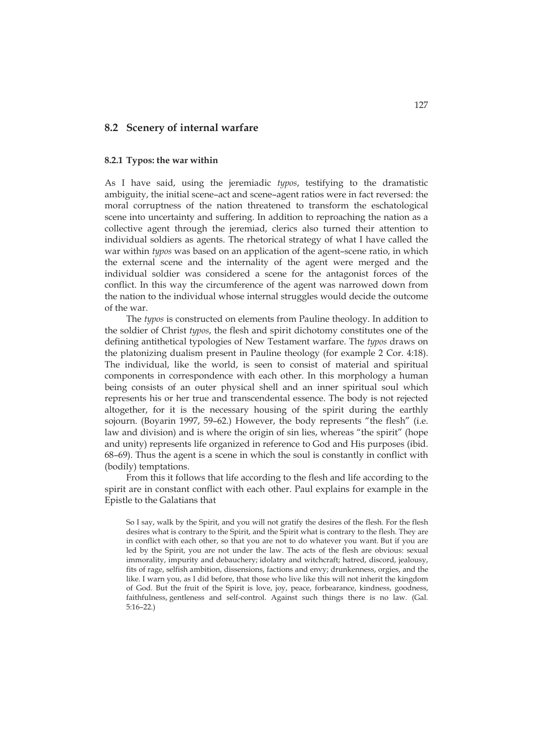## 8.2 Scenery of internal warfare

### 8.2.1 Typos: the war within

As I have said, using the jeremiadic *typos*, testifying to the dramatistic ambiguity, the initial scene–act and scene–agent ratios were in fact reversed: the moral corruptness of the nation threatened to transform the eschatological scene into uncertainty and suffering. In addition to reproaching the nation as a collective agent through the jeremiad, clerics also turned their attention to individual soldiers as agents. The rhetorical strategy of what I have called the war within *typos* was based on an application of the agent–scene ratio, in which the external scene and the internality of the agent were merged and the individual soldier was considered a scene for the antagonist forces of the conflict. In this way the circumference of the agent was narrowed down from the nation to the individual whose internal struggles would decide the outcome of the war.

The *typos* is constructed on elements from Pauline theology. In addition to the soldier of Christ *typos*, the flesh and spirit dichotomy constitutes one of the defining antithetical typologies of New Testament warfare. The *typos* draws on the platonizing dualism present in Pauline theology (for example 2 Cor. 4:18). The individual, like the world, is seen to consist of material and spiritual components in correspondence with each other. In this morphology a human being consists of an outer physical shell and an inner spiritual soul which represents his or her true and transcendental essence. The body is not rejected altogether, for it is the necessary housing of the spirit during the earthly sojourn. (Boyarin 1997, 59–62.) However, the body represents "the flesh" (i.e. law and division) and is where the origin of sin lies, whereas "the spirit" (hope and unity) represents life organized in reference to God and His purposes (ibid. 68–69). Thus the agent is a scene in which the soul is constantly in conflict with (bodily) temptations.

From this it follows that life according to the flesh and life according to the spirit are in constant conflict with each other. Paul explains for example in the Epistle to the Galatians that

> So I say, walk by the Spirit, and you will not gratify the desires of the flesh. For the flesh desires what is contrary to the Spirit, and the Spirit what is contrary to the flesh. They are in conflict with each other, so that you are not to do whatever you want. But if you are led by the Spirit, you are not under the law. The acts of the flesh are obvious: sexual immorality, impurity and debauchery; idolatry and witchcraft; hatred, discord, jealousy, fits of rage, selfish ambition, dissensions, factions and envy; drunkenness, orgies, and the like. I warn you, as I did before, that those who live like this will not inherit the kingdom of God. But the fruit of the Spirit is love, joy, peace, forbearance, kindness, goodness, faithfulness, gentleness and self-control. Against such things there is no law. (Gal. 5:16–22.)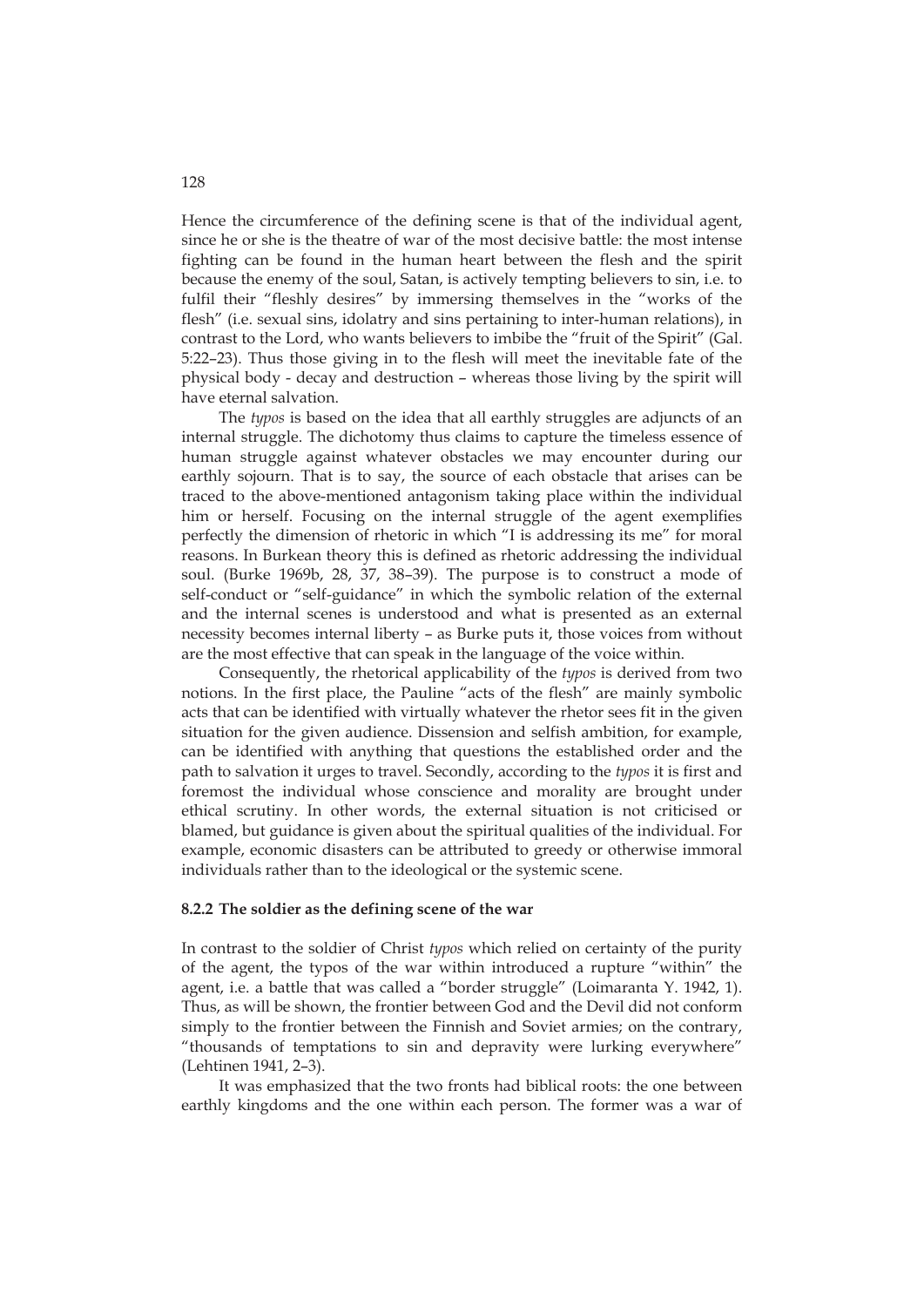Hence the circumference of the defining scene is that of the individual agent, since he or she is the theatre of war of the most decisive battle: the most intense fighting can be found in the human heart between the flesh and the spirit because the enemy of the soul, Satan, is actively tempting believers to sin, i.e. to fulfil their "fleshly desires" by immersing themselves in the "works of the flesh" (i.e. sexual sins, idolatry and sins pertaining to inter-human relations), in contrast to the Lord, who wants believers to imbibe the "fruit of the Spirit" (Gal. 5:22–23). Thus those giving in to the flesh will meet the inevitable fate of the physical body - decay and destruction – whereas those living by the spirit will have eternal salvation.

The *typos* is based on the idea that all earthly struggles are adjuncts of an internal struggle. The dichotomy thus claims to capture the timeless essence of human struggle against whatever obstacles we may encounter during our earthly sojourn. That is to say, the source of each obstacle that arises can be traced to the above-mentioned antagonism taking place within the individual him or herself. Focusing on the internal struggle of the agent exemplifies perfectly the dimension of rhetoric in which "I is addressing its me" for moral reasons. In Burkean theory this is defined as rhetoric addressing the individual soul. (Burke 1969b, 28, 37, 38–39). The purpose is to construct a mode of self-conduct or "self-guidance" in which the symbolic relation of the external and the internal scenes is understood and what is presented as an external necessity becomes internal liberty – as Burke puts it, those voices from without are the most effective that can speak in the language of the voice within.

Consequently, the rhetorical applicability of the *typos* is derived from two notions. In the first place, the Pauline "acts of the flesh" are mainly symbolic acts that can be identified with virtually whatever the rhetor sees fit in the given situation for the given audience. Dissension and selfish ambition, for example, can be identified with anything that questions the established order and the path to salvation it urges to travel. Secondly, according to the *typos* it is first and foremost the individual whose conscience and morality are brought under ethical scrutiny. In other words, the external situation is not criticised or blamed, but guidance is given about the spiritual qualities of the individual. For example, economic disasters can be attributed to greedy or otherwise immoral individuals rather than to the ideological or the systemic scene.

### 8.2.2 The soldier as the defining scene of the war

In contrast to the soldier of Christ *typos* which relied on certainty of the purity of the agent, the typos of the war within introduced a rupture "within" the agent, i.e. a battle that was called a "border struggle" (Loimaranta Y. 1942, 1). Thus, as will be shown, the frontier between God and the Devil did not conform simply to the frontier between the Finnish and Soviet armies; on the contrary, "thousands of temptations to sin and depravity were lurking everywhere" (Lehtinen 1941, 2–3).

It was emphasized that the two fronts had biblical roots: the one between earthly kingdoms and the one within each person. The former was a war of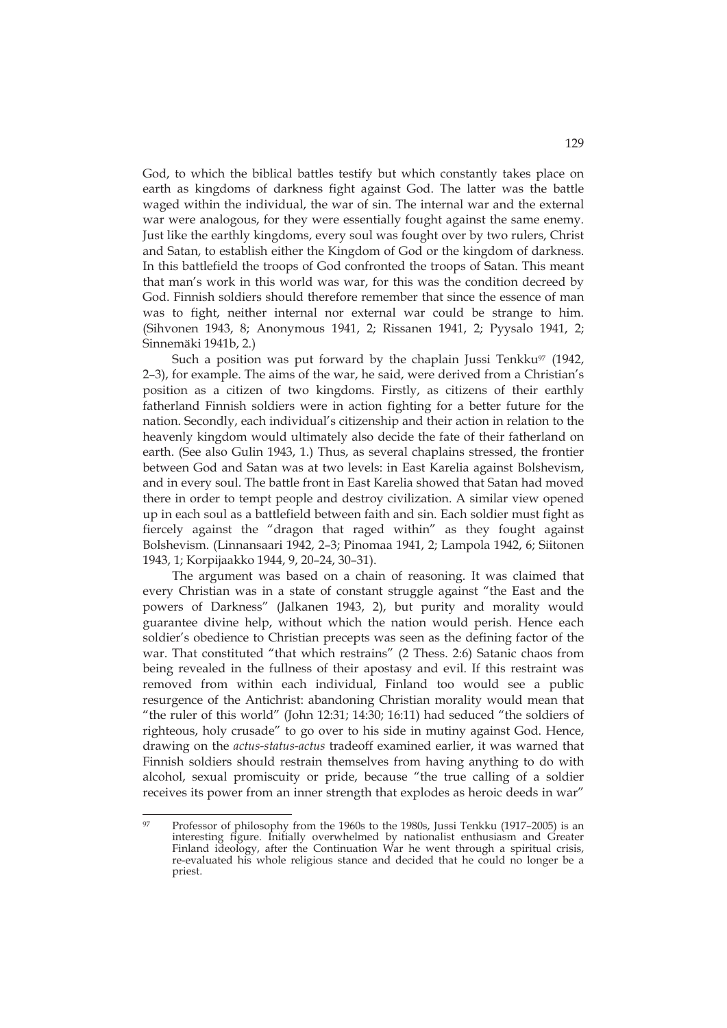God, to which the biblical battles testify but which constantly takes place on earth as kingdoms of darkness fight against God. The latter was the battle waged within the individual, the war of sin. The internal war and the external war were analogous, for they were essentially fought against the same enemy. Just like the earthly kingdoms, every soul was fought over by two rulers, Christ and Satan, to establish either the Kingdom of God or the kingdom of darkness. In this battlefield the troops of God confronted the troops of Satan. This meant that man's work in this world was war, for this was the condition decreed by God. Finnish soldiers should therefore remember that since the essence of man was to fight, neither internal nor external war could be strange to him. (Sihvonen 1943, 8; Anonymous 1941, 2; Rissanen 1941, 2; Pyysalo 1941, 2; Sinnemäki 1941b, 2.)

Such a position was put forward by the chaplain Jussi Tenkku[97] (1942, 2–3), for example. The aims of the war, he said, were derived from a Christian's position as a citizen of two kingdoms. Firstly, as citizens of their earthly fatherland Finnish soldiers were in action fighting for a better future for the nation. Secondly, each individual's citizenship and their action in relation to the heavenly kingdom would ultimately also decide the fate of their fatherland on earth. (See also Gulin 1943, 1.) Thus, as several chaplains stressed, the frontier between God and Satan was at two levels: in East Karelia against Bolshevism, and in every soul. The battle front in East Karelia showed that Satan had moved there in order to tempt people and destroy civilization. A similar view opened up in each soul as a battlefield between faith and sin. Each soldier must fight as fiercely against the "dragon that raged within" as they fought against Bolshevism. (Linnansaari 1942, 2–3; Pinomaa 1941, 2; Lampola 1942, 6; Siitonen 1943, 1; Korpijaakko 1944, 9, 20–24, 30–31).

The argument was based on a chain of reasoning. It was claimed that every Christian was in a state of constant struggle against "the East and the powers of Darkness" (Jalkanen 1943, 2), but purity and morality would guarantee divine help, without which the nation would perish. Hence each soldier's obedience to Christian precepts was seen as the defining factor of the war. That constituted "that which restrains" (2 Thess. 2:6) Satanic chaos from being revealed in the fullness of their apostasy and evil. If this restraint was removed from within each individual, Finland too would see a public resurgence of the Antichrist: abandoning Christian morality would mean that "the ruler of this world" (John 12:31; 14:30; 16:11) had seduced "the soldiers of righteous, holy crusade" to go over to his side in mutiny against God. Hence, drawing on the *actus-status-actus* tradeoff examined earlier, it was warned that Finnish soldiers should restrain themselves from having anything to do with alcohol, sexual promiscuity or pride, because "the true calling of a soldier receives its power from an inner strength that explodes as heroic deeds in war"

[97] Professor of philosophy from the 1960s to the 1980s, Jussi Tenkku (1917–2005) is an interesting figure. Initially overwhelmed by nationalist enthusiasm and Greater Finland ideology, after the Continuation War he went through a spiritual crisis, re-evaluated his whole religious stance and decided that he could no longer be a priest.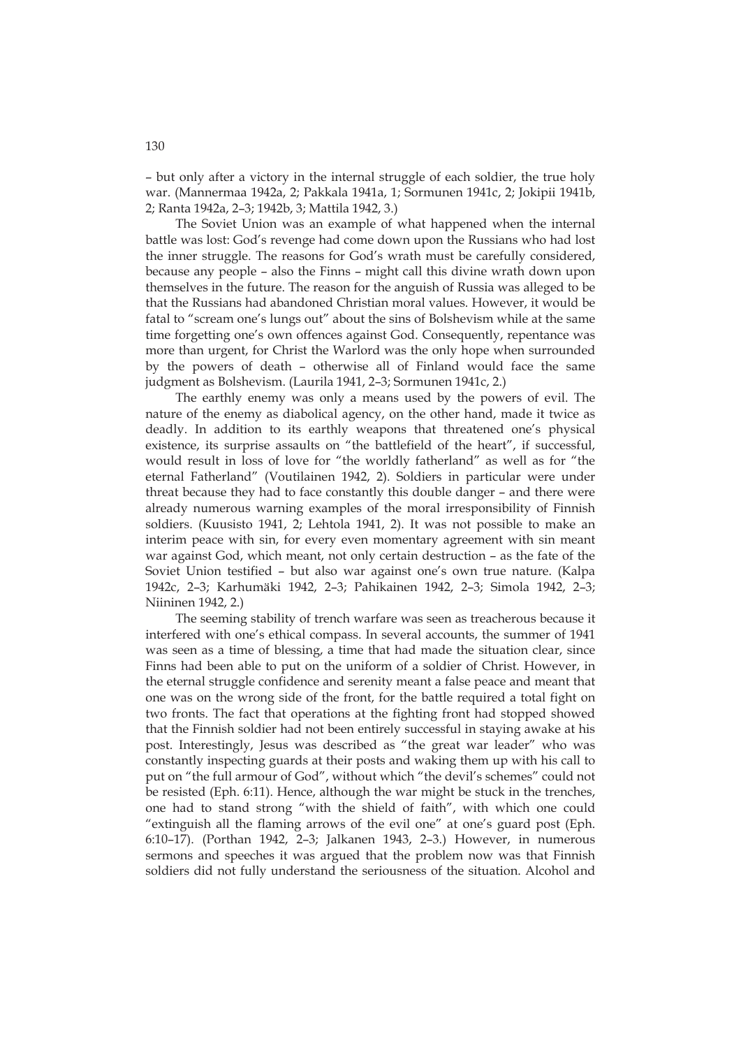– but only after a victory in the internal struggle of each soldier, the true holy war. (Mannermaa 1942a, 2; Pakkala 1941a, 1; Sormunen 1941c, 2; Jokipii 1941b, 2; Ranta 1942a, 2–3; 1942b, 3; Mattila 1942, 3.)

The Soviet Union was an example of what happened when the internal battle was lost: God's revenge had come down upon the Russians who had lost the inner struggle. The reasons for God's wrath must be carefully considered, because any people – also the Finns – might call this divine wrath down upon themselves in the future. The reason for the anguish of Russia was alleged to be that the Russians had abandoned Christian moral values. However, it would be fatal to "scream one's lungs out" about the sins of Bolshevism while at the same time forgetting one's own offences against God. Consequently, repentance was more than urgent, for Christ the Warlord was the only hope when surrounded by the powers of death – otherwise all of Finland would face the same judgment as Bolshevism. (Laurila 1941, 2–3; Sormunen 1941c, 2.)

The earthly enemy was only a means used by the powers of evil. The nature of the enemy as diabolical agency, on the other hand, made it twice as deadly. In addition to its earthly weapons that threatened one's physical existence, its surprise assaults on "the battlefield of the heart", if successful, would result in loss of love for "the worldly fatherland" as well as for "the eternal Fatherland" (Voutilainen 1942, 2). Soldiers in particular were under threat because they had to face constantly this double danger – and there were already numerous warning examples of the moral irresponsibility of Finnish soldiers. (Kuusisto 1941, 2; Lehtola 1941, 2). It was not possible to make an interim peace with sin, for every even momentary agreement with sin meant war against God, which meant, not only certain destruction – as the fate of the Soviet Union testified – but also war against one's own true nature. (Kalpa 1942c, 2–3; Karhumäki 1942, 2–3; Pahikainen 1942, 2–3; Simola 1942, 2–3; Niininen 1942, 2.)

The seeming stability of trench warfare was seen as treacherous because it interfered with one's ethical compass. In several accounts, the summer of 1941 was seen as a time of blessing, a time that had made the situation clear, since Finns had been able to put on the uniform of a soldier of Christ. However, in the eternal struggle confidence and serenity meant a false peace and meant that one was on the wrong side of the front, for the battle required a total fight on two fronts. The fact that operations at the fighting front had stopped showed that the Finnish soldier had not been entirely successful in staying awake at his post. Interestingly, Jesus was described as "the great war leader" who was constantly inspecting guards at their posts and waking them up with his call to put on "the full armour of God", without which "the devil's schemes" could not be resisted (Eph. 6:11). Hence, although the war might be stuck in the trenches, one had to stand strong "with the shield of faith", with which one could "extinguish all the flaming arrows of the evil one" at one's guard post (Eph. 6:10–17). (Porthan 1942, 2–3; Jalkanen 1943, 2–3.) However, in numerous sermons and speeches it was argued that the problem now was that Finnish soldiers did not fully understand the seriousness of the situation. Alcohol and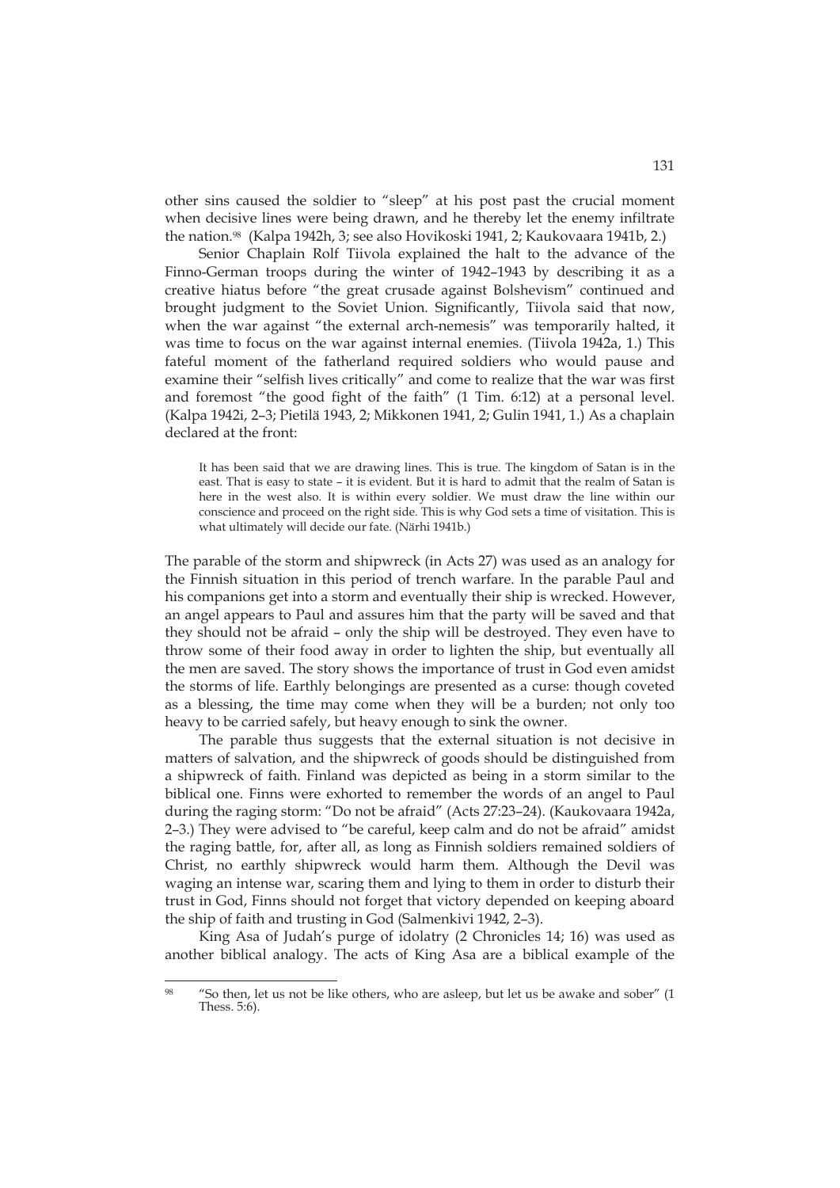other sins caused the soldier to "sleep" at his post past the crucial moment when decisive lines were being drawn, and he thereby let the enemy infiltrate the nation.[98] (Kalpa 1942h, 3; see also Hovikoski 1941, 2; Kaukovaara 1941b, 2.)

Senior Chaplain Rolf Tiivola explained the halt to the advance of the Finno-German troops during the winter of 1942–1943 by describing it as a creative hiatus before "the great crusade against Bolshevism" continued and brought judgment to the Soviet Union. Significantly, Tiivola said that now, when the war against "the external arch-nemesis" was temporarily halted, it was time to focus on the war against internal enemies. (Tiivola 1942a, 1.) This fateful moment of the fatherland required soldiers who would pause and examine their "selfish lives critically" and come to realize that the war was first and foremost "the good fight of the faith" (1 Tim. 6:12) at a personal level. (Kalpa 1942i, 2–3; Pietilä 1943, 2; Mikkonen 1941, 2; Gulin 1941, 1.) As a chaplain declared at the front:

> It has been said that we are drawing lines. This is true. The kingdom of Satan is in the east. That is easy to state – it is evident. But it is hard to admit that the realm of Satan is here in the west also. It is within every soldier. We must draw the line within our conscience and proceed on the right side. This is why God sets a time of visitation. This is what ultimately will decide our fate. (Närhi 1941b.)

The parable of the storm and shipwreck (in Acts 27) was used as an analogy for the Finnish situation in this period of trench warfare. In the parable Paul and his companions get into a storm and eventually their ship is wrecked. However, an angel appears to Paul and assures him that the party will be saved and that they should not be afraid – only the ship will be destroyed. They even have to throw some of their food away in order to lighten the ship, but eventually all the men are saved. The story shows the importance of trust in God even amidst the storms of life. Earthly belongings are presented as a curse: though coveted as a blessing, the time may come when they will be a burden; not only too heavy to be carried safely, but heavy enough to sink the owner.

The parable thus suggests that the external situation is not decisive in matters of salvation, and the shipwreck of goods should be distinguished from a shipwreck of faith. Finland was depicted as being in a storm similar to the biblical one. Finns were exhorted to remember the words of an angel to Paul during the raging storm: "Do not be afraid" (Acts 27:23–24). (Kaukovaara 1942a, 2–3.) They were advised to "be careful, keep calm and do not be afraid" amidst the raging battle, for, after all, as long as Finnish soldiers remained soldiers of Christ, no earthly shipwreck would harm them. Although the Devil was waging an intense war, scaring them and lying to them in order to disturb their trust in God, Finns should not forget that victory depended on keeping aboard the ship of faith and trusting in God (Salmenkivi 1942, 2–3).

King Asa of Judah's purge of idolatry (2 Chronicles 14; 16) was used as another biblical analogy. The acts of King Asa are a biblical example of the

---

[98] "So then, let us not be like others, who are asleep, but let us be awake and sober" (1 Thess. 5:6).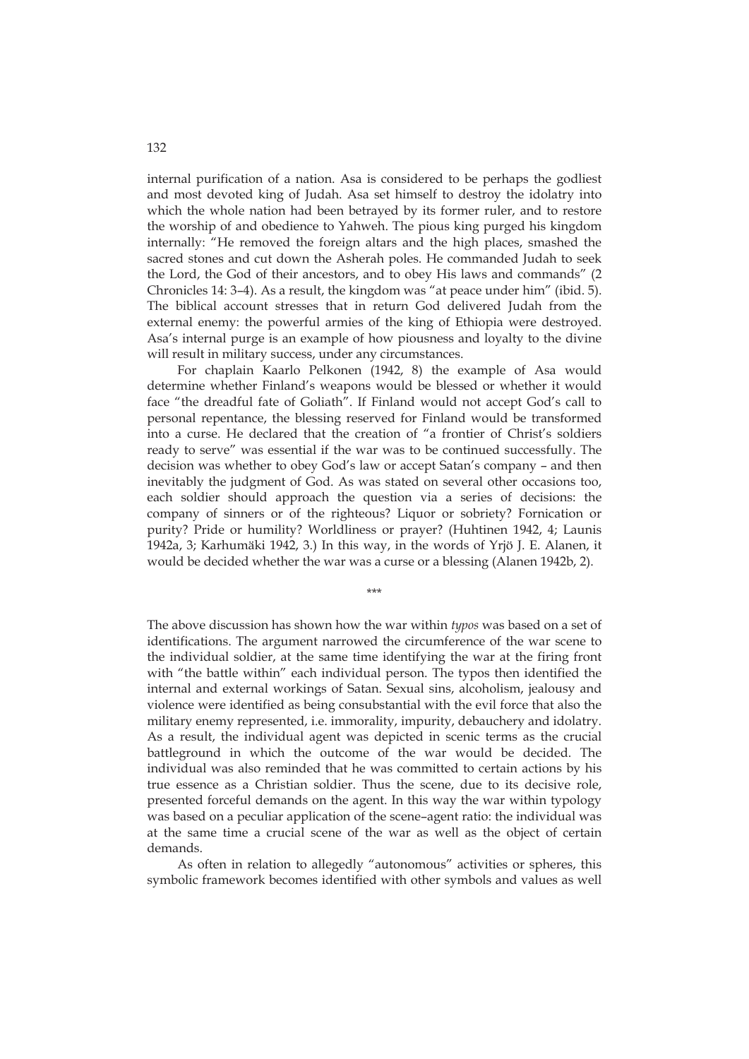internal purification of a nation. Asa is considered to be perhaps the godliest and most devoted king of Judah. Asa set himself to destroy the idolatry into which the whole nation had been betrayed by its former ruler, and to restore the worship of and obedience to Yahweh. The pious king purged his kingdom internally: "He removed the foreign altars and the high places, smashed the sacred stones and cut down the Asherah poles. He commanded Judah to seek the Lord, the God of their ancestors, and to obey His laws and commands" (2 Chronicles 14: 3–4). As a result, the kingdom was "at peace under him" (ibid. 5). The biblical account stresses that in return God delivered Judah from the external enemy: the powerful armies of the king of Ethiopia were destroyed. Asa's internal purge is an example of how piousness and loyalty to the divine will result in military success, under any circumstances.

For chaplain Kaarlo Pelkonen (1942, 8) the example of Asa would determine whether Finland's weapons would be blessed or whether it would face "the dreadful fate of Goliath". If Finland would not accept God's call to personal repentance, the blessing reserved for Finland would be transformed into a curse. He declared that the creation of "a frontier of Christ's soldiers ready to serve" was essential if the war was to be continued successfully. The decision was whether to obey God's law or accept Satan's company – and then inevitably the judgment of God. As was stated on several other occasions too, each soldier should approach the question via a series of decisions: the company of sinners or of the righteous? Liquor or sobriety? Fornication or purity? Pride or humility? Worldliness or prayer? (Huhtinen 1942, 4; Launis 1942a, 3; Karhumäki 1942, 3.) In this way, in the words of Yrjö J. E. Alanen, it would be decided whether the war was a curse or a blessing (Alanen 1942b, 2).

\*\*\*

The above discussion has shown how the war within *typos* was based on a set of identifications. The argument narrowed the circumference of the war scene to the individual soldier, at the same time identifying the war at the firing front with "the battle within" each individual person. The typos then identified the internal and external workings of Satan. Sexual sins, alcoholism, jealousy and violence were identified as being consubstantial with the evil force that also the military enemy represented, i.e. immorality, impurity, debauchery and idolatry. As a result, the individual agent was depicted in scenic terms as the crucial battleground in which the outcome of the war would be decided. The individual was also reminded that he was committed to certain actions by his true essence as a Christian soldier. Thus the scene, due to its decisive role, presented forceful demands on the agent. In this way the war within typology was based on a peculiar application of the scene–agent ratio: the individual was at the same time a crucial scene of the war as well as the object of certain demands.

As often in relation to allegedly "autonomous" activities or spheres, this symbolic framework becomes identified with other symbols and values as well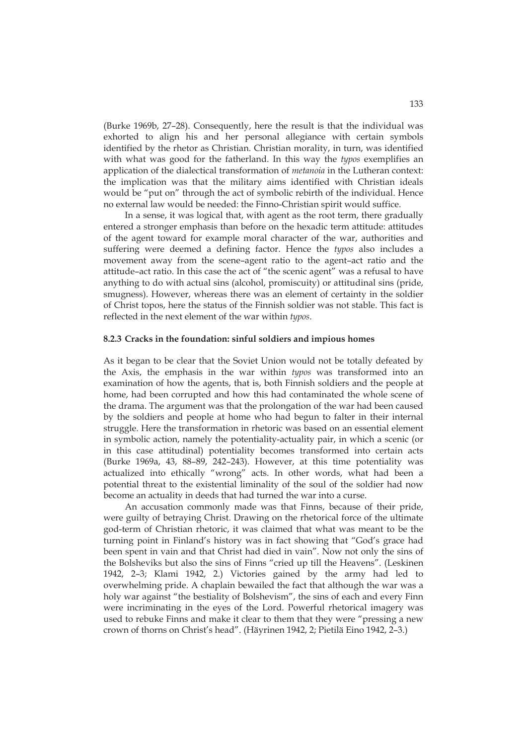(Burke 1969b, 27–28). Consequently, here the result is that the individual was exhorted to align his and her personal allegiance with certain symbols identified by the rhetor as Christian. Christian morality, in turn, was identified with what was good for the fatherland. In this way the *typos* exemplifies an application of the dialectical transformation of *metanoia* in the Lutheran context: the implication was that the military aims identified with Christian ideals would be "put on" through the act of symbolic rebirth of the individual. Hence no external law would be needed: the Finno-Christian spirit would suffice.

In a sense, it was logical that, with agent as the root term, there gradually entered a stronger emphasis than before on the hexadic term attitude: attitudes of the agent toward for example moral character of the war, authorities and suffering were deemed a defining factor. Hence the *typos* also includes a movement away from the scene–agent ratio to the agent–act ratio and the attitude–act ratio. In this case the act of "the scenic agent" was a refusal to have anything to do with actual sins (alcohol, promiscuity) or attitudinal sins (pride, smugness). However, whereas there was an element of certainty in the soldier of Christ topos, here the status of the Finnish soldier was not stable. This fact is reflected in the next element of the war within *typos*.

### 8.2.3 Cracks in the foundation: sinful soldiers and impious homes

As it began to be clear that the Soviet Union would not be totally defeated by the Axis, the emphasis in the war within *typos* was transformed into an examination of how the agents, that is, both Finnish soldiers and the people at home, had been corrupted and how this had contaminated the whole scene of the drama. The argument was that the prolongation of the war had been caused by the soldiers and people at home who had begun to falter in their internal struggle. Here the transformation in rhetoric was based on an essential element in symbolic action, namely the potentiality-actuality pair, in which a scenic (or in this case attitudinal) potentiality becomes transformed into certain acts (Burke 1969a, 43, 88–89, 242–243). However, at this time potentiality was actualized into ethically "wrong" acts. In other words, what had been a potential threat to the existential liminality of the soul of the soldier had now become an actuality in deeds that had turned the war into a curse.

An accusation commonly made was that Finns, because of their pride, were guilty of betraying Christ. Drawing on the rhetorical force of the ultimate god-term of Christian rhetoric, it was claimed that what was meant to be the turning point in Finland's history was in fact showing that "God's grace had been spent in vain and that Christ had died in vain". Now not only the sins of the Bolsheviks but also the sins of Finns "cried up till the Heavens". (Leskinen 1942, 2–3; Klami 1942, 2.) Victories gained by the army had led to overwhelming pride. A chaplain bewailed the fact that although the war was a holy war against "the bestiality of Bolshevism", the sins of each and every Finn were incriminating in the eyes of the Lord. Powerful rhetorical imagery was used to rebuke Finns and make it clear to them that they were "pressing a new crown of thorns on Christ's head". (Häyrinen 1942, 2; Pietilä Eino 1942, 2–3.)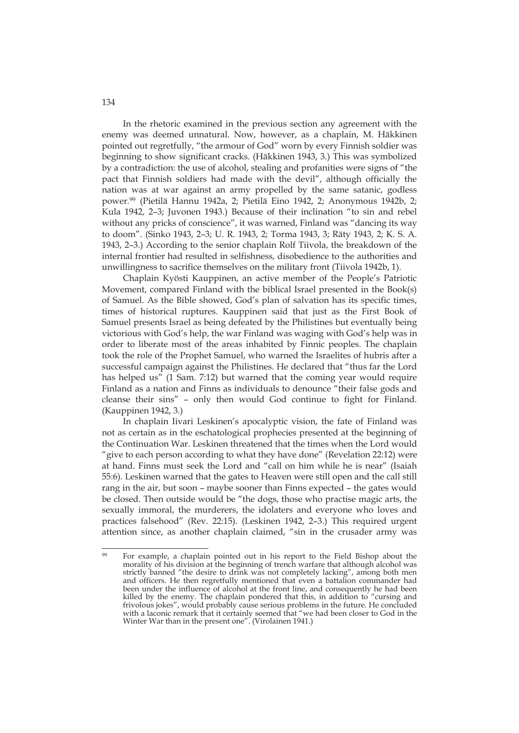In the rhetoric examined in the previous section any agreement with the enemy was deemed unnatural. Now, however, as a chaplain, M. Häkkinen pointed out regretfully, "the armour of God" worn by every Finnish soldier was beginning to show significant cracks. (Häkkinen 1943, 3.) This was symbolized by a contradiction: the use of alcohol, stealing and profanities were signs of "the pact that Finnish soldiers had made with the devil", although officially the nation was at war against an army propelled by the same satanic, godless power.[99] (Pietilä Hannu 1942a, 2; Pietilä Eino 1942, 2; Anonymous 1942b, 2; Kula 1942, 2–3; Juvonen 1943.) Because of their inclination "to sin and rebel without any pricks of conscience", it was warned, Finland was "dancing its way to doom". (Sinko 1943, 2–3; U. R. 1943, 2; Torma 1943, 3; Räty 1943, 2; K. S. A. 1943, 2–3.) According to the senior chaplain Rolf Tiivola, the breakdown of the internal frontier had resulted in selfishness, disobedience to the authorities and unwillingness to sacrifice themselves on the military front (Tiivola 1942b, 1).

Chaplain Kyösti Kauppinen, an active member of the People's Patriotic Movement, compared Finland with the biblical Israel presented in the Book(s) of Samuel. As the Bible showed, God's plan of salvation has its specific times, times of historical ruptures. Kauppinen said that just as the First Book of Samuel presents Israel as being defeated by the Philistines but eventually being victorious with God's help, the war Finland was waging with God's help was in order to liberate most of the areas inhabited by Finnic peoples. The chaplain took the role of the Prophet Samuel, who warned the Israelites of hubris after a successful campaign against the Philistines. He declared that "thus far the Lord has helped us" (1 Sam. 7:12) but warned that the coming year would require Finland as a nation and Finns as individuals to denounce "their false gods and cleanse their sins" – only then would God continue to fight for Finland. (Kauppinen 1942, 3.)

In chaplain Iivari Leskinen's apocalyptic vision, the fate of Finland was not as certain as in the eschatological prophecies presented at the beginning of the Continuation War. Leskinen threatened that the times when the Lord would "give to each person according to what they have done" (Revelation 22:12) were at hand. Finns must seek the Lord and "call on him while he is near" (Isaiah 55:6). Leskinen warned that the gates to Heaven were still open and the call still rang in the air, but soon – maybe sooner than Finns expected – the gates would be closed. Then outside would be "the dogs, those who practise magic arts, the sexually immoral, the murderers, the idolaters and everyone who loves and practices falsehood" (Rev. 22:15). (Leskinen 1942, 2–3.) This required urgent attention since, as another chaplain claimed, "sin in the crusader army was

---

[99] For example, a chaplain pointed out in his report to the Field Bishop about the morality of his division at the beginning of trench warfare that although alcohol was strictly banned "the desire to drink was not completely lacking", among both men and officers. He then regretfully mentioned that even a battalion commander had been under the influence of alcohol at the front line, and consequently he had been killed by the enemy. The chaplain pondered that this, in addition to "cursing and frivolous jokes", would probably cause serious problems in the future. He concluded with a laconic remark that it certainly seemed that "we had been closer to God in the Winter War than in the present one". (Virolainen 1941.)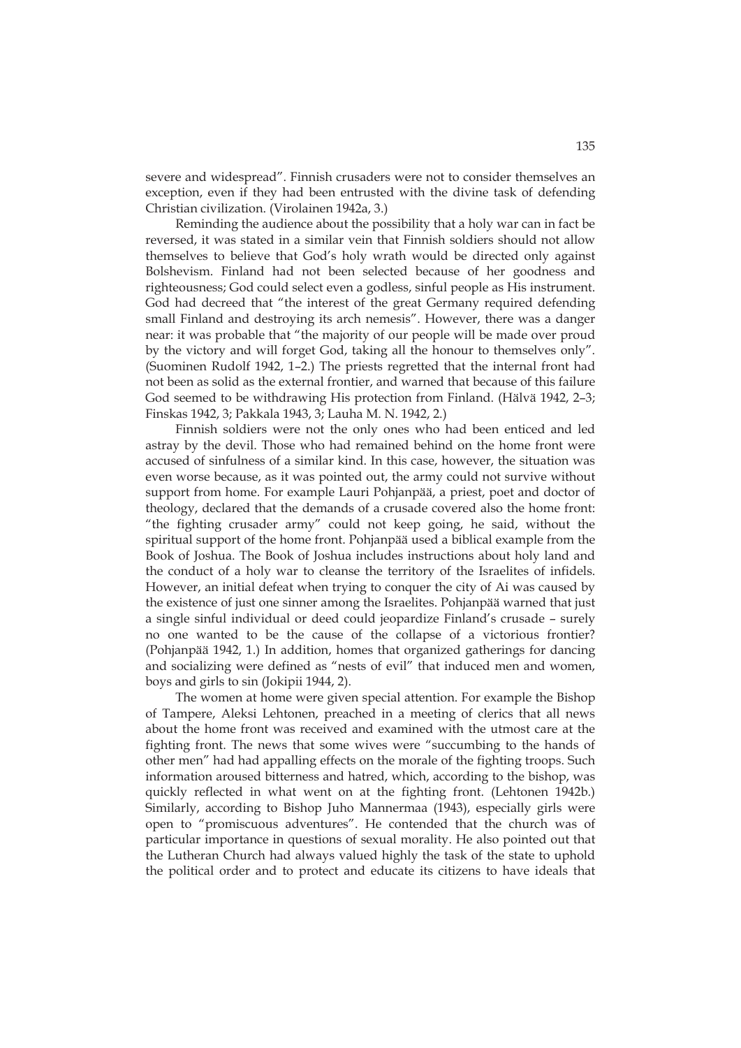severe and widespread". Finnish crusaders were not to consider themselves an exception, even if they had been entrusted with the divine task of defending Christian civilization. (Virolainen 1942a, 3.)

Reminding the audience about the possibility that a holy war can in fact be reversed, it was stated in a similar vein that Finnish soldiers should not allow themselves to believe that God's holy wrath would be directed only against Bolshevism. Finland had not been selected because of her goodness and righteousness; God could select even a godless, sinful people as His instrument. God had decreed that "the interest of the great Germany required defending small Finland and destroying its arch nemesis". However, there was a danger near: it was probable that "the majority of our people will be made over proud by the victory and will forget God, taking all the honour to themselves only". (Suominen Rudolf 1942, 1–2.) The priests regretted that the internal front had not been as solid as the external frontier, and warned that because of this failure God seemed to be withdrawing His protection from Finland. (Hälvä 1942, 2–3; Finskas 1942, 3; Pakkala 1943, 3; Lauha M. N. 1942, 2.)

Finnish soldiers were not the only ones who had been enticed and led astray by the devil. Those who had remained behind on the home front were accused of sinfulness of a similar kind. In this case, however, the situation was even worse because, as it was pointed out, the army could not survive without support from home. For example Lauri Pohjanpää, a priest, poet and doctor of theology, declared that the demands of a crusade covered also the home front: "the fighting crusader army" could not keep going, he said, without the spiritual support of the home front. Pohjanpää used a biblical example from the Book of Joshua. The Book of Joshua includes instructions about holy land and the conduct of a holy war to cleanse the territory of the Israelites of infidels. However, an initial defeat when trying to conquer the city of Ai was caused by the existence of just one sinner among the Israelites. Pohjanpää warned that just a single sinful individual or deed could jeopardize Finland's crusade – surely no one wanted to be the cause of the collapse of a victorious frontier? (Pohjanpää 1942, 1.) In addition, homes that organized gatherings for dancing and socializing were defined as "nests of evil" that induced men and women, boys and girls to sin (Jokipii 1944, 2).

The women at home were given special attention. For example the Bishop of Tampere, Aleksi Lehtonen, preached in a meeting of clerics that all news about the home front was received and examined with the utmost care at the fighting front. The news that some wives were "succumbing to the hands of other men" had had appalling effects on the morale of the fighting troops. Such information aroused bitterness and hatred, which, according to the bishop, was quickly reflected in what went on at the fighting front. (Lehtonen 1942b.) Similarly, according to Bishop Juho Mannermaa (1943), especially girls were open to "promiscuous adventures". He contended that the church was of particular importance in questions of sexual morality. He also pointed out that the Lutheran Church had always valued highly the task of the state to uphold the political order and to protect and educate its citizens to have ideals that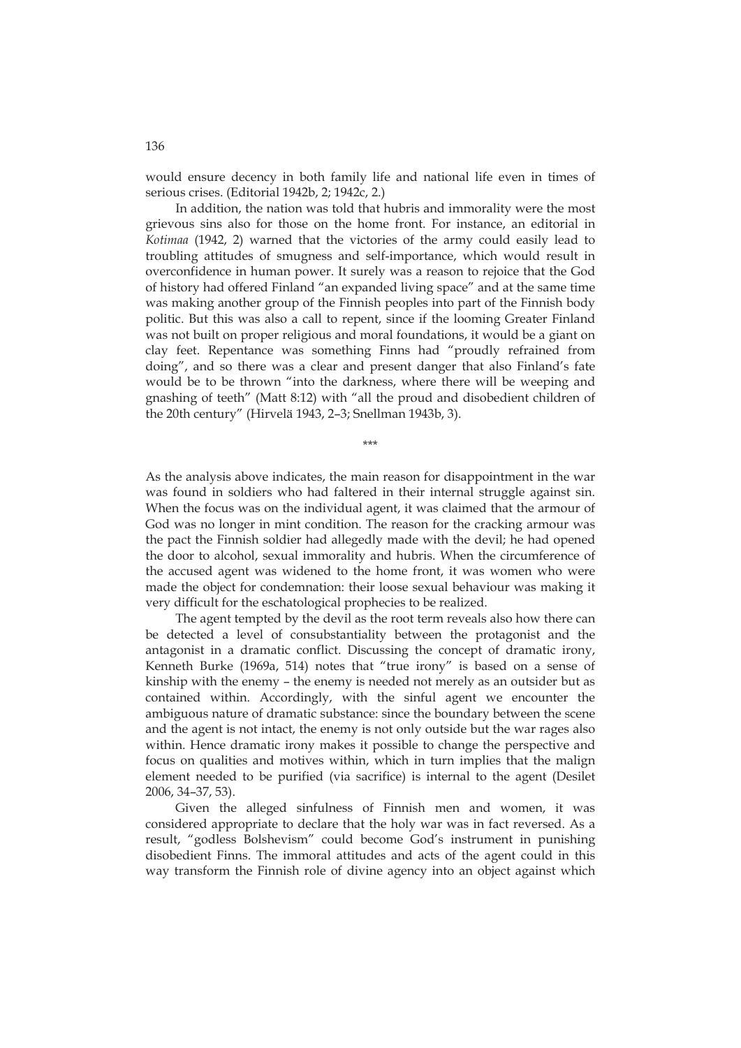would ensure decency in both family life and national life even in times of serious crises. (Editorial 1942b, 2; 1942c, 2.)

In addition, the nation was told that hubris and immorality were the most grievous sins also for those on the home front. For instance, an editorial in *Kotimaa* (1942, 2) warned that the victories of the army could easily lead to troubling attitudes of smugness and self-importance, which would result in overconfidence in human power. It surely was a reason to rejoice that the God of history had offered Finland "an expanded living space" and at the same time was making another group of the Finnish peoples into part of the Finnish body politic. But this was also a call to repent, since if the looming Greater Finland was not built on proper religious and moral foundations, it would be a giant on clay feet. Repentance was something Finns had "proudly refrained from doing", and so there was a clear and present danger that also Finland's fate would be to be thrown "into the darkness, where there will be weeping and gnashing of teeth" (Matt 8:12) with "all the proud and disobedient children of the 20th century" (Hirvelä 1943, 2–3; Snellman 1943b, 3).

\*\*\*

As the analysis above indicates, the main reason for disappointment in the war was found in soldiers who had faltered in their internal struggle against sin. When the focus was on the individual agent, it was claimed that the armour of God was no longer in mint condition. The reason for the cracking armour was the pact the Finnish soldier had allegedly made with the devil; he had opened the door to alcohol, sexual immorality and hubris. When the circumference of the accused agent was widened to the home front, it was women who were made the object for condemnation: their loose sexual behaviour was making it very difficult for the eschatological prophecies to be realized.

The agent tempted by the devil as the root term reveals also how there can be detected a level of consubstantiality between the protagonist and the antagonist in a dramatic conflict. Discussing the concept of dramatic irony, Kenneth Burke (1969a, 514) notes that "true irony" is based on a sense of kinship with the enemy – the enemy is needed not merely as an outsider but as contained within. Accordingly, with the sinful agent we encounter the ambiguous nature of dramatic substance: since the boundary between the scene and the agent is not intact, the enemy is not only outside but the war rages also within. Hence dramatic irony makes it possible to change the perspective and focus on qualities and motives within, which in turn implies that the malign element needed to be purified (via sacrifice) is internal to the agent (Desilet 2006, 34–37, 53).

Given the alleged sinfulness of Finnish men and women, it was considered appropriate to declare that the holy war was in fact reversed. As a result, "godless Bolshevism" could become God's instrument in punishing disobedient Finns. The immoral attitudes and acts of the agent could in this way transform the Finnish role of divine agency into an object against which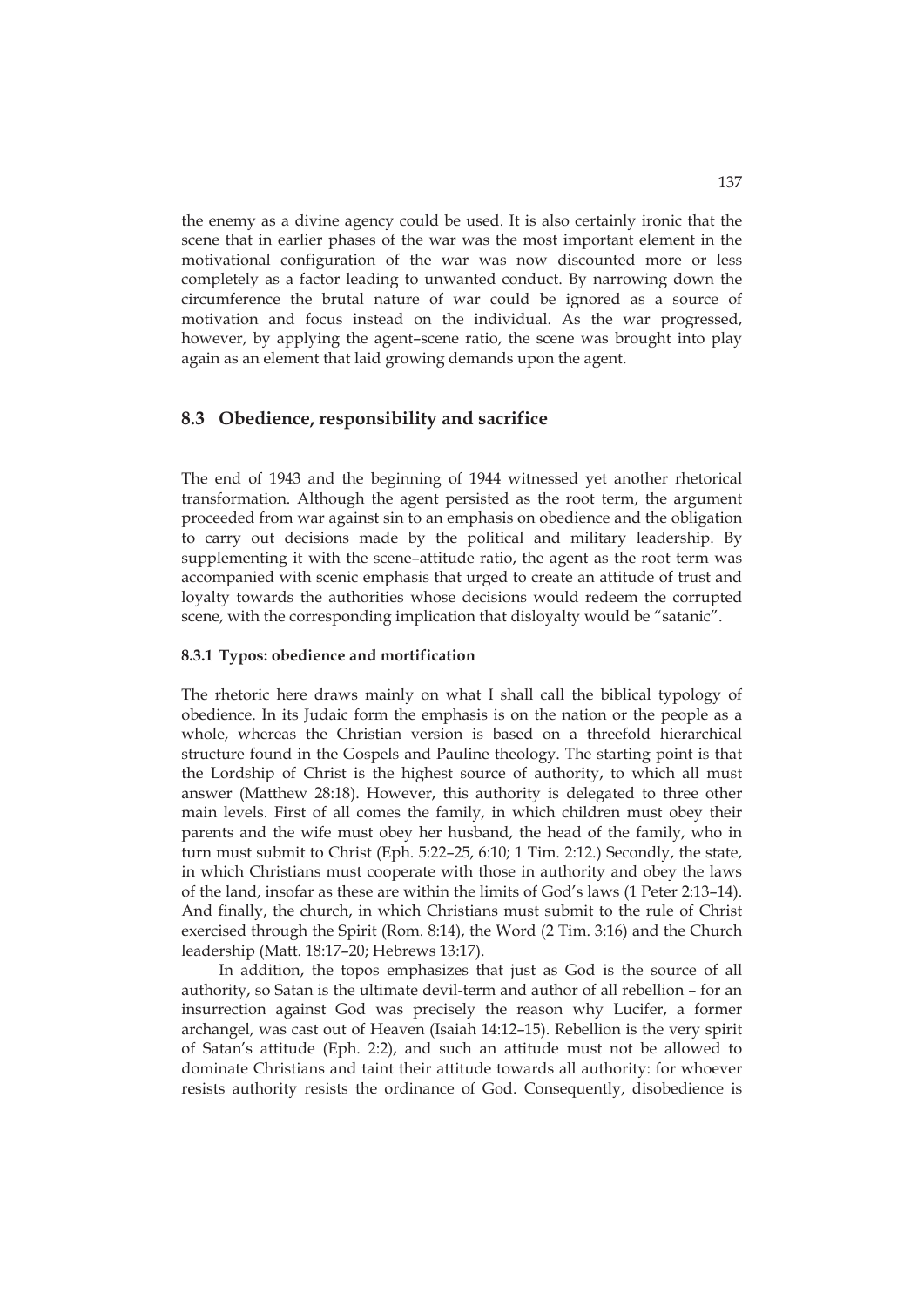the enemy as a divine agency could be used. It is also certainly ironic that the scene that in earlier phases of the war was the most important element in the motivational configuration of the war was now discounted more or less completely as a factor leading to unwanted conduct. By narrowing down the circumference the brutal nature of war could be ignored as a source of motivation and focus instead on the individual. As the war progressed, however, by applying the agent–scene ratio, the scene was brought into play again as an element that laid growing demands upon the agent.

## 8.3 Obedience, responsibility and sacrifice

The end of 1943 and the beginning of 1944 witnessed yet another rhetorical transformation. Although the agent persisted as the root term, the argument proceeded from war against sin to an emphasis on obedience and the obligation to carry out decisions made by the political and military leadership. By supplementing it with the scene–attitude ratio, the agent as the root term was accompanied with scenic emphasis that urged to create an attitude of trust and loyalty towards the authorities whose decisions would redeem the corrupted scene, with the corresponding implication that disloyalty would be "satanic".

### 8.3.1 Typos: obedience and mortification

The rhetoric here draws mainly on what I shall call the biblical typology of obedience. In its Judaic form the emphasis is on the nation or the people as a whole, whereas the Christian version is based on a threefold hierarchical structure found in the Gospels and Pauline theology. The starting point is that the Lordship of Christ is the highest source of authority, to which all must answer (Matthew 28:18). However, this authority is delegated to three other main levels. First of all comes the family, in which children must obey their parents and the wife must obey her husband, the head of the family, who in turn must submit to Christ (Eph. 5:22–25, 6:10; 1 Tim. 2:12.) Secondly, the state, in which Christians must cooperate with those in authority and obey the laws of the land, insofar as these are within the limits of God's laws (1 Peter 2:13–14). And finally, the church, in which Christians must submit to the rule of Christ exercised through the Spirit (Rom. 8:14), the Word (2 Tim. 3:16) and the Church leadership (Matt. 18:17–20; Hebrews 13:17).

In addition, the topos emphasizes that just as God is the source of all authority, so Satan is the ultimate devil-term and author of all rebellion – for an insurrection against God was precisely the reason why Lucifer, a former archangel, was cast out of Heaven (Isaiah 14:12–15). Rebellion is the very spirit of Satan's attitude (Eph. 2:2), and such an attitude must not be allowed to dominate Christians and taint their attitude towards all authority: for whoever resists authority resists the ordinance of God. Consequently, disobedience is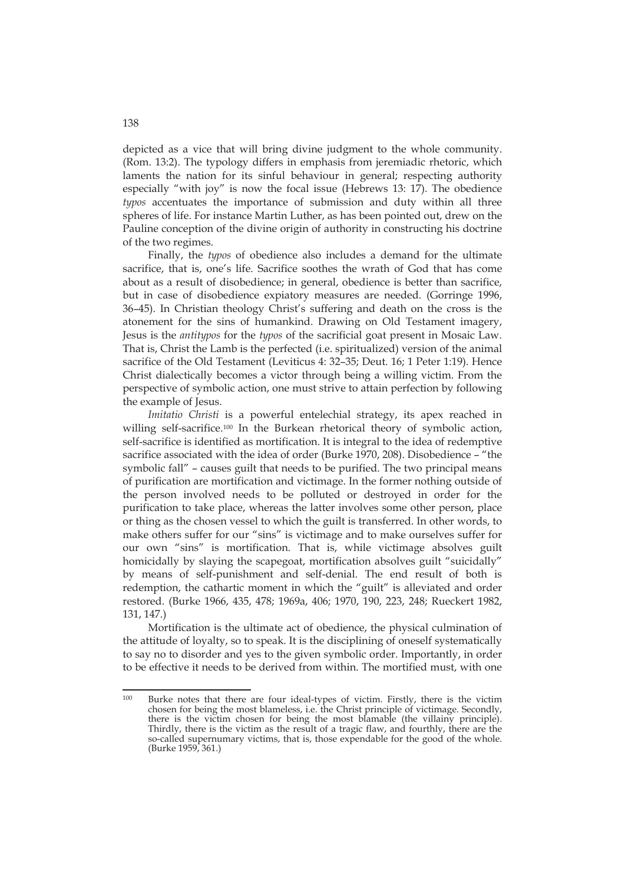depicted as a vice that will bring divine judgment to the whole community. (Rom. 13:2). The typology differs in emphasis from jeremiadic rhetoric, which laments the nation for its sinful behaviour in general; respecting authority especially "with joy" is now the focal issue (Hebrews 13: 17). The obedience *typos* accentuates the importance of submission and duty within all three spheres of life. For instance Martin Luther, as has been pointed out, drew on the Pauline conception of the divine origin of authority in constructing his doctrine of the two regimes.

Finally, the *typos* of obedience also includes a demand for the ultimate sacrifice, that is, one's life. Sacrifice soothes the wrath of God that has come about as a result of disobedience; in general, obedience is better than sacrifice, but in case of disobedience expiatory measures are needed. (Gorringe 1996, 36–45). In Christian theology Christ's suffering and death on the cross is the atonement for the sins of humankind. Drawing on Old Testament imagery, Jesus is the *antitypos* for the *typos* of the sacrificial goat present in Mosaic Law. That is, Christ the Lamb is the perfected (i.e. spiritualized) version of the animal sacrifice of the Old Testament (Leviticus 4: 32–35; Deut. 16; 1 Peter 1:19). Hence Christ dialectically becomes a victor through being a willing victim. From the perspective of symbolic action, one must strive to attain perfection by following the example of Jesus.

*Imitatio Christi* is a powerful entelechial strategy, its apex reached in willing self-sacrifice.[100] In the Burkean rhetorical theory of symbolic action, self-sacrifice is identified as mortification. It is integral to the idea of redemptive sacrifice associated with the idea of order (Burke 1970, 208). Disobedience – "the symbolic fall" – causes guilt that needs to be purified. The two principal means of purification are mortification and victimage. In the former nothing outside of the person involved needs to be polluted or destroyed in order for the purification to take place, whereas the latter involves some other person, place or thing as the chosen vessel to which the guilt is transferred. In other words, to make others suffer for our "sins" is victimage and to make ourselves suffer for our own "sins" is mortification. That is, while victimage absolves guilt homicidally by slaying the scapegoat, mortification absolves guilt "suicidally" by means of self-punishment and self-denial. The end result of both is redemption, the cathartic moment in which the "guilt" is alleviated and order restored. (Burke 1966, 435, 478; 1969a, 406; 1970, 190, 223, 248; Rueckert 1982, 131, 147.)

Mortification is the ultimate act of obedience, the physical culmination of the attitude of loyalty, so to speak. It is the disciplining of oneself systematically to say no to disorder and yes to the given symbolic order. Importantly, in order to be effective it needs to be derived from within. The mortified must, with one

---

[100] Burke notes that there are four ideal-types of victim. Firstly, there is the victim chosen for being the most blameless, i.e. the Christ principle of victimage. Secondly, there is the victim chosen for being the most blamable (the villainy principle). Thirdly, there is the victim as the result of a tragic flaw, and fourthly, there are the so-called supernumary victims, that is, those expendable for the good of the whole. (Burke 1959, 361.)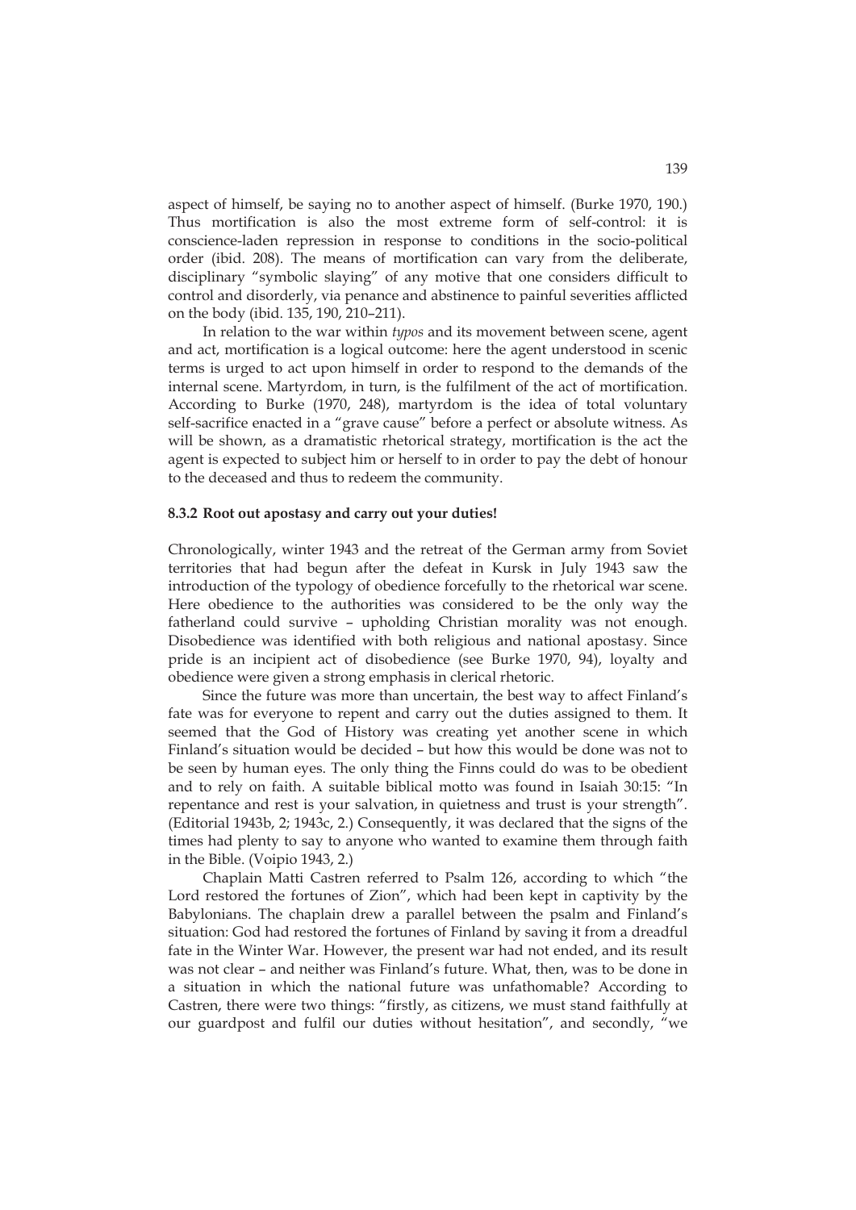aspect of himself, be saying no to another aspect of himself. (Burke 1970, 190.) Thus mortification is also the most extreme form of self-control: it is conscience-laden repression in response to conditions in the socio-political order (ibid. 208). The means of mortification can vary from the deliberate, disciplinary "symbolic slaying" of any motive that one considers difficult to control and disorderly, via penance and abstinence to painful severities afflicted on the body (ibid. 135, 190, 210–211).

In relation to the war within *typos* and its movement between scene, agent and act, mortification is a logical outcome: here the agent understood in scenic terms is urged to act upon himself in order to respond to the demands of the internal scene. Martyrdom, in turn, is the fulfilment of the act of mortification. According to Burke (1970, 248), martyrdom is the idea of total voluntary self-sacrifice enacted in a "grave cause" before a perfect or absolute witness. As will be shown, as a dramatistic rhetorical strategy, mortification is the act the agent is expected to subject him or herself to in order to pay the debt of honour to the deceased and thus to redeem the community.

### 8.3.2 Root out apostasy and carry out your duties!

Chronologically, winter 1943 and the retreat of the German army from Soviet territories that had begun after the defeat in Kursk in July 1943 saw the introduction of the typology of obedience forcefully to the rhetorical war scene. Here obedience to the authorities was considered to be the only way the fatherland could survive – upholding Christian morality was not enough. Disobedience was identified with both religious and national apostasy. Since pride is an incipient act of disobedience (see Burke 1970, 94), loyalty and obedience were given a strong emphasis in clerical rhetoric.

Since the future was more than uncertain, the best way to affect Finland's fate was for everyone to repent and carry out the duties assigned to them. It seemed that the God of History was creating yet another scene in which Finland's situation would be decided – but how this would be done was not to be seen by human eyes. The only thing the Finns could do was to be obedient and to rely on faith. A suitable biblical motto was found in Isaiah 30:15: "In repentance and rest is your salvation, in quietness and trust is your strength". (Editorial 1943b, 2; 1943c, 2.) Consequently, it was declared that the signs of the times had plenty to say to anyone who wanted to examine them through faith in the Bible. (Voipio 1943, 2.)

Chaplain Matti Castren referred to Psalm 126, according to which "the Lord restored the fortunes of Zion", which had been kept in captivity by the Babylonians. The chaplain drew a parallel between the psalm and Finland's situation: God had restored the fortunes of Finland by saving it from a dreadful fate in the Winter War. However, the present war had not ended, and its result was not clear – and neither was Finland's future. What, then, was to be done in a situation in which the national future was unfathomable? According to Castren, there were two things: "firstly, as citizens, we must stand faithfully at our guardpost and fulfil our duties without hesitation", and secondly, "we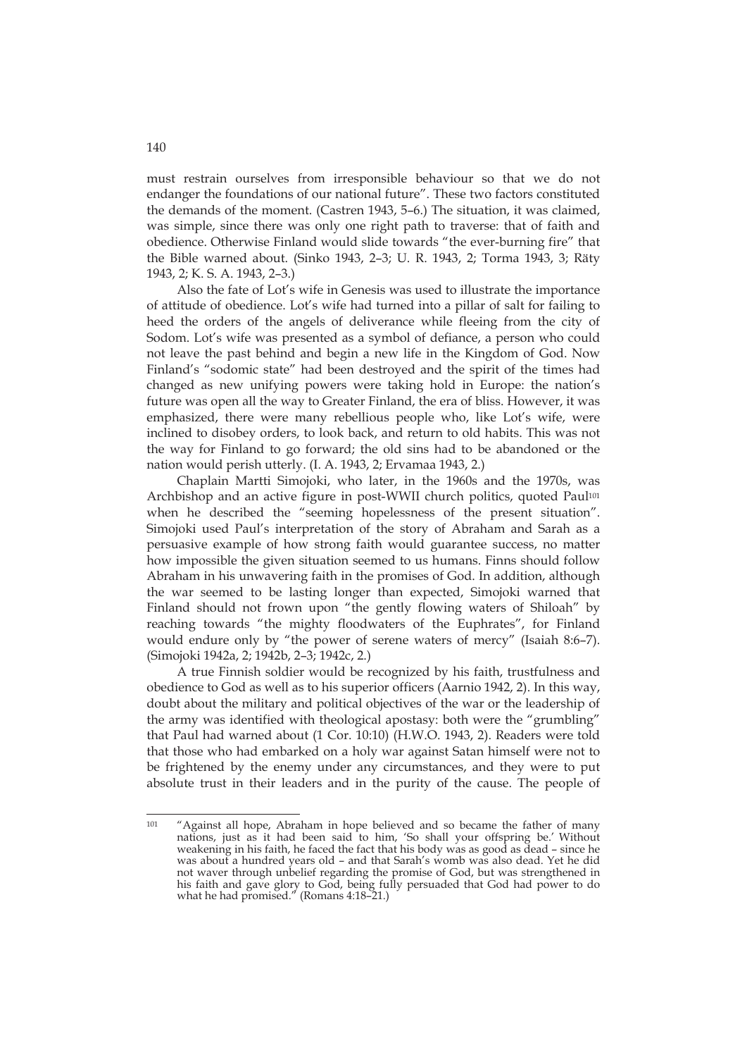must restrain ourselves from irresponsible behaviour so that we do not endanger the foundations of our national future". These two factors constituted the demands of the moment. (Castren 1943, 5–6.) The situation, it was claimed, was simple, since there was only one right path to traverse: that of faith and obedience. Otherwise Finland would slide towards "the ever-burning fire" that the Bible warned about. (Sinko 1943, 2–3; U. R. 1943, 2; Torma 1943, 3; Räty 1943, 2; K. S. A. 1943, 2–3.)

Also the fate of Lot's wife in Genesis was used to illustrate the importance of attitude of obedience. Lot's wife had turned into a pillar of salt for failing to heed the orders of the angels of deliverance while fleeing from the city of Sodom. Lot's wife was presented as a symbol of defiance, a person who could not leave the past behind and begin a new life in the Kingdom of God. Now Finland's "sodomic state" had been destroyed and the spirit of the times had changed as new unifying powers were taking hold in Europe: the nation's future was open all the way to Greater Finland, the era of bliss. However, it was emphasized, there were many rebellious people who, like Lot's wife, were inclined to disobey orders, to look back, and return to old habits. This was not the way for Finland to go forward; the old sins had to be abandoned or the nation would perish utterly. (I. A. 1943, 2; Ervamaa 1943, 2.)

Chaplain Martti Simojoki, who later, in the 1960s and the 1970s, was Archbishop and an active figure in post-WWII church politics, quoted Paul[101] when he described the "seeming hopelessness of the present situation". Simojoki used Paul's interpretation of the story of Abraham and Sarah as a persuasive example of how strong faith would guarantee success, no matter how impossible the given situation seemed to us humans. Finns should follow Abraham in his unwavering faith in the promises of God. In addition, although the war seemed to be lasting longer than expected, Simojoki warned that Finland should not frown upon "the gently flowing waters of Shiloah" by reaching towards "the mighty floodwaters of the Euphrates", for Finland would endure only by "the power of serene waters of mercy" (Isaiah 8:6–7). (Simojoki 1942a, 2; 1942b, 2–3; 1942c, 2.)

A true Finnish soldier would be recognized by his faith, trustfulness and obedience to God as well as to his superior officers (Aarnio 1942, 2). In this way, doubt about the military and political objectives of the war or the leadership of the army was identified with theological apostasy: both were the "grumbling" that Paul had warned about (1 Cor. 10:10) (H.W.O. 1943, 2). Readers were told that those who had embarked on a holy war against Satan himself were not to be frightened by the enemy under any circumstances, and they were to put absolute trust in their leaders and in the purity of the cause. The people of

---

[101] "Against all hope, Abraham in hope believed and so became the father of many nations, just as it had been said to him, 'So shall your offspring be.' Without weakening in his faith, he faced the fact that his body was as good as dead – since he was about a hundred years old – and that Sarah's womb was also dead. Yet he did not waver through unbelief regarding the promise of God, but was strengthened in his faith and gave glory to God, being fully persuaded that God had power to do what he had promised." (Romans 4:18–21.)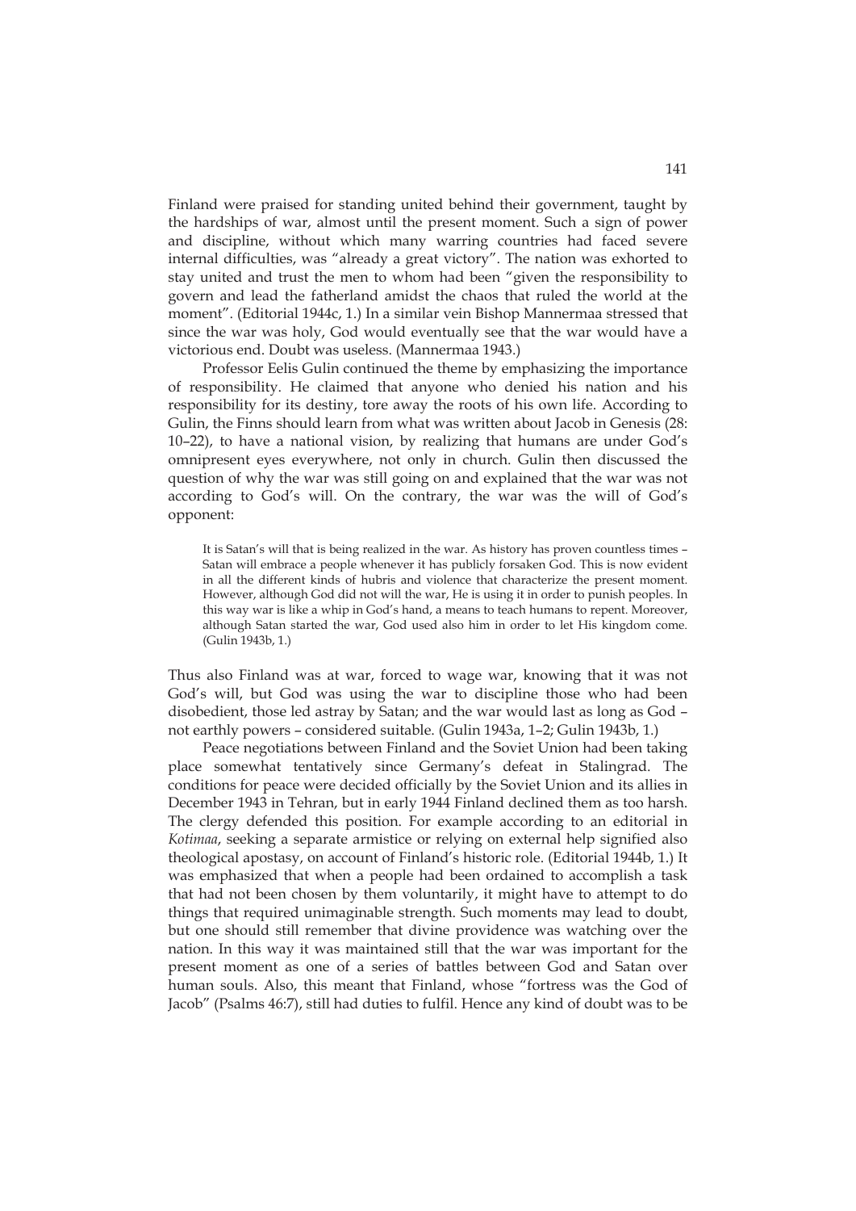Finland were praised for standing united behind their government, taught by the hardships of war, almost until the present moment. Such a sign of power and discipline, without which many warring countries had faced severe internal difficulties, was "already a great victory". The nation was exhorted to stay united and trust the men to whom had been "given the responsibility to govern and lead the fatherland amidst the chaos that ruled the world at the moment". (Editorial 1944c, 1.) In a similar vein Bishop Mannermaa stressed that since the war was holy, God would eventually see that the war would have a victorious end. Doubt was useless. (Mannermaa 1943.)

Professor Eelis Gulin continued the theme by emphasizing the importance of responsibility. He claimed that anyone who denied his nation and his responsibility for its destiny, tore away the roots of his own life. According to Gulin, the Finns should learn from what was written about Jacob in Genesis (28: 10–22), to have a national vision, by realizing that humans are under God's omnipresent eyes everywhere, not only in church. Gulin then discussed the question of why the war was still going on and explained that the war was not according to God's will. On the contrary, the war was the will of God's opponent:

> It is Satan's will that is being realized in the war. As history has proven countless times – Satan will embrace a people whenever it has publicly forsaken God. This is now evident in all the different kinds of hubris and violence that characterize the present moment. However, although God did not will the war, He is using it in order to punish peoples. In this way war is like a whip in God's hand, a means to teach humans to repent. Moreover, although Satan started the war, God used also him in order to let His kingdom come. (Gulin 1943b, 1.)

Thus also Finland was at war, forced to wage war, knowing that it was not God's will, but God was using the war to discipline those who had been disobedient, those led astray by Satan; and the war would last as long as God – not earthly powers – considered suitable. (Gulin 1943a, 1–2; Gulin 1943b, 1.)

Peace negotiations between Finland and the Soviet Union had been taking place somewhat tentatively since Germany's defeat in Stalingrad. The conditions for peace were decided officially by the Soviet Union and its allies in December 1943 in Tehran, but in early 1944 Finland declined them as too harsh. The clergy defended this position. For example according to an editorial in *Kotimaa*, seeking a separate armistice or relying on external help signified also theological apostasy, on account of Finland's historic role. (Editorial 1944b, 1.) It was emphasized that when a people had been ordained to accomplish a task that had not been chosen by them voluntarily, it might have to attempt to do things that required unimaginable strength. Such moments may lead to doubt, but one should still remember that divine providence was watching over the nation. In this way it was maintained still that the war was important for the present moment as one of a series of battles between God and Satan over human souls. Also, this meant that Finland, whose "fortress was the God of Jacob" (Psalms 46:7), still had duties to fulfil. Hence any kind of doubt was to be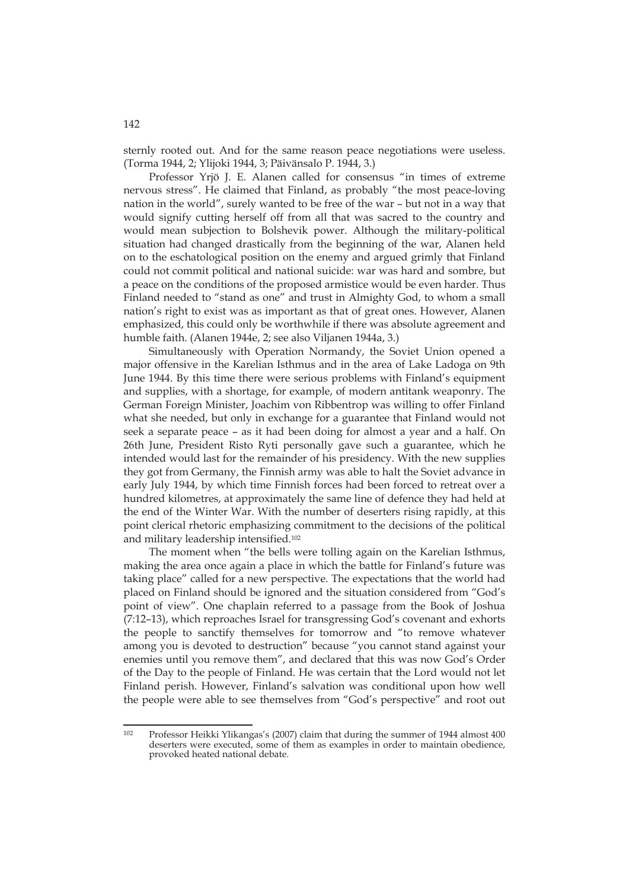sternly rooted out. And for the same reason peace negotiations were useless. (Torma 1944, 2; Ylijoki 1944, 3; Päivänsalo P. 1944, 3.)

Professor Yrjö J. E. Alanen called for consensus "in times of extreme nervous stress". He claimed that Finland, as probably "the most peace-loving nation in the world", surely wanted to be free of the war – but not in a way that would signify cutting herself off from all that was sacred to the country and would mean subjection to Bolshevik power. Although the military-political situation had changed drastically from the beginning of the war, Alanen held on to the eschatological position on the enemy and argued grimly that Finland could not commit political and national suicide: war was hard and sombre, but a peace on the conditions of the proposed armistice would be even harder. Thus Finland needed to "stand as one" and trust in Almighty God, to whom a small nation's right to exist was as important as that of great ones. However, Alanen emphasized, this could only be worthwhile if there was absolute agreement and humble faith. (Alanen 1944e, 2; see also Viljanen 1944a, 3.)

Simultaneously with Operation Normandy, the Soviet Union opened a major offensive in the Karelian Isthmus and in the area of Lake Ladoga on 9th June 1944. By this time there were serious problems with Finland's equipment and supplies, with a shortage, for example, of modern antitank weaponry. The German Foreign Minister, Joachim von Ribbentrop was willing to offer Finland what she needed, but only in exchange for a guarantee that Finland would not seek a separate peace – as it had been doing for almost a year and a half. On 26th June, President Risto Ryti personally gave such a guarantee, which he intended would last for the remainder of his presidency. With the new supplies they got from Germany, the Finnish army was able to halt the Soviet advance in early July 1944, by which time Finnish forces had been forced to retreat over a hundred kilometres, at approximately the same line of defence they had held at the end of the Winter War. With the number of deserters rising rapidly, at this point clerical rhetoric emphasizing commitment to the decisions of the political and military leadership intensified.[102]

The moment when "the bells were tolling again on the Karelian Isthmus, making the area once again a place in which the battle for Finland's future was taking place" called for a new perspective. The expectations that the world had placed on Finland should be ignored and the situation considered from "God's point of view". One chaplain referred to a passage from the Book of Joshua (7:12–13), which reproaches Israel for transgressing God's covenant and exhorts the people to sanctify themselves for tomorrow and "to remove whatever among you is devoted to destruction" because "you cannot stand against your enemies until you remove them", and declared that this was now God's Order of the Day to the people of Finland. He was certain that the Lord would not let Finland perish. However, Finland's salvation was conditional upon how well the people were able to see themselves from "God's perspective" and root out

---

[102] Professor Heikki Ylikangas's (2007) claim that during the summer of 1944 almost 400 deserters were executed, some of them as examples in order to maintain obedience, provoked heated national debate.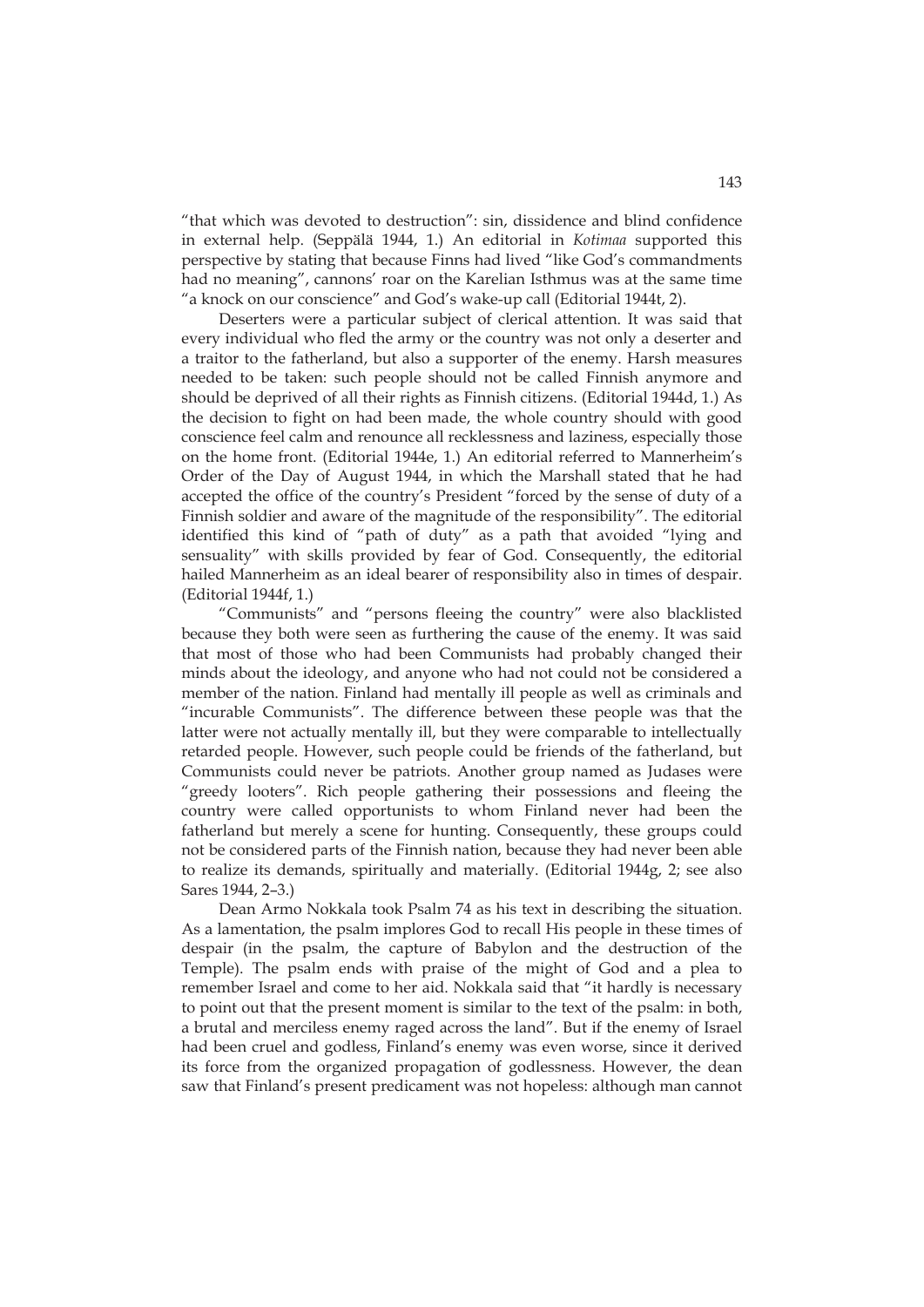"that which was devoted to destruction": sin, dissidence and blind confidence in external help. (Seppälä 1944, 1.) An editorial in *Kotimaa* supported this perspective by stating that because Finns had lived "like God's commandments had no meaning", cannons' roar on the Karelian Isthmus was at the same time "a knock on our conscience" and God's wake-up call (Editorial 1944t, 2).

Deserters were a particular subject of clerical attention. It was said that every individual who fled the army or the country was not only a deserter and a traitor to the fatherland, but also a supporter of the enemy. Harsh measures needed to be taken: such people should not be called Finnish anymore and should be deprived of all their rights as Finnish citizens. (Editorial 1944d, 1.) As the decision to fight on had been made, the whole country should with good conscience feel calm and renounce all recklessness and laziness, especially those on the home front. (Editorial 1944e, 1.) An editorial referred to Mannerheim's Order of the Day of August 1944, in which the Marshall stated that he had accepted the office of the country's President "forced by the sense of duty of a Finnish soldier and aware of the magnitude of the responsibility". The editorial identified this kind of "path of duty" as a path that avoided "lying and sensuality" with skills provided by fear of God. Consequently, the editorial hailed Mannerheim as an ideal bearer of responsibility also in times of despair. (Editorial 1944f, 1.)

"Communists" and "persons fleeing the country" were also blacklisted because they both were seen as furthering the cause of the enemy. It was said that most of those who had been Communists had probably changed their minds about the ideology, and anyone who had not could not be considered a member of the nation. Finland had mentally ill people as well as criminals and "incurable Communists". The difference between these people was that the latter were not actually mentally ill, but they were comparable to intellectually retarded people. However, such people could be friends of the fatherland, but Communists could never be patriots. Another group named as Judases were "greedy looters". Rich people gathering their possessions and fleeing the country were called opportunists to whom Finland never had been the fatherland but merely a scene for hunting. Consequently, these groups could not be considered parts of the Finnish nation, because they had never been able to realize its demands, spiritually and materially. (Editorial 1944g, 2; see also Sares 1944, 2–3.)

Dean Armo Nokkala took Psalm 74 as his text in describing the situation. As a lamentation, the psalm implores God to recall His people in these times of despair (in the psalm, the capture of Babylon and the destruction of the Temple). The psalm ends with praise of the might of God and a plea to remember Israel and come to her aid. Nokkala said that "it hardly is necessary to point out that the present moment is similar to the text of the psalm: in both, a brutal and merciless enemy raged across the land". But if the enemy of Israel had been cruel and godless, Finland's enemy was even worse, since it derived its force from the organized propagation of godlessness. However, the dean saw that Finland's present predicament was not hopeless: although man cannot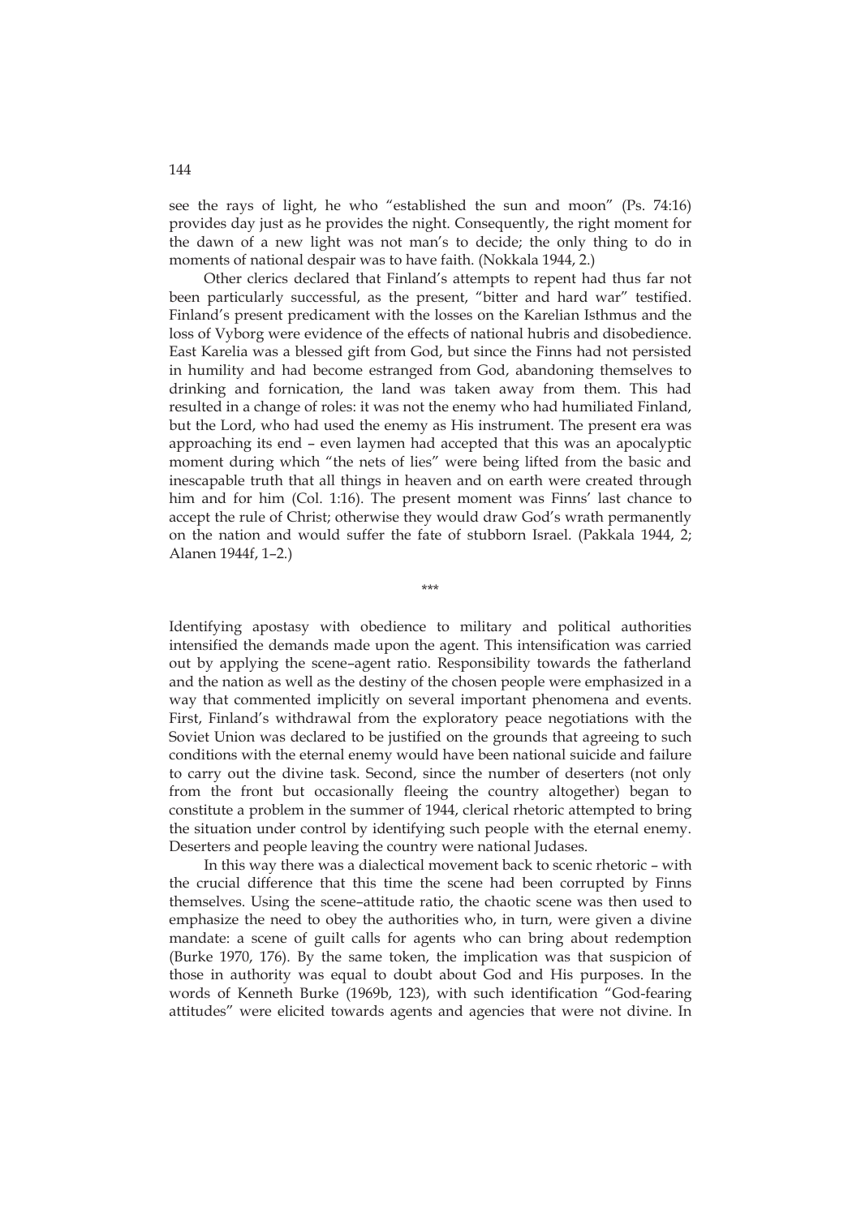see the rays of light, he who "established the sun and moon" (Ps. 74:16) provides day just as he provides the night. Consequently, the right moment for the dawn of a new light was not man's to decide; the only thing to do in moments of national despair was to have faith. (Nokkala 1944, 2.)

Other clerics declared that Finland's attempts to repent had thus far not been particularly successful, as the present, "bitter and hard war" testified. Finland's present predicament with the losses on the Karelian Isthmus and the loss of Vyborg were evidence of the effects of national hubris and disobedience. East Karelia was a blessed gift from God, but since the Finns had not persisted in humility and had become estranged from God, abandoning themselves to drinking and fornication, the land was taken away from them. This had resulted in a change of roles: it was not the enemy who had humiliated Finland, but the Lord, who had used the enemy as His instrument. The present era was approaching its end – even laymen had accepted that this was an apocalyptic moment during which "the nets of lies" were being lifted from the basic and inescapable truth that all things in heaven and on earth were created through him and for him (Col. 1:16). The present moment was Finns' last chance to accept the rule of Christ; otherwise they would draw God's wrath permanently on the nation and would suffer the fate of stubborn Israel. (Pakkala 1944, 2; Alanen 1944f, 1–2.)

***

Identifying apostasy with obedience to military and political authorities intensified the demands made upon the agent. This intensification was carried out by applying the scene–agent ratio. Responsibility towards the fatherland and the nation as well as the destiny of the chosen people were emphasized in a way that commented implicitly on several important phenomena and events. First, Finland's withdrawal from the exploratory peace negotiations with the Soviet Union was declared to be justified on the grounds that agreeing to such conditions with the eternal enemy would have been national suicide and failure to carry out the divine task. Second, since the number of deserters (not only from the front but occasionally fleeing the country altogether) began to constitute a problem in the summer of 1944, clerical rhetoric attempted to bring the situation under control by identifying such people with the eternal enemy. Deserters and people leaving the country were national Judases.

In this way there was a dialectical movement back to scenic rhetoric – with the crucial difference that this time the scene had been corrupted by Finns themselves. Using the scene–attitude ratio, the chaotic scene was then used to emphasize the need to obey the authorities who, in turn, were given a divine mandate: a scene of guilt calls for agents who can bring about redemption (Burke 1970, 176). By the same token, the implication was that suspicion of those in authority was equal to doubt about God and His purposes. In the words of Kenneth Burke (1969b, 123), with such identification "God-fearing attitudes" were elicited towards agents and agencies that were not divine. In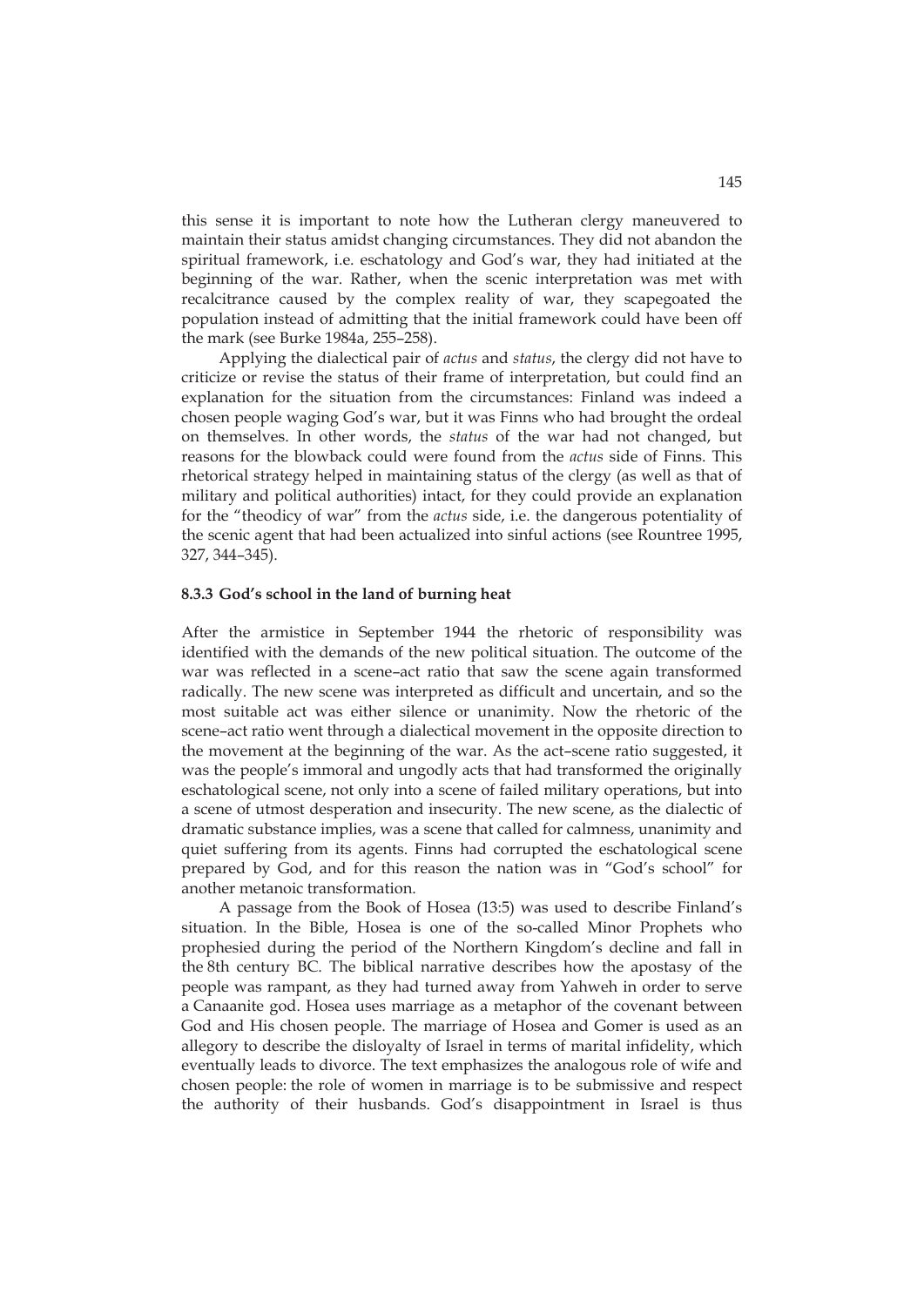this sense it is important to note how the Lutheran clergy maneuvered to maintain their status amidst changing circumstances. They did not abandon the spiritual framework, i.e. eschatology and God's war, they had initiated at the beginning of the war. Rather, when the scenic interpretation was met with recalcitrance caused by the complex reality of war, they scapegoated the population instead of admitting that the initial framework could have been off the mark (see Burke 1984a, 255–258).

Applying the dialectical pair of *actus* and *status*, the clergy did not have to criticize or revise the status of their frame of interpretation, but could find an explanation for the situation from the circumstances: Finland was indeed a chosen people waging God's war, but it was Finns who had brought the ordeal on themselves. In other words, the *status* of the war had not changed, but reasons for the blowback could were found from the *actus* side of Finns. This rhetorical strategy helped in maintaining status of the clergy (as well as that of military and political authorities) intact, for they could provide an explanation for the "theodicy of war" from the *actus* side, i.e. the dangerous potentiality of the scenic agent that had been actualized into sinful actions (see Rountree 1995, 327, 344–345).

### 8.3.3 God's school in the land of burning heat

After the armistice in September 1944 the rhetoric of responsibility was identified with the demands of the new political situation. The outcome of the war was reflected in a scene–act ratio that saw the scene again transformed radically. The new scene was interpreted as difficult and uncertain, and so the most suitable act was either silence or unanimity. Now the rhetoric of the scene–act ratio went through a dialectical movement in the opposite direction to the movement at the beginning of the war. As the act–scene ratio suggested, it was the people's immoral and ungodly acts that had transformed the originally eschatological scene, not only into a scene of failed military operations, but into a scene of utmost desperation and insecurity. The new scene, as the dialectic of dramatic substance implies, was a scene that called for calmness, unanimity and quiet suffering from its agents. Finns had corrupted the eschatological scene prepared by God, and for this reason the nation was in "God's school" for another metanoic transformation.

A passage from the Book of Hosea (13:5) was used to describe Finland's situation. In the Bible, Hosea is one of the so-called Minor Prophets who prophesied during the period of the Northern Kingdom's decline and fall in the 8th century BC. The biblical narrative describes how the apostasy of the people was rampant, as they had turned away from Yahweh in order to serve a Canaanite god. Hosea uses marriage as a metaphor of the covenant between God and His chosen people. The marriage of Hosea and Gomer is used as an allegory to describe the disloyalty of Israel in terms of marital infidelity, which eventually leads to divorce. The text emphasizes the analogous role of wife and chosen people: the role of women in marriage is to be submissive and respect the authority of their husbands. God's disappointment in Israel is thus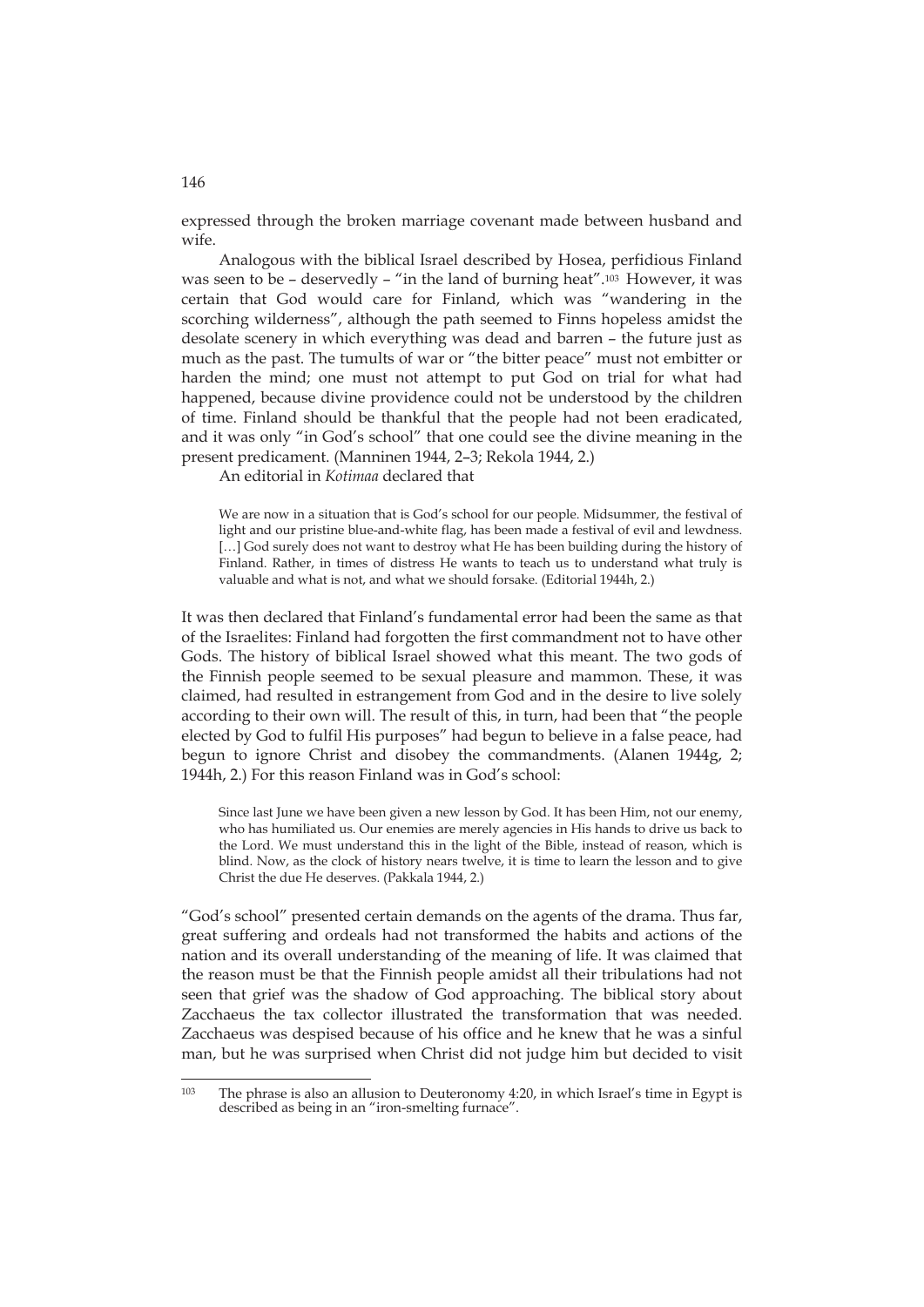expressed through the broken marriage covenant made between husband and wife.

Analogous with the biblical Israel described by Hosea, perfidious Finland was seen to be – deservedly – "in the land of burning heat".[103] However, it was certain that God would care for Finland, which was "wandering in the scorching wilderness", although the path seemed to Finns hopeless amidst the desolate scenery in which everything was dead and barren – the future just as much as the past. The tumults of war or "the bitter peace" must not embitter or harden the mind; one must not attempt to put God on trial for what had happened, because divine providence could not be understood by the children of time. Finland should be thankful that the people had not been eradicated, and it was only "in God's school" that one could see the divine meaning in the present predicament. (Manninen 1944, 2–3; Rekola 1944, 2.)

An editorial in *Kotimaa* declared that

> We are now in a situation that is God's school for our people. Midsummer, the festival of light and our pristine blue-and-white flag, has been made a festival of evil and lewdness. […] God surely does not want to destroy what He has been building during the history of Finland. Rather, in times of distress He wants to teach us to understand what truly is valuable and what is not, and what we should forsake. (Editorial 1944h, 2.)

It was then declared that Finland's fundamental error had been the same as that of the Israelites: Finland had forgotten the first commandment not to have other Gods. The history of biblical Israel showed what this meant. The two gods of the Finnish people seemed to be sexual pleasure and mammon. These, it was claimed, had resulted in estrangement from God and in the desire to live solely according to their own will. The result of this, in turn, had been that "the people elected by God to fulfil His purposes" had begun to believe in a false peace, had begun to ignore Christ and disobey the commandments. (Alanen 1944g, 2; 1944h, 2.) For this reason Finland was in God's school:

> Since last June we have been given a new lesson by God. It has been Him, not our enemy, who has humiliated us. Our enemies are merely agencies in His hands to drive us back to the Lord. We must understand this in the light of the Bible, instead of reason, which is blind. Now, as the clock of history nears twelve, it is time to learn the lesson and to give Christ the due He deserves. (Pakkala 1944, 2.)

"God's school" presented certain demands on the agents of the drama. Thus far, great suffering and ordeals had not transformed the habits and actions of the nation and its overall understanding of the meaning of life. It was claimed that the reason must be that the Finnish people amidst all their tribulations had not seen that grief was the shadow of God approaching. The biblical story about Zacchaeus the tax collector illustrated the transformation that was needed. Zacchaeus was despised because of his office and he knew that he was a sinful man, but he was surprised when Christ did not judge him but decided to visit

---

[103] The phrase is also an allusion to Deuteronomy 4:20, in which Israel's time in Egypt is described as being in an "iron-smelting furnace".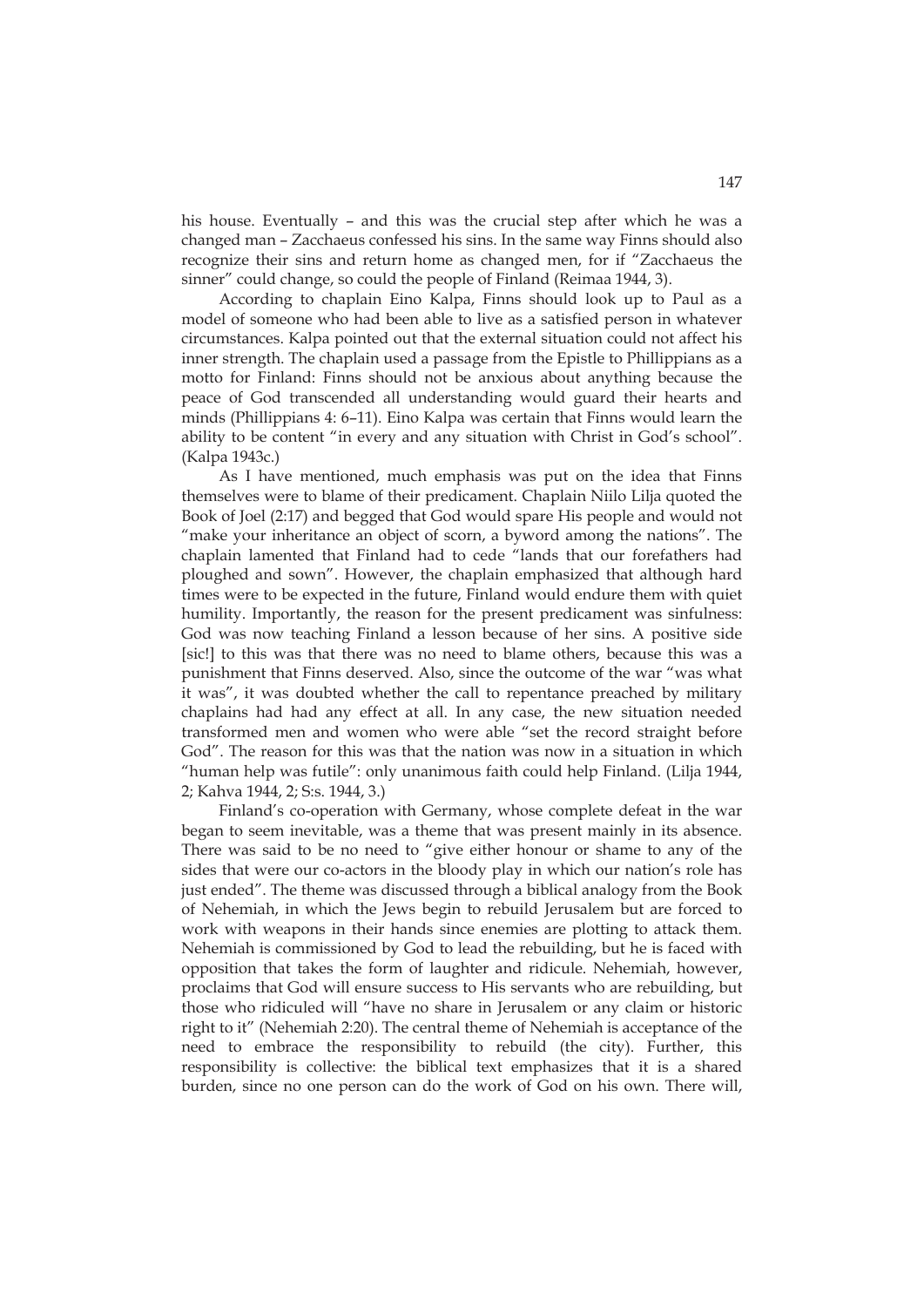his house. Eventually – and this was the crucial step after which he was a changed man – Zacchaeus confessed his sins. In the same way Finns should also recognize their sins and return home as changed men, for if "Zacchaeus the sinner" could change, so could the people of Finland (Reimaa 1944, 3).

According to chaplain Eino Kalpa, Finns should look up to Paul as a model of someone who had been able to live as a satisfied person in whatever circumstances. Kalpa pointed out that the external situation could not affect his inner strength. The chaplain used a passage from the Epistle to Phillippians as a motto for Finland: Finns should not be anxious about anything because the peace of God transcended all understanding would guard their hearts and minds (Phillippians 4: 6–11). Eino Kalpa was certain that Finns would learn the ability to be content "in every and any situation with Christ in God's school". (Kalpa 1943c.)

As I have mentioned, much emphasis was put on the idea that Finns themselves were to blame of their predicament. Chaplain Niilo Lilja quoted the Book of Joel (2:17) and begged that God would spare His people and would not "make your inheritance an object of scorn, a byword among the nations". The chaplain lamented that Finland had to cede "lands that our forefathers had ploughed and sown". However, the chaplain emphasized that although hard times were to be expected in the future, Finland would endure them with quiet humility. Importantly, the reason for the present predicament was sinfulness: God was now teaching Finland a lesson because of her sins. A positive side [sic!] to this was that there was no need to blame others, because this was a punishment that Finns deserved. Also, since the outcome of the war "was what it was", it was doubted whether the call to repentance preached by military chaplains had had any effect at all. In any case, the new situation needed transformed men and women who were able "set the record straight before God". The reason for this was that the nation was now in a situation in which "human help was futile": only unanimous faith could help Finland. (Lilja 1944, 2; Kahva 1944, 2; S:s. 1944, 3.)

Finland's co-operation with Germany, whose complete defeat in the war began to seem inevitable, was a theme that was present mainly in its absence. There was said to be no need to "give either honour or shame to any of the sides that were our co-actors in the bloody play in which our nation's role has just ended". The theme was discussed through a biblical analogy from the Book of Nehemiah, in which the Jews begin to rebuild Jerusalem but are forced to work with weapons in their hands since enemies are plotting to attack them. Nehemiah is commissioned by God to lead the rebuilding, but he is faced with opposition that takes the form of laughter and ridicule. Nehemiah, however, proclaims that God will ensure success to His servants who are rebuilding, but those who ridiculed will "have no share in Jerusalem or any claim or historic right to it" (Nehemiah 2:20). The central theme of Nehemiah is acceptance of the need to embrace the responsibility to rebuild (the city). Further, this responsibility is collective: the biblical text emphasizes that it is a shared burden, since no one person can do the work of God on his own. There will,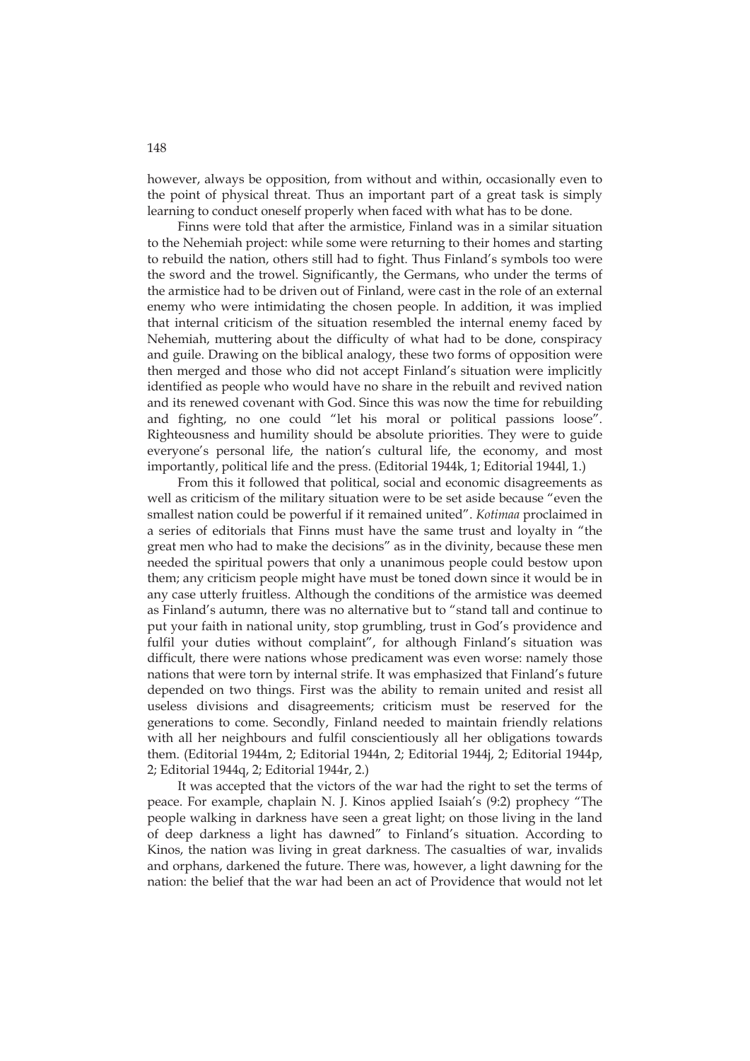however, always be opposition, from without and within, occasionally even to the point of physical threat. Thus an important part of a great task is simply learning to conduct oneself properly when faced with what has to be done.

Finns were told that after the armistice, Finland was in a similar situation to the Nehemiah project: while some were returning to their homes and starting to rebuild the nation, others still had to fight. Thus Finland's symbols too were the sword and the trowel. Significantly, the Germans, who under the terms of the armistice had to be driven out of Finland, were cast in the role of an external enemy who were intimidating the chosen people. In addition, it was implied that internal criticism of the situation resembled the internal enemy faced by Nehemiah, muttering about the difficulty of what had to be done, conspiracy and guile. Drawing on the biblical analogy, these two forms of opposition were then merged and those who did not accept Finland's situation were implicitly identified as people who would have no share in the rebuilt and revived nation and its renewed covenant with God. Since this was now the time for rebuilding and fighting, no one could "let his moral or political passions loose". Righteousness and humility should be absolute priorities. They were to guide everyone's personal life, the nation's cultural life, the economy, and most importantly, political life and the press. (Editorial 1944k, 1; Editorial 1944l, 1.)

From this it followed that political, social and economic disagreements as well as criticism of the military situation were to be set aside because "even the smallest nation could be powerful if it remained united". *Kotimaa* proclaimed in a series of editorials that Finns must have the same trust and loyalty in "the great men who had to make the decisions" as in the divinity, because these men needed the spiritual powers that only a unanimous people could bestow upon them; any criticism people might have must be toned down since it would be in any case utterly fruitless. Although the conditions of the armistice was deemed as Finland's autumn, there was no alternative but to "stand tall and continue to put your faith in national unity, stop grumbling, trust in God's providence and fulfil your duties without complaint", for although Finland's situation was difficult, there were nations whose predicament was even worse: namely those nations that were torn by internal strife. It was emphasized that Finland's future depended on two things. First was the ability to remain united and resist all useless divisions and disagreements; criticism must be reserved for the generations to come. Secondly, Finland needed to maintain friendly relations with all her neighbours and fulfil conscientiously all her obligations towards them. (Editorial 1944m, 2; Editorial 1944n, 2; Editorial 1944j, 2; Editorial 1944p, 2; Editorial 1944q, 2; Editorial 1944r, 2.)

It was accepted that the victors of the war had the right to set the terms of peace. For example, chaplain N. J. Kinos applied Isaiah's (9:2) prophecy "The people walking in darkness have seen a great light; on those living in the land of deep darkness a light has dawned" to Finland's situation. According to Kinos, the nation was living in great darkness. The casualties of war, invalids and orphans, darkened the future. There was, however, a light dawning for the nation: the belief that the war had been an act of Providence that would not let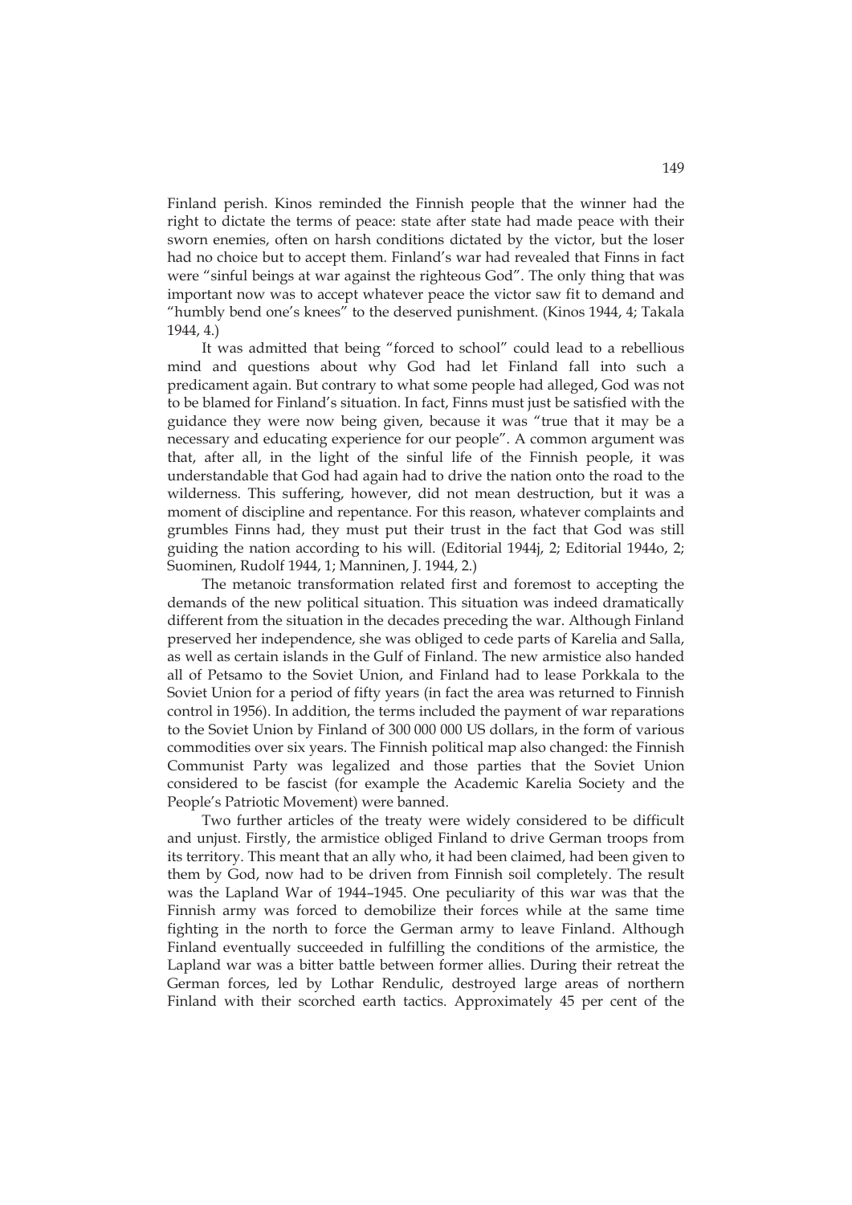Finland perish. Kinos reminded the Finnish people that the winner had the right to dictate the terms of peace: state after state had made peace with their sworn enemies, often on harsh conditions dictated by the victor, but the loser had no choice but to accept them. Finland's war had revealed that Finns in fact were "sinful beings at war against the righteous God". The only thing that was important now was to accept whatever peace the victor saw fit to demand and "humbly bend one's knees" to the deserved punishment. (Kinos 1944, 4; Takala 1944, 4.)

It was admitted that being "forced to school" could lead to a rebellious mind and questions about why God had let Finland fall into such a predicament again. But contrary to what some people had alleged, God was not to be blamed for Finland's situation. In fact, Finns must just be satisfied with the guidance they were now being given, because it was "true that it may be a necessary and educating experience for our people". A common argument was that, after all, in the light of the sinful life of the Finnish people, it was understandable that God had again had to drive the nation onto the road to the wilderness. This suffering, however, did not mean destruction, but it was a moment of discipline and repentance. For this reason, whatever complaints and grumbles Finns had, they must put their trust in the fact that God was still guiding the nation according to his will. (Editorial 1944j, 2; Editorial 1944o, 2; Suominen, Rudolf 1944, 1; Manninen, J. 1944, 2.)

The metanoic transformation related first and foremost to accepting the demands of the new political situation. This situation was indeed dramatically different from the situation in the decades preceding the war. Although Finland preserved her independence, she was obliged to cede parts of Karelia and Salla, as well as certain islands in the Gulf of Finland. The new armistice also handed all of Petsamo to the Soviet Union, and Finland had to lease Porkkala to the Soviet Union for a period of fifty years (in fact the area was returned to Finnish control in 1956). In addition, the terms included the payment of war reparations to the Soviet Union by Finland of 300 000 000 US dollars, in the form of various commodities over six years. The Finnish political map also changed: the Finnish Communist Party was legalized and those parties that the Soviet Union considered to be fascist (for example the Academic Karelia Society and the People's Patriotic Movement) were banned.

Two further articles of the treaty were widely considered to be difficult and unjust. Firstly, the armistice obliged Finland to drive German troops from its territory. This meant that an ally who, it had been claimed, had been given to them by God, now had to be driven from Finnish soil completely. The result was the Lapland War of 1944–1945. One peculiarity of this war was that the Finnish army was forced to demobilize their forces while at the same time fighting in the north to force the German army to leave Finland. Although Finland eventually succeeded in fulfilling the conditions of the armistice, the Lapland war was a bitter battle between former allies. During their retreat the German forces, led by Lothar Rendulic, destroyed large areas of northern Finland with their scorched earth tactics. Approximately 45 per cent of the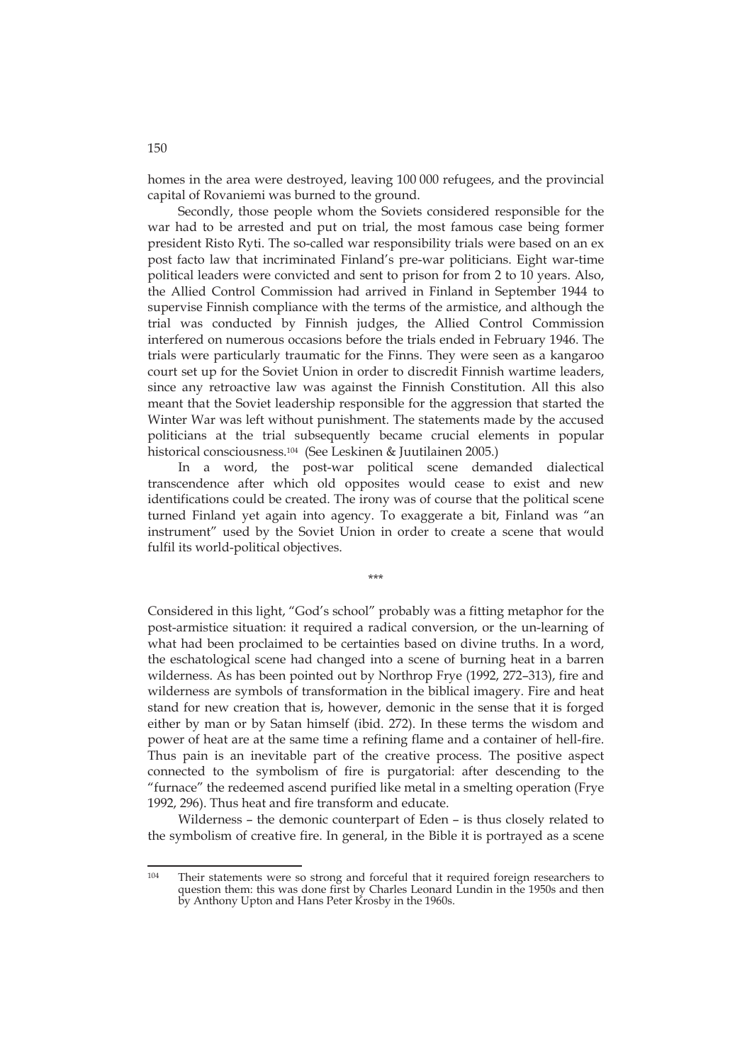homes in the area were destroyed, leaving 100 000 refugees, and the provincial capital of Rovaniemi was burned to the ground.

Secondly, those people whom the Soviets considered responsible for the war had to be arrested and put on trial, the most famous case being former president Risto Ryti. The so-called war responsibility trials were based on an ex post facto law that incriminated Finland's pre-war politicians. Eight war-time political leaders were convicted and sent to prison for from 2 to 10 years. Also, the Allied Control Commission had arrived in Finland in September 1944 to supervise Finnish compliance with the terms of the armistice, and although the trial was conducted by Finnish judges, the Allied Control Commission interfered on numerous occasions before the trials ended in February 1946. The trials were particularly traumatic for the Finns. They were seen as a kangaroo court set up for the Soviet Union in order to discredit Finnish wartime leaders, since any retroactive law was against the Finnish Constitution. All this also meant that the Soviet leadership responsible for the aggression that started the Winter War was left without punishment. The statements made by the accused politicians at the trial subsequently became crucial elements in popular historical consciousness.[104] (See Leskinen & Juutilainen 2005.)

In a word, the post-war political scene demanded dialectical transcendence after which old opposites would cease to exist and new identifications could be created. The irony was of course that the political scene turned Finland yet again into agency. To exaggerate a bit, Finland was "an instrument" used by the Soviet Union in order to create a scene that would fulfil its world-political objectives.

\*\*\*

Considered in this light, "God's school" probably was a fitting metaphor for the post-armistice situation: it required a radical conversion, or the un-learning of what had been proclaimed to be certainties based on divine truths. In a word, the eschatological scene had changed into a scene of burning heat in a barren wilderness. As has been pointed out by Northrop Frye (1992, 272–313), fire and wilderness are symbols of transformation in the biblical imagery. Fire and heat stand for new creation that is, however, demonic in the sense that it is forged either by man or by Satan himself (ibid. 272). In these terms the wisdom and power of heat are at the same time a refining flame and a container of hell-fire. Thus pain is an inevitable part of the creative process. The positive aspect connected to the symbolism of fire is purgatorial: after descending to the "furnace" the redeemed ascend purified like metal in a smelting operation (Frye 1992, 296). Thus heat and fire transform and educate.

Wilderness – the demonic counterpart of Eden – is thus closely related to the symbolism of creative fire. In general, in the Bible it is portrayed as a scene

---

[104] Their statements were so strong and forceful that it required foreign researchers to question them: this was done first by Charles Leonard Lundin in the 1950s and then by Anthony Upton and Hans Peter Krosby in the 1960s.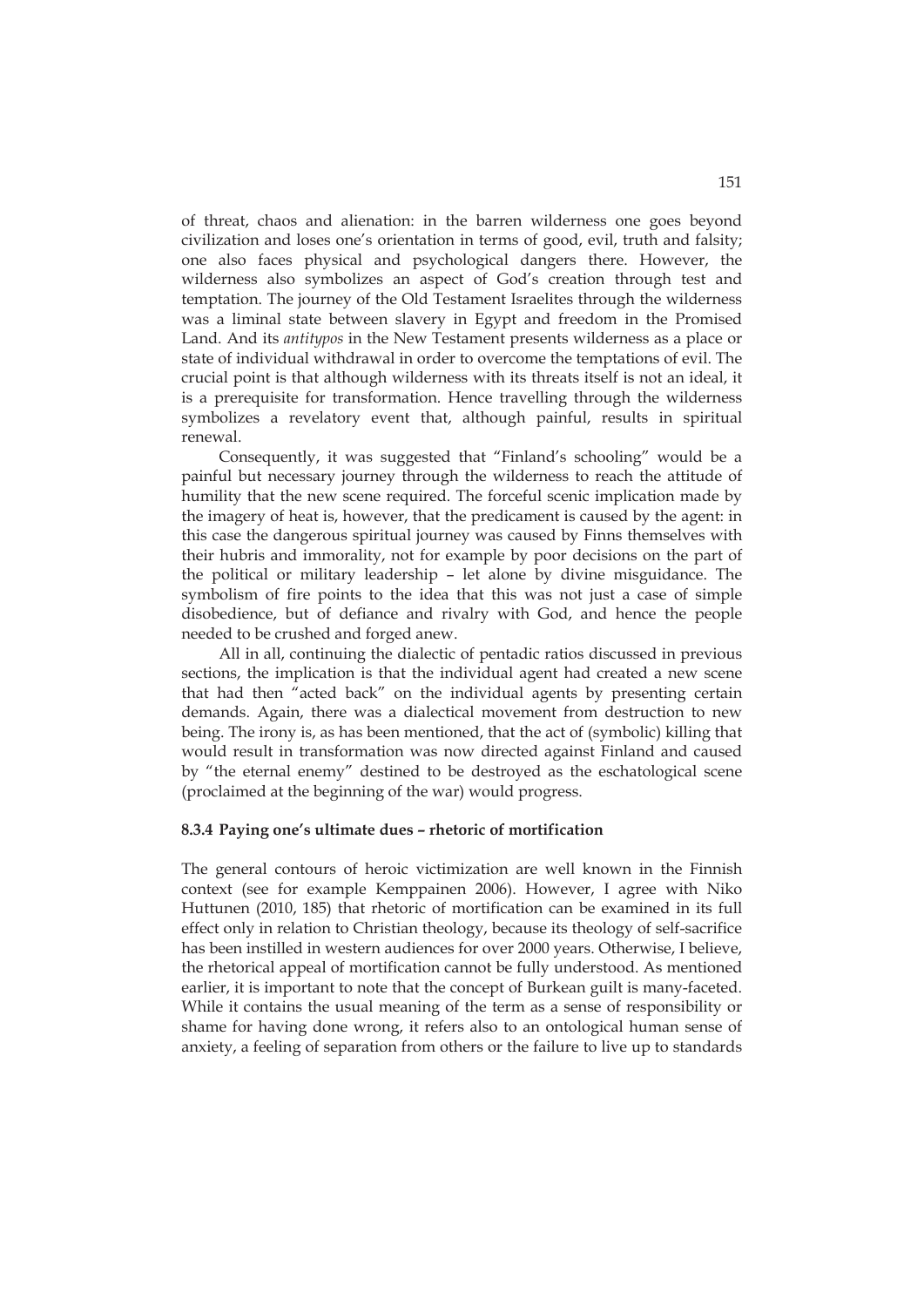of threat, chaos and alienation: in the barren wilderness one goes beyond civilization and loses one's orientation in terms of good, evil, truth and falsity; one also faces physical and psychological dangers there. However, the wilderness also symbolizes an aspect of God's creation through test and temptation. The journey of the Old Testament Israelites through the wilderness was a liminal state between slavery in Egypt and freedom in the Promised Land. And its *antitypos* in the New Testament presents wilderness as a place or state of individual withdrawal in order to overcome the temptations of evil. The crucial point is that although wilderness with its threats itself is not an ideal, it is a prerequisite for transformation. Hence travelling through the wilderness symbolizes a revelatory event that, although painful, results in spiritual renewal.

Consequently, it was suggested that "Finland's schooling" would be a painful but necessary journey through the wilderness to reach the attitude of humility that the new scene required. The forceful scenic implication made by the imagery of heat is, however, that the predicament is caused by the agent: in this case the dangerous spiritual journey was caused by Finns themselves with their hubris and immorality, not for example by poor decisions on the part of the political or military leadership – let alone by divine misguidance. The symbolism of fire points to the idea that this was not just a case of simple disobedience, but of defiance and rivalry with God, and hence the people needed to be crushed and forged anew.

All in all, continuing the dialectic of pentadic ratios discussed in previous sections, the implication is that the individual agent had created a new scene that had then "acted back" on the individual agents by presenting certain demands. Again, there was a dialectical movement from destruction to new being. The irony is, as has been mentioned, that the act of (symbolic) killing that would result in transformation was now directed against Finland and caused by "the eternal enemy" destined to be destroyed as the eschatological scene (proclaimed at the beginning of the war) would progress.

### 8.3.4 Paying one's ultimate dues – rhetoric of mortification

The general contours of heroic victimization are well known in the Finnish context (see for example Kemppainen 2006). However, I agree with Niko Huttunen (2010, 185) that rhetoric of mortification can be examined in its full effect only in relation to Christian theology, because its theology of self-sacrifice has been instilled in western audiences for over 2000 years. Otherwise, I believe, the rhetorical appeal of mortification cannot be fully understood. As mentioned earlier, it is important to note that the concept of Burkean guilt is many-faceted. While it contains the usual meaning of the term as a sense of responsibility or shame for having done wrong, it refers also to an ontological human sense of anxiety, a feeling of separation from others or the failure to live up to standards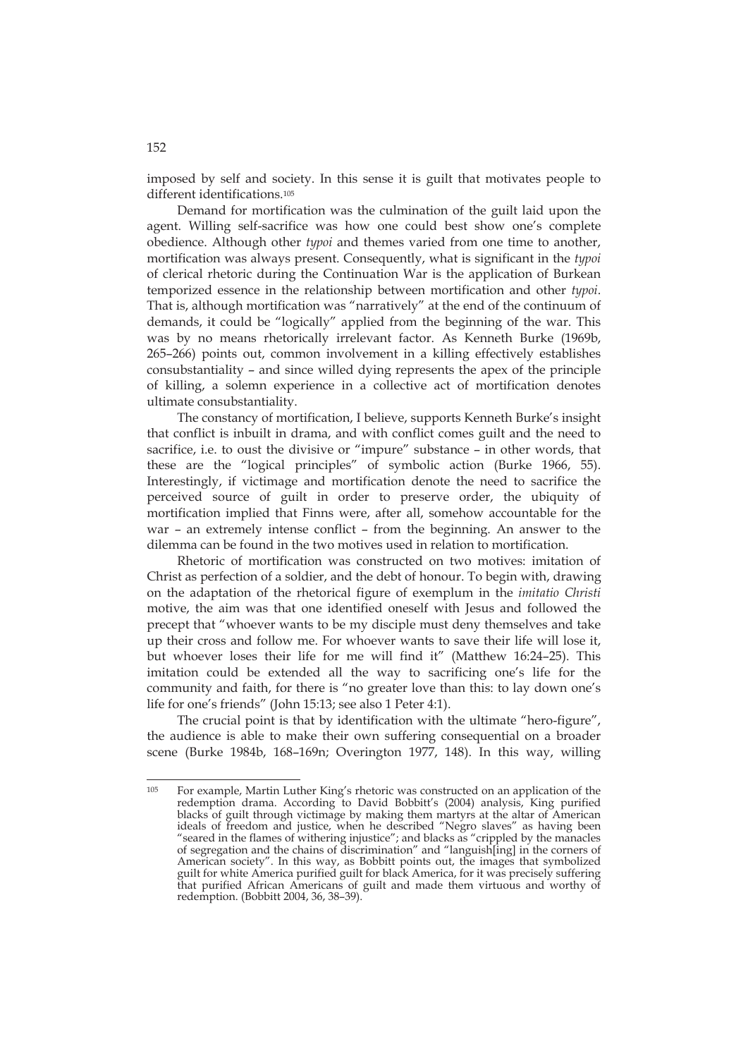imposed by self and society. In this sense it is guilt that motivates people to different identifications.[105]

Demand for mortification was the culmination of the guilt laid upon the agent. Willing self-sacrifice was how one could best show one's complete obedience. Although other *typoi* and themes varied from one time to another, mortification was always present. Consequently, what is significant in the *typoi* of clerical rhetoric during the Continuation War is the application of Burkean temporized essence in the relationship between mortification and other *typoi*. That is, although mortification was "narratively" at the end of the continuum of demands, it could be "logically" applied from the beginning of the war. This was by no means rhetorically irrelevant factor. As Kenneth Burke (1969b, 265–266) points out, common involvement in a killing effectively establishes consubstantiality – and since willed dying represents the apex of the principle of killing, a solemn experience in a collective act of mortification denotes ultimate consubstantiality.

The constancy of mortification, I believe, supports Kenneth Burke's insight that conflict is inbuilt in drama, and with conflict comes guilt and the need to sacrifice, i.e. to oust the divisive or "impure" substance – in other words, that these are the "logical principles" of symbolic action (Burke 1966, 55). Interestingly, if victimage and mortification denote the need to sacrifice the perceived source of guilt in order to preserve order, the ubiquity of mortification implied that Finns were, after all, somehow accountable for the war – an extremely intense conflict – from the beginning. An answer to the dilemma can be found in the two motives used in relation to mortification.

Rhetoric of mortification was constructed on two motives: imitation of Christ as perfection of a soldier, and the debt of honour. To begin with, drawing on the adaptation of the rhetorical figure of exemplum in the *imitatio Christi* motive, the aim was that one identified oneself with Jesus and followed the precept that "whoever wants to be my disciple must deny themselves and take up their cross and follow me. For whoever wants to save their life will lose it, but whoever loses their life for me will find it" (Matthew 16:24–25). This imitation could be extended all the way to sacrificing one's life for the community and faith, for there is "no greater love than this: to lay down one's life for one's friends" (John 15:13; see also 1 Peter 4:1).

The crucial point is that by identification with the ultimate "hero-figure", the audience is able to make their own suffering consequential on a broader scene (Burke 1984b, 168–169n; Overington 1977, 148). In this way, willing

---

[105] For example, Martin Luther King's rhetoric was constructed on an application of the redemption drama. According to David Bobbitt's (2004) analysis, King purified blacks of guilt through victimage by making them martyrs at the altar of American ideals of freedom and justice, when he described "Negro slaves" as having been "seared in the flames of withering injustice"; and blacks as "crippled by the manacles of segregation and the chains of discrimination" and "languish[ing] in the corners of American society". In this way, as Bobbitt points out, the images that symbolized guilt for white America purified guilt for black America, for it was precisely suffering that purified African Americans of guilt and made them virtuous and worthy of redemption. (Bobbitt 2004, 36, 38–39).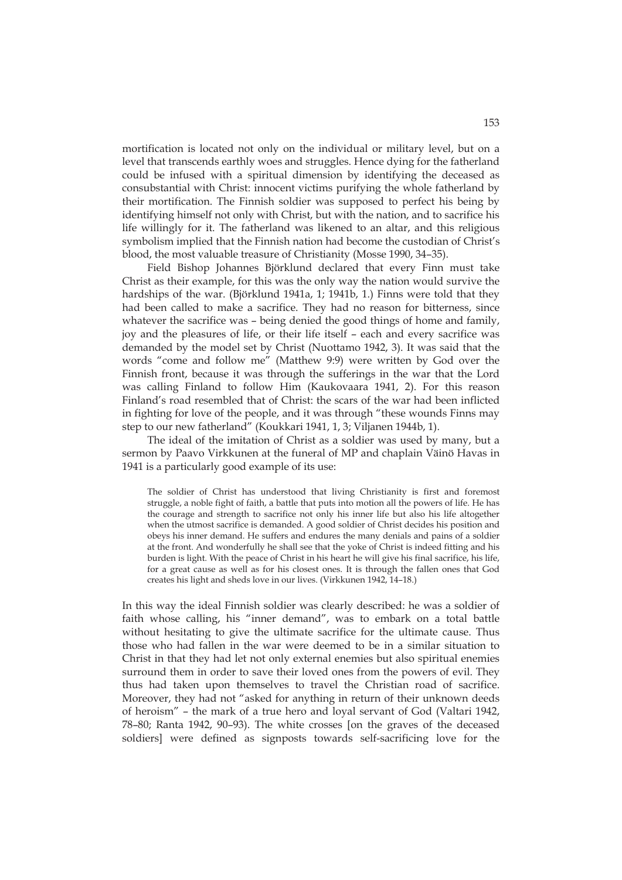mortification is located not only on the individual or military level, but on a level that transcends earthly woes and struggles. Hence dying for the fatherland could be infused with a spiritual dimension by identifying the deceased as consubstantial with Christ: innocent victims purifying the whole fatherland by their mortification. The Finnish soldier was supposed to perfect his being by identifying himself not only with Christ, but with the nation, and to sacrifice his life willingly for it. The fatherland was likened to an altar, and this religious symbolism implied that the Finnish nation had become the custodian of Christ's blood, the most valuable treasure of Christianity (Mosse 1990, 34–35).

Field Bishop Johannes Björklund declared that every Finn must take Christ as their example, for this was the only way the nation would survive the hardships of the war. (Björklund 1941a, 1; 1941b, 1.) Finns were told that they had been called to make a sacrifice. They had no reason for bitterness, since whatever the sacrifice was – being denied the good things of home and family, joy and the pleasures of life, or their life itself – each and every sacrifice was demanded by the model set by Christ (Nuottamo 1942, 3). It was said that the words "come and follow me" (Matthew 9:9) were written by God over the Finnish front, because it was through the sufferings in the war that the Lord was calling Finland to follow Him (Kaukovaara 1941, 2). For this reason Finland's road resembled that of Christ: the scars of the war had been inflicted in fighting for love of the people, and it was through "these wounds Finns may step to our new fatherland" (Koukkari 1941, 1, 3; Viljanen 1944b, 1).

The ideal of the imitation of Christ as a soldier was used by many, but a sermon by Paavo Virkkunen at the funeral of MP and chaplain Väinö Havas in 1941 is a particularly good example of its use:

> The soldier of Christ has understood that living Christianity is first and foremost struggle, a noble fight of faith, a battle that puts into motion all the powers of life. He has the courage and strength to sacrifice not only his inner life but also his life altogether when the utmost sacrifice is demanded. A good soldier of Christ decides his position and obeys his inner demand. He suffers and endures the many denials and pains of a soldier at the front. And wonderfully he shall see that the yoke of Christ is indeed fitting and his burden is light. With the peace of Christ in his heart he will give his final sacrifice, his life, for a great cause as well as for his closest ones. It is through the fallen ones that God creates his light and sheds love in our lives. (Virkkunen 1942, 14–18.)

In this way the ideal Finnish soldier was clearly described: he was a soldier of faith whose calling, his "inner demand", was to embark on a total battle without hesitating to give the ultimate sacrifice for the ultimate cause. Thus those who had fallen in the war were deemed to be in a similar situation to Christ in that they had let not only external enemies but also spiritual enemies surround them in order to save their loved ones from the powers of evil. They thus had taken upon themselves to travel the Christian road of sacrifice. Moreover, they had not "asked for anything in return of their unknown deeds of heroism" – the mark of a true hero and loyal servant of God (Valtari 1942, 78–80; Ranta 1942, 90–93). The white crosses [on the graves of the deceased soldiers] were defined as signposts towards self-sacrificing love for the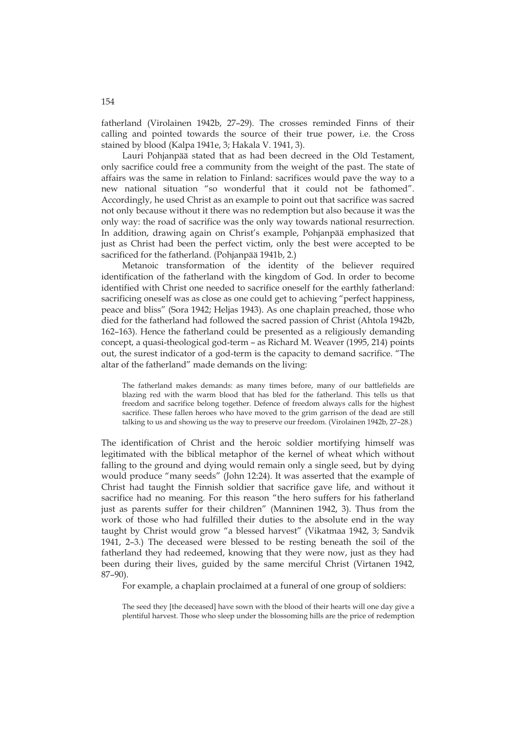fatherland (Virolainen 1942b, 27–29). The crosses reminded Finns of their calling and pointed towards the source of their true power, i.e. the Cross stained by blood (Kalpa 1941e, 3; Hakala V. 1941, 3).

Lauri Pohjanpää stated that as had been decreed in the Old Testament, only sacrifice could free a community from the weight of the past. The state of affairs was the same in relation to Finland: sacrifices would pave the way to a new national situation "so wonderful that it could not be fathomed". Accordingly, he used Christ as an example to point out that sacrifice was sacred not only because without it there was no redemption but also because it was the only way: the road of sacrifice was the only way towards national resurrection. In addition, drawing again on Christ's example, Pohjanpää emphasized that just as Christ had been the perfect victim, only the best were accepted to be sacrificed for the fatherland. (Pohjanpää 1941b, 2.)

Metanoic transformation of the identity of the believer required identification of the fatherland with the kingdom of God. In order to become identified with Christ one needed to sacrifice oneself for the earthly fatherland: sacrificing oneself was as close as one could get to achieving "perfect happiness, peace and bliss" (Sora 1942; Heljas 1943). As one chaplain preached, those who died for the fatherland had followed the sacred passion of Christ (Ahtola 1942b, 162–163). Hence the fatherland could be presented as a religiously demanding concept, a quasi-theological god-term – as Richard M. Weaver (1995, 214) points out, the surest indicator of a god-term is the capacity to demand sacrifice. "The altar of the fatherland" made demands on the living:

> The fatherland makes demands: as many times before, many of our battlefields are blazing red with the warm blood that has bled for the fatherland. This tells us that freedom and sacrifice belong together. Defence of freedom always calls for the highest sacrifice. These fallen heroes who have moved to the grim garrison of the dead are still talking to us and showing us the way to preserve our freedom. (Virolainen 1942b, 27–28.)

The identification of Christ and the heroic soldier mortifying himself was legitimated with the biblical metaphor of the kernel of wheat which without falling to the ground and dying would remain only a single seed, but by dying would produce "many seeds" (John 12:24). It was asserted that the example of Christ had taught the Finnish soldier that sacrifice gave life, and without it sacrifice had no meaning. For this reason "the hero suffers for his fatherland just as parents suffer for their children" (Manninen 1942, 3). Thus from the work of those who had fulfilled their duties to the absolute end in the way taught by Christ would grow "a blessed harvest" (Vikatmaa 1942, 3; Sandvik 1941, 2–3.) The deceased were blessed to be resting beneath the soil of the fatherland they had redeemed, knowing that they were now, just as they had been during their lives, guided by the same merciful Christ (Virtanen 1942, 87–90).

For example, a chaplain proclaimed at a funeral of one group of soldiers:

> The seed they [the deceased] have sown with the blood of their hearts will one day give a plentiful harvest. Those who sleep under the blossoming hills are the price of redemption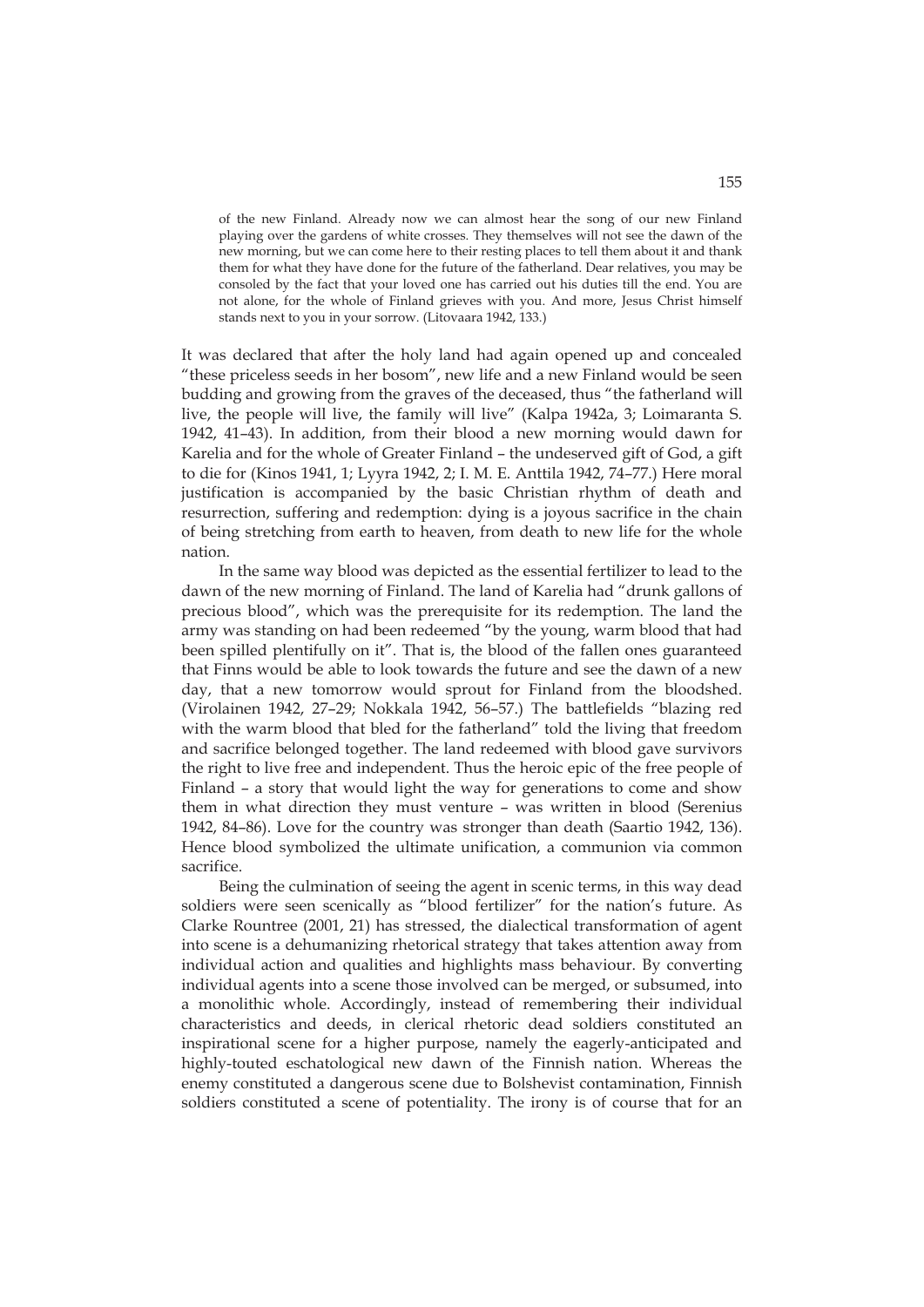> of the new Finland. Already now we can almost hear the song of our new Finland playing over the gardens of white crosses. They themselves will not see the dawn of the new morning, but we can come here to their resting places to tell them about it and thank them for what they have done for the future of the fatherland. Dear relatives, you may be consoled by the fact that your loved one has carried out his duties till the end. You are not alone, for the whole of Finland grieves with you. And more, Jesus Christ himself stands next to you in your sorrow. (Litovaara 1942, 133.)

It was declared that after the holy land had again opened up and concealed "these priceless seeds in her bosom", new life and a new Finland would be seen budding and growing from the graves of the deceased, thus "the fatherland will live, the people will live, the family will live" (Kalpa 1942a, 3; Loimaranta S. 1942, 41–43). In addition, from their blood a new morning would dawn for Karelia and for the whole of Greater Finland – the undeserved gift of God, a gift to die for (Kinos 1941, 1; Lyyra 1942, 2; I. M. E. Anttila 1942, 74–77.) Here moral justification is accompanied by the basic Christian rhythm of death and resurrection, suffering and redemption: dying is a joyous sacrifice in the chain of being stretching from earth to heaven, from death to new life for the whole nation.

In the same way blood was depicted as the essential fertilizer to lead to the dawn of the new morning of Finland. The land of Karelia had "drunk gallons of precious blood", which was the prerequisite for its redemption. The land the army was standing on had been redeemed "by the young, warm blood that had been spilled plentifully on it". That is, the blood of the fallen ones guaranteed that Finns would be able to look towards the future and see the dawn of a new day, that a new tomorrow would sprout for Finland from the bloodshed. (Virolainen 1942, 27–29; Nokkala 1942, 56–57.) The battlefields "blazing red with the warm blood that bled for the fatherland" told the living that freedom and sacrifice belonged together. The land redeemed with blood gave survivors the right to live free and independent. Thus the heroic epic of the free people of Finland – a story that would light the way for generations to come and show them in what direction they must venture – was written in blood (Serenius 1942, 84–86). Love for the country was stronger than death (Saartio 1942, 136). Hence blood symbolized the ultimate unification, a communion via common sacrifice.

Being the culmination of seeing the agent in scenic terms, in this way dead soldiers were seen scenically as "blood fertilizer" for the nation's future. As Clarke Rountree (2001, 21) has stressed, the dialectical transformation of agent into scene is a dehumanizing rhetorical strategy that takes attention away from individual action and qualities and highlights mass behaviour. By converting individual agents into a scene those involved can be merged, or subsumed, into a monolithic whole. Accordingly, instead of remembering their individual characteristics and deeds, in clerical rhetoric dead soldiers constituted an inspirational scene for a higher purpose, namely the eagerly-anticipated and highly-touted eschatological new dawn of the Finnish nation. Whereas the enemy constituted a dangerous scene due to Bolshevist contamination, Finnish soldiers constituted a scene of potentiality. The irony is of course that for an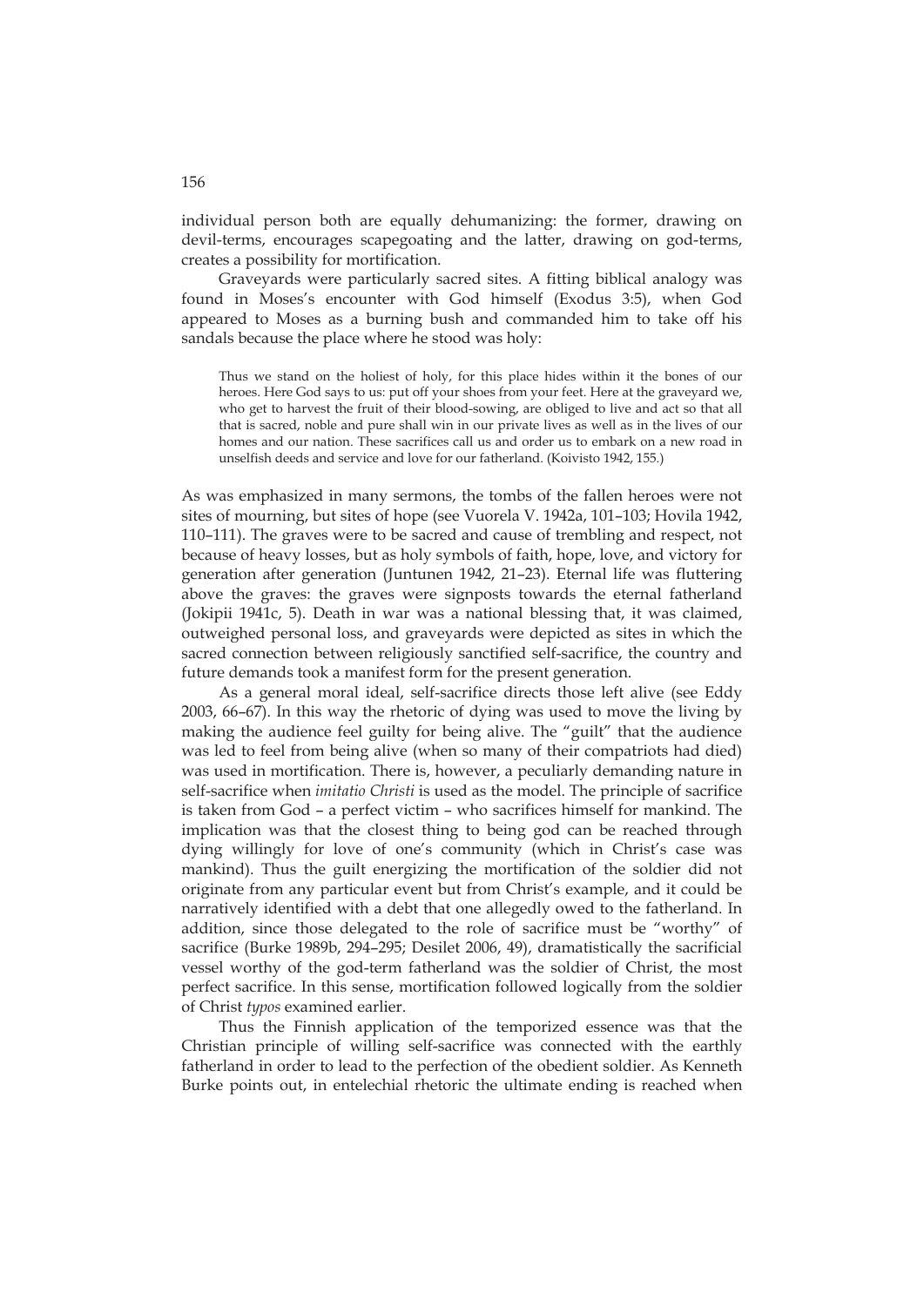individual person both are equally dehumanizing: the former, drawing on devil-terms, encourages scapegoating and the latter, drawing on god-terms, creates a possibility for mortification.

Graveyards were particularly sacred sites. A fitting biblical analogy was found in Moses's encounter with God himself (Exodus 3:5), when God appeared to Moses as a burning bush and commanded him to take off his sandals because the place where he stood was holy:

> Thus we stand on the holiest of holy, for this place hides within it the bones of our heroes. Here God says to us: put off your shoes from your feet. Here at the graveyard we, who get to harvest the fruit of their blood-sowing, are obliged to live and act so that all that is sacred, noble and pure shall win in our private lives as well as in the lives of our homes and our nation. These sacrifices call us and order us to embark on a new road in unselfish deeds and service and love for our fatherland. (Koivisto 1942, 155.)

As was emphasized in many sermons, the tombs of the fallen heroes were not sites of mourning, but sites of hope (see Vuorela V. 1942a, 101–103; Hovila 1942, 110–111). The graves were to be sacred and cause of trembling and respect, not because of heavy losses, but as holy symbols of faith, hope, love, and victory for generation after generation (Juntunen 1942, 21–23). Eternal life was fluttering above the graves: the graves were signposts towards the eternal fatherland (Jokipii 1941c, 5). Death in war was a national blessing that, it was claimed, outweighed personal loss, and graveyards were depicted as sites in which the sacred connection between religiously sanctified self-sacrifice, the country and future demands took a manifest form for the present generation.

As a general moral ideal, self-sacrifice directs those left alive (see Eddy 2003, 66–67). In this way the rhetoric of dying was used to move the living by making the audience feel guilty for being alive. The "guilt" that the audience was led to feel from being alive (when so many of their compatriots had died) was used in mortification. There is, however, a peculiarly demanding nature in self-sacrifice when *imitatio Christi* is used as the model. The principle of sacrifice is taken from God – a perfect victim – who sacrifices himself for mankind. The implication was that the closest thing to being god can be reached through dying willingly for love of one's community (which in Christ's case was mankind). Thus the guilt energizing the mortification of the soldier did not originate from any particular event but from Christ's example, and it could be narratively identified with a debt that one allegedly owed to the fatherland. In addition, since those delegated to the role of sacrifice must be "worthy" of sacrifice (Burke 1989b, 294–295; Desilet 2006, 49), dramatistically the sacrificial vessel worthy of the god-term fatherland was the soldier of Christ, the most perfect sacrifice. In this sense, mortification followed logically from the soldier of Christ *typos* examined earlier.

Thus the Finnish application of the temporized essence was that the Christian principle of willing self-sacrifice was connected with the earthly fatherland in order to lead to the perfection of the obedient soldier. As Kenneth Burke points out, in entelechial rhetoric the ultimate ending is reached when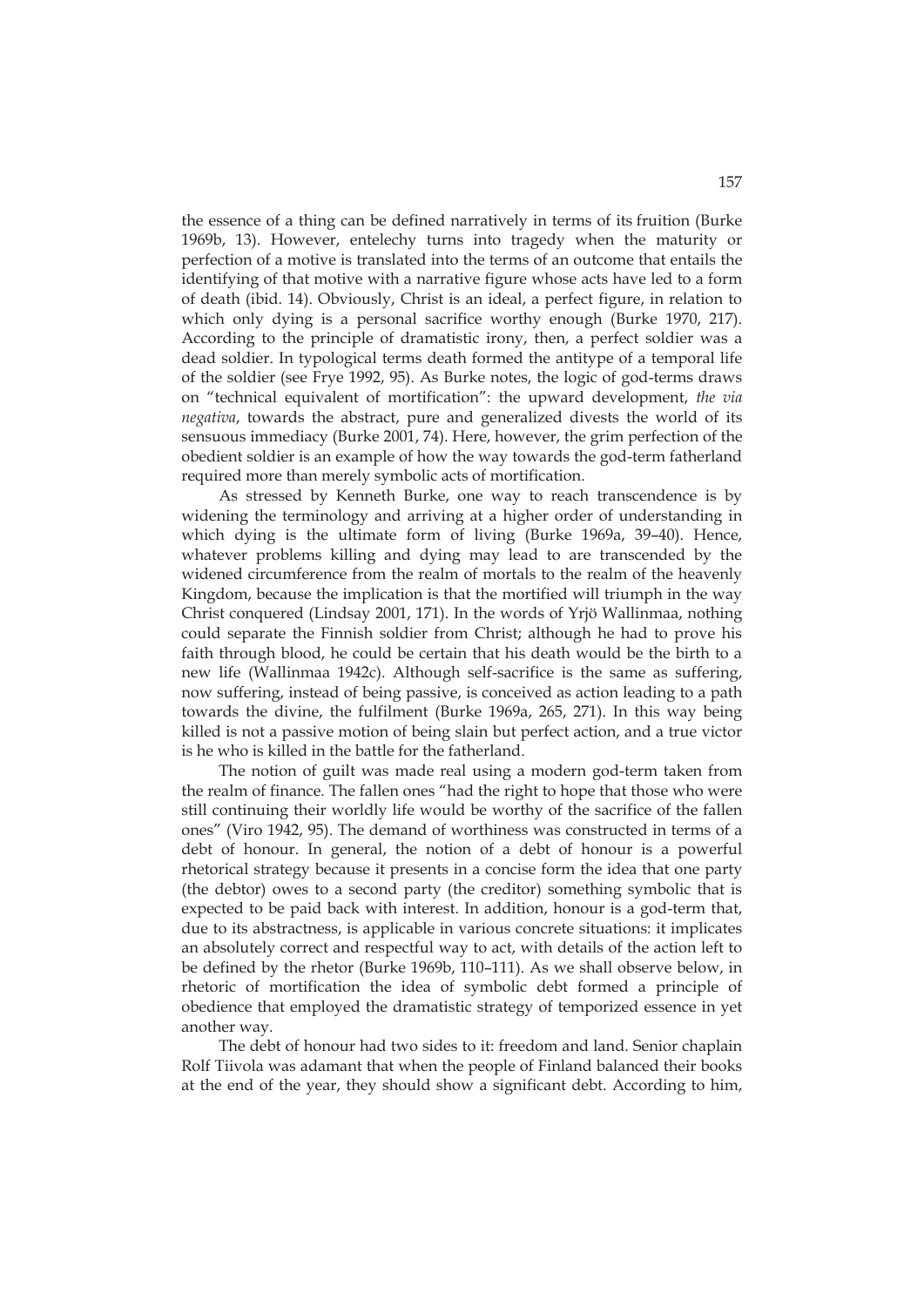the essence of a thing can be defined narratively in terms of its fruition (Burke 1969b, 13). However, entelechy turns into tragedy when the maturity or perfection of a motive is translated into the terms of an outcome that entails the identifying of that motive with a narrative figure whose acts have led to a form of death (ibid. 14). Obviously, Christ is an ideal, a perfect figure, in relation to which only dying is a personal sacrifice worthy enough (Burke 1970, 217). According to the principle of dramatistic irony, then, a perfect soldier was a dead soldier. In typological terms death formed the antitype of a temporal life of the soldier (see Frye 1992, 95). As Burke notes, the logic of god-terms draws on "technical equivalent of mortification": the upward development, *the via negativa*, towards the abstract, pure and generalized divests the world of its sensuous immediacy (Burke 2001, 74). Here, however, the grim perfection of the obedient soldier is an example of how the way towards the god-term fatherland required more than merely symbolic acts of mortification.

As stressed by Kenneth Burke, one way to reach transcendence is by widening the terminology and arriving at a higher order of understanding in which dying is the ultimate form of living (Burke 1969a, 39–40). Hence, whatever problems killing and dying may lead to are transcended by the widened circumference from the realm of mortals to the realm of the heavenly Kingdom, because the implication is that the mortified will triumph in the way Christ conquered (Lindsay 2001, 171). In the words of Yrjö Wallinmaa, nothing could separate the Finnish soldier from Christ; although he had to prove his faith through blood, he could be certain that his death would be the birth to a new life (Wallinmaa 1942c). Although self-sacrifice is the same as suffering, now suffering, instead of being passive, is conceived as action leading to a path towards the divine, the fulfilment (Burke 1969a, 265, 271). In this way being killed is not a passive motion of being slain but perfect action, and a true victor is he who is killed in the battle for the fatherland.

The notion of guilt was made real using a modern god-term taken from the realm of finance. The fallen ones "had the right to hope that those who were still continuing their worldly life would be worthy of the sacrifice of the fallen ones" (Viro 1942, 95). The demand of worthiness was constructed in terms of a debt of honour. In general, the notion of a debt of honour is a powerful rhetorical strategy because it presents in a concise form the idea that one party (the debtor) owes to a second party (the creditor) something symbolic that is expected to be paid back with interest. In addition, honour is a god-term that, due to its abstractness, is applicable in various concrete situations: it implicates an absolutely correct and respectful way to act, with details of the action left to be defined by the rhetor (Burke 1969b, 110–111). As we shall observe below, in rhetoric of mortification the idea of symbolic debt formed a principle of obedience that employed the dramatistic strategy of temporized essence in yet another way.

The debt of honour had two sides to it: freedom and land. Senior chaplain Rolf Tiivola was adamant that when the people of Finland balanced their books at the end of the year, they should show a significant debt. According to him,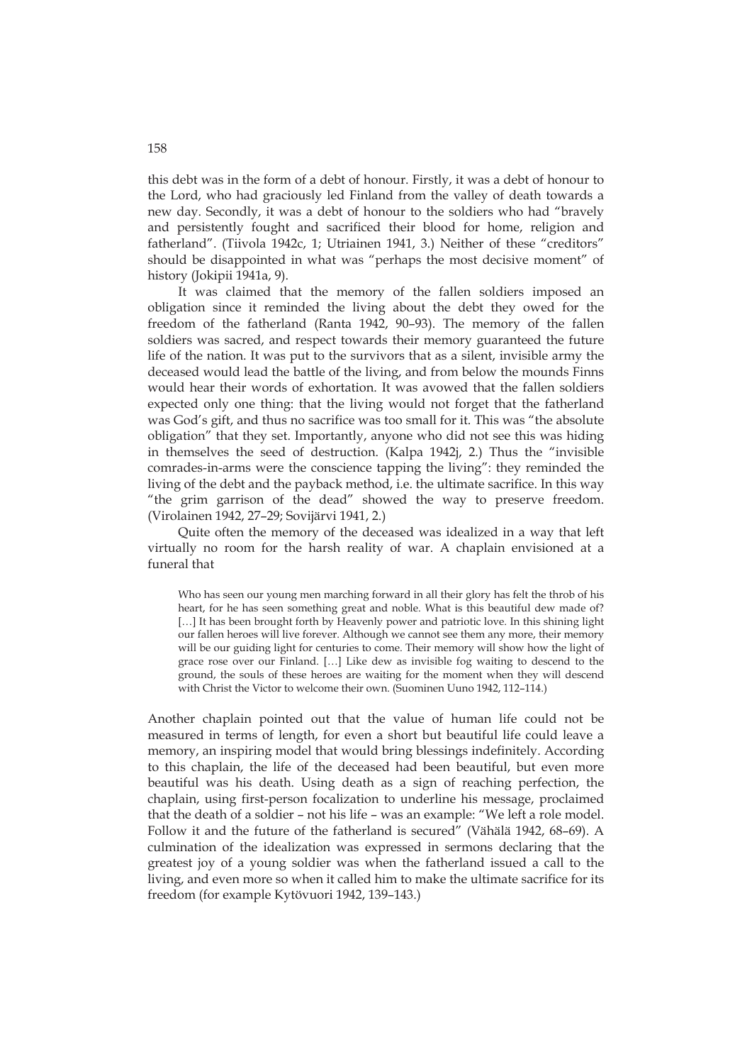this debt was in the form of a debt of honour. Firstly, it was a debt of honour to the Lord, who had graciously led Finland from the valley of death towards a new day. Secondly, it was a debt of honour to the soldiers who had "bravely and persistently fought and sacrificed their blood for home, religion and fatherland". (Tiivola 1942c, 1; Utriainen 1941, 3.) Neither of these "creditors" should be disappointed in what was "perhaps the most decisive moment" of history (Jokipii 1941a, 9).

It was claimed that the memory of the fallen soldiers imposed an obligation since it reminded the living about the debt they owed for the freedom of the fatherland (Ranta 1942, 90–93). The memory of the fallen soldiers was sacred, and respect towards their memory guaranteed the future life of the nation. It was put to the survivors that as a silent, invisible army the deceased would lead the battle of the living, and from below the mounds Finns would hear their words of exhortation. It was avowed that the fallen soldiers expected only one thing: that the living would not forget that the fatherland was God's gift, and thus no sacrifice was too small for it. This was "the absolute obligation" that they set. Importantly, anyone who did not see this was hiding in themselves the seed of destruction. (Kalpa 1942j, 2.) Thus the "invisible comrades-in-arms were the conscience tapping the living": they reminded the living of the debt and the payback method, i.e. the ultimate sacrifice. In this way "the grim garrison of the dead" showed the way to preserve freedom. (Virolainen 1942, 27–29; Sovijärvi 1941, 2.)

Quite often the memory of the deceased was idealized in a way that left virtually no room for the harsh reality of war. A chaplain envisioned at a funeral that

> Who has seen our young men marching forward in all their glory has felt the throb of his heart, for he has seen something great and noble. What is this beautiful dew made of? [...] It has been brought forth by Heavenly power and patriotic love. In this shining light our fallen heroes will live forever. Although we cannot see them any more, their memory will be our guiding light for centuries to come. Their memory will show how the light of grace rose over our Finland. [...] Like dew as invisible fog waiting to descend to the ground, the souls of these heroes are waiting for the moment when they will descend with Christ the Victor to welcome their own. (Suominen Uuno 1942, 112–114.)

Another chaplain pointed out that the value of human life could not be measured in terms of length, for even a short but beautiful life could leave a memory, an inspiring model that would bring blessings indefinitely. According to this chaplain, the life of the deceased had been beautiful, but even more beautiful was his death. Using death as a sign of reaching perfection, the chaplain, using first-person focalization to underline his message, proclaimed that the death of a soldier – not his life – was an example: "We left a role model. Follow it and the future of the fatherland is secured" (Vähälä 1942, 68–69). A culmination of the idealization was expressed in sermons declaring that the greatest joy of a young soldier was when the fatherland issued a call to the living, and even more so when it called him to make the ultimate sacrifice for its freedom (for example Kytövuori 1942, 139–143.)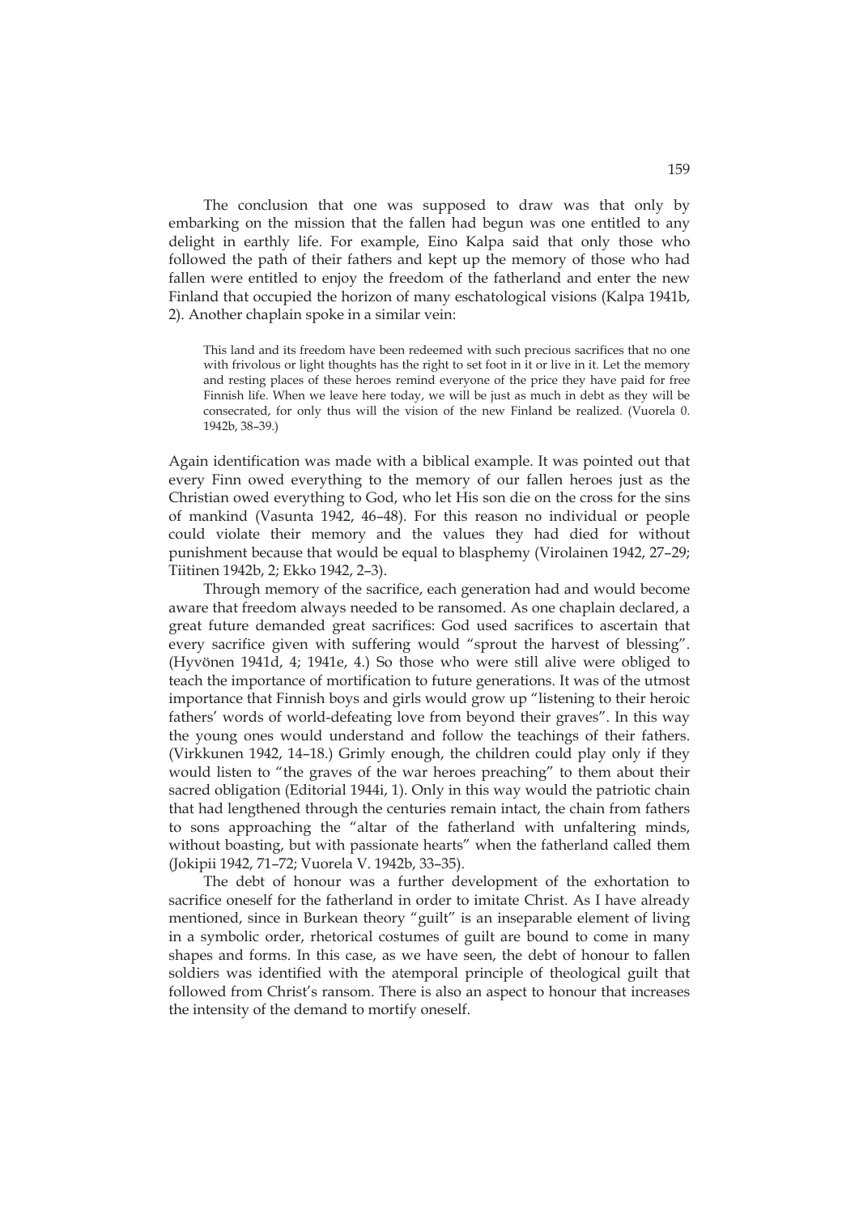The conclusion that one was supposed to draw was that only by embarking on the mission that the fallen had begun was one entitled to any delight in earthly life. For example, Eino Kalpa said that only those who followed the path of their fathers and kept up the memory of those who had fallen were entitled to enjoy the freedom of the fatherland and enter the new Finland that occupied the horizon of many eschatological visions (Kalpa 1941b, 2). Another chaplain spoke in a similar vein:

> This land and its freedom have been redeemed with such precious sacrifices that no one with frivolous or light thoughts has the right to set foot in it or live in it. Let the memory and resting places of these heroes remind everyone of the price they have paid for free Finnish life. When we leave here today, we will be just as much in debt as they will be consecrated, for only thus will the vision of the new Finland be realized. (Vuorela 0. 1942b, 38–39.)

Again identification was made with a biblical example. It was pointed out that every Finn owed everything to the memory of our fallen heroes just as the Christian owed everything to God, who let His son die on the cross for the sins of mankind (Vasunta 1942, 46–48). For this reason no individual or people could violate their memory and the values they had died for without punishment because that would be equal to blasphemy (Virolainen 1942, 27–29; Tiitinen 1942b, 2; Ekko 1942, 2–3).

Through memory of the sacrifice, each generation had and would become aware that freedom always needed to be ransomed. As one chaplain declared, a great future demanded great sacrifices: God used sacrifices to ascertain that every sacrifice given with suffering would "sprout the harvest of blessing". (Hyvönen 1941d, 4; 1941e, 4.) So those who were still alive were obliged to teach the importance of mortification to future generations. It was of the utmost importance that Finnish boys and girls would grow up "listening to their heroic fathers' words of world-defeating love from beyond their graves". In this way the young ones would understand and follow the teachings of their fathers. (Virkkunen 1942, 14–18.) Grimly enough, the children could play only if they would listen to "the graves of the war heroes preaching" to them about their sacred obligation (Editorial 1944i, 1). Only in this way would the patriotic chain that had lengthened through the centuries remain intact, the chain from fathers to sons approaching the "altar of the fatherland with unfaltering minds, without boasting, but with passionate hearts" when the fatherland called them (Jokipii 1942, 71–72; Vuorela V. 1942b, 33–35).

The debt of honour was a further development of the exhortation to sacrifice oneself for the fatherland in order to imitate Christ. As I have already mentioned, since in Burkean theory "guilt" is an inseparable element of living in a symbolic order, rhetorical costumes of guilt are bound to come in many shapes and forms. In this case, as we have seen, the debt of honour to fallen soldiers was identified with the atemporal principle of theological guilt that followed from Christ's ransom. There is also an aspect to honour that increases the intensity of the demand to mortify oneself.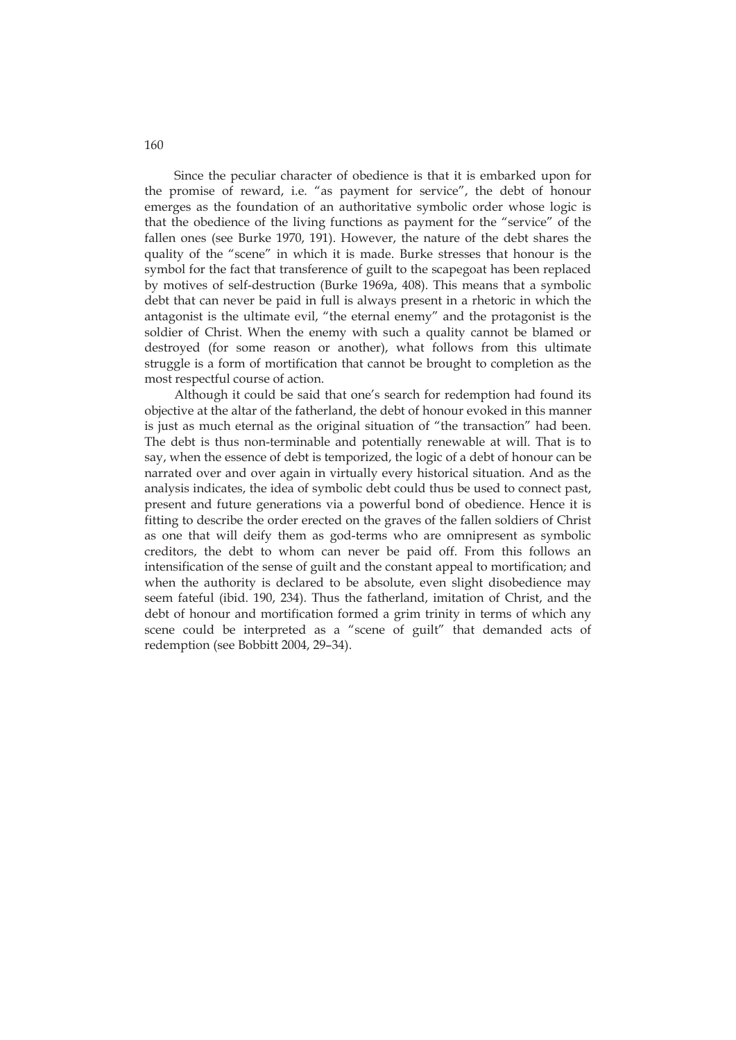Since the peculiar character of obedience is that it is embarked upon for the promise of reward, i.e. "as payment for service", the debt of honour emerges as the foundation of an authoritative symbolic order whose logic is that the obedience of the living functions as payment for the "service" of the fallen ones (see Burke 1970, 191). However, the nature of the debt shares the quality of the "scene" in which it is made. Burke stresses that honour is the symbol for the fact that transference of guilt to the scapegoat has been replaced by motives of self-destruction (Burke 1969a, 408). This means that a symbolic debt that can never be paid in full is always present in a rhetoric in which the antagonist is the ultimate evil, "the eternal enemy" and the protagonist is the soldier of Christ. When the enemy with such a quality cannot be blamed or destroyed (for some reason or another), what follows from this ultimate struggle is a form of mortification that cannot be brought to completion as the most respectful course of action.

Although it could be said that one's search for redemption had found its objective at the altar of the fatherland, the debt of honour evoked in this manner is just as much eternal as the original situation of "the transaction" had been. The debt is thus non-terminable and potentially renewable at will. That is to say, when the essence of debt is temporized, the logic of a debt of honour can be narrated over and over again in virtually every historical situation. And as the analysis indicates, the idea of symbolic debt could thus be used to connect past, present and future generations via a powerful bond of obedience. Hence it is fitting to describe the order erected on the graves of the fallen soldiers of Christ as one that will deify them as god-terms who are omnipresent as symbolic creditors, the debt to whom can never be paid off. From this follows an intensification of the sense of guilt and the constant appeal to mortification; and when the authority is declared to be absolute, even slight disobedience may seem fateful (ibid. 190, 234). Thus the fatherland, imitation of Christ, and the debt of honour and mortification formed a grim trinity in terms of which any scene could be interpreted as a "scene of guilt" that demanded acts of redemption (see Bobbitt 2004, 29–34).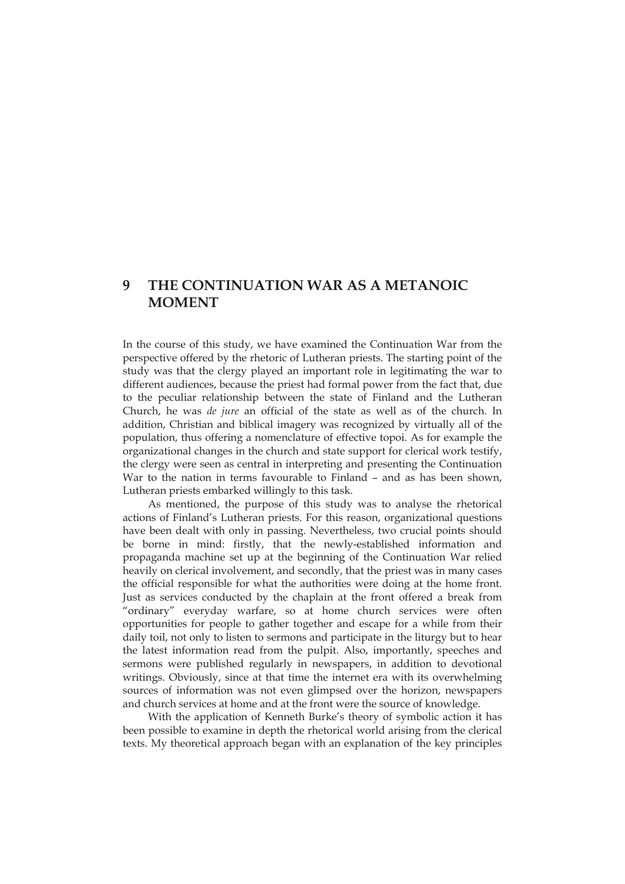# 9 THE CONTINUATION WAR AS A METANOIC MOMENT

In the course of this study, we have examined the Continuation War from the perspective offered by the rhetoric of Lutheran priests. The starting point of the study was that the clergy played an important role in legitimating the war to different audiences, because the priest had formal power from the fact that, due to the peculiar relationship between the state of Finland and the Lutheran Church, he was *de jure* an official of the state as well as of the church. In addition, Christian and biblical imagery was recognized by virtually all of the population, thus offering a nomenclature of effective topoi. As for example the organizational changes in the church and state support for clerical work testify, the clergy were seen as central in interpreting and presenting the Continuation War to the nation in terms favourable to Finland – and as has been shown, Lutheran priests embarked willingly to this task.

As mentioned, the purpose of this study was to analyse the rhetorical actions of Finland's Lutheran priests. For this reason, organizational questions have been dealt with only in passing. Nevertheless, two crucial points should be borne in mind: firstly, that the newly-established information and propaganda machine set up at the beginning of the Continuation War relied heavily on clerical involvement, and secondly, that the priest was in many cases the official responsible for what the authorities were doing at the home front. Just as services conducted by the chaplain at the front offered a break from "ordinary" everyday warfare, so at home church services were often opportunities for people to gather together and escape for a while from their daily toil, not only to listen to sermons and participate in the liturgy but to hear the latest information read from the pulpit. Also, importantly, speeches and sermons were published regularly in newspapers, in addition to devotional writings. Obviously, since at that time the internet era with its overwhelming sources of information was not even glimpsed over the horizon, newspapers and church services at home and at the front were the source of knowledge.

With the application of Kenneth Burke's theory of symbolic action it has been possible to examine in depth the rhetorical world arising from the clerical texts. My theoretical approach began with an explanation of the key principles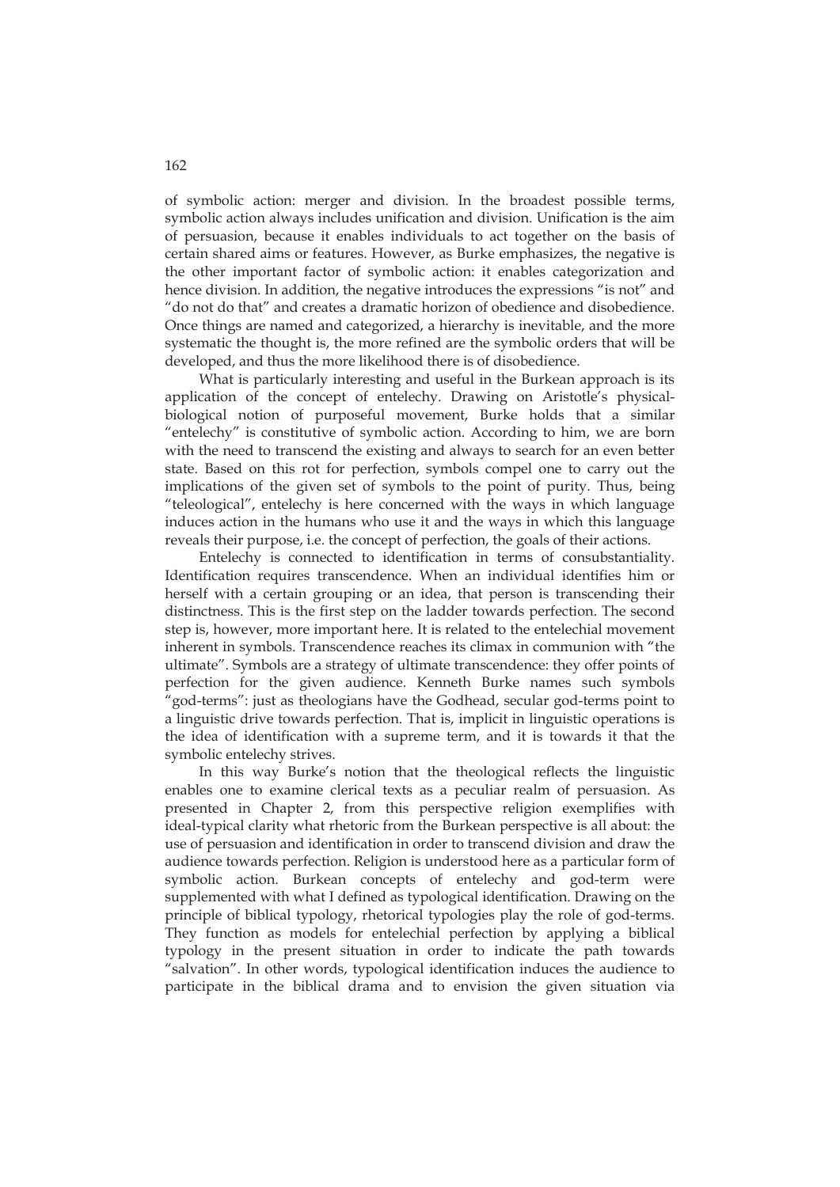of symbolic action: merger and division. In the broadest possible terms, symbolic action always includes unification and division. Unification is the aim of persuasion, because it enables individuals to act together on the basis of certain shared aims or features. However, as Burke emphasizes, the negative is the other important factor of symbolic action: it enables categorization and hence division. In addition, the negative introduces the expressions "is not" and "do not do that" and creates a dramatic horizon of obedience and disobedience. Once things are named and categorized, a hierarchy is inevitable, and the more systematic the thought is, the more refined are the symbolic orders that will be developed, and thus the more likelihood there is of disobedience.

What is particularly interesting and useful in the Burkean approach is its application of the concept of entelechy. Drawing on Aristotle's physical-biological notion of purposeful movement, Burke holds that a similar "entelechy" is constitutive of symbolic action. According to him, we are born with the need to transcend the existing and always to search for an even better state. Based on this rot for perfection, symbols compel one to carry out the implications of the given set of symbols to the point of purity. Thus, being "teleological", entelechy is here concerned with the ways in which language induces action in the humans who use it and the ways in which this language reveals their purpose, i.e. the concept of perfection, the goals of their actions.

Entelechy is connected to identification in terms of consubstantiality. Identification requires transcendence. When an individual identifies him or herself with a certain grouping or an idea, that person is transcending their distinctness. This is the first step on the ladder towards perfection. The second step is, however, more important here. It is related to the entelechial movement inherent in symbols. Transcendence reaches its climax in communion with "the ultimate". Symbols are a strategy of ultimate transcendence: they offer points of perfection for the given audience. Kenneth Burke names such symbols "god-terms": just as theologians have the Godhead, secular god-terms point to a linguistic drive towards perfection. That is, implicit in linguistic operations is the idea of identification with a supreme term, and it is towards it that the symbolic entelechy strives.

In this way Burke's notion that the theological reflects the linguistic enables one to examine clerical texts as a peculiar realm of persuasion. As presented in Chapter 2, from this perspective religion exemplifies with ideal-typical clarity what rhetoric from the Burkean perspective is all about: the use of persuasion and identification in order to transcend division and draw the audience towards perfection. Religion is understood here as a particular form of symbolic action. Burkean concepts of entelechy and god-term were supplemented with what I defined as typological identification. Drawing on the principle of biblical typology, rhetorical typologies play the role of god-terms. They function as models for entelechial perfection by applying a biblical typology in the present situation in order to indicate the path towards "salvation". In other words, typological identification induces the audience to participate in the biblical drama and to envision the given situation via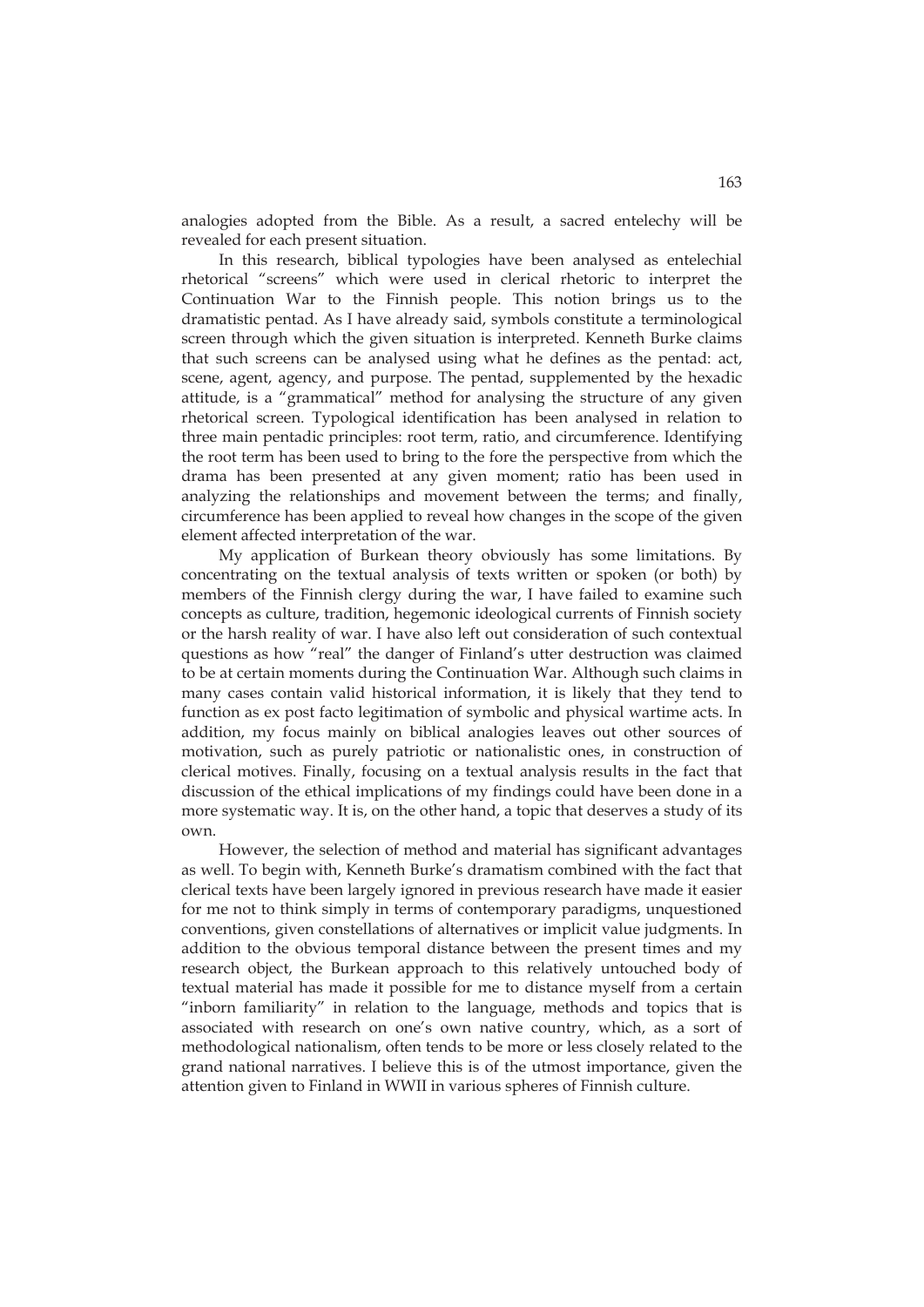analogies adopted from the Bible. As a result, a sacred entelechy will be revealed for each present situation.

In this research, biblical typologies have been analysed as entelechial rhetorical "screens" which were used in clerical rhetoric to interpret the Continuation War to the Finnish people. This notion brings us to the dramatistic pentad. As I have already said, symbols constitute a terminological screen through which the given situation is interpreted. Kenneth Burke claims that such screens can be analysed using what he defines as the pentad: act, scene, agent, agency, and purpose. The pentad, supplemented by the hexadic attitude, is a "grammatical" method for analysing the structure of any given rhetorical screen. Typological identification has been analysed in relation to three main pentadic principles: root term, ratio, and circumference. Identifying the root term has been used to bring to the fore the perspective from which the drama has been presented at any given moment; ratio has been used in analyzing the relationships and movement between the terms; and finally, circumference has been applied to reveal how changes in the scope of the given element affected interpretation of the war.

My application of Burkean theory obviously has some limitations. By concentrating on the textual analysis of texts written or spoken (or both) by members of the Finnish clergy during the war, I have failed to examine such concepts as culture, tradition, hegemonic ideological currents of Finnish society or the harsh reality of war. I have also left out consideration of such contextual questions as how "real" the danger of Finland's utter destruction was claimed to be at certain moments during the Continuation War. Although such claims in many cases contain valid historical information, it is likely that they tend to function as ex post facto legitimation of symbolic and physical wartime acts. In addition, my focus mainly on biblical analogies leaves out other sources of motivation, such as purely patriotic or nationalistic ones, in construction of clerical motives. Finally, focusing on a textual analysis results in the fact that discussion of the ethical implications of my findings could have been done in a more systematic way. It is, on the other hand, a topic that deserves a study of its own.

However, the selection of method and material has significant advantages as well. To begin with, Kenneth Burke's dramatism combined with the fact that clerical texts have been largely ignored in previous research have made it easier for me not to think simply in terms of contemporary paradigms, unquestioned conventions, given constellations of alternatives or implicit value judgments. In addition to the obvious temporal distance between the present times and my research object, the Burkean approach to this relatively untouched body of textual material has made it possible for me to distance myself from a certain "inborn familiarity" in relation to the language, methods and topics that is associated with research on one's own native country, which, as a sort of methodological nationalism, often tends to be more or less closely related to the grand national narratives. I believe this is of the utmost importance, given the attention given to Finland in WWII in various spheres of Finnish culture.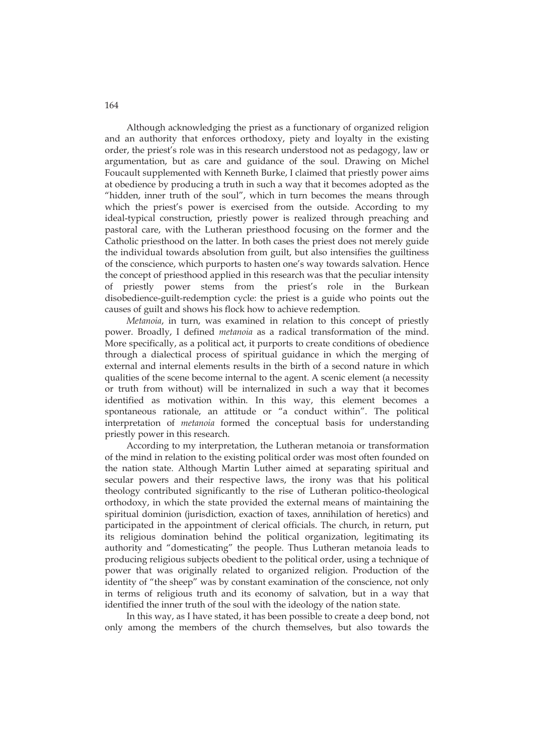Although acknowledging the priest as a functionary of organized religion and an authority that enforces orthodoxy, piety and loyalty in the existing order, the priest's role was in this research understood not as pedagogy, law or argumentation, but as care and guidance of the soul. Drawing on Michel Foucault supplemented with Kenneth Burke, I claimed that priestly power aims at obedience by producing a truth in such a way that it becomes adopted as the "hidden, inner truth of the soul", which in turn becomes the means through which the priest's power is exercised from the outside. According to my ideal-typical construction, priestly power is realized through preaching and pastoral care, with the Lutheran priesthood focusing on the former and the Catholic priesthood on the latter. In both cases the priest does not merely guide the individual towards absolution from guilt, but also intensifies the guiltiness of the conscience, which purports to hasten one's way towards salvation. Hence the concept of priesthood applied in this research was that the peculiar intensity of priestly power stems from the priest's role in the Burkean disobedience-guilt-redemption cycle: the priest is a guide who points out the causes of guilt and shows his flock how to achieve redemption.

*Metanoia*, in turn, was examined in relation to this concept of priestly power. Broadly, I defined *metanoia* as a radical transformation of the mind. More specifically, as a political act, it purports to create conditions of obedience through a dialectical process of spiritual guidance in which the merging of external and internal elements results in the birth of a second nature in which qualities of the scene become internal to the agent. A scenic element (a necessity or truth from without) will be internalized in such a way that it becomes identified as motivation within. In this way, this element becomes a spontaneous rationale, an attitude or "a conduct within". The political interpretation of *metanoia* formed the conceptual basis for understanding priestly power in this research.

According to my interpretation, the Lutheran metanoia or transformation of the mind in relation to the existing political order was most often founded on the nation state. Although Martin Luther aimed at separating spiritual and secular powers and their respective laws, the irony was that his political theology contributed significantly to the rise of Lutheran politico-theological orthodoxy, in which the state provided the external means of maintaining the spiritual dominion (jurisdiction, exaction of taxes, annihilation of heretics) and participated in the appointment of clerical officials. The church, in return, put its religious domination behind the political organization, legitimating its authority and "domesticating" the people. Thus Lutheran metanoia leads to producing religious subjects obedient to the political order, using a technique of power that was originally related to organized religion. Production of the identity of "the sheep" was by constant examination of the conscience, not only in terms of religious truth and its economy of salvation, but in a way that identified the inner truth of the soul with the ideology of the nation state.

In this way, as I have stated, it has been possible to create a deep bond, not only among the members of the church themselves, but also towards the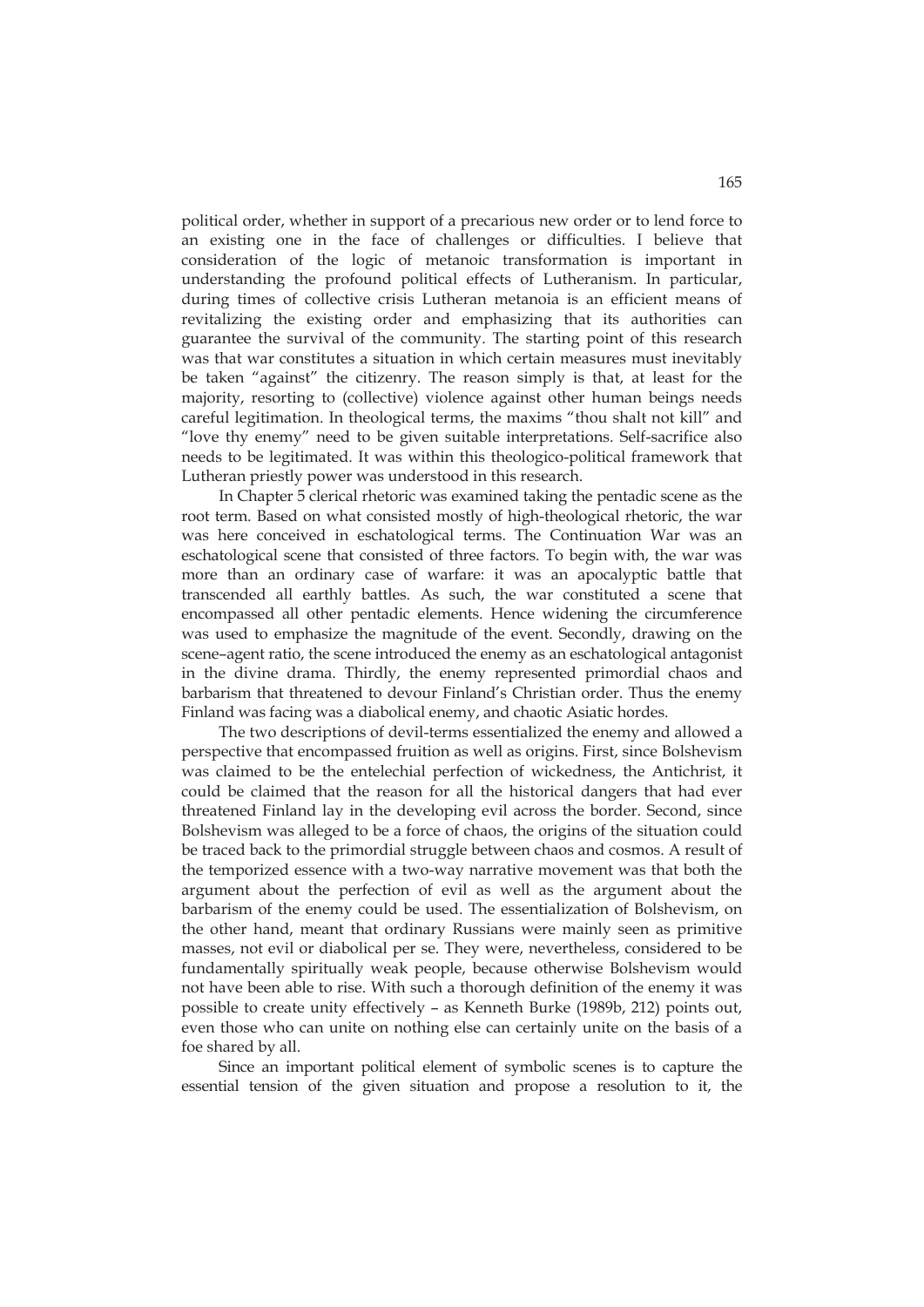political order, whether in support of a precarious new order or to lend force to an existing one in the face of challenges or difficulties. I believe that consideration of the logic of metanoic transformation is important in understanding the profound political effects of Lutheranism. In particular, during times of collective crisis Lutheran metanoia is an efficient means of revitalizing the existing order and emphasizing that its authorities can guarantee the survival of the community. The starting point of this research was that war constitutes a situation in which certain measures must inevitably be taken "against" the citizenry. The reason simply is that, at least for the majority, resorting to (collective) violence against other human beings needs careful legitimation. In theological terms, the maxims "thou shalt not kill" and "love thy enemy" need to be given suitable interpretations. Self-sacrifice also needs to be legitimated. It was within this theologico-political framework that Lutheran priestly power was understood in this research.

In Chapter 5 clerical rhetoric was examined taking the pentadic scene as the root term. Based on what consisted mostly of high-theological rhetoric, the war was here conceived in eschatological terms. The Continuation War was an eschatological scene that consisted of three factors. To begin with, the war was more than an ordinary case of warfare: it was an apocalyptic battle that transcended all earthly battles. As such, the war constituted a scene that encompassed all other pentadic elements. Hence widening the circumference was used to emphasize the magnitude of the event. Secondly, drawing on the scene–agent ratio, the scene introduced the enemy as an eschatological antagonist in the divine drama. Thirdly, the enemy represented primordial chaos and barbarism that threatened to devour Finland's Christian order. Thus the enemy Finland was facing was a diabolical enemy, and chaotic Asiatic hordes.

The two descriptions of devil-terms essentialized the enemy and allowed a perspective that encompassed fruition as well as origins. First, since Bolshevism was claimed to be the entelechial perfection of wickedness, the Antichrist, it could be claimed that the reason for all the historical dangers that had ever threatened Finland lay in the developing evil across the border. Second, since Bolshevism was alleged to be a force of chaos, the origins of the situation could be traced back to the primordial struggle between chaos and cosmos. A result of the temporized essence with a two-way narrative movement was that both the argument about the perfection of evil as well as the argument about the barbarism of the enemy could be used. The essentialization of Bolshevism, on the other hand, meant that ordinary Russians were mainly seen as primitive masses, not evil or diabolical per se. They were, nevertheless, considered to be fundamentally spiritually weak people, because otherwise Bolshevism would not have been able to rise. With such a thorough definition of the enemy it was possible to create unity effectively – as Kenneth Burke (1989b, 212) points out, even those who can unite on nothing else can certainly unite on the basis of a foe shared by all.

Since an important political element of symbolic scenes is to capture the essential tension of the given situation and propose a resolution to it, the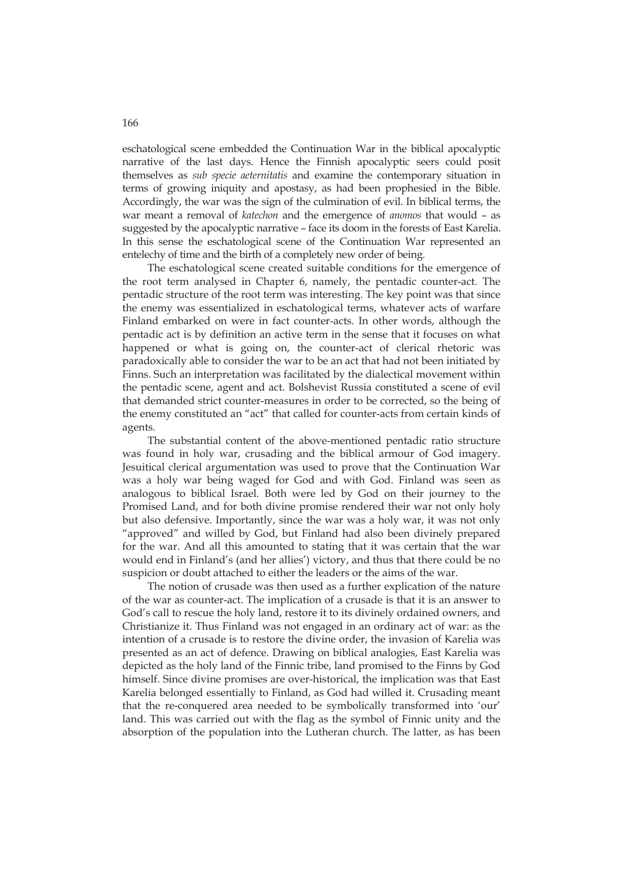eschatological scene embedded the Continuation War in the biblical apocalyptic narrative of the last days. Hence the Finnish apocalyptic seers could posit themselves as *sub specie aeternitatis* and examine the contemporary situation in terms of growing iniquity and apostasy, as had been prophesied in the Bible. Accordingly, the war was the sign of the culmination of evil. In biblical terms, the war meant a removal of *katechon* and the emergence of *anomos* that would – as suggested by the apocalyptic narrative – face its doom in the forests of East Karelia. In this sense the eschatological scene of the Continuation War represented an entelechy of time and the birth of a completely new order of being.

The eschatological scene created suitable conditions for the emergence of the root term analysed in Chapter 6, namely, the pentadic counter-act. The pentadic structure of the root term was interesting. The key point was that since the enemy was essentialized in eschatological terms, whatever acts of warfare Finland embarked on were in fact counter-acts. In other words, although the pentadic act is by definition an active term in the sense that it focuses on what happened or what is going on, the counter-act of clerical rhetoric was paradoxically able to consider the war to be an act that had not been initiated by Finns. Such an interpretation was facilitated by the dialectical movement within the pentadic scene, agent and act. Bolshevist Russia constituted a scene of evil that demanded strict counter-measures in order to be corrected, so the being of the enemy constituted an "act" that called for counter-acts from certain kinds of agents.

The substantial content of the above-mentioned pentadic ratio structure was found in holy war, crusading and the biblical armour of God imagery. Jesuitical clerical argumentation was used to prove that the Continuation War was a holy war being waged for God and with God. Finland was seen as analogous to biblical Israel. Both were led by God on their journey to the Promised Land, and for both divine promise rendered their war not only holy but also defensive. Importantly, since the war was a holy war, it was not only "approved" and willed by God, but Finland had also been divinely prepared for the war. And all this amounted to stating that it was certain that the war would end in Finland's (and her allies') victory, and thus that there could be no suspicion or doubt attached to either the leaders or the aims of the war.

The notion of crusade was then used as a further explication of the nature of the war as counter-act. The implication of a crusade is that it is an answer to God's call to rescue the holy land, restore it to its divinely ordained owners, and Christianize it. Thus Finland was not engaged in an ordinary act of war: as the intention of a crusade is to restore the divine order, the invasion of Karelia was presented as an act of defence. Drawing on biblical analogies, East Karelia was depicted as the holy land of the Finnic tribe, land promised to the Finns by God himself. Since divine promises are over-historical, the implication was that East Karelia belonged essentially to Finland, as God had willed it. Crusading meant that the re-conquered area needed to be symbolically transformed into 'our' land. This was carried out with the flag as the symbol of Finnic unity and the absorption of the population into the Lutheran church. The latter, as has been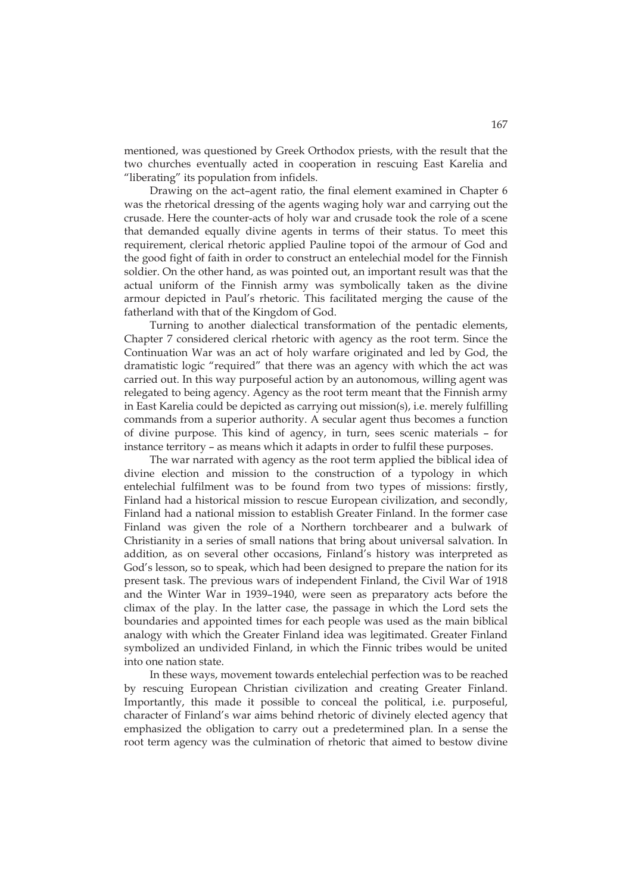mentioned, was questioned by Greek Orthodox priests, with the result that the two churches eventually acted in cooperation in rescuing East Karelia and "liberating" its population from infidels.

Drawing on the act–agent ratio, the final element examined in Chapter 6 was the rhetorical dressing of the agents waging holy war and carrying out the crusade. Here the counter-acts of holy war and crusade took the role of a scene that demanded equally divine agents in terms of their status. To meet this requirement, clerical rhetoric applied Pauline topoi of the armour of God and the good fight of faith in order to construct an entelechial model for the Finnish soldier. On the other hand, as was pointed out, an important result was that the actual uniform of the Finnish army was symbolically taken as the divine armour depicted in Paul's rhetoric. This facilitated merging the cause of the fatherland with that of the Kingdom of God.

Turning to another dialectical transformation of the pentadic elements, Chapter 7 considered clerical rhetoric with agency as the root term. Since the Continuation War was an act of holy warfare originated and led by God, the dramatistic logic "required" that there was an agency with which the act was carried out. In this way purposeful action by an autonomous, willing agent was relegated to being agency. Agency as the root term meant that the Finnish army in East Karelia could be depicted as carrying out mission(s), i.e. merely fulfilling commands from a superior authority. A secular agent thus becomes a function of divine purpose. This kind of agency, in turn, sees scenic materials – for instance territory – as means which it adapts in order to fulfil these purposes.

The war narrated with agency as the root term applied the biblical idea of divine election and mission to the construction of a typology in which entelechial fulfilment was to be found from two types of missions: firstly, Finland had a historical mission to rescue European civilization, and secondly, Finland had a national mission to establish Greater Finland. In the former case Finland was given the role of a Northern torchbearer and a bulwark of Christianity in a series of small nations that bring about universal salvation. In addition, as on several other occasions, Finland's history was interpreted as God's lesson, so to speak, which had been designed to prepare the nation for its present task. The previous wars of independent Finland, the Civil War of 1918 and the Winter War in 1939–1940, were seen as preparatory acts before the climax of the play. In the latter case, the passage in which the Lord sets the boundaries and appointed times for each people was used as the main biblical analogy with which the Greater Finland idea was legitimated. Greater Finland symbolized an undivided Finland, in which the Finnic tribes would be united into one nation state.

In these ways, movement towards entelechial perfection was to be reached by rescuing European Christian civilization and creating Greater Finland. Importantly, this made it possible to conceal the political, i.e. purposeful, character of Finland's war aims behind rhetoric of divinely elected agency that emphasized the obligation to carry out a predetermined plan. In a sense the root term agency was the culmination of rhetoric that aimed to bestow divine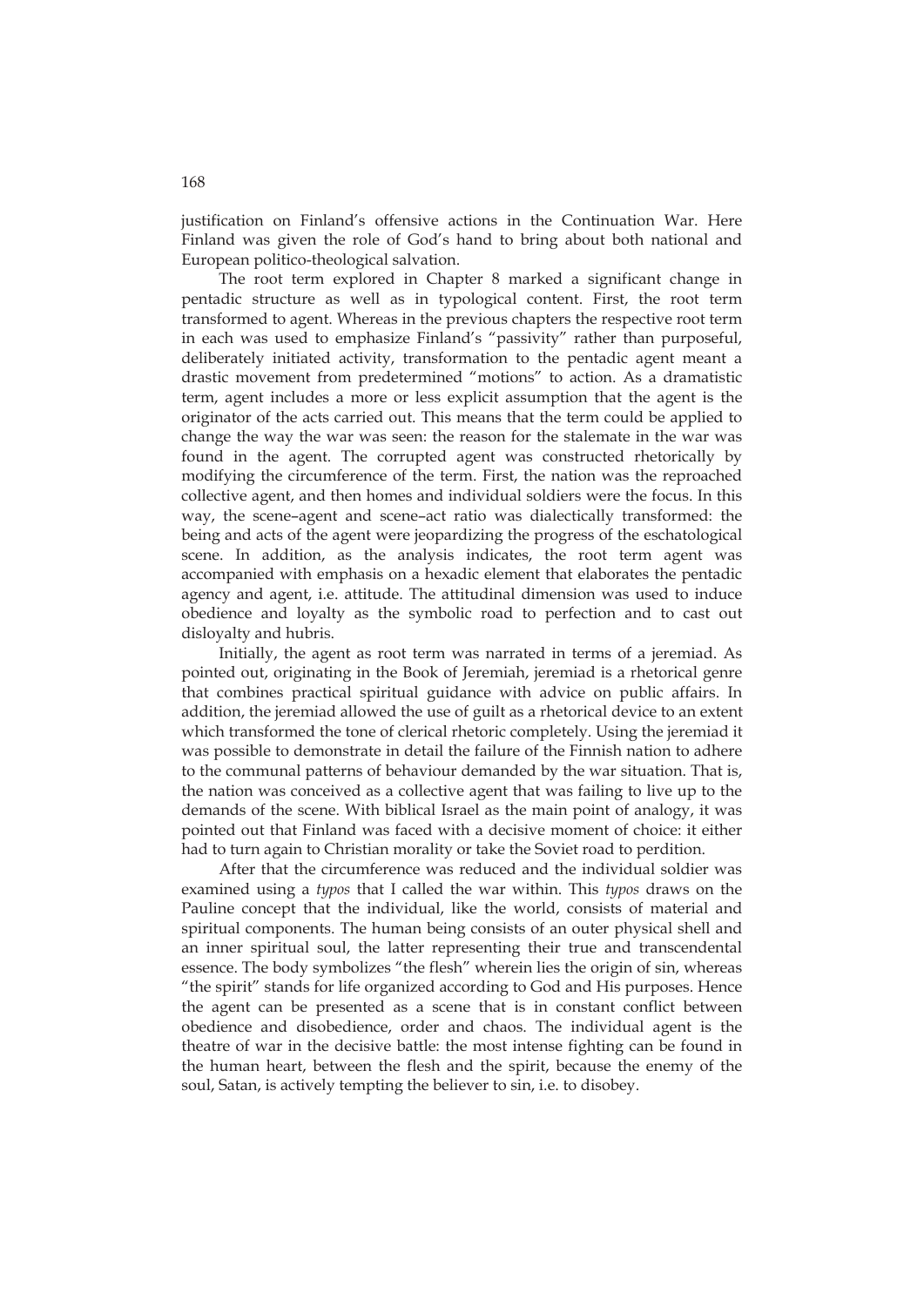justification on Finland's offensive actions in the Continuation War. Here Finland was given the role of God's hand to bring about both national and European politico-theological salvation.

The root term explored in Chapter 8 marked a significant change in pentadic structure as well as in typological content. First, the root term transformed to agent. Whereas in the previous chapters the respective root term in each was used to emphasize Finland's "passivity" rather than purposeful, deliberately initiated activity, transformation to the pentadic agent meant a drastic movement from predetermined "motions" to action. As a dramatistic term, agent includes a more or less explicit assumption that the agent is the originator of the acts carried out. This means that the term could be applied to change the way the war was seen: the reason for the stalemate in the war was found in the agent. The corrupted agent was constructed rhetorically by modifying the circumference of the term. First, the nation was the reproached collective agent, and then homes and individual soldiers were the focus. In this way, the scene–agent and scene–act ratio was dialectically transformed: the being and acts of the agent were jeopardizing the progress of the eschatological scene. In addition, as the analysis indicates, the root term agent was accompanied with emphasis on a hexadic element that elaborates the pentadic agency and agent, i.e. attitude. The attitudinal dimension was used to induce obedience and loyalty as the symbolic road to perfection and to cast out disloyalty and hubris.

Initially, the agent as root term was narrated in terms of a jeremiad. As pointed out, originating in the Book of Jeremiah, jeremiad is a rhetorical genre that combines practical spiritual guidance with advice on public affairs. In addition, the jeremiad allowed the use of guilt as a rhetorical device to an extent which transformed the tone of clerical rhetoric completely. Using the jeremiad it was possible to demonstrate in detail the failure of the Finnish nation to adhere to the communal patterns of behaviour demanded by the war situation. That is, the nation was conceived as a collective agent that was failing to live up to the demands of the scene. With biblical Israel as the main point of analogy, it was pointed out that Finland was faced with a decisive moment of choice: it either had to turn again to Christian morality or take the Soviet road to perdition.

After that the circumference was reduced and the individual soldier was examined using a *typos* that I called the war within. This *typos* draws on the Pauline concept that the individual, like the world, consists of material and spiritual components. The human being consists of an outer physical shell and an inner spiritual soul, the latter representing their true and transcendental essence. The body symbolizes "the flesh" wherein lies the origin of sin, whereas "the spirit" stands for life organized according to God and His purposes. Hence the agent can be presented as a scene that is in constant conflict between obedience and disobedience, order and chaos. The individual agent is the theatre of war in the decisive battle: the most intense fighting can be found in the human heart, between the flesh and the spirit, because the enemy of the soul, Satan, is actively tempting the believer to sin, i.e. to disobey.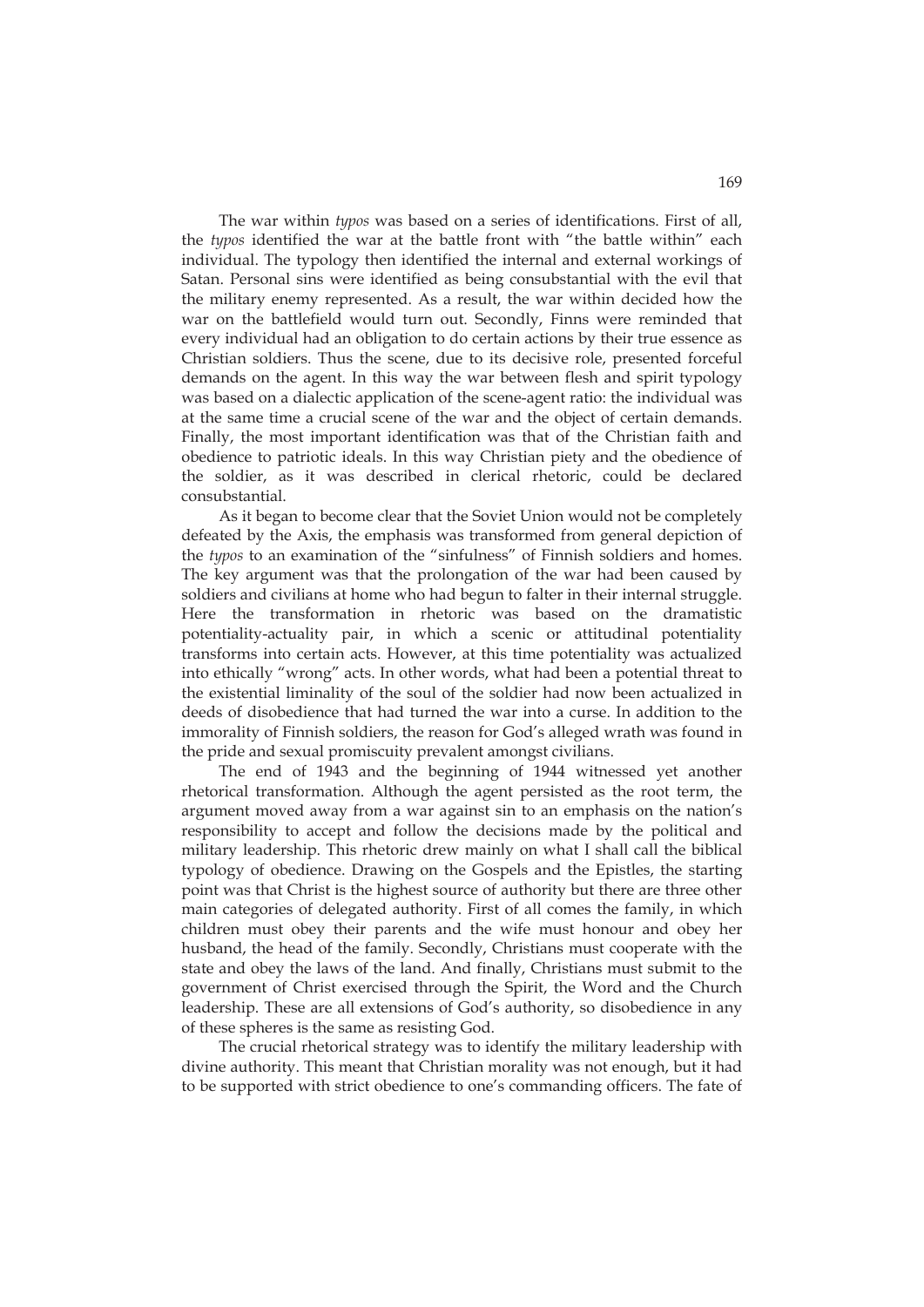The war within *typos* was based on a series of identifications. First of all, the *typos* identified the war at the battle front with "the battle within" each individual. The typology then identified the internal and external workings of Satan. Personal sins were identified as being consubstantial with the evil that the military enemy represented. As a result, the war within decided how the war on the battlefield would turn out. Secondly, Finns were reminded that every individual had an obligation to do certain actions by their true essence as Christian soldiers. Thus the scene, due to its decisive role, presented forceful demands on the agent. In this way the war between flesh and spirit typology was based on a dialectic application of the scene-agent ratio: the individual was at the same time a crucial scene of the war and the object of certain demands. Finally, the most important identification was that of the Christian faith and obedience to patriotic ideals. In this way Christian piety and the obedience of the soldier, as it was described in clerical rhetoric, could be declared consubstantial.

As it began to become clear that the Soviet Union would not be completely defeated by the Axis, the emphasis was transformed from general depiction of the *typos* to an examination of the "sinfulness" of Finnish soldiers and homes. The key argument was that the prolongation of the war had been caused by soldiers and civilians at home who had begun to falter in their internal struggle. Here the transformation in rhetoric was based on the dramatistic potentiality-actuality pair, in which a scenic or attitudinal potentiality transforms into certain acts. However, at this time potentiality was actualized into ethically "wrong" acts. In other words, what had been a potential threat to the existential liminality of the soul of the soldier had now been actualized in deeds of disobedience that had turned the war into a curse. In addition to the immorality of Finnish soldiers, the reason for God's alleged wrath was found in the pride and sexual promiscuity prevalent amongst civilians.

The end of 1943 and the beginning of 1944 witnessed yet another rhetorical transformation. Although the agent persisted as the root term, the argument moved away from a war against sin to an emphasis on the nation's responsibility to accept and follow the decisions made by the political and military leadership. This rhetoric drew mainly on what I shall call the biblical typology of obedience. Drawing on the Gospels and the Epistles, the starting point was that Christ is the highest source of authority but there are three other main categories of delegated authority. First of all comes the family, in which children must obey their parents and the wife must honour and obey her husband, the head of the family. Secondly, Christians must cooperate with the state and obey the laws of the land. And finally, Christians must submit to the government of Christ exercised through the Spirit, the Word and the Church leadership. These are all extensions of God's authority, so disobedience in any of these spheres is the same as resisting God.

The crucial rhetorical strategy was to identify the military leadership with divine authority. This meant that Christian morality was not enough, but it had to be supported with strict obedience to one's commanding officers. The fate of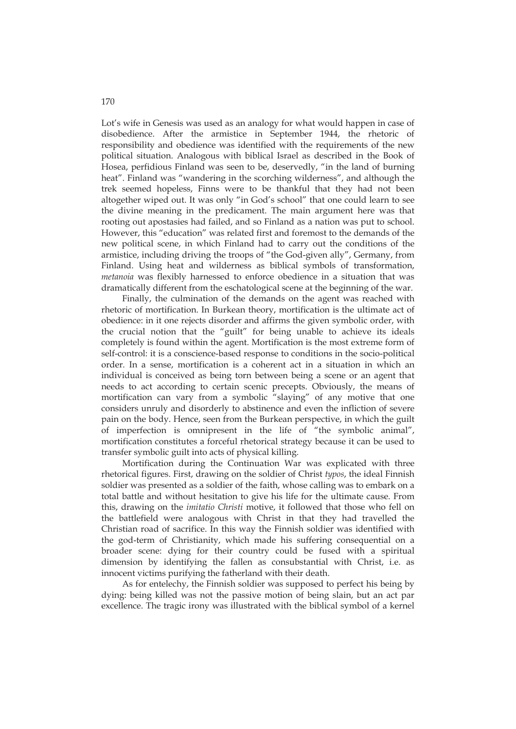Lot's wife in Genesis was used as an analogy for what would happen in case of disobedience. After the armistice in September 1944, the rhetoric of responsibility and obedience was identified with the requirements of the new political situation. Analogous with biblical Israel as described in the Book of Hosea, perfidious Finland was seen to be, deservedly, "in the land of burning heat". Finland was "wandering in the scorching wilderness", and although the trek seemed hopeless, Finns were to be thankful that they had not been altogether wiped out. It was only "in God's school" that one could learn to see the divine meaning in the predicament. The main argument here was that rooting out apostasies had failed, and so Finland as a nation was put to school. However, this "education" was related first and foremost to the demands of the new political scene, in which Finland had to carry out the conditions of the armistice, including driving the troops of "the God-given ally", Germany, from Finland. Using heat and wilderness as biblical symbols of transformation, *metanoia* was flexibly harnessed to enforce obedience in a situation that was dramatically different from the eschatological scene at the beginning of the war.

Finally, the culmination of the demands on the agent was reached with rhetoric of mortification. In Burkean theory, mortification is the ultimate act of obedience: in it one rejects disorder and affirms the given symbolic order, with the crucial notion that the "guilt" for being unable to achieve its ideals completely is found within the agent. Mortification is the most extreme form of self-control: it is a conscience-based response to conditions in the socio-political order. In a sense, mortification is a coherent act in a situation in which an individual is conceived as being torn between being a scene or an agent that needs to act according to certain scenic precepts. Obviously, the means of mortification can vary from a symbolic "slaying" of any motive that one considers unruly and disorderly to abstinence and even the infliction of severe pain on the body. Hence, seen from the Burkean perspective, in which the guilt of imperfection is omnipresent in the life of "the symbolic animal", mortification constitutes a forceful rhetorical strategy because it can be used to transfer symbolic guilt into acts of physical killing.

Mortification during the Continuation War was explicated with three rhetorical figures. First, drawing on the soldier of Christ *typos*, the ideal Finnish soldier was presented as a soldier of the faith, whose calling was to embark on a total battle and without hesitation to give his life for the ultimate cause. From this, drawing on the *imitatio Christi* motive, it followed that those who fell on the battlefield were analogous with Christ in that they had travelled the Christian road of sacrifice. In this way the Finnish soldier was identified with the god-term of Christianity, which made his suffering consequential on a broader scene: dying for their country could be fused with a spiritual dimension by identifying the fallen as consubstantial with Christ, i.e. as innocent victims purifying the fatherland with their death.

As for entelechy, the Finnish soldier was supposed to perfect his being by dying: being killed was not the passive motion of being slain, but an act par excellence. The tragic irony was illustrated with the biblical symbol of a kernel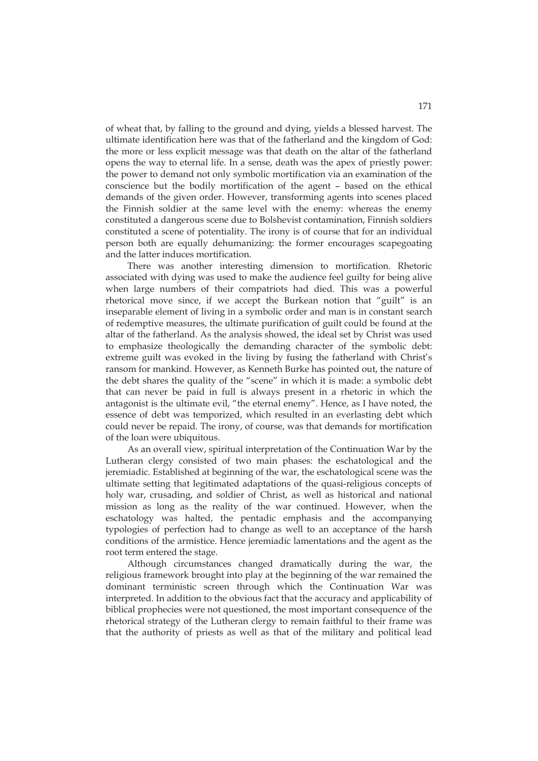of wheat that, by falling to the ground and dying, yields a blessed harvest. The ultimate identification here was that of the fatherland and the kingdom of God: the more or less explicit message was that death on the altar of the fatherland opens the way to eternal life. In a sense, death was the apex of priestly power: the power to demand not only symbolic mortification via an examination of the conscience but the bodily mortification of the agent – based on the ethical demands of the given order. However, transforming agents into scenes placed the Finnish soldier at the same level with the enemy: whereas the enemy constituted a dangerous scene due to Bolshevist contamination, Finnish soldiers constituted a scene of potentiality. The irony is of course that for an individual person both are equally dehumanizing: the former encourages scapegoating and the latter induces mortification.

There was another interesting dimension to mortification. Rhetoric associated with dying was used to make the audience feel guilty for being alive when large numbers of their compatriots had died. This was a powerful rhetorical move since, if we accept the Burkean notion that "guilt" is an inseparable element of living in a symbolic order and man is in constant search of redemptive measures, the ultimate purification of guilt could be found at the altar of the fatherland. As the analysis showed, the ideal set by Christ was used to emphasize theologically the demanding character of the symbolic debt: extreme guilt was evoked in the living by fusing the fatherland with Christ's ransom for mankind. However, as Kenneth Burke has pointed out, the nature of the debt shares the quality of the "scene" in which it is made: a symbolic debt that can never be paid in full is always present in a rhetoric in which the antagonist is the ultimate evil, "the eternal enemy". Hence, as I have noted, the essence of debt was temporized, which resulted in an everlasting debt which could never be repaid. The irony, of course, was that demands for mortification of the loan were ubiquitous.

As an overall view, spiritual interpretation of the Continuation War by the Lutheran clergy consisted of two main phases: the eschatological and the jeremiadic. Established at beginning of the war, the eschatological scene was the ultimate setting that legitimated adaptations of the quasi-religious concepts of holy war, crusading, and soldier of Christ, as well as historical and national mission as long as the reality of the war continued. However, when the eschatology was halted, the pentadic emphasis and the accompanying typologies of perfection had to change as well to an acceptance of the harsh conditions of the armistice. Hence jeremiadic lamentations and the agent as the root term entered the stage.

Although circumstances changed dramatically during the war, the religious framework brought into play at the beginning of the war remained the dominant terministic screen through which the Continuation War was interpreted. In addition to the obvious fact that the accuracy and applicability of biblical prophecies were not questioned, the most important consequence of the rhetorical strategy of the Lutheran clergy to remain faithful to their frame was that the authority of priests as well as that of the military and political lead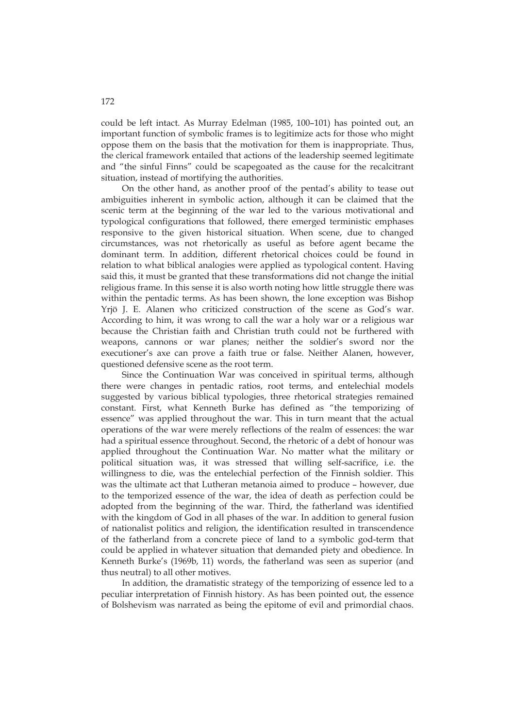could be left intact. As Murray Edelman (1985, 100–101) has pointed out, an important function of symbolic frames is to legitimize acts for those who might oppose them on the basis that the motivation for them is inappropriate. Thus, the clerical framework entailed that actions of the leadership seemed legitimate and "the sinful Finns" could be scapegoated as the cause for the recalcitrant situation, instead of mortifying the authorities.

On the other hand, as another proof of the pentad's ability to tease out ambiguities inherent in symbolic action, although it can be claimed that the scenic term at the beginning of the war led to the various motivational and typological configurations that followed, there emerged terministic emphases responsive to the given historical situation. When scene, due to changed circumstances, was not rhetorically as useful as before agent became the dominant term. In addition, different rhetorical choices could be found in relation to what biblical analogies were applied as typological content. Having said this, it must be granted that these transformations did not change the initial religious frame. In this sense it is also worth noting how little struggle there was within the pentadic terms. As has been shown, the lone exception was Bishop Yrjö J. E. Alanen who criticized construction of the scene as God's war. According to him, it was wrong to call the war a holy war or a religious war because the Christian faith and Christian truth could not be furthered with weapons, cannons or war planes; neither the soldier's sword nor the executioner's axe can prove a faith true or false. Neither Alanen, however, questioned defensive scene as the root term.

Since the Continuation War was conceived in spiritual terms, although there were changes in pentadic ratios, root terms, and entelechial models suggested by various biblical typologies, three rhetorical strategies remained constant. First, what Kenneth Burke has defined as "the temporizing of essence" was applied throughout the war. This in turn meant that the actual operations of the war were merely reflections of the realm of essences: the war had a spiritual essence throughout. Second, the rhetoric of a debt of honour was applied throughout the Continuation War. No matter what the military or political situation was, it was stressed that willing self-sacrifice, i.e. the willingness to die, was the entelechial perfection of the Finnish soldier. This was the ultimate act that Lutheran metanoia aimed to produce – however, due to the temporized essence of the war, the idea of death as perfection could be adopted from the beginning of the war. Third, the fatherland was identified with the kingdom of God in all phases of the war. In addition to general fusion of nationalist politics and religion, the identification resulted in transcendence of the fatherland from a concrete piece of land to a symbolic god-term that could be applied in whatever situation that demanded piety and obedience. In Kenneth Burke's (1969b, 11) words, the fatherland was seen as superior (and thus neutral) to all other motives.

In addition, the dramatistic strategy of the temporizing of essence led to a peculiar interpretation of Finnish history. As has been pointed out, the essence of Bolshevism was narrated as being the epitome of evil and primordial chaos.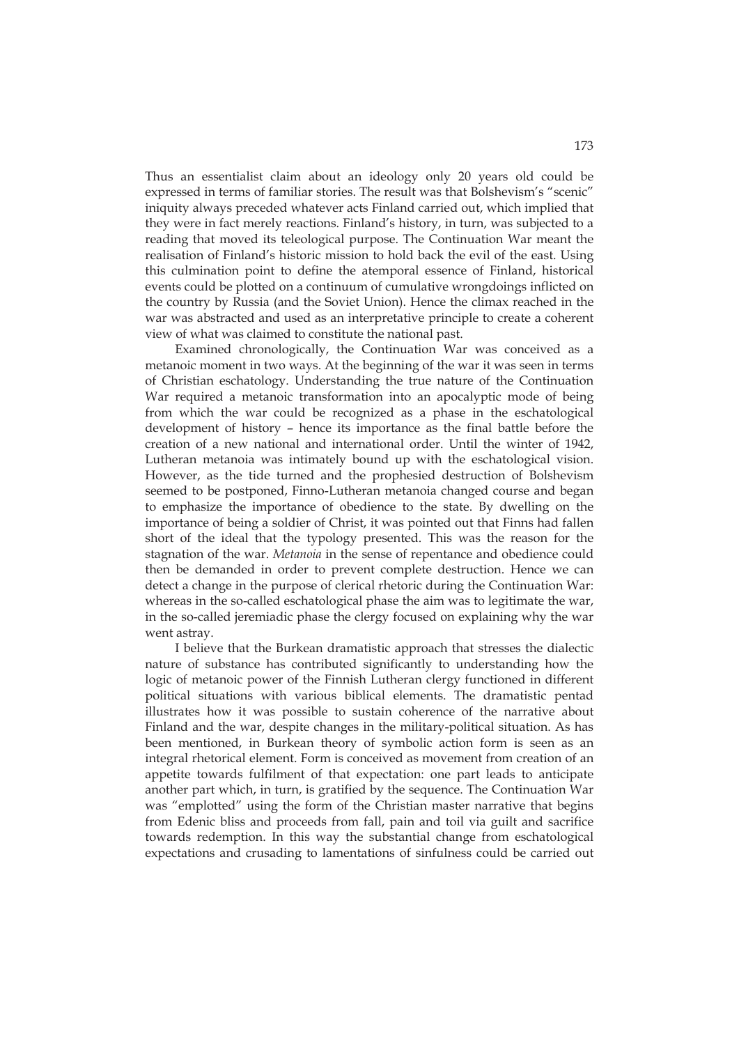Thus an essentialist claim about an ideology only 20 years old could be expressed in terms of familiar stories. The result was that Bolshevism's "scenic" iniquity always preceded whatever acts Finland carried out, which implied that they were in fact merely reactions. Finland's history, in turn, was subjected to a reading that moved its teleological purpose. The Continuation War meant the realisation of Finland's historic mission to hold back the evil of the east. Using this culmination point to define the atemporal essence of Finland, historical events could be plotted on a continuum of cumulative wrongdoings inflicted on the country by Russia (and the Soviet Union). Hence the climax reached in the war was abstracted and used as an interpretative principle to create a coherent view of what was claimed to constitute the national past.

Examined chronologically, the Continuation War was conceived as a metanoic moment in two ways. At the beginning of the war it was seen in terms of Christian eschatology. Understanding the true nature of the Continuation War required a metanoic transformation into an apocalyptic mode of being from which the war could be recognized as a phase in the eschatological development of history – hence its importance as the final battle before the creation of a new national and international order. Until the winter of 1942, Lutheran metanoia was intimately bound up with the eschatological vision. However, as the tide turned and the prophesied destruction of Bolshevism seemed to be postponed, Finno-Lutheran metanoia changed course and began to emphasize the importance of obedience to the state. By dwelling on the importance of being a soldier of Christ, it was pointed out that Finns had fallen short of the ideal that the typology presented. This was the reason for the stagnation of the war. *Metanoia* in the sense of repentance and obedience could then be demanded in order to prevent complete destruction. Hence we can detect a change in the purpose of clerical rhetoric during the Continuation War: whereas in the so-called eschatological phase the aim was to legitimate the war, in the so-called jeremiadic phase the clergy focused on explaining why the war went astray.

I believe that the Burkean dramatistic approach that stresses the dialectic nature of substance has contributed significantly to understanding how the logic of metanoic power of the Finnish Lutheran clergy functioned in different political situations with various biblical elements. The dramatistic pentad illustrates how it was possible to sustain coherence of the narrative about Finland and the war, despite changes in the military-political situation. As has been mentioned, in Burkean theory of symbolic action form is seen as an integral rhetorical element. Form is conceived as movement from creation of an appetite towards fulfilment of that expectation: one part leads to anticipate another part which, in turn, is gratified by the sequence. The Continuation War was "emplotted" using the form of the Christian master narrative that begins from Edenic bliss and proceeds from fall, pain and toil via guilt and sacrifice towards redemption. In this way the substantial change from eschatological expectations and crusading to lamentations of sinfulness could be carried out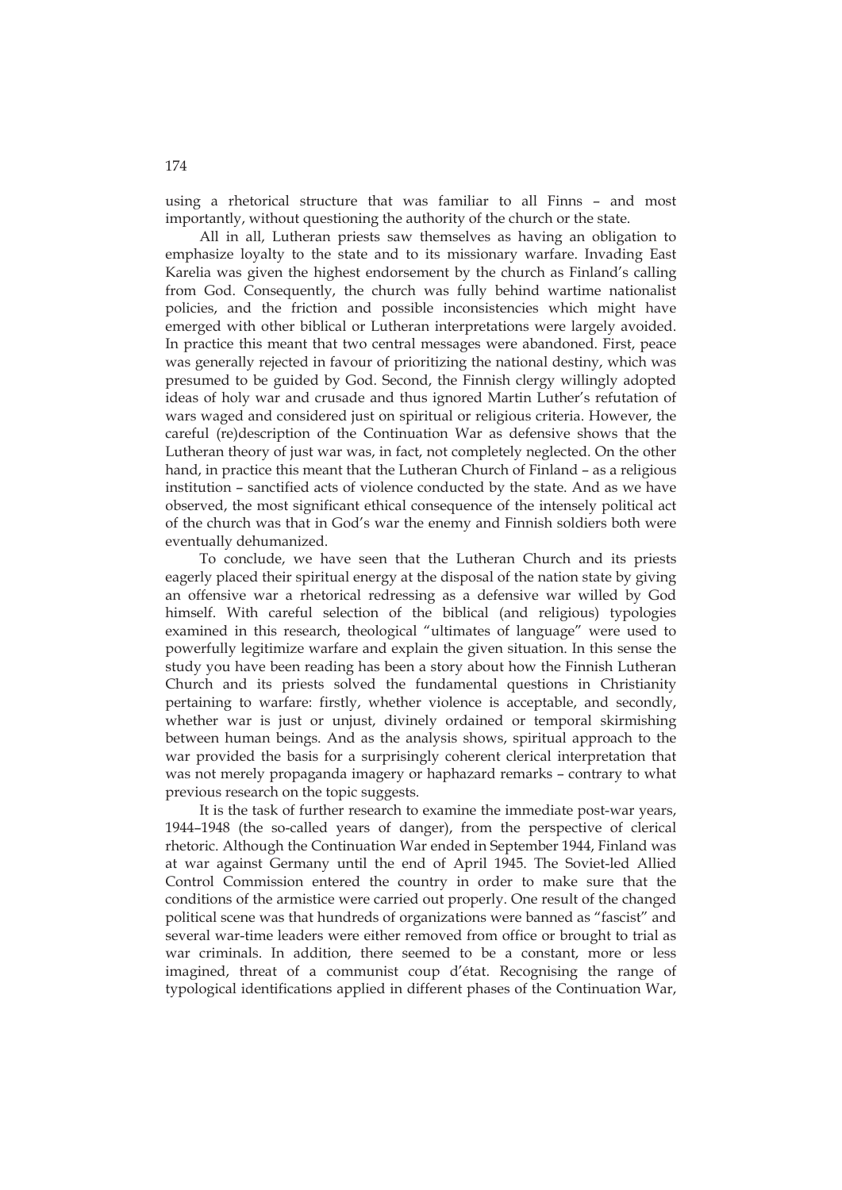using a rhetorical structure that was familiar to all Finns – and most importantly, without questioning the authority of the church or the state.

All in all, Lutheran priests saw themselves as having an obligation to emphasize loyalty to the state and to its missionary warfare. Invading East Karelia was given the highest endorsement by the church as Finland's calling from God. Consequently, the church was fully behind wartime nationalist policies, and the friction and possible inconsistencies which might have emerged with other biblical or Lutheran interpretations were largely avoided. In practice this meant that two central messages were abandoned. First, peace was generally rejected in favour of prioritizing the national destiny, which was presumed to be guided by God. Second, the Finnish clergy willingly adopted ideas of holy war and crusade and thus ignored Martin Luther's refutation of wars waged and considered just on spiritual or religious criteria. However, the careful (re)description of the Continuation War as defensive shows that the Lutheran theory of just war was, in fact, not completely neglected. On the other hand, in practice this meant that the Lutheran Church of Finland – as a religious institution – sanctified acts of violence conducted by the state. And as we have observed, the most significant ethical consequence of the intensely political act of the church was that in God's war the enemy and Finnish soldiers both were eventually dehumanized.

To conclude, we have seen that the Lutheran Church and its priests eagerly placed their spiritual energy at the disposal of the nation state by giving an offensive war a rhetorical redressing as a defensive war willed by God himself. With careful selection of the biblical (and religious) typologies examined in this research, theological "ultimates of language" were used to powerfully legitimize warfare and explain the given situation. In this sense the study you have been reading has been a story about how the Finnish Lutheran Church and its priests solved the fundamental questions in Christianity pertaining to warfare: firstly, whether violence is acceptable, and secondly, whether war is just or unjust, divinely ordained or temporal skirmishing between human beings. And as the analysis shows, spiritual approach to the war provided the basis for a surprisingly coherent clerical interpretation that was not merely propaganda imagery or haphazard remarks – contrary to what previous research on the topic suggests.

It is the task of further research to examine the immediate post-war years, 1944–1948 (the so-called years of danger), from the perspective of clerical rhetoric. Although the Continuation War ended in September 1944, Finland was at war against Germany until the end of April 1945. The Soviet-led Allied Control Commission entered the country in order to make sure that the conditions of the armistice were carried out properly. One result of the changed political scene was that hundreds of organizations were banned as "fascist" and several war-time leaders were either removed from office or brought to trial as war criminals. In addition, there seemed to be a constant, more or less imagined, threat of a communist coup d'état. Recognising the range of typological identifications applied in different phases of the Continuation War,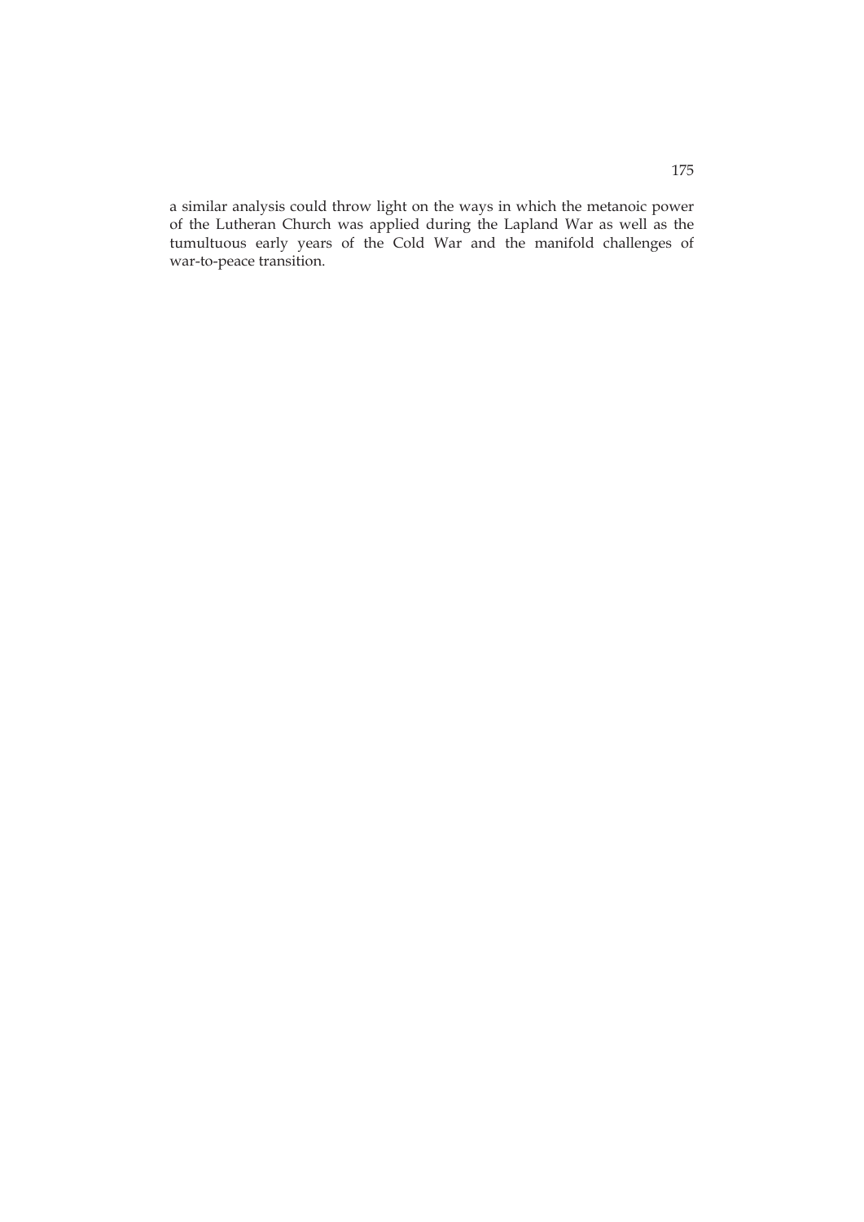a similar analysis could throw light on the ways in which the metanoic power of the Lutheran Church was applied during the Lapland War as well as the tumultuous early years of the Cold War and the manifold challenges of war-to-peace transition.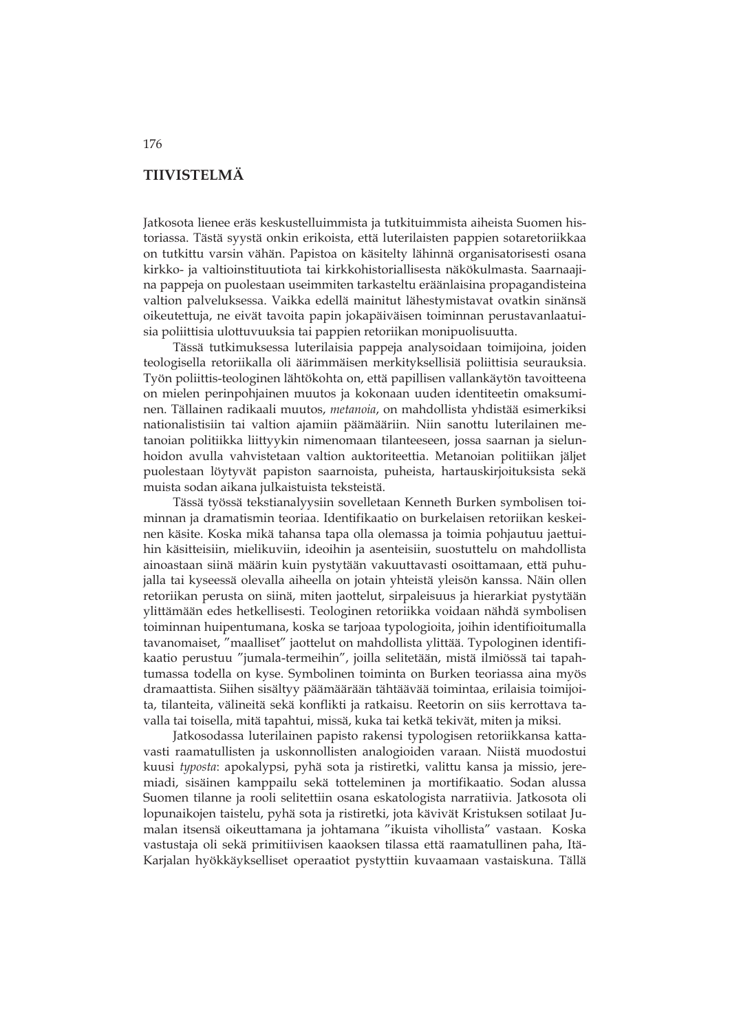## TIIVISTELMÄ

Jatkosota lienee eräs keskustelluimmista ja tutkituimmista aiheista Suomen historiassa. Tästä syystä onkin erikoista, että luterilaisten pappien sotaretoriikkaa on tutkittu varsin vähän. Papistoa on käsitelty lähinnä organisatorisesti osana kirkko- ja valtioinstituutiota tai kirkkohistoriallisesta näkökulmasta. Saarnaajina pappeja on puolestaan useimmiten tarkasteltu eräänlaisina propagandisteina valtion palveluksessa. Vaikka edellä mainitut lähestymistavat ovatkin sinänsä oikeutettuja, ne eivät tavoita papin jokapäiväisen toiminnan perustavanlaatuisia poliittisia ulottuvuuksia tai pappien retoriikan monipuolisuutta.

Tässä tutkimuksessa luterilaisia pappeja analysoidaan toimijoina, joiden teologisella retoriikalla oli äärimmäisen merkityksellisiä poliittisia seurauksia. Työn poliittis-teologinen lähtökohta on, että papillisen vallankäytön tavoitteena on mielen perinpohjainen muutos ja kokonaan uuden identiteetin omaksuminen. Tällainen radikaali muutos, *metanoia*, on mahdollista yhdistää esimerkiksi nationalistisiin tai valtion ajamiin päämääriin. Niin sanottu luterilainen metanoian politiikka liittyykin nimenomaan tilanteeseen, jossa saarnan ja sielunhoidon avulla vahvistetaan valtion auktoriteettia. Metanoian politiikan jäljet puolestaan löytyvät papiston saarnoista, puheista, hartauskirjoituksista sekä muista sodan aikana julkaistuista teksteistä.

Tässä työssä tekstianalyysiin sovelletaan Kenneth Burken symbolisen toiminnan ja dramatismin teoriaa. Identifikaatio on burkelaisen retoriikan keskeinen käsite. Koska mikä tahansa tapa olla olemassa ja toimia pohjautuu jaettuihin käsitteisiin, mielikuviin, ideoihin ja asenteisiin, suostuttelu on mahdollista ainoastaan siinä määrin kuin pystytään vakuuttavasti osoittamaan, että puhujalla tai kyseessä olevalla aiheella on jotain yhteistä yleisön kanssa. Näin ollen retoriikan perusta on siinä, miten jaottelut, sirpaleisuus ja hierarkiat pystytään ylittämään edes hetkellisesti. Teologinen retoriikka voidaan nähdä symbolisen toiminnan huipentumana, koska se tarjoaa typologioita, joihin identifioitumalla tavanomaiset, "maalliset" jaottelut on mahdollista ylittää. Typologinen identifikaatio perustuu "jumala-termeihin", joilla selitetään, mistä ilmiössä tai tapahtumassa todella on kyse. Symbolinen toiminta on Burken teoriassa aina myös dramaattista. Siihen sisältyy päämäärään tähtäävää toimintaa, erilaisia toimijoita, tilanteita, välineitä sekä konflikti ja ratkaisu. Reetorin on siis kerrottava tavalla tai toisella, mitä tapahtui, missä, kuka tai ketkä tekivät, miten ja miksi.

Jatkosodassa luterilainen papisto rakensi typologisen retoriikkansa kattavasti raamatullisten ja uskonnollisten analogioiden varaan. Niistä muodostui kuusi *typosta*: apokalypsi, pyhä sota ja ristiretki, valittu kansa ja missio, jeremiadi, sisäinen kamppailu sekä totteleminen ja mortifikaatio. Sodan alussa Suomen tilanne ja rooli selitettiin osana eskatologista narratiivia. Jatkosota oli lopunaikojen taistelu, pyhä sota ja ristiretki, jota kävivät Kristuksen sotilaat Jumalan itsensä oikeuttamana ja johtamana "ikuista vihollista" vastaan. Koska vastustaja oli sekä primitiivisen kaaoksen tilassa että raamatullinen paha, Itä-Karjalan hyökkäykselliset operaatiot pystyttiin kuvaamaan vastaiskuna. Tällä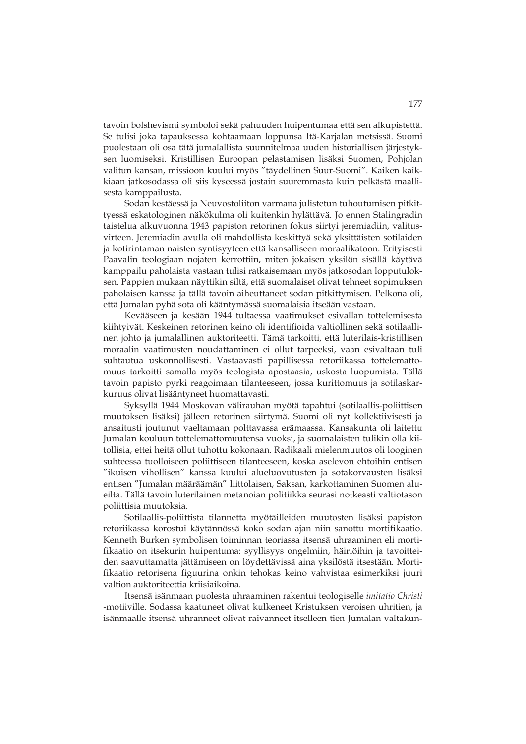tavoin bolshevismi symboloi sekä pahuuden huipentumaa että sen alkupistettä. Se tulisi joka tapauksessa kohtaamaan loppunsa Itä-Karjalan metsissä. Suomi puolestaan oli osa tätä jumalallista suunnitelmaa uuden historiallisen järjestyksen luomiseksi. Kristillisen Euroopan pelastamisen lisäksi Suomen, Pohjolan valitun kansan, missioon kuului myös ”täydellinen Suur-Suomi”. Kaiken kaikkiaan jatkosodassa oli siis kyseessä jostain suuremmasta kuin pelkästä maallisesta kamppailusta.

Sodan kestäessä ja Neuvostoliiton varmana julistetun tuhoutumisen pitkittyessä eskatologinen näkökulma oli kuitenkin hylättävä. Jo ennen Stalingradin taistelua alkuvuonna 1943 papiston retorinen fokus siirtyi jeremiadiin, valitusvirteen. Jeremiadin avulla oli mahdollista keskittyä sekä yksittäisten sotilaiden ja kotirintaman naisten syntisyyteen että kansalliseen moraalikatoon. Erityisesti Paavalin teologiaan nojaten kerrottiin, miten jokaisen yksilön sisällä käytävä kamppailu paholaista vastaan tulisi ratkaisemaan myös jatkosodan lopputuloksen. Pappien mukaan näyttikin siltä, että suomalaiset olivat tehneet sopimuksen paholaisen kanssa ja tällä tavoin aiheuttaneet sodan pitkittymisen. Pelkona oli, että Jumalan pyhä sota oli kääntymässä suomalaisia itseään vastaan.

Kevääseen ja kesään 1944 tultaessa vaatimukset esivallan tottelemisesta kiihtyivät. Keskeinen retorinen keino oli identifioida valtiollinen sekä sotilaallinen johto ja jumalallinen auktoriteetti. Tämä tarkoitti, että luterilais-kristillisen moraalin vaatimusten noudattaminen ei ollut tarpeeksi, vaan esivaltaan tuli suhtautua uskonnollisesti. Vastaavasti papillisessa retoriikassa tottelemattomuus tarkoitti samalla myös teologista apostaasia, uskosta luopumista. Tällä tavoin papisto pyrki reagoimaan tilanteeseen, jossa kurittomuus ja sotilaskarkuruus olivat lisääntyneet huomattavasti.

Syksyllä 1944 Moskovan välirauhan myötä tapahtui (sotilaallis-poliittisen muutoksen lisäksi) jälleen retorinen siirtymä. Suomi oli nyt kollektiivisesti ja ansaitusti joutunut vaeltamaan polttavassa erämaassa. Kansakunta oli laitettu Jumalan kouluun tottelemattomuutensa vuoksi, ja suomalaisten tulikin olla kiitollisia, ettei heitä ollut tuhottu kokonaan. Radikaali mielenmuutos oli looginen suhteessa tuolloiseen poliittiseen tilanteeseen, koska aselevon ehtoihin entisen ”ikuisen vihollisen” kanssa kuului alueluovutusten ja sotakorvausten lisäksi entisen ”Jumalan määräämän” liittolaisen, Saksan, karkottaminen Suomen alueilta. Tällä tavoin luterilainen metanoian politiikka seurasi notkeasti valtiotason poliittisia muutoksia.

Sotilaallis-poliittista tilannetta myötäilleiden muutosten lisäksi papiston retoriikassa korostui käytännössä koko sodan ajan niin sanottu mortifikaatio. Kenneth Burken symbolisen toiminnan teoriassa itsensä uhraaminen eli mortifikaatio on itsekurin huipentuma: syyllisyys ongelmiin, häiriöihin ja tavoitteiden saavuttamatta jättämiseen on löydettävissä aina yksilöstä itsestään. Mortifikaatio retorisena figuurina onkin tehokas keino vahvistaa esimerkiksi juuri valtion auktoriteettia kriisiaikoina.

Itsensä isänmaan puolesta uhraaminen rakentui teologiselle *imitatio Christi* -motiiville. Sodassa kaatuneet olivat kulkeneet Kristuksen veroisen uhritien, ja isänmaalle itsensä uhranneet olivat raivanneet itselleen tien Jumalan valtakun-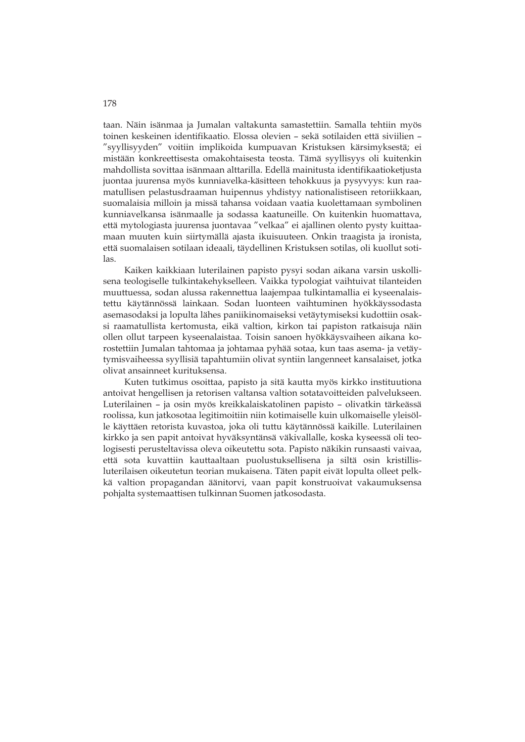taan. Näin isänmaa ja Jumalan valtakunta samastettiin. Samalla tehtiin myös toinen keskeinen identifikaatio. Elossa olevien – sekä sotilaiden että siviilien – "syyllisyyden" voitiin implikoida kumpuavan Kristuksen kärsimyksestä; ei mistään konkreettisesta omakohtaisesta teosta. Tämä syyllisyys oli kuitenkin mahdollista sovittaa isänmaan alttarilla. Edellä mainitusta identifikaatioketjusta juontaa juurensa myös kunniavelka-käsitteen tehokkuus ja pysyvyys: kun raamatullisen pelastusdraaman huipennus yhdistyy nationalistiseen retoriikkaan, suomalaisia milloin ja missä tahansa voidaan vaatia kuolettamaan symbolinen kunniavelkansa isänmaalle ja sodassa kaatuneille. On kuitenkin huomattava, että mytologiasta juurensa juontavaa "velkaa" ei ajallinen olento pysty kuittaamaan muuten kuin siirtymällä ajasta ikuisuuteen. Onkin traagista ja ironista, että suomalaisen sotilaan ideaali, täydellinen Kristuksen sotilas, oli kuollut sotilas.

Kaiken kaikkiaan luterilainen papisto pysyi sodan aikana varsin uskollisena teologiselle tulkintakehykselleen. Vaikka typologiat vaihtuivat tilanteiden muuttuessa, sodan alussa rakennettua laajempaa tulkintamallia ei kyseenalaistettu käytännössä lainkaan. Sodan luonteen vaihtuminen hyökkäyssodasta asemasodaksi ja lopulta lähes paniikinomaiseksi vetäytymiseksi kudottiin osaksi raamatullista kertomusta, eikä valtion, kirkon tai papiston ratkaisuja näin ollen ollut tarpeen kyseenalaistaa. Toisin sanoen hyökkäysvaiheen aikana korostettiin Jumalan tahtomaa ja johtamaa pyhää sotaa, kun taas asema- ja vetäytymisvaiheessa syyllisiä tapahtumiin olivat syntiin langenneet kansalaiset, jotka olivat ansainneet kurituksensa.

Kuten tutkimus osoittaa, papisto ja sitä kautta myös kirkko instituutiona antoivat hengellisen ja retorisen valtansa valtion sotatavoitteiden palvelukseen. Luterilainen – ja osin myös kreikkalaiskatolinen papisto – olivatkin tärkeässä roolissa, kun jatkosotaa legitimoitiin niin kotimaiselle kuin ulkomaiselle yleisölle käyttäen retorista kuvastoa, joka oli tuttu käytännössä kaikille. Luterilainen kirkko ja sen papit antoivat hyväksyntänsä väkivallalle, koska kyseessä oli teologisesti perusteltavissa oleva oikeutettu sota. Papisto näkikin runsaasti vaivaa, että sota kuvattiin kauttaaltaan puolustuksellisena ja siltä osin kristillisluterilaisen oikeutetun teorian mukaisena. Täten papit eivät lopulta olleet pelkkä valtion propagandan äänitorvi, vaan papit konstruoivat vakaumuksensa pohjalta systemaattisen tulkinnan Suomen jatkosodasta.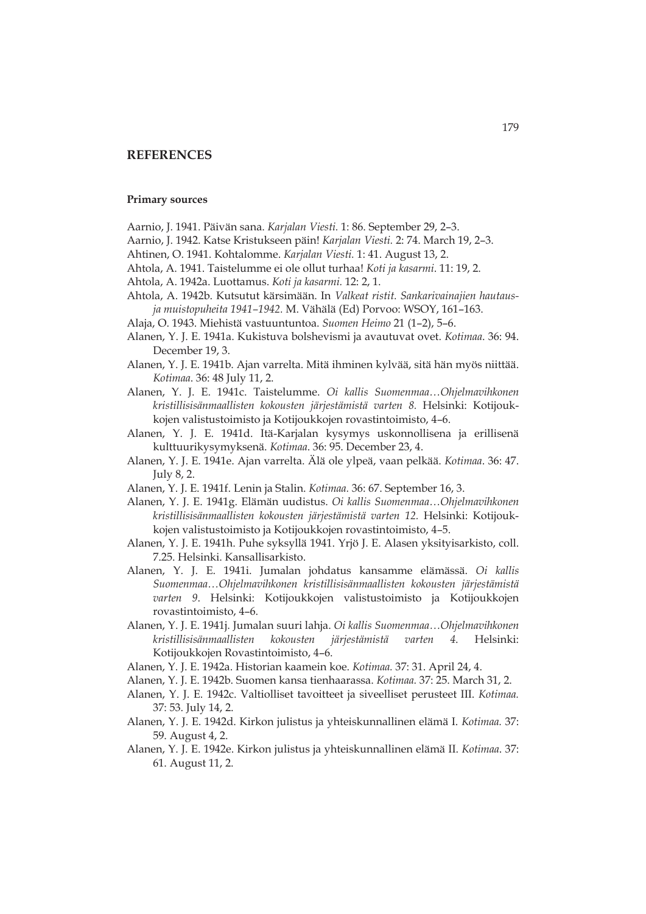## REFERENCES

### Primary sources

Aarnio, J. 1941. Päivän sana. *Karjalan Viesti.* 1: 86. September 29, 2–3.

Aarnio, J. 1942. Katse Kristukseen päin! *Karjalan Viesti.* 2: 74. March 19, 2–3.

Ahtinen, O. 1941. Kohtalomme. *Karjalan Viesti.* 1: 41. August 13, 2.

Ahtola, A. 1941. Taistelumme ei ole ollut turhaa! *Koti ja kasarmi*. 11: 19, 2.

Ahtola, A. 1942a. Luottamus. *Koti ja kasarmi.* 12: 2, 1.

Ahtola, A. 1942b. Kutsutut kärsimään. In *Valkeat ristit. Sankarivainajien hautaus- ja muistopuheita 1941–1942.* M. Vähälä (Ed) Porvoo: WSOY, 161–163.

Alaja, O. 1943. Miehistä vastuuntuntoa. *Suomen Heimo* 21 (1–2), 5–6.

Alanen, Y. J. E. 1941a. Kukistuva bolshevismi ja avautuvat ovet. *Kotimaa*. 36: 94. December 19, 3.

Alanen, Y. J. E. 1941b. Ajan varrelta. Mitä ihminen kylvää, sitä hän myös niittää. *Kotimaa*. 36: 48 July 11, 2.

Alanen, Y. J. E. 1941c. Taistelumme. *Oi kallis Suomenmaa…Ohjelmavihkonen kristillisisänmaallisten kokousten järjestämistä varten 8.* Helsinki: Kotijoukkojen valistustoimisto ja Kotijoukkojen rovastintoimisto, 4–6.

Alanen, Y. J. E. 1941d. Itä-Karjalan kysymys uskonnollisena ja erillisenä kulttuurikysymyksenä. *Kotimaa*. 36: 95. December 23, 4.

Alanen, Y. J. E. 1941e. Ajan varrelta. Älä ole ylpeä, vaan pelkää. *Kotimaa*. 36: 47. July 8, 2.

Alanen, Y. J. E. 1941f. Lenin ja Stalin. *Kotimaa.* 36: 67. September 16, 3.

Alanen, Y. J. E. 1941g. Elämän uudistus. *Oi kallis Suomenmaa…Ohjelmavihkonen kristillisisänmaallisten kokousten järjestämistä varten 12.* Helsinki: Kotijoukkojen valistustoimisto ja Kotijoukkojen rovastintoimisto, 4–5.

Alanen, Y. J. E. 1941h. Puhe syksyllä 1941. Yrjö J. E. Alasen yksityisarkisto, coll. 7.25. Helsinki. Kansallisarkisto.

Alanen, Y. J. E. 1941i. Jumalan johdatus kansamme elämässä. *Oi kallis Suomenmaa…Ohjelmavihkonen kristillisisänmaallisten kokousten järjestämistä varten 9*. Helsinki: Kotijoukkojen valistustoimisto ja Kotijoukkojen rovastintoimisto, 4–6.

Alanen, Y. J. E. 1941j. Jumalan suuri lahja. *Oi kallis Suomenmaa…Ohjelmavihkonen kristillisisänmaallisten kokousten järjestämistä varten 4.* Helsinki: Kotijoukkojen Rovastintoimisto, 4–6.

Alanen, Y. J. E. 1942a. Historian kaamein koe. *Kotimaa.* 37: 31. April 24, 4.

Alanen, Y. J. E. 1942b. Suomen kansa tienhaarassa. *Kotimaa.* 37: 25. March 31, 2.

Alanen, Y. J. E. 1942c. Valtiolliset tavoitteet ja siveelliset perusteet III. *Kotimaa.* 37: 53. July 14, 2.

Alanen, Y. J. E. 1942d. Kirkon julistus ja yhteiskunnallinen elämä I. *Kotimaa.* 37: 59. August 4, 2.

Alanen, Y. J. E. 1942e. Kirkon julistus ja yhteiskunnallinen elämä II. *Kotimaa.* 37: 61. August 11, 2.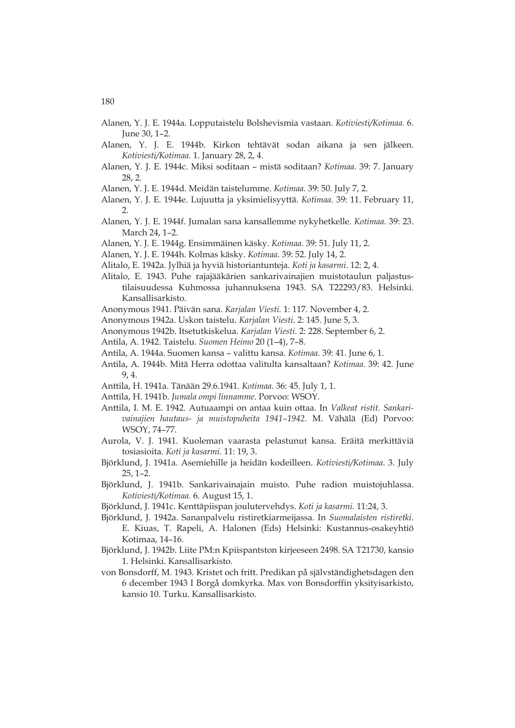Alanen, Y. J. E. 1944a. Lopputaistelu Bolshevismia vastaan. *Kotiviesti/Kotimaa.* 6. June 30, 1–2.

Alanen, Y. J. E. 1944b. Kirkon tehtävät sodan aikana ja sen jälkeen. *Kotiviesti/Kotimaa.* 1. January 28, 2, 4.

Alanen, Y. J. E. 1944c. Miksi soditaan – mistä soditaan? *Kotimaa.* 39: 7. January 28, 2.

Alanen, Y. J. E. 1944d. Meidän taistelumme. *Kotimaa.* 39: 50. July 7, 2.

Alanen, Y. J. E. 1944e. Lujuutta ja yksimielisyyttä. *Kotimaa.* 39: 11. February 11, 2.

Alanen, Y. J. E. 1944f. Jumalan sana kansallemme nykyhetkelle. *Kotimaa.* 39: 23. March 24, 1–2.

Alanen, Y. J. E. 1944g. Ensimmäinen käsky. *Kotimaa*. 39: 51. July 11, 2.

Alanen, Y. J. E. 1944h. Kolmas käsky. *Kotimaa*. 39: 52. July 14, 2.

Alitalo, E. 1942a. Jylhiä ja hyviä historiantunteja. *Koti ja kasarmi*. 12: 2, 4.

Alitalo, E. 1943. Puhe rajajääkärien sankarivainajien muistotaulun paljastustilaisuudessa Kuhmossa juhannuksena 1943. SA T22293/83. Helsinki. Kansallisarkisto.

Anonymous 1941. Päivän sana. *Karjalan Viesti.* 1: 117. November 4, 2.

Anonymous 1942a. Uskon taistelu. *Karjalan Viesti*. 2: 145. June 5, 3.

Anonymous 1942b. Itsetutkiskelua. *Karjalan Viesti.* 2: 228. September 6, 2.

Antila, A. 1942. Taistelu. *Suomen Heimo* 20 (1–4), 7–8.

Antila, A. 1944a. Suomen kansa – valittu kansa. *Kotimaa.* 39: 41. June 6, 1.

Antila, A. 1944b. Mitä Herra odottaa valitulta kansaltaan? *Kotimaa*. 39: 42. June 9, 4.

Anttila, H. 1941a. Tänään 29.6.1941. *Kotimaa.* 36: 45. July 1, 1.

Anttila, H. 1941b. *Jumala ompi linnamme*. Porvoo: WSOY.

Anttila, I. M. E. 1942. Autuaampi on antaa kuin ottaa. In *Valkeat ristit. Sankarivainajien hautaus- ja muistopuheita 1941–1942*. M. Vähälä (Ed) Porvoo: WSOY, 74–77.

Aurola, V. J. 1941. Kuoleman vaarasta pelastunut kansa. Eräitä merkittäviä tosiasioita. *Koti ja kasarmi.* 11: 19, 3.

Björklund, J. 1941a. Asemiehille ja heidän kodeilleen. *Kotiviesti/Kotimaa*. 3. July 25, 1–2.

Björklund, J. 1941b. Sankarivainajain muisto. Puhe radion muistojuhlassa. *Kotiviesti/Kotimaa.* 6. August 15, 1.

Björklund, J. 1941c. Kenttäpiispan joulutervehdys. *Koti ja kasarmi.* 11:24, 3.

Björklund, J. 1942a. Sananpalvelu ristiretkiarmeijassa. In *Suomalaisten ristiretki*. E. Kiuas, T. Rapeli, A. Halonen (Eds) Helsinki: Kustannus-osakeyhtiö Kotimaa, 14–16.

Björklund, J. 1942b. Liite PM:n Kpiispantston kirjeeseen 2498. SA T21730, kansio 1. Helsinki. Kansallisarkisto.

von Bonsdorff, M. 1943. Kristet och fritt. Predikan på självständighetsdagen den 6 december 1943 I Borgå domkyrka. Max von Bonsdorffin yksityisarkisto, kansio 10. Turku. Kansallisarkisto.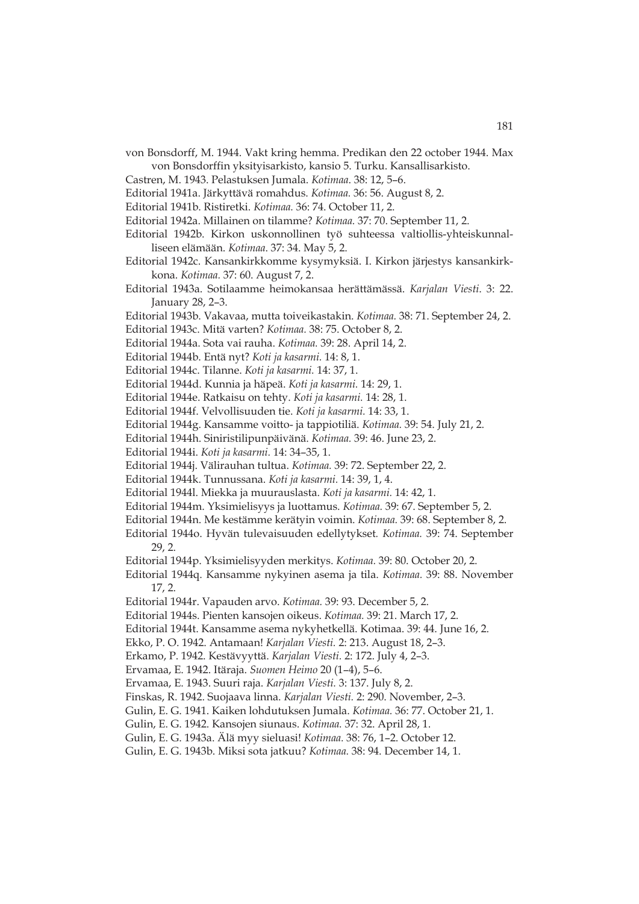von Bonsdorff, M. 1944. Vakt kring hemma. Predikan den 22 october 1944. Max von Bonsdorffin yksityisarkisto, kansio 5. Turku. Kansallisarkisto.

Castren, M. 1943. Pelastuksen Jumala. *Kotimaa.* 38: 12, 5–6.

Editorial 1941a. Järkyttävä romahdus. *Kotimaa.* 36: 56. August 8, 2.

Editorial 1941b. Ristiretki. *Kotimaa.* 36: 74. October 11, 2.

Editorial 1942a. Millainen on tilamme? *Kotimaa.* 37: 70. September 11, 2.

Editorial 1942b. Kirkon uskonnollinen työ suhteessa valtiollis-yhteiskunnalliseen elämään. *Kotimaa*. 37: 34. May 5, 2.

Editorial 1942c. Kansankirkkomme kysymyksiä. I. Kirkon järjestys kansankirkkona. *Kotimaa.* 37: 60. August 7, 2.

Editorial 1943a. Sotilaamme heimokansaa herättämässä. *Karjalan Viesti*. 3: 22. January 28, 2–3.

Editorial 1943b. Vakavaa, mutta toiveikastakin. *Kotimaa.* 38: 71. September 24, 2.

Editorial 1943c. Mitä varten? *Kotimaa.* 38: 75. October 8, 2.

Editorial 1944a. Sota vai rauha. *Kotimaa.* 39: 28. April 14, 2.

Editorial 1944b. Entä nyt? *Koti ja kasarmi.* 14: 8, 1.

Editorial 1944c. Tilanne. *Koti ja kasarmi.* 14: 37, 1.

Editorial 1944d. Kunnia ja häpeä. *Koti ja kasarmi.* 14: 29, 1.

Editorial 1944e. Ratkaisu on tehty. *Koti ja kasarmi.* 14: 28, 1.

Editorial 1944f. Velvollisuuden tie. *Koti ja kasarmi.* 14: 33, 1.

Editorial 1944g. Kansamme voitto- ja tappiotiliä. *Kotimaa.* 39: 54. July 21, 2.

Editorial 1944h. Siniristilipunpäivänä. *Kotimaa.* 39: 46. June 23, 2.

Editorial 1944i. *Koti ja kasarmi.* 14: 34–35, 1.

Editorial 1944j. Välirauhan tultua. *Kotimaa.* 39: 72. September 22, 2.

Editorial 1944k. Tunnussana. *Koti ja kasarmi.* 14: 39, 1, 4.

Editorial 1944l. Miekka ja muurauslasta. *Koti ja kasarmi.* 14: 42, 1.

Editorial 1944m. Yksimielisyys ja luottamus. *Kotimaa.* 39: 67. September 5, 2.

Editorial 1944n. Me kestämme kerätyin voimin. *Kotimaa.* 39: 68. September 8, 2.

Editorial 1944o. Hyvän tulevaisuuden edellytykset*. Kotimaa.* 39: 74. September 29, 2.

Editorial 1944p. Yksimielisyyden merkitys. *Kotimaa.* 39: 80. October 20, 2.

Editorial 1944q. Kansamme nykyinen asema ja tila. *Kotimaa.* 39: 88. November 17, 2.

Editorial 1944r. Vapauden arvo. *Kotimaa.* 39: 93. December 5, 2.

Editorial 1944s. Pienten kansojen oikeus. *Kotimaa.* 39: 21. March 17, 2.

Editorial 1944t. Kansamme asema nykyhetkellä. Kotimaa. 39: 44. June 16, 2.

Ekko, P. O. 1942. Antamaan! *Karjalan Viesti.* 2: 213. August 18, 2–3.

Erkamo, P. 1942. Kestävyyttä. *Karjalan Viesti.* 2: 172. July 4, 2–3.

Ervamaa, E. 1942. Itäraja. *Suomen Heimo* 20 (1–4), 5–6.

Ervamaa, E. 1943. Suuri raja. *Karjalan Viesti.* 3: 137. July 8, 2.

Finskas, R. 1942. Suojaava linna. *Karjalan Viesti.* 2: 290. November, 2–3.

Gulin, E. G. 1941. Kaiken lohdutuksen Jumala. *Kotimaa.* 36: 77. October 21, 1.

Gulin, E. G. 1942. Kansojen siunaus. *Kotimaa.* 37: 32. April 28, 1.

Gulin, E. G. 1943a. Älä myy sieluasi! *Kotimaa.* 38: 76, 1–2. October 12.

Gulin, E. G. 1943b. Miksi sota jatkuu? *Kotimaa.* 38: 94. December 14, 1.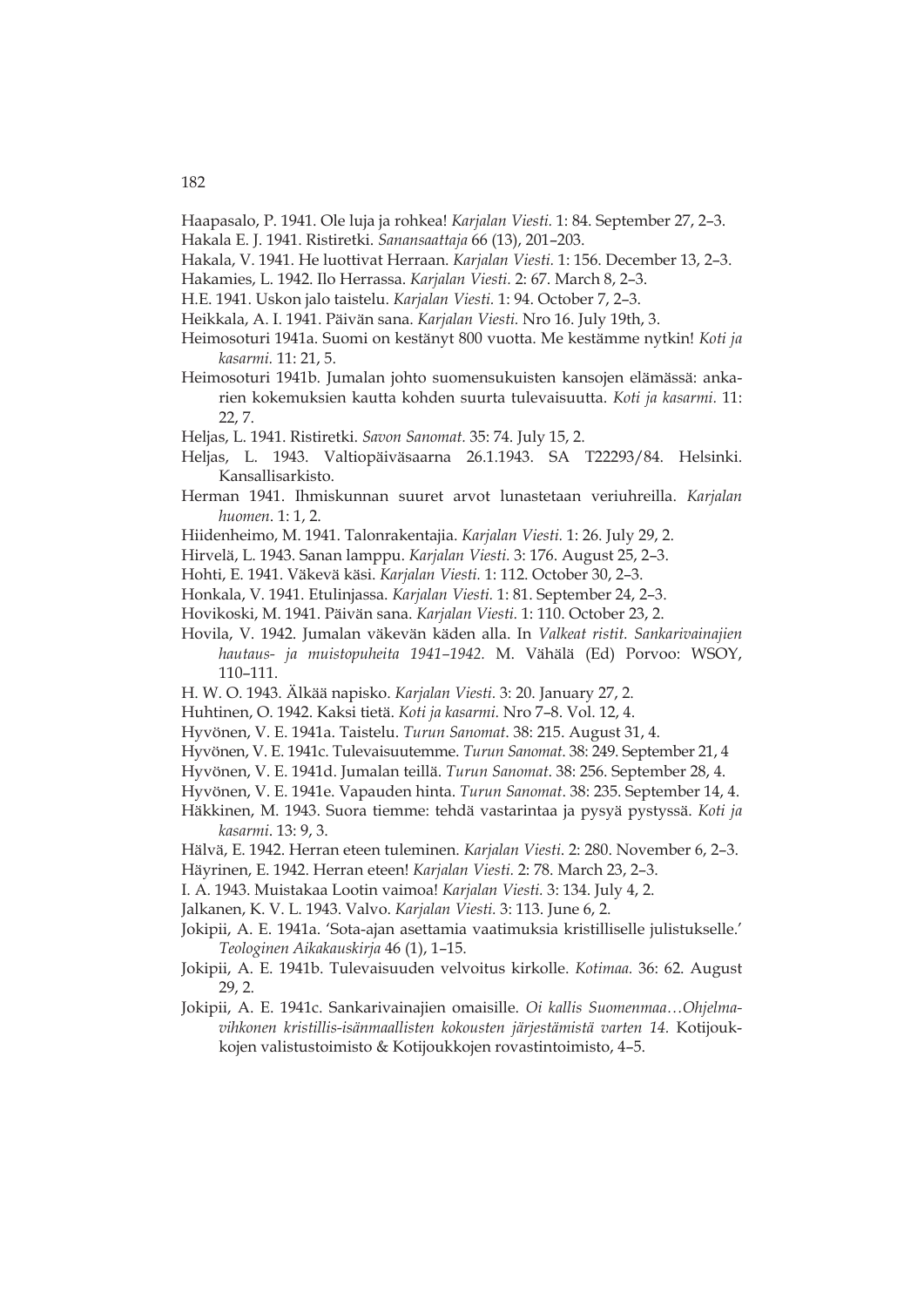Haapasalo, P. 1941. Ole luja ja rohkea! *Karjalan Viesti.* 1: 84. September 27, 2–3.

Hakala E. J. 1941. Ristiretki. *Sanansaattaja* 66 (13), 201–203.

Hakala, V. 1941. He luottivat Herraan. *Karjalan Viesti.* 1: 156. December 13, 2–3.

Hakamies, L. 1942. Ilo Herrassa. *Karjalan Viesti.* 2: 67. March 8, 2–3.

H.E. 1941. Uskon jalo taistelu. *Karjalan Viesti.* 1: 94. October 7, 2–3.

Heikkala, A. I. 1941. Päivän sana. *Karjalan Viesti.* Nro 16. July 19th, 3.

Heimosoturi 1941a. Suomi on kestänyt 800 vuotta. Me kestämme nytkin! *Koti ja kasarmi.* 11: 21, 5.

Heimosoturi 1941b. Jumalan johto suomensukuisten kansojen elämässä: ankarien kokemuksien kautta kohden suurta tulevaisuutta. *Koti ja kasarmi.* 11: 22, 7.

Heljas, L. 1941. Ristiretki. *Savon Sanomat.* 35: 74. July 15, 2.

Heljas, L. 1943. Valtiopäiväsaarna 26.1.1943. SA T22293/84. Helsinki. Kansallisarkisto.

Herman 1941. Ihmiskunnan suuret arvot lunastetaan veriuhreilla. *Karjalan huomen*. 1: 1, 2.

Hiidenheimo, M. 1941. Talonrakentajia. *Karjalan Viesti.* 1: 26. July 29, 2.

Hirvelä, L. 1943. Sanan lamppu. *Karjalan Viesti.* 3: 176. August 25, 2–3.

Hohti, E. 1941. Väkevä käsi. *Karjalan Viesti.* 1: 112. October 30, 2–3.

Honkala, V. 1941. Etulinjassa. *Karjalan Viesti.* 1: 81. September 24, 2–3.

Hovikoski, M. 1941. Päivän sana. *Karjalan Viesti.* 1: 110. October 23, 2.

Hovila, V. 1942. Jumalan väkevän käden alla. In *Valkeat ristit. Sankarivainajien hautaus- ja muistopuheita 1941–1942.* M. Vähälä (Ed) Porvoo: WSOY, 110–111.

H. W. O. 1943. Älkää napisko. *Karjalan Viesti.* 3: 20. January 27, 2.

Huhtinen, O. 1942. Kaksi tietä. *Koti ja kasarmi.* Nro 7–8. Vol. 12, 4.

Hyvönen, V. E. 1941a. Taistelu. *Turun Sanomat*. 38: 215. August 31, 4.

Hyvönen, V. E. 1941c. Tulevaisuutemme. *Turun Sanomat.* 38: 249. September 21, 4

Hyvönen, V. E. 1941d. Jumalan teillä. *Turun Sanomat*. 38: 256. September 28, 4.

Hyvönen, V. E. 1941e. Vapauden hinta. *Turun Sanomat*. 38: 235. September 14, 4.

Häkkinen, M. 1943. Suora tiemme: tehdä vastarintaa ja pysyä pystyssä. *Koti ja kasarmi*. 13: 9, 3.

Hälvä, E. 1942. Herran eteen tuleminen. *Karjalan Viesti*. 2: 280. November 6, 2–3.

Häyrinen, E. 1942. Herran eteen! *Karjalan Viesti.* 2: 78. March 23, 2–3.

I. A. 1943. Muistakaa Lootin vaimoa! *Karjalan Viesti.* 3: 134. July 4, 2.

Jalkanen, K. V. L. 1943. Valvo. *Karjalan Viesti.* 3: 113. June 6, 2.

Jokipii, A. E. 1941a. 'Sota-ajan asettamia vaatimuksia kristilliselle julistukselle.' *Teologinen Aikakauskirja* 46 (1), 1–15.

Jokipii, A. E. 1941b. Tulevaisuuden velvoitus kirkolle. *Kotimaa.* 36: 62. August 29, 2.

Jokipii, A. E. 1941c. Sankarivainajien omaisille. *Oi kallis Suomenmaa…Ohjelmavihkonen kristillis-isänmaallisten kokousten järjestämistä varten 14.* Kotijoukkojen valistustoimisto & Kotijoukkojen rovastintoimisto, 4–5.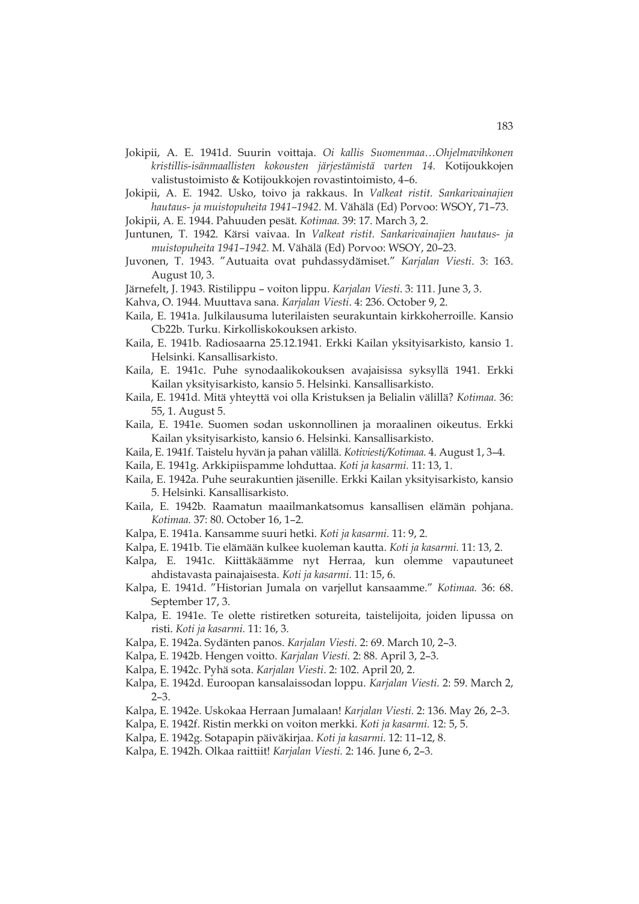Jokipii, A. E. 1941d. Suurin voittaja. *Oi kallis Suomenmaa…Ohjelmavihkonen kristillis-isänmaallisten kokousten järjestämistä varten 14.* Kotijoukkojen valistustoimisto & Kotijoukkojen rovastintoimisto, 4–6.

Jokipii, A. E. 1942. Usko, toivo ja rakkaus. In *Valkeat ristit. Sankarivainajien hautaus- ja muistopuheita 1941–1942.* M. Vähälä (Ed) Porvoo: WSOY, 71–73.

Jokipii, A. E. 1944. Pahuuden pesät. *Kotimaa.* 39: 17. March 3, 2.

Juntunen, T. 1942. Kärsi vaivaa. In *Valkeat ristit. Sankarivainajien hautaus- ja muistopuheita 1941–1942.* M. Vähälä (Ed) Porvoo: WSOY, 20–23.

Juvonen, T. 1943. "Autuaita ovat puhdassydämiset." *Karjalan Viesti*. 3: 163. August 10, 3.

Järnefelt, J. 1943. Ristilippu – voiton lippu. *Karjalan Viesti*. 3: 111. June 3, 3.

Kahva, O. 1944. Muuttava sana. *Karjalan Viesti*. 4: 236. October 9, 2.

Kaila, E. 1941a. Julkilausuma luterilaisten seurakuntain kirkkoherroille. Kansio Cb22b. Turku. Kirkolliskokouksen arkisto.

Kaila, E. 1941b. Radiosaarna 25.12.1941. Erkki Kailan yksityisarkisto, kansio 1. Helsinki. Kansallisarkisto.

Kaila, E. 1941c. Puhe synodaalikokouksen avajaisissa syksyllä 1941. Erkki Kailan yksityisarkisto, kansio 5. Helsinki. Kansallisarkisto.

Kaila, E. 1941d. Mitä yhteyttä voi olla Kristuksen ja Belialin välillä? *Kotimaa.* 36: 55, 1. August 5.

Kaila, E. 1941e. Suomen sodan uskonnollinen ja moraalinen oikeutus. Erkki Kailan yksityisarkisto, kansio 6. Helsinki. Kansallisarkisto.

Kaila, E. 1941f. Taistelu hyvän ja pahan välillä. *Kotiviesti/Kotimaa.* 4. August 1, 3–4.

Kaila, E. 1941g. Arkkipiispamme lohduttaa. *Koti ja kasarmi.* 11: 13, 1.

Kaila, E. 1942a. Puhe seurakuntien jäsenille. Erkki Kailan yksityisarkisto, kansio 5. Helsinki. Kansallisarkisto.

Kaila, E. 1942b. Raamatun maailmankatsomus kansallisen elämän pohjana. *Kotimaa.* 37: 80. October 16, 1–2.

Kalpa, E. 1941a. Kansamme suuri hetki. *Koti ja kasarmi.* 11: 9, 2.

Kalpa, E. 1941b. Tie elämään kulkee kuoleman kautta. *Koti ja kasarmi.* 11: 13, 2.

Kalpa, E. 1941c. Kiittäkäämme nyt Herraa, kun olemme vapautuneet ahdistavasta painajaisesta. *Koti ja kasarmi.* 11: 15, 6.

Kalpa, E. 1941d. "Historian Jumala on varjellut kansaamme." *Kotimaa.* 36: 68. September 17, 3.

Kalpa, E. 1941e. Te olette ristiretken sotureita, taistelijoita, joiden lipussa on risti. *Koti ja kasarmi.* 11: 16, 3.

Kalpa, E. 1942a. Sydänten panos. *Karjalan Viesti.* 2: 69. March 10, 2–3.

Kalpa, E. 1942b. Hengen voitto. *Karjalan Viesti.* 2: 88. April 3, 2–3.

Kalpa, E. 1942c. Pyhä sota. *Karjalan Viesti.* 2: 102. April 20, 2.

Kalpa, E. 1942d. Euroopan kansalaissodan loppu. *Karjalan Viesti.* 2: 59. March 2, 2–3.

Kalpa, E. 1942e. Uskokaa Herraan Jumalaan! *Karjalan Viesti.* 2: 136. May 26, 2–3.

Kalpa, E. 1942f. Ristin merkki on voiton merkki. *Koti ja kasarmi.* 12: 5, 5.

Kalpa, E. 1942g. Sotapapin päiväkirjaa. *Koti ja kasarmi.* 12: 11–12, 8.

Kalpa, E. 1942h. Olkaa raittiit! *Karjalan Viesti.* 2: 146. June 6, 2–3.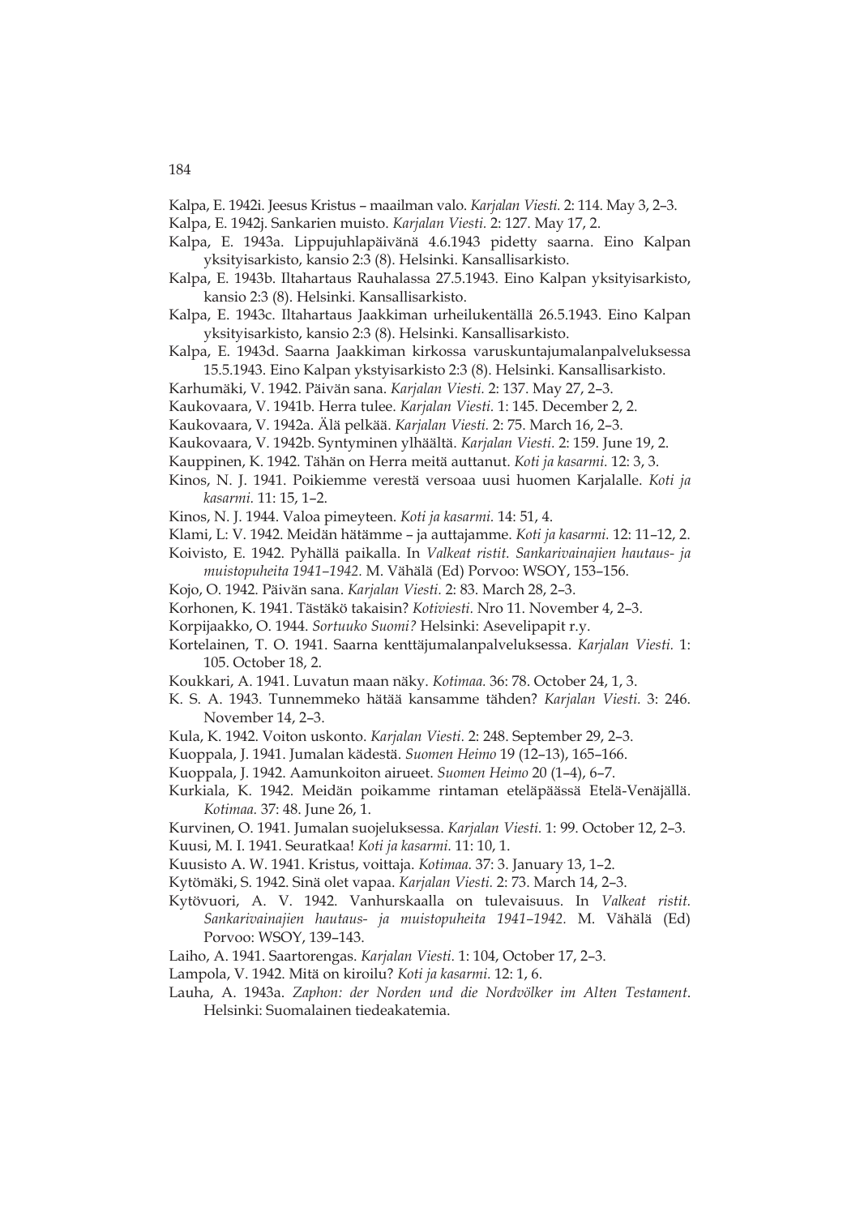Kalpa, E. 1942i. Jeesus Kristus – maailman valo. *Karjalan Viesti.* 2: 114. May 3, 2–3.

Kalpa, E. 1942j. Sankarien muisto. *Karjalan Viesti.* 2: 127. May 17, 2.

Kalpa, E. 1943a. Lippujuhlapäivänä 4.6.1943 pidetty saarna. Eino Kalpan yksityisarkisto, kansio 2:3 (8). Helsinki. Kansallisarkisto.

Kalpa, E. 1943b. Iltahartaus Rauhalassa 27.5.1943. Eino Kalpan yksityisarkisto, kansio 2:3 (8). Helsinki. Kansallisarkisto.

Kalpa, E. 1943c. Iltahartaus Jaakkiman urheilukentällä 26.5.1943. Eino Kalpan yksityisarkisto, kansio 2:3 (8). Helsinki. Kansallisarkisto.

Kalpa, E. 1943d. Saarna Jaakkiman kirkossa varuskuntajumalanpalveluksessa 15.5.1943. Eino Kalpan ykstyisarkisto 2:3 (8). Helsinki. Kansallisarkisto.

Karhumäki, V. 1942. Päivän sana. *Karjalan Viesti.* 2: 137. May 27, 2–3.

Kaukovaara, V. 1941b. Herra tulee. *Karjalan Viesti.* 1: 145. December 2, 2.

Kaukovaara, V. 1942a. Älä pelkää. *Karjalan Viesti.* 2: 75. March 16, 2–3.

Kaukovaara, V. 1942b. Syntyminen ylhäältä. *Karjalan Viesti.* 2: 159. June 19, 2.

Kauppinen, K. 1942. Tähän on Herra meitä auttanut. *Koti ja kasarmi.* 12: 3, 3.

Kinos, N. J. 1941. Poikiemme verestä versoaa uusi huomen Karjalalle. *Koti ja kasarmi.* 11: 15, 1–2.

Kinos, N. J. 1944. Valoa pimeyteen. *Koti ja kasarmi.* 14: 51, 4.

Klami, L: V. 1942. Meidän hätämme – ja auttajamme. *Koti ja kasarmi.* 12: 11–12, 2.

Koivisto, E. 1942. Pyhällä paikalla. In *Valkeat ristit. Sankarivainajien hautaus- ja muistopuheita 1941–1942.* M. Vähälä (Ed) Porvoo: WSOY, 153–156.

Kojo, O. 1942. Päivän sana. *Karjalan Viesti.* 2: 83. March 28, 2–3.

Korhonen, K. 1941. Tästäkö takaisin? *Kotiviesti.* Nro 11. November 4, 2–3.

Korpijaakko, O. 1944. *Sortuuko Suomi?* Helsinki: Asevelipapit r.y.

Kortelainen, T. O. 1941. Saarna kenttäjumalanpalveluksessa. *Karjalan Viesti.* 1: 105. October 18, 2.

Koukkari, A. 1941. Luvatun maan näky. *Kotimaa.* 36: 78. October 24, 1, 3.

K. S. A. 1943. Tunnemmeko hätää kansamme tähden? *Karjalan Viesti.* 3: 246. November 14, 2–3.

Kula, K. 1942. Voiton uskonto. *Karjalan Viesti.* 2: 248. September 29, 2–3.

Kuoppala, J. 1941. Jumalan kädestä. *Suomen Heimo* 19 (12–13), 165–166.

Kuoppala, J. 1942. Aamunkoiton airueet. *Suomen Heimo* 20 (1–4), 6–7.

Kurkiala, K. 1942. Meidän poikamme rintaman eteläpäässä Etelä-Venäjällä. *Kotimaa.* 37: 48. June 26, 1.

Kurvinen, O. 1941. Jumalan suojeluksessa. *Karjalan Viesti.* 1: 99. October 12, 2–3.

Kuusi, M. I. 1941. Seuratkaa! *Koti ja kasarmi.* 11: 10, 1.

Kuusisto A. W. 1941. Kristus, voittaja. *Kotimaa.* 37: 3. January 13, 1–2.

Kytömäki, S. 1942. Sinä olet vapaa. *Karjalan Viesti.* 2: 73. March 14, 2–3.

Kytövuori, A. V. 1942. Vanhurskaalla on tulevaisuus. In *Valkeat ristit. Sankarivainajien hautaus- ja muistopuheita 1941–1942*. M. Vähälä (Ed) Porvoo: WSOY, 139–143.

Laiho, A. 1941. Saartorengas. *Karjalan Viesti.* 1: 104, October 17, 2–3.

Lampola, V. 1942. Mitä on kiroilu? *Koti ja kasarmi.* 12: 1, 6.

Lauha, A. 1943a. *Zaphon: der Norden und die Nordvölker im Alten Testament*. Helsinki: Suomalainen tiedeakatemia.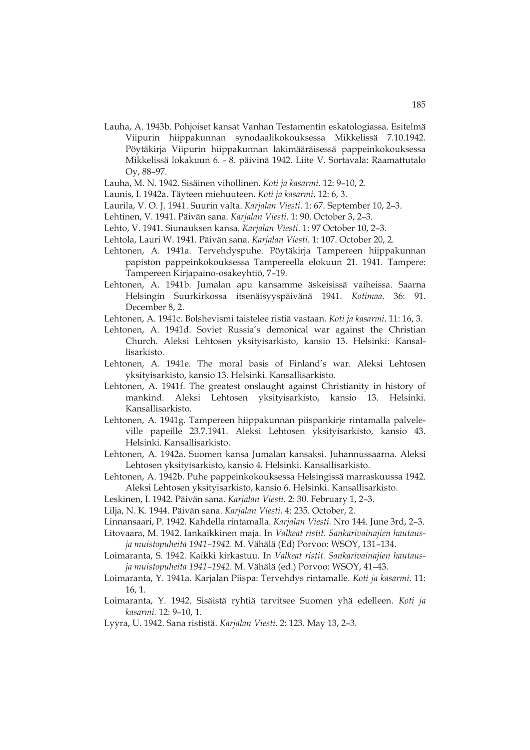Lauha, A. 1943b. Pohjoiset kansat Vanhan Testamentin eskatologiassa. Esitelmä Viipurin hiippakunnan synodaalikokouksessa Mikkelissä 7.10.1942. Pöytäkirja Viipurin hiippakunnan lakimääräisessä pappeinkokouksessa Mikkelissä lokakuun 6. - 8. päivinä 1942. Liite V. Sortavala: Raamattutalo Oy, 88–97.

Lauha, M. N. 1942. Sisäinen vihollinen. *Koti ja kasarmi*. 12: 9–10, 2.

Launis, I. 1942a. Täyteen miehuuteen. *Koti ja kasarmi*. 12: 6, 3.

Laurila, V. O. J. 1941. Suurin valta. *Karjalan Viesti*. 1: 67. September 10, 2–3.

Lehtinen, V. 1941. Päivän sana. *Karjalan Viesti*. 1: 90. October 3, 2–3.

Lehto, V. 1941. Siunauksen kansa. *Karjalan Viesti*. 1: 97 October 10, 2–3.

Lehtola, Lauri W. 1941. Päivän sana. *Karjalan Viesti*. 1: 107. October 20, 2.

Lehtonen, A. 1941a. Tervehdyspuhe. Pöytäkirja Tampereen hiippakunnan papiston pappeinkokouksessa Tampereella elokuun 21. 1941. Tampere: Tampereen Kirjapaino-osakeyhtiö, 7–19.

Lehtonen, A. 1941b. Jumalan apu kansamme äskeisissä vaiheissa. Saarna Helsingin Suurkirkossa itsenäisyyspäivänä 1941. *Kotimaa.* 36: 91. December 8, 2.

Lehtonen, A. 1941c. Bolshevismi taistelee ristiä vastaan. *Koti ja kasarmi*. 11: 16, 3.

Lehtonen, A. 1941d. Soviet Russia's demonical war against the Christian Church. Aleksi Lehtosen yksityisarkisto, kansio 13. Helsinki: Kansallisarkisto.

Lehtonen, A. 1941e. The moral basis of Finland's war. Aleksi Lehtosen yksityisarkisto, kansio 13. Helsinki. Kansallisarkisto.

Lehtonen, A. 1941f. The greatest onslaught against Christianity in history of mankind. Aleksi Lehtosen yksityisarkisto, kansio 13. Helsinki. Kansallisarkisto.

Lehtonen, A. 1941g. Tampereen hiippakunnan piispankirje rintamalla palveleville papeille 23.7.1941. Aleksi Lehtosen yksityisarkisto, kansio 43. Helsinki. Kansallisarkisto.

Lehtonen, A. 1942a. Suomen kansa Jumalan kansaksi. Juhannussaarna. Aleksi Lehtosen yksityisarkisto, kansio 4. Helsinki. Kansallisarkisto.

Lehtonen, A. 1942b. Puhe pappeinkokouksessa Helsingissä marraskuussa 1942. Aleksi Lehtosen yksityisarkisto, kansio 6. Helsinki. Kansallisarkisto.

Leskinen, I. 1942. Päivän sana. *Karjalan Viesti.* 2: 30. February 1, 2–3.

Lilja, N. K. 1944. Päivän sana. *Karjalan Viesti.* 4: 235. October, 2.

Linnansaari, P. 1942. Kahdella rintamalla. *Karjalan Viesti.* Nro 144. June 3rd, 2–3.

Litovaara, M. 1942. Iankaikkinen maja. In *Valkeat ristit. Sankarivainajien hautaus- ja muistopuheita 1941–1942*. M. Vähälä (Ed) Porvoo: WSOY, 131–134.

Loimaranta, S. 1942. Kaikki kirkastuu. In *Valkeat ristit. Sankarivainajien hautaus- ja muistopuheita 1941–1942*. M. Vähälä (ed.) Porvoo: WSOY, 41–43.

Loimaranta, Y. 1941a. Karjalan Piispa: Tervehdys rintamalle. *Koti ja kasarmi*. 11: 16, 1.

Loimaranta, Y. 1942. Sisäistä ryhtiä tarvitsee Suomen yhä edelleen. *Koti ja kasarmi.* 12: 9–10, 1.

Lyyra, U. 1942. Sana rististä. *Karjalan Viesti.* 2: 123. May 13, 2–3.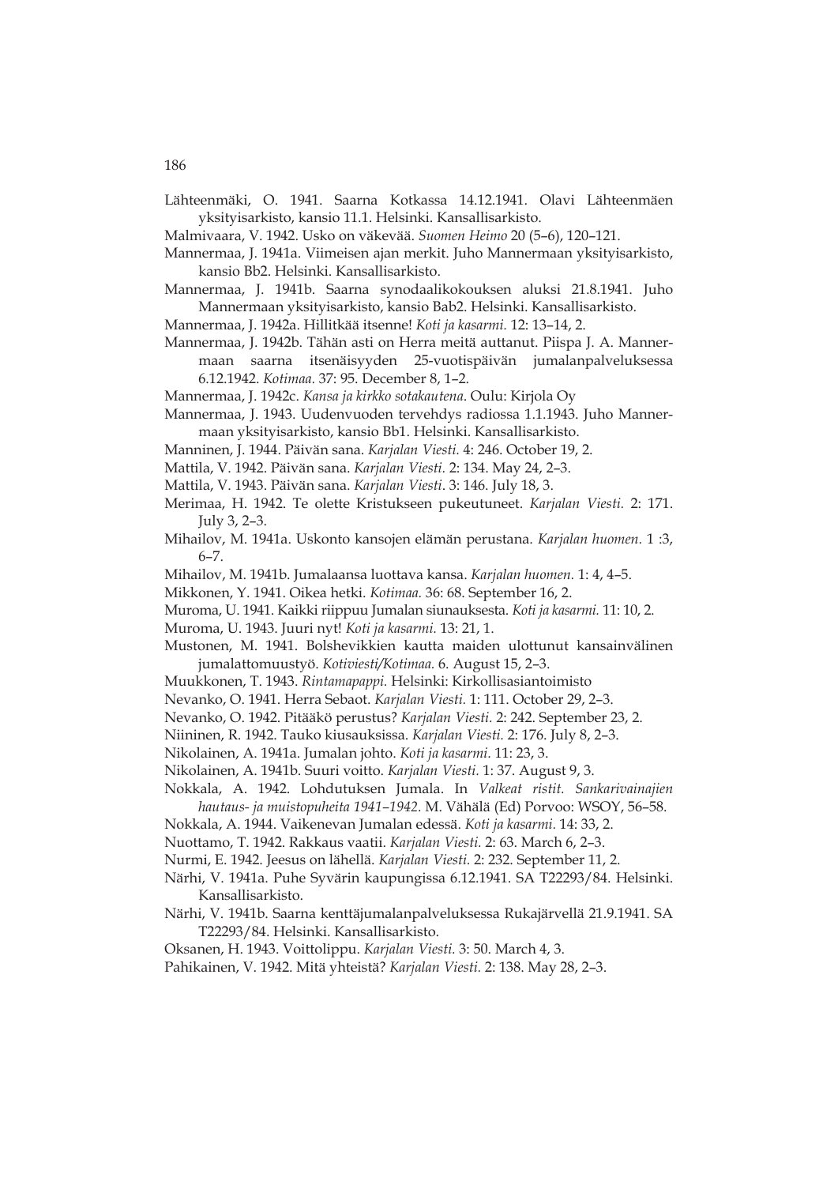Lähteenmäki, O. 1941. Saarna Kotkassa 14.12.1941. Olavi Lähteenmäen yksityisarkisto, kansio 11.1. Helsinki. Kansallisarkisto.

Malmivaara, V. 1942. Usko on väkevää. *Suomen Heimo* 20 (5–6), 120–121.

Mannermaa, J. 1941a. Viimeisen ajan merkit. Juho Mannermaan yksityisarkisto, kansio Bb2. Helsinki. Kansallisarkisto.

Mannermaa, J. 1941b. Saarna synodaalikokouksen aluksi 21.8.1941. Juho Mannermaan yksityisarkisto, kansio Bab2. Helsinki. Kansallisarkisto.

Mannermaa, J. 1942a. Hillitkää itsenne! *Koti ja kasarmi.* 12: 13–14, 2.

Mannermaa, J. 1942b. Tähän asti on Herra meitä auttanut. Piispa J. A. Mannermaan saarna itsenäisyyden 25-vuotispäivän jumalanpalveluksessa 6.12.1942. *Kotimaa.* 37: 95. December 8, 1–2.

Mannermaa, J. 1942c. *Kansa ja kirkko sotakautena.* Oulu: Kirjola Oy

Mannermaa, J. 1943. Uudenvuoden tervehdys radiossa 1.1.1943. Juho Mannermaan yksityisarkisto, kansio Bb1. Helsinki. Kansallisarkisto.

Manninen, J. 1944. Päivän sana. *Karjalan Viesti.* 4: 246. October 19, 2.

Mattila, V. 1942. Päivän sana. *Karjalan Viesti.* 2: 134. May 24, 2–3.

Mattila, V. 1943. Päivän sana. *Karjalan Viesti*. 3: 146. July 18, 3.

Merimaa, H. 1942. Te olette Kristukseen pukeutuneet. *Karjalan Viesti.* 2: 171. July 3, 2–3.

Mihailov, M. 1941a. Uskonto kansojen elämän perustana. *Karjalan huomen.* 1 :3, 6–7.

Mihailov, M. 1941b. Jumalaansa luottava kansa. *Karjalan huomen.* 1: 4, 4–5.

Mikkonen, Y. 1941. Oikea hetki. *Kotimaa.* 36: 68. September 16, 2.

Muroma, U. 1941. Kaikki riippuu Jumalan siunauksesta. *Koti ja kasarmi.* 11: 10, 2.

Muroma, U. 1943. Juuri nyt! *Koti ja kasarmi.* 13: 21, 1.

Mustonen, M. 1941. Bolshevikkien kautta maiden ulottunut kansainvälinen jumalattomuustyö. *Kotiviesti/Kotimaa.* 6. August 15, 2–3.

Muukkonen, T. 1943. *Rintamapappi.* Helsinki: Kirkollisasiantoimisto

Nevanko, O. 1941. Herra Sebaot. *Karjalan Viesti.* 1: 111. October 29, 2–3.

Nevanko, O. 1942. Pitääkö perustus? *Karjalan Viesti.* 2: 242. September 23, 2.

Niininen, R. 1942. Tauko kiusauksissa. *Karjalan Viesti.* 2: 176. July 8, 2–3.

Nikolainen, A. 1941a. Jumalan johto. *Koti ja kasarmi.* 11: 23, 3.

Nikolainen, A. 1941b. Suuri voitto. *Karjalan Viesti.* 1: 37. August 9, 3.

Nokkala, A. 1942. Lohdutuksen Jumala. In *Valkeat ristit. Sankarivainajien hautaus- ja muistopuheita 1941–1942.* M. Vähälä (Ed) Porvoo: WSOY, 56–58.

Nokkala, A. 1944. Vaikenevan Jumalan edessä. *Koti ja kasarmi.* 14: 33, 2.

Nuottamo, T. 1942. Rakkaus vaatii. *Karjalan Viesti.* 2: 63. March 6, 2–3.

Nurmi, E. 1942. Jeesus on lähellä. *Karjalan Viesti.* 2: 232. September 11, 2.

Närhi, V. 1941a. Puhe Syvärin kaupungissa 6.12.1941. SA T22293/84. Helsinki. Kansallisarkisto.

Närhi, V. 1941b. Saarna kenttäjumalanpalveluksessa Rukajärvellä 21.9.1941. SA T22293/84. Helsinki. Kansallisarkisto.

Oksanen, H. 1943. Voittolippu. *Karjalan Viesti.* 3: 50. March 4, 3.

Pahikainen, V. 1942. Mitä yhteistä? *Karjalan Viesti.* 2: 138. May 28, 2–3.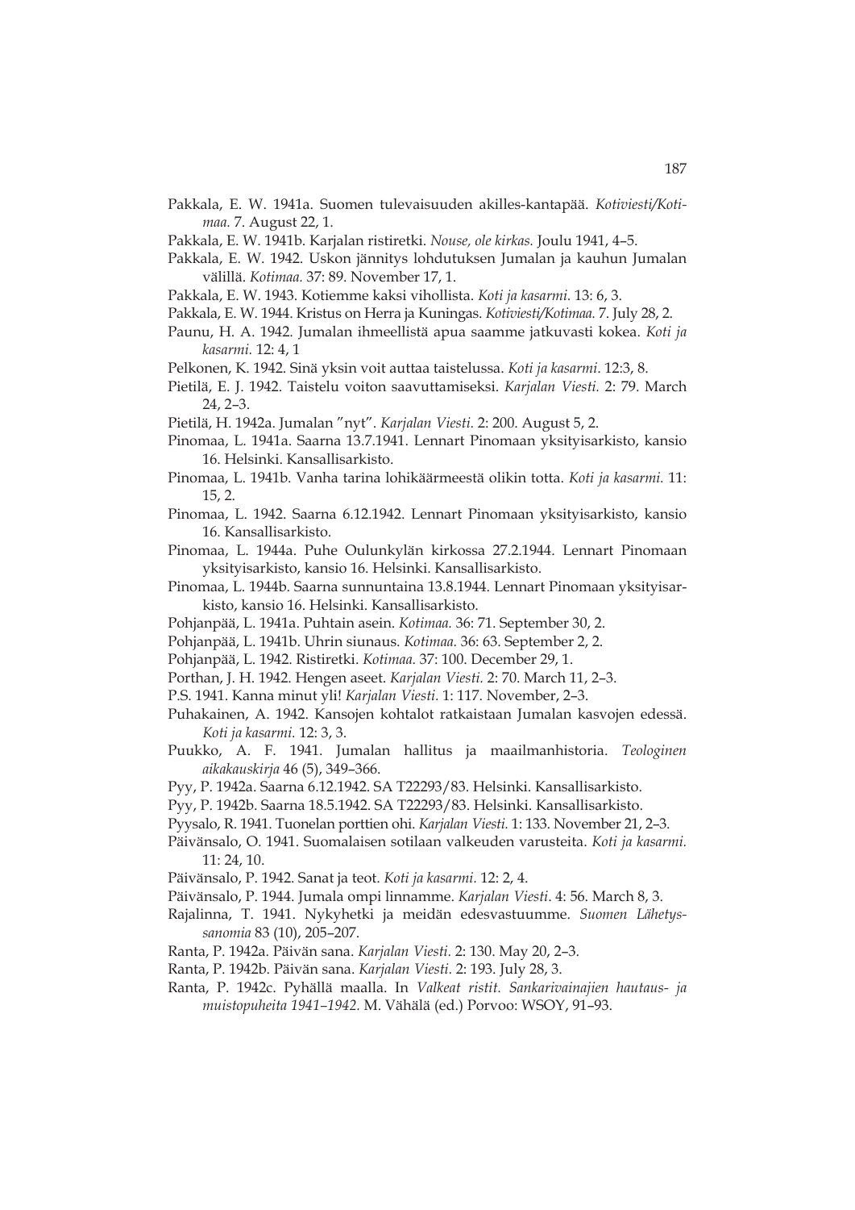Pakkala, E. W. 1941a. Suomen tulevaisuuden akilles-kantapää. *Kotiviesti/Kotimaa.* 7. August 22, 1.

Pakkala, E. W. 1941b. Karjalan ristiretki. *Nouse, ole kirkas.* Joulu 1941, 4–5.

Pakkala, E. W. 1942. Uskon jännitys lohdutuksen Jumalan ja kauhun Jumalan välillä. *Kotimaa.* 37: 89. November 17, 1.

Pakkala, E. W. 1943. Kotiemme kaksi vihollista. *Koti ja kasarmi.* 13: 6, 3.

Pakkala, E. W. 1944. Kristus on Herra ja Kuningas. *Kotiviesti/Kotimaa.* 7. July 28, 2.

Paunu, H. A. 1942. Jumalan ihmeellistä apua saamme jatkuvasti kokea. *Koti ja kasarmi.* 12: 4, 1

Pelkonen, K. 1942. Sinä yksin voit auttaa taistelussa. *Koti ja kasarmi.* 12:3, 8.

Pietilä, E. J. 1942. Taistelu voiton saavuttamiseksi. *Karjalan Viesti.* 2: 79. March 24, 2–3.

Pietilä, H. 1942a. Jumalan "nyt". *Karjalan Viesti.* 2: 200. August 5, 2.

Pinomaa, L. 1941a. Saarna 13.7.1941. Lennart Pinomaan yksityisarkisto, kansio 16. Helsinki. Kansallisarkisto.

Pinomaa, L. 1941b. Vanha tarina lohikäärmeestä olikin totta. *Koti ja kasarmi.* 11: 15, 2.

Pinomaa, L. 1942. Saarna 6.12.1942. Lennart Pinomaan yksityisarkisto, kansio 16. Kansallisarkisto.

Pinomaa, L. 1944a. Puhe Oulunkylän kirkossa 27.2.1944. Lennart Pinomaan yksityisarkisto, kansio 16. Helsinki. Kansallisarkisto.

Pinomaa, L. 1944b. Saarna sunnuntaina 13.8.1944. Lennart Pinomaan yksityisarkisto, kansio 16. Helsinki. Kansallisarkisto.

Pohjanpää, L. 1941a. Puhtain asein. *Kotimaa.* 36: 71. September 30, 2.

Pohjanpää, L. 1941b. Uhrin siunaus. *Kotimaa.* 36: 63. September 2, 2.

Pohjanpää, L. 1942. Ristiretki. *Kotimaa.* 37: 100. December 29, 1.

Porthan, J. H. 1942. Hengen aseet. *Karjalan Viesti.* 2: 70. March 11, 2–3.

P.S. 1941. Kanna minut yli! *Karjalan Viesti.* 1: 117. November, 2–3.

Puhakainen, A. 1942. Kansojen kohtalot ratkaistaan Jumalan kasvojen edessä. *Koti ja kasarmi.* 12: 3, 3.

Puukko, A. F. 1941. Jumalan hallitus ja maailmanhistoria. *Teologinen aikakauskirja* 46 (5), 349–366.

Pyy, P. 1942a. Saarna 6.12.1942. SA T22293/83. Helsinki. Kansallisarkisto.

Pyy, P. 1942b. Saarna 18.5.1942. SA T22293/83. Helsinki. Kansallisarkisto.

Pyysalo, R. 1941. Tuonelan porttien ohi. *Karjalan Viesti.* 1: 133. November 21, 2–3.

Päivänsalo, O. 1941. Suomalaisen sotilaan valkeuden varusteita. *Koti ja kasarmi.* 11: 24, 10.

Päivänsalo, P. 1942. Sanat ja teot. *Koti ja kasarmi.* 12: 2, 4.

Päivänsalo, P. 1944. Jumala ompi linnamme. *Karjalan Viesti*. 4: 56. March 8, 3.

Rajalinna, T. 1941. Nykyhetki ja meidän edesvastuumme. *Suomen Lähetyssanomia* 83 (10), 205–207.

Ranta, P. 1942a. Päivän sana. *Karjalan Viesti.* 2: 130. May 20, 2–3.

Ranta, P. 1942b. Päivän sana. *Karjalan Viesti.* 2: 193. July 28, 3.

Ranta, P. 1942c. Pyhällä maalla. In *Valkeat ristit. Sankarivainajien hautaus- ja muistopuheita 1941–1942.* M. Vähälä (ed.) Porvoo: WSOY, 91–93.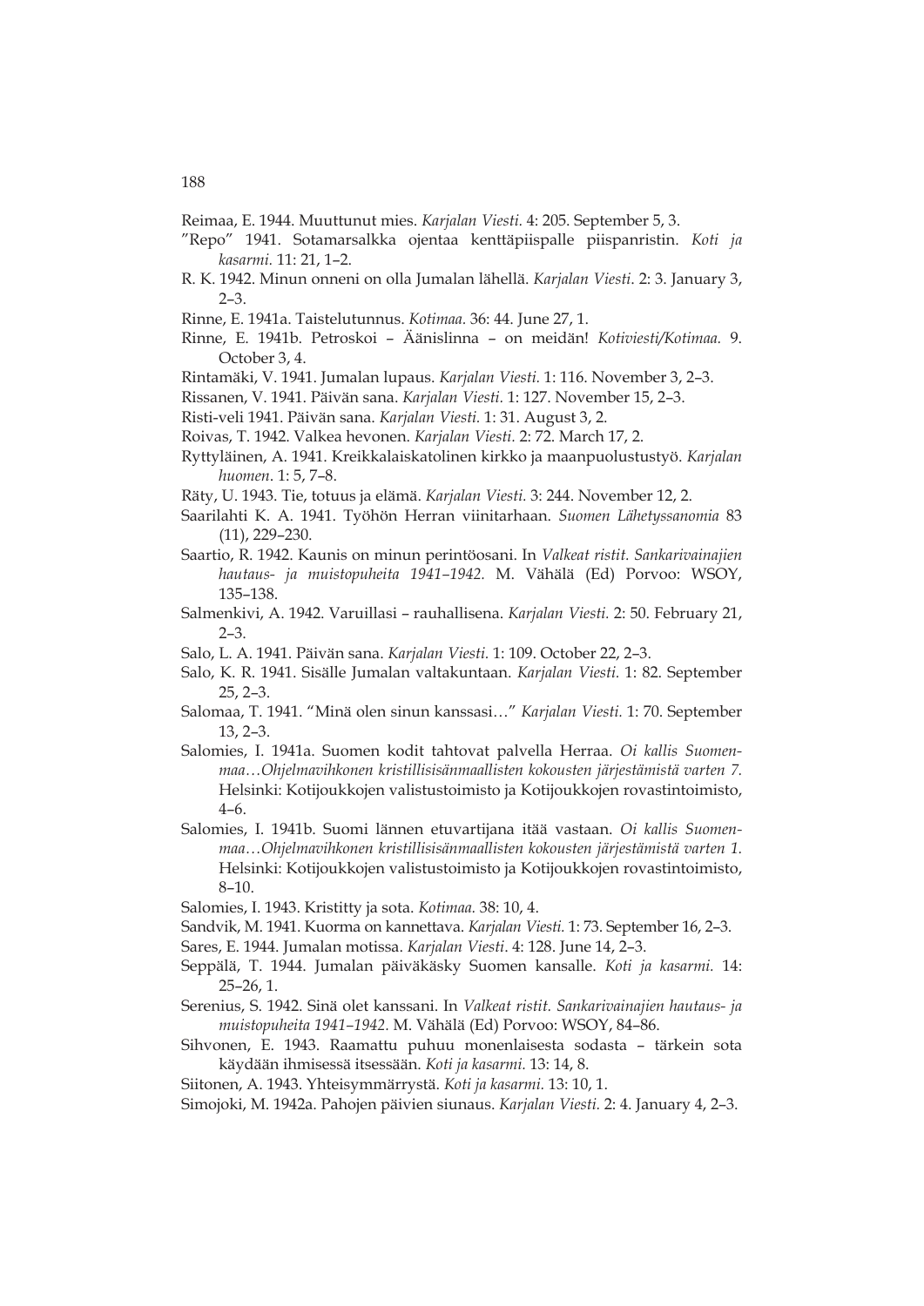Reimaa, E. 1944. Muuttunut mies. *Karjalan Viesti.* 4: 205. September 5, 3.

"Repo" 1941. Sotamarsalkka ojentaa kenttäpiispalle piispanristin. *Koti ja kasarmi.* 11: 21, 1–2.

R. K. 1942. Minun onneni on olla Jumalan lähellä. *Karjalan Viesti*. 2: 3. January 3, 2–3.

Rinne, E. 1941a. Taistelutunnus. *Kotimaa.* 36: 44. June 27, 1.

Rinne, E. 1941b. Petroskoi – Äänislinna – on meidän! *Kotiviesti/Kotimaa.* 9. October 3, 4.

Rintamäki, V. 1941. Jumalan lupaus. *Karjalan Viesti.* 1: 116. November 3, 2–3.

Rissanen, V. 1941. Päivän sana. *Karjalan Viesti.* 1: 127. November 15, 2–3.

Risti-veli 1941. Päivän sana. *Karjalan Viesti.* 1: 31. August 3, 2.

Roivas, T. 1942. Valkea hevonen. *Karjalan Viesti.* 2: 72. March 17, 2.

Ryttyläinen, A. 1941. Kreikkalaiskatolinen kirkko ja maanpuolustustyö. *Karjalan huomen*. 1: 5, 7–8.

Räty, U. 1943. Tie, totuus ja elämä. *Karjalan Viesti.* 3: 244. November 12, 2.

Saarilahti K. A. 1941. Työhön Herran viinitarhaan. *Suomen Lähetyssanomia* 83 (11), 229–230.

Saartio, R. 1942. Kaunis on minun perintöosani. In *Valkeat ristit. Sankarivainajien hautaus- ja muistopuheita 1941–1942.* M. Vähälä (Ed) Porvoo: WSOY, 135–138.

Salmenkivi, A. 1942. Varuillasi – rauhallisena. *Karjalan Viesti.* 2: 50. February 21, 2–3.

Salo, L. A. 1941. Päivän sana. *Karjalan Viesti.* 1: 109. October 22, 2–3.

Salo, K. R. 1941. Sisälle Jumalan valtakuntaan. *Karjalan Viesti.* 1: 82. September 25, 2–3.

Salomaa, T. 1941. "Minä olen sinun kanssasi…" *Karjalan Viesti.* 1: 70. September 13, 2–3.

Salomies, I. 1941a. Suomen kodit tahtovat palvella Herraa. *Oi kallis Suomenmaa…Ohjelmavihkonen kristillisisänmaallisten kokousten järjestämistä varten 7.* Helsinki: Kotijoukkojen valistustoimisto ja Kotijoukkojen rovastintoimisto, 4–6.

Salomies, I. 1941b. Suomi lännen etuvartijana itää vastaan. *Oi kallis Suomenmaa…Ohjelmavihkonen kristillisisänmaallisten kokousten järjestämistä varten 1.* Helsinki: Kotijoukkojen valistustoimisto ja Kotijoukkojen rovastintoimisto, 8–10.

Salomies, I. 1943. Kristitty ja sota. *Kotimaa.* 38: 10, 4.

Sandvik, M. 1941. Kuorma on kannettava. *Karjalan Viesti.* 1: 73. September 16, 2–3.

Sares, E. 1944. Jumalan motissa. *Karjalan Viesti*. 4: 128. June 14, 2–3.

Seppälä, T. 1944. Jumalan päiväkäsky Suomen kansalle. *Koti ja kasarmi.* 14: 25–26, 1.

Serenius, S. 1942. Sinä olet kanssani. In *Valkeat ristit. Sankarivainajien hautaus- ja muistopuheita 1941–1942.* M. Vähälä (Ed) Porvoo: WSOY, 84–86.

Sihvonen, E. 1943. Raamattu puhuu monenlaisesta sodasta – tärkein sota käydään ihmisessä itsessään. *Koti ja kasarmi.* 13: 14, 8.

Siitonen, A. 1943. Yhteisymmärrystä. *Koti ja kasarmi.* 13: 10, 1.

Simojoki, M. 1942a. Pahojen päivien siunaus. *Karjalan Viesti.* 2: 4. January 4, 2–3.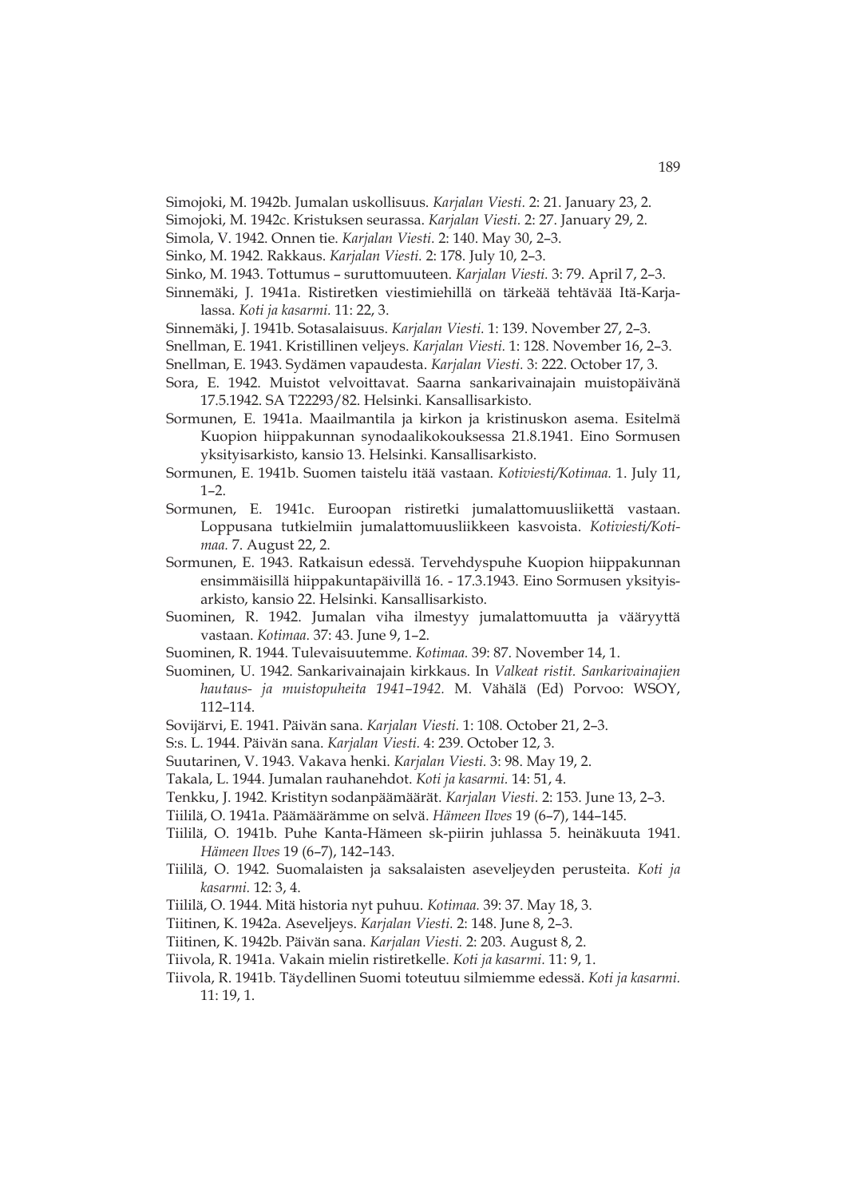Simojoki, M. 1942b. Jumalan uskollisuus. *Karjalan Viesti.* 2: 21. January 23, 2.

Simojoki, M. 1942c. Kristuksen seurassa. *Karjalan Viesti.* 2: 27. January 29, 2.

Simola, V. 1942. Onnen tie. *Karjalan Viesti.* 2: 140. May 30, 2–3.

Sinko, M. 1942. Rakkaus. *Karjalan Viesti.* 2: 178. July 10, 2–3.

Sinko, M. 1943. Tottumus – suruttomuuteen. *Karjalan Viesti.* 3: 79. April 7, 2–3.

Sinnemäki, J. 1941a. Ristiretken viestimiehillä on tärkeää tehtävää Itä-Karjalassa. *Koti ja kasarmi.* 11: 22, 3.

Sinnemäki, J. 1941b. Sotasalaisuus. *Karjalan Viesti.* 1: 139. November 27, 2–3.

Snellman, E. 1941. Kristillinen veljeys. *Karjalan Viesti.* 1: 128. November 16, 2–3.

Snellman, E. 1943. Sydämen vapaudesta. *Karjalan Viesti.* 3: 222. October 17, 3.

Sora, E. 1942. Muistot velvoittavat. Saarna sankarivainajain muistopäivänä 17.5.1942. SA T22293/82. Helsinki. Kansallisarkisto.

Sormunen, E. 1941a. Maailmantila ja kirkon ja kristinuskon asema. Esitelmä Kuopion hiippakunnan synodaalikokouksessa 21.8.1941. Eino Sormusen yksityisarkisto, kansio 13. Helsinki. Kansallisarkisto.

Sormunen, E. 1941b. Suomen taistelu itää vastaan. *Kotiviesti/Kotimaa.* 1. July 11, 1–2.

Sormunen, E. 1941c. Euroopan ristiretki jumalattomuusliikettä vastaan. Loppusana tutkielmiin jumalattomuusliikkeen kasvoista. *Kotiviesti/Kotimaa.* 7. August 22, 2.

Sormunen, E. 1943. Ratkaisun edessä. Tervehdyspuhe Kuopion hiippakunnan ensimmäisillä hiippakuntapäivillä 16. - 17.3.1943. Eino Sormusen yksityisarkisto, kansio 22. Helsinki. Kansallisarkisto.

Suominen, R. 1942. Jumalan viha ilmestyy jumalattomuutta ja vääryyttä vastaan. *Kotimaa.* 37: 43. June 9, 1–2.

Suominen, R. 1944. Tulevaisuutemme. *Kotimaa.* 39: 87. November 14, 1.

Suominen, U. 1942. Sankarivainajain kirkkaus. In *Valkeat ristit. Sankarivainajien hautaus- ja muistopuheita 1941–1942.* M. Vähälä (Ed) Porvoo: WSOY, 112–114.

Sovijärvi, E. 1941. Päivän sana. *Karjalan Viesti.* 1: 108. October 21, 2–3.

S:s. L. 1944. Päivän sana. *Karjalan Viesti.* 4: 239. October 12, 3.

Suutarinen, V. 1943. Vakava henki. *Karjalan Viesti.* 3: 98. May 19, 2.

Takala, L. 1944. Jumalan rauhanehdot. *Koti ja kasarmi.* 14: 51, 4.

Tenkku, J. 1942. Kristityn sodanpäämäärät. *Karjalan Viesti.* 2: 153. June 13, 2–3.

Tiililä, O. 1941a. Päämäärämme on selvä. *Hämeen Ilves* 19 (6–7), 144–145.

Tiililä, O. 1941b. Puhe Kanta-Hämeen sk-piirin juhlassa 5. heinäkuuta 1941. *Hämeen Ilves* 19 (6–7), 142–143.

Tiililä, O. 1942. Suomalaisten ja saksalaisten aseveljeyden perusteita. *Koti ja kasarmi.* 12: 3, 4.

Tiililä, O. 1944. Mitä historia nyt puhuu. *Kotimaa.* 39: 37. May 18, 3.

Tiitinen, K. 1942a. Aseveljeys. *Karjalan Viesti.* 2: 148. June 8, 2–3.

Tiitinen, K. 1942b. Päivän sana. *Karjalan Viesti.* 2: 203. August 8, 2.

Tiivola, R. 1941a. Vakain mielin ristiretkelle. *Koti ja kasarmi.* 11: 9, 1.

Tiivola, R. 1941b. Täydellinen Suomi toteutuu silmiemme edessä. *Koti ja kasarmi.* 11: 19, 1.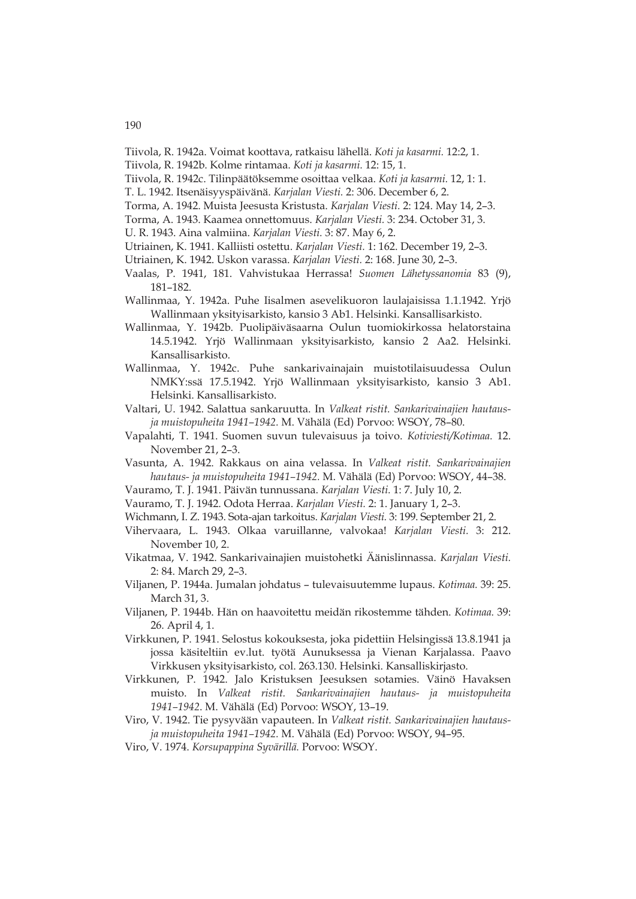Tiivola, R. 1942a. Voimat koottava, ratkaisu lähellä. *Koti ja kasarmi.* 12:2, 1.

Tiivola, R. 1942b. Kolme rintamaa. *Koti ja kasarmi.* 12: 15, 1.

Tiivola, R. 1942c. Tilinpäätöksemme osoittaa velkaa. *Koti ja kasarmi.* 12, 1: 1.

T. L. 1942. Itsenäisyyspäivänä. *Karjalan Viesti.* 2: 306. December 6, 2.

Torma, A. 1942. Muista Jeesusta Kristusta. *Karjalan Viesti.* 2: 124. May 14, 2–3.

Torma, A. 1943. Kaamea onnettomuus. *Karjalan Viesti.* 3: 234. October 31, 3.

U. R. 1943. Aina valmiina. *Karjalan Viesti.* 3: 87. May 6, 2.

Utriainen, K. 1941. Kalliisti ostettu. *Karjalan Viesti.* 1: 162. December 19, 2–3.

Utriainen, K. 1942. Uskon varassa. *Karjalan Viesti.* 2: 168. June 30, 2–3.

Vaalas, P. 1941, 181. Vahvistukaa Herrassa! *Suomen Lähetyssanomia* 83 (9), 181–182.

Wallinmaa, Y. 1942a. Puhe Iisalmen asevelikuoron laulajaisissa 1.1.1942. Yrjö Wallinmaan yksityisarkisto, kansio 3 Ab1. Helsinki. Kansallisarkisto.

Wallinmaa, Y. 1942b. Puolipäiväsaarna Oulun tuomiokirkossa helatorstaina 14.5.1942. Yrjö Wallinmaan yksityisarkisto, kansio 2 Aa2. Helsinki. Kansallisarkisto.

Wallinmaa, Y. 1942c. Puhe sankarivainajain muistotilaisuudessa Oulun NMKY:ssä 17.5.1942. Yrjö Wallinmaan yksityisarkisto, kansio 3 Ab1. Helsinki. Kansallisarkisto.

Valtari, U. 1942. Salattua sankaruutta. In *Valkeat ristit. Sankarivainajien hautaus- ja muistopuheita 1941–1942.* M. Vähälä (Ed) Porvoo: WSOY, 78–80.

Vapalahti, T. 1941. Suomen suvun tulevaisuus ja toivo. *Kotiviesti/Kotimaa.* 12. November 21, 2–3.

Vasunta, A. 1942. Rakkaus on aina velassa. In *Valkeat ristit. Sankarivainajien hautaus- ja muistopuheita 1941–1942.* M. Vähälä (Ed) Porvoo: WSOY, 44–38.

Vauramo, T. J. 1941. Päivän tunnussana. *Karjalan Viesti.* 1: 7. July 10, 2.

Vauramo, T. J. 1942. Odota Herraa. *Karjalan Viesti.* 2: 1. January 1, 2–3.

Wichmann, I. Z. 1943. Sota-ajan tarkoitus. *Karjalan Viesti.* 3: 199. September 21, 2.

Vihervaara, L. 1943. Olkaa varuillanne, valvokaa! *Karjalan Viesti.* 3: 212. November 10, 2.

Vikatmaa, V. 1942. Sankarivainajien muistohetki Äänislinnassa. *Karjalan Viesti.* 2: 84. March 29, 2–3.

Viljanen, P. 1944a. Jumalan johdatus – tulevaisuutemme lupaus. *Kotimaa.* 39: 25. March 31, 3.

Viljanen, P. 1944b. Hän on haavoitettu meidän rikostemme tähden. *Kotimaa.* 39: 26. April 4, 1.

Virkkunen, P. 1941. Selostus kokouksesta, joka pidettiin Helsingissä 13.8.1941 ja jossa käsiteltiin ev.lut. työtä Aunuksessa ja Vienan Karjalassa. Paavo Virkkusen yksityisarkisto, col. 263.130. Helsinki. Kansalliskirjasto.

Virkkunen, P. 1942. Jalo Kristuksen Jeesuksen sotamies. Väinö Havaksen muisto. In *Valkeat ristit. Sankarivainajien hautaus- ja muistopuheita 1941–1942.* M. Vähälä (Ed) Porvoo: WSOY, 13–19.

Viro, V. 1942. Tie pysyvään vapauteen. In *Valkeat ristit. Sankarivainajien hautaus- ja muistopuheita 1941–1942.* M. Vähälä (Ed) Porvoo: WSOY, 94–95.

Viro, V. 1974. *Korsupappina Syvärillä.* Porvoo: WSOY.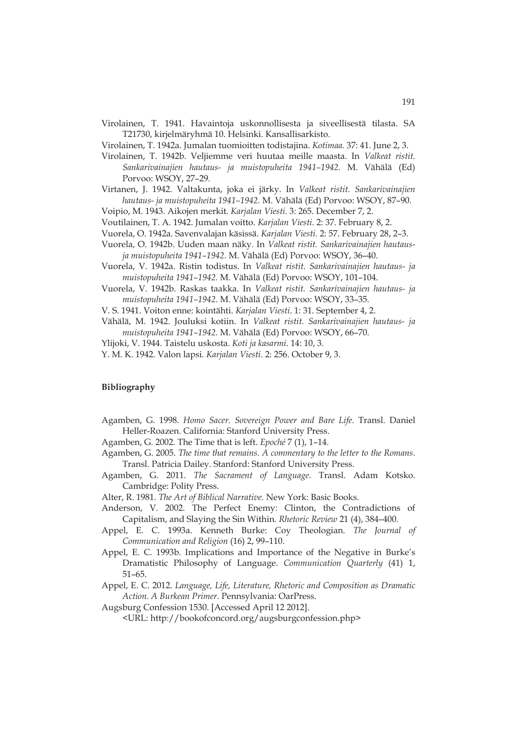Virolainen, T. 1941. Havaintoja uskonnollisesta ja siveellisestä tilasta. SA T21730, kirjelmäryhmä 10. Helsinki. Kansallisarkisto.

Virolainen, T. 1942a. Jumalan tuomioitten todistajina. *Kotimaa.* 37: 41. June 2, 3.

Virolainen, T. 1942b. Veljiemme veri huutaa meille maasta. In *Valkeat ristit. Sankarivainajien hautaus- ja muistopuheita 1941–1942.* M. Vähälä (Ed) Porvoo: WSOY, 27–29.

Virtanen, J. 1942. Valtakunta, joka ei järky. In *Valkeat ristit. Sankarivainajien hautaus- ja muistopuheita 1941–1942.* M. Vähälä (Ed) Porvoo: WSOY, 87–90.

Voipio, M. 1943. Aikojen merkit. *Karjalan Viesti.* 3: 265. December 7, 2.

Voutilainen, T. A. 1942. Jumalan voitto. *Karjalan Viesti.* 2: 37. February 8, 2.

Vuorela, O. 1942a. Savenvalajan käsissä. *Karjalan Viesti.* 2: 57. February 28, 2–3.

Vuorela, O. 1942b. Uuden maan näky. In *Valkeat ristit. Sankarivainajien hautaus- ja muistopuheita 1941–1942.* M. Vähälä (Ed) Porvoo: WSOY, 36–40.

Vuorela, V. 1942a. Ristin todistus. In *Valkeat ristit. Sankarivainajien hautaus- ja muistopuheita 1941–1942.* M. Vähälä (Ed) Porvoo: WSOY, 101–104.

Vuorela, V. 1942b. Raskas taakka. In *Valkeat ristit. Sankarivainajien hautaus- ja muistopuheita 1941–1942.* M. Vähälä (Ed) Porvoo: WSOY, 33–35.

V. S. 1941. Voiton enne: kointähti. *Karjalan Viesti*. 1: 31. September 4, 2.

Vähälä, M. 1942. Jouluksi kotiin. In *Valkeat ristit. Sankarivainajien hautaus- ja muistopuheita 1941–1942.* M. Vähälä (Ed) Porvoo: WSOY, 66–70.

Ylijoki, V. 1944. Taistelu uskosta. *Koti ja kasarmi*. 14: 10, 3.

Y. M. K. 1942. Valon lapsi. *Karjalan Viesti*. 2: 256. October 9, 3.

**Bibliography**

Agamben, G. 1998. *Homo Sacer. Sovereign Power and Bare Life.* Transl. Daniel Heller-Roazen. California: Stanford University Press.

Agamben, G. 2002. The Time that is left. *Epoché* 7 (1), 1–14.

Agamben, G. 2005. *The time that remains. A commentary to the letter to the Romans*. Transl. Patricia Dailey. Stanford: Stanford University Press.

Agamben, G. 2011. *The Sacrament of Language*. Transl. Adam Kotsko. Cambridge: Polity Press.

Alter, R. 1981. *The Art of Biblical Narrative.* New York: Basic Books.

Anderson, V. 2002. The Perfect Enemy: Clinton, the Contradictions of Capitalism, and Slaying the Sin Within. *Rhetoric Review* 21 (4), 384–400.

Appel, E. C. 1993a. Kenneth Burke: Coy Theologian. *The Journal of Communication and Religion* (16) 2, 99–110.

Appel, E. C. 1993b. Implications and Importance of the Negative in Burke's Dramatistic Philosophy of Language. *Communication Quarterly* (41) 1, 51–65.

Appel, E. C. 2012. *Language, Life, Literature, Rhetoric and Composition as Dramatic Action. A Burkean Primer*. Pennsylvania: OarPress.

Augsburg Confession 1530. [Accessed April 12 2012].
<URL: http://bookofconcord.org/augsburgconfession.php>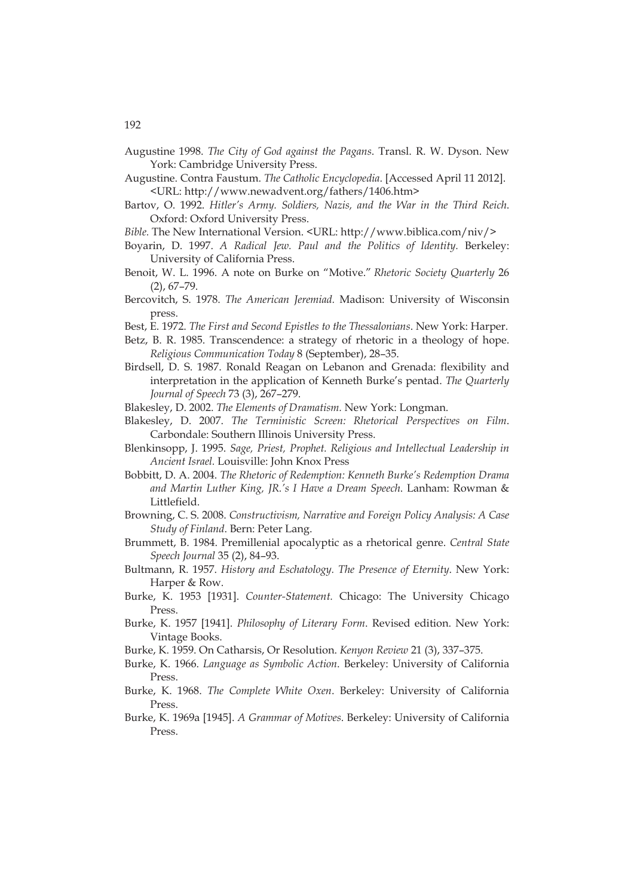Augustine 1998. *The City of God against the Pagans*. Transl. R. W. Dyson. New York: Cambridge University Press.

Augustine. Contra Faustum. *The Catholic Encyclopedia*. [Accessed April 11 2012]. <URL: http://www.newadvent.org/fathers/1406.htm>

Bartov, O. 1992. *Hitler's Army. Soldiers, Nazis, and the War in the Third Reich*. Oxford: Oxford University Press.

*Bible.* The New International Version. <URL: http://www.biblica.com/niv/>

Boyarin, D. 1997. *A Radical Jew. Paul and the Politics of Identity.* Berkeley: University of California Press.

Benoit, W. L. 1996. A note on Burke on "Motive." *Rhetoric Society Quarterly* 26 (2), 67–79.

Bercovitch, S. 1978. *The American Jeremiad.* Madison: University of Wisconsin press.

Best, E. 1972. *The First and Second Epistles to the Thessalonians*. New York: Harper.

Betz, B. R. 1985. Transcendence: a strategy of rhetoric in a theology of hope. *Religious Communication Today* 8 (September), 28–35.

Birdsell, D. S. 1987. Ronald Reagan on Lebanon and Grenada: flexibility and interpretation in the application of Kenneth Burke's pentad. *The Quarterly Journal of Speech* 73 (3), 267–279.

Blakesley, D. 2002. *The Elements of Dramatism.* New York: Longman.

Blakesley, D. 2007. *The Terministic Screen: Rhetorical Perspectives on Film*. Carbondale: Southern Illinois University Press.

Blenkinsopp, J. 1995. *Sage, Priest, Prophet. Religious and Intellectual Leadership in Ancient Israel.* Louisville: John Knox Press

Bobbitt, D. A. 2004. *The Rhetoric of Redemption: Kenneth Burke's Redemption Drama and Martin Luther King, JR.'s I Have a Dream Speech*. Lanham: Rowman & Littlefield.

Browning, C. S. 2008. *Constructivism, Narrative and Foreign Policy Analysis: A Case Study of Finland*. Bern: Peter Lang.

Brummett, B. 1984. Premillenial apocalyptic as a rhetorical genre. *Central State Speech Journal* 35 (2), 84–93.

Bultmann, R. 1957. *History and Eschatology. The Presence of Eternity*. New York: Harper & Row.

Burke, K. 1953 [1931]. *Counter-Statement.* Chicago: The University Chicago Press.

Burke, K. 1957 [1941]. *Philosophy of Literary Form*. Revised edition. New York: Vintage Books.

Burke, K. 1959. On Catharsis, Or Resolution. *Kenyon Review* 21 (3), 337–375.

Burke, K. 1966. *Language as Symbolic Action*. Berkeley: University of California Press.

Burke, K. 1968. *The Complete White Oxen*. Berkeley: University of California Press.

Burke, K. 1969a [1945]. *A Grammar of Motives*. Berkeley: University of California Press.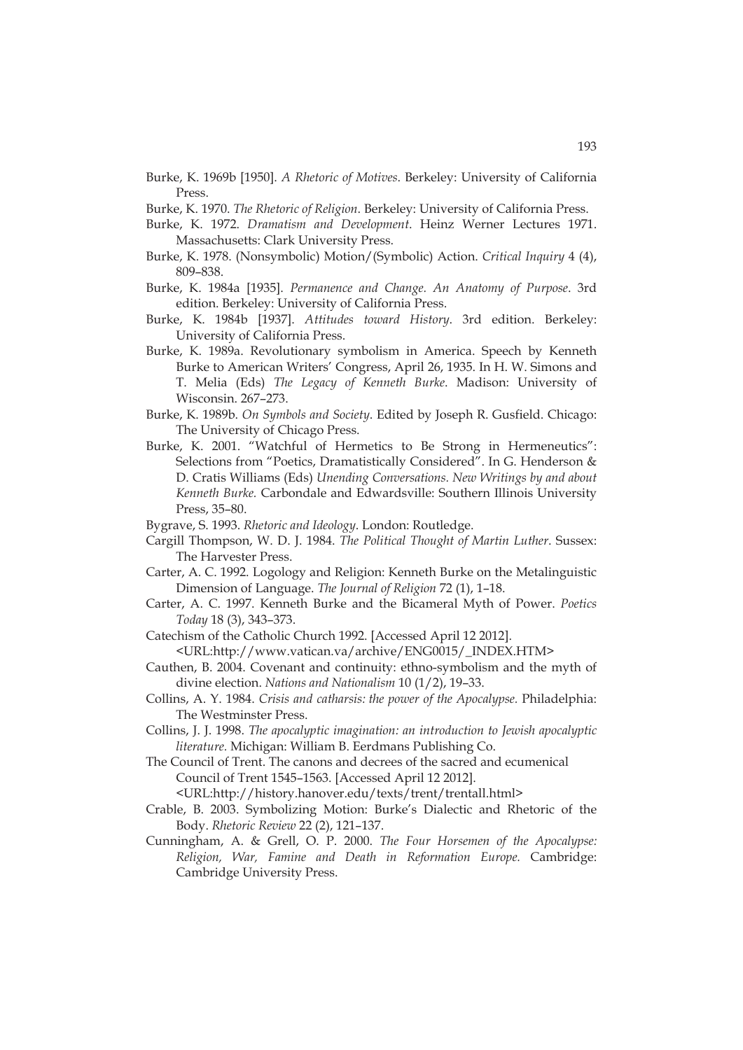Burke, K. 1969b [1950]. *A Rhetoric of Motives*. Berkeley: University of California Press.

Burke, K. 1970. *The Rhetoric of Religion*. Berkeley: University of California Press.

Burke, K. 1972. *Dramatism and Development*. Heinz Werner Lectures 1971. Massachusetts: Clark University Press.

Burke, K. 1978. (Nonsymbolic) Motion/(Symbolic) Action. *Critical Inquiry* 4 (4), 809–838.

Burke, K. 1984a [1935]. *Permanence and Change. An Anatomy of Purpose*. 3rd edition. Berkeley: University of California Press.

Burke, K. 1984b [1937]. *Attitudes toward History*. 3rd edition. Berkeley: University of California Press.

Burke, K. 1989a. Revolutionary symbolism in America. Speech by Kenneth Burke to American Writers' Congress, April 26, 1935. In H. W. Simons and T. Melia (Eds) *The Legacy of Kenneth Burke*. Madison: University of Wisconsin. 267–273.

Burke, K. 1989b. *On Symbols and Society*. Edited by Joseph R. Gusfield. Chicago: The University of Chicago Press.

Burke, K. 2001. "Watchful of Hermetics to Be Strong in Hermeneutics": Selections from "Poetics, Dramatistically Considered". In G. Henderson & D. Cratis Williams (Eds) *Unending Conversations. New Writings by and about Kenneth Burke*. Carbondale and Edwardsville: Southern Illinois University Press, 35–80.

Bygrave, S. 1993. *Rhetoric and Ideology*. London: Routledge.

Cargill Thompson, W. D. J. 1984. *The Political Thought of Martin Luther*. Sussex: The Harvester Press.

Carter, A. C. 1992. Logology and Religion: Kenneth Burke on the Metalinguistic Dimension of Language. *The Journal of Religion* 72 (1), 1–18.

Carter, A. C. 1997. Kenneth Burke and the Bicameral Myth of Power. *Poetics Today* 18 (3), 343–373.

Catechism of the Catholic Church 1992. [Accessed April 12 2012]. <URL:http://www.vatican.va/archive/ENG0015/_INDEX.HTM>

Cauthen, B. 2004. Covenant and continuity: ethno-symbolism and the myth of divine election. *Nations and Nationalism* 10 (1/2), 19–33.

Collins, A. Y. 1984. *Crisis and catharsis: the power of the Apocalypse*. Philadelphia: The Westminster Press.

Collins, J. J. 1998. *The apocalyptic imagination: an introduction to Jewish apocalyptic literature*. Michigan: William B. Eerdmans Publishing Co.

The Council of Trent. The canons and decrees of the sacred and ecumenical Council of Trent 1545–1563. [Accessed April 12 2012]. <URL:http://history.hanover.edu/texts/trent/trentall.html>

Crable, B. 2003. Symbolizing Motion: Burke's Dialectic and Rhetoric of the Body. *Rhetoric Review* 22 (2), 121–137.

Cunningham, A. & Grell, O. P. 2000. *The Four Horsemen of the Apocalypse: Religion, War, Famine and Death in Reformation Europe*. Cambridge: Cambridge University Press.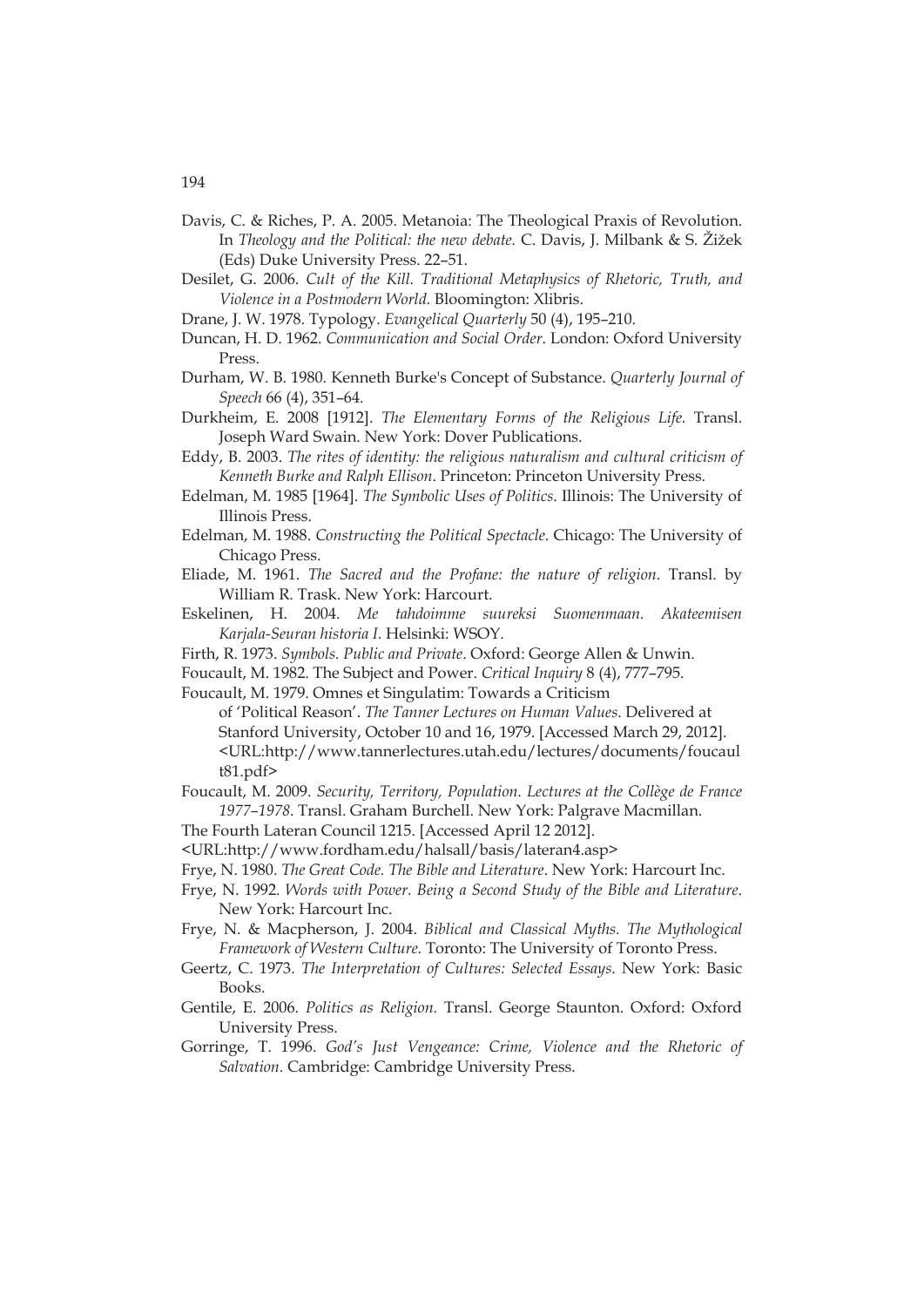Davis, C. & Riches, P. A. 2005. Metanoia: The Theological Praxis of Revolution. In *Theology and the Political: the new debate.* C. Davis, J. Milbank & S. Žižek (Eds) Duke University Press. 22–51.

Desilet, G. 2006. *Cult of the Kill. Traditional Metaphysics of Rhetoric, Truth, and Violence in a Postmodern World.* Bloomington: Xlibris.

Drane, J. W. 1978. Typology. *Evangelical Quarterly* 50 (4), 195–210.

Duncan, H. D. 1962. *Communication and Social Order*. London: Oxford University Press.

Durham, W. B. 1980. Kenneth Burke's Concept of Substance. *Quarterly Journal of Speech* 66 (4), 351–64.

Durkheim, E. 2008 [1912]. *The Elementary Forms of the Religious Life.* Transl. Joseph Ward Swain. New York: Dover Publications.

Eddy, B. 2003. *The rites of identity: the religious naturalism and cultural criticism of Kenneth Burke and Ralph Ellison*. Princeton: Princeton University Press.

Edelman, M. 1985 [1964]. *The Symbolic Uses of Politics.* Illinois: The University of Illinois Press.

Edelman, M. 1988. *Constructing the Political Spectacle*. Chicago: The University of Chicago Press.

Eliade, M. 1961. *The Sacred and the Profane: the nature of religion*. Transl. by William R. Trask. New York: Harcourt.

Eskelinen, H. 2004. *Me tahdoimme suureksi Suomenmaan. Akateemisen Karjala-Seuran historia I.* Helsinki: WSOY.

Firth, R. 1973. *Symbols. Public and Private*. Oxford: George Allen & Unwin.

Foucault, M. 1982. The Subject and Power. *Critical Inquiry* 8 (4), 777–795.

Foucault, M. 1979. Omnes et Singulatim: Towards a Criticism of 'Political Reason'. *The Tanner Lectures on Human Values*. Delivered at Stanford University, October 10 and 16, 1979. [Accessed March 29, 2012]. <URL:http://www.tannerlectures.utah.edu/lectures/documents/foucault81.pdf>

Foucault, M. 2009. *Security, Territory, Population. Lectures at the Collège de France 1977–1978*. Transl. Graham Burchell. New York: Palgrave Macmillan.

The Fourth Lateran Council 1215. [Accessed April 12 2012]. <URL:http://www.fordham.edu/halsall/basis/lateran4.asp>

Frye, N. 1980. *The Great Code. The Bible and Literature*. New York: Harcourt Inc.

Frye, N. 1992. *Words with Power. Being a Second Study of the Bible and Literature.* New York: Harcourt Inc.

Frye, N. & Macpherson, J. 2004. *Biblical and Classical Myths. The Mythological Framework of Western Culture.* Toronto: The University of Toronto Press.

Geertz, C. 1973. *The Interpretation of Cultures: Selected Essays*. New York: Basic Books.

Gentile, E. 2006. *Politics as Religion.* Transl. George Staunton. Oxford: Oxford University Press.

Gorringe, T. 1996. *God's Just Vengeance: Crime, Violence and the Rhetoric of Salvation*. Cambridge: Cambridge University Press.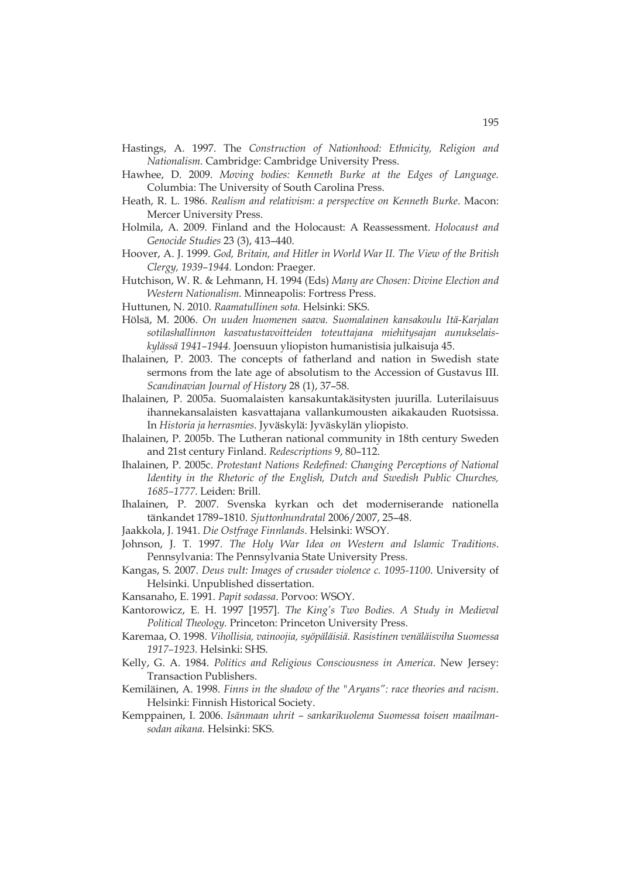Hastings, A. 1997. The *Construction of Nationhood: Ethnicity, Religion and Nationalism*. Cambridge: Cambridge University Press.

Hawhee, D. 2009. *Moving bodies: Kenneth Burke at the Edges of Language.* Columbia: The University of South Carolina Press.

Heath, R. L. 1986. *Realism and relativism: a perspective on Kenneth Burke*. Macon: Mercer University Press.

Holmila, A. 2009. Finland and the Holocaust: A Reassessment. *Holocaust and Genocide Studies* 23 (3), 413–440.

Hoover, A. J. 1999. *God, Britain, and Hitler in World War II. The View of the British Clergy, 1939–1944.* London: Praeger.

Hutchison, W. R. & Lehmann, H. 1994 (Eds) *Many are Chosen: Divine Election and Western Nationalism.* Minneapolis: Fortress Press.

Huttunen, N. 2010. *Raamatullinen sota.* Helsinki: SKS.

Hölsä, M. 2006. *On uuden huomenen saava. Suomalainen kansakoulu Itä-Karjalan sotilashallinnon kasvatustavoitteiden toteuttajana miehitysajan aunukselaiskylässä 1941–1944.* Joensuun yliopiston humanistisia julkaisuja 45.

Ihalainen, P. 2003. The concepts of fatherland and nation in Swedish state sermons from the late age of absolutism to the Accession of Gustavus III. *Scandinavian Journal of History* 28 (1), 37–58.

Ihalainen, P. 2005a. Suomalaisten kansakuntakäsitysten juurilla. Luterilaisuus ihannekansalaisten kasvattajana vallankumousten aikakauden Ruotsissa. In *Historia ja herrasmies*. Jyväskylä: Jyväskylän yliopisto.

Ihalainen, P. 2005b. The Lutheran national community in 18th century Sweden and 21st century Finland. *Redescriptions* 9, 80–112.

Ihalainen, P. 2005c. *Protestant Nations Redefined: Changing Perceptions of National Identity in the Rhetoric of the English, Dutch and Swedish Public Churches, 1685–1777.* Leiden: Brill.

Ihalainen, P. 2007. Svenska kyrkan och det moderniserande nationella tänkandet 1789–1810. *Sjuttonhundratal* 2006/2007, 25–48.

Jaakkola, J. 1941. *Die Ostfrage Finnlands*. Helsinki: WSOY.

Johnson, J. T. 1997. *The Holy War Idea on Western and Islamic Traditions*. Pennsylvania: The Pennsylvania State University Press.

Kangas, S. 2007. *Deus vult: Images of crusader violence c. 1095-1100*. University of Helsinki. Unpublished dissertation.

Kansanaho, E. 1991. *Papit sodassa*. Porvoo: WSOY.

Kantorowicz, E. H. 1997 [1957]. *The King's Two Bodies. A Study in Medieval Political Theology.* Princeton: Princeton University Press.

Karemaa, O. 1998. *Vihollisia, vainoojia, syöpäläisiä. Rasistinen venäläisviha Suomessa 1917–1923.* Helsinki: SHS.

Kelly, G. A. 1984. *Politics and Religious Consciousness in America*. New Jersey: Transaction Publishers.

Kemiläinen, A. 1998. *Finns in the shadow of the "Aryans": race theories and racism*. Helsinki: Finnish Historical Society.

Kemppainen, I. 2006. *Isänmaan uhrit – sankarikuolema Suomessa toisen maailmansodan aikana.* Helsinki: SKS.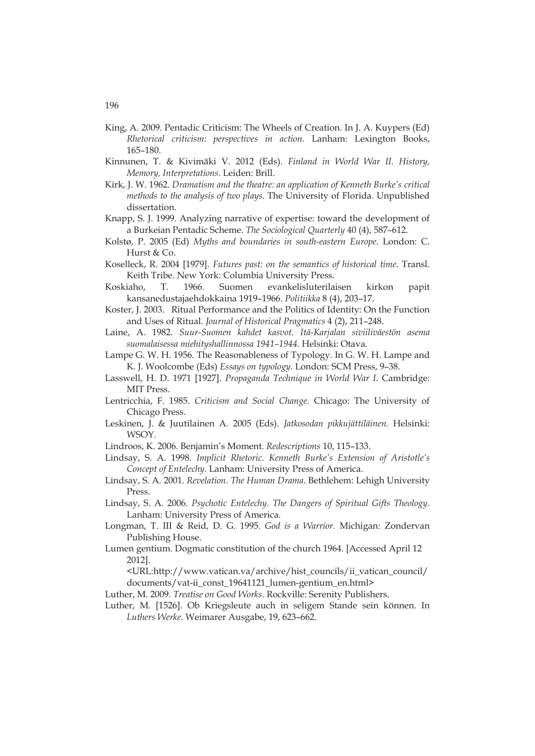King, A. 2009. Pentadic Criticism: The Wheels of Creation. In J. A. Kuypers (Ed) *Rhetorical criticism: perspectives in action.* Lanham: Lexington Books, 165–180.

Kinnunen, T. & Kivimäki V. 2012 (Eds). *Finland in World War II. History, Memory, Interpretations.* Leiden: Brill.

Kirk, J. W. 1962. *Dramatism and the theatre: an application of Kenneth Burke's critical methods to the analysis of two plays*. The University of Florida. Unpublished dissertation.

Knapp, S. J. 1999. Analyzing narrative of expertise: toward the development of a Burkeian Pentadic Scheme. *The Sociological Quarterly* 40 (4), 587–612.

Kolstø, P. 2005 (Ed) *Myths and boundaries in south-eastern Europe*. London: C. Hurst & Co.

Koselleck, R. 2004 [1979]. *Futures past: on the semantics of historical time*. Transl. Keith Tribe. New York: Columbia University Press.

Koskiaho, T. 1966. Suomen evankelisluterilaisen kirkon papit kansanedustajaehdokkaina 1919–1966. *Politiikka* 8 (4), 203–17.

Koster, J. 2003. Ritual Performance and the Politics of Identity: On the Function and Uses of Ritual. *Journal of Historical Pragmatics* 4 (2), 211–248.

Laine, A. 1982. *Suur-Suomen kahdet kasvot. Itä-Karjalan siviiliväestön asema suomalaisessa miehityshallinnossa 1941–1944.* Helsinki: Otava.

Lampe G. W. H. 1956. The Reasonableness of Typology. In G. W. H. Lampe and K. J. Woolcombe (Eds) *Essays on typology.* London: SCM Press, 9–38.

Lasswell, H. D. 1971 [1927]. *Propaganda Technique in World War I.* Cambridge: MIT Press.

Lentricchia, F. 1985. *Criticism and Social Change.* Chicago: The University of Chicago Press.

Leskinen, J. & Juutilainen A. 2005 (Eds). *Jatkosodan pikkujättiläinen.* Helsinki: WSOY.

Lindroos, K. 2006. Benjamin's Moment. *Redescriptions* 10, 115–133.

Lindsay, S. A. 1998. *Implicit Rhetoric. Kenneth Burke's Extension of Aristotle's Concept of Entelechy.* Lanham: University Press of America.

Lindsay, S. A. 2001. *Revelation. The Human Drama*. Bethlehem: Lehigh University Press.

Lindsay, S. A. 2006. *Psychotic Entelechy. The Dangers of Spiritual Gifts Theology.* Lanham: University Press of America.

Longman, T. III & Reid, D. G. 1995. *God is a Warrior.* Michigan: Zondervan Publishing House.

Lumen gentium. Dogmatic constitution of the church 1964. [Accessed April 12 2012]. <URL:http://www.vatican.va/archive/hist_councils/ii_vatican_council/documents/vat-ii_const_19641121_lumen-gentium_en.html>

Luther, M. 2009. *Treatise on Good Works.* Rockville: Serenity Publishers.

Luther, M. [1526]. Ob Kriegsleute auch in seligem Stande sein können. In *Luthers Werke*. Weimarer Ausgabe, 19, 623–662.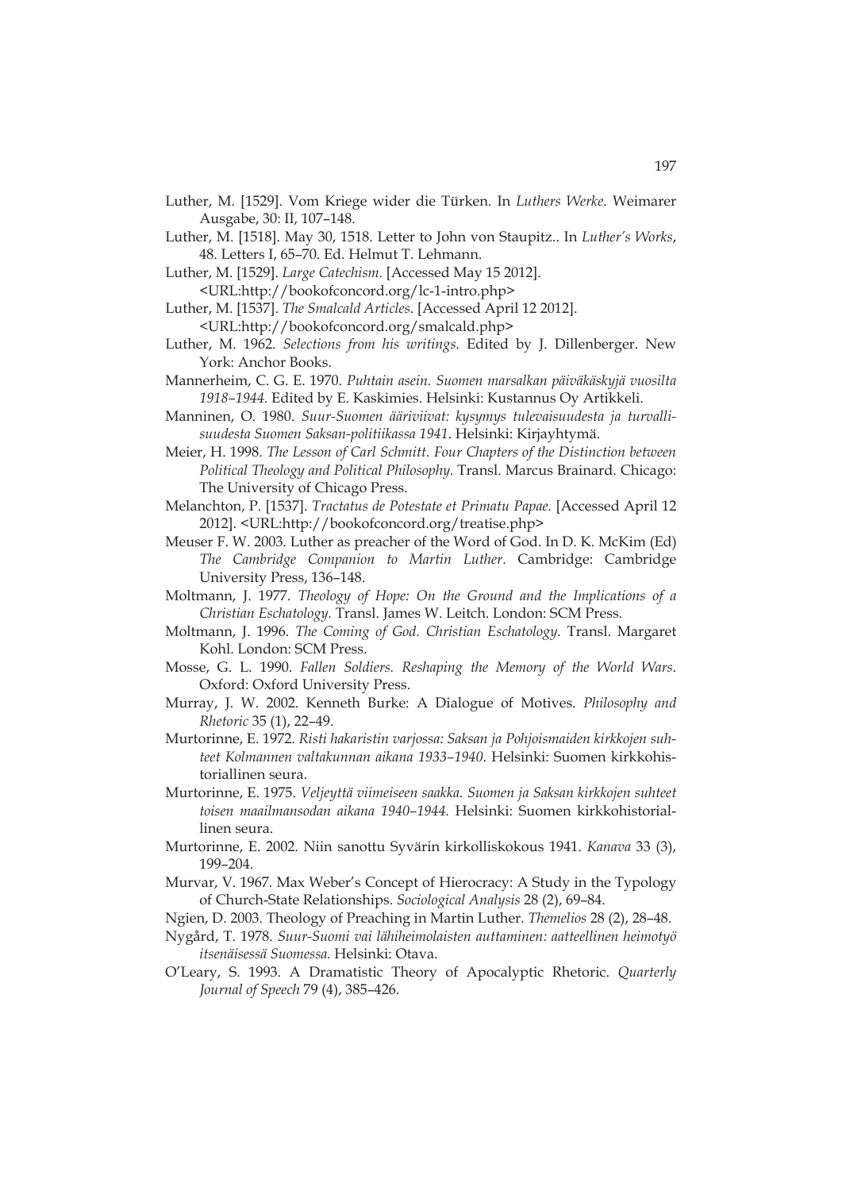Luther, M. [1529]. Vom Kriege wider die Türken. In *Luthers Werke*. Weimarer Ausgabe, 30: II, 107–148.

Luther, M. [1518]. May 30, 1518. Letter to John von Staupitz.. In *Luther's Works*, 48. Letters I, 65–70. Ed. Helmut T. Lehmann.

Luther, M. [1529]. *Large Catechism.* [Accessed May 15 2012]. <URL:http://bookofconcord.org/lc-1-intro.php>

Luther, M. [1537]. *The Smalcald Articles*. [Accessed April 12 2012]. <URL:http://bookofconcord.org/smalcald.php>

Luther, M. 1962. *Selections from his writings.* Edited by J. Dillenberger. New York: Anchor Books.

Mannerheim, C. G. E. 1970. *Puhtain asein. Suomen marsalkan päiväkäskyjä vuosilta 1918–1944.* Edited by E. Kaskimies. Helsinki: Kustannus Oy Artikkeli.

Manninen, O. 1980. *Suur-Suomen ääriviivat: kysymys tulevaisuudesta ja turvallisuudesta Suomen Saksan-politiikassa 1941*. Helsinki: Kirjayhtymä.

Meier, H. 1998. *The Lesson of Carl Schmitt. Four Chapters of the Distinction between Political Theology and Political Philosophy.* Transl. Marcus Brainard. Chicago: The University of Chicago Press.

Melanchton, P. [1537]. *Tractatus de Potestate et Primatu Papae.* [Accessed April 12 2012]. <URL:http://bookofconcord.org/treatise.php>

Meuser F. W. 2003. Luther as preacher of the Word of God. In D. K. McKim (Ed) *The Cambridge Companion to Martin Luther*. Cambridge: Cambridge University Press, 136–148.

Moltmann, J. 1977. *Theology of Hope: On the Ground and the Implications of a Christian Eschatology.* Transl. James W. Leitch. London: SCM Press.

Moltmann, J. 1996. *The Coming of God. Christian Eschatology.* Transl. Margaret Kohl. London: SCM Press.

Mosse, G. L. 1990. *Fallen Soldiers. Reshaping the Memory of the World Wars.* Oxford: Oxford University Press.

Murray, J. W. 2002. Kenneth Burke: A Dialogue of Motives. *Philosophy and Rhetoric* 35 (1), 22–49.

Murtorinne, E. 1972. *Risti hakaristin varjossa: Saksan ja Pohjoismaiden kirkkojen suhteet Kolmannen valtakunnan aikana 1933–1940.* Helsinki: Suomen kirkkohistoriallinen seura.

Murtorinne, E. 1975. *Veljeyttä viimeiseen saakka. Suomen ja Saksan kirkkojen suhteet toisen maailmansodan aikana 1940–1944.* Helsinki: Suomen kirkkohistoriallinen seura.

Murtorinne, E. 2002. Niin sanottu Syvärin kirkolliskokous 1941. *Kanava* 33 (3), 199–204.

Murvar, V. 1967. Max Weber's Concept of Hierocracy: A Study in the Typology of Church-State Relationships. *Sociological Analysis* 28 (2), 69–84.

Ngien, D. 2003. Theology of Preaching in Martin Luther. *Themelios* 28 (2), 28–48.

Nygård, T. 1978. *Suur-Suomi vai lähiheimolaisten auttaminen: aatteellinen heimotyö itsenäisessä Suomessa.* Helsinki: Otava.

O'Leary, S. 1993. A Dramatistic Theory of Apocalyptic Rhetoric. *Quarterly Journal of Speech* 79 (4), 385–426.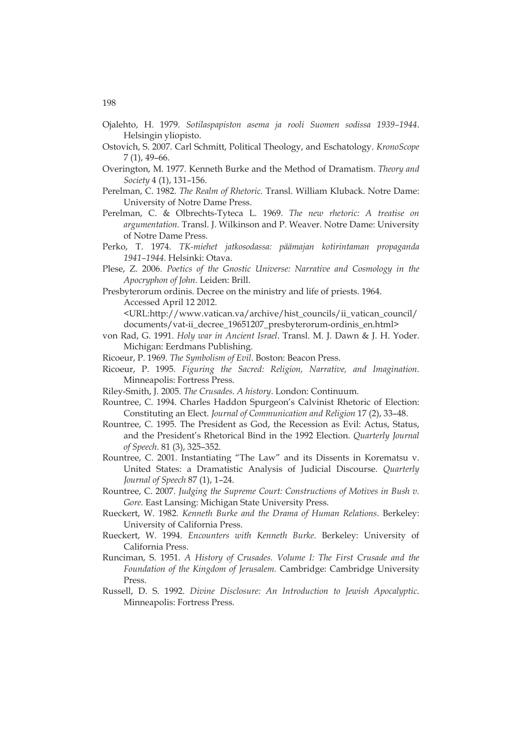Ojalehto, H. 1979. *Sotilaspapiston asema ja rooli Suomen sodissa 1939–1944*. Helsingin yliopisto.

Ostovich, S. 2007. Carl Schmitt, Political Theology, and Eschatology. *KronoScope* 7 (1), 49–66.

Overington, M. 1977. Kenneth Burke and the Method of Dramatism. *Theory and Society* 4 (1), 131–156.

Perelman, C. 1982. *The Realm of Rhetoric.* Transl. William Kluback. Notre Dame: University of Notre Dame Press.

Perelman, C. & Olbrechts-Tyteca L. 1969. *The new rhetoric: A treatise on argumentation.* Transl. J. Wilkinson and P. Weaver. Notre Dame: University of Notre Dame Press.

Perko, T. 1974. *TK-miehet jatkosodassa: päämajan kotirintaman propaganda 1941–1944.* Helsinki: Otava.

Plese, Z. 2006. *Poetics of the Gnostic Universe: Narrative and Cosmology in the Apocryphon of John.* Leiden: Brill.

Presbyterorum ordinis. Decree on the ministry and life of priests. 1964. Accessed April 12 2012. <URL:http://www.vatican.va/archive/hist_councils/ii_vatican_council/documents/vat-ii_decree_19651207_presbyterorum-ordinis_en.html>

von Rad, G. 1991. *Holy war in Ancient Israel*. Transl. M. J. Dawn & J. H. Yoder. Michigan: Eerdmans Publishing.

Ricoeur, P. 1969. *The Symbolism of Evil*. Boston: Beacon Press.

Ricoeur, P. 1995. *Figuring the Sacred: Religion, Narrative, and Imagination*. Minneapolis: Fortress Press.

Riley-Smith, J. 2005. *The Crusades. A history*. London: Continuum.

Rountree, C. 1994. Charles Haddon Spurgeon's Calvinist Rhetoric of Election: Constituting an Elect. *Journal of Communication and Religion* 17 (2), 33–48.

Rountree, C. 1995. The President as God, the Recession as Evil: Actus, Status, and the President's Rhetorical Bind in the 1992 Election. *Quarterly Journal of Speech*. 81 (3), 325–352.

Rountree, C. 2001. Instantiating "The Law" and its Dissents in Korematsu v. United States: a Dramatistic Analysis of Judicial Discourse. *Quarterly Journal of Speech* 87 (1), 1–24.

Rountree, C. 2007. *Judging the Supreme Court: Constructions of Motives in Bush v. Gore.* East Lansing: Michigan State University Press.

Rueckert, W. 1982. *Kenneth Burke and the Drama of Human Relations*. Berkeley: University of California Press.

Rueckert, W. 1994. *Encounters with Kenneth Burke*. Berkeley: University of California Press.

Runciman, S. 1951. *A History of Crusades. Volume I: The First Crusade and the Foundation of the Kingdom of Jerusalem.* Cambridge: Cambridge University Press.

Russell, D. S. 1992. *Divine Disclosure: An Introduction to Jewish Apocalyptic.* Minneapolis: Fortress Press.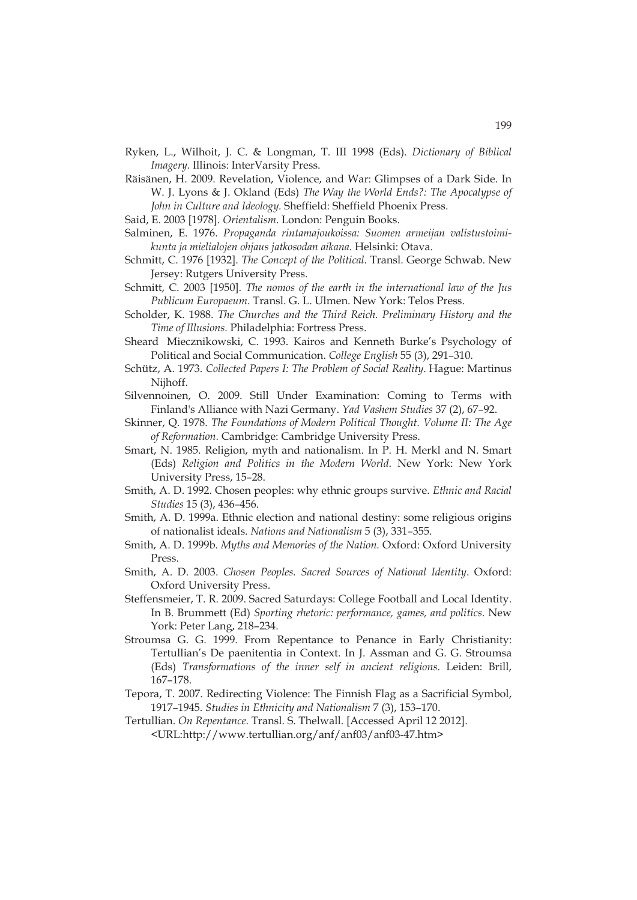Ryken, L., Wilhoit, J. C. & Longman, T. III 1998 (Eds). *Dictionary of Biblical Imagery.* Illinois: InterVarsity Press.

Räisänen, H. 2009. Revelation, Violence, and War: Glimpses of a Dark Side. In W. J. Lyons & J. Okland (Eds) *The Way the World Ends?: The Apocalypse of John in Culture and Ideology.* Sheffield: Sheffield Phoenix Press.

Said, E. 2003 [1978]. *Orientalism*. London: Penguin Books.

Salminen, E. 1976. *Propaganda rintamajoukoissa: Suomen armeijan valistustoimikunta ja mielialojen ohjaus jatkosodan aikana*. Helsinki: Otava.

Schmitt, C. 1976 [1932]. *The Concept of the Political*. Transl. George Schwab. New Jersey: Rutgers University Press.

Schmitt, C. 2003 [1950]. *The nomos of the earth in the international law of the Jus Publicum Europaeum*. Transl. G. L. Ulmen. New York: Telos Press.

Scholder, K. 1988. *The Churches and the Third Reich. Preliminary History and the Time of Illusions.* Philadelphia: Fortress Press.

Sheard Miecznikowski, C. 1993. Kairos and Kenneth Burke's Psychology of Political and Social Communication. *College English* 55 (3), 291–310.

Schütz, A. 1973. *Collected Papers I: The Problem of Social Reality*. Hague: Martinus Nijhoff.

Silvennoinen, O. 2009. Still Under Examination: Coming to Terms with Finland's Alliance with Nazi Germany. *Yad Vashem Studies* 37 (2), 67–92.

Skinner, Q. 1978. *The Foundations of Modern Political Thought. Volume II: The Age of Reformation.* Cambridge: Cambridge University Press.

Smart, N. 1985. Religion, myth and nationalism. In P. H. Merkl and N. Smart (Eds) *Religion and Politics in the Modern World*. New York: New York University Press, 15–28.

Smith, A. D. 1992. Chosen peoples: why ethnic groups survive. *Ethnic and Racial Studies* 15 (3), 436–456.

Smith, A. D. 1999a. Ethnic election and national destiny: some religious origins of nationalist ideals. *Nations and Nationalism* 5 (3), 331–355.

Smith, A. D. 1999b. *Myths and Memories of the Nation.* Oxford: Oxford University Press.

Smith, A. D. 2003. *Chosen Peoples. Sacred Sources of National Identity*. Oxford: Oxford University Press.

Steffensmeier, T. R. 2009. Sacred Saturdays: College Football and Local Identity. In B. Brummett (Ed) *Sporting rhetoric: performance, games, and politics*. New York: Peter Lang, 218–234.

Stroumsa G. G. 1999. From Repentance to Penance in Early Christianity: Tertullian's De paenitentia in Context. In J. Assman and G. G. Stroumsa (Eds) *Transformations of the inner self in ancient religions.* Leiden: Brill, 167–178.

Tepora, T. 2007. Redirecting Violence: The Finnish Flag as a Sacrificial Symbol, 1917–1945. *Studies in Ethnicity and Nationalism* 7 (3), 153–170.

Tertullian. *On Repentance*. Transl. S. Thelwall. [Accessed April 12 2012]. <URL:http://www.tertullian.org/anf/anf03/anf03-47.htm>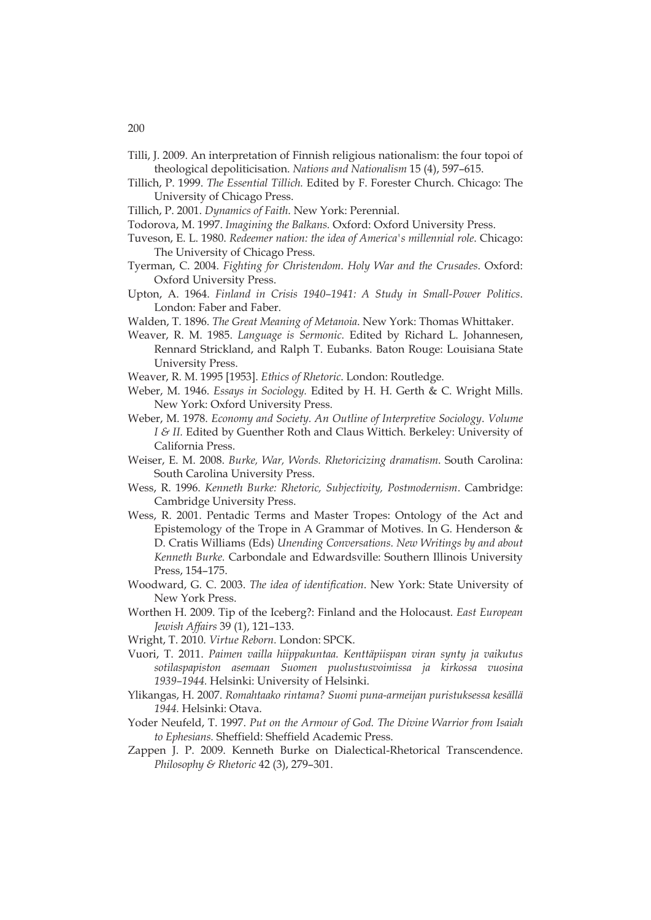Tilli, J. 2009. An interpretation of Finnish religious nationalism: the four topoi of theological depoliticisation. *Nations and Nationalism* 15 (4), 597–615.

Tillich, P. 1999. *The Essential Tillich.* Edited by F. Forester Church. Chicago: The University of Chicago Press.

Tillich, P. 2001. *Dynamics of Faith.* New York: Perennial.

Todorova, M. 1997. *Imagining the Balkans.* Oxford: Oxford University Press.

Tuveson, E. L. 1980. *Redeemer nation: the idea of America's millennial role.* Chicago: The University of Chicago Press.

Tyerman, C. 2004. *Fighting for Christendom. Holy War and the Crusades.* Oxford: Oxford University Press.

Upton, A. 1964. *Finland in Crisis 1940–1941: A Study in Small-Power Politics.* London: Faber and Faber.

Walden, T. 1896. *The Great Meaning of Metanoia.* New York: Thomas Whittaker.

Weaver, R. M. 1985. *Language is Sermonic.* Edited by Richard L. Johannesen, Rennard Strickland, and Ralph T. Eubanks. Baton Rouge: Louisiana State University Press.

Weaver, R. M. 1995 [1953]. *Ethics of Rhetoric.* London: Routledge.

Weber, M. 1946. *Essays in Sociology.* Edited by H. H. Gerth & C. Wright Mills. New York: Oxford University Press.

Weber, M. 1978. *Economy and Society. An Outline of Interpretive Sociology. Volume I & II.* Edited by Guenther Roth and Claus Wittich. Berkeley: University of California Press.

Weiser, E. M. 2008. *Burke, War, Words. Rhetoricizing dramatism.* South Carolina: South Carolina University Press.

Wess, R. 1996. *Kenneth Burke: Rhetoric, Subjectivity, Postmodernism.* Cambridge: Cambridge University Press.

Wess, R. 2001. Pentadic Terms and Master Tropes: Ontology of the Act and Epistemology of the Trope in A Grammar of Motives. In G. Henderson & D. Cratis Williams (Eds) *Unending Conversations. New Writings by and about Kenneth Burke.* Carbondale and Edwardsville: Southern Illinois University Press, 154–175.

Woodward, G. C. 2003. *The idea of identification.* New York: State University of New York Press.

Worthen H. 2009. Tip of the Iceberg?: Finland and the Holocaust. *East European Jewish Affairs* 39 (1), 121–133.

Wright, T. 2010. *Virtue Reborn.* London: SPCK.

Vuori, T. 2011. *Paimen vailla hiippakuntaa. Kenttäpiispan viran synty ja vaikutus sotilaspapiston asemaan Suomen puolustusvoimissa ja kirkossa vuosina 1939–1944.* Helsinki: University of Helsinki.

Ylikangas, H. 2007. *Romahtaako rintama? Suomi puna-armeijan puristuksessa kesällä 1944.* Helsinki: Otava.

Yoder Neufeld, T. 1997. *Put on the Armour of God. The Divine Warrior from Isaiah to Ephesians.* Sheffield: Sheffield Academic Press.

Zappen J. P. 2009. Kenneth Burke on Dialectical-Rhetorical Transcendence. *Philosophy & Rhetoric* 42 (3), 279–301.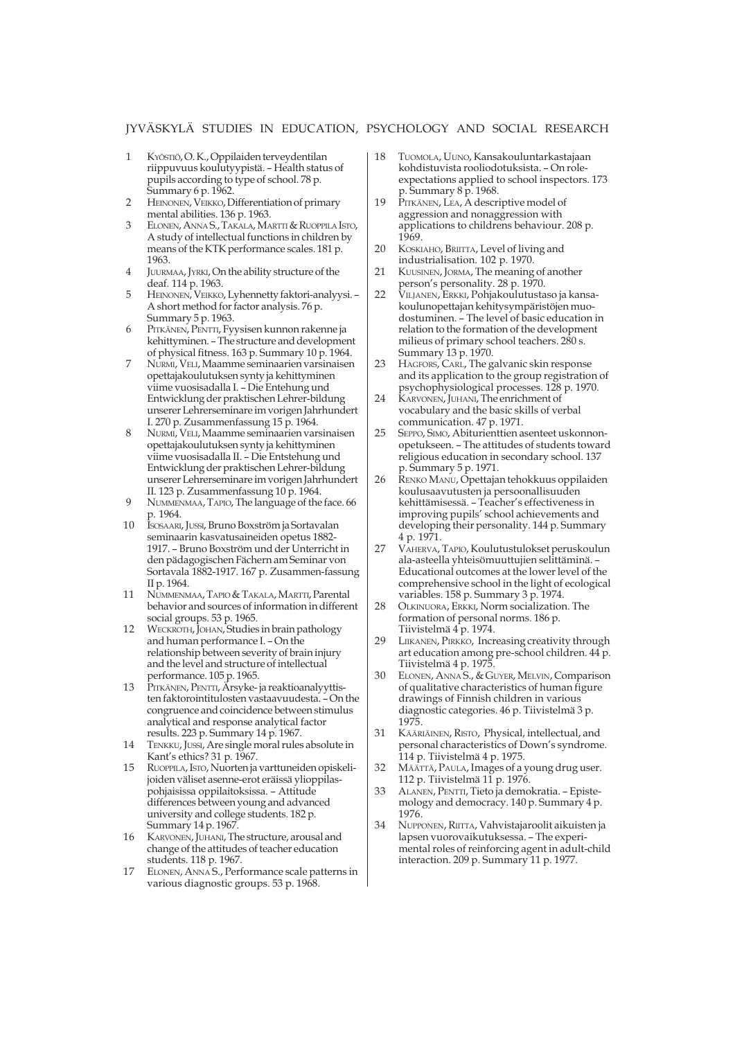# JYVÄSKYLÄ STUDIES IN EDUCATION, PSYCHOLOGY AND SOCIAL RESEARCH

1 KYÖSTIÖ, O. K., Oppilaiden terveydentilan riippuvuus koulutyypistä. – Health status of pupils according to type of school. 78 p. Summary 6 p. 1962.
2 HEINONEN, VEIKKO, Differentiation of primary mental abilities. 136 p. 1963.
3 ELONEN, ANNA S., TAKALA, MARTTI & RUOPPILA ISTO, A study of intellectual functions in children by means of the KTK performance scales. 181 p. 1963.
4 JUURMAA, JYRKI, On the ability structure of the deaf. 114 p. 1963.
5 HEINONEN, VEIKKO, Lyhennetty faktori-analyysi. – A short method for factor analysis. 76 p. Summary 5 p. 1963.
6 PITKÄNEN, PENTTI, Fyysisen kunnon rakenne ja kehittyminen. – The structure and development of physical fitness. 163 p. Summary 10 p. 1964.
7 NURMI, VELI, Maamme seminaarien varsinaisen opettajakoulutuksen synty ja kehittyminen viime vuosisadalla I. – Die Entehung und Entwicklung der praktischen Lehrer-bildung unserer Lehrerseminare im vorigen Jahrhundert I. 270 p. Zusammenfassung 15 p. 1964.
8 NURMI, VELI, Maamme seminaarien varsinaisen opettajakoulutuksen synty ja kehittyminen viime vuosisadalla II. – Die Entstehung und Entwicklung der praktischen Lehrer-bildung unserer Lehrerseminare im vorigen Jahrhundert II. 123 p. Zusammenfassung 10 p. 1964.
9 NUMMENMAA, TAPIO, The language of the face. 66 p. 1964.
10 ISOSAARI, JUSSI, Bruno Boxström ja Sortavalan seminaarin kasvatusaineiden opetus 1882-1917. – Bruno Boxström und der Unterricht in den pädagogischen Fächern am Seminar von Sortavala 1882-1917. 167 p. Zusammen-fassung II p. 1964.
11 NUMMENMAA, TAPIO & TAKALA, MARTTI, Parental behavior and sources of information in different social groups. 53 p. 1965.
12 WECKROTH, JOHAN, Studies in brain pathology and human performance I. – On the relationship between severity of brain injury and the level and structure of intellectual performance. 105 p. 1965.
13 PITKÄNEN, PENTTI, Ärsyke- ja reaktioanalyyttisten faktorointitulosten vastaavuudesta. – On the congruence and coincidence between stimulus analytical and response analytical factor results. 223 p. Summary 14 p. 1967.
14 TENKKU, JUSSI, Are single moral rules absolute in Kant's ethics? 31 p. 1967.
15 RUOPPILA, ISTO, Nuorten ja varttuneiden opiskelijoiden väliset asenne-erot eräissä ylioppilaspohjaisissa oppilaitoksissa. – Attitude differences between young and advanced university and college students. 182 p. Summary 14 p. 1967.
16 KARVONEN, JUHANI, The structure, arousal and change of the attitudes of teacher education students. 118 p. 1967.
17 ELONEN, ANNA S., Performance scale patterns in various diagnostic groups. 53 p. 1968.
18 TUOMOLA, UUNO, Kansakouluntarkastajaan kohdistuvista rooliodotuksista. – On role-expectations applied to school inspectors. 173 p. Summary 8 p. 1968.
19 PITKÄNEN, LEA, A descriptive model of aggression and nonaggression with applications to childrens behaviour. 208 p. 1969.
20 KOSKIAHO, BRIITTA, Level of living and industrialisation. 102 p. 1970.
21 KUUSINEN, JORMA, The meaning of another person's personality. 28 p. 1970.
22 VILJANEN, ERKKI, Pohjakoulutustaso ja kansakoulunopettajan kehitysympäristöjen muodostuminen. – The level of basic education in relation to the formation of the development milieus of primary school teachers. 280 s. Summary 13 p. 1970.
23 HAGFORS, CARL, The galvanic skin response and its application to the group registration of psychophysiological processes. 128 p. 1970.
24 KARVONEN, JUHANI, The enrichment of vocabulary and the basic skills of verbal communication. 47 p. 1971.
25 SEPPO, SIMO, Abiturienttien asenteet uskonnonopetukseen. – The attitudes of students toward religious education in secondary school. 137 p. Summary 5 p. 1971.
26 RENKO MANU, Opettajan tehokkuus oppilaiden koulusaavutusten ja persoonallisuuden kehittämisessä. – Teacher's effectiveness in improving pupils' school achievements and developing their personality. 144 p. Summary 4 p. 1971.
27 VAHERVA, TAPIO, Koulutustulokset peruskoulun ala-asteella yhteisömuuttujien selittäminä. – Educational outcomes at the lower level of the comprehensive school in the light of ecological variables. 158 p. Summary 3 p. 1974.
28 OLKINUORA, ERKKI, Norm socialization. The formation of personal norms. 186 p. Tiivistelmä 4 p. 1974.
29 LIIKANEN, PIRKKO, Increasing creativity through art education among pre-school children. 44 p. Tiivistelmä 4 p. 1975.
30 ELONEN, ANNA S., & GUYER, MELVIN, Comparison of qualitative characteristics of human figure drawings of Finnish children in various diagnostic categories. 46 p. Tiivistelmä 3 p. 1975.
31 KÄÄRIÄINEN, RISTO, Physical, intellectual, and personal characteristics of Down's syndrome. 114 p. Tiivistelmä 4 p. 1975.
32 MÄÄTTÄ, PAULA, Images of a young drug user. 112 p. Tiivistelmä 11 p. 1976.
33 ALANEN, PENTTI, Tieto ja demokratia. – Epistemology and democracy. 140 p. Summary 4 p. 1976.
34 NUPPONEN, RIITTA, Vahvistajaroolit aikuisten ja lapsen vuorovaikutuksessa. – The experimental roles of reinforcing agent in adult-child interaction. 209 p. Summary 11 p. 1977.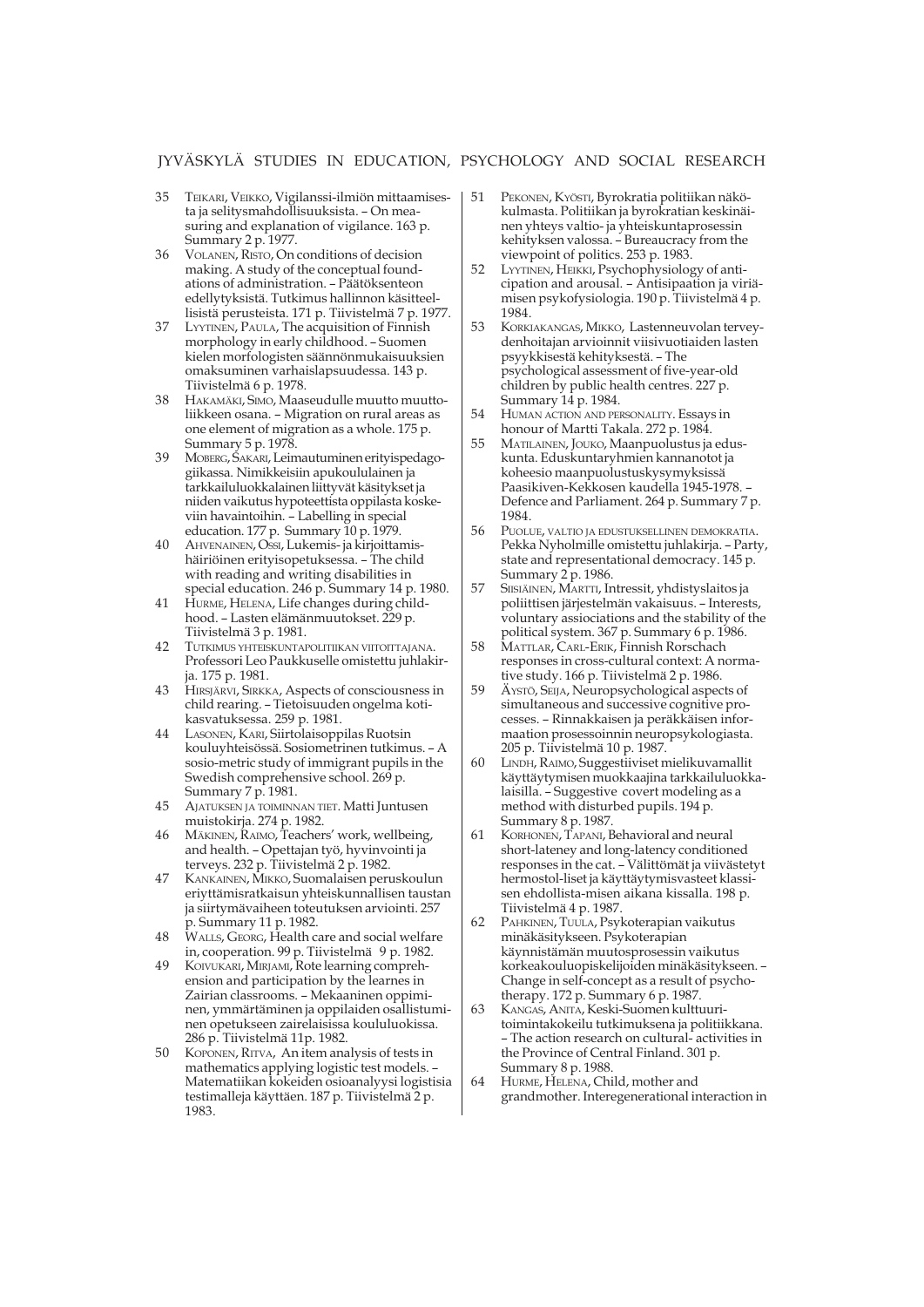# JYVÄSKYLÄ STUDIES IN EDUCATION, PSYCHOLOGY AND SOCIAL RESEARCH

35 TEIKARI, VEIKKO, Vigilanssi-ilmiön mittaamisesta ja selitysmahdollisuuksista. – On measuring and explanation of vigilance. 163 p. Summary 2 p. 1977.

36 VOLANEN, RISTO, On conditions of decision making. A study of the conceptual foundations of administration. – Päätöksenteon edellytyksistä. Tutkimus hallinnon käsitteellisistä perusteista. 171 p. Tiivistelmä 7 p. 1977.

37 LYYTINEN, PAULA, The acquisition of Finnish morphology in early childhood. – Suomen kielen morfologisten säännönmukaisuuksien omaksuminen varhaislapsuudessa. 143 p. Tiivistelmä 6 p. 1978.

38 HAKAMÄKI, SIMO, Maaseudulle muutto muuttoliikkeen osana. – Migration on rural areas as one element of migration as a whole. 175 p. Summary 5 p. 1978.

39 MOBERG, SAKARI, Leimautuminen erityispedagogiikassa. Nimikkeisiin apukoululainen ja tarkkailuluokkalainen liittyvät käsitykset ja niiden vaikutus hypoteettista oppilasta koskeviin havaintoihin. – Labelling in special education. 177 p. Summary 10 p. 1979.

40 AHVENAINEN, OSSI, Lukemis- ja kirjoittamishäiriöinen erityisopetuksessa. – The child with reading and writing disabilities in special education. 246 p. Summary 14 p. 1980.

41 HURME, HELENA, Life changes during childhood. – Lasten elämänmuutokset. 229 p. Tiivistelmä 3 p. 1981.

42 TUTKIMUS YHTEISKUNTAPOLITIIKAN VIITOITTAJANA. Professori Leo Paukkuselle omistettu juhlakirja. 175 p. 1981.

43 HIRSJÄRVI, SIRKKA, Aspects of consciousness in child rearing. – Tietoisuuden ongelma kotikasvatuksessa. 259 p. 1981.

44 LASONEN, KARI, Siirtolaisoppilas Ruotsin kouluyhteisössä. Sosiometrinen tutkimus. – A sosio-metric study of immigrant pupils in the Swedish comprehensive school. 269 p. Summary 7 p. 1981.

45 AJATUKSEN JA TOIMINNAN TIET. Matti Juntusen muistokirja. 274 p. 1982.

46 MÄKINEN, RAIMO, Teachers' work, wellbeing, and health. – Opettajan työ, hyvinvointi ja terveys. 232 p. Tiivistelmä 2 p. 1982.

47 KANKAINEN, MIKKO, Suomalaisen peruskoulun eriyttämisratkaisun yhteiskunnallisen taustan ja siirtymävaiheen toteutuksen arviointi. 257 p. Summary 11 p. 1982.

48 WALLS, GEORG, Health care and social welfare in, cooperation. 99 p. Tiivistelmä 9 p. 1982.

49 KOIVUKARI, MIRJAMI, Rote learning comprehension and participation by the learnes in Zairian classrooms. – Mekaaninen oppiminen, ymmärtäminen ja oppilaiden osallistuminen opetukseen zairelaisissa koululuokissa. 286 p. Tiivistelmä 11p. 1982.

50 KOPONEN, RITVA, An item analysis of tests in mathematics applying logistic test models. – Matematiikan kokeiden osioanalyysi logistisia testimalleja käyttäen. 187 p. Tiivistelmä 2 p. 1983.

51 PEKONEN, KYÖSTI, Byrokratia politiikan näkökulmasta. Politiikan ja byrokratian keskinäinen yhteys valtio- ja yhteiskuntaprosessin kehityksen valossa. – Bureaucracy from the viewpoint of politics. 253 p. 1983.

52 LYYTINEN, HEIKKI, Psychophysiology of anticipation and arousal. – Antisipaation ja viriämisen psykofysiologia. 190 p. Tiivistelmä 4 p. 1984.

53 KORKIAKANGAS, MIKKO, Lastenneuvolan terveydenhoitajan arvioinnit viisivuotiaiden lasten psyykkisestä kehityksestä. – The psychological assessment of five-year-old children by public health centres. 227 p. Summary 14 p. 1984.

54 HUMAN ACTION AND PERSONALITY. Essays in honour of Martti Takala. 272 p. 1984.

55 MATILAINEN, JOUKO, Maanpuolustus ja eduskunta. Eduskuntaryhmien kannanotot ja koheesio maanpuolustuskysymyksissä Paasikiven-Kekkosen kaudella 1945-1978. – Defence and Parliament. 264 p. Summary 7 p. 1984.

56 PUOLUE, VALTIO JA EDUSTUKSELLINEN DEMOKRATIA. Pekka Nyholmille omistettu juhlakirja. – Party, state and representational democracy. 145 p. Summary 2 p. 1986.

57 SIISIÄINEN, MARTTI, Intressit, yhdistyslaitos ja poliittisen järjestelmän vakaisuus. – Interests, voluntary assiociations and the stability of the political system. 367 p. Summary 6 p. 1986.

58 MATTLAR, CARL-ERIK, Finnish Rorschach responses in cross-cultural context: A normative study. 166 p. Tiivistelmä 2 p. 1986.

59 ÄYSTÖ, SEIJA, Neuropsychological aspects of simultaneous and successive cognitive processes. – Rinnakkaisen ja peräkkäisen informaation prosessoinnin neuropsykologiasta. 205 p. Tiivistelmä 10 p. 1987.

60 LINDH, RAIMO, Suggestiiviset mielikuvamallit käyttäytymisen muokkaajina tarkkailuluokkalaisilla. – Suggestive covert modeling as a method with disturbed pupils. 194 p. Summary 8 p. 1987.

61 KORHONEN, TAPANI, Behavioral and neural short-lateney and long-latency conditioned responses in the cat. – Välittömät ja viivästetyt hermostol-liset ja käyttäytymisvasteet klassisen ehdollista-misen aikana kissalla. 198 p. Tiivistelmä 4 p. 1987.

62 PAHKINEN, TUULA, Psykoterapian vaikutus minäkäsitykseen. Psykoterapian käynnistämän muutosprosessin vaikutus korkeakouluopiskelijoiden minäkäsitykseen. – Change in self-concept as a result of psychotherapy. 172 p. Summary 6 p. 1987.

63 KANGAS, ANITA, Keski-Suomen kulttuuritoimintakokeilu tutkimuksena ja politiikkana. – The action research on cultural- activities in the Province of Central Finland. 301 p. Summary 8 p. 1988.

64 HURME, HELENA, Child, mother and grandmother. Interegenerational interaction in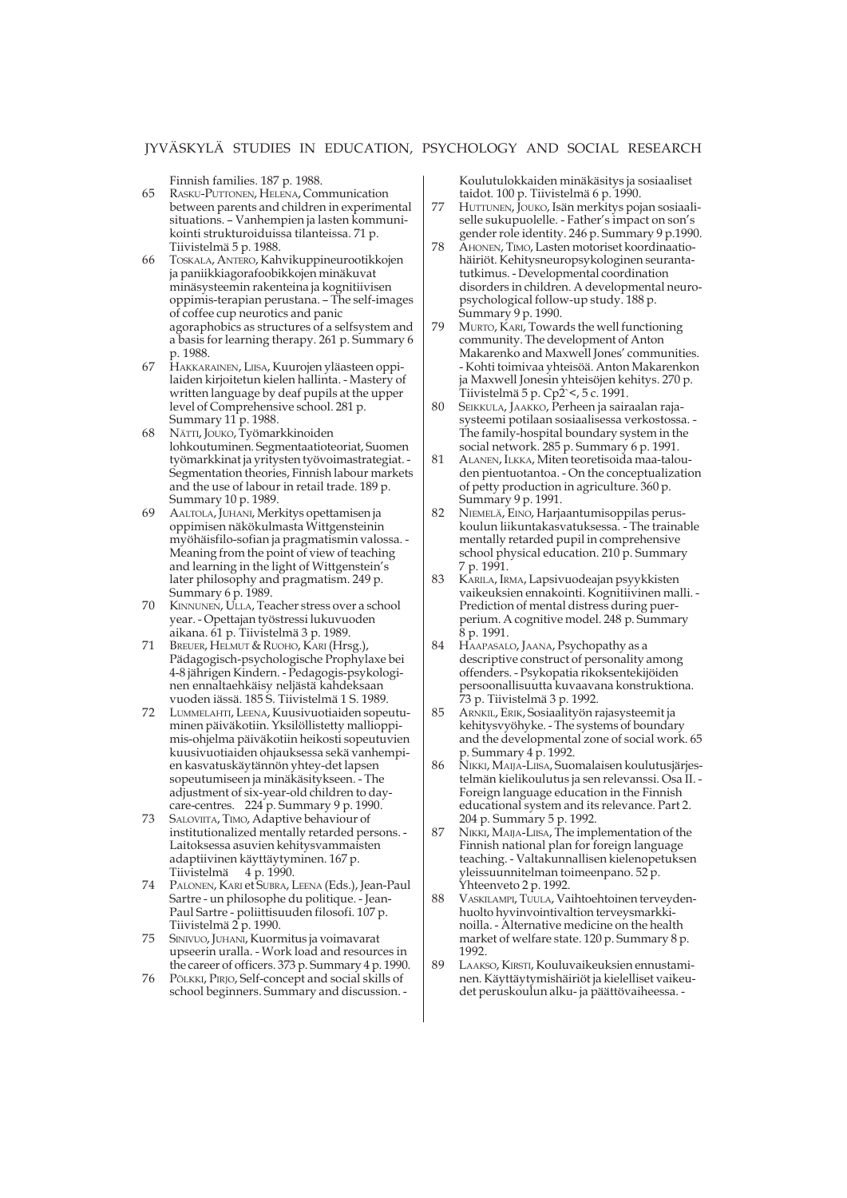Finnish families. 187 p. 1988.

65 RASKU-PUTTONEN, HELENA, Communication between parents and children in experimental situations. – Vanhempien ja lasten kommunikointi strukturoiduissa tilanteissa. 71 p. Tiivistelmä 5 p. 1988.

66 TOSKALA, ANTERO, Kahvikuppineurootikkojen ja paniikkiagorafoobikkojen minäkuvat minäsysteemin rakenteina ja kognitiivisen oppimis-terapian perustana. – The self-images of coffee cup neurotics and panic agoraphobics as structures of a selfsystem and a basis for learning therapy. 261 p. Summary 6 p. 1988.

67 HAKKARAINEN, LIISA, Kuurojen yläasteen oppilaiden kirjoitetun kielen hallinta. - Mastery of written language by deaf pupils at the upper level of Comprehensive school. 281 p. Summary 11 p. 1988.

68 NÄTTI, JOUKO, Työmarkkinoiden lohkoutuminen. Segmentaatioteoriat, Suomen työmarkkinat ja yritysten työvoimastrategiat. - Segmentation theories, Finnish labour markets and the use of labour in retail trade. 189 p. Summary 10 p. 1989.

69 AALTOLA, JUHANI, Merkitys opettamisen ja oppimisen näkökulmasta Wittgensteinin myöhäisfilo-sofian ja pragmatismin valossa. - Meaning from the point of view of teaching and learning in the light of Wittgenstein's later philosophy and pragmatism. 249 p. Summary 6 p. 1989.

70 KINNUNEN, ULLA, Teacher stress over a school year. - Opettajan työstressi lukuvuoden aikana. 61 p. Tiivistelmä 3 p. 1989.

71 BREUER, HELMUT & RUOHO, KARI (Hrsg.), Pädagogisch-psychologische Prophylaxe bei 4-8 jährigen Kindern. - Pedagogis-psykologinen ennaltaehkäisy neljästä kahdeksaan vuoden iässä. 185 S. Tiivistelmä 1 S. 1989.

72 LUMMELAHTI, LEENA, Kuusivuotiaiden sopeutuminen päiväkotiin. Yksilöllistetty mallioppimis-ohjelma päiväkotiin heikosti sopeutuvien kuusivuotiaiden ohjauksessa sekä vanhempien kasvatuskäytännön yhtey-det lapsen sopeutumiseen ja minäkäsitykseen. - The adjustment of six-year-old children to day-care-centres. 224 p. Summary 9 p. 1990.

73 SALOVIITA, TIMO, Adaptive behaviour of institutionalized mentally retarded persons. - Laitoksessa asuvien kehitysvammaisten adaptiivinen käyttäytyminen. 167 p. Tiivistelmä 4 p. 1990.

74 PALONEN, KARI et SUBRA, LEENA (Eds.), Jean-Paul Sartre - un philosophe du politique. - Jean-Paul Sartre - poliittisuuden filosofi. 107 p. Tiivistelmä 2 p. 1990.

75 SINIVUO, JUHANI, Kuormitus ja voimavarat upseerin uralla. - Work load and resources in the career of officers. 373 p. Summary 4 p. 1990.

76 PÖLKKI, PIRJO, Self-concept and social skills of school beginners. Summary and discussion. - Koulutulokkaiden minäkäsitys ja sosiaaliset taidot. 100 p. Tiivistelmä 6 p. 1990.

77 HUTTUNEN, JOUKO, Isän merkitys pojan sosiaaliselle sukupuolelle. - Father's impact on son's gender role identity. 246 p. Summary 9 p.1990.

78 AHONEN, TIMO, Lasten motoriset koordinaatiohäiriöt. Kehitysneuropsykologinen seurantatutkimus. - Developmental coordination disorders in children. A developmental neuropsychological follow-up study. 188 p. Summary 9 p. 1990.

79 MURTO, KARI, Towards the well functioning community. The development of Anton Makarenko and Maxwell Jones' communities. - Kohti toimivaa yhteisöä. Anton Makarenkon ja Maxwell Jonesin yhteisöjen kehitys. 270 p. Tiivistelmä 5 p. Cp2`<, 5 c. 1991.

80 SEIKKULA, JAAKKO, Perheen ja sairaalan rajasysteemi potilaan sosiaalisessa verkostossa. - The family-hospital boundary system in the social network. 285 p. Summary 6 p. 1991.

81 ALANEN, ILKKA, Miten teoretisoida maa-talouden pientuotantoa. - On the conceptualization of petty production in agriculture. 360 p. Summary 9 p. 1991.

82 NIEMELÄ, EINO, Harjaantumisoppilas peruskoulun liikuntakasvatuksessa. - The trainable mentally retarded pupil in comprehensive school physical education. 210 p. Summary 7 p. 1991.

83 KARILA, IRMA, Lapsivuodeajan psyykkisten vaikeuksien ennakointi. Kognitiivinen malli. - Prediction of mental distress during puerperium. A cognitive model. 248 p. Summary 8 p. 1991.

84 HAAPASALO, JAANA, Psychopathy as a descriptive construct of personality among offenders. - Psykopatia rikoksentekijöiden persoonallisuutta kuvaavana konstruktiona. 73 p. Tiivistelmä 3 p. 1992.

85 ARNKIL, ERIK, Sosiaalityön rajasysteemit ja kehitysvyöhyke. - The systems of boundary and the developmental zone of social work. 65 p. Summary 4 p. 1992.

86 NIKKI, MAIJA-LIISA, Suomalaisen koulutusjärjestelmän kielikoulutus ja sen relevanssi. Osa II. - Foreign language education in the Finnish educational system and its relevance. Part 2. 204 p. Summary 5 p. 1992.

87 NIKKI, MAIJA-LIISA, The implementation of the Finnish national plan for foreign language teaching. - Valtakunnallisen kielenopetuksen yleissuunnitelman toimeenpano. 52 p. Yhteenveto 2 p. 1992.

88 VASKILAMPI, TUULA, Vaihtoehtoinen terveydenhuolto hyvinvointivaltion terveysmarkkinoilla. - Alternative medicine on the health market of welfare state. 120 p. Summary 8 p. 1992.

89 LAAKSO, KIRSTI, Kouluvaikeuksien ennustaminen. Käyttäytymishäiriöt ja kielelliset vaikeudet peruskoulun alku- ja päättövaiheessa. -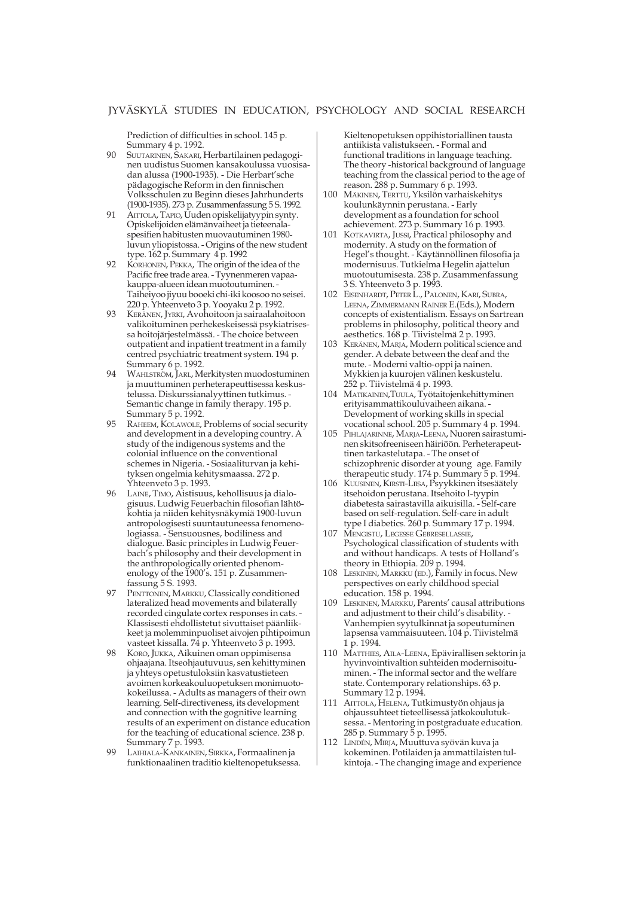Prediction of difficulties in school. 145 p. Summary 4 p. 1992.

90 SUUTARINEN, SAKARI, Herbartilainen pedagoginen uudistus Suomen kansakoulussa vuosisadan alussa (1900-1935). - Die Herbart'sche pädagogische Reform in den finnischen Volksschulen zu Beginn dieses Jahrhunderts (1900-1935). 273 p. Zusammenfassung 5 S. 1992.

91 AITTOLA, TAPIO, Uuden opiskelijatyypin synty. Opiskelijoiden elämänvaiheet ja tieteenalaspesifien habitusten muovautuminen 1980-luvun yliopistossa. - Origins of the new student type. 162 p. Summary 4 p. 1992

92 KORHONEN, PEKKA, The origin of the idea of the Pacific free trade area. - Tyynenmeren vapaakauppa-alueen idean muotoutuminen. - Taiheiyoo jiyuu booeki chi-iki koosoo no seisei. 220 p. Yhteenveto 3 p. Yooyaku 2 p. 1992.

93 KERÄNEN, JYRKI, Avohoitoon ja sairaalahoitoon valikoituminen perhekeskeisessä psykiatrisessa hoitojärjestelmässä. - The choice between outpatient and inpatient treatment in a family centred psychiatric treatment system. 194 p. Summary 6 p. 1992.

94 WAHLSTRÖM, JARL, Merkitysten muodostuminen ja muuttuminen perheterapeuttisessa keskustelussa. Diskurssianalyyttinen tutkimus. - Semantic change in family therapy. 195 p. Summary 5 p. 1992.

95 RAHEEM, KOLAWOLE, Problems of social security and development in a developing country. A study of the indigenous systems and the colonial influence on the conventional schemes in Nigeria. - Sosiaaliturvan ja kehityksen ongelmia kehitysmaassa. 272 p. Yhteenveto 3 p. 1993.

96 LAINE, TIMO, Aistisuus, kehollisuus ja dialogisuus. Ludwig Feuerbachin filosofian lähtökohtia ja niiden kehitysnäkymiä 1900-luvun antropologisesti suuntautuneessa fenomenologiassa. - Sensuousnes, bodiliness and dialogue. Basic principles in Ludwig Feuerbach's philosophy and their development in the anthropologically oriented phenomenology of the 1900's. 151 p. Zusammenfassung 5 S. 1993.

97 PENTTONEN, MARKKU, Classically conditioned lateralized head movements and bilaterally recorded cingulate cortex responses in cats. - Klassisesti ehdollistetut sivuttaiset päänliikkeet ja molemminpuoliset aivojen pihtipoimun vasteet kissalla. 74 p. Yhteenveto 3 p. 1993.

98 KORO, JUKKA, Aikuinen oman oppimisensa ohjaajana. Itseohjautuvuus, sen kehittyminen ja yhteys opetustuloksiin kasvatustieteen avoimen korkeakouluopetuksen monimuotokokeilussa. - Adults as managers of their own learning. Self-directiveness, its development and connection with the gognitive learning results of an experiment on distance education for the teaching of educational science. 238 p. Summary 7 p. 1993.

99 LAIHIALA-KANKAINEN, SIRKKA, Formaalinen ja funktionaalinen traditio kieltenopetuksessa. Kieltenopetuksen oppihistoriallinen tausta antiikista valistukseen. - Formal and functional traditions in language teaching. The theory -historical background of language teaching from the classical period to the age of reason. 288 p. Summary 6 p. 1993.

100 MÄKINEN, TERTTU, Yksilön varhaiskehitys koulunkäynnin perustana. - Early development as a foundation for school achievement. 273 p. Summary 16 p. 1993.

101 KOTKAVIRTA, JUSSI, Practical philosophy and modernity. A study on the formation of Hegel's thought. - Käytännöllinen filosofia ja modernisuus. Tutkielma Hegelin ajattelun muotoutumisesta. 238 p. Zusammenfassung 3 S. Yhteenveto 3 p. 1993.

102 EISENHARDT, PETER L., PALONEN, KARI, SUBRA, LEENA, ZIMMERMANN RAINER E.(Eds.), Modern concepts of existentialism. Essays on Sartrean problems in philosophy, political theory and aesthetics. 168 p. Tiivistelmä 2 p. 1993.

103 KERÄNEN, MARJA, Modern political science and gender. A debate between the deaf and the mute. - Moderni valtio-oppi ja nainen. Mykkien ja kuurojen välinen keskustelu. 252 p. Tiivistelmä 4 p. 1993.

104 MATIKAINEN,TUULA, Työtaitojenkehittyminen erityisammattikouluvaiheen aikana. - Development of working skills in special vocational school. 205 p. Summary 4 p. 1994.

105 PIHLAJARINNE, MARJA-LEENA, Nuoren sairastuminen skitsofreeniseen häiriöön. Perheterapeuttinen tarkastelutapa. - The onset of schizophrenic disorder at young age. Family therapeutic study. 174 p. Summary 5 p. 1994.

106 KUUSINEN, KIRSTI-LIISA, Psyykkinen itsesäätely itsehoidon perustana. Itsehoito I-tyypin diabetesta sairastavilla aikuisilla. - Self-care based on self-regulation. Self-care in adult type I diabetics. 260 p. Summary 17 p. 1994.

107 MENGISTU, LEGESSE GEBRESELLASSIE, Psychological classification of students with and without handicaps. A tests of Holland's theory in Ethiopia. 209 p. 1994.

108 LESKINEN, MARKKU (ED.), Family in focus. New perspectives on early childhood special education. 158 p. 1994.

109 LESKINEN, MARKKU, Parents' causal attributions and adjustment to their child's disability. - Vanhempien syytulkinnat ja sopeutuminen lapsensa vammaisuuteen. 104 p. Tiivistelmä 1 p. 1994.

110 MATTHIES, AILA-LEENA, Epävirallisen sektorin ja hyvinvointivaltion suhteiden modernisoituminen. - The informal sector and the welfare state. Contemporary relationships. 63 p. Summary 12 p. 1994.

111 AITTOLA, HELENA, Tutkimustyön ohjaus ja ohjaussuhteet tieteellisessä jatkokoulutuksessa. - Mentoring in postgraduate education. 285 p. Summary 5 p. 1995.

112 LINDÉN, MIRJA, Muuttuva syövän kuva ja kokeminen. Potilaiden ja ammattilaisten tulkintoja. - The changing image and experience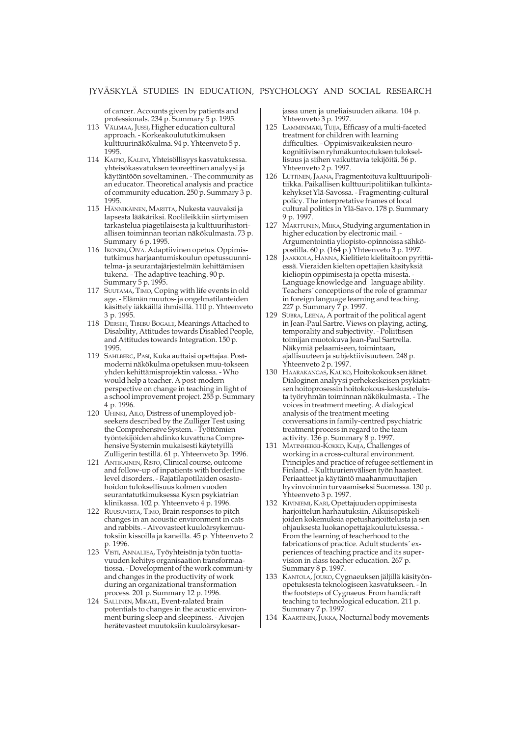of cancer. Accounts given by patients and professionals. 234 p. Summary 5 p. 1995.

113 VÄLIMAA, JUSSI, Higher education cultural approach. - Korkeakoulututkimuksen kulttuurinäkökulma. 94 p. Yhteenveto 5 p. 1995.

114 KAIPIO, KALEVI, Yhteisöllisyys kasvatuksessa. yhteisökasvatuksen teoreettinen analyysi ja käytäntöön soveltaminen. - The community as an educator. Theoretical analysis and practice of community education. 250 p. Summary 3 p. 1995.

115 HÄNNIKÄINEN, MARITTA, Nukesta vauvaksi ja lapsesta lääkäriksi. Roolileikkiin siirtymisen tarkastelua piagetilaisesta ja kulttuurihistoriallisen toiminnan teorian näkökulmasta. 73 p. Summary 6 p. 1995.

116 IKONEN, OIVA. Adaptiivinen opetus. Oppimistutkimus harjaantumiskoulun opetussuunnitelma- ja seurantajärjestelmän kehittämisen tukena. - The adaptive teaching. 90 p. Summary 5 p. 1995.

117 SUUTAMA, TIMO, Coping with life events in old age. - Elämän muutos- ja ongelmatilanteiden käsittely iäkkäillä ihmisillä. 110 p. Yhteenveto 3 p. 1995.

118 DERSEH, TIBEBU BOGALE, Meanings Attached to Disability, Attitudes towards Disabled People, and Attitudes towards Integration. 150 p. 1995.

119 SAHLBERG, PASI, Kuka auttaisi opettajaa. Post-moderni näkökulma opetuksen muu-tokseen yhden kehittämisprojektin valossa. - Who would help a teacher. A post-modern perspective on change in teaching in light of a school improvement project. 255 p. Summary 4 p. 1996.

120 UHINKI, AILO, Distress of unemployed job-seekers described by the Zulliger Test using the Comprehensive System. - Työttömien työntekijöiden ahdinko kuvattuna Comprehensive Systemin mukaisesti käytetyillä Zulligerin testillä. 61 p. Yhteenveto 3p. 1996.

121 ANTIKAINEN, RISTO, Clinical course, outcome and follow-up of inpatients with borderline level disorders. - Rajatilapotilaiden osastohoidon tuloksellisuus kolmen vuoden seurantatutkimuksessa Kys:n psykiatrian klinikassa. 102 p. Yhteenveto 4 p. 1996.

122 RUUSUVIRTA, TIMO, Brain responses to pitch changes in an acoustic environment in cats and rabbits. - Aivovasteet kuuloärsykemuutoksiin kissoilla ja kaneilla. 45 p. Yhteenveto 2 p. 1996.

123 VISTI, ANNALIISA, Työyhteisön ja työn tuottavuuden kehitys organisaation transformaatiossa. - Development of the work communi-ty and changes in the productivity of work during an organizational transformation process. 201 p. Summary 12 p. 1996.

124 SALLINEN, MIKAEL, Event-ralated brain potentials to changes in the acustic environment buring sleep and sleepiness. - Aivojen herätevasteet muutoksiin kuuloärsykesarjassa unen ja uneliaisuuden aikana. 104 p. Yhteenveto 3 p. 1997.

125 LAMMINMÄKI, TUIJA, Efficasy of a multi-faceted treatment for children with learning difficulties. - Oppimisvaikeuksien neurokognitiivisen ryhmäkuntoutuksen tuloksellisuus ja siihen vaikuttavia tekijöitä. 56 p. Yhteenveto 2 p. 1997.

126 LUTTINEN, JAANA, Fragmentoituva kulttuuripolitiikka. Paikallisen kulttuuripolitiikan tulkintakehykset Ylä-Savossa. - Fragmenting-cultural policy. The interpretative frames of local cultural politics in Ylä-Savo. 178 p. Summary 9 p. 1997.

127 MARTTUNEN, MIIKA, Studying argumentation in higher education by electronic mail. - Argumentointia yliopisto-opinnoissa sähköpostilla. 60 p. (164 p.) Yhteenveto 3 p. 1997.

128 JAAKKOLA, HANNA, Kielitieto kielitaitoon pyrittäessä. Vieraiden kielten opettajien käsityksiä kieliopin oppimisesta ja opetta-misesta. - Language knowledge and language ability. Teachers´ conceptions of the role of grammar in foreign language learning and teaching. 227 p. Summary 7 p. 1997.

129 SUBRA, LEENA, A portrait of the political agent in Jean-Paul Sartre. Views on playing, acting, temporality and subjectivity. - Poliittisen toimijan muotokuva Jean-Paul Sartrella. Näkymiä pelaamiseen, toimintaan, ajallisuuteen ja subjektiivisuuteen. 248 p. Yhteenveto 2 p. 1997.

130 HAARAKANGAS, KAUKO, Hoitokokouksen äänet. Dialoginen analyysi perhekeskeisen psykiatrisen hoitoprosessin hoitokokous-keskusteluista työryhmän toiminnan näkökulmasta. - The voices in treatment meeting. A dialogical analysis of the treatment meeting conversations in family-centred psychiatric treatment process in regard to the team activity. 136 p. Summary 8 p. 1997.

131 MATINHEIKKI-KOKKO, KAIJA, Challenges of working in a cross-cultural environment. Principles and practice of refugee settlement in Finland. - Kulttuurienvälisen työn haasteet. Periaatteet ja käytäntö maahanmuuttajien hyvinvoinnin turvaamiseksi Suomessa. 130 p. Yhteenveto 3 p. 1997.

132 KIVINIEMI, KARI, Opettajuuden oppimisesta harjoittelun harhautuksiin. Aikuisopiskelijoiden kokemuksia opetusharjoittelusta ja sen ohjauksesta luokanopettajakoulutuksessa. - From the learning of teacherhood to the fabrications of practice. Adult students´ experiences of teaching practice and its supervision in class teacher education. 267 p. Summary 8 p. 1997.

133 KANTOLA, JOUKO, Cygnaeuksen jäljillä käsityönopetuksesta teknologiseen kasvatukseen. - In the footsteps of Cygnaeus. From handicraft teaching to technological education. 211 p. Summary 7 p. 1997.

134 KAARTINEN, JUKKA, Nocturnal body movements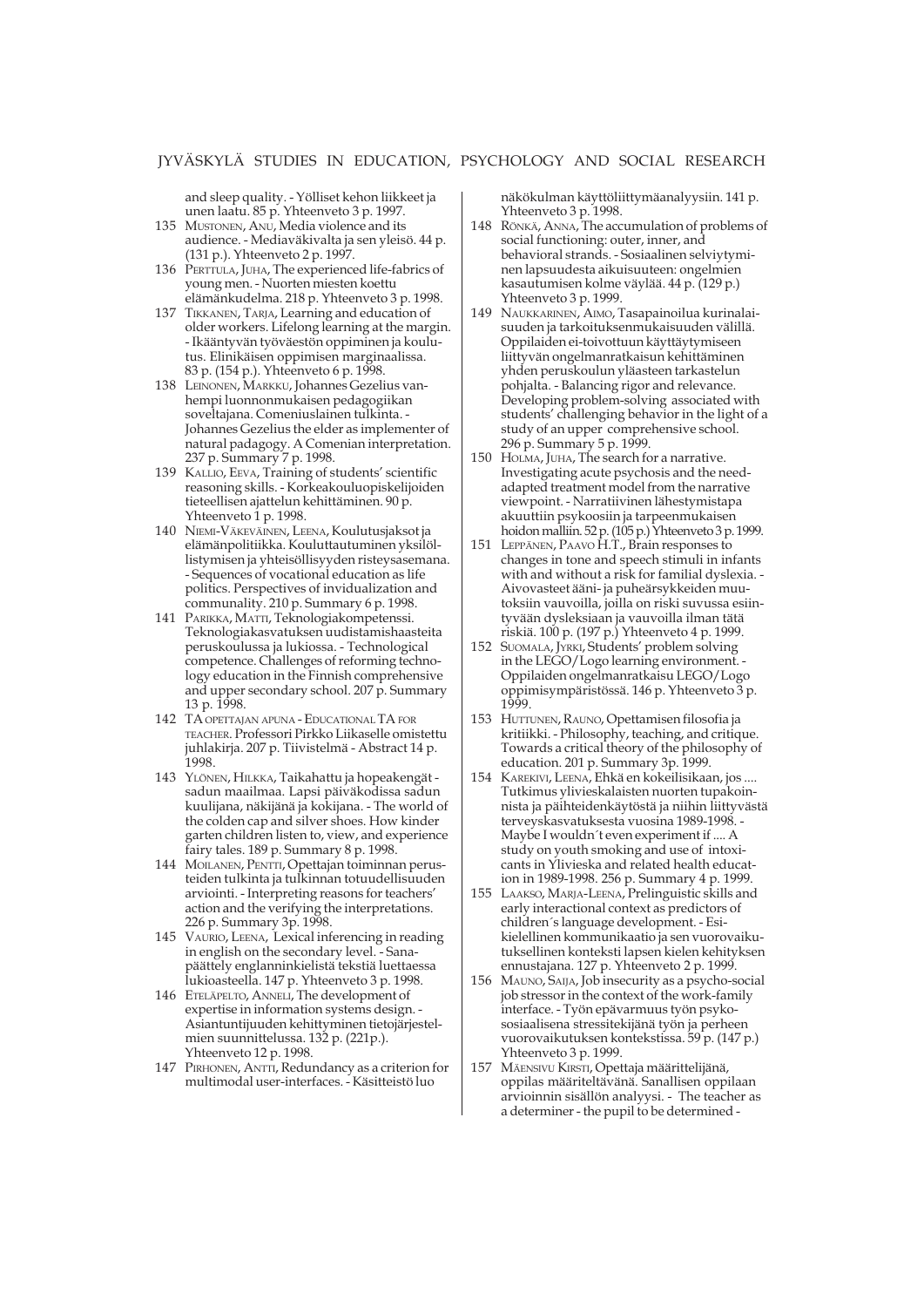and sleep quality. - Yölliset kehon liikkeet ja unen laatu. 85 p. Yhteenveto 3 p. 1997.

135 MUSTONEN, ANU, Media violence and its audience. - Mediaväkivalta ja sen yleisö. 44 p. (131 p.). Yhteenveto 2 p. 1997.

136 PERTTULA, JUHA, The experienced life-fabrics of young men. - Nuorten miesten koettu elämänkudelma. 218 p. Yhteenveto 3 p. 1998.

137 TIKKANEN, TARJA, Learning and education of older workers. Lifelong learning at the margin. - Ikääntyvän työväestön oppiminen ja koulutus. Elinikäisen oppimisen marginaalissa. 83 p. (154 p.). Yhteenveto 6 p. 1998.

138 LEINONEN, MARKKU, Johannes Gezelius vanhempi luonnonmukaisen pedagogiikan soveltajana. Comeniuslainen tulkinta. - Johannes Gezelius the elder as implementer of natural padagogy. A Comenian interpretation. 237 p. Summary 7 p. 1998.

139 KALLIO, EEVA, Training of students' scientific reasoning skills. - Korkeakouluopiskelijoiden tieteellisen ajattelun kehittäminen. 90 p. Yhteenveto 1 p. 1998.

140 NIEMI-VÄKEVÄINEN, LEENA, Koulutusjaksot ja elämänpolitiikka. Kouluttautuminen yksilöllistymisen ja yhteisöllisyyden risteysasemana. - Sequences of vocational education as life politics. Perspectives of invidualization and communality. 210 p. Summary 6 p. 1998.

141 PARIKKA, MATTI, Teknologiakompetenssi. Teknologiakasvatuksen uudistamishaasteita peruskoulussa ja lukiossa. - Technological competence. Challenges of reforming technology education in the Finnish comprehensive and upper secondary school. 207 p. Summary 13 p. 1998.

142 TA OPETTAJAN APUNA - EDUCATIONAL TA FOR TEACHER. Professori Pirkko Liikaselle omistettu juhlakirja. 207 p. Tiivistelmä - Abstract 14 p. 1998.

143 YLÖNEN, HILKKA, Taikahattu ja hopeakengät - sadun maailmaa. Lapsi päiväkodissa sadun kuulijana, näkijänä ja kokijana. - The world of the colden cap and silver shoes. How kinder garten children listen to, view, and experience fairy tales. 189 p. Summary 8 p. 1998.

144 MOILANEN, PENTTI, Opettajan toiminnan perusteiden tulkinta ja tulkinnan totuudellisuuden arviointi. - Interpreting reasons for teachers' action and the verifying the interpretations. 226 p. Summary 3p. 1998.

145 VAURIO, LEENA, Lexical inferencing in reading in english on the secondary level. - Sanapäättely englanninkielistä tekstiä luettaessa lukioasteella. 147 p. Yhteenveto 3 p. 1998.

146 ETELÄPELTO, ANNELI, The development of expertise in information systems design. - Asiantuntijuuden kehittyminen tietojärjestelmien suunnittelussa. 132 p. (221p.). Yhteenveto 12 p. 1998.

147 PIRHONEN, ANTTI, Redundancy as a criterion for multimodal user-interfaces. - Käsitteistö luo näkökulman käyttöliittymäanalyysiin. 141 p. Yhteenveto 3 p. 1998.

148 RÖNKÄ, ANNA, The accumulation of problems of social functioning: outer, inner, and behavioral strands. - Sosiaalinen selviytyminen lapsuudesta aikuisuuteen: ongelmien kasautumisen kolme väylää. 44 p. (129 p.) Yhteenveto 3 p. 1999.

149 NAUKKARINEN, AIMO, Tasapainoilua kurinalaisuuden ja tarkoituksenmukaisuuden välillä. Oppilaiden ei-toivottuun käyttäytymiseen liittyvän ongelmanratkaisun kehittäminen yhden peruskoulun yläasteen tarkastelun pohjalta. - Balancing rigor and relevance. Developing problem-solving associated with students' challenging behavior in the light of a study of an upper comprehensive school. 296 p. Summary 5 p. 1999.

150 HOLMA, JUHA, The search for a narrative. Investigating acute psychosis and the need-adapted treatment model from the narrative viewpoint. - Narratiivinen lähestymistapa akuuttiin psykoosiin ja tarpeenmukaisen hoidon malliin. 52 p. (105 p.) Yhteenveto 3 p. 1999.

151 LEPPÄNEN, PAAVO H.T., Brain responses to changes in tone and speech stimuli in infants with and without a risk for familial dyslexia. - Aivovasteet ääni- ja puheärsykkeiden muutoksiin vauvoilla, joilla on riski suvussa esiintyvään dysleksiaan ja vauvoilla ilman tätä riskiä. 100 p. (197 p.) Yhteenveto 4 p. 1999.

152 SUOMALA, JYRKI, Students' problem solving in the LEGO/Logo learning environment. - Oppilaiden ongelmanratkaisu LEGO/Logo oppimisympäristössä. 146 p. Yhteenveto 3 p. 1999.

153 HUTTUNEN, RAUNO, Opettamisen filosofia ja kritiikki. - Philosophy, teaching, and critique. Towards a critical theory of the philosophy of education. 201 p. Summary 3p. 1999.

154 KAREKIVI, LEENA, Ehkä en kokeilisikaan, jos .... Tutkimus ylivieskalaisten nuorten tupakoinnista ja päihteidenkäytöstä ja niihin liittyvästä terveyskasvatuksesta vuosina 1989-1998. - Maybe I wouldn´t even experiment if .... A study on youth smoking and use of intoxicants in Ylivieska and related health education in 1989-1998. 256 p. Summary 4 p. 1999.

155 LAAKSO, MARJA-LEENA, Prelinguistic skills and early interactional context as predictors of children´s language development. - Esikielellinen kommunikaatio ja sen vuorovaikutuksellinen konteksti lapsen kielen kehityksen ennustajana. 127 p. Yhteenveto 2 p. 1999.

156 MAUNO, SAIJA, Job insecurity as a psycho-social job stressor in the context of the work-family interface. - Työn epävarmuus työn psykososiaalisena stressitekijänä työn ja perheen vuorovaikutuksen kontekstissa. 59 p. (147 p.) Yhteenveto 3 p. 1999.

157 MÄENSIVU KIRSTI, Opettaja määrittelijänä, oppilas määriteltävänä. Sanallisen oppilaan arvioinnin sisällön analyysi. - The teacher as a determiner - the pupil to be determined -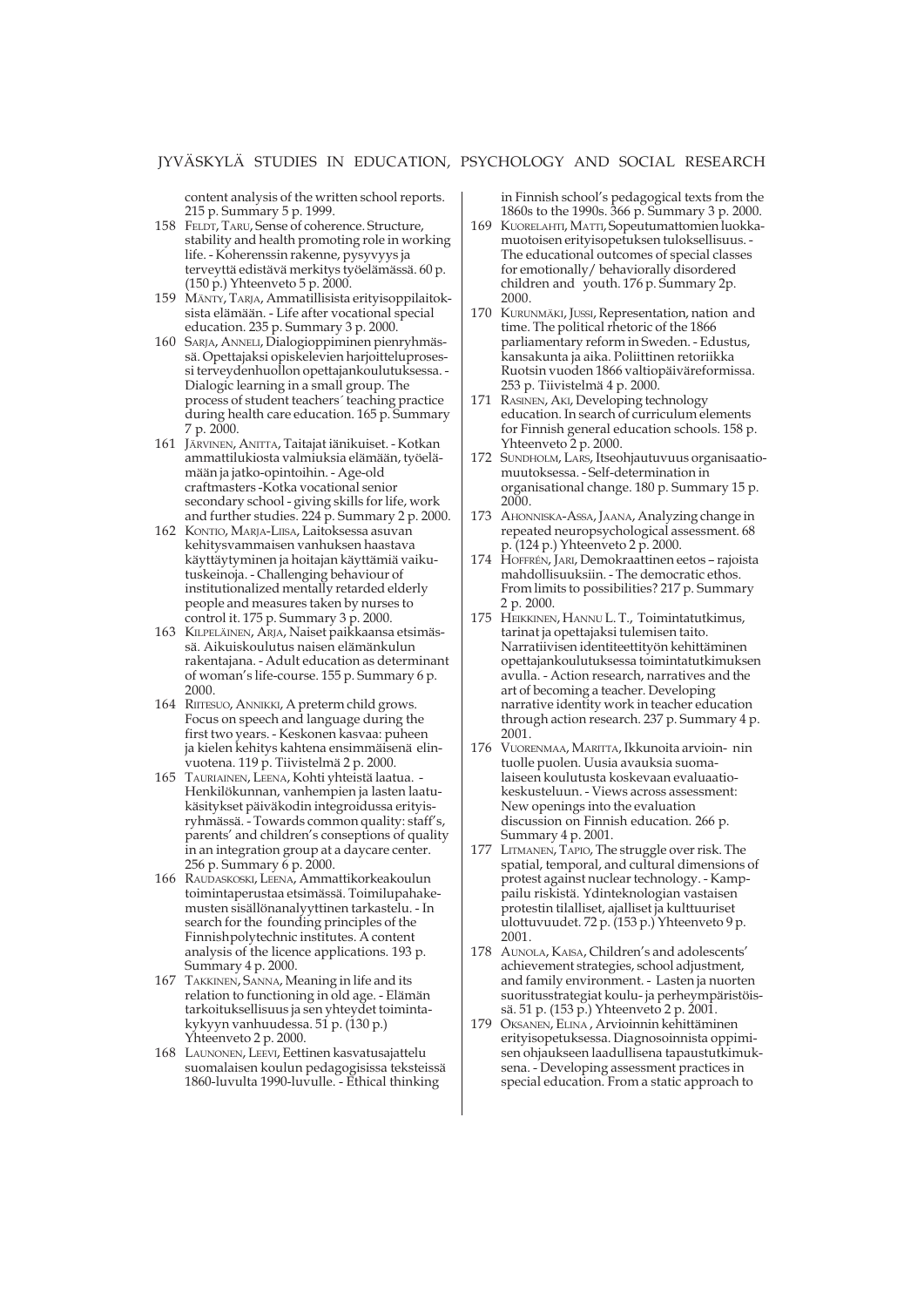content analysis of the written school reports. 215 p. Summary 5 p. 1999.

158 FELDT, TARU, Sense of coherence. Structure, stability and health promoting role in working life. - Koherenssin rakenne, pysyvyys ja terveyttä edistävä merkitys työelämässä. 60 p. (150 p.) Yhteenveto 5 p. 2000.

159 MÄNTY, TARJA, Ammatillisista erityisoppilaitoksista elämään. - Life after vocational special education. 235 p. Summary 3 p. 2000.

160 SARJA, ANNELI, Dialogioppiminen pienryhmässä. Opettajaksi opiskelevien harjoitteluprosessi terveydenhuollon opettajankoulutuksessa. - Dialogic learning in a small group. The process of student teachers´ teaching practice during health care education. 165 p. Summary 7 p. 2000.

161 JÄRVINEN, ANITTA, Taitajat iänikuiset. - Kotkan ammattilukiosta valmiuksia elämään, työelämään ja jatko-opintoihin. - Age-old craftmasters -Kotka vocational senior secondary school - giving skills for life, work and further studies. 224 p. Summary 2 p. 2000.

162 KONTIO, MARJA-LIISA, Laitoksessa asuvan kehitysvammaisen vanhuksen haastava käyttäytyminen ja hoitajan käyttämiä vaikutuskeinoja. - Challenging behaviour of institutionalized mentally retarded elderly people and measures taken by nurses to control it. 175 p. Summary 3 p. 2000.

163 KILPELÄINEN, ARJA, Naiset paikkaansa etsimässä. Aikuiskoulutus naisen elämänkulun rakentajana. - Adult education as determinant of woman's life-course. 155 p. Summary 6 p. 2000.

164 RIITESUO, ANNIKKI, A preterm child grows. Focus on speech and language during the first two years. - Keskonen kasvaa: puheen ja kielen kehitys kahtena ensimmäisenä elinvuotena. 119 p. Tiivistelmä 2 p. 2000.

165 TAURIAINEN, LEENA, Kohti yhteistä laatua. - Henkilökunnan, vanhempien ja lasten laatukäsitykset päiväkodin integroidussa erityisryhmässä. - Towards common quality: staff's, parents' and children's conceptions of quality in an integration group at a daycare center. 256 p. Summary 6 p. 2000.

166 RAUDASKOSKI, LEENA, Ammattikorkeakoulun toimintaperustaa etsimässä. Toimilupahakemusten sisällönanalyyttinen tarkastelu. - In search for the founding principles of the Finnishpolytechnic institutes. A content analysis of the licence applications. 193 p. Summary 4 p. 2000.

167 TAKKINEN, SANNA, Meaning in life and its relation to functioning in old age. - Elämän tarkoituksellisuus ja sen yhteydet toimintakykyyn vanhuudessa. 51 p. (130 p.) Yhteenveto 2 p. 2000.

168 LAUNONEN, LEEVI, Eettinen kasvatusajattelu suomalaisen koulun pedagogisissa teksteissä 1860-luvulta 1990-luvulle. - Ethical thinking in Finnish school's pedagogical texts from the 1860s to the 1990s. 366 p. Summary 3 p. 2000.

169 KUORELAHTI, MATTI, Sopeutumattomien luokkamuotoisen erityisopetuksen tuloksellisuus. - The educational outcomes of special classes for emotionally/ behaviorally disordered children and youth. 176 p. Summary 2p. 2000.

170 KURUNMÄKI, JUSSI, Representation, nation and time. The political rhetoric of the 1866 parliamentary reform in Sweden. - Edustus, kansakunta ja aika. Poliittinen retoriikka Ruotsin vuoden 1866 valtiopäiväreformissa. 253 p. Tiivistelmä 4 p. 2000.

171 RASINEN, AKI, Developing technology education. In search of curriculum elements for Finnish general education schools. 158 p. Yhteenveto 2 p. 2000.

172 SUNDHOLM, LARS, Itseohjautuvuus organisaatiomuutoksessa. - Self-determination in organisational change. 180 p. Summary 15 p. 2000.

173 AHONNISKA-ASSA, JAANA, Analyzing change in repeated neuropsychological assessment. 68 p. (124 p.) Yhteenveto 2 p. 2000.

174 HOFFRÉN, JARI, Demokraattinen eetos – rajoista mahdollisuuksiin. - The democratic ethos. From limits to possibilities? 217 p. Summary 2 p. 2000.

175 HEIKKINEN, HANNU L. T., Toimintatutkimus, tarinat ja opettajaksi tulemisen taito. Narratiivisen identiteettityön kehittäminen opettajankoulutuksessa toimintatutkimuksen avulla. - Action research, narratives and the art of becoming a teacher. Developing narrative identity work in teacher education through action research. 237 p. Summary 4 p. 2001.

176 VUORENMAA, MARITTA, Ikkunoita arvioinnin tuolle puolen. Uusia avauksia suomalaiseen koulutusta koskevaan evaluaatiokeskusteluun. - Views across assessment: New openings into the evaluation discussion on Finnish education. 266 p. Summary 4 p. 2001.

177 LITMANEN, TAPIO, The struggle over risk. The spatial, temporal, and cultural dimensions of protest against nuclear technology. - Kamppailu riskistä. Ydinteknologian vastaisen protestin tilalliset, ajalliset ja kulttuuriset ulottuvuudet. 72 p. (153 p.) Yhteenveto 9 p. 2001.

178 AUNOLA, KAISA, Children's and adolescents' achievement strategies, school adjustment, and family environment. - Lasten ja nuorten suoritusstrategiat koulu- ja perheympäristöissä. 51 p. (153 p.) Yhteenveto 2 p. 2001.

179 OKSANEN, ELINA , Arvioinnin kehittäminen erityisopetuksessa. Diagnosoinnista oppimisen ohjaukseen laadullisena tapaustutkimuksena. - Developing assessment practices in special education. From a static approach to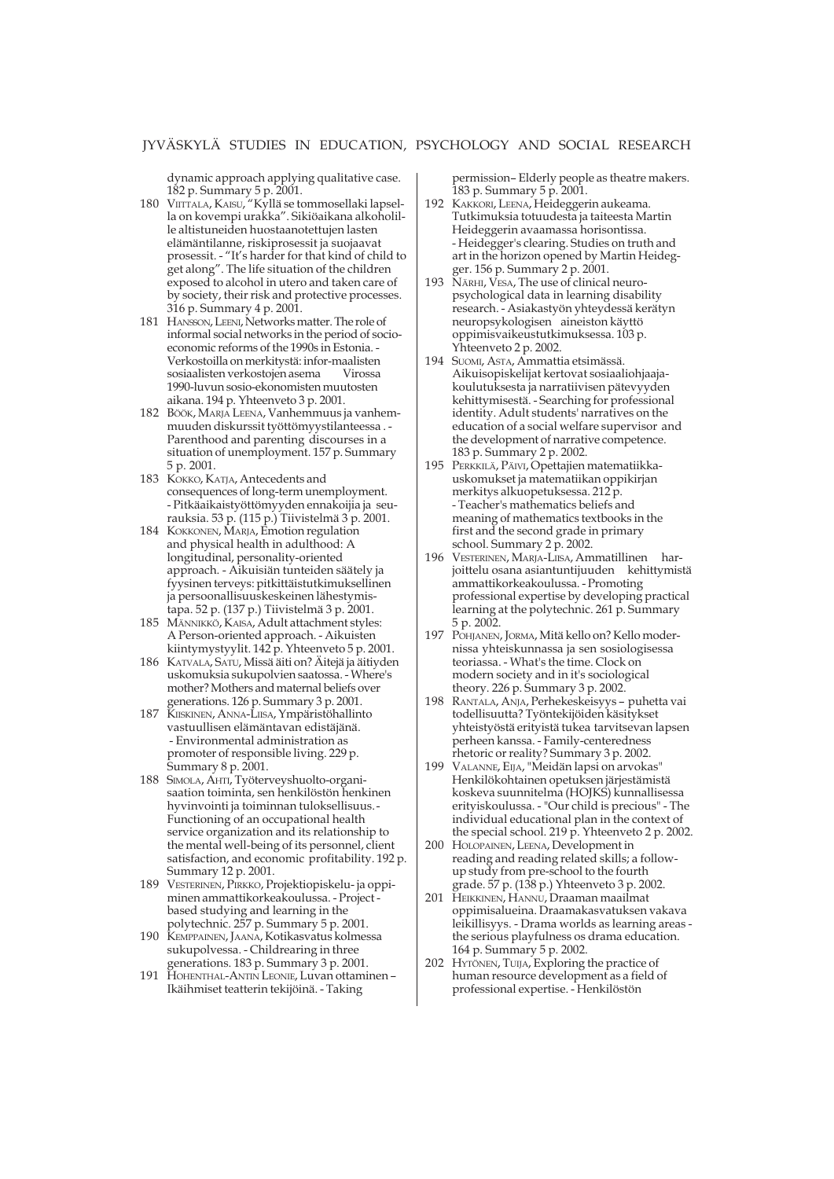dynamic approach applying qualitative case. 182 p. Summary 5 p. 2001.

180 VIITTALA, KAISU, "Kyllä se tommosellaki lapsella on kovempi urakka". Sikiöaikana alkoholille altistuneiden huostaanotettujen lasten elämäntilanne, riskiprosessit ja suojaavat prosessit. - "It's harder for that kind of child to get along". The life situation of the children exposed to alcohol in utero and taken care of by society, their risk and protective processes. 316 p. Summary 4 p. 2001.

181 HANSSON, LEENI, Networks matter. The role of informal social networks in the period of socio-economic reforms of the 1990s in Estonia. - Verkostoilla on merkitystä: infor-maalisten sosiaalisten verkostojen asema Virossa 1990-luvun sosio-ekonomisten muutosten aikana. 194 p. Yhteenveto 3 p. 2001.

182 BÖÖK, MARJA LEENA, Vanhemmuus ja vanhemmuuden diskurssit työttömyystilanteessa . - Parenthood and parenting discourses in a situation of unemployment. 157 p. Summary 5 p. 2001.

183 KOKKO, KATJA, Antecedents and consequences of long-term unemployment. - Pitkäaikaistyöttömyyden ennakoijia ja seurauksia. 53 p. (115 p.) Tiivistelmä 3 p. 2001.

184 KOKKONEN, MARJA, Emotion regulation and physical health in adulthood: A longitudinal, personality-oriented approach. - Aikuisiän tunteiden säätely ja fyysinen terveys: pitkittäistutkimuksellinen ja persoonallisuuskeskeinen lähestymistapa. 52 p. (137 p.) Tiivistelmä 3 p. 2001.

185 MÄNNIKKÖ, KAISA, Adult attachment styles: A Person-oriented approach. - Aikuisten kiintymystyylit. 142 p. Yhteenveto 5 p. 2001.

186 KATVALA, SATU, Missä äiti on? Äitejä ja äitiyden uskomuksia sukupolvien saatossa. - Where's mother? Mothers and maternal beliefs over generations. 126 p. Summary 3 p. 2001.

187 KIISKINEN, ANNA-LIISA, Ympäristöhallinto vastuullisen elämäntavan edistäjänä. - Environmental administration as promoter of responsible living. 229 p. Summary 8 p. 2001.

188 SIMOLA, AHTI, Työterveyshuolto-organisaation toiminta, sen henkilöstön henkinen hyvinvointi ja toiminnan tuloksellisuus.- Functioning of an occupational health service organization and its relationship to the mental well-being of its personnel, client satisfaction, and economic profitability. 192 p. Summary 12 p. 2001.

189 VESTERINEN, PIRKKO, Projektiopiskelu- ja oppiminen ammattikorkeakoulussa. - Project - based studying and learning in the polytechnic. 257 p. Summary 5 p. 2001.

190 KEMPPAINEN, JAANA, Kotikasvatus kolmessa sukupolvessa. - Childrearing in three generations. 183 p. Summary 3 p. 2001.

191 HOHENTHAL-ANTIN LEONIE, Luvan ottaminen – Ikäihmiset teatterin tekijöinä. - Taking permission– Elderly people as theatre makers. 183 p. Summary 5 p. 2001.

192 KAKKORI, LEENA, Heideggerin aukeama. Tutkimuksia totuudesta ja taiteesta Martin Heideggerin avaamassa horisontissa. - Heidegger's clearing. Studies on truth and art in the horizon opened by Martin Heidegger. 156 p. Summary 2 p. 2001.

193 NÄRHI, VESA, The use of clinical neuropsychological data in learning disability research. - Asiakastyön yhteydessä kerätyn neuropsykologisen aineiston käyttö oppimisvaikeustutkimuksessa. 103 p. Yhteenveto 2 p. 2002.

194 SUOMI, ASTA, Ammattia etsimässä. Aikuisopiskelijat kertovat sosiaaliohjaajakoulutuksesta ja narratiivisen pätevyyden kehittymisestä. - Searching for professional identity. Adult students' narratives on the education of a social welfare supervisor and the development of narrative competence. 183 p. Summary 2 p. 2002.

195 PERKKILÄ, PÄIVI, Opettajien matematiikkauskomukset ja matematiikan oppikirjan merkitys alkuopetuksessa. 212 p. - Teacher's mathematics beliefs and meaning of mathematics textbooks in the first and the second grade in primary school. Summary 2 p. 2002.

196 VESTERINEN, MARJA-LIISA, Ammatillinen harjoittelu osana asiantuntijuuden kehittymistä ammattikorkeakoulussa. - Promoting professional expertise by developing practical learning at the polytechnic. 261 p. Summary 5 p. 2002.

197 POHJANEN, JORMA, Mitä kello on? Kello modernissa yhteiskunnassa ja sen sosiologisessa teoriassa. - What's the time. Clock on modern society and in it's sociological theory. 226 p. Summary 3 p. 2002.

198 RANTALA, ANJA, Perhekeskeisyys – puhetta vai todellisuutta? Työntekijöiden käsitykset yhteistyöstä erityistä tukea tarvitsevan lapsen perheen kanssa. - Family-centeredness rhetoric or reality? Summary 3 p. 2002.

199 VALANNE, EIJA, "Meidän lapsi on arvokas" Henkilökohtainen opetuksen järjestämistä koskeva suunnitelma (HOJKS) kunnallisessa erityiskoulussa. - "Our child is precious" - The individual educational plan in the context of the special school. 219 p. Yhteenveto 2 p. 2002.

200 HOLOPAINEN, LEENA, Development in reading and reading related skills; a follow-up study from pre-school to the fourth grade. 57 p. (138 p.) Yhteenveto 3 p. 2002.

201 HEIKKINEN, HANNU, Draaman maailmat oppimisalueina. Draamakasvatuksen vakava leikillisyys. - Drama worlds as learning areas - the serious playfulness os drama education. 164 p. Summary 5 p. 2002.

202 HYTÖNEN, TUIJA, Exploring the practice of human resource development as a field of professional expertise. - Henkilöstön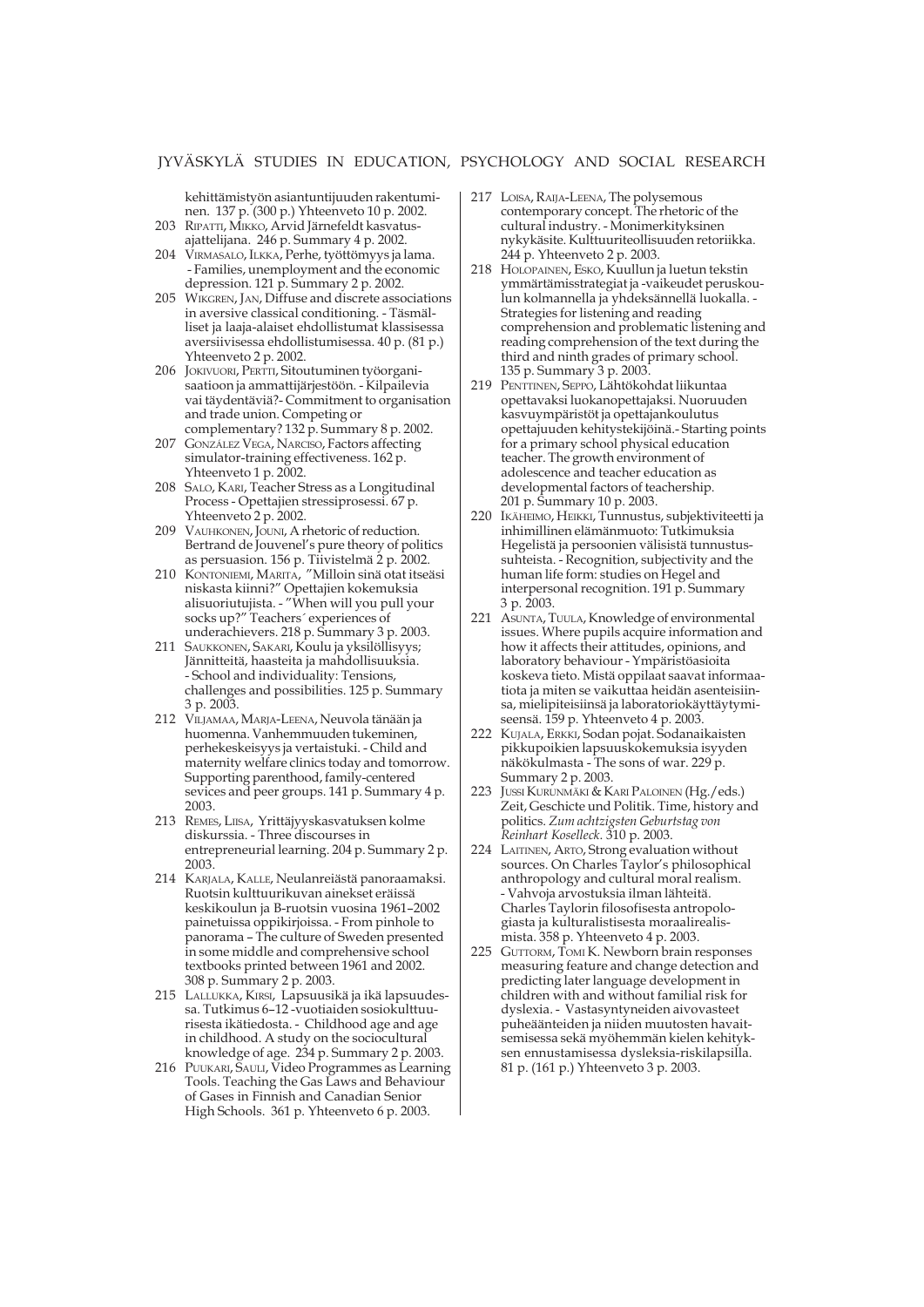kehittämistyön asiantuntijuuden rakentuminen. 137 p. (300 p.) Yhteenveto 10 p. 2002.

203 RIPATTI, MIKKO, Arvid Järnefeldt kasvatusajattelijana. 246 p. Summary 4 p. 2002.

204 VIRMASALO, ILKKA, Perhe, työttömyys ja lama. - Families, unemployment and the economic depression. 121 p. Summary 2 p. 2002.

205 WIKGREN, JAN, Diffuse and discrete associations in aversive classical conditioning. - Täsmälliset ja laaja-alaiset ehdollistumat klassisessa aversiivisessa ehdollistumisessa. 40 p. (81 p.) Yhteenveto 2 p. 2002.

206 JOKIVUORI, PERTTI, Sitoutuminen työorganisaatioon ja ammattijärjestöön. - Kilpailevia vai täydentäviä?- Commitment to organisation and trade union. Competing or complementary? 132 p. Summary 8 p. 2002.

207 GONZÁLEZ VEGA, NARCISO, Factors affecting simulator-training effectiveness. 162 p. Yhteenveto 1 p. 2002.

208 SALO, KARI, Teacher Stress as a Longitudinal Process - Opettajien stressiprosessi. 67 p. Yhteenveto 2 p. 2002.

209 VAUHKONEN, JOUNI, A rhetoric of reduction. Bertrand de Jouvenel's pure theory of politics as persuasion. 156 p. Tiivistelmä 2 p. 2002.

210 KONTONIEMI, MARITA, "Milloin sinä otat itseäsi niskasta kiinni?" Opettajien kokemuksia alisuoriutujista. - "When will you pull your socks up?" Teachers´ experiences of underachievers. 218 p. Summary 3 p. 2003.

211 SAUKKONEN, SAKARI, Koulu ja yksilöllisyys; Jännitteitä, haasteita ja mahdollisuuksia. - School and individuality: Tensions, challenges and possibilities. 125 p. Summary 3 p. 2003.

212 VILJAMAA, MARJA-LEENA, Neuvola tänään ja huomenna. Vanhemmuuden tukeminen, perhekeskeisyys ja vertaistuki. - Child and maternity welfare clinics today and tomorrow. Supporting parenthood, family-centered sevices and peer groups. 141 p. Summary 4 p. 2003.

213 REMES, LIISA, Yrittäjyyskasvatuksen kolme diskurssia. - Three discourses in entrepreneurial learning. 204 p. Summary 2 p. 2003.

214 KARJALA, KALLE, Neulanreiästä panoraamaksi. Ruotsin kulttuurikuvan ainekset eräissä keskikoulun ja B-ruotsin vuosina 1961–2002 painetuissa oppikirjoissa. - From pinhole to panorama – The culture of Sweden presented in some middle and comprehensive school textbooks printed between 1961 and 2002. 308 p. Summary 2 p. 2003.

215 LALLUKKA, KIRSI, Lapsuusikä ja ikä lapsuudessa. Tutkimus 6–12 -vuotiaiden sosiokulttuurisesta ikätiedosta. - Childhood age and age in childhood. A study on the sociocultural knowledge of age. 234 p. Summary 2 p. 2003.

216 PUUKARI, SAULI, Video Programmes as Learning Tools. Teaching the Gas Laws and Behaviour of Gases in Finnish and Canadian Senior High Schools. 361 p. Yhteenveto 6 p. 2003.

217 LOISA, RAIJA-LEENA, The polysemous contemporary concept. The rhetoric of the cultural industry. - Monimerkityksinen nykykäsite. Kulttuuriteollisuuden retoriikka. 244 p. Yhteenveto 2 p. 2003.

218 HOLOPAINEN, ESKO, Kuullun ja luetun tekstin ymmärtämisstrategiat ja -vaikeudet peruskoulun kolmannella ja yhdeksännellä luokalla. - Strategies for listening and reading comprehension and problematic listening and reading comprehension of the text during the third and ninth grades of primary school. 135 p. Summary 3 p. 2003.

219 PENTTINEN, SEPPO, Lähtökohdat liikuntaa opettavaksi luokanopettajaksi. Nuoruuden kasvuympäristöt ja opettajankoulutus opettajuuden kehitystekijöinä.- Starting points for a primary school physical education teacher. The growth environment of adolescence and teacher education as developmental factors of teachership. 201 p. Summary 10 p. 2003.

220 IKÄHEIMO, HEIKKI, Tunnustus, subjektiviteetti ja inhimillinen elämänmuoto: Tutkimuksia Hegelistä ja persoonien välisistä tunnustussuhteista. - Recognition, subjectivity and the human life form: studies on Hegel and interpersonal recognition. 191 p. Summary 3 p. 2003.

221 ASUNTA, TUULA, Knowledge of environmental issues. Where pupils acquire information and how it affects their attitudes, opinions, and laboratory behaviour - Ympäristöasioita koskeva tieto. Mistä oppilaat saavat informaatiota ja miten se vaikuttaa heidän asenteisiinsa, mielipiteisiinsä ja laboratoriokäyttäytymiseensä. 159 p. Yhteenveto 4 p. 2003.

222 KUJALA, ERKKI, Sodan pojat. Sodanaikaisten pikkupoikien lapsuuskokemuksia isyyden näkökulmasta - The sons of war. 229 p. Summary 2 p. 2003.

223 JUSSI KURUNMÄKI & KARI PALONEN (Hg./eds.) Zeit, Geschicte und Politik. Time, history and politics. *Zum achtzigsten Geburtstag von Reinhart Koselleck*. 310 p. 2003.

224 LAITINEN, ARTO, Strong evaluation without sources. On Charles Taylor's philosophical anthropology and cultural moral realism. - Vahvoja arvostuksia ilman lähteitä. Charles Taylorin filosofisesta antropologiasta ja kulturalistisesta moraalirealismista. 358 p. Yhteenveto 4 p. 2003.

225 GUTTORM, TOMI K. Newborn brain responses measuring feature and change detection and predicting later language development in children with and without familial risk for dyslexia. - Vastasyntyneiden aivovasteet puheäänteiden ja niiden muutosten havaitsemisessa sekä myöhemmän kielen kehityksen ennustamisessa dysleksia-riskilapsilla. 81 p. (161 p.) Yhteenveto 3 p. 2003.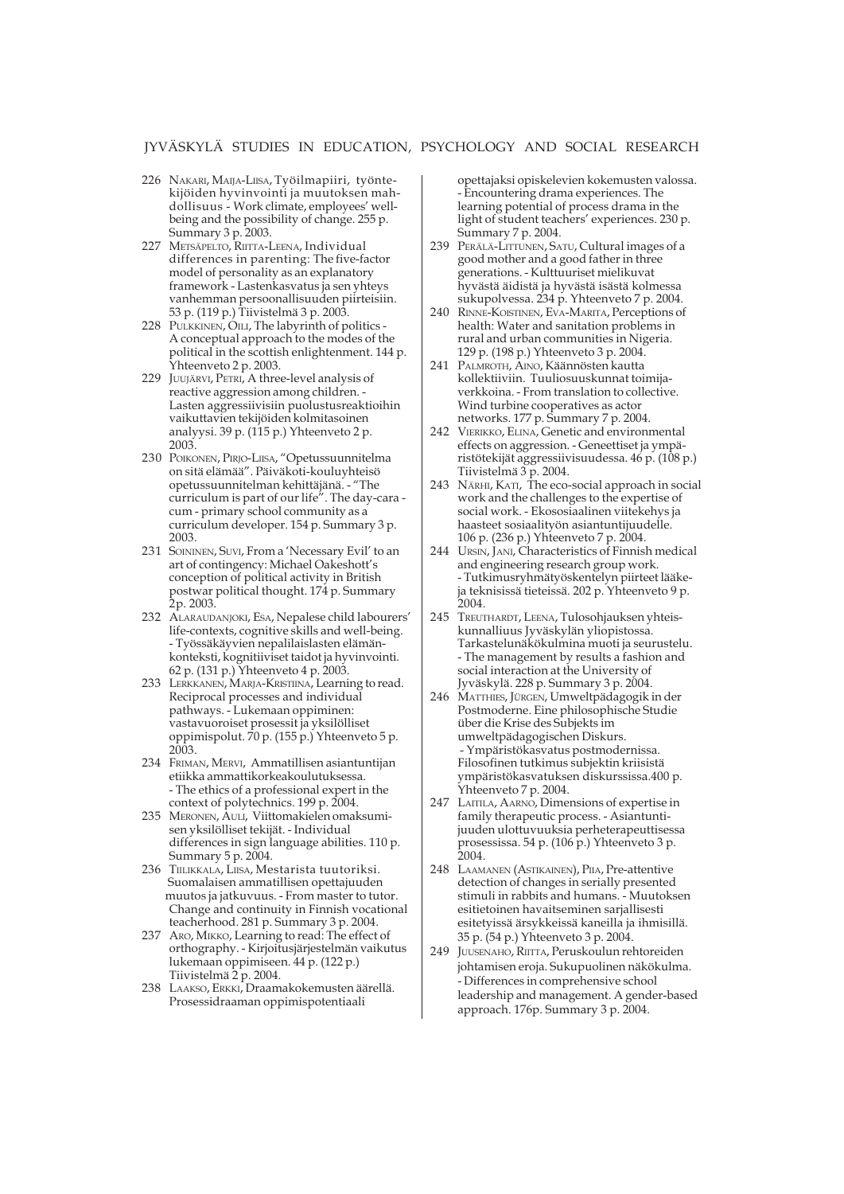# JYVÄSKYLÄ STUDIES IN EDUCATION, PSYCHOLOGY AND SOCIAL RESEARCH

226 NAKARI, MAIJA-LIISA, Työilmapiiri, työntekijöiden hyvinvointi ja muutoksen mahdollisuus - Work climate, employees' well-being and the possibility of change. 255 p. Summary 3 p. 2003.

227 METSÄPELTO, RIITTA-LEENA, Individual differences in parenting: The five-factor model of personality as an explanatory framework - Lastenkasvatus ja sen yhteys vanhemman persoonallisuuden piirteisiin. 53 p. (119 p.) Tiivistelmä 3 p. 2003.

228 PULKKINEN, OILI, The labyrinth of politics - A conceptual approach to the modes of the political in the scottish enlightenment. 144 p. Yhteenveto 2 p. 2003.

229 JUUJÄRVI, PETRI, A three-level analysis of reactive aggression among children. - Lasten aggressiivisiin puolustusreaktioihin vaikuttavien tekijöiden kolmitasoinen analyysi. 39 p. (115 p.) Yhteenveto 2 p. 2003.

230 POIKONEN, PIRJO-LIISA, "Opetussuunnitelma on sitä elämää". Päiväkoti-kouluyhteisö opetussuunnitelman kehittäjänä. - "The curriculum is part of our life". The day-cara - cum - primary school community as a curriculum developer. 154 p. Summary 3 p. 2003.

231 SOININEN, SUVI, From a 'Necessary Evil' to an art of contingency: Michael Oakeshott's conception of political activity in British postwar political thought. 174 p. Summary 2p. 2003.

232 ALARAUDANJOKI, ESA, Nepalese child labourers' life-contexts, cognitive skills and well-being. - Työssäkäyvien nepalilaislasten elämänkonteksti, kognitiiviset taidot ja hyvinvointi. 62 p. (131 p.) Yhteenveto 4 p. 2003.

233 LERKKANEN, MARJA-KRISTIINA, Learning to read. Reciprocal processes and individual pathways. - Lukemaan oppiminen: vastavuoroiset prosessit ja yksilölliset oppimispolut. 70 p. (155 p.) Yhteenveto 5 p. 2003.

234 FRIMAN, MERVI, Ammatillisen asiantuntijan etiikka ammattikorkeakoulutuksessa. - The ethics of a professional expert in the context of polytechnics. 199 p. 2004.

235 MERONEN, AULI, Viittomakielen omaksumisen yksilölliset tekijät. - Individual differences in sign language abilities. 110 p. Summary 5 p. 2004.

236 TIILIKKALA, LIISA, Mestarista tuutoriksi. Suomalaisen ammatillisen opettajuuden muutos ja jatkuvuus. - From master to tutor. Change and continuity in Finnish vocational teacherhood. 281 p. Summary 3 p. 2004.

237 ARO, MIKKO, Learning to read: The effect of orthography. - Kirjoitusjärjestelmän vaikutus lukemaan oppimiseen. 44 p. (122 p.) Tiivistelmä 2 p. 2004.

238 LAAKSO, ERKKI, Draamakokemusten äärellä. Prosessidraaman oppimispotentiaali opettajaksi opiskelevien kokemusten valossa. - Encountering drama experiences. The learning potential of process drama in the light of student teachers' experiences. 230 p. Summary 7 p. 2004.

239 PERÄLÄ-LITTUNEN, SATU, Cultural images of a good mother and a good father in three generations. - Kulttuuriset mielikuvat hyvästä äidistä ja hyvästä isästä kolmessa sukupolvessa. 234 p. Yhteenveto 7 p. 2004.

240 RINNE-KOISTINEN, EVA-MARITA, Perceptions of health: Water and sanitation problems in rural and urban communities in Nigeria. 129 p. (198 p.) Yhteenveto 3 p. 2004.

241 PALMROTH, AINO, Käännösten kautta kollektiiviin. Tuuliosuuskunnat toimijaverkkoina. - From translation to collective. Wind turbine cooperatives as actor networks. 177 p. Summary 7 p. 2004.

242 VIERIKKO, ELINA, Genetic and environmental effects on aggression. - Geneettiset ja ympäristötekijät aggressiivisuudessa. 46 p. (108 p.) Tiivistelmä 3 p. 2004.

243 NÄRHI, KATI, The eco-social approach in social work and the challenges to the expertise of social work. - Ekososiaalinen viitekehys ja haasteet sosiaalityön asiantuntijuudelle. 106 p. (236 p.) Yhteenveto 7 p. 2004.

244 URSIN, JANI, Characteristics of Finnish medical and engineering research group work. - Tutkimusryhmätyöskentelyn piirteet lääke- ja teknisissä tieteissä. 202 p. Yhteenveto 9 p. 2004.

245 TREUTHARDT, LEENA, Tulosohjauksen yhteiskunnalliuus Jyväskylän yliopistossa. Tarkastelunäkökulmina muoti ja seurustelu. - The management by results a fashion and social interaction at the University of Jyväskylä. 228 p. Summary 3 p. 2004.

246 MATTHIES, JÜRGEN, Umweltpädagogik in der Postmoderne. Eine philosophische Studie über die Krise des Subjekts im umweltpädagogischen Diskurs. - Ympäristökasvatus postmodernissa. Filosofinen tutkimus subjektin kriisistä ympäristökasvatuksen diskurssissa.400 p. Yhteenveto 7 p. 2004.

247 LAITILA, AARNO, Dimensions of expertise in family therapeutic process. - Asiantuntijuuden ulottuvuuksia perheterapeuttisessa prosessissa. 54 p. (106 p.) Yhteenveto 3 p. 2004.

248 LAAMANEN (ASTIKAINEN), PIIA, Pre-attentive detection of changes in serially presented stimuli in rabbits and humans. - Muutoksen esitietoinen havaitseminen sarjallisesti esitetyissä ärsykkeissä kaneilla ja ihmisillä. 35 p. (54 p.) Yhteenveto 3 p. 2004.

249 JUUSENAHO, RIITTA, Peruskoulun rehtoreiden johtamisen eroja. Sukupuolinen näkökulma. - Differences in comprehensive school leadership and management. A gender-based approach. 176p. Summary 3 p. 2004.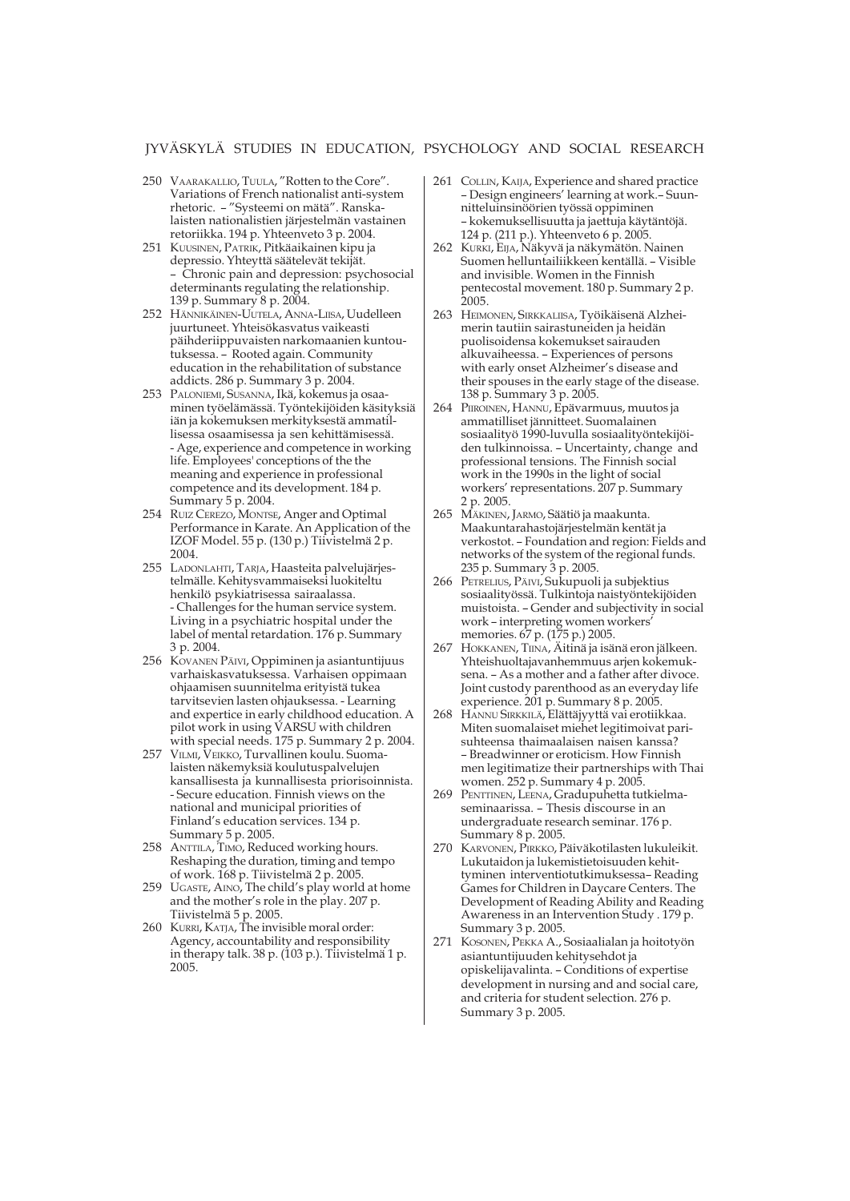# JYVÄSKYLÄ STUDIES IN EDUCATION, PSYCHOLOGY AND SOCIAL RESEARCH

250 VAARAKALLIO, TUULA, "Rotten to the Core". Variations of French nationalist anti-system rhetoric. – "Systeemi on mätä". Ranskalaisten nationalistien järjestelmän vastainen retoriikka. 194 p. Yhteenveto 3 p. 2004.

251 KUUSINEN, PATRIK, Pitkäaikainen kipu ja depressio. Yhteyttä säätelevät tekijät. – Chronic pain and depression: psychosocial determinants regulating the relationship. 139 p. Summary 8 p. 2004.

252 HÄNNIKÄINEN-UUTELA, ANNA-LIISA, Uudelleen juurtuneet. Yhteisökasvatus vaikeasti päihderiippuvaisten narkomaanien kuntoutuksessa. – Rooted again. Community education in the rehabilitation of substance addicts. 286 p. Summary 3 p. 2004.

253 PALONIEMI, SUSANNA, Ikä, kokemus ja osaaminen työelämässä. Työntekijöiden käsityksiä iän ja kokemuksen merkityksestä ammatillisessa osaamisessa ja sen kehittämisessä. - Age, experience and competence in working life. Employees' conceptions of the the meaning and experience in professional competence and its development. 184 p. Summary 5 p. 2004.

254 RUIZ CEREZO, MONTSE, Anger and Optimal Performance in Karate. An Application of the IZOF Model. 55 p. (130 p.) Tiivistelmä 2 p. 2004.

255 LADONLAHTI, TARJA, Haasteita palvelujärjestelmälle. Kehitysvammaiseksi luokiteltu henkilö psykiatrisessa sairaalassa. - Challenges for the human service system. Living in a psychiatric hospital under the label of mental retardation. 176 p. Summary 3 p. 2004.

256 KOVANEN PÄIVI, Oppiminen ja asiantuntijuus varhaiskasvatuksessa. Varhaisen oppimaan ohjaamisen suunnitelma erityistä tukea tarvitsevien lasten ohjauksessa. - Learning and expertice in early childhood education. A pilot work in using VARSU with children with special needs. 175 p. Summary 2 p. 2004.

257 VILMI, VEIKKO, Turvallinen koulu. Suomalaisten näkemyksiä koulutuspalvelujen kansallisesta ja kunnallisesta priorisoinnista. - Secure education. Finnish views on the national and municipal priorities of Finland's education services. 134 p. Summary 5 p. 2005.

258 ANTTILA, TIMO, Reduced working hours. Reshaping the duration, timing and tempo of work. 168 p. Tiivistelmä 2 p. 2005.

259 UGASTE, AINO, The child's play world at home and the mother's role in the play. 207 p. Tiivistelmä 5 p. 2005.

260 KURRI, KATJA, The invisible moral order: Agency, accountability and responsibility in therapy talk. 38 p. (103 p.). Tiivistelmä 1 p. 2005.

261 COLLIN, KAIJA, Experience and shared practice – Design engineers' learning at work.– Suunnitteluinsinöörien työssä oppiminen – kokemuksellisuutta ja jaettuja käytäntöjä. 124 p. (211 p.). Yhteenveto 6 p. 2005.

262 KURKI, EIJA, Näkyvä ja näkymätön. Nainen Suomen helluntailiikkeen kentällä. – Visible and invisible. Women in the Finnish pentecostal movement. 180 p. Summary 2 p. 2005.

263 HEIMONEN, SIRKKALIISA, Työikäisenä Alzheimerin tautiin sairastuneiden ja heidän puolisoidensa kokemukset sairauden alkuvaiheessa. – Experiences of persons with early onset Alzheimer's disease and their spouses in the early stage of the disease. 138 p. Summary 3 p. 2005.

264 PIIROINEN, HANNU, Epävarmuus, muutos ja ammatilliset jännitteet. Suomalainen sosiaalityö 1990-luvulla sosiaalityöntekijöiden tulkinnoissa. – Uncertainty, change and professional tensions. The Finnish social work in the 1990s in the light of social workers' representations. 207 p. Summary 2 p. 2005.

265 MÄKINEN, JARMO, Säätiö ja maakunta. Maakuntarahastojärjestelmän kentät ja verkostot. – Foundation and region: Fields and networks of the system of the regional funds. 235 p. Summary 3 p. 2005.

266 PETRELIUS, PÄIVI, Sukupuoli ja subjektius sosiaalityössä. Tulkintoja naistyöntekijöiden muistoista. – Gender and subjectivity in social work – interpreting women workers' memories. 67 p. (175 p.) 2005.

267 HOKKANEN, TIINA, Äitinä ja isänä eron jälkeen. Yhteishuoltajavanhemmuus arjen kokemuksena. – As a mother and a father after divoce. Joint custody parenthood as an everyday life experience. 201 p. Summary 8 p. 2005.

268 HANNU SIRKKILÄ, Elättäjyyttä vai erotiikkaa. Miten suomalaiset miehet legitimoivat parisuhteensa thaimaalaisen naisen kanssa? – Breadwinner or eroticism. How Finnish men legitimatize their partnerships with Thai women. 252 p. Summary 4 p. 2005.

269 PENTTINEN, LEENA, Gradupuhetta tutkielmaseminaarissa. – Thesis discourse in an undergraduate research seminar. 176 p. Summary 8 p. 2005.

270 KARVONEN, PIRKKO, Päiväkotilasten lukuleikit. Lukutaidon ja lukemistietoisuuden kehittyminen interventiotutkimuksessa– Reading Games for Children in Daycare Centers. The Development of Reading Ability and Reading Awareness in an Intervention Study . 179 p. Summary 3 p. 2005.

271 KOSONEN, PEKKA A., Sosiaalialan ja hoitotyön asiantuntijuuden kehitysehdot ja opiskelijavalinta. – Conditions of expertise development in nursing and and social care, and criteria for student selection. 276 p. Summary 3 p. 2005.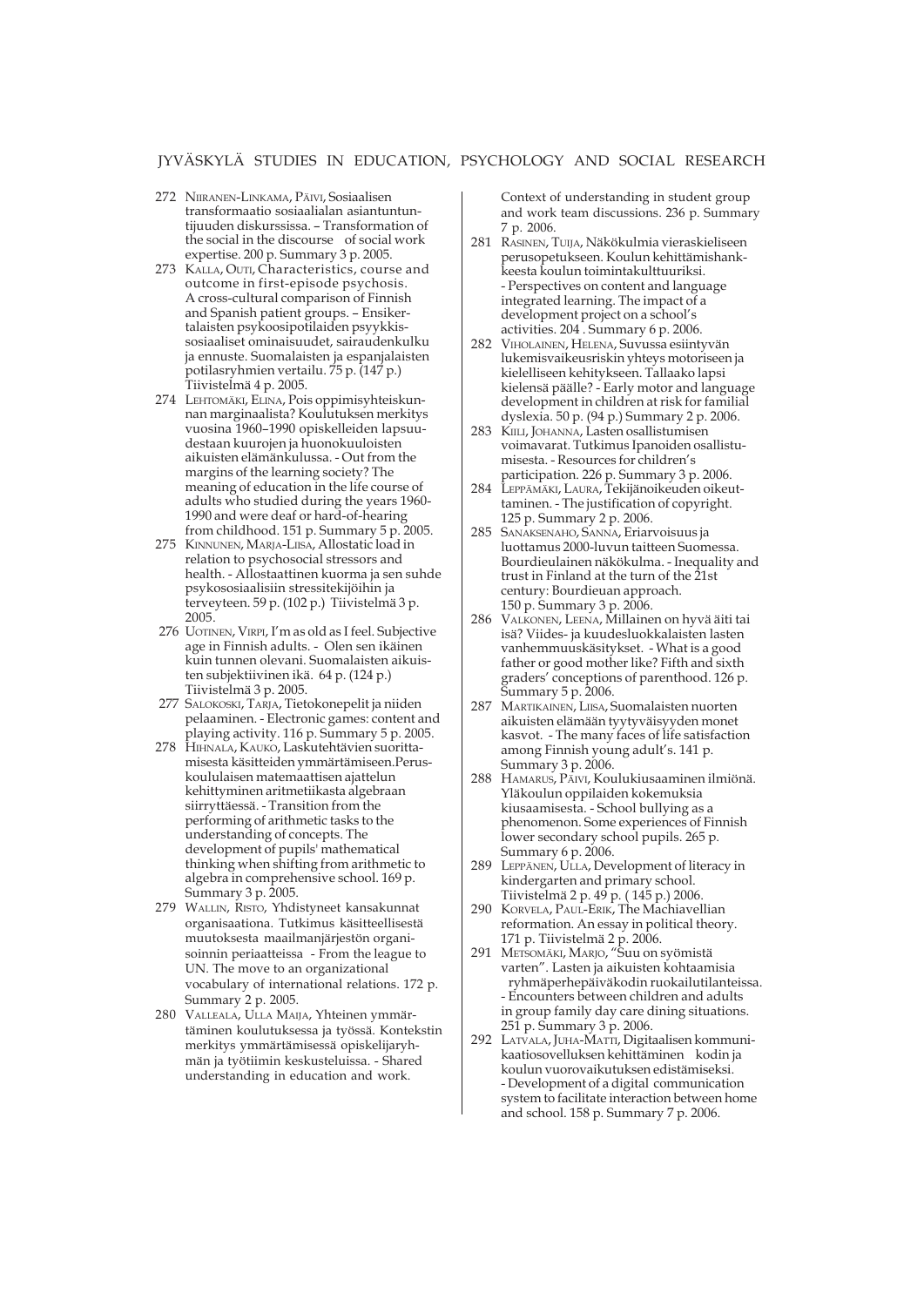# JYVÄSKYLÄ STUDIES IN EDUCATION, PSYCHOLOGY AND SOCIAL RESEARCH

272 NIIRANEN-LINKAMA, PÄIVI, Sosiaalisen transformaatio sosiaalialan asiantuntijuuden diskurssissa. – Transformation of the social in the discourse of social work expertise. 200 p. Summary 3 p. 2005.

273 KALLA, OUTI, Characteristics, course and outcome in first-episode psychosis. A cross-cultural comparison of Finnish and Spanish patient groups. – Ensikertalaisten psykoosipotilaiden psyykkissosiaaliset ominaisuudet, sairaudenkulku ja ennuste. Suomalaisten ja espanjalaisten potilasryhmien vertailu. 75 p. (147 p.) Tiivistelmä 4 p. 2005.

274 LEHTOMÄKI, ELINA, Pois oppimisyhteiskunnan marginaalista? Koulutuksen merkitys vuosina 1960–1990 opiskelleiden lapsuudestaan kuurojen ja huonokuuloisten aikuisten elämänkulussa. - Out from the margins of the learning society? The meaning of education in the life course of adults who studied during the years 1960-1990 and were deaf or hard-of-hearing from childhood. 151 p. Summary 5 p. 2005.

275 KINNUNEN, MARJA-LIISA, Allostatic load in relation to psychosocial stressors and health. - Allostaattinen kuorma ja sen suhde psykososiaalisiin stressitekijöihin ja terveyteen. 59 p. (102 p.) Tiivistelmä 3 p. 2005.

276 UOTINEN, VIRPI, I'm as old as I feel. Subjective age in Finnish adults. - Olen sen ikäinen kuin tunnen olevani. Suomalaisten aikuisten subjektiivinen ikä. 64 p. (124 p.) Tiivistelmä 3 p. 2005.

277 SALOKOSKI, TARJA, Tietokonepelit ja niiden pelaaminen. - Electronic games: content and playing activity. 116 p. Summary 5 p. 2005.

278 HIHNALA, KAUKO, Laskutehtävien suorittamisesta käsitteiden ymmärtämiseen. Peruskoululaisen matemaattisen ajattelun kehittyminen aritmetiikasta algebraan siirryttäessä. - Transition from the performing of arithmetic tasks to the understanding of concepts. The development of pupils' mathematical thinking when shifting from arithmetic to algebra in comprehensive school. 169 p. Summary 3 p. 2005.

279 WALLIN, RISTO, Yhdistyneet kansakunnat organisaationa. Tutkimus käsitteellisestä muutoksesta maailmanjärjestön organisoinnin periaatteissa - From the league to UN. The move to an organizational vocabulary of international relations. 172 p. Summary 2 p. 2005.

280 VALLEALA, ULLA MAIJA, Yhteinen ymmärtäminen koulutuksessa ja työssä. Kontekstin merkitys ymmärtämisessä opiskelijaryhmän ja työtiimin keskusteluissa. - Shared understanding in education and work. Context of understanding in student group and work team discussions. 236 p. Summary 7 p. 2006.

281 RASINEN, TUIJA, Näkökulmia vieraskieliseen perusopetukseen. Koulun kehittämishankkeesta koulun toimintakulttuuriksi. - Perspectives on content and language integrated learning. The impact of a development project on a school's activities. 204 . Summary 6 p. 2006.

282 VIHOLAINEN, HELENA, Suvussa esiintyvän lukemisvaikeusriskin yhteys motoriseen ja kielelliseen kehitykseen. Tallaako lapsi kielensä päälle? - Early motor and language development in children at risk for familial dyslexia. 50 p. (94 p.) Summary 2 p. 2006.

283 KIILI, JOHANNA, Lasten osallistumisen voimavarat. Tutkimus Ipanoiden osallistumisesta. - Resources for children's participation. 226 p. Summary 3 p. 2006.

284 LEPPÄMÄKI, LAURA, Tekijänoikeuden oikeuttaminen. - The justification of copyright. 125 p. Summary 2 p. 2006.

285 SANAKSENAHO, SANNA, Eriarvoisuus ja luottamus 2000-luvun taitteen Suomessa. Bourdieulainen näkökulma. - Inequality and trust in Finland at the turn of the 21st century: Bourdieuan approach. 150 p. Summary 3 p. 2006.

286 VALKONEN, LEENA, Millainen on hyvä äiti tai isä? Viides- ja kuudesluokkalaisten lasten vanhemmuuskäsitykset. - What is a good father or good mother like? Fifth and sixth graders' conceptions of parenthood. 126 p. Summary 5 p. 2006.

287 MARTIKAINEN, LIISA, Suomalaisten nuorten aikuisten elämään tyytyväisyyden monet kasvot. - The many faces of life satisfaction among Finnish young adult's. 141 p. Summary 3 p. 2006.

288 HAMARUS, PÄIVI, Koulukiusaaminen ilmiönä. Yläkoulun oppilaiden kokemuksia kiusaamisesta. - School bullying as a phenomenon. Some experiences of Finnish lower secondary school pupils. 265 p. Summary 6 p. 2006.

289 LEPPÄNEN, ULLA, Development of literacy in kindergarten and primary school. Tiivistelmä 2 p. 49 p. ( 145 p.) 2006.

290 KORVELA, PAUL-ERIK, The Machiavellian reformation. An essay in political theory. 171 p. Tiivistelmä 2 p. 2006.

291 METSOMÄKI, MARJO, "Suu on syömistä varten". Lasten ja aikuisten kohtaamisia ryhmäperhepäiväkodin ruokailutilanteissa. - Encounters between children and adults in group family day care dining situations. 251 p. Summary 3 p. 2006.

292 LATVALA, JUHA-MATTI, Digitaalisen kommunikaatiosovelluksen kehittäminen kodin ja koulun vuorovaikutuksen edistämiseksi. - Development of a digital communication system to facilitate interaction between home and school. 158 p. Summary 7 p. 2006.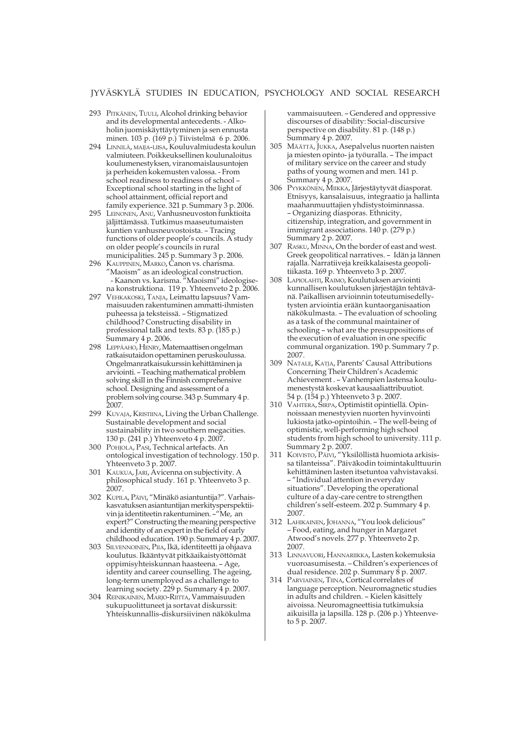# JYVÄSKYLÄ STUDIES IN EDUCATION, PSYCHOLOGY AND SOCIAL RESEARCH

293 PITKÄNEN, TUULI, Alcohol drinking behavior and its developmental antecedents. - Alkoholin juomiskäyttäytyminen ja sen ennustaminen. 103 p. (169 p.) Tiivistelmä 6 p. 2006.

294 LINNILÄ, MAIJA-LIISA, Kouluvalmiudesta koulun valmiuteen. Poikkeuksellinen koulunaloitus koulumenestyksen, viranomaislausuntojen ja perheiden kokemusten valossa. - From school readiness to readiness of school – Exceptional school starting in the light of school attainment, official report and family experience. 321 p. Summary 3 p. 2006.

295 LEINONEN, ANU, Vanhusneuvoston funktioita jäljittämässä. Tutkimus maaseutumaisten kuntien vanhusneuvostoista. – Tracing functions of older people's councils. A study on older people's councils in rural municipalities. 245 p. Summary 3 p. 2006.

296 KAUPPINEN, MARKO, Canon vs. charisma. "Maoism" as an ideological construction. - Kaanon vs. karisma. "Maoismi" ideologisena konstruktiona. 119 p. Yhteenveto 2 p. 2006.

297 VEHKAKOSKI, TANJA, Leimattu lapsuus? Vammaisuuden rakentuminen ammatti-ihmisten puheessa ja teksteissä. – Stigmatized childhood? Constructing disability in professional talk and texts. 83 p. (185 p.) Summary 4 p. 2006.

298 LEPPÄAHO, HENRY, Matemaattisen ongelman ratkaisutaidon opettaminen peruskoulussa. Ongelmanratkaisukurssin kehittäminen ja arviointi. – Teaching mathematical problem solving skill in the Finnish comprehensive school. Designing and assessment of a problem solving course. 343 p. Summary 4 p. 2007.

299 KUVAJA, KRISTIINA, Living the Urban Challenge. Sustainable development and social sustainability in two southern megacities. 130 p. (241 p.) Yhteenveto 4 p. 2007.

300 POHJOLA, PASI, Technical artefacts. An ontological investigation of technology. 150 p. Yhteenveto 3 p. 2007.

301 KAUKUA, JARI, Avicenna on subjectivity. A philosophical study. 161 p. Yhteenveto 3 p. 2007.

302 KUPILA, PÄIVI, "Minäkö asiantuntija?". Varhaiskasvatuksen asiantuntijan merkitysperspektiivin ja identiteetin rakentuminen. –"Me, an expert?" Constructing the meaning perspective and identity of an expert in the field of early childhood education. 190 p. Summary 4 p. 2007.

303 SILVENNOINEN, PIIA, Ikä, identiteetti ja ohjaava koulutus. Ikääntyvät pitkäaikaistyöttömät oppimisyhteiskunnan haasteena. – Age, identity and career counselling. The ageing, long-term unemployed as a challenge to learning society. 229 p. Summary 4 p. 2007.

304 REINIKAINEN, MARJO-RIITTA, Vammaisuuden sukupuolittuneet ja sortavat diskurssit: Yhteiskunnallis-diskursiivinen näkökulma vammaisuuteen. – Gendered and oppressive discourses of disability: Social-discursive perspective on disability. 81 p. (148 p.) Summary 4 p. 2007.

305 MÄÄTTÄ, JUKKA, Asepalvelus nuorten naisten ja miesten opinto- ja työuralla. – The impact of military service on the career and study paths of young women and men. 141 p. Summary 4 p. 2007.

306 PYYKKÖNEN, MIIKKA, Järjestäytyvät diasporat. Etnisyys, kansalaisuus, integraatio ja hallinta maahanmuuttajien yhdistystoiminnassa. – Organizing diasporas. Ethnicity, citizenship, integration, and government in immigrant associations. 140 p. (279 p.) Summary 2 p. 2007.

307 RASKU, MINNA, On the border of east and west. Greek geopolitical narratives. – Idän ja lännen rajalla. Narratiiveja kreikkalaisesta geopolitiikasta. 169 p. Yhteenveto 3 p. 2007.

308 LAPIOLAHTI, RAIMO, Koulutuksen arviointi kunnallisen koulutuksen järjestäjän tehtävänä. Paikallisen arvioinnin toteutumisedellytysten arviointia erään kuntaorganisaation näkökulmasta. – The evaluation of schooling as a task of the communal maintainer of schooling – what are the presuppositions of the execution of evaluation in one specific communal organization. 190 p. Summary 7 p. 2007.

309 NATALE, KATJA, Parents' Causal Attributions Concerning Their Children's Academic Achievement . – Vanhempien lastensa koulumenestystä koskevat kausaaliattribuutiot. 54 p. (154 p.) Yhteenveto 3 p. 2007.

310 VAHTERA, SIRPA, Optimistit opintiellä. Opinnoissaan menestyvien nuorten hyvinvointi lukiosta jatko-opintoihin. – The well-being of optimistic, well-performing high school students from high school to university. 111 p. Summary 2 p. 2007.

311 KOIVISTO, PÄIVI, "Yksilöllistä huomiota arkisissa tilanteissa". Päiväkodin toimintakulttuurin kehittäminen lasten itsetuntoa vahvistavaksi. – "Individual attention in everyday situations". Developing the operational culture of a day-care centre to strengthen children's self-esteem. 202 p. Summary 4 p. 2007.

312 LAHIKAINEN, JOHANNA, "You look delicious" – Food, eating, and hunger in Margaret Atwood's novels. 277 p. Yhteenveto 2 p. 2007.

313 LINNAVUORI, HANNARIIKKA, Lasten kokemuksia vuoroasumisesta. – Children's experiences of dual residence. 202 p. Summary 8 p. 2007.

314 PARVIAINEN, TIINA, Cortical correlates of language perception. Neuromagnetic studies in adults and children. – Kielen käsittely aivoissa. Neuromagneettisia tutkimuksia aikuisilla ja lapsilla. 128 p. (206 p.) Yhteenveto 5 p. 2007.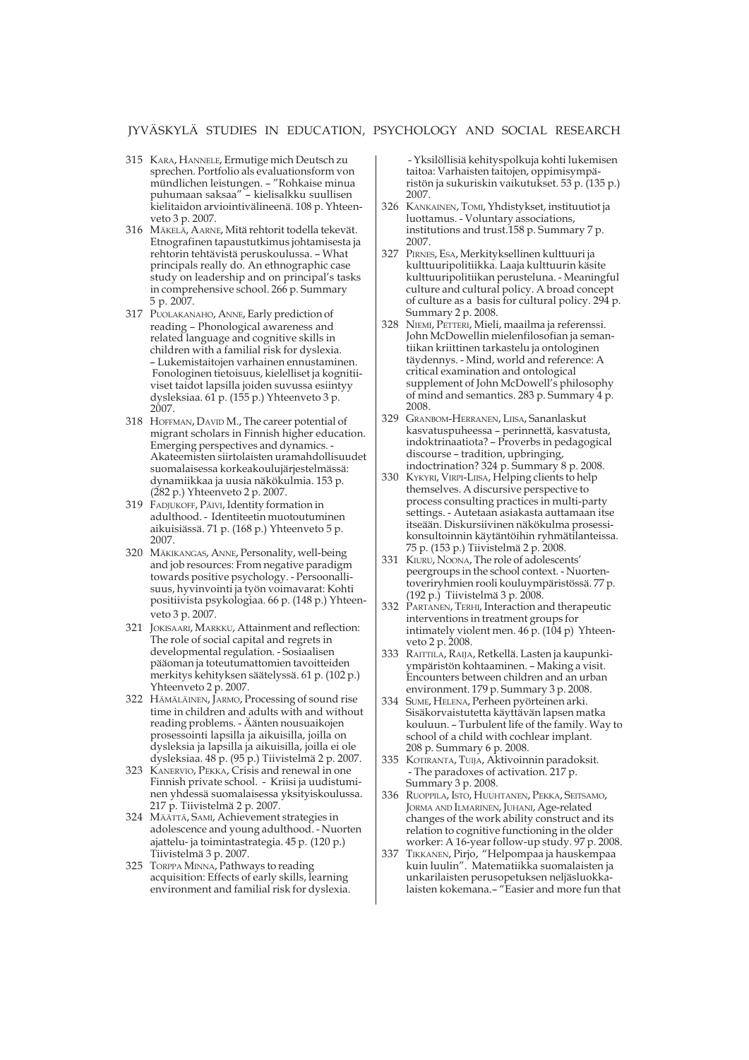# JYVÄSKYLÄ STUDIES IN EDUCATION, PSYCHOLOGY AND SOCIAL RESEARCH

315 KARA, HANNELE, Ermutige mich Deutsch zu sprechen. Portfolio als evaluationsform von mündlichen leistungen. – "Rohkaise minua puhumaan saksaa" – kielisalkku suullisen kielitaidon arviointivälineenä. 108 p. Yhteenveto 3 p. 2007.

316 MÄKELÄ, AARNE, Mitä rehtorit todella tekevät. Etnografinen tapaustutkimus johtamisesta ja rehtorin tehtävistä peruskoulussa. – What principals really do. An ethnographic case study on leadership and on principal's tasks in comprehensive school. 266 p. Summary 5 p. 2007.

317 PUOLAKANAHO, ANNE, Early prediction of reading – Phonological awareness and related language and cognitive skills in children with a familial risk for dyslexia. – Lukemistaitojen varhainen ennustaminen. Fonologinen tietoisuus, kielelliset ja kognitiiviset taidot lapsilla joiden suvussa esiintyy dysleksiaa. 61 p. (155 p.) Yhteenveto 3 p. 2007.

318 HOFFMAN, DAVID M., The career potential of migrant scholars in Finnish higher education. Emerging perspectives and dynamics. - Akateemisten siirtolaisten uramahdollisuudet suomalaisessa korkeakoulujärjestelmässä: dynamiikkaa ja uusia näkökulmia. 153 p. (282 p.) Yhteenveto 2 p. 2007.

319 FADJUKOFF, PÄIVI, Identity formation in adulthood. - Identiteetin muotoutuminen aikuisiässä. 71 p. (168 p.) Yhteenveto 5 p. 2007.

320 MÄKIKANGAS, ANNE, Personality, well-being and job resources: From negative paradigm towards positive psychology. - Persoonallisuus, hyvinvointi ja työn voimavarat: Kohti positiivista psykologiaa. 66 p. (148 p.) Yhteenveto 3 p. 2007.

321 JOKISAARI, MARKKU, Attainment and reflection: The role of social capital and regrets in developmental regulation. - Sosiaalisen pääoman ja toteutumattomien tavoitteiden merkitys kehityksen säätelyssä. 61 p. (102 p.) Yhteenveto 2 p. 2007.

322 HÄMÄLÄINEN, JARMO, Processing of sound rise time in children and adults with and without reading problems. - Äänten nousuaikojen prosessointi lapsilla ja aikuisilla, joilla on dysleksia ja lapsilla ja aikuisilla, joilla ei ole dysleksiaa. 48 p. (95 p.) Tiivistelmä 2 p. 2007.

323 KANERVIO, PEKKA, Crisis and renewal in one Finnish private school. - Kriisi ja uudistuminen yhdessä suomalaisessa yksityiskoulussa. 217 p. Tiivistelmä 2 p. 2007.

324 MÄÄTTÄ, SAMI, Achievement strategies in adolescence and young adulthood. - Nuorten ajattelu- ja toimintastrategia. 45 p. (120 p.) Tiivistelmä 3 p. 2007.

325 TORPPA MINNA, Pathways to reading acquisition: Effects of early skills, learning environment and familial risk for dyslexia. - Yksilöllisiä kehityspolkuja kohti lukemisen taitoa: Varhaisten taitojen, oppimisympäristön ja sukuriskin vaikutukset. 53 p. (135 p.) 2007.

326 KANKAINEN, TOMI, Yhdistykset, instituutiot ja luottamus. - Voluntary associations, institutions and trust.158 p. Summary 7 p. 2007.

327 PIRNES, ESA, Merkityksellinen kulttuuri ja kulttuuripolitiikka. Laaja kulttuurin käsite kulttuuripolitiikan perusteluna. - Meaningful culture and cultural policy. A broad concept of culture as a basis for cultural policy. 294 p. Summary 2 p. 2008.

328 NIEMI, PETTERI, Mieli, maailma ja referenssi. John McDowellin mielenfilosofian ja semantiikan kriittinen tarkastelu ja ontologinen täydennys. - Mind, world and reference: A critical examination and ontological supplement of John McDowell's philosophy of mind and semantics. 283 p. Summary 4 p. 2008.

329 GRANBOM-HERRANEN, LIISA, Sananlaskut kasvatuspuheessa – perinnettä, kasvatusta, indoktrinaatiota? – Proverbs in pedagogical discourse – tradition, upbringing, indoctrination? 324 p. Summary 8 p. 2008.

330 KYKYRI, VIRPI-LIISA, Helping clients to help themselves. A discursive perspective to process consulting practices in multi-party settings. - Autetaan asiakasta auttamaan itse itseään. Diskursiivinen näkökulma prosessikonsultoinnin käytäntöihin ryhmätilanteissa. 75 p. (153 p.) Tiivistelmä 2 p. 2008.

331 KIURU, NOONA, The role of adolescents' peergroups in the school context. - Nuortentoveriryhmien rooli kouluympäristössä. 77 p. (192 p.) Tiivistelmä 3 p. 2008.

332 PARTANEN, TERHI, Interaction and therapeutic interventions in treatment groups for intimately violent men. 46 p. (104 p) Yhteenveto 2 p. 2008.

333 RAITTILA, RAIJA, Retkellä. Lasten ja kaupunkiympäristön kohtaaminen. – Making a visit. Encounters between children and an urban environment. 179 p. Summary 3 p. 2008.

334 SUME, HELENA, Perheen pyörteinen arki. Sisäkorvaistutetta käyttävän lapsen matka kouluun. – Turbulent life of the family. Way to school of a child with cochlear implant. 208 p. Summary 6 p. 2008.

335 KOTIRANTA, TUIJA, Aktivoinnin paradoksit. - The paradoxes of activation. 217 p. Summary 3 p. 2008.

336 RUOPPILA, ISTO, HUUHTANEN, PEKKA, SEITSAMO, JORMA AND ILMARINEN, JUHANI, Age-related changes of the work ability construct and its relation to cognitive functioning in the older worker: A 16-year follow-up study. 97 p. 2008.

337 TIKKANEN, Pirjo, "Helpompaa ja hauskempaa kuin luulin". Matematiikka suomalaisten ja unkarilaisten perusopetuksen neljäsluokkalaisten kokemana.– "Easier and more fun that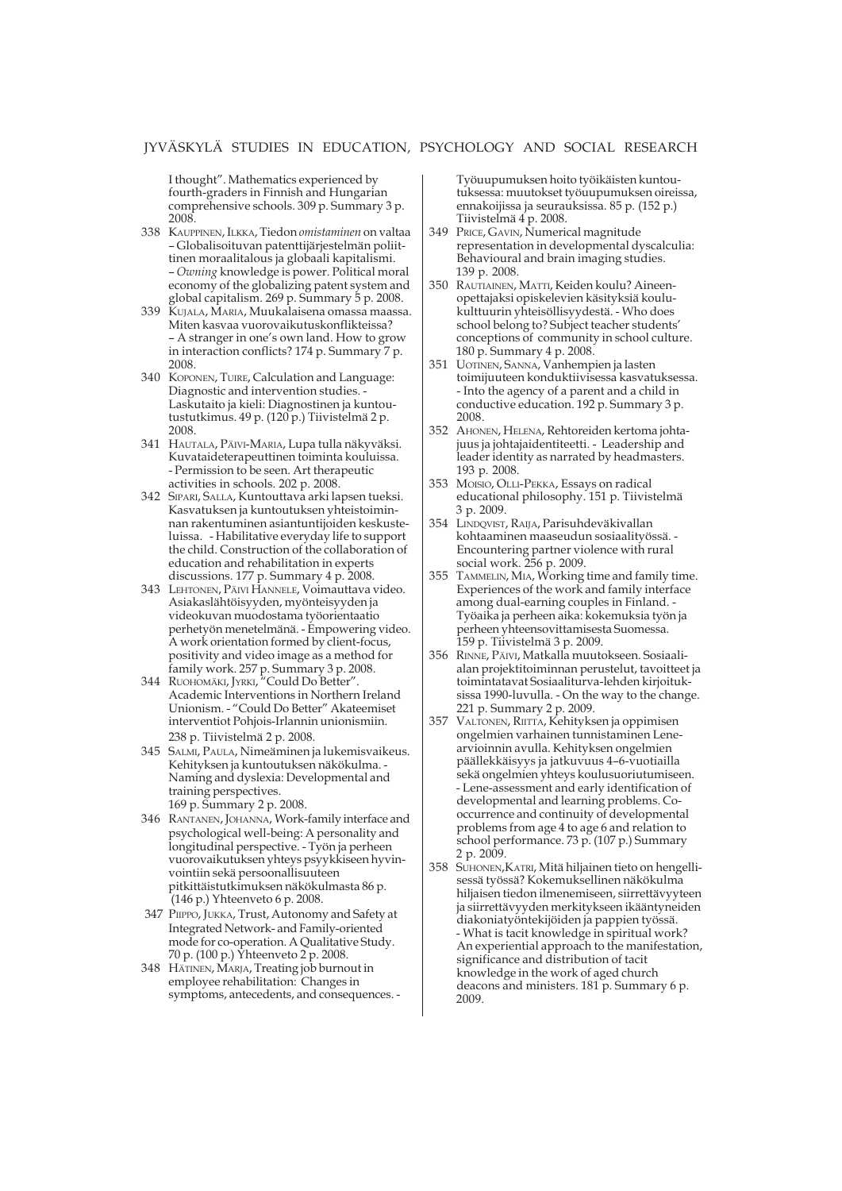I thought". Mathematics experienced by fourth-graders in Finnish and Hungarian comprehensive schools. 309 p. Summary 3 p. 2008.

338 KAUPPINEN, ILKKA, Tiedon *omistaminen* on valtaa – Globalisoituvan patenttijärjestelmän poliittinen moraalitalous ja globaali kapitalismi. – *Owning* knowledge is power. Political moral economy of the globalizing patent system and global capitalism. 269 p. Summary 5 p. 2008.

339 KUJALA, MARIA, Muukalaisena omassa maassa. Miten kasvaa vuorovaikutuskonflikteissa? – A stranger in one's own land. How to grow in interaction conflicts? 174 p. Summary 7 p. 2008.

340 KOPONEN, TUIRE, Calculation and Language: Diagnostic and intervention studies. - Laskutaito ja kieli: Diagnostinen ja kuntoutustutkimus. 49 p. (120 p.) Tiivistelmä 2 p. 2008.

341 HAUTALA, PÄIVI-MARIA, Lupa tulla näkyväksi. Kuvataideterapeuttinen toiminta kouluissa. - Permission to be seen. Art therapeutic activities in schools. 202 p. 2008.

342 SIPARI, SALLA, Kuntouttava arki lapsen tueksi. Kasvatuksen ja kuntoutuksen yhteistoiminnan rakentuminen asiantuntijoiden keskusteluissa. - Habilitative everyday life to support the child. Construction of the collaboration of education and rehabilitation in experts discussions. 177 p. Summary 4 p. 2008.

343 LEHTONEN, PÄIVI HANNELE, Voimauttava video. Asiakaslähtöisyyden, myönteisyyden ja videokuvan muodostama työorientaatio perhetyön menetelmänä. - Empowering video. A work orientation formed by client-focus, positivity and video image as a method for family work. 257 p. Summary 3 p. 2008.

344 RUOHOMÄKI, JYRKI, "Could Do Better". Academic Interventions in Northern Ireland Unionism. - "Could Do Better" Akateemiset interventiot Pohjois-Irlannin unionismiin. 238 p. Tiivistelmä 2 p. 2008.

345 SALMI, PAULA, Nimeäminen ja lukemisvaikeus. Kehityksen ja kuntoutuksen näkökulma. - Naming and dyslexia: Developmental and training perspectives. 169 p. Summary 2 p. 2008.

346 RANTANEN, JOHANNA, Work-family interface and psychological well-being: A personality and longitudinal perspective. - Työn ja perheen vuorovaikutuksen yhteys psyykkiseen hyvinvointiin sekä persoonallisuuteen pitkittäistutkimuksen näkökulmasta 86 p. (146 p.) Yhteenveto 6 p. 2008.

347 PIIPPO, JUKKA, Trust, Autonomy and Safety at Integrated Network- and Family-oriented mode for co-operation. A Qualitative Study. 70 p. (100 p.) Yhteenveto 2 p. 2008.

348 HÄTINEN, MARJA, Treating job burnout in employee rehabilitation: Changes in symptoms, antecedents, and consequences. - Työuupumuksen hoito työikäisten kuntoutuksessa: muutokset työuupumuksen oireissa, ennakoijissa ja seurauksissa. 85 p. (152 p.) Tiivistelmä 4 p. 2008.

349 PRICE, GAVIN, Numerical magnitude representation in developmental dyscalculia: Behavioural and brain imaging studies. 139 p. 2008.

350 RAUTIAINEN, MATTI, Keiden koulu? Aineenopettajaksi opiskelevien käsityksiä koulukulttuurin yhteisöllisyydestä. - Who does school belong to? Subject teacher students' conceptions of community in school culture. 180 p. Summary 4 p. 2008.

351 UOTINEN, SANNA, Vanhempien ja lasten toimijuuteen konduktiivisessa kasvatuksessa. - Into the agency of a parent and a child in conductive education. 192 p. Summary 3 p. 2008.

352 AHONEN, HELENA, Rehtoreiden kertoma johtajuus ja johtajaidentiteetti. - Leadership and leader identity as narrated by headmasters. 193 p. 2008.

353 MOISIO, OLLI-PEKKA, Essays on radical educational philosophy. 151 p. Tiivistelmä 3 p. 2009.

354 LINDQVIST, RAIJA, Parisuhdeväkivallan kohtaaminen maaseudun sosiaalityössä. - Encountering partner violence with rural social work. 256 p. 2009.

355 TAMMELIN, MIA, Working time and family time. Experiences of the work and family interface among dual-earning couples in Finland. - Työaika ja perheen aika: kokemuksia työn ja perheen yhteensovittamisesta Suomessa. 159 p. Tiivistelmä 3 p. 2009.

356 RINNE, PÄIVI, Matkalla muutokseen. Sosiaalialan projektitoiminnan perustelut, tavoitteet ja toimintatavat Sosiaaliturva-lehden kirjoituksissa 1990-luvulla. - On the way to the change. 221 p. Summary 2 p. 2009.

357 VALTONEN, RIITTA, Kehityksen ja oppimisen ongelmien varhainen tunnistaminen Lene-arvioinnin avulla. Kehityksen ongelmien päällekkäisyys ja jatkuvuus 4–6-vuotiailla sekä ongelmien yhteys koulusuoriutumiseen. - Lene-assessment and early identification of developmental and learning problems. Co-occurrence and continuity of developmental problems from age 4 to age 6 and relation to school performance. 73 p. (107 p.) Summary 2 p. 2009.

358 SUHONEN, KATRI, Mitä hiljainen tieto on hengellisessä työssä? Kokemuksellinen näkökulma hiljaisen tiedon ilmenemiseen, siirrettävyyteen ja siirrettävyyden merkitykseen ikääntyneiden diakoniatyöntekijöiden ja pappien työssä. - What is tacit knowledge in spiritual work? An experiential approach to the manifestation, significance and distribution of tacit knowledge in the work of aged church deacons and ministers. 181 p. Summary 6 p. 2009.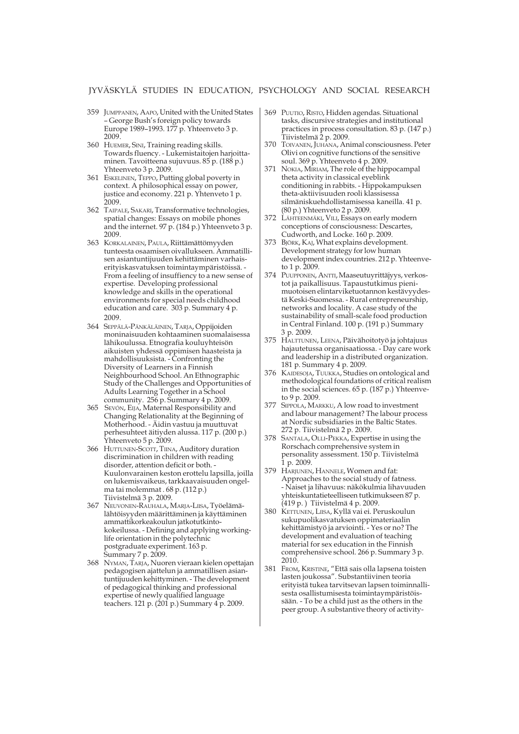# JYVÄSKYLÄ STUDIES IN EDUCATION, PSYCHOLOGY AND SOCIAL RESEARCH

359 JUMPPANEN, AAPO, United with the United States – George Bush's foreign policy towards Europe 1989–1993. 177 p. Yhteenveto 3 p. 2009.

360 HUEMER, SINI, Training reading skills. Towards fluency. - Lukemistaitojen harjoittaminen. Tavoitteena sujuvuus. 85 p. (188 p.) Yhteenveto 3 p. 2009.

361 ESKELINEN, TEPPO, Putting global poverty in context. A philosophical essay on power, justice and economy. 221 p. Yhtenveto 1 p. 2009.

362 TAIPALE, SAKARI, Transformative technologies, spatial changes: Essays on mobile phones and the internet. 97 p. (184 p.) Yhteenveto 3 p. 2009.

363 KORKALAINEN, PAULA, Riittämättömyyden tunteesta osaamisen oivallukseen. Ammatillisen asiantuntijuuden kehittäminen varhaiserityiskasvatuksen toimintaympäristöissä. - From a feeling of insuffiency to a new sense of expertise. Developing professional knowledge and skills in the operational environments for special needs childhood education and care. 303 p. Summary 4 p. 2009.

364 SEPPÄLÄ-PÄNKÄLÄINEN, TARJA, Oppijoiden moninaisuuden kohtaaminen suomalaisessa lähikoulussa. Etnografia kouluyhteisön aikuisten yhdessä oppimisen haasteista ja mahdollisuuksista. - Confronting the Diversity of Learners in a Finnish Neighbourhood School. An Ethnographic Study of the Challenges and Opportunities of Adults Learning Together in a School community. 256 p. Summary 4 p. 2009.

365 SEVÓN, EIJA, Maternal Responsibility and Changing Relationality at the Beginning of Motherhood. - Äidin vastuu ja muuttuvat perhesuhteet äitiyden alussa. 117 p. (200 p.) Yhteenveto 5 p. 2009.

366 HUTTUNEN-SCOTT, TIINA, Auditory duration discrimination in children with reading disorder, attention deficit or both. - Kuulonvarainen keston erottelu lapsilla, joilla on lukemisvaikeus, tarkkaavaisuuden ongelma tai molemmat . 68 p. (112 p.) Tiivistelmä 3 p. 2009.

367 NEUVONEN-RAUHALA, MARJA-LIISA, Työelämälähtöisyyden määrittäminen ja käyttäminen ammattikorkeakoulun jatkotutkintokokeilussa. - Defining and applying working-life orientation in the polytechnic postgraduate experiment. 163 p. Summary 7 p. 2009.

368 NYMAN, TARJA, Nuoren vieraan kielen opettajan pedagogisen ajattelun ja ammatillisen asiantuntijuuden kehittyminen. - The development of pedagogical thinking and professional expertise of newly qualified language teachers. 121 p. (201 p.) Summary 4 p. 2009.

369 PUUTIO, RISTO, Hidden agendas. Situational tasks, discursive strategies and institutional practices in process consultation. 83 p. (147 p.) Tiivistelmä 2 p. 2009.

370 TOIVANEN, JUHANA, Animal consciousness. Peter Olivi on cognitive functions of the sensitive soul. 369 p. Yhteenveto 4 p. 2009.

371 NOKIA, MIRIAM, The role of the hippocampal theta activity in classical eyeblink conditioning in rabbits. - Hippokampuksen theta-aktiivisuuden rooli klassisessa silmäniskuehdollistamisessa kaneilla. 41 p. (80 p.) Yhteenveto 2 p. 2009.

372 LÄHTEENMÄKI, VILI, Essays on early modern conceptions of consciousness: Descartes, Cudworth, and Locke. 160 p. 2009.

373 BJÖRK, KAJ, What explains development. Development strategy for low human development index countries. 212 p. Yhteenveto 1 p. 2009.

374 PUUPPONEN, ANTTI, Maaseutuyrittäjyys, verkostot ja paikallisuus. Tapaustutkimus pienimuotoisen elintarviketuotannon kestävyydestä Keski-Suomessa. - Rural entrepreneurship, networks and locality. A case study of the sustainability of small-scale food production in Central Finland. 100 p. (191 p.) Summary 3 p. 2009.

375 HALTTUNEN, LEENA, Päivähoitotyö ja johtajuus hajautetussa organisaatiossa. - Day care work and leadership in a distributed organization. 181 p. Summary 4 p. 2009.

376 KAIDESOJA, TUUKKA, Studies on ontological and methodological foundations of critical realism in the social sciences. 65 p. (187 p.) Yhteenveto 9 p. 2009.

377 SIPPOLA, MARKKU, A low road to investment and labour management? The labour process at Nordic subsidiaries in the Baltic States. 272 p. Tiivistelmä 2 p. 2009.

378 SANTALA, OLLI-PEKKA, Expertise in using the Rorschach comprehensive system in personality assessment. 150 p. Tiivistelmä 1 p. 2009.

379 HARJUNEN, HANNELE, Women and fat: Approaches to the social study of fatness. - Naiset ja lihavuus: näkökulmia lihavuuden yhteiskuntatieteelliseen tutkimukseen 87 p. (419 p. ) Tiivistelmä 4 p. 2009.

380 KETTUNEN, LIISA, Kyllä vai ei. Peruskoulun sukupuolikasvatuksen oppimateriaalin kehittämistyö ja arviointi. - Yes or no? The development and evaluation of teaching material for sex education in the Finnish comprehensive school. 266 p. Summary 3 p. 2010.

381 FROM, KRISTINE, "Että sais olla lapsena toisten lasten joukossa". Substantiivinen teoria erityistä tukea tarvitsevan lapsen toiminnallisesta osallistumisesta toimintaympäristöissään. - To be a child just as the others in the peer group. A substantive theory of activity-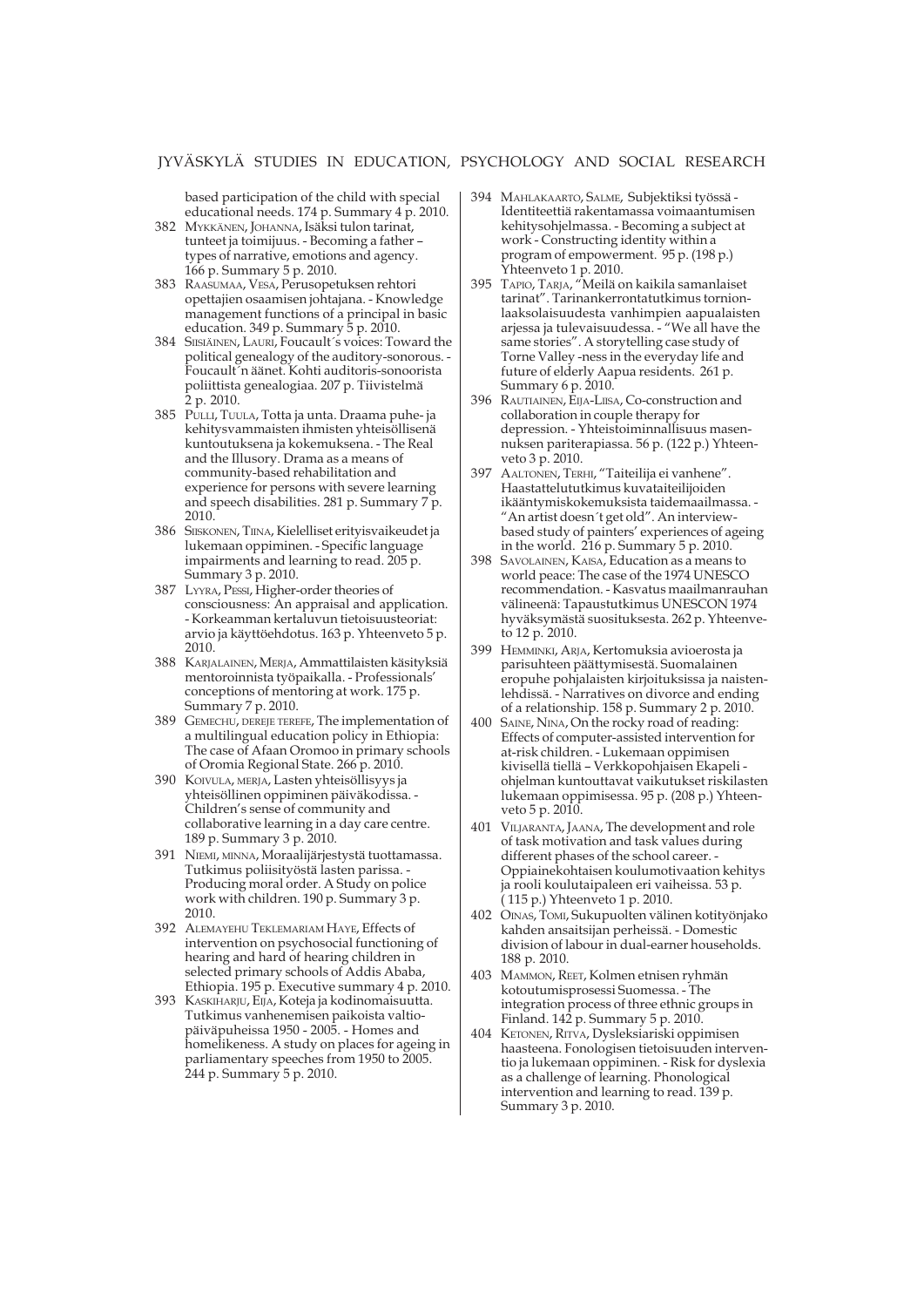based participation of the child with special educational needs. 174 p. Summary 4 p. 2010.

382 MYKKÄNEN, JOHANNA, Isäksi tulon tarinat, tunteet ja toimijuus. - Becoming a father – types of narrative, emotions and agency. 166 p. Summary 5 p. 2010.

383 RAASUMAA, VESA, Perusopetuksen rehtori opettajien osaamisen johtajana. - Knowledge management functions of a principal in basic education. 349 p. Summary 5 p. 2010.

384 SIISIÄINEN, LAURI, Foucault´s voices: Toward the political genealogy of the auditory-sonorous. - Foucault´n äänet. Kohti auditoris-sonoorista poliittista genealogiaa. 207 p. Tiivistelmä 2 p. 2010.

385 PULLI, TUULA, Totta ja unta. Draama puhe- ja kehitysvammaisten ihmisten yhteisöllisenä kuntoutuksena ja kokemuksena. - The Real and the Illusory. Drama as a means of community-based rehabilitation and experience for persons with severe learning and speech disabilities. 281 p. Summary 7 p. 2010.

386 SIISKONEN, TIINA, Kielelliset erityisvaikeudet ja lukemaan oppiminen. - Specific language impairments and learning to read. 205 p. Summary 3 p. 2010.

387 LYYRA, PESSI, Higher-order theories of consciousness: An appraisal and application. - Korkeamman kertaluvun tietoisuusteoriat: arvio ja käyttöehdotus. 163 p. Yhteenveto 5 p. 2010.

388 KARJALAINEN, MERJA, Ammattilaisten käsityksiä mentoroinnista työpaikalla. - Professionals' conceptions of mentoring at work. 175 p. Summary 7 p. 2010.

389 GEMECHU, DEREJE TEREFE, The implementation of a multilingual education policy in Ethiopia: The case of Afaan Oromoo in primary schools of Oromia Regional State. 266 p. 2010.

390 KOIVULA, MERJA, Lasten yhteisöllisyys ja yhteisöllinen oppiminen päiväkodissa. - Children's sense of community and collaborative learning in a day care centre. 189 p. Summary 3 p. 2010.

391 NIEMI, MINNA, Moraalijärjestystä tuottamassa. Tutkimus poliisityöstä lasten parissa. - Producing moral order. A Study on police work with children. 190 p. Summary 3 p. 2010.

392 ALEMAYEHU TEKLEMARIAM HAYE, Effects of intervention on psychosocial functioning of hearing and hard of hearing children in selected primary schools of Addis Ababa, Ethiopia. 195 p. Executive summary 4 p. 2010.

393 KASKIHARJU, EIJA, Koteja ja kodinomaisuutta. Tutkimus vanhenemisen paikoista valtiopäiväpuheissa 1950 - 2005. - Homes and homelikeness. A study on places for ageing in parliamentary speeches from 1950 to 2005. 244 p. Summary 5 p. 2010.

394 MAHLAKAARTO, SALME, Subjektiksi työssä - Identiteettiä rakentamassa voimaantumisen kehitysohjelmassa. - Becoming a subject at work - Constructing identity within a program of empowerment. 95 p. (198 p.) Yhteenveto 1 p. 2010.

395 TAPIO, TARJA, "Meilä on kaikila samanlaiset tarinat". Tarinankerrontatutkimus tornionlaaksolaisuudesta vanhimpien aapualaisten arjessa ja tulevaisuudessa. - "We all have the same stories". A storytelling case study of Torne Valley -ness in the everyday life and future of elderly Aapua residents. 261 p. Summary 6 p. 2010.

396 RAUTIAINEN, EIJA-LIISA, Co-construction and collaboration in couple therapy for depression. - Yhteistoiminnallisuus masennuksen pariterapiassa. 56 p. (122 p.) Yhteenveto 3 p. 2010.

397 AALTONEN, TERHI, "Taiteilija ei vanhene". Haastattelututkimus kuvataiteilijoiden ikääntymiskokemuksista taidemaailmassa. - "An artist doesn´t get old". An interview-based study of painters' experiences of ageing in the world. 216 p. Summary 5 p. 2010.

398 SAVOLAINEN, KAISA, Education as a means to world peace: The case of the 1974 UNESCO recommendation. - Kasvatus maailmanrauhan välineenä: Tapaustutkimus UNESCON 1974 hyväksymästä suosituksesta. 262 p. Yhteenveto 12 p. 2010.

399 HEMMINKI, ARJA, Kertomuksia avioerosta ja parisuhteen päättymisestä. Suomalainen eropuhe pohjalaisten kirjoituksissa ja naistenlehdissä. - Narratives on divorce and ending of a relationship. 158 p. Summary 2 p. 2010.

400 SAINE, NINA, On the rocky road of reading: Effects of computer-assisted intervention for at-risk children. - Lukemaan oppimisen kivisellä tiellä – Verkkopohjaisen Ekapeli -ohjelman kuntouttavat vaikutukset riskilasten lukemaan oppimisessa. 95 p. (208 p.) Yhteenveto 5 p. 2010.

401 VILJARANTA, JAANA, The development and role of task motivation and task values during different phases of the school career. - Oppiainekohtaisen koulumotivaation kehitys ja rooli koulutaipaleen eri vaiheissa. 53 p. ( 115 p.) Yhteenveto 1 p. 2010.

402 OINAS, TOMI, Sukupuolten välinen kotityönjako kahden ansaitsijan perheissä. - Domestic division of labour in dual-earner households. 188 p. 2010.

403 MAMMON, REET, Kolmen etnisen ryhmän kotoutumisprosessi Suomessa. - The integration process of three ethnic groups in Finland. 142 p. Summary 5 p. 2010.

404 KETONEN, RITVA, Dysleksiariski oppimisen haasteena. Fonologisen tietoisuuden interventio ja lukemaan oppiminen. - Risk for dyslexia as a challenge of learning. Phonological intervention and learning to read. 139 p. Summary 3 p. 2010.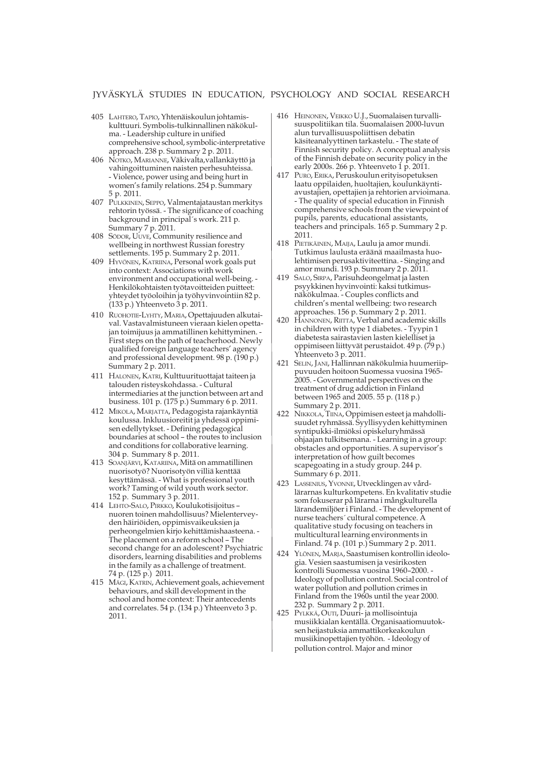# JYVÄSKYLÄ STUDIES IN EDUCATION, PSYCHOLOGY AND SOCIAL RESEARCH

405 LAHTERO, TAPIO, Yhtenäiskoulun johtamiskulttuuri. Symbolis-tulkinnallinen näkökulma. - Leadership culture in unified comprehensive school, symbolic-interpretative approach. 238 p. Summary 2 p. 2011.

406 NOTKO, MARIANNE, Väkivalta,vallankäyttö ja vahingoittuminen naisten perhesuhteissa. - Violence, power using and being hurt in women's family relations. 254 p. Summary 5 p. 2011.

407 PULKKINEN, SEPPO, Valmentajataustan merkitys rehtorin työssä. - The significance of coaching background in principal´s work. 211 p. Summary 7 p. 2011.

408 SÖDOR, UUVE, Community resilience and wellbeing in northwest Russian forestry settlements. 195 p. Summary 2 p. 2011.

409 HYVÖNEN, KATRIINA, Personal work goals put into context: Associations with work environment and occupational well-being. - Henkilökohtaisten työtavoitteiden puitteet: yhteydet työoloihin ja työhyvinvointiin 82 p. (133 p.) Yhteenveto 3 p. 2011.

410 RUOHOTIE-LYHTY, MARIA, Opettajuuden alkutaival. Vastavalmistuneen vieraan kielen opettajan toimijuus ja ammatillinen kehittyminen. - First steps on the path of teacherhood. Newly qualified foreign language teachers' agency and professional development. 98 p. (190 p.) Summary 2 p. 2011.

411 HALONEN, KATRI, Kulttuurituottajat taiteen ja talouden risteyskohdassa. - Cultural intermediaries at the junction between art and business. 101 p. (175 p.) Summary 6 p. 2011.

412 MIKOLA, MARJATTA, Pedagogista rajankäyntiä koulussa. Inkluusioreitit ja yhdessä oppimisen edellytykset. - Defining pedagogical boundaries at school – the routes to inclusion and conditions for collaborative learning. 304 p. Summary 8 p. 2011.

413 SOANJÄRVI, KATARIINA, Mitä on ammatillinen nuorisotyö? Nuorisotyön villiä kenttää kesyttämässä. - What is professional youth work? Taming of wild youth work sector. 152 p. Summary 3 p. 2011.

414 LEHTO-SALO, PIRKKO, Koulukotisijoitus – nuoren toinen mahdollisuus? Mielenterveyden häiriöiden, oppimisvaikeuksien ja perheongelmien kirjo kehittämishaasteena. - The placement on a reform school – The second change for an adolescent? Psychiatric disorders, learning disabilities and problems in the family as a challenge of treatment. 74 p. (125 p.) 2011.

415 MÄGI, KATRIN, Achievement goals, achievement behaviours, and skill development in the school and home context: Their antecedents and correlates. 54 p. (134 p.) Yhteenveto 3 p. 2011.

416 HEINONEN, VEIKKO U.J., Suomalaisen turvallisuuspolitiikan tila. Suomalaisen 2000-luvun alun turvallisuuspoliittisen debatin käsiteanalyyttinen tarkastelu. - The state of Finnish security policy. A conceptual analysis of the Finnish debate on security policy in the early 2000s. 266 p. Yhteenveto 1 p. 2011.

417 PURO, ERIKA, Peruskoulun erityisopetuksen laatu oppilaiden, huoltajien, koulunkäyntiavustajien, opettajien ja rehtorien arvioimana. - The quality of special education in Finnish comprehensive schools from the viewpoint of pupils, parents, educational assistants, teachers and principals. 165 p. Summary 2 p. 2011.

418 PIETIKÄINEN, MAIJA, Laulu ja amor mundi. Tutkimus laulusta eräänä maailmasta huolehtimisen perusaktiviteettina. - Singing and amor mundi. 193 p. Summary 2 p. 2011.

419 SALO, SIRPA, Parisuhdeongelmat ja lasten psyykkinen hyvinvointi: kaksi tutkimusnäkökulmaa. - Couples conflicts and children's mental wellbeing: two research approaches. 156 p. Summary 2 p. 2011.

420 HANNONEN, RIITTA, Verbal and academic skills in children with type 1 diabetes. - Tyypin 1 diabetesta sairastavien lasten kielelliset ja oppimiseen liittyvät perustaidot. 49 p. (79 p.) Yhteenveto 3 p. 2011.

421 SELIN, JANI, Hallinnan näkökulmia huumeriippuvuuden hoitoon Suomessa vuosina 1965-2005. - Governmental perspectives on the treatment of drug addiction in Finland between 1965 and 2005. 55 p. (118 p.) Summary 2 p. 2011.

422 NIKKOLA, TIINA, Oppimisen esteet ja mahdollisuudet ryhmässä. Syyllisyyden kehittyminen syntipukki-ilmiöksi opiskeluryhmässä ohjaajan tulkitsemana. - Learning in a group: obstacles and opportunities. A supervisor's interpretation of how guilt becomes scapegoating in a study group. 244 p. Summary 6 p. 2011.

423 LASSENIUS, YVONNE, Utvecklingen av vårdlärarnas kulturkompetens. En kvalitativ studie som fokuserar på lärarna i mångkulturella lärandemiljöer i Finland. - The development of nurse teachers´ cultural competence. A qualitative study focusing on teachers in multicultural learning environments in Finland. 74 p. (101 p.) Summary 2 p. 2011.

424 YLÖNEN, MARJA, Saastumisen kontrollin ideologia. Vesien saastumisen ja vesirikosten kontrolli Suomessa vuosina 1960–2000. - Ideology of pollution control. Social control of water pollution and pollution crimes in Finland from the 1960s until the year 2000. 232 p. Summary 2 p. 2011.

425 PYLKKÄ, OUTI, Duuri- ja mollisointuja musiikkialan kentällä. Organisaatiomuutoksen heijastuksia ammattikorkeakoulun musiikinopettajien työhön. - Ideology of pollution control. Major and minor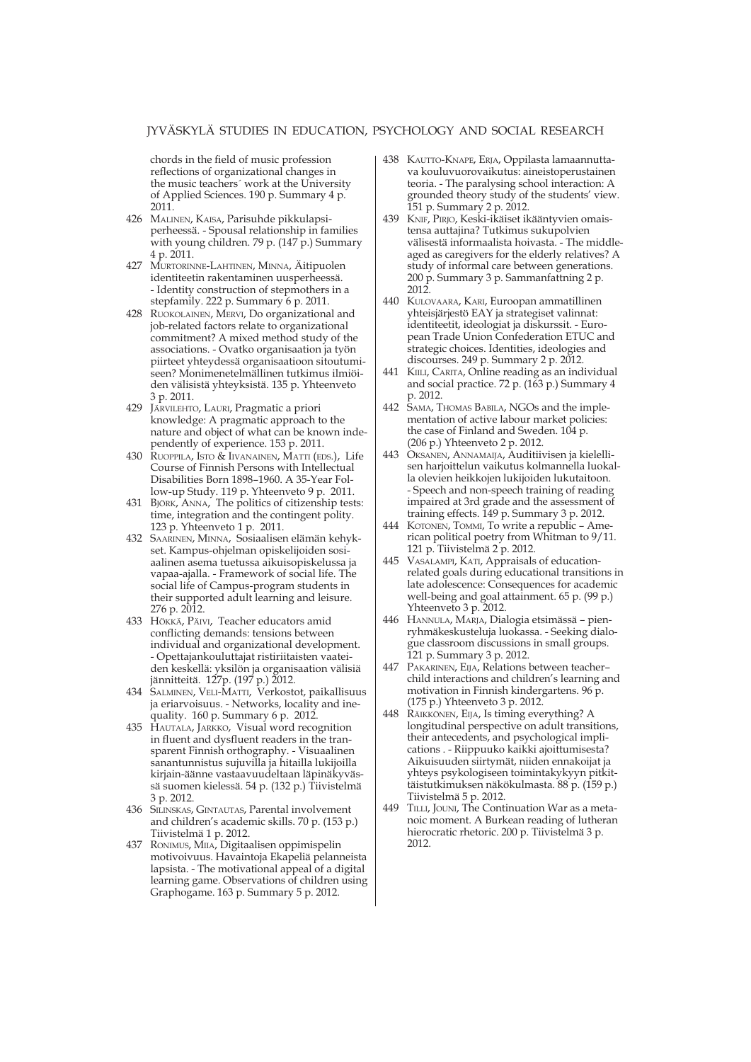# JYVÄSKYLÄ STUDIES IN EDUCATION, PSYCHOLOGY AND SOCIAL RESEARCH

chords in the field of music profession reflections of organizational changes in the music teachers´ work at the University of Applied Sciences. 190 p. Summary 4 p. 2011.

426 MALINEN, KAISA, Parisuhde pikkulapsiperheessä. - Spousal relationship in families with young children. 79 p. (147 p.) Summary 4 p. 2011.

427 MURTORINNE-LAHTINEN, MINNA, Äitipuolen identiteetin rakentaminen uusperheessä. - Identity construction of stepmothers in a stepfamily. 222 p. Summary 6 p. 2011.

428 RUOKOLAINEN, MERVI, Do organizational and job-related factors relate to organizational commitment? A mixed method study of the associations. - Ovatko organisaation ja työn piirteet yhteydessä organisaatioon sitoutumiseen? Monimenetelmällinen tutkimus ilmiöiden välisistä yhteyksistä. 135 p. Yhteenveto 3 p. 2011.

429 JÄRVILEHTO, LAURI, Pragmatic a priori knowledge: A pragmatic approach to the nature and object of what can be known independently of experience. 153 p. 2011.

430 RUOPPILA, ISTO & IIVANAINEN, MATTI (EDS.), Life Course of Finnish Persons with Intellectual Disabilities Born 1898–1960. A 35-Year Follow-up Study. 119 p. Yhteenveto 9 p. 2011.

431 BJÖRK, ANNA, The politics of citizenship tests: time, integration and the contingent polity. 123 p. Yhteenveto 1 p. 2011.

432 SAARINEN, MINNA, Sosiaalisen elämän kehykset. Kampus-ohjelman opiskelijoiden sosiaalinen asema tuetussa aikuisopiskelussa ja vapaa-ajalla. - Framework of social life. The social life of Campus-program students in their supported adult learning and leisure. 276 p. 2012.

433 HÖKKÄ, PÄIVI, Teacher educators amid conflicting demands: tensions between individual and organizational development. - Opettajankouluttajat ristiriitaisten vaateiden keskellä: yksilön ja organisaation välisiä jännitteitä. 127p. (197 p.) 2012.

434 SALMINEN, VELI-MATTI, Verkostot, paikallisuus ja eriarvoisuus. - Networks, locality and inequality. 160 p. Summary 6 p. 2012.

435 HAUTALA, JARKKO, Visual word recognition in fluent and dysfluent readers in the transparent Finnish orthography. - Visuaalinen sanantunnistus sujuvilla ja hitailla lukijoilla kirjain-äänne vastaavuudeltaan läpinäkyvässä suomen kielessä. 54 p. (132 p.) Tiivistelmä 3 p. 2012.

436 SILINSKAS, GINTAUTAS, Parental involvement and children's academic skills. 70 p. (153 p.) Tiivistelmä 1 p. 2012.

437 RONIMUS, MIIA, Digitaalisen oppimispelin motivoivuus. Havaintoja Ekapeliä pelanneista lapsista. - The motivational appeal of a digital learning game. Observations of children using Graphogame. 163 p. Summary 5 p. 2012.

438 KAUTTO-KNAPE, ERJA, Oppilasta lamaannuttava kouluvuorovaikutus: aineistoperustainen teoria. - The paralysing school interaction: A grounded theory study of the students' view. 151 p. Summary 2 p. 2012.

439 KNIF, PIRJO, Keski-ikäiset ikääntyvien omaistensa auttajina? Tutkimus sukupolvien välisestä informaalista hoivasta. - The middle-aged as caregivers for the elderly relatives? A study of informal care between generations. 200 p. Summary 3 p. Sammanfattning 2 p. 2012.

440 KULOVAARA, KARI, Euroopan ammatillinen yhteisjärjestö EAY ja strategiset valinnat: identiteetit, ideologiat ja diskurssit. - European Trade Union Confederation ETUC and strategic choices. Identities, ideologies and discourses. 249 p. Summary 2 p. 2012.

441 KIILI, CARITA, Online reading as an individual and social practice. 72 p. (163 p.) Summary 4 p. 2012.

442 SAMA, THOMAS BABILA, NGOs and the implementation of active labour market policies: the case of Finland and Sweden. 104 p. (206 p.) Yhteenveto 2 p. 2012.

443 OKSANEN, ANNAMAIJA, Auditiivisen ja kielellisen harjoittelun vaikutus kolmannella luokalla olevien heikkojen lukijoiden lukutaitoon. - Speech and non-speech training of reading impaired at 3rd grade and the assessment of training effects. 149 p. Summary 3 p. 2012.

444 KOTONEN, TOMMI, To write a republic – American political poetry from Whitman to 9/11. 121 p. Tiivistelmä 2 p. 2012.

445 VASALAMPI, KATI, Appraisals of education-related goals during educational transitions in late adolescence: Consequences for academic well-being and goal attainment. 65 p. (99 p.) Yhteenveto 3 p. 2012.

446 HANNULA, MARJA, Dialogia etsimässä – pienryhmäkeskusteluja luokassa. - Seeking dialogue classroom discussions in small groups. 121 p. Summary 3 p. 2012.

447 PAKARINEN, EIJA, Relations between teacher–child interactions and children's learning and motivation in Finnish kindergartens. 96 p. (175 p.) Yhteenveto 3 p. 2012.

448 RÄIKKÖNEN, EIJA, Is timing everything? A longitudinal perspective on adult transitions, their antecedents, and psychological implications . - Riippuuko kaikki ajoittumisesta? Aikuisuuden siirtymät, niiden ennakoijat ja yhteys psykologiseen toimintakykyyn pitkittäistutkimuksen näkökulmasta. 88 p. (159 p.) Tiivistelmä 5 p. 2012.

449 TILLI, JOUNI, The Continuation War as a metanoic moment. A Burkean reading of lutheran hierocratic rhetoric. 200 p. Tiivistelmä 3 p. 2012.